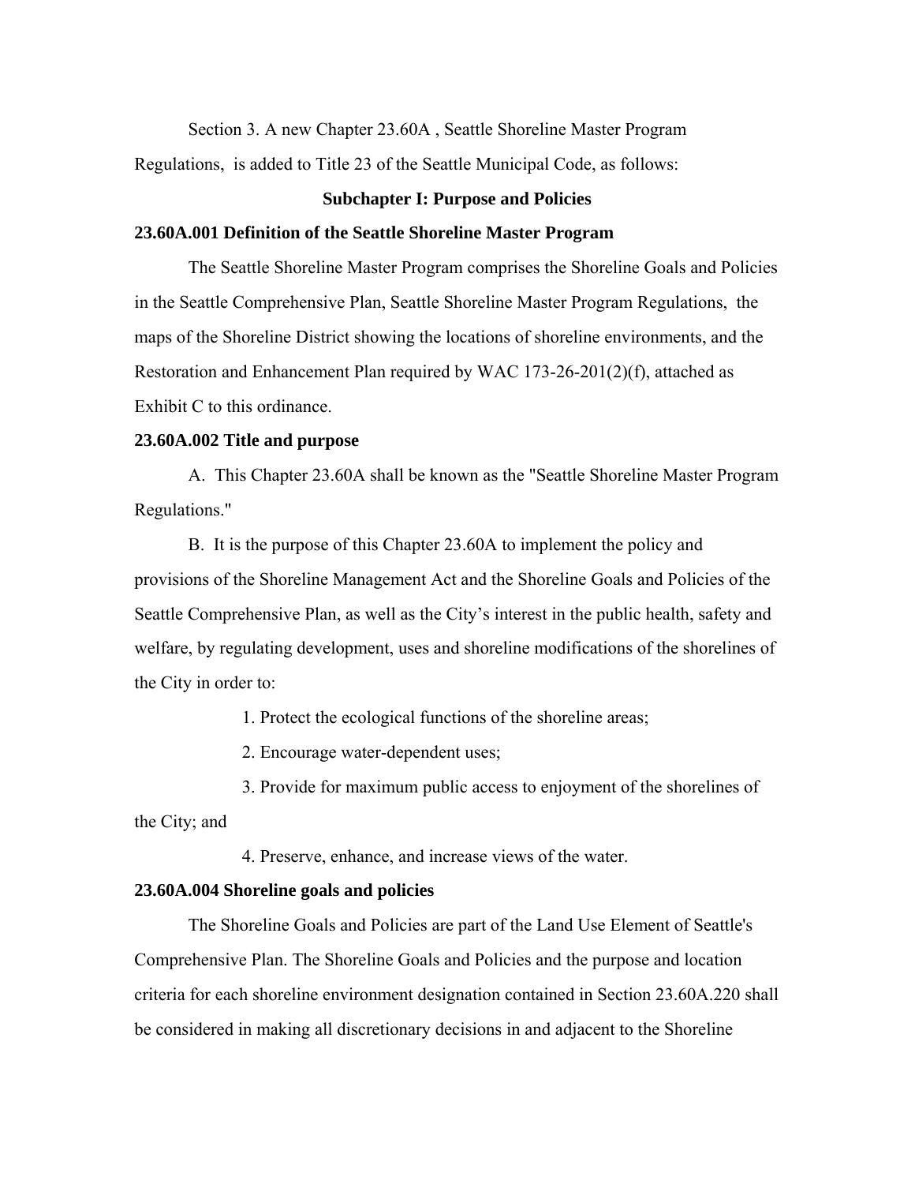Section 3. A new Chapter 23.60A , Seattle Shoreline Master Program Regulations, is added to Title 23 of the Seattle Municipal Code, as follows:

## Subchapter I: Purpose and Policies

### 23.60A.001 Definition of the Seattle Shoreline Master Program

The Seattle Shoreline Master Program comprises the Shoreline Goals and Policies in the Seattle Comprehensive Plan, Seattle Shoreline Master Program Regulations, the maps of the Shoreline District showing the locations of shoreline environments, and the Restoration and Enhancement Plan required by WAC 173-26-201(2)(f), attached as Exhibit C to this ordinance.

### 23.60A.002 Title and purpose

A. This Chapter 23.60A shall be known as the "Seattle Shoreline Master Program Regulations."

B. It is the purpose of this Chapter 23.60A to implement the policy and provisions of the Shoreline Management Act and the Shoreline Goals and Policies of the Seattle Comprehensive Plan, as well as the City's interest in the public health, safety and welfare, by regulating development, uses and shoreline modifications of the shorelines of the City in order to:

1. Protect the ecological functions of the shoreline areas;

2. Encourage water-dependent uses;

3. Provide for maximum public access to enjoyment of the shorelines of the City; and

4. Preserve, enhance, and increase views of the water.

### 23.60A.004 Shoreline goals and policies

The Shoreline Goals and Policies are part of the Land Use Element of Seattle's Comprehensive Plan. The Shoreline Goals and Policies and the purpose and location criteria for each shoreline environment designation contained in Section 23.60A.220 shall be considered in making all discretionary decisions in and adjacent to the Shoreline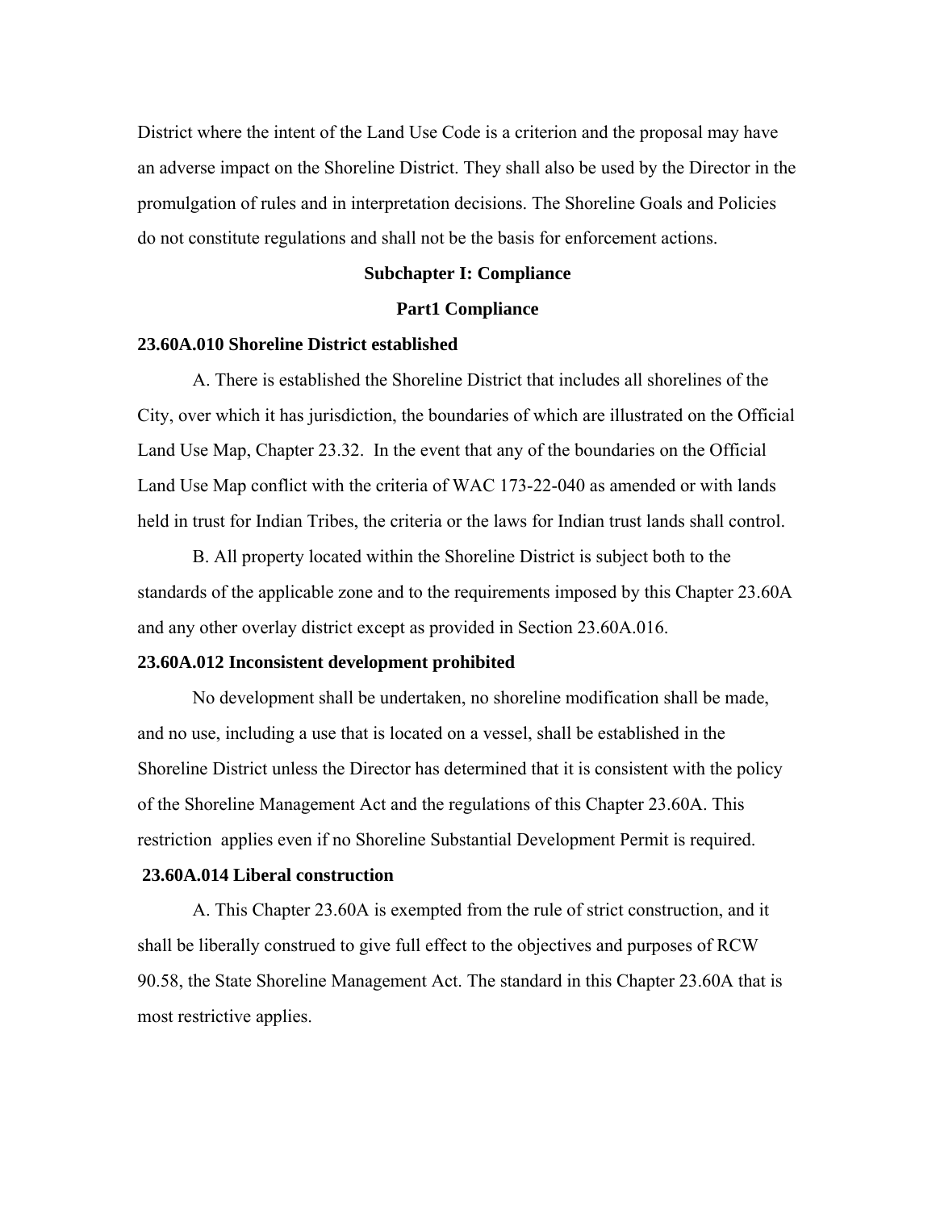District where the intent of the Land Use Code is a criterion and the proposal may have an adverse impact on the Shoreline District. They shall also be used by the Director in the promulgation of rules and in interpretation decisions. The Shoreline Goals and Policies do not constitute regulations and shall not be the basis for enforcement actions.

## Subchapter I: Compliance

## Part1 Compliance

### 23.60A.010 Shoreline District established

A. There is established the Shoreline District that includes all shorelines of the City, over which it has jurisdiction, the boundaries of which are illustrated on the Official Land Use Map, Chapter 23.32. In the event that any of the boundaries on the Official Land Use Map conflict with the criteria of WAC 173-22-040 as amended or with lands held in trust for Indian Tribes, the criteria or the laws for Indian trust lands shall control.

B. All property located within the Shoreline District is subject both to the standards of the applicable zone and to the requirements imposed by this Chapter 23.60A and any other overlay district except as provided in Section 23.60A.016.

### 23.60A.012 Inconsistent development prohibited

No development shall be undertaken, no shoreline modification shall be made, and no use, including a use that is located on a vessel, shall be established in the Shoreline District unless the Director has determined that it is consistent with the policy of the Shoreline Management Act and the regulations of this Chapter 23.60A. This restriction applies even if no Shoreline Substantial Development Permit is required.

### 23.60A.014 Liberal construction

A. This Chapter 23.60A is exempted from the rule of strict construction, and it shall be liberally construed to give full effect to the objectives and purposes of RCW 90.58, the State Shoreline Management Act. The standard in this Chapter 23.60A that is most restrictive applies.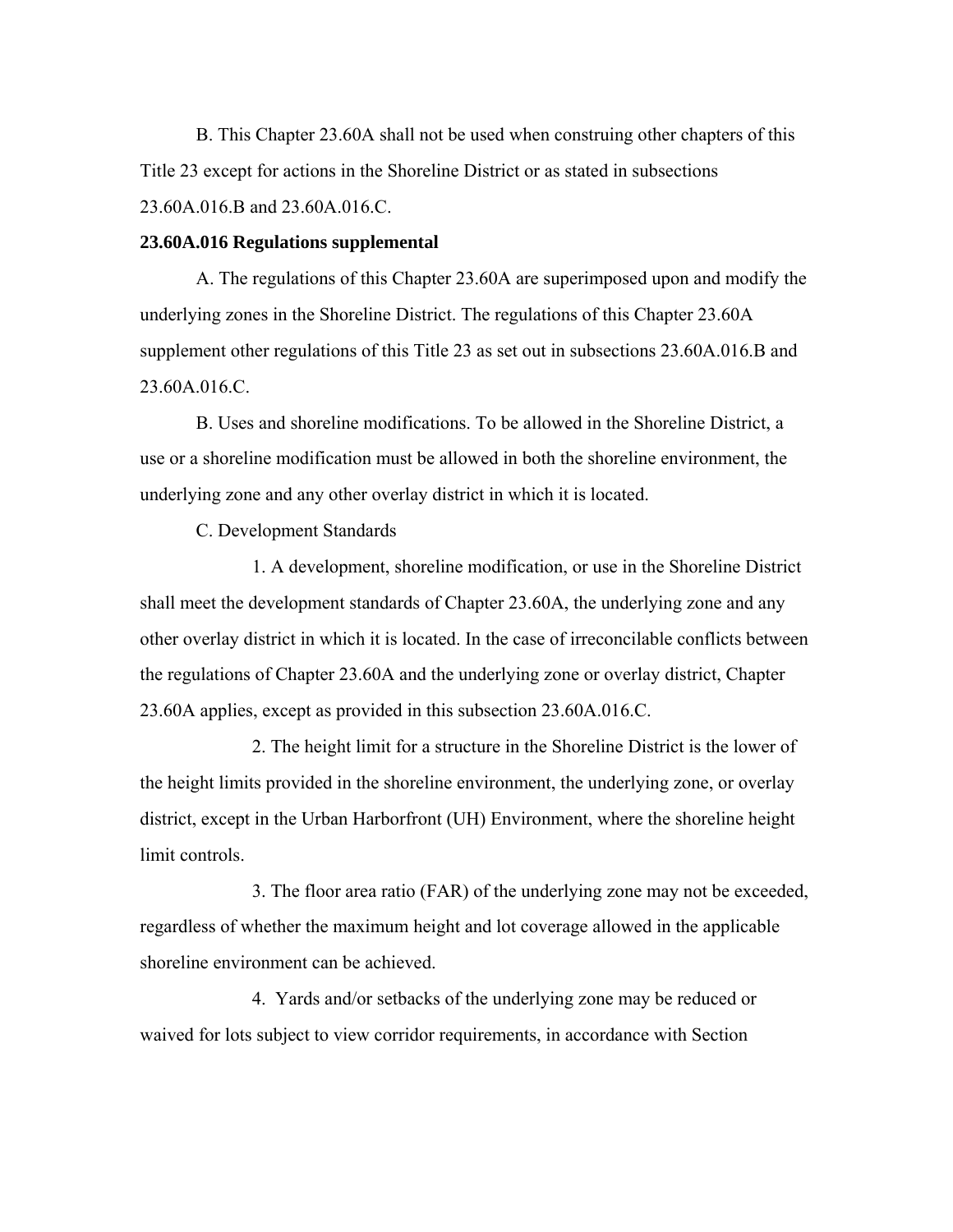B. This Chapter 23.60A shall not be used when construing other chapters of this Title 23 except for actions in the Shoreline District or as stated in subsections 23.60A.016.B and 23.60A.016.C.

**23.60A.016 Regulations supplemental**

A. The regulations of this Chapter 23.60A are superimposed upon and modify the underlying zones in the Shoreline District. The regulations of this Chapter 23.60A supplement other regulations of this Title 23 as set out in subsections 23.60A.016.B and 23.60A.016.C.

B. Uses and shoreline modifications. To be allowed in the Shoreline District, a use or a shoreline modification must be allowed in both the shoreline environment, the underlying zone and any other overlay district in which it is located.

C. Development Standards

1. A development, shoreline modification, or use in the Shoreline District shall meet the development standards of Chapter 23.60A, the underlying zone and any other overlay district in which it is located. In the case of irreconcilable conflicts between the regulations of Chapter 23.60A and the underlying zone or overlay district, Chapter 23.60A applies, except as provided in this subsection 23.60A.016.C.

2. The height limit for a structure in the Shoreline District is the lower of the height limits provided in the shoreline environment, the underlying zone, or overlay district, except in the Urban Harborfront (UH) Environment, where the shoreline height limit controls.

3. The floor area ratio (FAR) of the underlying zone may not be exceeded, regardless of whether the maximum height and lot coverage allowed in the applicable shoreline environment can be achieved.

4. Yards and/or setbacks of the underlying zone may be reduced or waived for lots subject to view corridor requirements, in accordance with Section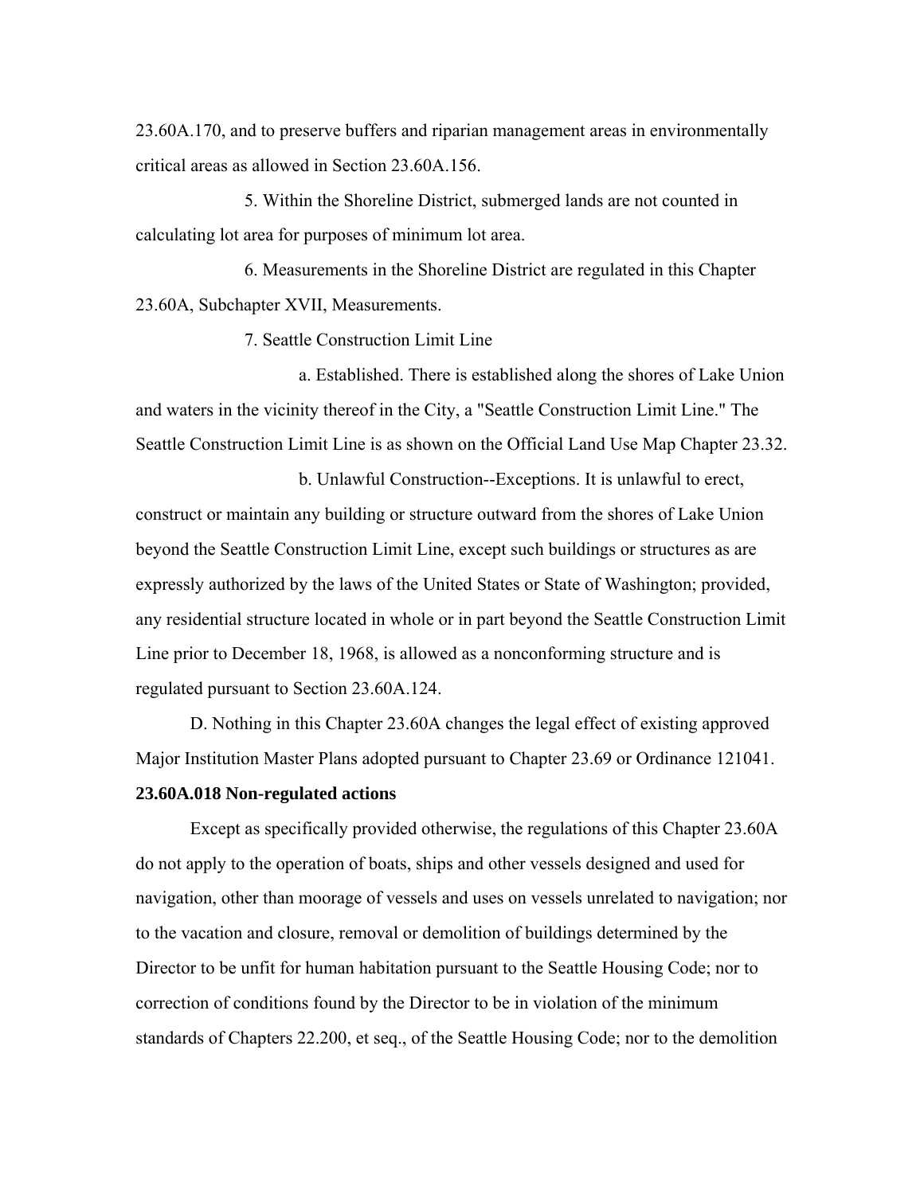23.60A.170, and to preserve buffers and riparian management areas in environmentally critical areas as allowed in Section 23.60A.156.

5. Within the Shoreline District, submerged lands are not counted in calculating lot area for purposes of minimum lot area.

6. Measurements in the Shoreline District are regulated in this Chapter 23.60A, Subchapter XVII, Measurements.

7. Seattle Construction Limit Line

a. Established. There is established along the shores of Lake Union and waters in the vicinity thereof in the City, a "Seattle Construction Limit Line." The Seattle Construction Limit Line is as shown on the Official Land Use Map Chapter 23.32.

b. Unlawful Construction--Exceptions. It is unlawful to erect, construct or maintain any building or structure outward from the shores of Lake Union beyond the Seattle Construction Limit Line, except such buildings or structures as are expressly authorized by the laws of the United States or State of Washington; provided, any residential structure located in whole or in part beyond the Seattle Construction Limit Line prior to December 18, 1968, is allowed as a nonconforming structure and is regulated pursuant to Section 23.60A.124.

D. Nothing in this Chapter 23.60A changes the legal effect of existing approved Major Institution Master Plans adopted pursuant to Chapter 23.69 or Ordinance 121041.

**23.60A.018 Non-regulated actions**

Except as specifically provided otherwise, the regulations of this Chapter 23.60A do not apply to the operation of boats, ships and other vessels designed and used for navigation, other than moorage of vessels and uses on vessels unrelated to navigation; nor to the vacation and closure, removal or demolition of buildings determined by the Director to be unfit for human habitation pursuant to the Seattle Housing Code; nor to correction of conditions found by the Director to be in violation of the minimum standards of Chapters 22.200, et seq., of the Seattle Housing Code; nor to the demolition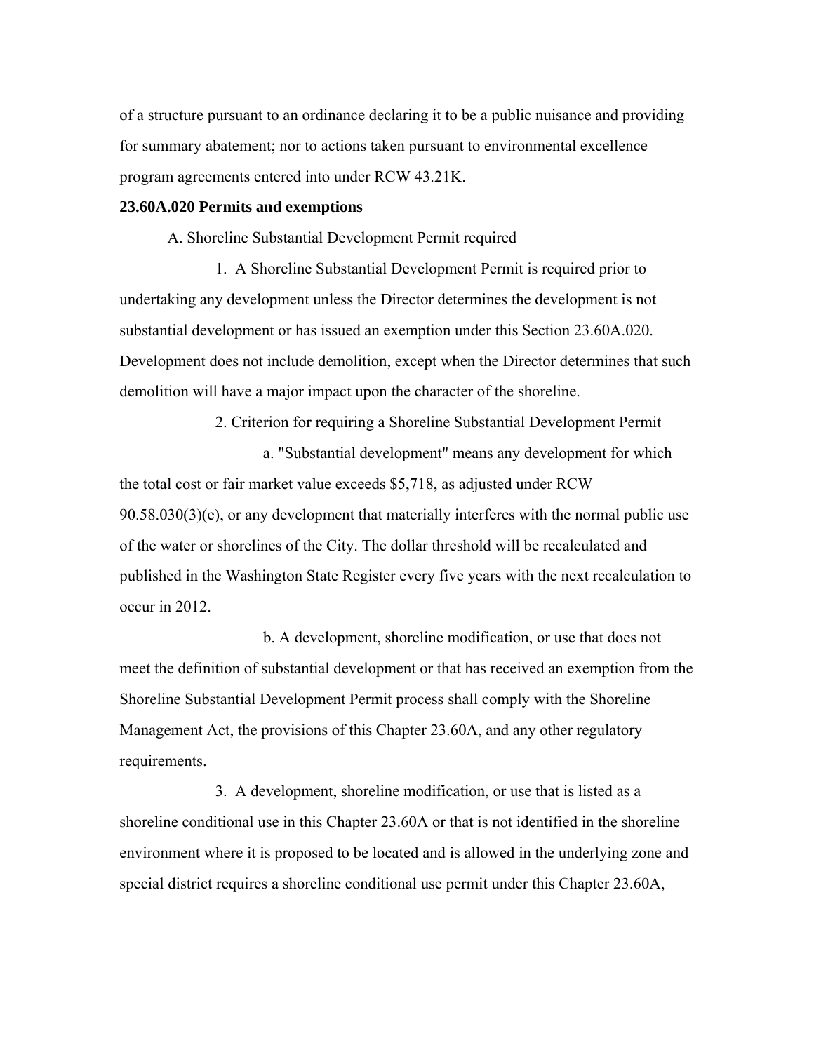of a structure pursuant to an ordinance declaring it to be a public nuisance and providing for summary abatement; nor to actions taken pursuant to environmental excellence program agreements entered into under RCW 43.21K.

**23.60A.020 Permits and exemptions**

A. Shoreline Substantial Development Permit required

1. A Shoreline Substantial Development Permit is required prior to undertaking any development unless the Director determines the development is not substantial development or has issued an exemption under this Section 23.60A.020. Development does not include demolition, except when the Director determines that such demolition will have a major impact upon the character of the shoreline.

2. Criterion for requiring a Shoreline Substantial Development Permit

a. "Substantial development" means any development for which the total cost or fair market value exceeds $5,718, as adjusted under RCW 90.58.030(3)(e), or any development that materially interferes with the normal public use of the water or shorelines of the City. The dollar threshold will be recalculated and published in the Washington State Register every five years with the next recalculation to occur in 2012.

b. A development, shoreline modification, or use that does not meet the definition of substantial development or that has received an exemption from the Shoreline Substantial Development Permit process shall comply with the Shoreline Management Act, the provisions of this Chapter 23.60A, and any other regulatory requirements.

3. A development, shoreline modification, or use that is listed as a shoreline conditional use in this Chapter 23.60A or that is not identified in the shoreline environment where it is proposed to be located and is allowed in the underlying zone and special district requires a shoreline conditional use permit under this Chapter 23.60A,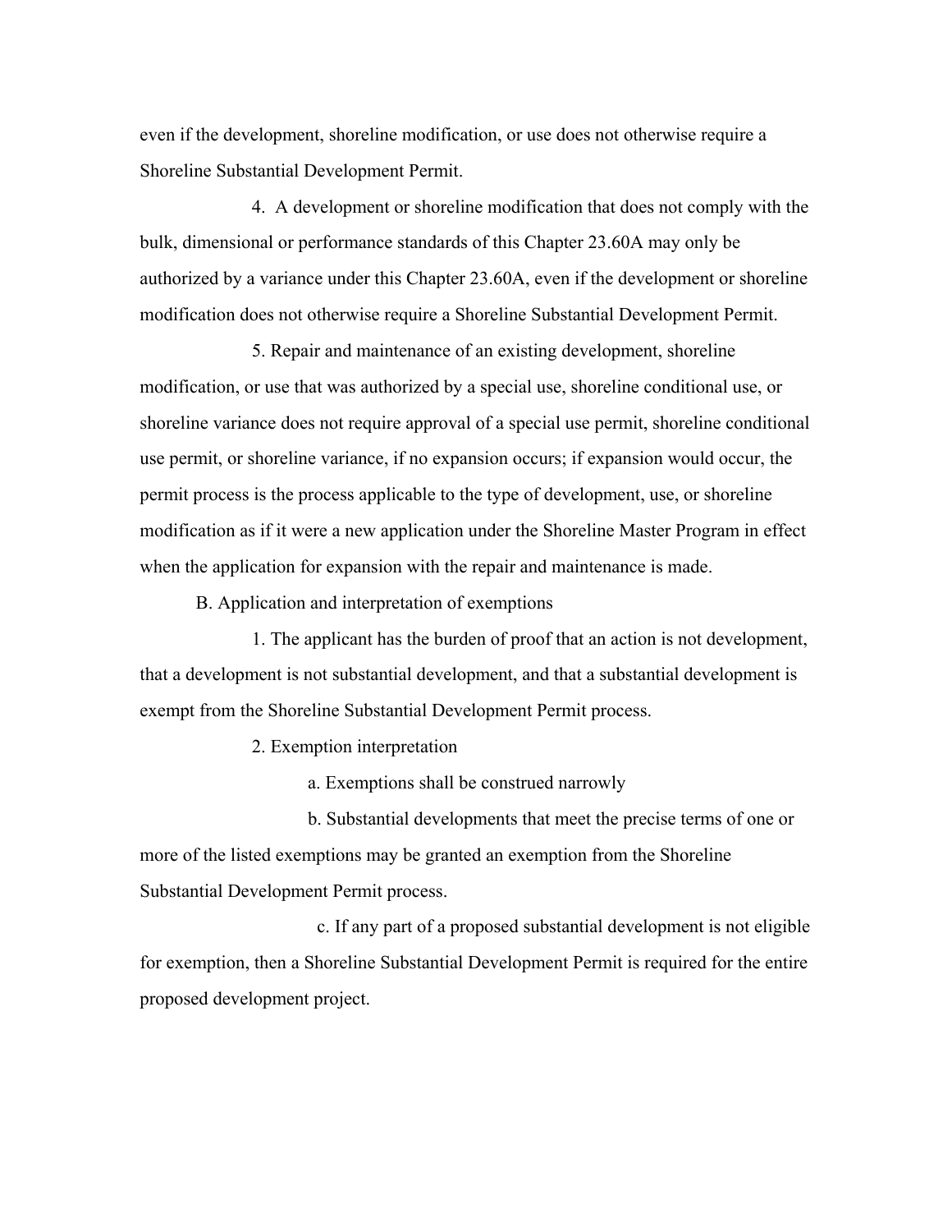even if the development, shoreline modification, or use does not otherwise require a Shoreline Substantial Development Permit.

4. A development or shoreline modification that does not comply with the bulk, dimensional or performance standards of this Chapter 23.60A may only be authorized by a variance under this Chapter 23.60A, even if the development or shoreline modification does not otherwise require a Shoreline Substantial Development Permit.

5. Repair and maintenance of an existing development, shoreline modification, or use that was authorized by a special use, shoreline conditional use, or shoreline variance does not require approval of a special use permit, shoreline conditional use permit, or shoreline variance, if no expansion occurs; if expansion would occur, the permit process is the process applicable to the type of development, use, or shoreline modification as if it were a new application under the Shoreline Master Program in effect when the application for expansion with the repair and maintenance is made.

B. Application and interpretation of exemptions

1. The applicant has the burden of proof that an action is not development, that a development is not substantial development, and that a substantial development is exempt from the Shoreline Substantial Development Permit process.

2. Exemption interpretation

a. Exemptions shall be construed narrowly

b. Substantial developments that meet the precise terms of one or more of the listed exemptions may be granted an exemption from the Shoreline Substantial Development Permit process.

c. If any part of a proposed substantial development is not eligible for exemption, then a Shoreline Substantial Development Permit is required for the entire proposed development project.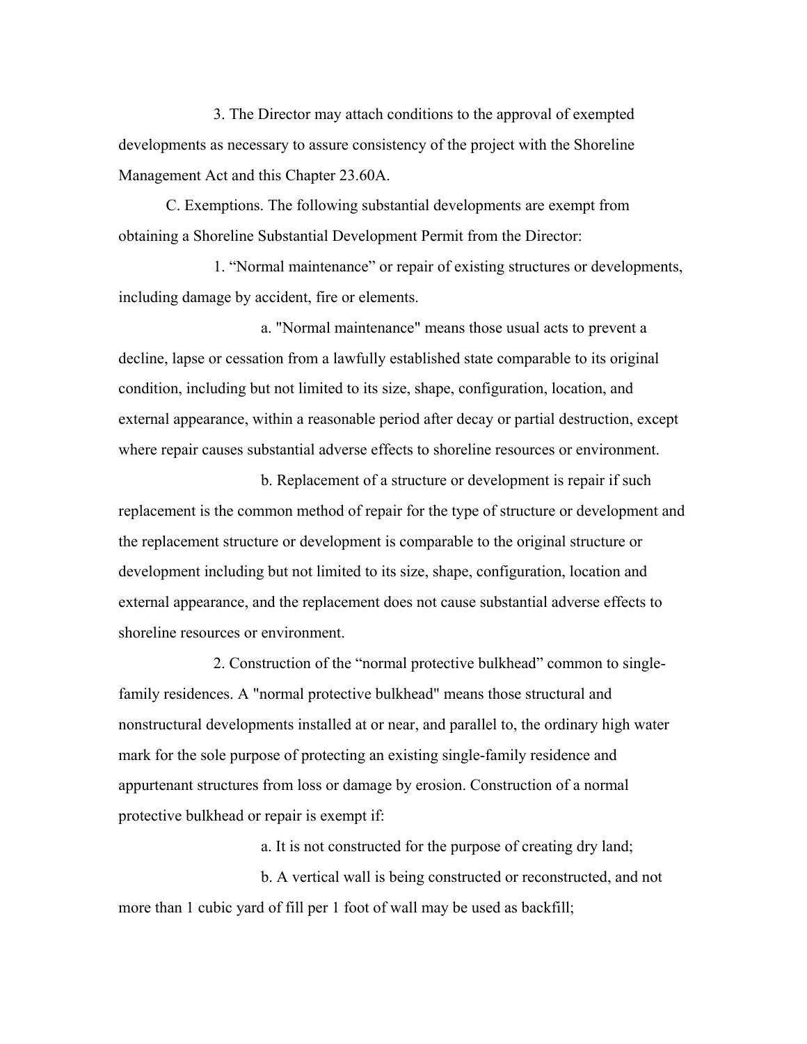3. The Director may attach conditions to the approval of exempted developments as necessary to assure consistency of the project with the Shoreline Management Act and this Chapter 23.60A.

C. Exemptions. The following substantial developments are exempt from obtaining a Shoreline Substantial Development Permit from the Director:

1. “Normal maintenance” or repair of existing structures or developments, including damage by accident, fire or elements.

a. "Normal maintenance" means those usual acts to prevent a decline, lapse or cessation from a lawfully established state comparable to its original condition, including but not limited to its size, shape, configuration, location, and external appearance, within a reasonable period after decay or partial destruction, except where repair causes substantial adverse effects to shoreline resources or environment.

b. Replacement of a structure or development is repair if such replacement is the common method of repair for the type of structure or development and the replacement structure or development is comparable to the original structure or development including but not limited to its size, shape, configuration, location and external appearance, and the replacement does not cause substantial adverse effects to shoreline resources or environment.

2. Construction of the “normal protective bulkhead” common to single-family residences. A "normal protective bulkhead" means those structural and nonstructural developments installed at or near, and parallel to, the ordinary high water mark for the sole purpose of protecting an existing single-family residence and appurtenant structures from loss or damage by erosion. Construction of a normal protective bulkhead or repair is exempt if:

a. It is not constructed for the purpose of creating dry land;

b. A vertical wall is being constructed or reconstructed, and not more than 1 cubic yard of fill per 1 foot of wall may be used as backfill;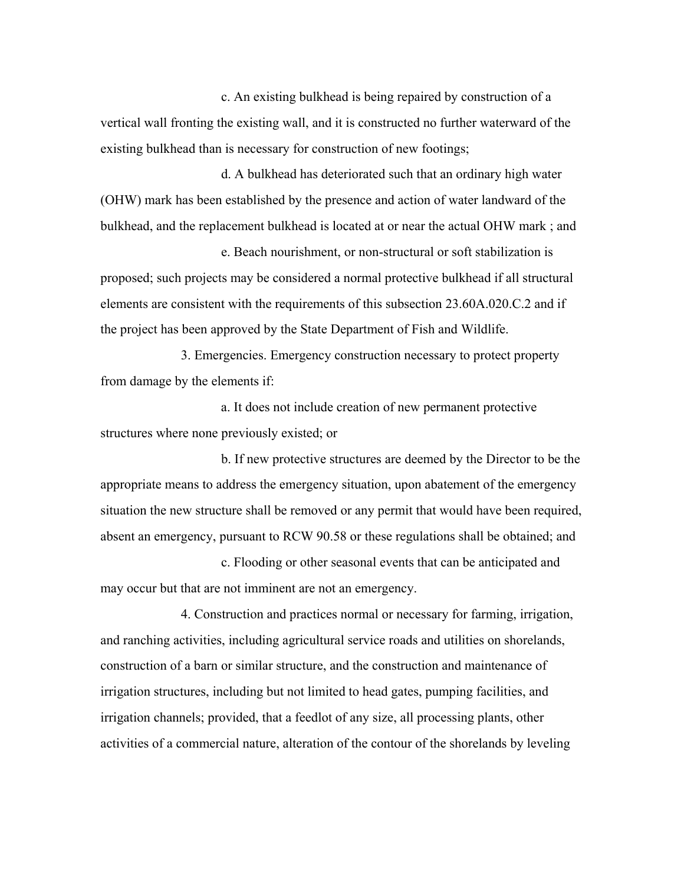c. An existing bulkhead is being repaired by construction of a vertical wall fronting the existing wall, and it is constructed no further waterward of the existing bulkhead than is necessary for construction of new footings;

d. A bulkhead has deteriorated such that an ordinary high water (OHW) mark has been established by the presence and action of water landward of the bulkhead, and the replacement bulkhead is located at or near the actual OHW mark ; and

e. Beach nourishment, or non-structural or soft stabilization is proposed; such projects may be considered a normal protective bulkhead if all structural elements are consistent with the requirements of this subsection 23.60A.020.C.2 and if the project has been approved by the State Department of Fish and Wildlife.

3. Emergencies. Emergency construction necessary to protect property from damage by the elements if:

a. It does not include creation of new permanent protective structures where none previously existed; or

b. If new protective structures are deemed by the Director to be the appropriate means to address the emergency situation, upon abatement of the emergency situation the new structure shall be removed or any permit that would have been required, absent an emergency, pursuant to RCW 90.58 or these regulations shall be obtained; and

c. Flooding or other seasonal events that can be anticipated and may occur but that are not imminent are not an emergency.

4. Construction and practices normal or necessary for farming, irrigation, and ranching activities, including agricultural service roads and utilities on shorelands, construction of a barn or similar structure, and the construction and maintenance of irrigation structures, including but not limited to head gates, pumping facilities, and irrigation channels; provided, that a feedlot of any size, all processing plants, other activities of a commercial nature, alteration of the contour of the shorelands by leveling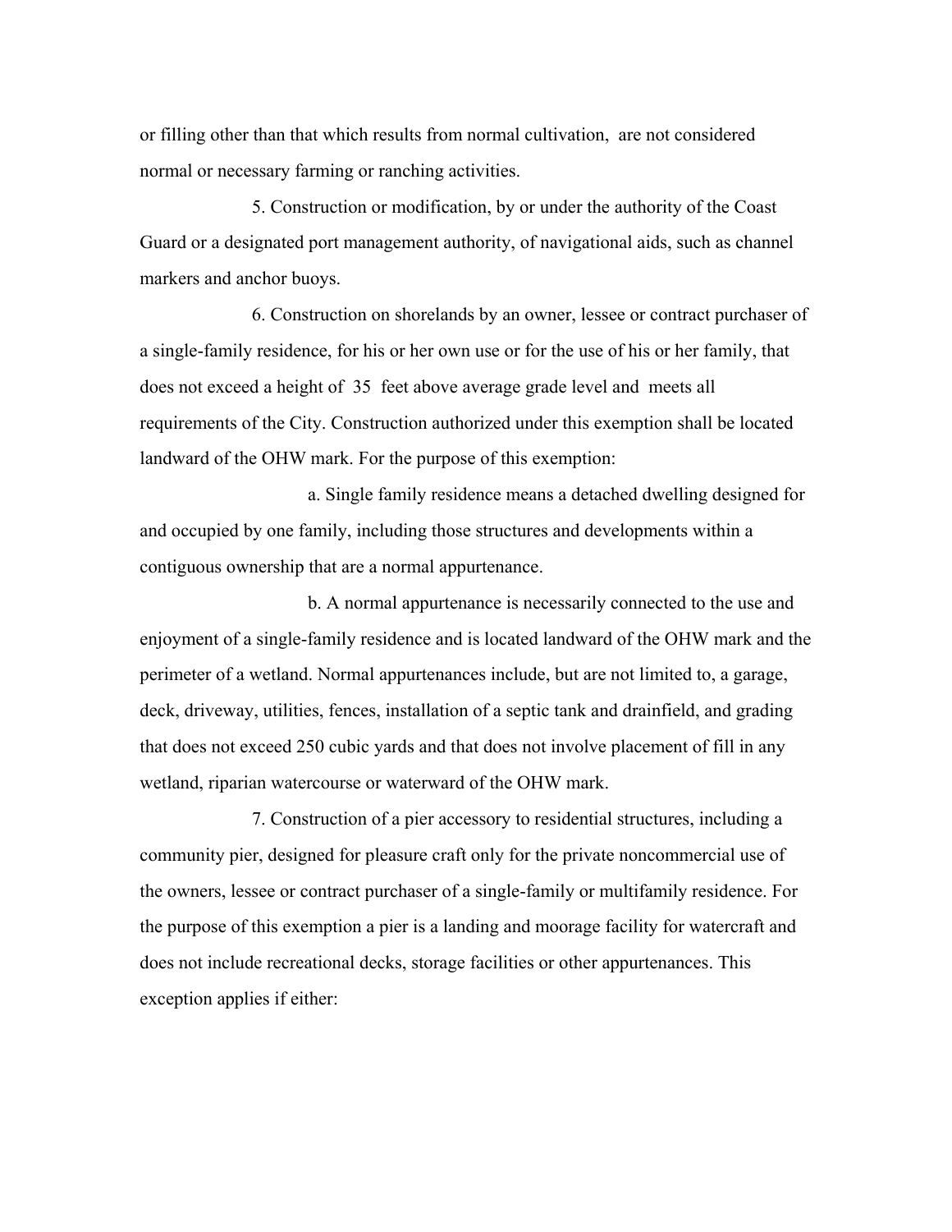or filling other than that which results from normal cultivation, are not considered normal or necessary farming or ranching activities.

5. Construction or modification, by or under the authority of the Coast Guard or a designated port management authority, of navigational aids, such as channel markers and anchor buoys.

6. Construction on shorelands by an owner, lessee or contract purchaser of a single-family residence, for his or her own use or for the use of his or her family, that does not exceed a height of 35 feet above average grade level and meets all requirements of the City. Construction authorized under this exemption shall be located landward of the OHW mark. For the purpose of this exemption:

a. Single family residence means a detached dwelling designed for and occupied by one family, including those structures and developments within a contiguous ownership that are a normal appurtenance.

b. A normal appurtenance is necessarily connected to the use and enjoyment of a single-family residence and is located landward of the OHW mark and the perimeter of a wetland. Normal appurtenances include, but are not limited to, a garage, deck, driveway, utilities, fences, installation of a septic tank and drainfield, and grading that does not exceed 250 cubic yards and that does not involve placement of fill in any wetland, riparian watercourse or waterward of the OHW mark.

7. Construction of a pier accessory to residential structures, including a community pier, designed for pleasure craft only for the private noncommercial use of the owners, lessee or contract purchaser of a single-family or multifamily residence. For the purpose of this exemption a pier is a landing and moorage facility for watercraft and does not include recreational decks, storage facilities or other appurtenances. This exception applies if either: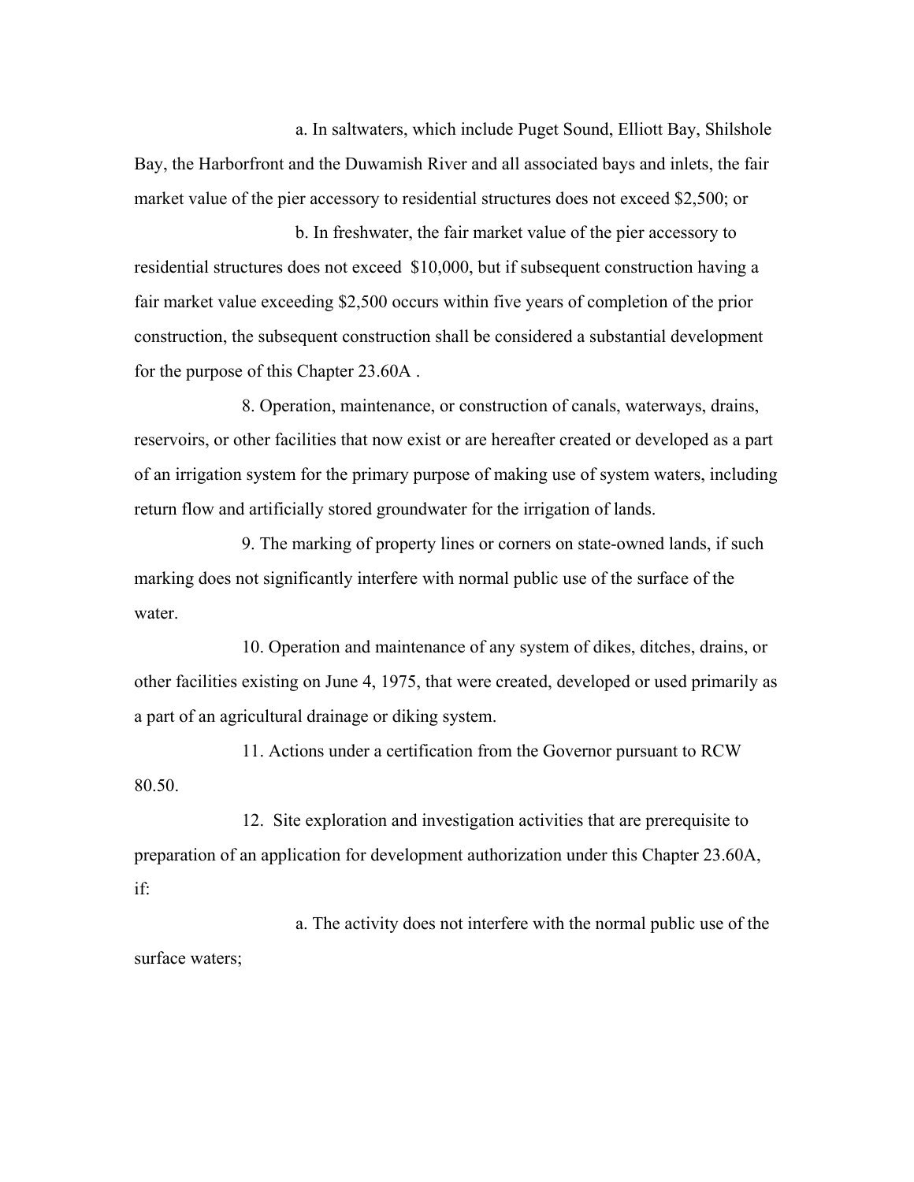a. In saltwaters, which include Puget Sound, Elliott Bay, Shilshole Bay, the Harborfront and the Duwamish River and all associated bays and inlets, the fair market value of the pier accessory to residential structures does not exceed $2,500; or

b. In freshwater, the fair market value of the pier accessory to residential structures does not exceed $10,000, but if subsequent construction having a fair market value exceeding $2,500 occurs within five years of completion of the prior construction, the subsequent construction shall be considered a substantial development for the purpose of this Chapter 23.60A .

8. Operation, maintenance, or construction of canals, waterways, drains, reservoirs, or other facilities that now exist or are hereafter created or developed as a part of an irrigation system for the primary purpose of making use of system waters, including return flow and artificially stored groundwater for the irrigation of lands.

9. The marking of property lines or corners on state-owned lands, if such marking does not significantly interfere with normal public use of the surface of the water.

10. Operation and maintenance of any system of dikes, ditches, drains, or other facilities existing on June 4, 1975, that were created, developed or used primarily as a part of an agricultural drainage or diking system.

11. Actions under a certification from the Governor pursuant to RCW 80.50.

12. Site exploration and investigation activities that are prerequisite to preparation of an application for development authorization under this Chapter 23.60A, if:

a. The activity does not interfere with the normal public use of the surface waters;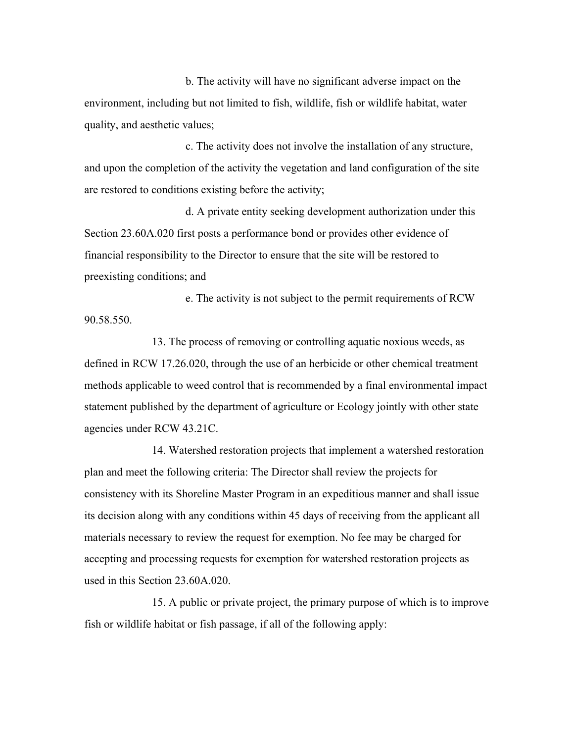b. The activity will have no significant adverse impact on the environment, including but not limited to fish, wildlife, fish or wildlife habitat, water quality, and aesthetic values;

c. The activity does not involve the installation of any structure, and upon the completion of the activity the vegetation and land configuration of the site are restored to conditions existing before the activity;

d. A private entity seeking development authorization under this Section 23.60A.020 first posts a performance bond or provides other evidence of financial responsibility to the Director to ensure that the site will be restored to preexisting conditions; and

e. The activity is not subject to the permit requirements of RCW 90.58.550.

13. The process of removing or controlling aquatic noxious weeds, as defined in RCW 17.26.020, through the use of an herbicide or other chemical treatment methods applicable to weed control that is recommended by a final environmental impact statement published by the department of agriculture or Ecology jointly with other state agencies under RCW 43.21C.

14. Watershed restoration projects that implement a watershed restoration plan and meet the following criteria: The Director shall review the projects for consistency with its Shoreline Master Program in an expeditious manner and shall issue its decision along with any conditions within 45 days of receiving from the applicant all materials necessary to review the request for exemption. No fee may be charged for accepting and processing requests for exemption for watershed restoration projects as used in this Section 23.60A.020.

15. A public or private project, the primary purpose of which is to improve fish or wildlife habitat or fish passage, if all of the following apply: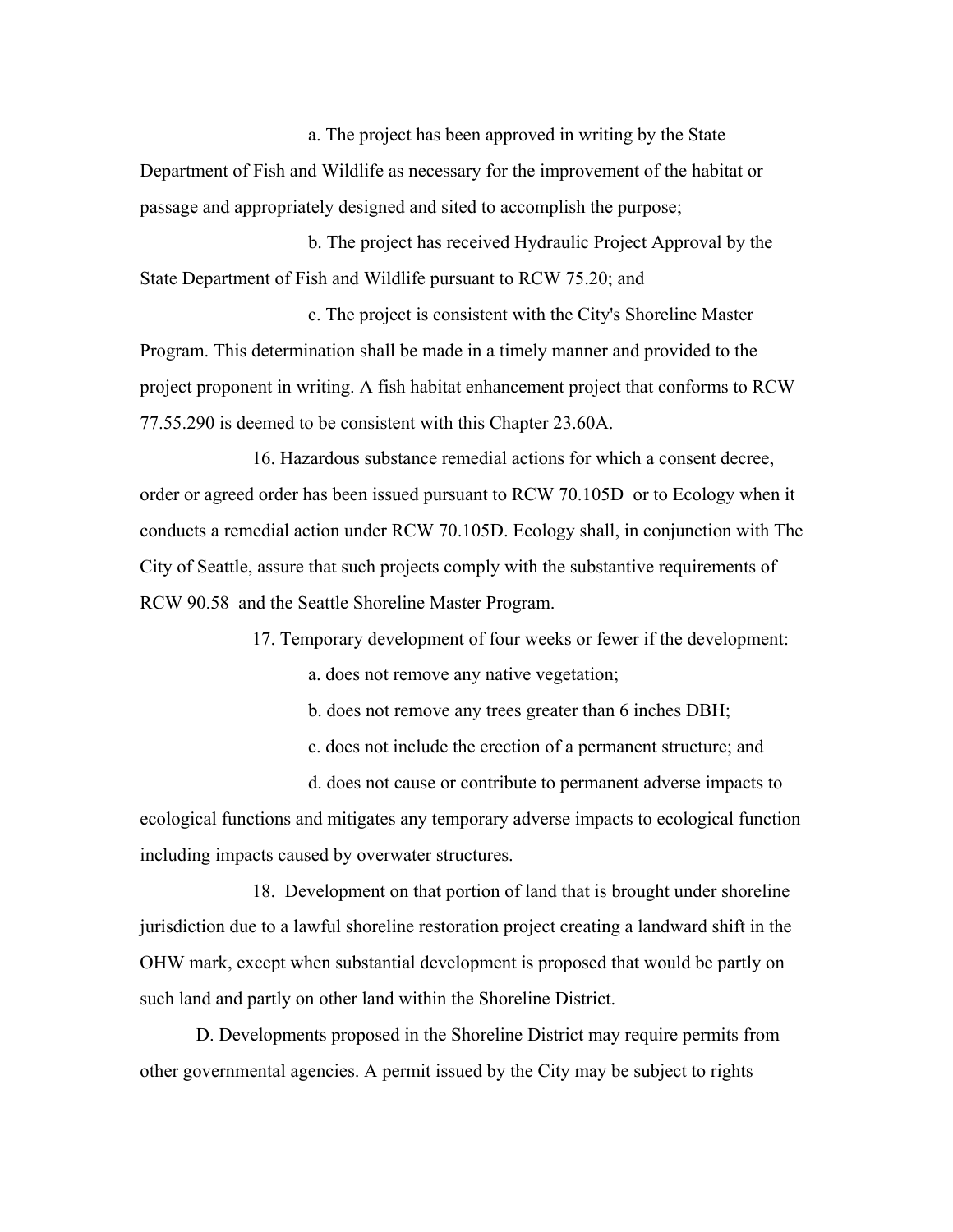a. The project has been approved in writing by the State Department of Fish and Wildlife as necessary for the improvement of the habitat or passage and appropriately designed and sited to accomplish the purpose;

b. The project has received Hydraulic Project Approval by the State Department of Fish and Wildlife pursuant to RCW 75.20; and

c. The project is consistent with the City's Shoreline Master Program. This determination shall be made in a timely manner and provided to the project proponent in writing. A fish habitat enhancement project that conforms to RCW 77.55.290 is deemed to be consistent with this Chapter 23.60A.

16. Hazardous substance remedial actions for which a consent decree, order or agreed order has been issued pursuant to RCW 70.105D or to Ecology when it conducts a remedial action under RCW 70.105D. Ecology shall, in conjunction with The City of Seattle, assure that such projects comply with the substantive requirements of RCW 90.58 and the Seattle Shoreline Master Program.

17. Temporary development of four weeks or fewer if the development:

a. does not remove any native vegetation;

b. does not remove any trees greater than 6 inches DBH;

c. does not include the erection of a permanent structure; and

d. does not cause or contribute to permanent adverse impacts to ecological functions and mitigates any temporary adverse impacts to ecological function including impacts caused by overwater structures.

18. Development on that portion of land that is brought under shoreline jurisdiction due to a lawful shoreline restoration project creating a landward shift in the OHW mark, except when substantial development is proposed that would be partly on such land and partly on other land within the Shoreline District.

D. Developments proposed in the Shoreline District may require permits from other governmental agencies. A permit issued by the City may be subject to rights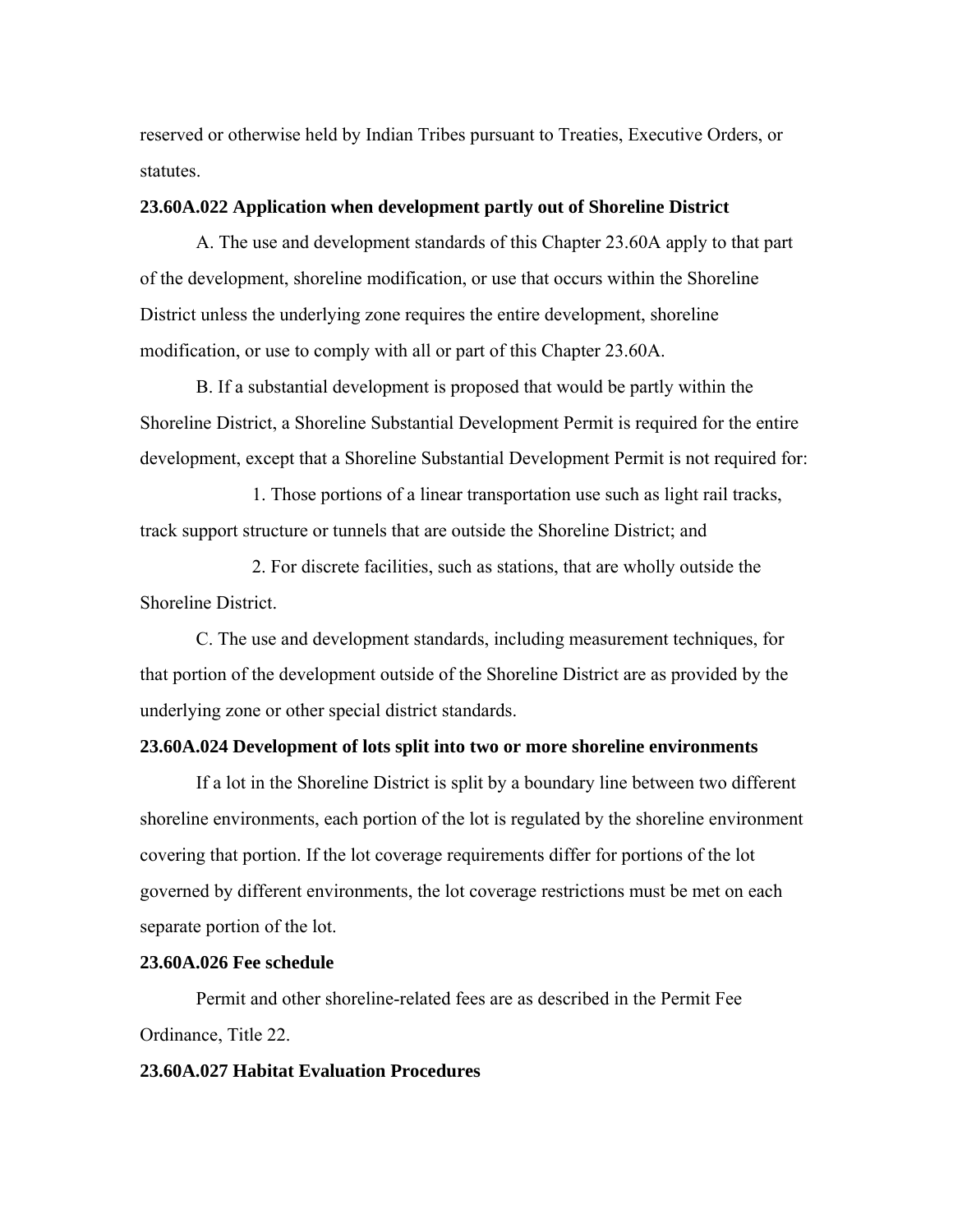reserved or otherwise held by Indian Tribes pursuant to Treaties, Executive Orders, or statutes.

**23.60A.022 Application when development partly out of Shoreline District**

A. The use and development standards of this Chapter 23.60A apply to that part of the development, shoreline modification, or use that occurs within the Shoreline District unless the underlying zone requires the entire development, shoreline modification, or use to comply with all or part of this Chapter 23.60A.

B. If a substantial development is proposed that would be partly within the Shoreline District, a Shoreline Substantial Development Permit is required for the entire development, except that a Shoreline Substantial Development Permit is not required for:

1. Those portions of a linear transportation use such as light rail tracks, track support structure or tunnels that are outside the Shoreline District; and

2. For discrete facilities, such as stations, that are wholly outside the Shoreline District.

C. The use and development standards, including measurement techniques, for that portion of the development outside of the Shoreline District are as provided by the underlying zone or other special district standards.

**23.60A.024 Development of lots split into two or more shoreline environments**

If a lot in the Shoreline District is split by a boundary line between two different shoreline environments, each portion of the lot is regulated by the shoreline environment covering that portion. If the lot coverage requirements differ for portions of the lot governed by different environments, the lot coverage restrictions must be met on each separate portion of the lot.

**23.60A.026 Fee schedule**

Permit and other shoreline-related fees are as described in the Permit Fee Ordinance, Title 22.

**23.60A.027 Habitat Evaluation Procedures**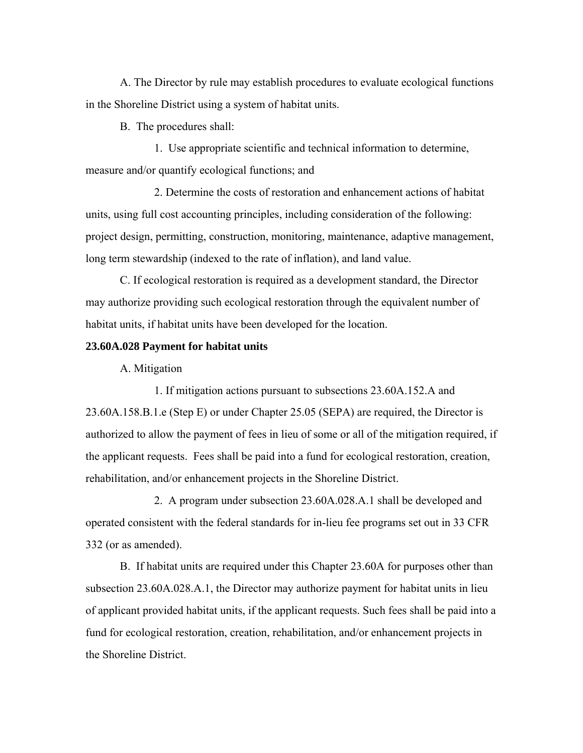A. The Director by rule may establish procedures to evaluate ecological functions in the Shoreline District using a system of habitat units.

B. The procedures shall:

1. Use appropriate scientific and technical information to determine, measure and/or quantify ecological functions; and

2. Determine the costs of restoration and enhancement actions of habitat units, using full cost accounting principles, including consideration of the following: project design, permitting, construction, monitoring, maintenance, adaptive management, long term stewardship (indexed to the rate of inflation), and land value.

C. If ecological restoration is required as a development standard, the Director may authorize providing such ecological restoration through the equivalent number of habitat units, if habitat units have been developed for the location.

**23.60A.028 Payment for habitat units**

A. Mitigation

1. If mitigation actions pursuant to subsections 23.60A.152.A and 23.60A.158.B.1.e (Step E) or under Chapter 25.05 (SEPA) are required, the Director is authorized to allow the payment of fees in lieu of some or all of the mitigation required, if the applicant requests. Fees shall be paid into a fund for ecological restoration, creation, rehabilitation, and/or enhancement projects in the Shoreline District.

2. A program under subsection 23.60A.028.A.1 shall be developed and operated consistent with the federal standards for in-lieu fee programs set out in 33 CFR 332 (or as amended).

B. If habitat units are required under this Chapter 23.60A for purposes other than subsection 23.60A.028.A.1, the Director may authorize payment for habitat units in lieu of applicant provided habitat units, if the applicant requests. Such fees shall be paid into a fund for ecological restoration, creation, rehabilitation, and/or enhancement projects in the Shoreline District.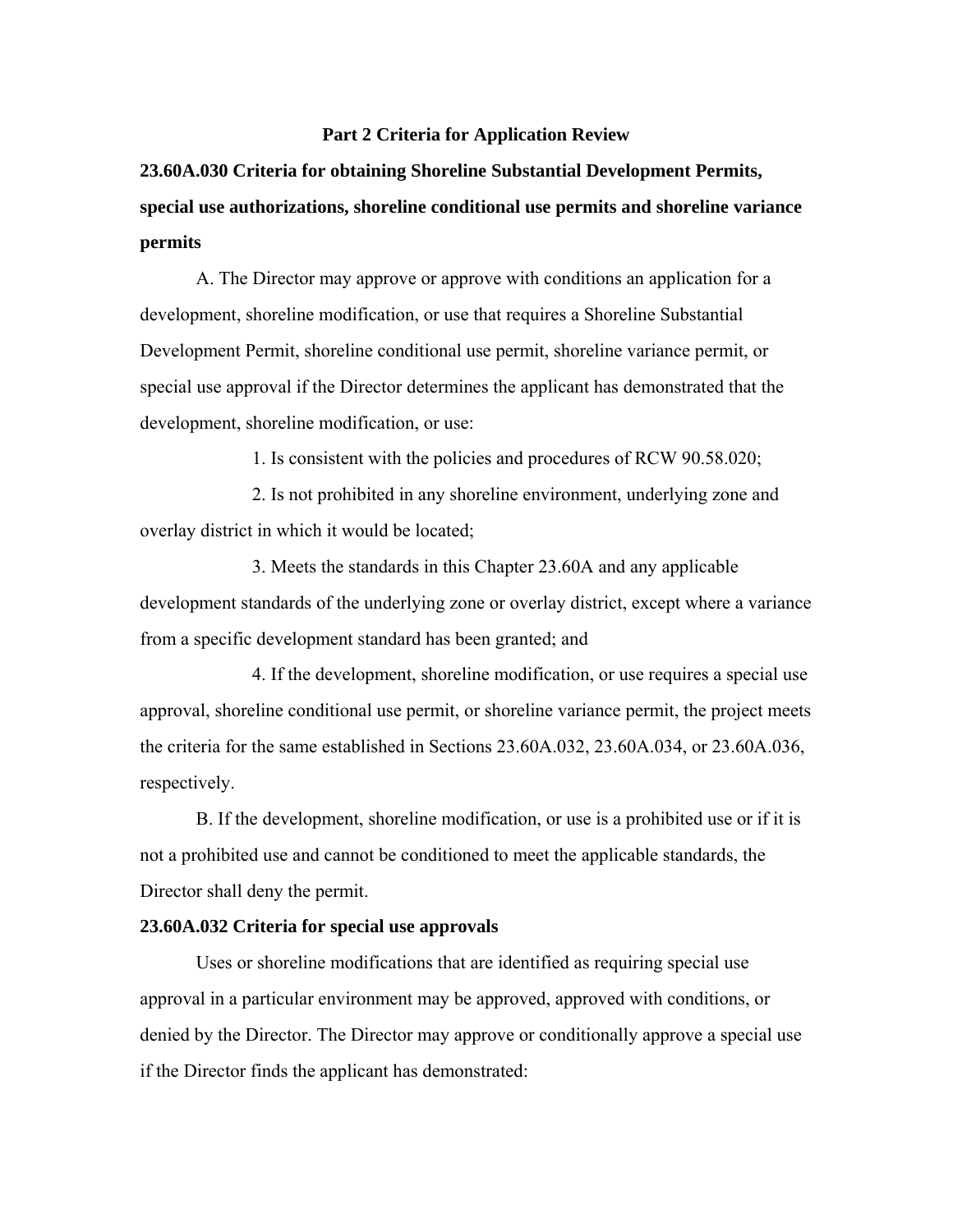## Part 2 Criteria for Application Review

### 23.60A.030 Criteria for obtaining Shoreline Substantial Development Permits, special use authorizations, shoreline conditional use permits and shoreline variance permits

A. The Director may approve or approve with conditions an application for a development, shoreline modification, or use that requires a Shoreline Substantial Development Permit, shoreline conditional use permit, shoreline variance permit, or special use approval if the Director determines the applicant has demonstrated that the development, shoreline modification, or use:

1. Is consistent with the policies and procedures of RCW 90.58.020;

2. Is not prohibited in any shoreline environment, underlying zone and overlay district in which it would be located;

3. Meets the standards in this Chapter 23.60A and any applicable development standards of the underlying zone or overlay district, except where a variance from a specific development standard has been granted; and

4. If the development, shoreline modification, or use requires a special use approval, shoreline conditional use permit, or shoreline variance permit, the project meets the criteria for the same established in Sections 23.60A.032, 23.60A.034, or 23.60A.036, respectively.

B. If the development, shoreline modification, or use is a prohibited use or if it is not a prohibited use and cannot be conditioned to meet the applicable standards, the Director shall deny the permit.

### 23.60A.032 Criteria for special use approvals

Uses or shoreline modifications that are identified as requiring special use approval in a particular environment may be approved, approved with conditions, or denied by the Director. The Director may approve or conditionally approve a special use if the Director finds the applicant has demonstrated: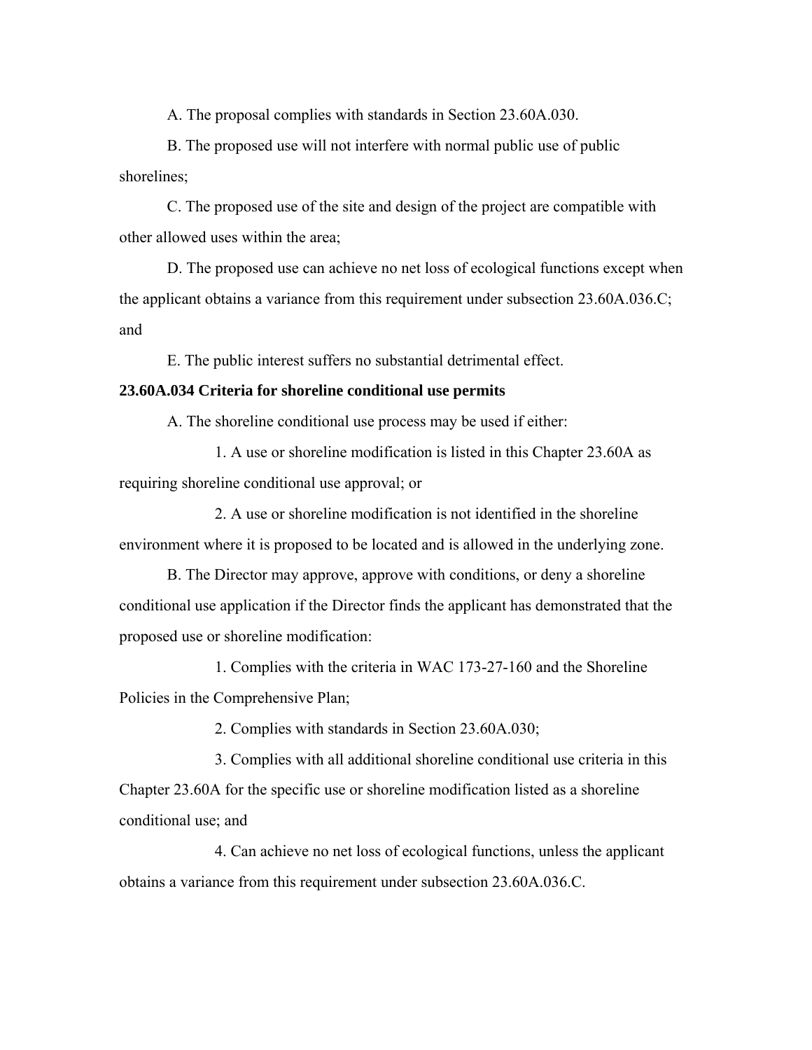A. The proposal complies with standards in Section 23.60A.030.

B. The proposed use will not interfere with normal public use of public shorelines;

C. The proposed use of the site and design of the project are compatible with other allowed uses within the area;

D. The proposed use can achieve no net loss of ecological functions except when the applicant obtains a variance from this requirement under subsection 23.60A.036.C; and

E. The public interest suffers no substantial detrimental effect.

**23.60A.034 Criteria for shoreline conditional use permits**

A. The shoreline conditional use process may be used if either:

1. A use or shoreline modification is listed in this Chapter 23.60A as requiring shoreline conditional use approval; or

2. A use or shoreline modification is not identified in the shoreline environment where it is proposed to be located and is allowed in the underlying zone.

B. The Director may approve, approve with conditions, or deny a shoreline conditional use application if the Director finds the applicant has demonstrated that the proposed use or shoreline modification:

1. Complies with the criteria in WAC 173-27-160 and the Shoreline Policies in the Comprehensive Plan;

2. Complies with standards in Section 23.60A.030;

3. Complies with all additional shoreline conditional use criteria in this Chapter 23.60A for the specific use or shoreline modification listed as a shoreline conditional use; and

4. Can achieve no net loss of ecological functions, unless the applicant obtains a variance from this requirement under subsection 23.60A.036.C.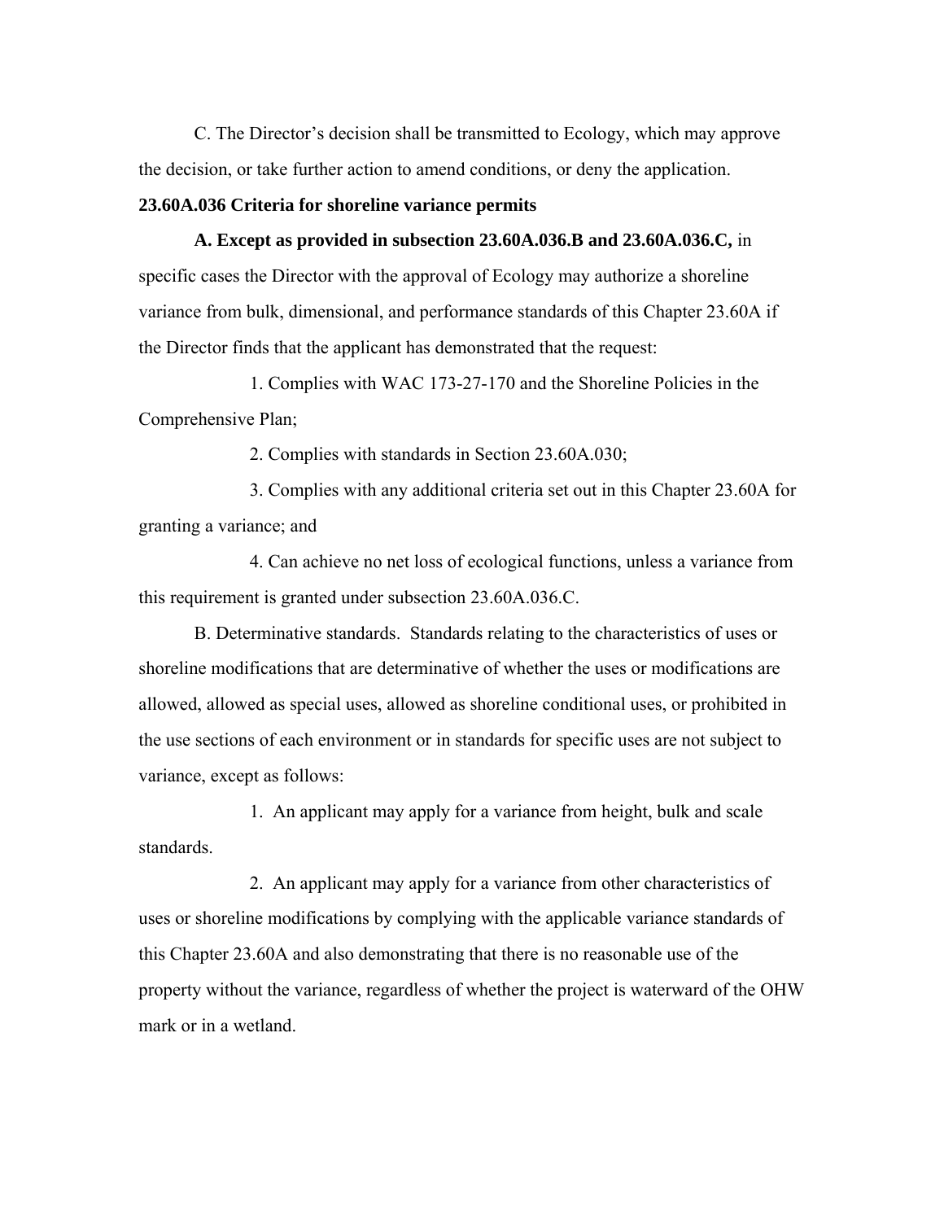C. The Director's decision shall be transmitted to Ecology, which may approve the decision, or take further action to amend conditions, or deny the application.

**23.60A.036 Criteria for shoreline variance permits**

**A. Except as provided in subsection 23.60A.036.B and 23.60A.036.C,** in specific cases the Director with the approval of Ecology may authorize a shoreline variance from bulk, dimensional, and performance standards of this Chapter 23.60A if the Director finds that the applicant has demonstrated that the request:

1. Complies with WAC 173-27-170 and the Shoreline Policies in the Comprehensive Plan;

2. Complies with standards in Section 23.60A.030;

3. Complies with any additional criteria set out in this Chapter 23.60A for granting a variance; and

4. Can achieve no net loss of ecological functions, unless a variance from this requirement is granted under subsection 23.60A.036.C.

B. Determinative standards. Standards relating to the characteristics of uses or shoreline modifications that are determinative of whether the uses or modifications are allowed, allowed as special uses, allowed as shoreline conditional uses, or prohibited in the use sections of each environment or in standards for specific uses are not subject to variance, except as follows:

1. An applicant may apply for a variance from height, bulk and scale standards.

2. An applicant may apply for a variance from other characteristics of uses or shoreline modifications by complying with the applicable variance standards of this Chapter 23.60A and also demonstrating that there is no reasonable use of the property without the variance, regardless of whether the project is waterward of the OHW mark or in a wetland.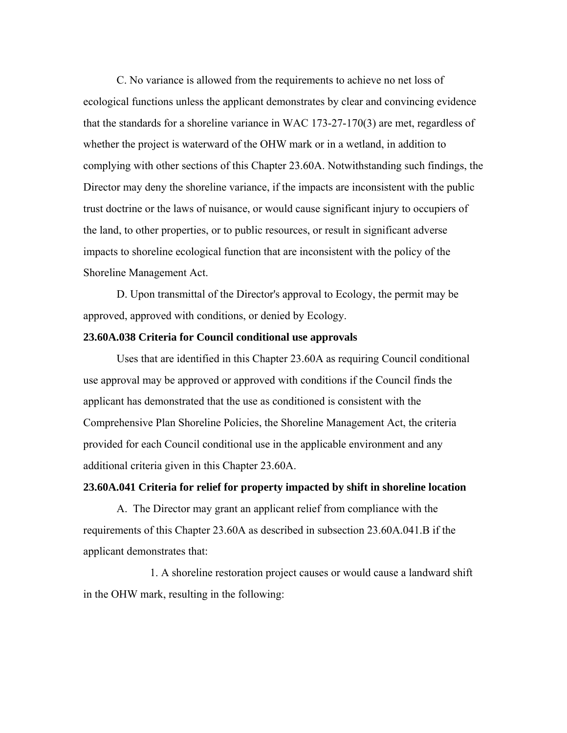C. No variance is allowed from the requirements to achieve no net loss of ecological functions unless the applicant demonstrates by clear and convincing evidence that the standards for a shoreline variance in WAC 173-27-170(3) are met, regardless of whether the project is waterward of the OHW mark or in a wetland, in addition to complying with other sections of this Chapter 23.60A. Notwithstanding such findings, the Director may deny the shoreline variance, if the impacts are inconsistent with the public trust doctrine or the laws of nuisance, or would cause significant injury to occupiers of the land, to other properties, or to public resources, or result in significant adverse impacts to shoreline ecological function that are inconsistent with the policy of the Shoreline Management Act.

D. Upon transmittal of the Director's approval to Ecology, the permit may be approved, approved with conditions, or denied by Ecology.

**23.60A.038 Criteria for Council conditional use approvals**

Uses that are identified in this Chapter 23.60A as requiring Council conditional use approval may be approved or approved with conditions if the Council finds the applicant has demonstrated that the use as conditioned is consistent with the Comprehensive Plan Shoreline Policies, the Shoreline Management Act, the criteria provided for each Council conditional use in the applicable environment and any additional criteria given in this Chapter 23.60A.

**23.60A.041 Criteria for relief for property impacted by shift in shoreline location**

A. The Director may grant an applicant relief from compliance with the requirements of this Chapter 23.60A as described in subsection 23.60A.041.B if the applicant demonstrates that:

1. A shoreline restoration project causes or would cause a landward shift in the OHW mark, resulting in the following: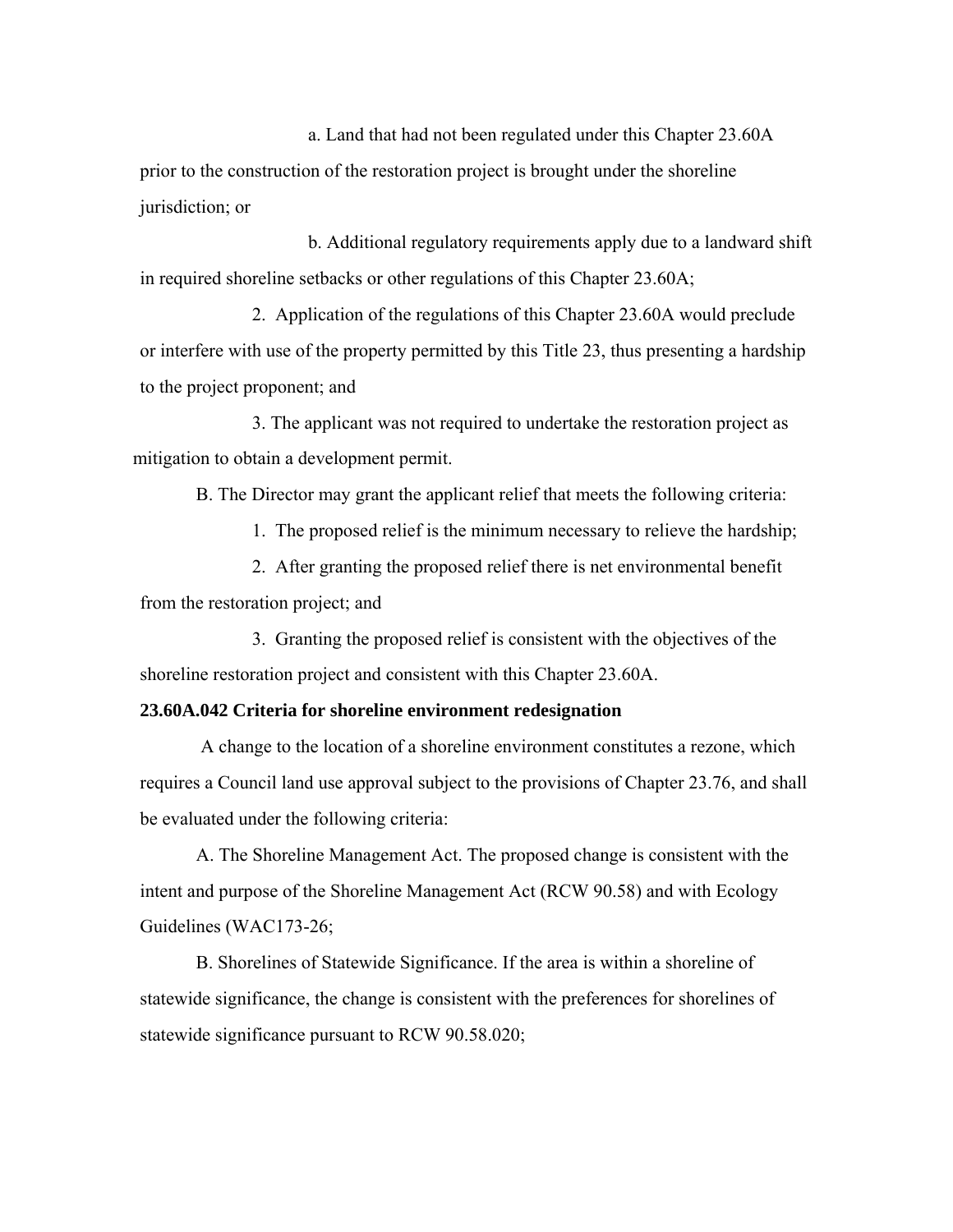a. Land that had not been regulated under this Chapter 23.60A prior to the construction of the restoration project is brought under the shoreline jurisdiction; or

b. Additional regulatory requirements apply due to a landward shift in required shoreline setbacks or other regulations of this Chapter 23.60A;

2. Application of the regulations of this Chapter 23.60A would preclude or interfere with use of the property permitted by this Title 23, thus presenting a hardship to the project proponent; and

3. The applicant was not required to undertake the restoration project as mitigation to obtain a development permit.

B. The Director may grant the applicant relief that meets the following criteria:

1. The proposed relief is the minimum necessary to relieve the hardship;

2. After granting the proposed relief there is net environmental benefit from the restoration project; and

3. Granting the proposed relief is consistent with the objectives of the shoreline restoration project and consistent with this Chapter 23.60A.

**23.60A.042 Criteria for shoreline environment redesignation**

A change to the location of a shoreline environment constitutes a rezone, which requires a Council land use approval subject to the provisions of Chapter 23.76, and shall be evaluated under the following criteria:

A. The Shoreline Management Act. The proposed change is consistent with the intent and purpose of the Shoreline Management Act (RCW 90.58) and with Ecology Guidelines (WAC173-26;

B. Shorelines of Statewide Significance. If the area is within a shoreline of statewide significance, the change is consistent with the preferences for shorelines of statewide significance pursuant to RCW 90.58.020;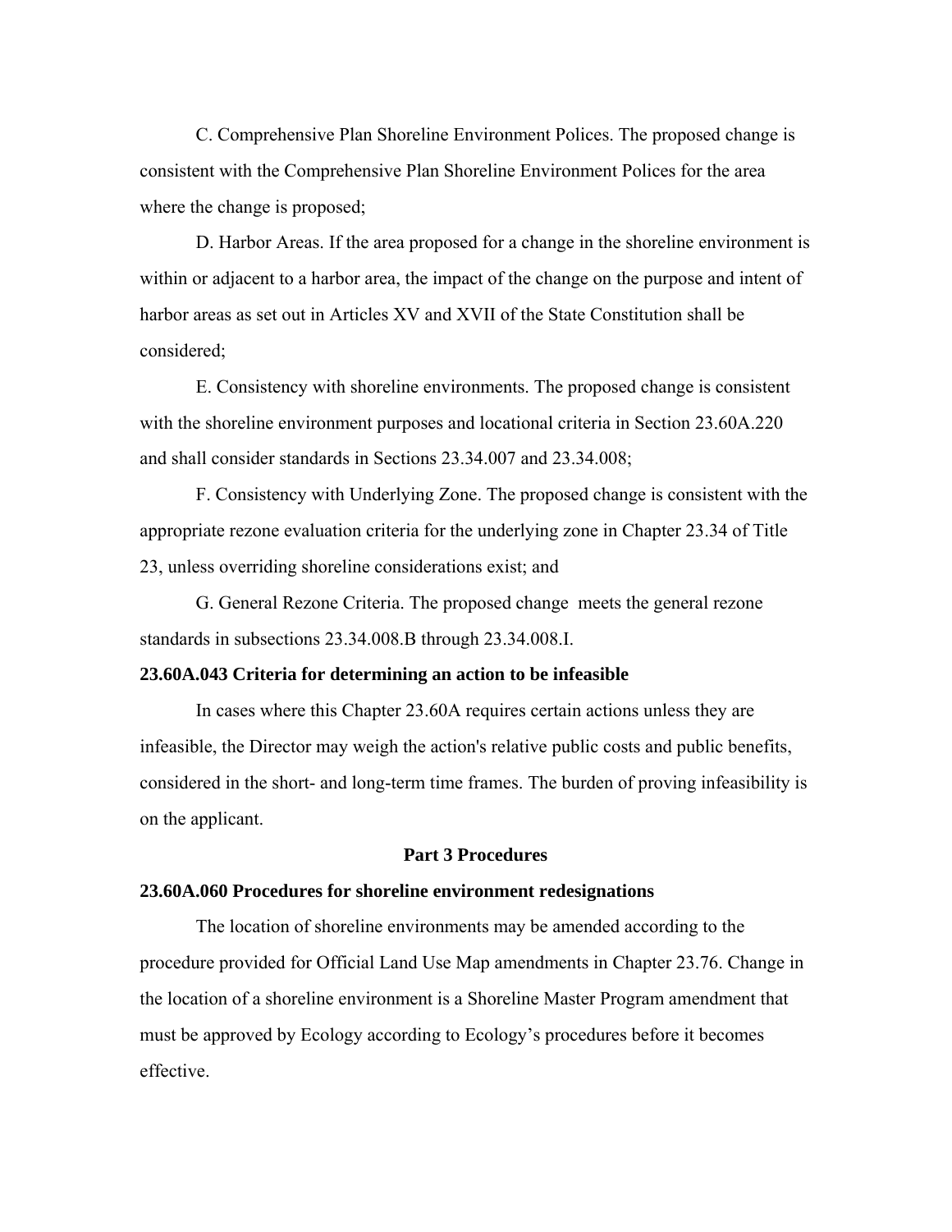C. Comprehensive Plan Shoreline Environment Polices. The proposed change is consistent with the Comprehensive Plan Shoreline Environment Polices for the area where the change is proposed;

D. Harbor Areas. If the area proposed for a change in the shoreline environment is within or adjacent to a harbor area, the impact of the change on the purpose and intent of harbor areas as set out in Articles XV and XVII of the State Constitution shall be considered;

E. Consistency with shoreline environments. The proposed change is consistent with the shoreline environment purposes and locational criteria in Section 23.60A.220 and shall consider standards in Sections 23.34.007 and 23.34.008;

F. Consistency with Underlying Zone. The proposed change is consistent with the appropriate rezone evaluation criteria for the underlying zone in Chapter 23.34 of Title 23, unless overriding shoreline considerations exist; and

G. General Rezone Criteria. The proposed change meets the general rezone standards in subsections 23.34.008.B through 23.34.008.I.

**23.60A.043 Criteria for determining an action to be infeasible**

In cases where this Chapter 23.60A requires certain actions unless they are infeasible, the Director may weigh the action's relative public costs and public benefits, considered in the short- and long-term time frames. The burden of proving infeasibility is on the applicant.

## Part 3 Procedures

**23.60A.060 Procedures for shoreline environment redesignations**

The location of shoreline environments may be amended according to the procedure provided for Official Land Use Map amendments in Chapter 23.76. Change in the location of a shoreline environment is a Shoreline Master Program amendment that must be approved by Ecology according to Ecology's procedures before it becomes effective.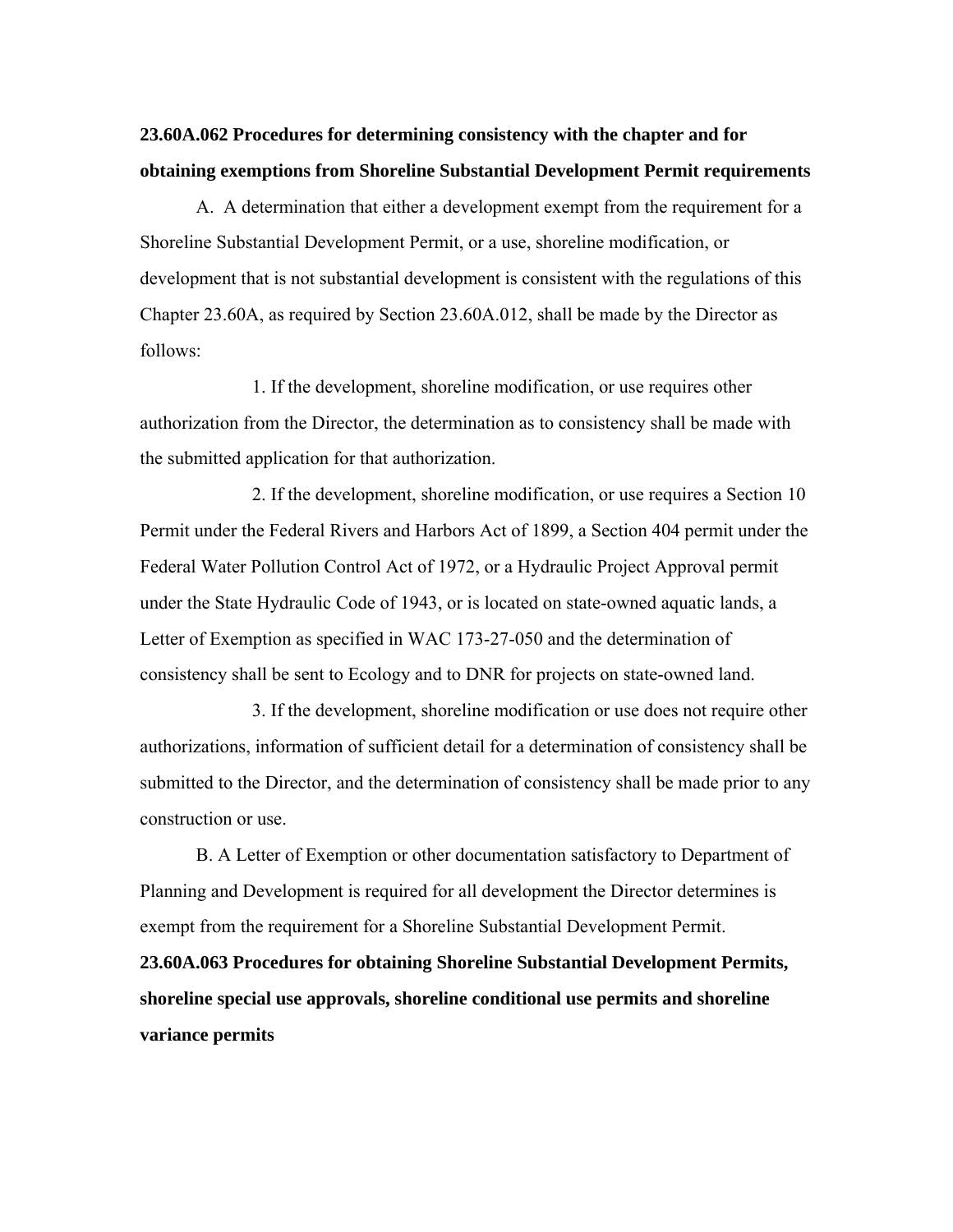**23.60A.062 Procedures for determining consistency with the chapter and for obtaining exemptions from Shoreline Substantial Development Permit requirements**

A. A determination that either a development exempt from the requirement for a Shoreline Substantial Development Permit, or a use, shoreline modification, or development that is not substantial development is consistent with the regulations of this Chapter 23.60A, as required by Section 23.60A.012, shall be made by the Director as follows:

1. If the development, shoreline modification, or use requires other authorization from the Director, the determination as to consistency shall be made with the submitted application for that authorization.

2. If the development, shoreline modification, or use requires a Section 10 Permit under the Federal Rivers and Harbors Act of 1899, a Section 404 permit under the Federal Water Pollution Control Act of 1972, or a Hydraulic Project Approval permit under the State Hydraulic Code of 1943, or is located on state-owned aquatic lands, a Letter of Exemption as specified in WAC 173-27-050 and the determination of consistency shall be sent to Ecology and to DNR for projects on state-owned land.

3. If the development, shoreline modification or use does not require other authorizations, information of sufficient detail for a determination of consistency shall be submitted to the Director, and the determination of consistency shall be made prior to any construction or use.

B. A Letter of Exemption or other documentation satisfactory to Department of Planning and Development is required for all development the Director determines is exempt from the requirement for a Shoreline Substantial Development Permit.

**23.60A.063 Procedures for obtaining Shoreline Substantial Development Permits, shoreline special use approvals, shoreline conditional use permits and shoreline variance permits**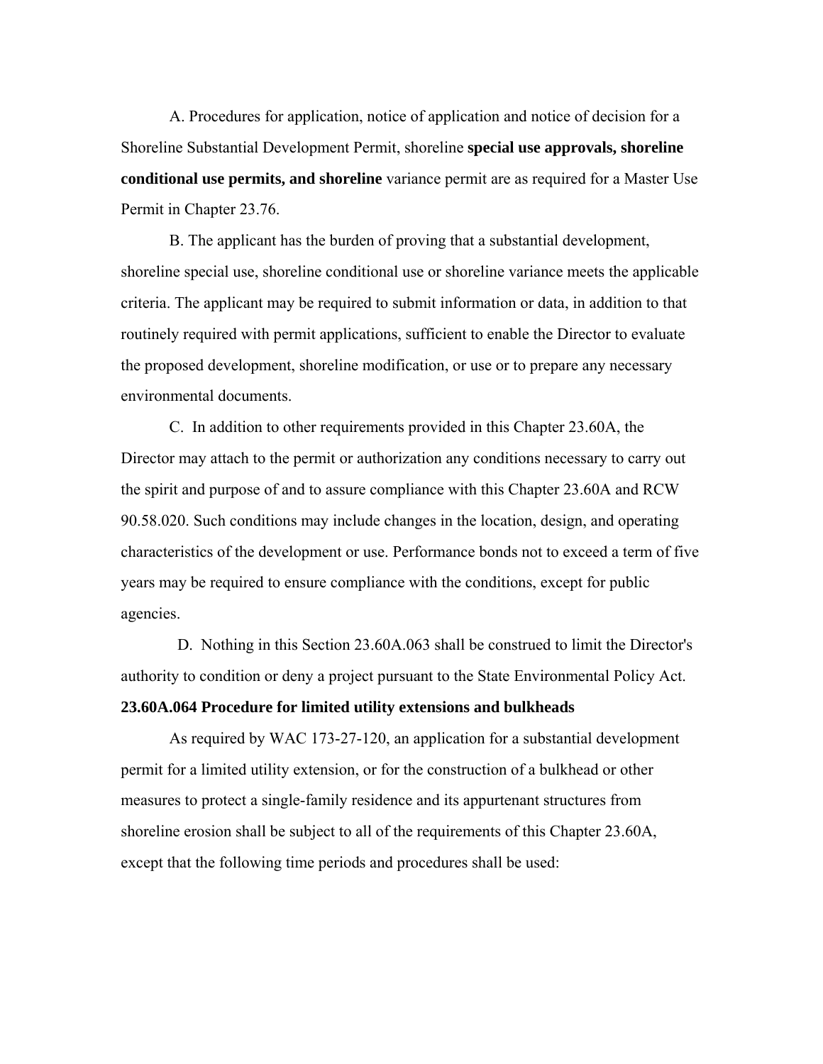A. Procedures for application, notice of application and notice of decision for a Shoreline Substantial Development Permit, shoreline **special use approvals, shoreline conditional use permits, and shoreline** variance permit are as required for a Master Use Permit in Chapter 23.76.

B. The applicant has the burden of proving that a substantial development, shoreline special use, shoreline conditional use or shoreline variance meets the applicable criteria. The applicant may be required to submit information or data, in addition to that routinely required with permit applications, sufficient to enable the Director to evaluate the proposed development, shoreline modification, or use or to prepare any necessary environmental documents.

C. In addition to other requirements provided in this Chapter 23.60A, the Director may attach to the permit or authorization any conditions necessary to carry out the spirit and purpose of and to assure compliance with this Chapter 23.60A and RCW 90.58.020. Such conditions may include changes in the location, design, and operating characteristics of the development or use. Performance bonds not to exceed a term of five years may be required to ensure compliance with the conditions, except for public agencies.

D. Nothing in this Section 23.60A.063 shall be construed to limit the Director's authority to condition or deny a project pursuant to the State Environmental Policy Act.

**23.60A.064 Procedure for limited utility extensions and bulkheads**

As required by WAC 173-27-120, an application for a substantial development permit for a limited utility extension, or for the construction of a bulkhead or other measures to protect a single-family residence and its appurtenant structures from shoreline erosion shall be subject to all of the requirements of this Chapter 23.60A, except that the following time periods and procedures shall be used: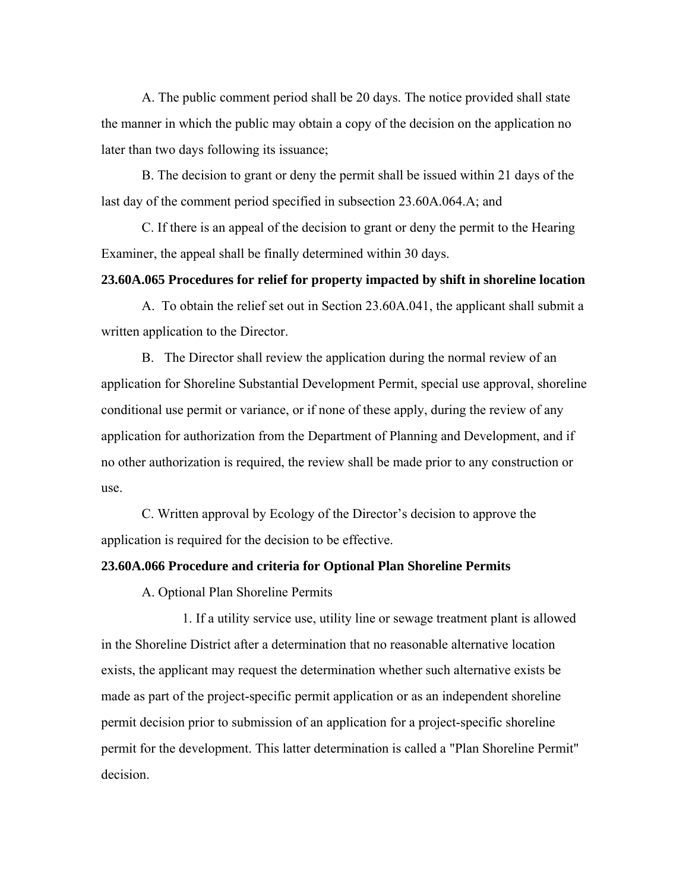A. The public comment period shall be 20 days. The notice provided shall state the manner in which the public may obtain a copy of the decision on the application no later than two days following its issuance;

B. The decision to grant or deny the permit shall be issued within 21 days of the last day of the comment period specified in subsection 23.60A.064.A; and

C. If there is an appeal of the decision to grant or deny the permit to the Hearing Examiner, the appeal shall be finally determined within 30 days.

**23.60A.065 Procedures for relief for property impacted by shift in shoreline location**

A. To obtain the relief set out in Section 23.60A.041, the applicant shall submit a written application to the Director.

B. The Director shall review the application during the normal review of an application for Shoreline Substantial Development Permit, special use approval, shoreline conditional use permit or variance, or if none of these apply, during the review of any application for authorization from the Department of Planning and Development, and if no other authorization is required, the review shall be made prior to any construction or use.

C. Written approval by Ecology of the Director's decision to approve the application is required for the decision to be effective.

**23.60A.066 Procedure and criteria for Optional Plan Shoreline Permits**

A. Optional Plan Shoreline Permits

1. If a utility service use, utility line or sewage treatment plant is allowed in the Shoreline District after a determination that no reasonable alternative location exists, the applicant may request the determination whether such alternative exists be made as part of the project-specific permit application or as an independent shoreline permit decision prior to submission of an application for a project-specific shoreline permit for the development. This latter determination is called a "Plan Shoreline Permit" decision.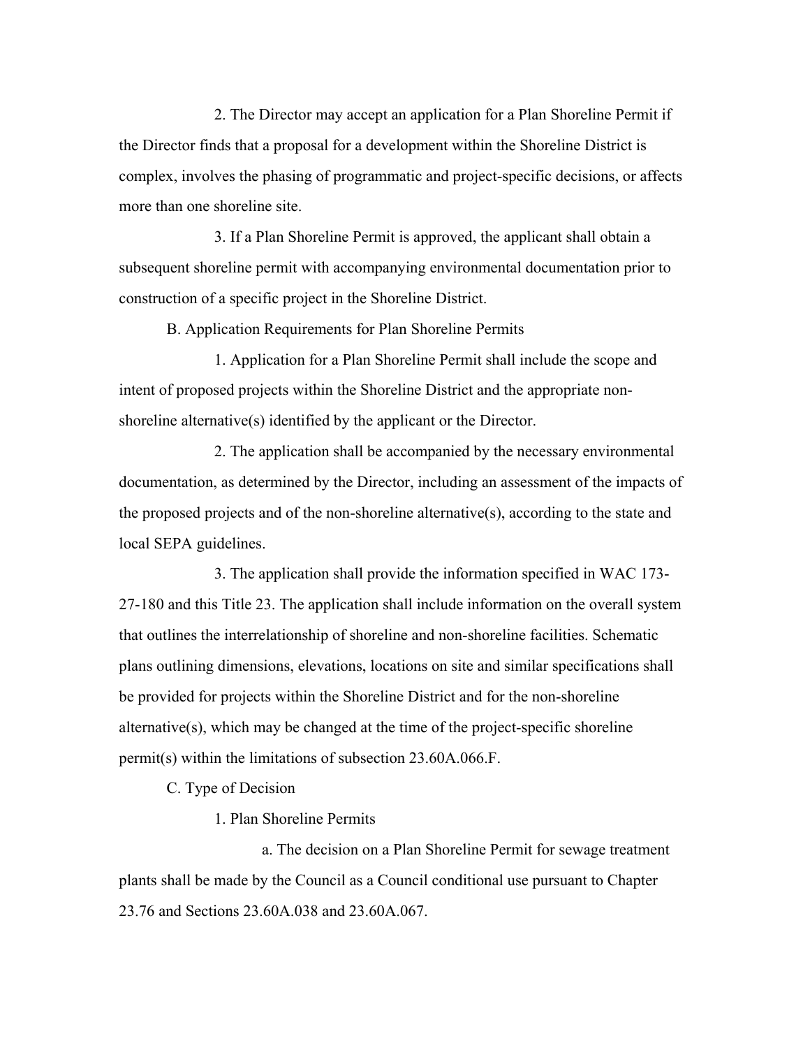2. The Director may accept an application for a Plan Shoreline Permit if the Director finds that a proposal for a development within the Shoreline District is complex, involves the phasing of programmatic and project-specific decisions, or affects more than one shoreline site.

3. If a Plan Shoreline Permit is approved, the applicant shall obtain a subsequent shoreline permit with accompanying environmental documentation prior to construction of a specific project in the Shoreline District.

B. Application Requirements for Plan Shoreline Permits

1. Application for a Plan Shoreline Permit shall include the scope and intent of proposed projects within the Shoreline District and the appropriate non-shoreline alternative(s) identified by the applicant or the Director.

2. The application shall be accompanied by the necessary environmental documentation, as determined by the Director, including an assessment of the impacts of the proposed projects and of the non-shoreline alternative(s), according to the state and local SEPA guidelines.

3. The application shall provide the information specified in WAC 173-27-180 and this Title 23. The application shall include information on the overall system that outlines the interrelationship of shoreline and non-shoreline facilities. Schematic plans outlining dimensions, elevations, locations on site and similar specifications shall be provided for projects within the Shoreline District and for the non-shoreline alternative(s), which may be changed at the time of the project-specific shoreline permit(s) within the limitations of subsection 23.60A.066.F.

C. Type of Decision

1. Plan Shoreline Permits

a. The decision on a Plan Shoreline Permit for sewage treatment plants shall be made by the Council as a Council conditional use pursuant to Chapter 23.76 and Sections 23.60A.038 and 23.60A.067.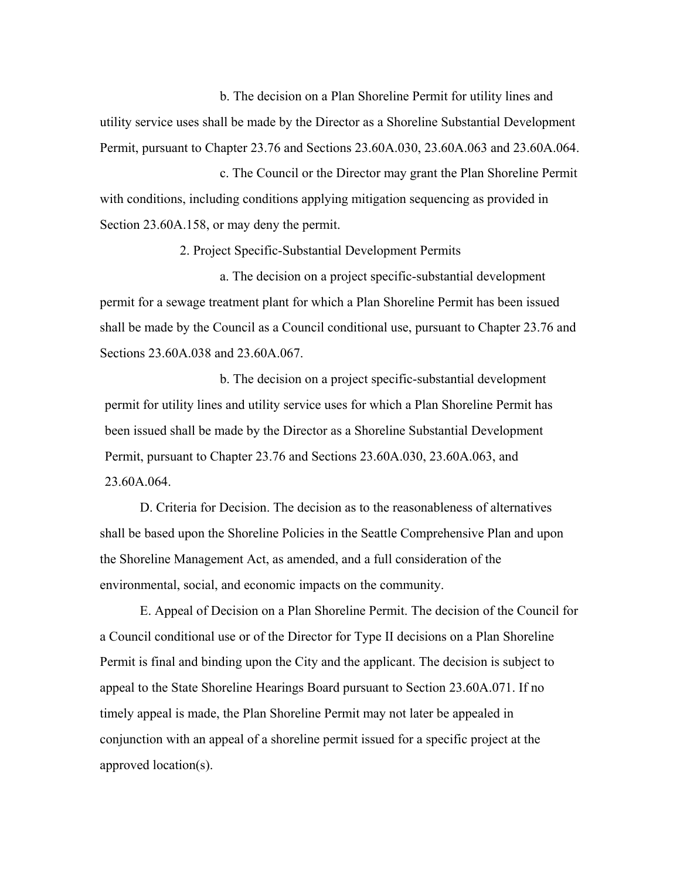b. The decision on a Plan Shoreline Permit for utility lines and utility service uses shall be made by the Director as a Shoreline Substantial Development Permit, pursuant to Chapter 23.76 and Sections 23.60A.030, 23.60A.063 and 23.60A.064.

c. The Council or the Director may grant the Plan Shoreline Permit with conditions, including conditions applying mitigation sequencing as provided in Section 23.60A.158, or may deny the permit.

2. Project Specific-Substantial Development Permits

a. The decision on a project specific-substantial development permit for a sewage treatment plant for which a Plan Shoreline Permit has been issued shall be made by the Council as a Council conditional use, pursuant to Chapter 23.76 and Sections 23.60A.038 and 23.60A.067.

b. The decision on a project specific-substantial development permit for utility lines and utility service uses for which a Plan Shoreline Permit has been issued shall be made by the Director as a Shoreline Substantial Development Permit, pursuant to Chapter 23.76 and Sections 23.60A.030, 23.60A.063, and 23.60A.064.

D. Criteria for Decision. The decision as to the reasonableness of alternatives shall be based upon the Shoreline Policies in the Seattle Comprehensive Plan and upon the Shoreline Management Act, as amended, and a full consideration of the environmental, social, and economic impacts on the community.

E. Appeal of Decision on a Plan Shoreline Permit. The decision of the Council for a Council conditional use or of the Director for Type II decisions on a Plan Shoreline Permit is final and binding upon the City and the applicant. The decision is subject to appeal to the State Shoreline Hearings Board pursuant to Section 23.60A.071. If no timely appeal is made, the Plan Shoreline Permit may not later be appealed in conjunction with an appeal of a shoreline permit issued for a specific project at the approved location(s).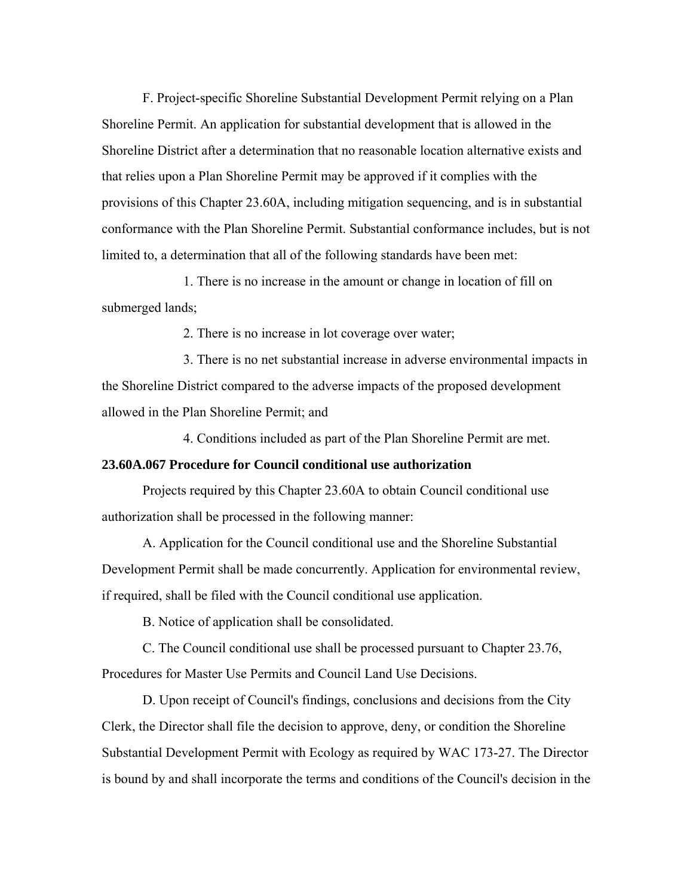F. Project-specific Shoreline Substantial Development Permit relying on a Plan Shoreline Permit. An application for substantial development that is allowed in the Shoreline District after a determination that no reasonable location alternative exists and that relies upon a Plan Shoreline Permit may be approved if it complies with the provisions of this Chapter 23.60A, including mitigation sequencing, and is in substantial conformance with the Plan Shoreline Permit. Substantial conformance includes, but is not limited to, a determination that all of the following standards have been met:

1. There is no increase in the amount or change in location of fill on submerged lands;

2. There is no increase in lot coverage over water;

3. There is no net substantial increase in adverse environmental impacts in the Shoreline District compared to the adverse impacts of the proposed development allowed in the Plan Shoreline Permit; and

4. Conditions included as part of the Plan Shoreline Permit are met.

**23.60A.067 Procedure for Council conditional use authorization**

Projects required by this Chapter 23.60A to obtain Council conditional use authorization shall be processed in the following manner:

A. Application for the Council conditional use and the Shoreline Substantial Development Permit shall be made concurrently. Application for environmental review, if required, shall be filed with the Council conditional use application.

B. Notice of application shall be consolidated.

C. The Council conditional use shall be processed pursuant to Chapter 23.76, Procedures for Master Use Permits and Council Land Use Decisions.

D. Upon receipt of Council's findings, conclusions and decisions from the City Clerk, the Director shall file the decision to approve, deny, or condition the Shoreline Substantial Development Permit with Ecology as required by WAC 173-27. The Director is bound by and shall incorporate the terms and conditions of the Council's decision in the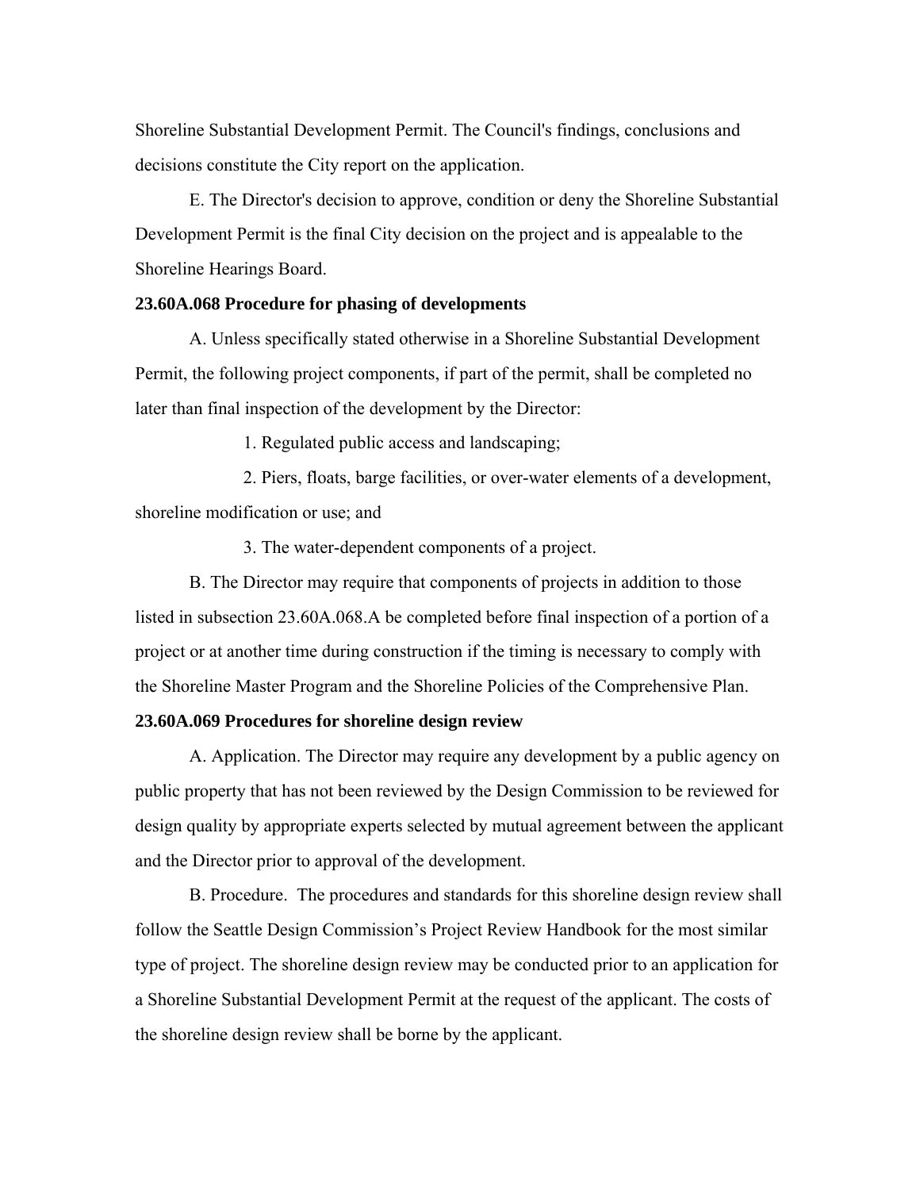Shoreline Substantial Development Permit. The Council's findings, conclusions and decisions constitute the City report on the application.

E. The Director's decision to approve, condition or deny the Shoreline Substantial Development Permit is the final City decision on the project and is appealable to the Shoreline Hearings Board.

**23.60A.068 Procedure for phasing of developments**

A. Unless specifically stated otherwise in a Shoreline Substantial Development Permit, the following project components, if part of the permit, shall be completed no later than final inspection of the development by the Director:

1. Regulated public access and landscaping;

2. Piers, floats, barge facilities, or over-water elements of a development, shoreline modification or use; and

3. The water-dependent components of a project.

B. The Director may require that components of projects in addition to those listed in subsection 23.60A.068.A be completed before final inspection of a portion of a project or at another time during construction if the timing is necessary to comply with the Shoreline Master Program and the Shoreline Policies of the Comprehensive Plan.

**23.60A.069 Procedures for shoreline design review**

A. Application. The Director may require any development by a public agency on public property that has not been reviewed by the Design Commission to be reviewed for design quality by appropriate experts selected by mutual agreement between the applicant and the Director prior to approval of the development.

B. Procedure. The procedures and standards for this shoreline design review shall follow the Seattle Design Commission's Project Review Handbook for the most similar type of project. The shoreline design review may be conducted prior to an application for a Shoreline Substantial Development Permit at the request of the applicant. The costs of the shoreline design review shall be borne by the applicant.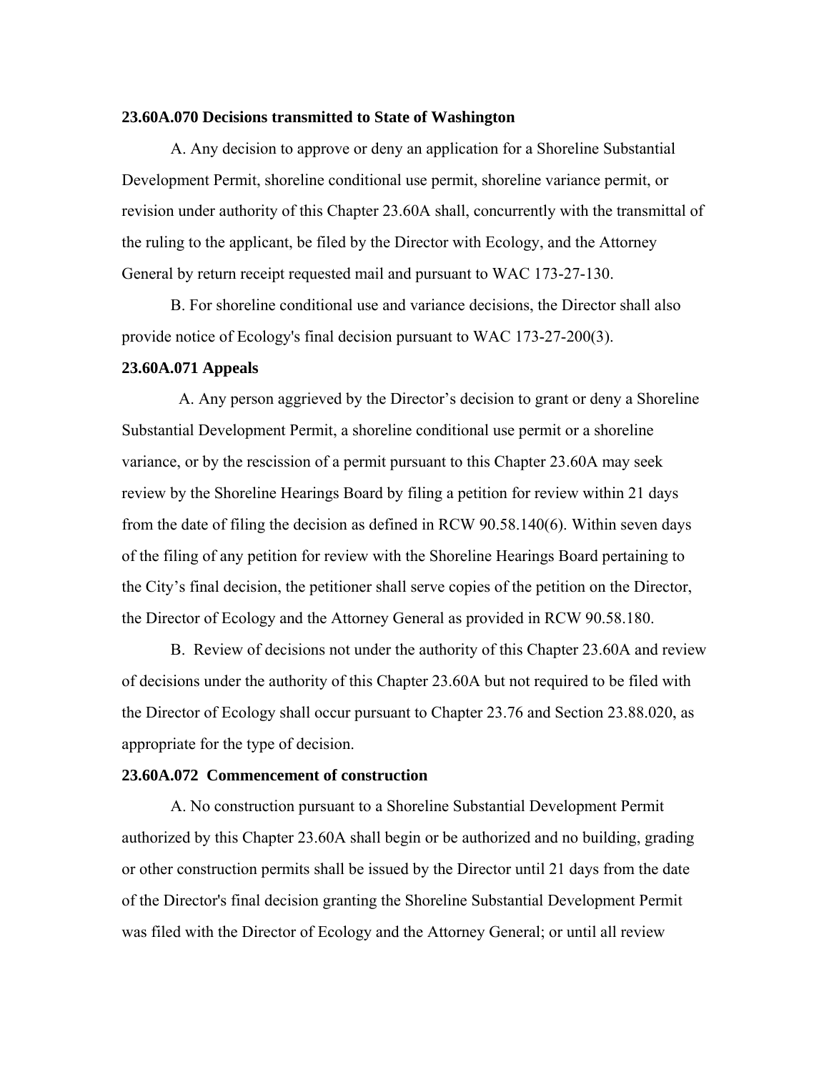**23.60A.070 Decisions transmitted to State of Washington**

A. Any decision to approve or deny an application for a Shoreline Substantial Development Permit, shoreline conditional use permit, shoreline variance permit, or revision under authority of this Chapter 23.60A shall, concurrently with the transmittal of the ruling to the applicant, be filed by the Director with Ecology, and the Attorney General by return receipt requested mail and pursuant to WAC 173-27-130.

B. For shoreline conditional use and variance decisions, the Director shall also provide notice of Ecology's final decision pursuant to WAC 173-27-200(3).

**23.60A.071 Appeals**

A. Any person aggrieved by the Director's decision to grant or deny a Shoreline Substantial Development Permit, a shoreline conditional use permit or a shoreline variance, or by the rescission of a permit pursuant to this Chapter 23.60A may seek review by the Shoreline Hearings Board by filing a petition for review within 21 days from the date of filing the decision as defined in RCW 90.58.140(6). Within seven days of the filing of any petition for review with the Shoreline Hearings Board pertaining to the City's final decision, the petitioner shall serve copies of the petition on the Director, the Director of Ecology and the Attorney General as provided in RCW 90.58.180.

B. Review of decisions not under the authority of this Chapter 23.60A and review of decisions under the authority of this Chapter 23.60A but not required to be filed with the Director of Ecology shall occur pursuant to Chapter 23.76 and Section 23.88.020, as appropriate for the type of decision.

**23.60A.072 Commencement of construction**

A. No construction pursuant to a Shoreline Substantial Development Permit authorized by this Chapter 23.60A shall begin or be authorized and no building, grading or other construction permits shall be issued by the Director until 21 days from the date of the Director's final decision granting the Shoreline Substantial Development Permit was filed with the Director of Ecology and the Attorney General; or until all review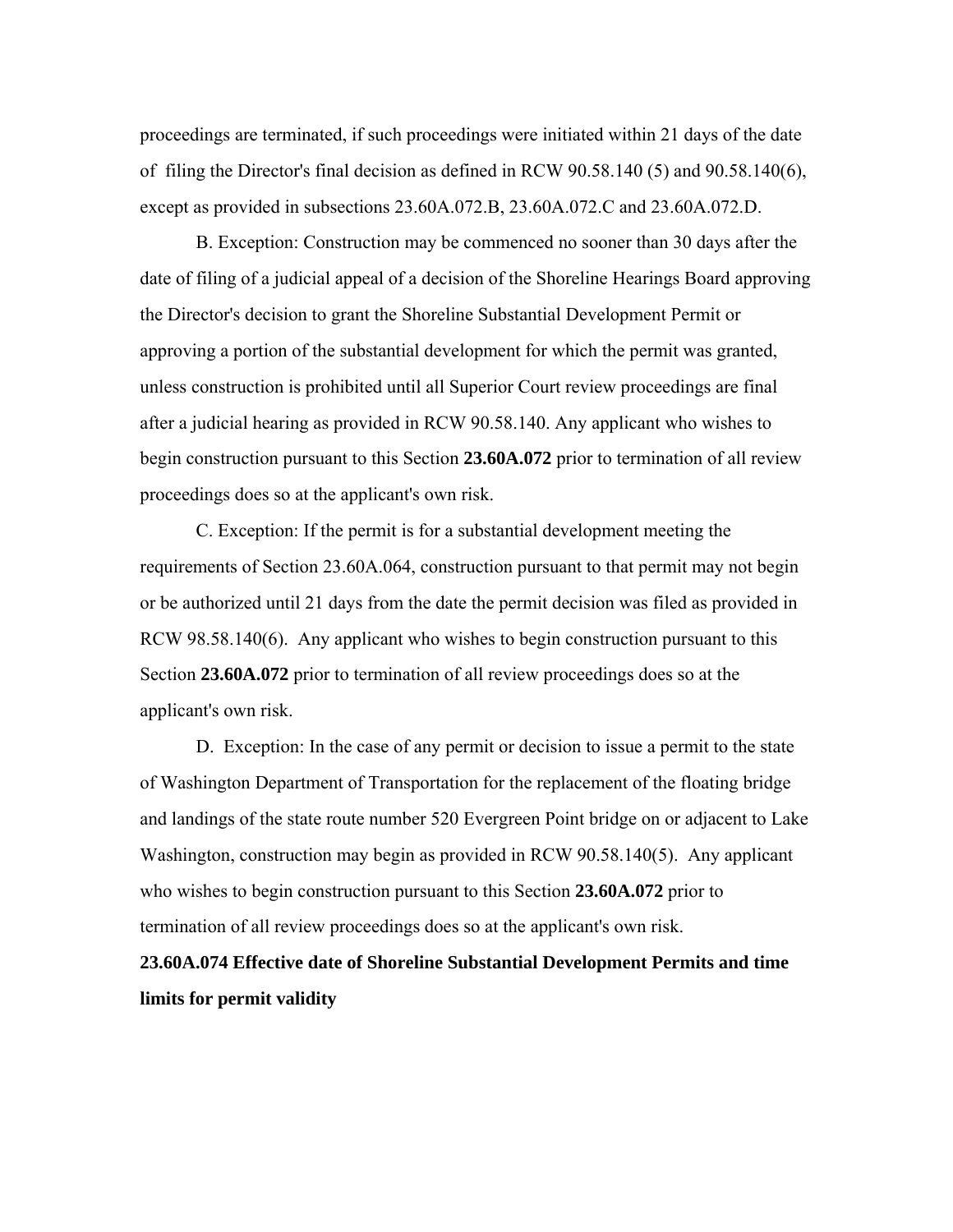proceedings are terminated, if such proceedings were initiated within 21 days of the date of filing the Director's final decision as defined in RCW 90.58.140 (5) and 90.58.140(6), except as provided in subsections 23.60A.072.B, 23.60A.072.C and 23.60A.072.D.

B. Exception: Construction may be commenced no sooner than 30 days after the date of filing of a judicial appeal of a decision of the Shoreline Hearings Board approving the Director's decision to grant the Shoreline Substantial Development Permit or approving a portion of the substantial development for which the permit was granted, unless construction is prohibited until all Superior Court review proceedings are final after a judicial hearing as provided in RCW 90.58.140. Any applicant who wishes to begin construction pursuant to this Section **23.60A.072** prior to termination of all review proceedings does so at the applicant's own risk.

C. Exception: If the permit is for a substantial development meeting the requirements of Section 23.60A.064, construction pursuant to that permit may not begin or be authorized until 21 days from the date the permit decision was filed as provided in RCW 98.58.140(6). Any applicant who wishes to begin construction pursuant to this Section **23.60A.072** prior to termination of all review proceedings does so at the applicant's own risk.

D. Exception: In the case of any permit or decision to issue a permit to the state of Washington Department of Transportation for the replacement of the floating bridge and landings of the state route number 520 Evergreen Point bridge on or adjacent to Lake Washington, construction may begin as provided in RCW 90.58.140(5). Any applicant who wishes to begin construction pursuant to this Section **23.60A.072** prior to termination of all review proceedings does so at the applicant's own risk.

**23.60A.074 Effective date of Shoreline Substantial Development Permits and time limits for permit validity**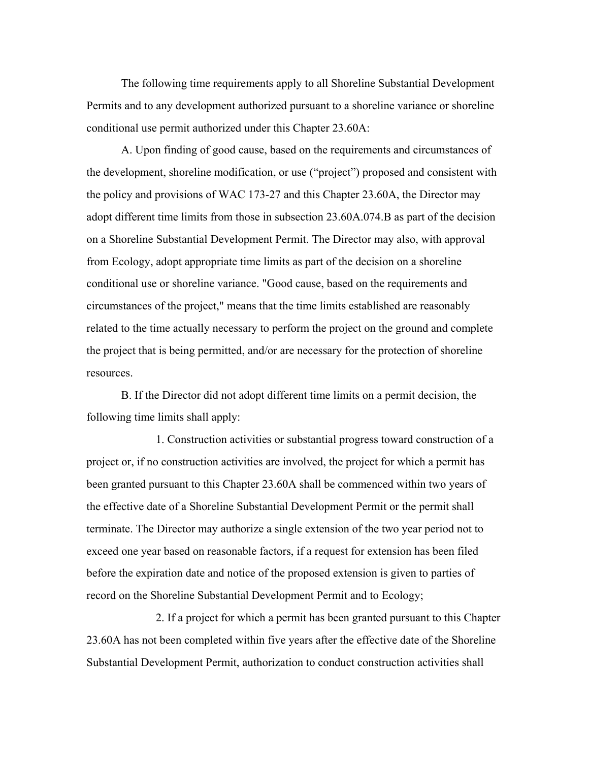The following time requirements apply to all Shoreline Substantial Development Permits and to any development authorized pursuant to a shoreline variance or shoreline conditional use permit authorized under this Chapter 23.60A:

A. Upon finding of good cause, based on the requirements and circumstances of the development, shoreline modification, or use ("project") proposed and consistent with the policy and provisions of WAC 173-27 and this Chapter 23.60A, the Director may adopt different time limits from those in subsection 23.60A.074.B as part of the decision on a Shoreline Substantial Development Permit. The Director may also, with approval from Ecology, adopt appropriate time limits as part of the decision on a shoreline conditional use or shoreline variance. "Good cause, based on the requirements and circumstances of the project," means that the time limits established are reasonably related to the time actually necessary to perform the project on the ground and complete the project that is being permitted, and/or are necessary for the protection of shoreline resources.

B. If the Director did not adopt different time limits on a permit decision, the following time limits shall apply:

1. Construction activities or substantial progress toward construction of a project or, if no construction activities are involved, the project for which a permit has been granted pursuant to this Chapter 23.60A shall be commenced within two years of the effective date of a Shoreline Substantial Development Permit or the permit shall terminate. The Director may authorize a single extension of the two year period not to exceed one year based on reasonable factors, if a request for extension has been filed before the expiration date and notice of the proposed extension is given to parties of record on the Shoreline Substantial Development Permit and to Ecology;

2. If a project for which a permit has been granted pursuant to this Chapter 23.60A has not been completed within five years after the effective date of the Shoreline Substantial Development Permit, authorization to conduct construction activities shall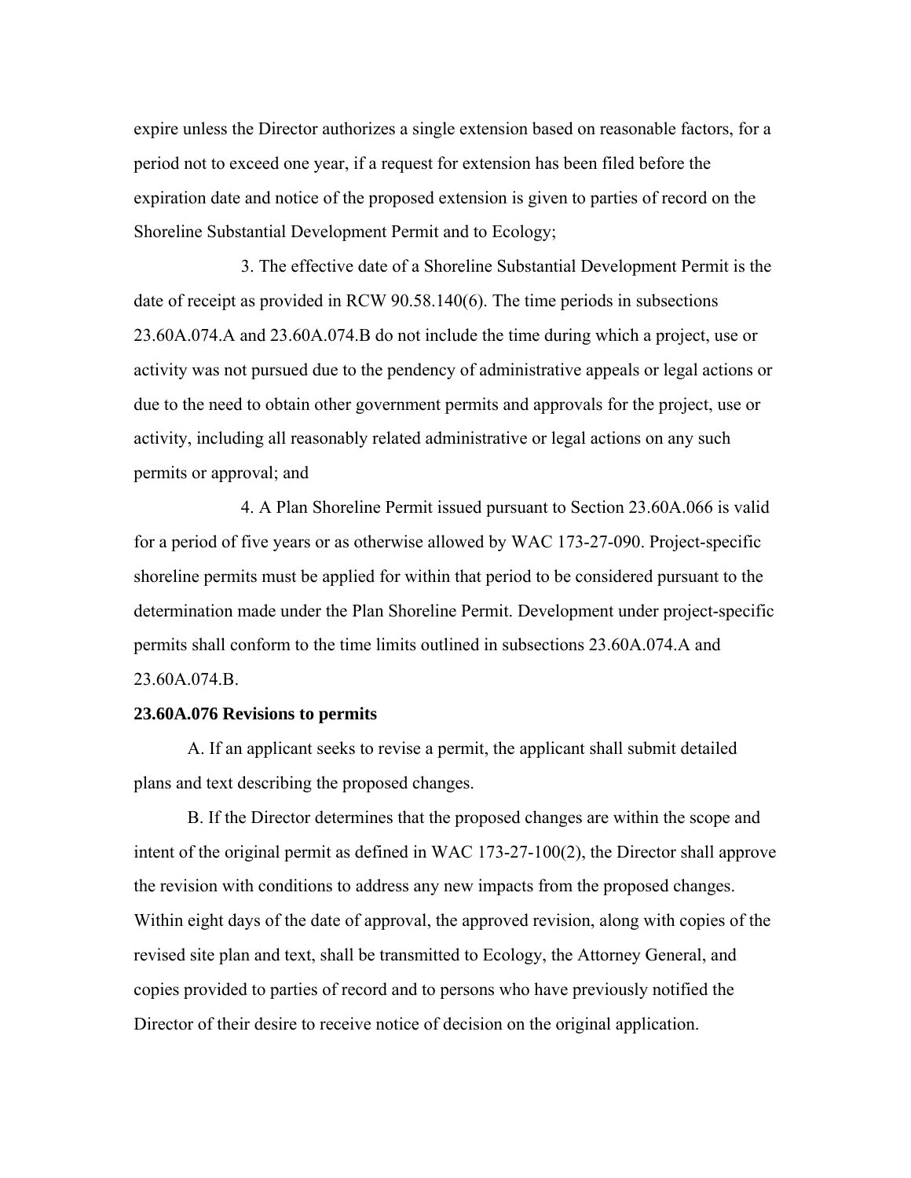expire unless the Director authorizes a single extension based on reasonable factors, for a period not to exceed one year, if a request for extension has been filed before the expiration date and notice of the proposed extension is given to parties of record on the Shoreline Substantial Development Permit and to Ecology;

3. The effective date of a Shoreline Substantial Development Permit is the date of receipt as provided in RCW 90.58.140(6). The time periods in subsections 23.60A.074.A and 23.60A.074.B do not include the time during which a project, use or activity was not pursued due to the pendency of administrative appeals or legal actions or due to the need to obtain other government permits and approvals for the project, use or activity, including all reasonably related administrative or legal actions on any such permits or approval; and

4. A Plan Shoreline Permit issued pursuant to Section 23.60A.066 is valid for a period of five years or as otherwise allowed by WAC 173-27-090. Project-specific shoreline permits must be applied for within that period to be considered pursuant to the determination made under the Plan Shoreline Permit. Development under project-specific permits shall conform to the time limits outlined in subsections 23.60A.074.A and 23.60A.074.B.

**23.60A.076 Revisions to permits**

A. If an applicant seeks to revise a permit, the applicant shall submit detailed plans and text describing the proposed changes.

B. If the Director determines that the proposed changes are within the scope and intent of the original permit as defined in WAC 173-27-100(2), the Director shall approve the revision with conditions to address any new impacts from the proposed changes. Within eight days of the date of approval, the approved revision, along with copies of the revised site plan and text, shall be transmitted to Ecology, the Attorney General, and copies provided to parties of record and to persons who have previously notified the Director of their desire to receive notice of decision on the original application.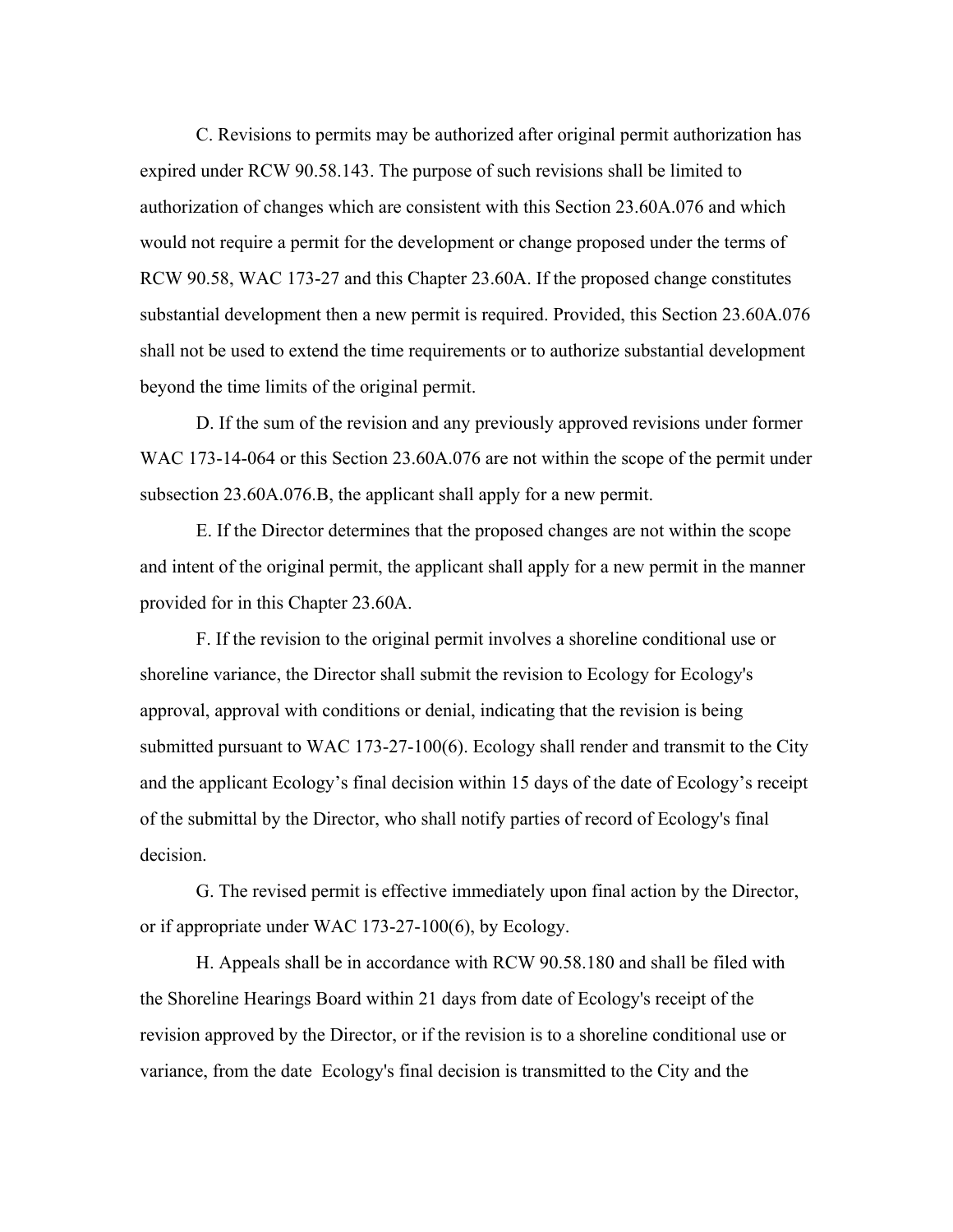C. Revisions to permits may be authorized after original permit authorization has expired under RCW 90.58.143. The purpose of such revisions shall be limited to authorization of changes which are consistent with this Section 23.60A.076 and which would not require a permit for the development or change proposed under the terms of RCW 90.58, WAC 173-27 and this Chapter 23.60A. If the proposed change constitutes substantial development then a new permit is required. Provided, this Section 23.60A.076 shall not be used to extend the time requirements or to authorize substantial development beyond the time limits of the original permit.

D. If the sum of the revision and any previously approved revisions under former WAC 173-14-064 or this Section 23.60A.076 are not within the scope of the permit under subsection 23.60A.076.B, the applicant shall apply for a new permit.

E. If the Director determines that the proposed changes are not within the scope and intent of the original permit, the applicant shall apply for a new permit in the manner provided for in this Chapter 23.60A.

F. If the revision to the original permit involves a shoreline conditional use or shoreline variance, the Director shall submit the revision to Ecology for Ecology's approval, approval with conditions or denial, indicating that the revision is being submitted pursuant to WAC 173-27-100(6). Ecology shall render and transmit to the City and the applicant Ecology's final decision within 15 days of the date of Ecology's receipt of the submittal by the Director, who shall notify parties of record of Ecology's final decision.

G. The revised permit is effective immediately upon final action by the Director, or if appropriate under WAC 173-27-100(6), by Ecology.

H. Appeals shall be in accordance with RCW 90.58.180 and shall be filed with the Shoreline Hearings Board within 21 days from date of Ecology's receipt of the revision approved by the Director, or if the revision is to a shoreline conditional use or variance, from the date Ecology's final decision is transmitted to the City and the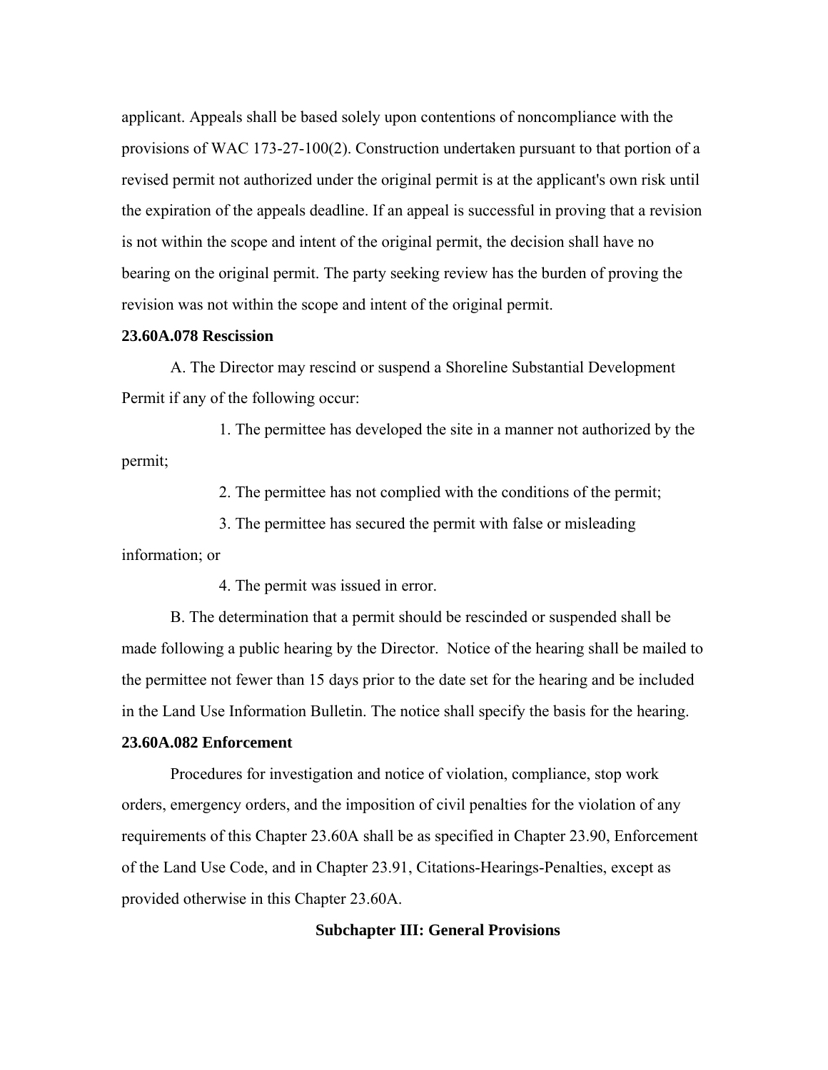applicant. Appeals shall be based solely upon contentions of noncompliance with the provisions of WAC 173-27-100(2). Construction undertaken pursuant to that portion of a revised permit not authorized under the original permit is at the applicant's own risk until the expiration of the appeals deadline. If an appeal is successful in proving that a revision is not within the scope and intent of the original permit, the decision shall have no bearing on the original permit. The party seeking review has the burden of proving the revision was not within the scope and intent of the original permit.

**23.60A.078 Rescission**

A. The Director may rescind or suspend a Shoreline Substantial Development Permit if any of the following occur:

1. The permittee has developed the site in a manner not authorized by the permit;

2. The permittee has not complied with the conditions of the permit;

3. The permittee has secured the permit with false or misleading information; or

4. The permit was issued in error.

B. The determination that a permit should be rescinded or suspended shall be made following a public hearing by the Director. Notice of the hearing shall be mailed to the permittee not fewer than 15 days prior to the date set for the hearing and be included in the Land Use Information Bulletin. The notice shall specify the basis for the hearing.

**23.60A.082 Enforcement**

Procedures for investigation and notice of violation, compliance, stop work orders, emergency orders, and the imposition of civil penalties for the violation of any requirements of this Chapter 23.60A shall be as specified in Chapter 23.90, Enforcement of the Land Use Code, and in Chapter 23.91, Citations-Hearings-Penalties, except as provided otherwise in this Chapter 23.60A.

## Subchapter III: General Provisions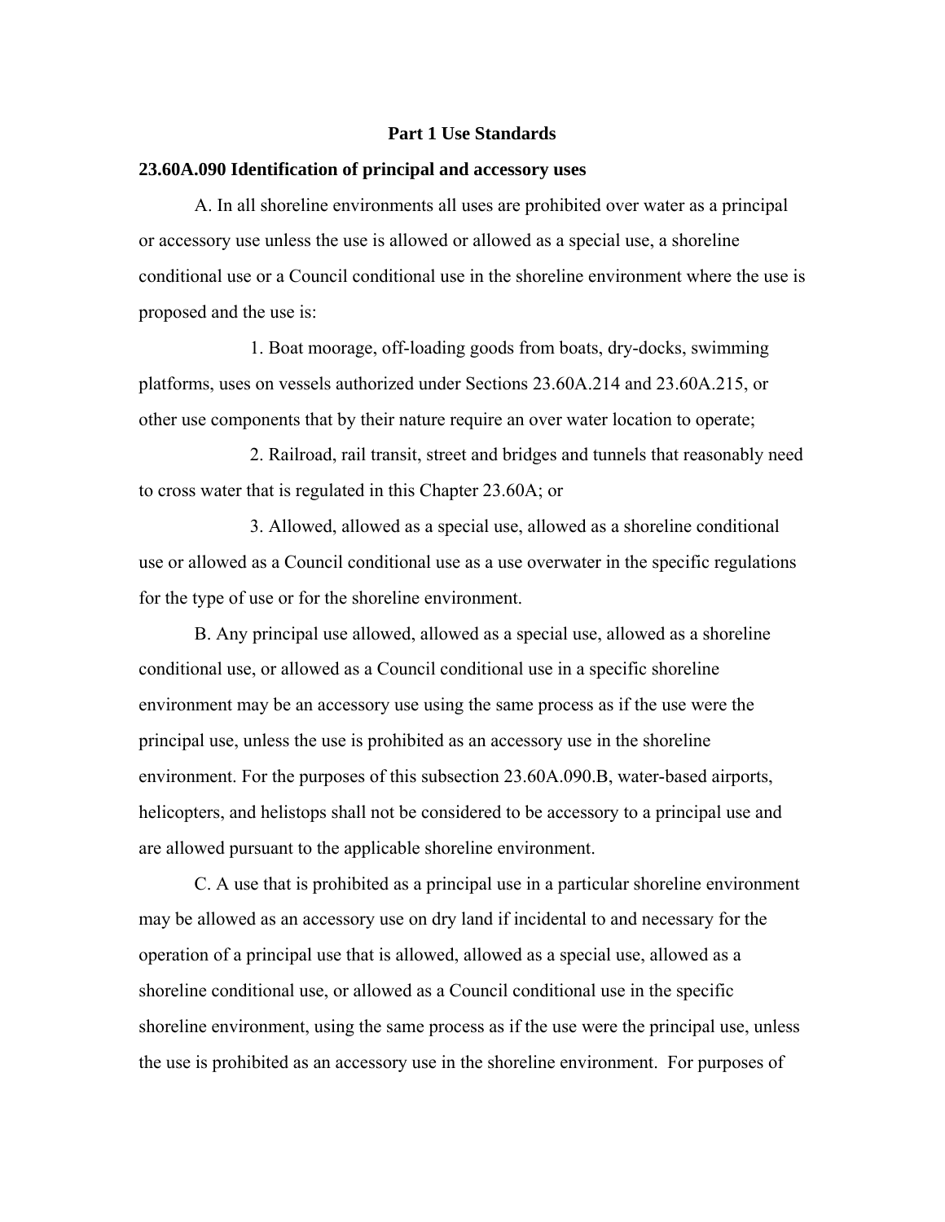## Part 1 Use Standards

### 23.60A.090 Identification of principal and accessory uses

A. In all shoreline environments all uses are prohibited over water as a principal or accessory use unless the use is allowed or allowed as a special use, a shoreline conditional use or a Council conditional use in the shoreline environment where the use is proposed and the use is:

1. Boat moorage, off-loading goods from boats, dry-docks, swimming platforms, uses on vessels authorized under Sections 23.60A.214 and 23.60A.215, or other use components that by their nature require an over water location to operate;

2. Railroad, rail transit, street and bridges and tunnels that reasonably need to cross water that is regulated in this Chapter 23.60A; or

3. Allowed, allowed as a special use, allowed as a shoreline conditional use or allowed as a Council conditional use as a use overwater in the specific regulations for the type of use or for the shoreline environment.

B. Any principal use allowed, allowed as a special use, allowed as a shoreline conditional use, or allowed as a Council conditional use in a specific shoreline environment may be an accessory use using the same process as if the use were the principal use, unless the use is prohibited as an accessory use in the shoreline environment. For the purposes of this subsection 23.60A.090.B, water-based airports, helicopters, and helistops shall not be considered to be accessory to a principal use and are allowed pursuant to the applicable shoreline environment.

C. A use that is prohibited as a principal use in a particular shoreline environment may be allowed as an accessory use on dry land if incidental to and necessary for the operation of a principal use that is allowed, allowed as a special use, allowed as a shoreline conditional use, or allowed as a Council conditional use in the specific shoreline environment, using the same process as if the use were the principal use, unless the use is prohibited as an accessory use in the shoreline environment. For purposes of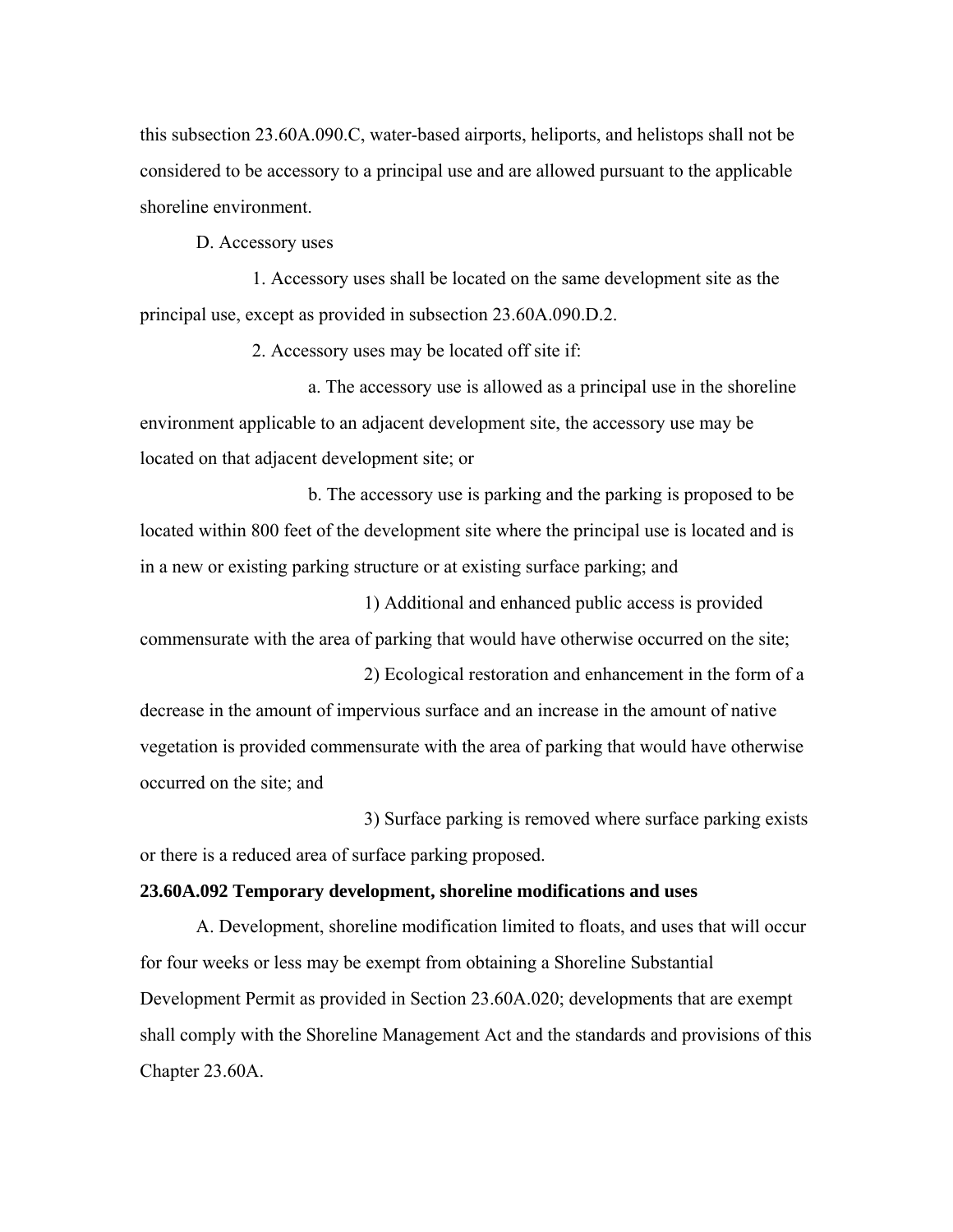this subsection 23.60A.090.C, water-based airports, heliports, and helistops shall not be considered to be accessory to a principal use and are allowed pursuant to the applicable shoreline environment.

D. Accessory uses

1. Accessory uses shall be located on the same development site as the principal use, except as provided in subsection 23.60A.090.D.2.

2. Accessory uses may be located off site if:

a. The accessory use is allowed as a principal use in the shoreline environment applicable to an adjacent development site, the accessory use may be located on that adjacent development site; or

b. The accessory use is parking and the parking is proposed to be located within 800 feet of the development site where the principal use is located and is in a new or existing parking structure or at existing surface parking; and

1) Additional and enhanced public access is provided commensurate with the area of parking that would have otherwise occurred on the site;

2) Ecological restoration and enhancement in the form of a decrease in the amount of impervious surface and an increase in the amount of native vegetation is provided commensurate with the area of parking that would have otherwise occurred on the site; and

3) Surface parking is removed where surface parking exists or there is a reduced area of surface parking proposed.

**23.60A.092 Temporary development, shoreline modifications and uses**

A. Development, shoreline modification limited to floats, and uses that will occur for four weeks or less may be exempt from obtaining a Shoreline Substantial Development Permit as provided in Section 23.60A.020; developments that are exempt shall comply with the Shoreline Management Act and the standards and provisions of this Chapter 23.60A.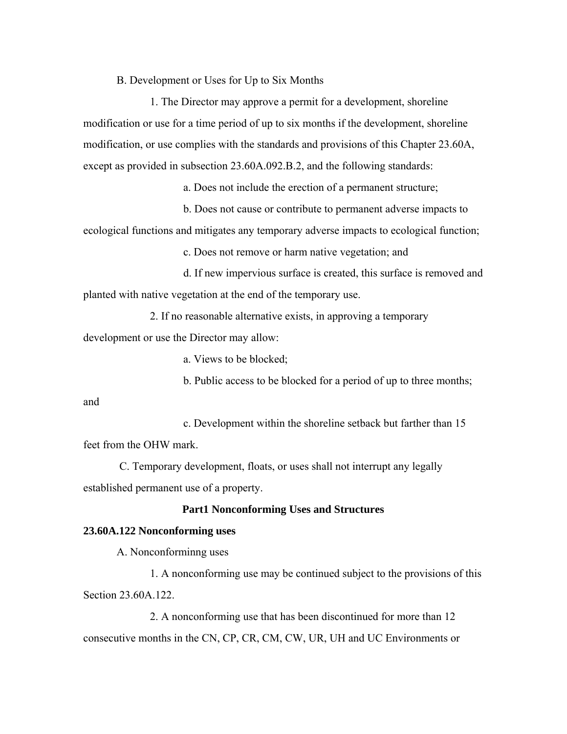B. Development or Uses for Up to Six Months

1. The Director may approve a permit for a development, shoreline modification or use for a time period of up to six months if the development, shoreline modification, or use complies with the standards and provisions of this Chapter 23.60A, except as provided in subsection 23.60A.092.B.2, and the following standards:

a. Does not include the erection of a permanent structure;

b. Does not cause or contribute to permanent adverse impacts to ecological functions and mitigates any temporary adverse impacts to ecological function;

c. Does not remove or harm native vegetation; and

d. If new impervious surface is created, this surface is removed and planted with native vegetation at the end of the temporary use.

2. If no reasonable alternative exists, in approving a temporary development or use the Director may allow:

a. Views to be blocked;

b. Public access to be blocked for a period of up to three months; and

c. Development within the shoreline setback but farther than 15 feet from the OHW mark.

C. Temporary development, floats, or uses shall not interrupt any legally established permanent use of a property.

## Part1 Nonconforming Uses and Structures

### 23.60A.122 Nonconforming uses

A. Nonconforminng uses

1. A nonconforming use may be continued subject to the provisions of this Section 23.60A.122.

2. A nonconforming use that has been discontinued for more than 12 consecutive months in the CN, CP, CR, CM, CW, UR, UH and UC Environments or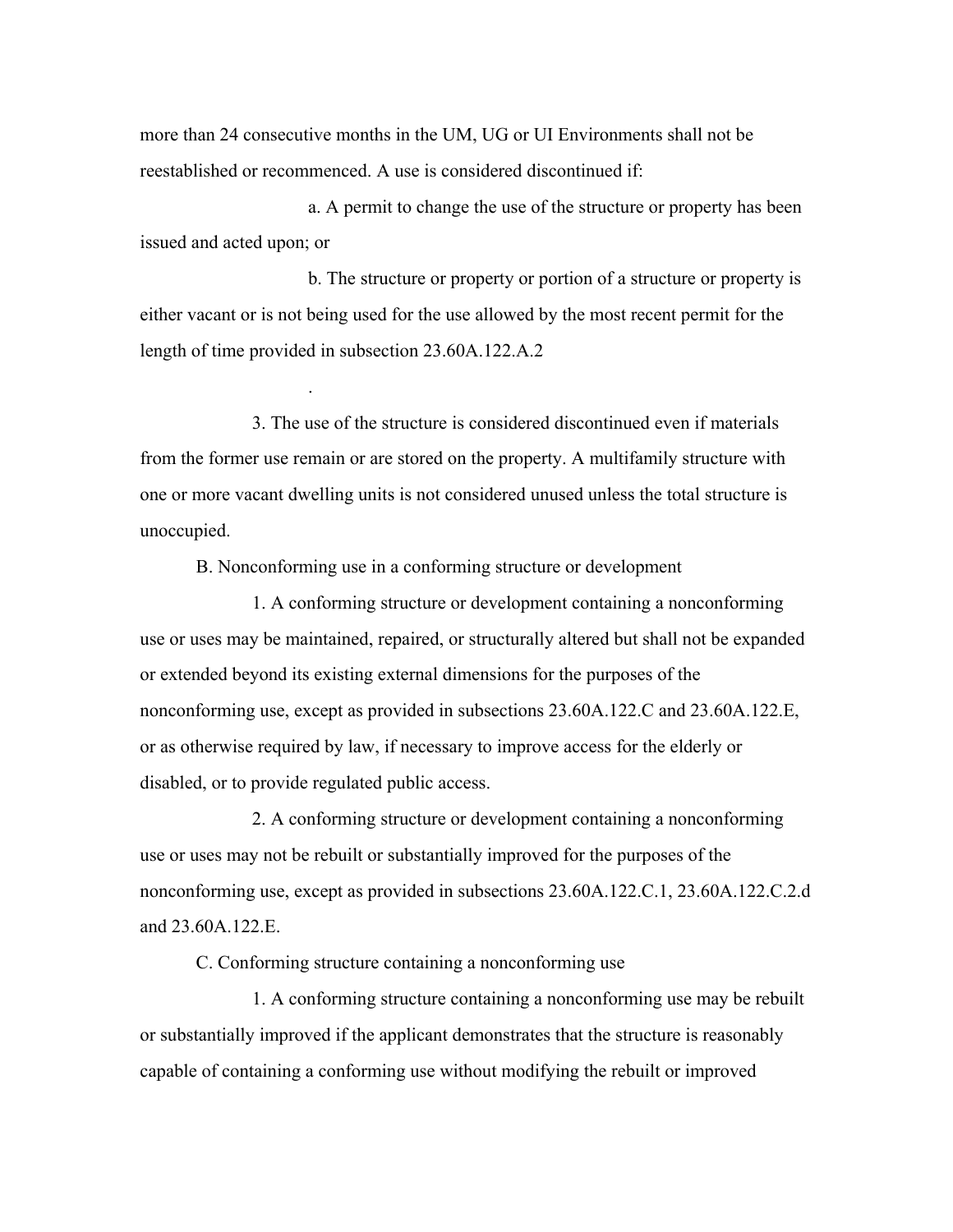more than 24 consecutive months in the UM, UG or UI Environments shall not be reestablished or recommenced. A use is considered discontinued if:

a. A permit to change the use of the structure or property has been issued and acted upon; or

b. The structure or property or portion of a structure or property is either vacant or is not being used for the use allowed by the most recent permit for the length of time provided in subsection 23.60A.122.A.2

.

3. The use of the structure is considered discontinued even if materials from the former use remain or are stored on the property. A multifamily structure with one or more vacant dwelling units is not considered unused unless the total structure is unoccupied.

B. Nonconforming use in a conforming structure or development

1. A conforming structure or development containing a nonconforming use or uses may be maintained, repaired, or structurally altered but shall not be expanded or extended beyond its existing external dimensions for the purposes of the nonconforming use, except as provided in subsections 23.60A.122.C and 23.60A.122.E, or as otherwise required by law, if necessary to improve access for the elderly or disabled, or to provide regulated public access.

2. A conforming structure or development containing a nonconforming use or uses may not be rebuilt or substantially improved for the purposes of the nonconforming use, except as provided in subsections 23.60A.122.C.1, 23.60A.122.C.2.d and 23.60A.122.E.

C. Conforming structure containing a nonconforming use

1. A conforming structure containing a nonconforming use may be rebuilt or substantially improved if the applicant demonstrates that the structure is reasonably capable of containing a conforming use without modifying the rebuilt or improved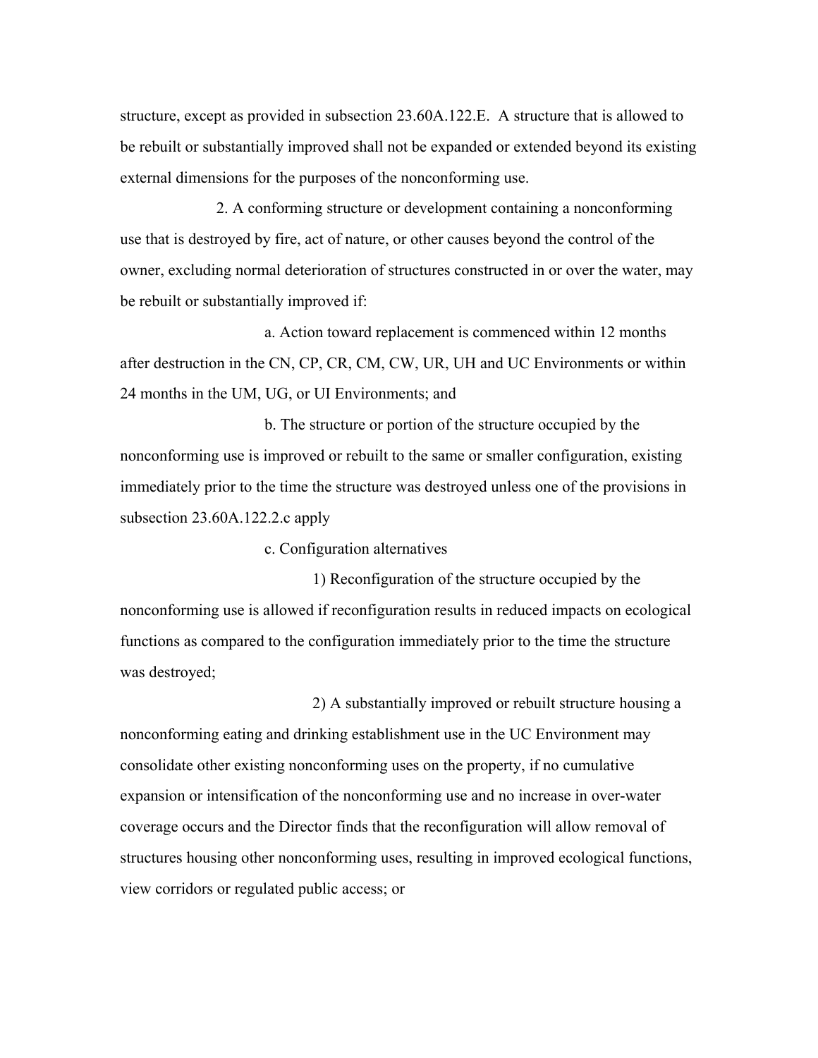structure, except as provided in subsection 23.60A.122.E. A structure that is allowed to be rebuilt or substantially improved shall not be expanded or extended beyond its existing external dimensions for the purposes of the nonconforming use.

2. A conforming structure or development containing a nonconforming use that is destroyed by fire, act of nature, or other causes beyond the control of the owner, excluding normal deterioration of structures constructed in or over the water, may be rebuilt or substantially improved if:

a. Action toward replacement is commenced within 12 months after destruction in the CN, CP, CR, CM, CW, UR, UH and UC Environments or within 24 months in the UM, UG, or UI Environments; and

b. The structure or portion of the structure occupied by the nonconforming use is improved or rebuilt to the same or smaller configuration, existing immediately prior to the time the structure was destroyed unless one of the provisions in subsection 23.60A.122.2.c apply

c. Configuration alternatives

1) Reconfiguration of the structure occupied by the nonconforming use is allowed if reconfiguration results in reduced impacts on ecological functions as compared to the configuration immediately prior to the time the structure was destroyed;

2) A substantially improved or rebuilt structure housing a nonconforming eating and drinking establishment use in the UC Environment may consolidate other existing nonconforming uses on the property, if no cumulative expansion or intensification of the nonconforming use and no increase in over-water coverage occurs and the Director finds that the reconfiguration will allow removal of structures housing other nonconforming uses, resulting in improved ecological functions, view corridors or regulated public access; or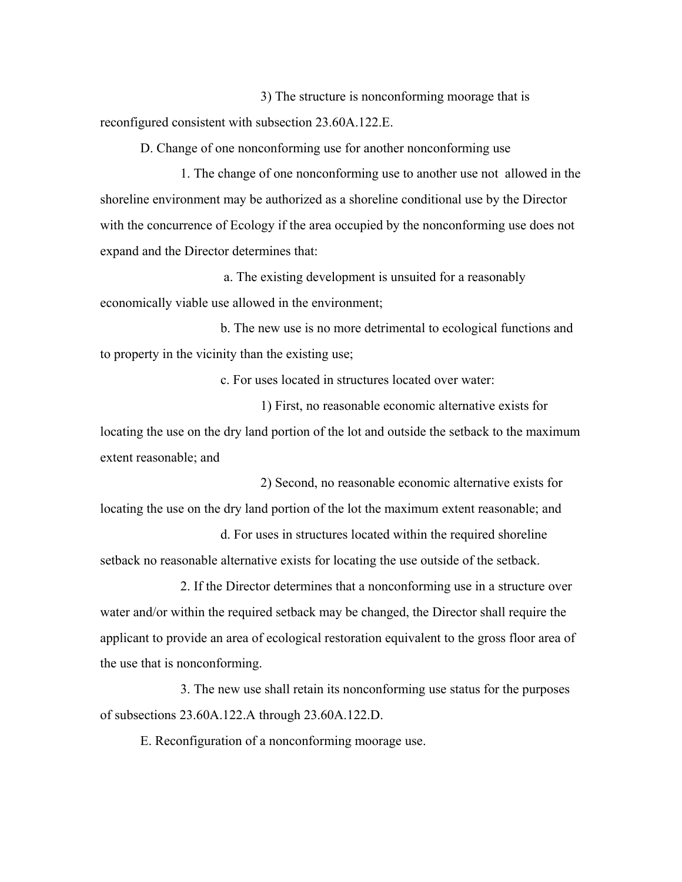3) The structure is nonconforming moorage that is reconfigured consistent with subsection 23.60A.122.E.

D. Change of one nonconforming use for another nonconforming use

1. The change of one nonconforming use to another use not allowed in the shoreline environment may be authorized as a shoreline conditional use by the Director with the concurrence of Ecology if the area occupied by the nonconforming use does not expand and the Director determines that:

a. The existing development is unsuited for a reasonably economically viable use allowed in the environment;

b. The new use is no more detrimental to ecological functions and to property in the vicinity than the existing use;

c. For uses located in structures located over water:

1) First, no reasonable economic alternative exists for locating the use on the dry land portion of the lot and outside the setback to the maximum extent reasonable; and

2) Second, no reasonable economic alternative exists for locating the use on the dry land portion of the lot the maximum extent reasonable; and

d. For uses in structures located within the required shoreline setback no reasonable alternative exists for locating the use outside of the setback.

2. If the Director determines that a nonconforming use in a structure over water and/or within the required setback may be changed, the Director shall require the applicant to provide an area of ecological restoration equivalent to the gross floor area of the use that is nonconforming.

3. The new use shall retain its nonconforming use status for the purposes of subsections 23.60A.122.A through 23.60A.122.D.

E. Reconfiguration of a nonconforming moorage use.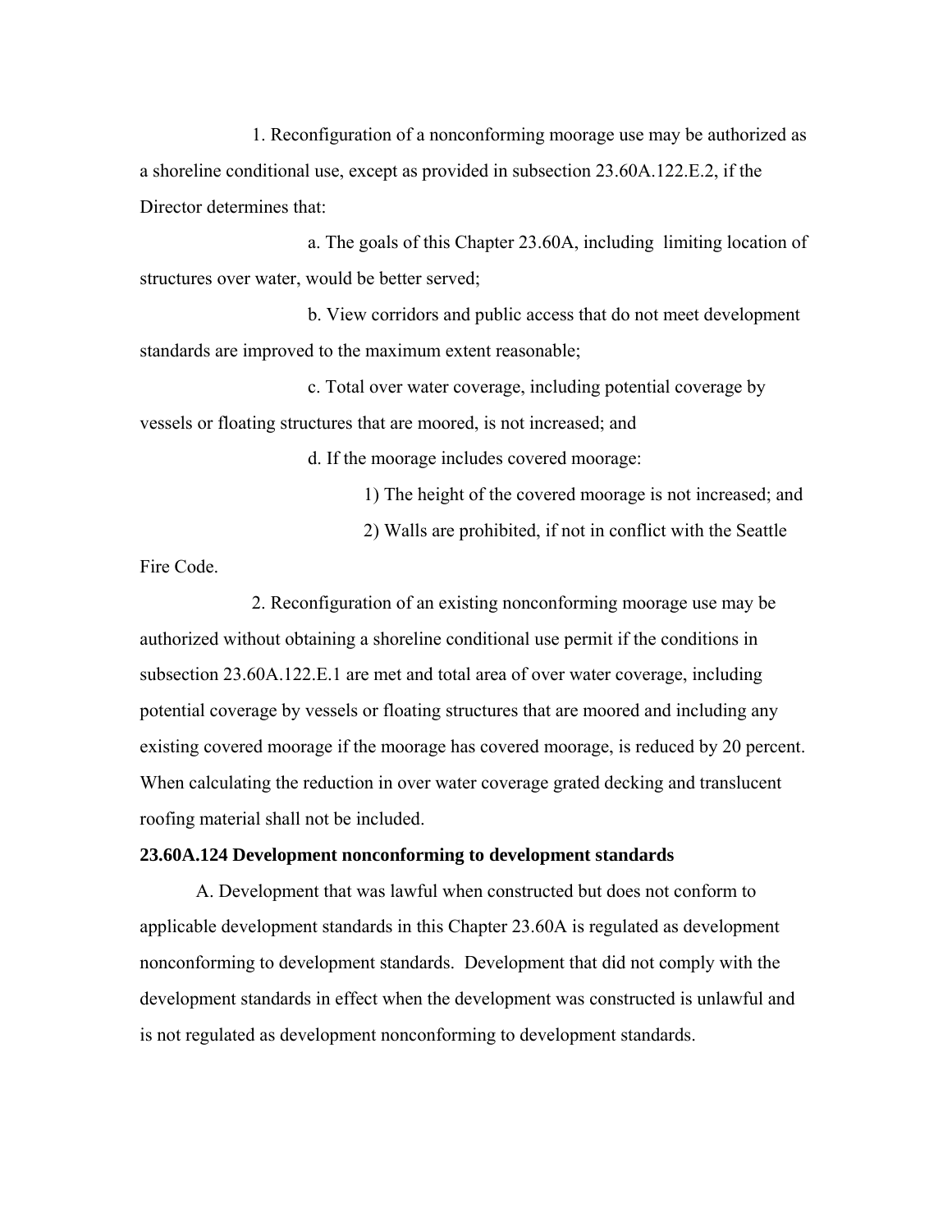1. Reconfiguration of a nonconforming moorage use may be authorized as a shoreline conditional use, except as provided in subsection 23.60A.122.E.2, if the Director determines that:

a. The goals of this Chapter 23.60A, including limiting location of structures over water, would be better served;

b. View corridors and public access that do not meet development standards are improved to the maximum extent reasonable;

c. Total over water coverage, including potential coverage by vessels or floating structures that are moored, is not increased; and

d. If the moorage includes covered moorage:

1) The height of the covered moorage is not increased; and

2) Walls are prohibited, if not in conflict with the Seattle Fire Code.

2. Reconfiguration of an existing nonconforming moorage use may be authorized without obtaining a shoreline conditional use permit if the conditions in subsection 23.60A.122.E.1 are met and total area of over water coverage, including potential coverage by vessels or floating structures that are moored and including any existing covered moorage if the moorage has covered moorage, is reduced by 20 percent. When calculating the reduction in over water coverage grated decking and translucent roofing material shall not be included.

**23.60A.124 Development nonconforming to development standards**

A. Development that was lawful when constructed but does not conform to applicable development standards in this Chapter 23.60A is regulated as development nonconforming to development standards. Development that did not comply with the development standards in effect when the development was constructed is unlawful and is not regulated as development nonconforming to development standards.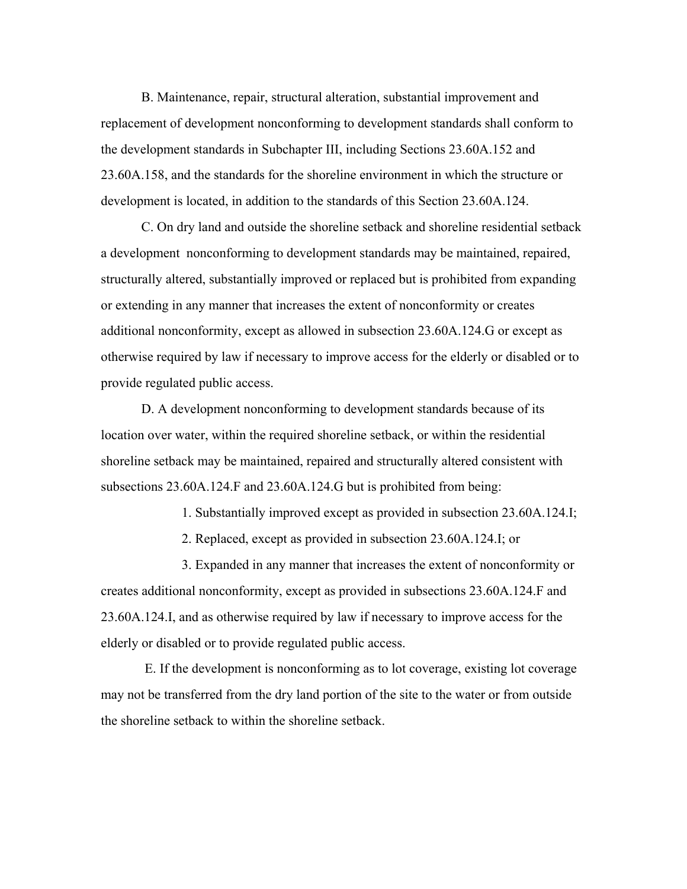B. Maintenance, repair, structural alteration, substantial improvement and replacement of development nonconforming to development standards shall conform to the development standards in Subchapter III, including Sections 23.60A.152 and 23.60A.158, and the standards for the shoreline environment in which the structure or development is located, in addition to the standards of this Section 23.60A.124.

C. On dry land and outside the shoreline setback and shoreline residential setback a development nonconforming to development standards may be maintained, repaired, structurally altered, substantially improved or replaced but is prohibited from expanding or extending in any manner that increases the extent of nonconformity or creates additional nonconformity, except as allowed in subsection 23.60A.124.G or except as otherwise required by law if necessary to improve access for the elderly or disabled or to provide regulated public access.

D. A development nonconforming to development standards because of its location over water, within the required shoreline setback, or within the residential shoreline setback may be maintained, repaired and structurally altered consistent with subsections 23.60A.124.F and 23.60A.124.G but is prohibited from being:

1. Substantially improved except as provided in subsection 23.60A.124.I;

2. Replaced, except as provided in subsection 23.60A.124.I; or

3. Expanded in any manner that increases the extent of nonconformity or creates additional nonconformity, except as provided in subsections 23.60A.124.F and 23.60A.124.I, and as otherwise required by law if necessary to improve access for the elderly or disabled or to provide regulated public access.

E. If the development is nonconforming as to lot coverage, existing lot coverage may not be transferred from the dry land portion of the site to the water or from outside the shoreline setback to within the shoreline setback.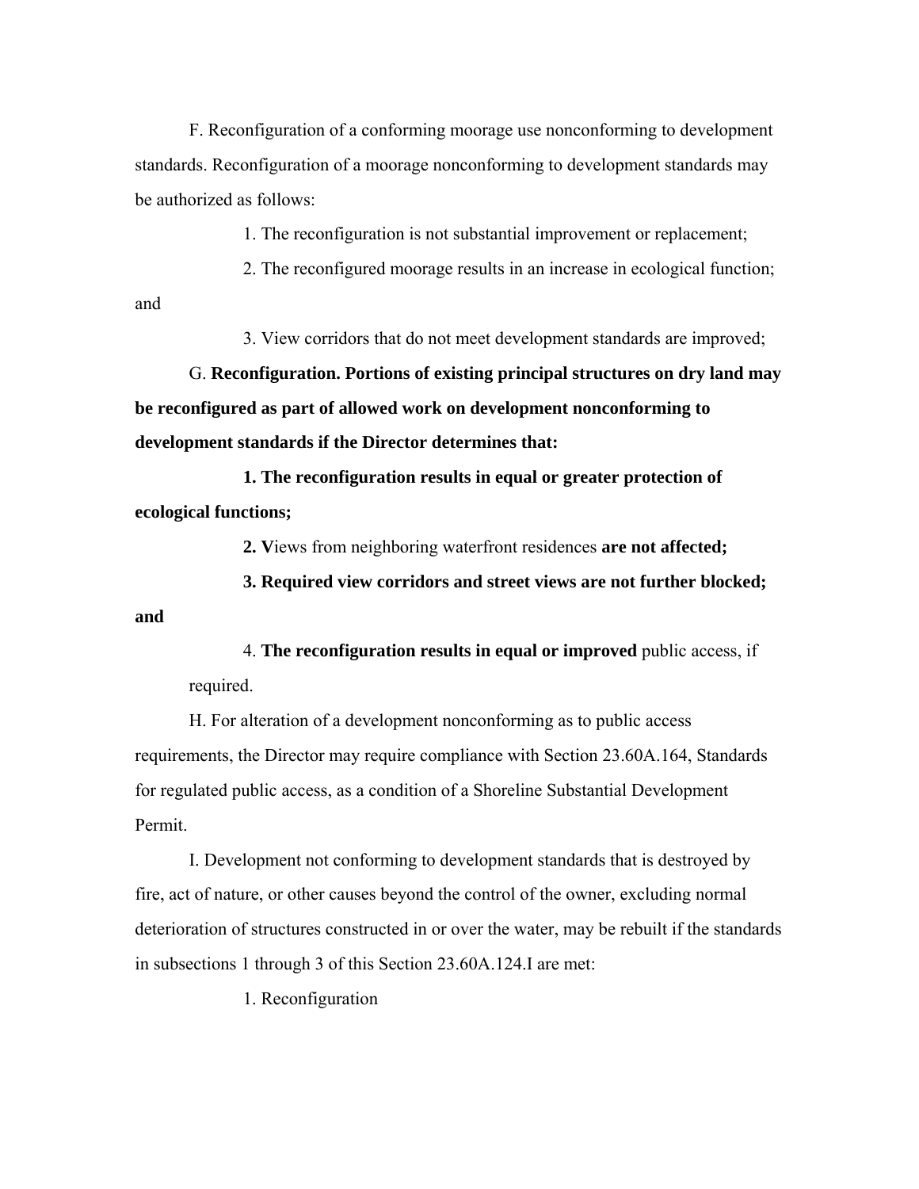F. Reconfiguration of a conforming moorage use nonconforming to development standards. Reconfiguration of a moorage nonconforming to development standards may be authorized as follows:

1. The reconfiguration is not substantial improvement or replacement;

2. The reconfigured moorage results in an increase in ecological function; and

3. View corridors that do not meet development standards are improved;

G. **Reconfiguration. Portions of existing principal structures on dry land may be reconfigured as part of allowed work on development nonconforming to development standards if the Director determines that:**

**1. The reconfiguration results in equal or greater protection of ecological functions;**

**2. V**iews from neighboring waterfront residences **are not affected;**

**3. Required view corridors and street views are not further blocked; and**

4. **The reconfiguration results in equal or improved** public access, if required.

H. For alteration of a development nonconforming as to public access requirements, the Director may require compliance with Section 23.60A.164, Standards for regulated public access, as a condition of a Shoreline Substantial Development Permit.

I. Development not conforming to development standards that is destroyed by fire, act of nature, or other causes beyond the control of the owner, excluding normal deterioration of structures constructed in or over the water, may be rebuilt if the standards in subsections 1 through 3 of this Section 23.60A.124.I are met:

1. Reconfiguration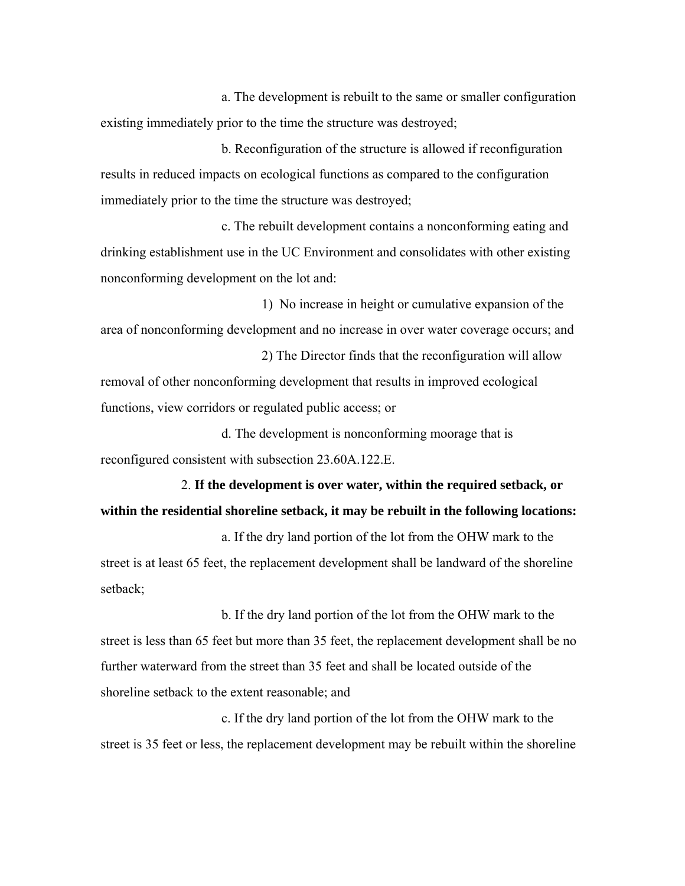a. The development is rebuilt to the same or smaller configuration existing immediately prior to the time the structure was destroyed;

b. Reconfiguration of the structure is allowed if reconfiguration results in reduced impacts on ecological functions as compared to the configuration immediately prior to the time the structure was destroyed;

c. The rebuilt development contains a nonconforming eating and drinking establishment use in the UC Environment and consolidates with other existing nonconforming development on the lot and:

1) No increase in height or cumulative expansion of the area of nonconforming development and no increase in over water coverage occurs; and

2) The Director finds that the reconfiguration will allow removal of other nonconforming development that results in improved ecological functions, view corridors or regulated public access; or

d. The development is nonconforming moorage that is reconfigured consistent with subsection 23.60A.122.E.

2. **If the development is over water, within the required setback, or within the residential shoreline setback, it may be rebuilt in the following locations:**

a. If the dry land portion of the lot from the OHW mark to the street is at least 65 feet, the replacement development shall be landward of the shoreline setback;

b. If the dry land portion of the lot from the OHW mark to the street is less than 65 feet but more than 35 feet, the replacement development shall be no further waterward from the street than 35 feet and shall be located outside of the shoreline setback to the extent reasonable; and

c. If the dry land portion of the lot from the OHW mark to the street is 35 feet or less, the replacement development may be rebuilt within the shoreline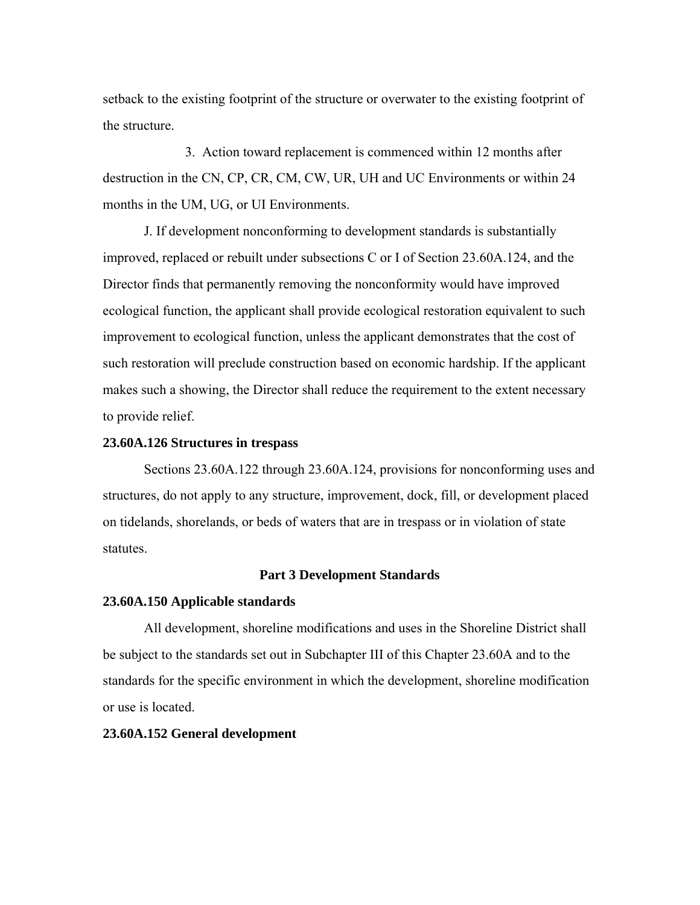setback to the existing footprint of the structure or overwater to the existing footprint of the structure.

3. Action toward replacement is commenced within 12 months after destruction in the CN, CP, CR, CM, CW, UR, UH and UC Environments or within 24 months in the UM, UG, or UI Environments.

J. If development nonconforming to development standards is substantially improved, replaced or rebuilt under subsections C or I of Section 23.60A.124, and the Director finds that permanently removing the nonconformity would have improved ecological function, the applicant shall provide ecological restoration equivalent to such improvement to ecological function, unless the applicant demonstrates that the cost of such restoration will preclude construction based on economic hardship. If the applicant makes such a showing, the Director shall reduce the requirement to the extent necessary to provide relief.

**23.60A.126 Structures in trespass**

Sections 23.60A.122 through 23.60A.124, provisions for nonconforming uses and structures, do not apply to any structure, improvement, dock, fill, or development placed on tidelands, shorelands, or beds of waters that are in trespass or in violation of state statutes.

## Part 3 Development Standards

**23.60A.150 Applicable standards**

All development, shoreline modifications and uses in the Shoreline District shall be subject to the standards set out in Subchapter III of this Chapter 23.60A and to the standards for the specific environment in which the development, shoreline modification or use is located.

**23.60A.152 General development**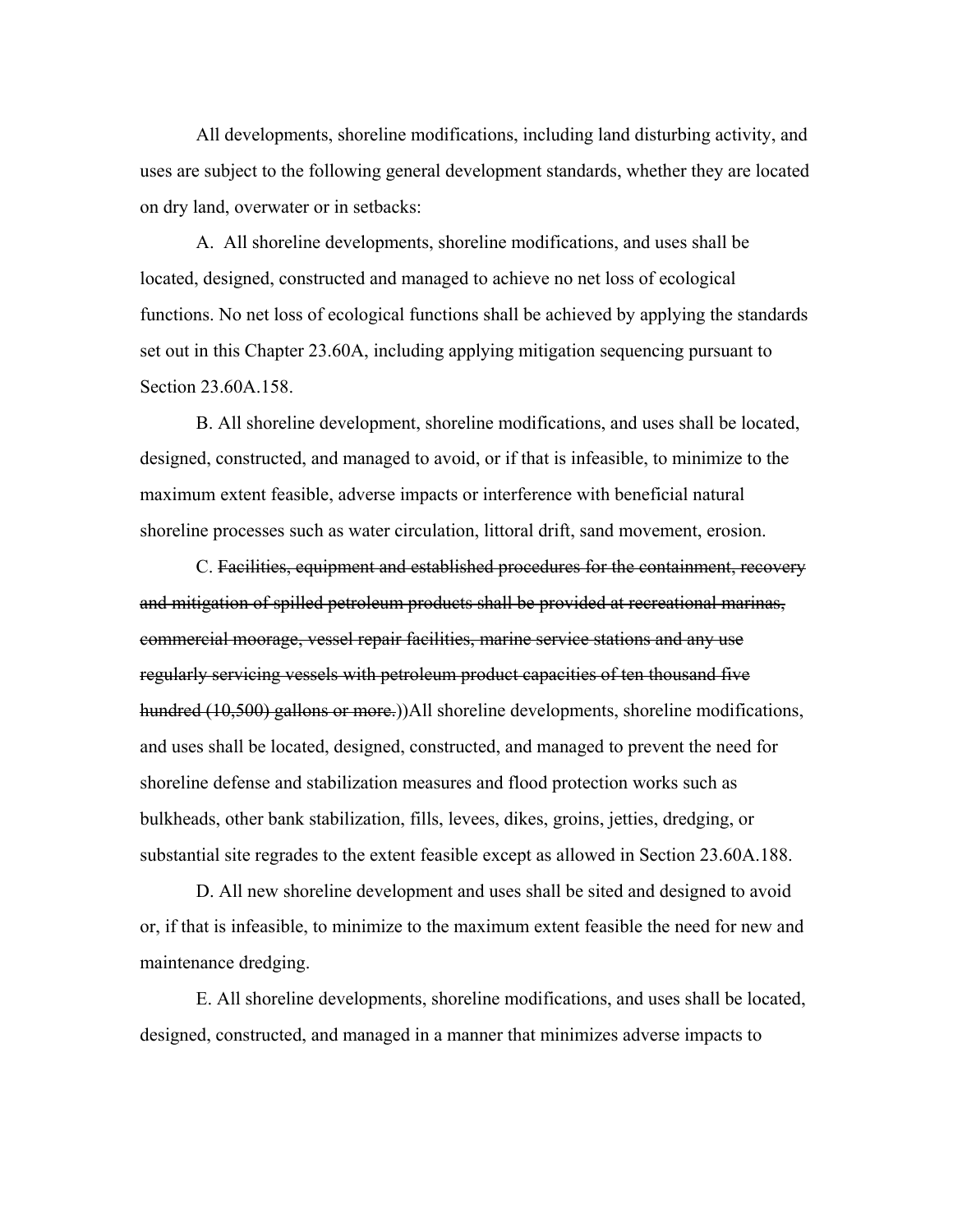All developments, shoreline modifications, including land disturbing activity, and uses are subject to the following general development standards, whether they are located on dry land, overwater or in setbacks:

A. All shoreline developments, shoreline modifications, and uses shall be located, designed, constructed and managed to achieve no net loss of ecological functions. No net loss of ecological functions shall be achieved by applying the standards set out in this Chapter 23.60A, including applying mitigation sequencing pursuant to Section 23.60A.158.

B. All shoreline development, shoreline modifications, and uses shall be located, designed, constructed, and managed to avoid, or if that is infeasible, to minimize to the maximum extent feasible, adverse impacts or interference with beneficial natural shoreline processes such as water circulation, littoral drift, sand movement, erosion.

C. ~~Facilities, equipment and established procedures for the containment, recovery and mitigation of spilled petroleum products shall be provided at recreational marinas, commercial moorage, vessel repair facilities, marine service stations and any use regularly servicing vessels with petroleum product capacities of ten thousand five hundred (10,500) gallons or more.~~))All shoreline developments, shoreline modifications, and uses shall be located, designed, constructed, and managed to prevent the need for shoreline defense and stabilization measures and flood protection works such as bulkheads, other bank stabilization, fills, levees, dikes, groins, jetties, dredging, or substantial site regrades to the extent feasible except as allowed in Section 23.60A.188.

D. All new shoreline development and uses shall be sited and designed to avoid or, if that is infeasible, to minimize to the maximum extent feasible the need for new and maintenance dredging.

E. All shoreline developments, shoreline modifications, and uses shall be located, designed, constructed, and managed in a manner that minimizes adverse impacts to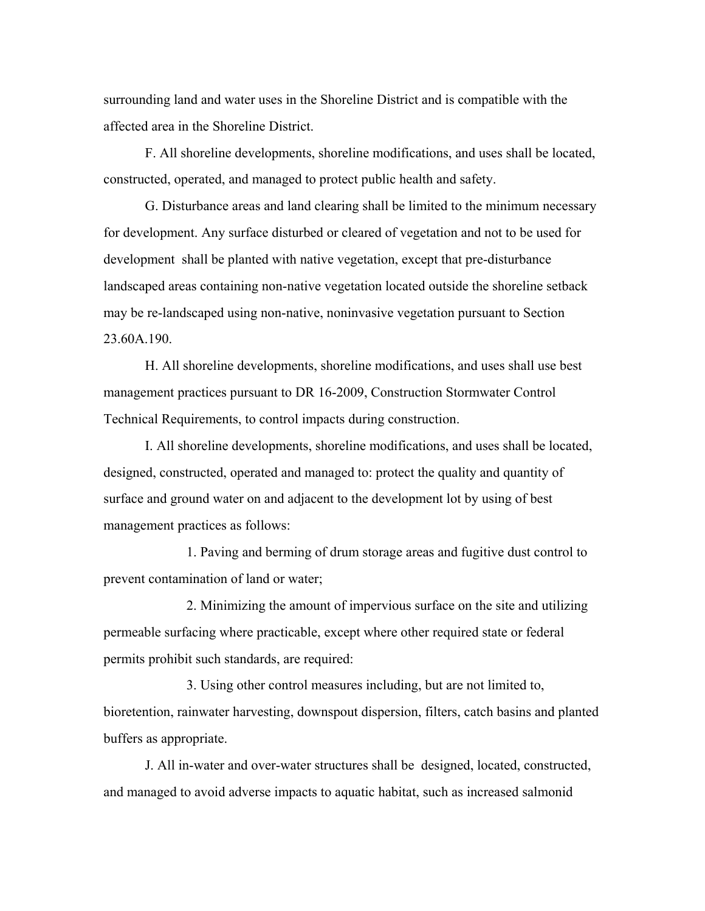surrounding land and water uses in the Shoreline District and is compatible with the affected area in the Shoreline District.

F. All shoreline developments, shoreline modifications, and uses shall be located, constructed, operated, and managed to protect public health and safety.

G. Disturbance areas and land clearing shall be limited to the minimum necessary for development. Any surface disturbed or cleared of vegetation and not to be used for development shall be planted with native vegetation, except that pre-disturbance landscaped areas containing non-native vegetation located outside the shoreline setback may be re-landscaped using non-native, noninvasive vegetation pursuant to Section 23.60A.190.

H. All shoreline developments, shoreline modifications, and uses shall use best management practices pursuant to DR 16-2009, Construction Stormwater Control Technical Requirements, to control impacts during construction.

I. All shoreline developments, shoreline modifications, and uses shall be located, designed, constructed, operated and managed to: protect the quality and quantity of surface and ground water on and adjacent to the development lot by using of best management practices as follows:

1. Paving and berming of drum storage areas and fugitive dust control to prevent contamination of land or water;

2. Minimizing the amount of impervious surface on the site and utilizing permeable surfacing where practicable, except where other required state or federal permits prohibit such standards, are required:

3. Using other control measures including, but are not limited to, bioretention, rainwater harvesting, downspout dispersion, filters, catch basins and planted buffers as appropriate.

J. All in-water and over-water structures shall be designed, located, constructed, and managed to avoid adverse impacts to aquatic habitat, such as increased salmonid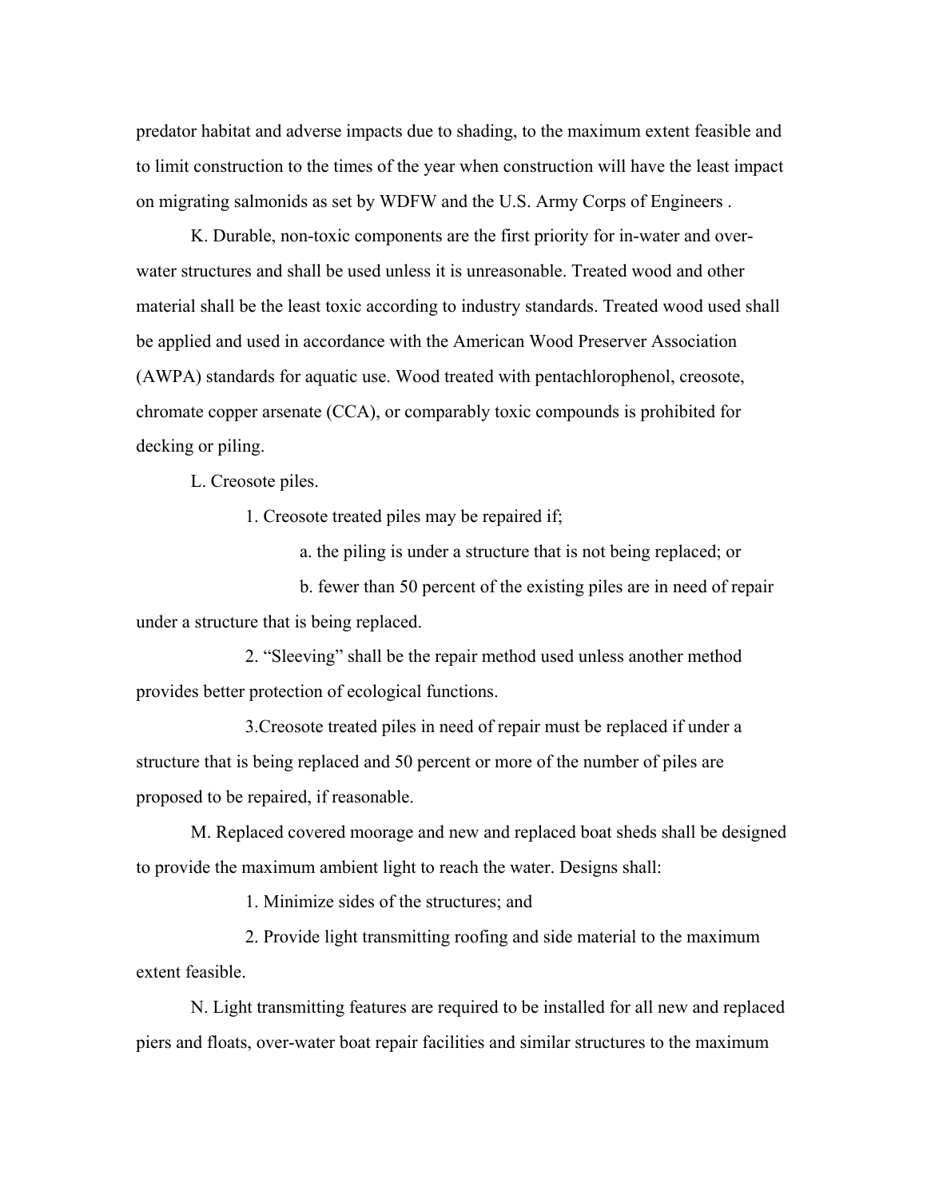predator habitat and adverse impacts due to shading, to the maximum extent feasible and to limit construction to the times of the year when construction will have the least impact on migrating salmonids as set by WDFW and the U.S. Army Corps of Engineers .

K. Durable, non-toxic components are the first priority for in-water and over-water structures and shall be used unless it is unreasonable. Treated wood and other material shall be the least toxic according to industry standards. Treated wood used shall be applied and used in accordance with the American Wood Preserver Association (AWPA) standards for aquatic use. Wood treated with pentachlorophenol, creosote, chromate copper arsenate (CCA), or comparably toxic compounds is prohibited for decking or piling.

L. Creosote piles.

1. Creosote treated piles may be repaired if;

a. the piling is under a structure that is not being replaced; or

b. fewer than 50 percent of the existing piles are in need of repair under a structure that is being replaced.

2. “Sleeving” shall be the repair method used unless another method provides better protection of ecological functions.

3.Creosote treated piles in need of repair must be replaced if under a structure that is being replaced and 50 percent or more of the number of piles are proposed to be repaired, if reasonable.

M. Replaced covered moorage and new and replaced boat sheds shall be designed to provide the maximum ambient light to reach the water. Designs shall:

1. Minimize sides of the structures; and

2. Provide light transmitting roofing and side material to the maximum extent feasible.

N. Light transmitting features are required to be installed for all new and replaced piers and floats, over-water boat repair facilities and similar structures to the maximum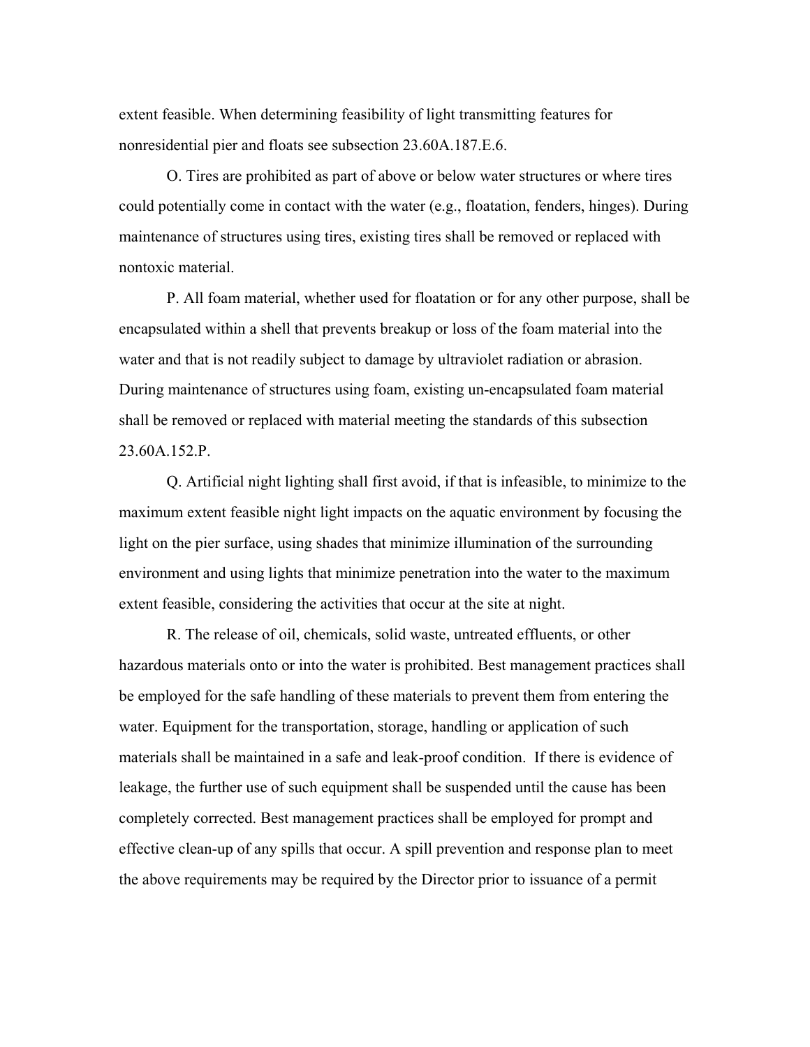extent feasible. When determining feasibility of light transmitting features for nonresidential pier and floats see subsection 23.60A.187.E.6.

O. Tires are prohibited as part of above or below water structures or where tires could potentially come in contact with the water (e.g., floatation, fenders, hinges). During maintenance of structures using tires, existing tires shall be removed or replaced with nontoxic material.

P. All foam material, whether used for floatation or for any other purpose, shall be encapsulated within a shell that prevents breakup or loss of the foam material into the water and that is not readily subject to damage by ultraviolet radiation or abrasion. During maintenance of structures using foam, existing un-encapsulated foam material shall be removed or replaced with material meeting the standards of this subsection 23.60A.152.P.

Q. Artificial night lighting shall first avoid, if that is infeasible, to minimize to the maximum extent feasible night light impacts on the aquatic environment by focusing the light on the pier surface, using shades that minimize illumination of the surrounding environment and using lights that minimize penetration into the water to the maximum extent feasible, considering the activities that occur at the site at night.

R. The release of oil, chemicals, solid waste, untreated effluents, or other hazardous materials onto or into the water is prohibited. Best management practices shall be employed for the safe handling of these materials to prevent them from entering the water. Equipment for the transportation, storage, handling or application of such materials shall be maintained in a safe and leak-proof condition. If there is evidence of leakage, the further use of such equipment shall be suspended until the cause has been completely corrected. Best management practices shall be employed for prompt and effective clean-up of any spills that occur. A spill prevention and response plan to meet the above requirements may be required by the Director prior to issuance of a permit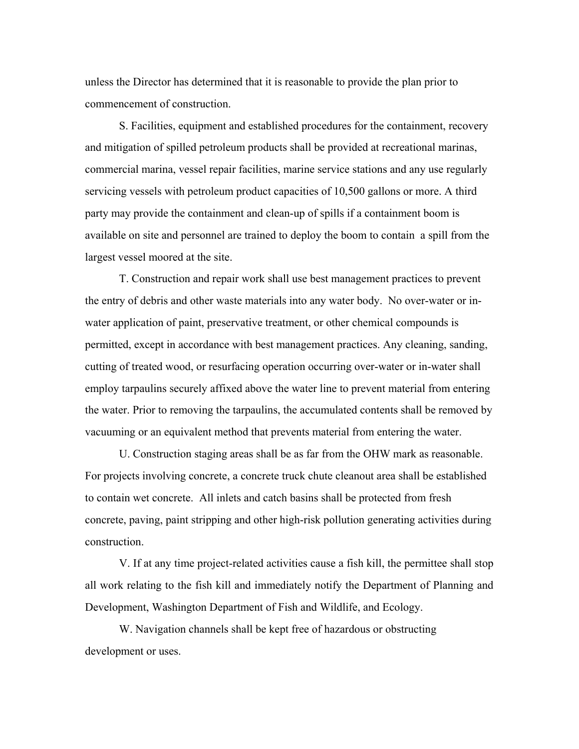unless the Director has determined that it is reasonable to provide the plan prior to commencement of construction.

S. Facilities, equipment and established procedures for the containment, recovery and mitigation of spilled petroleum products shall be provided at recreational marinas, commercial marina, vessel repair facilities, marine service stations and any use regularly servicing vessels with petroleum product capacities of 10,500 gallons or more. A third party may provide the containment and clean-up of spills if a containment boom is available on site and personnel are trained to deploy the boom to contain a spill from the largest vessel moored at the site.

T. Construction and repair work shall use best management practices to prevent the entry of debris and other waste materials into any water body. No over-water or in-water application of paint, preservative treatment, or other chemical compounds is permitted, except in accordance with best management practices. Any cleaning, sanding, cutting of treated wood, or resurfacing operation occurring over-water or in-water shall employ tarpaulins securely affixed above the water line to prevent material from entering the water. Prior to removing the tarpaulins, the accumulated contents shall be removed by vacuuming or an equivalent method that prevents material from entering the water.

U. Construction staging areas shall be as far from the OHW mark as reasonable. For projects involving concrete, a concrete truck chute cleanout area shall be established to contain wet concrete. All inlets and catch basins shall be protected from fresh concrete, paving, paint stripping and other high-risk pollution generating activities during construction.

V. If at any time project-related activities cause a fish kill, the permittee shall stop all work relating to the fish kill and immediately notify the Department of Planning and Development, Washington Department of Fish and Wildlife, and Ecology.

W. Navigation channels shall be kept free of hazardous or obstructing development or uses.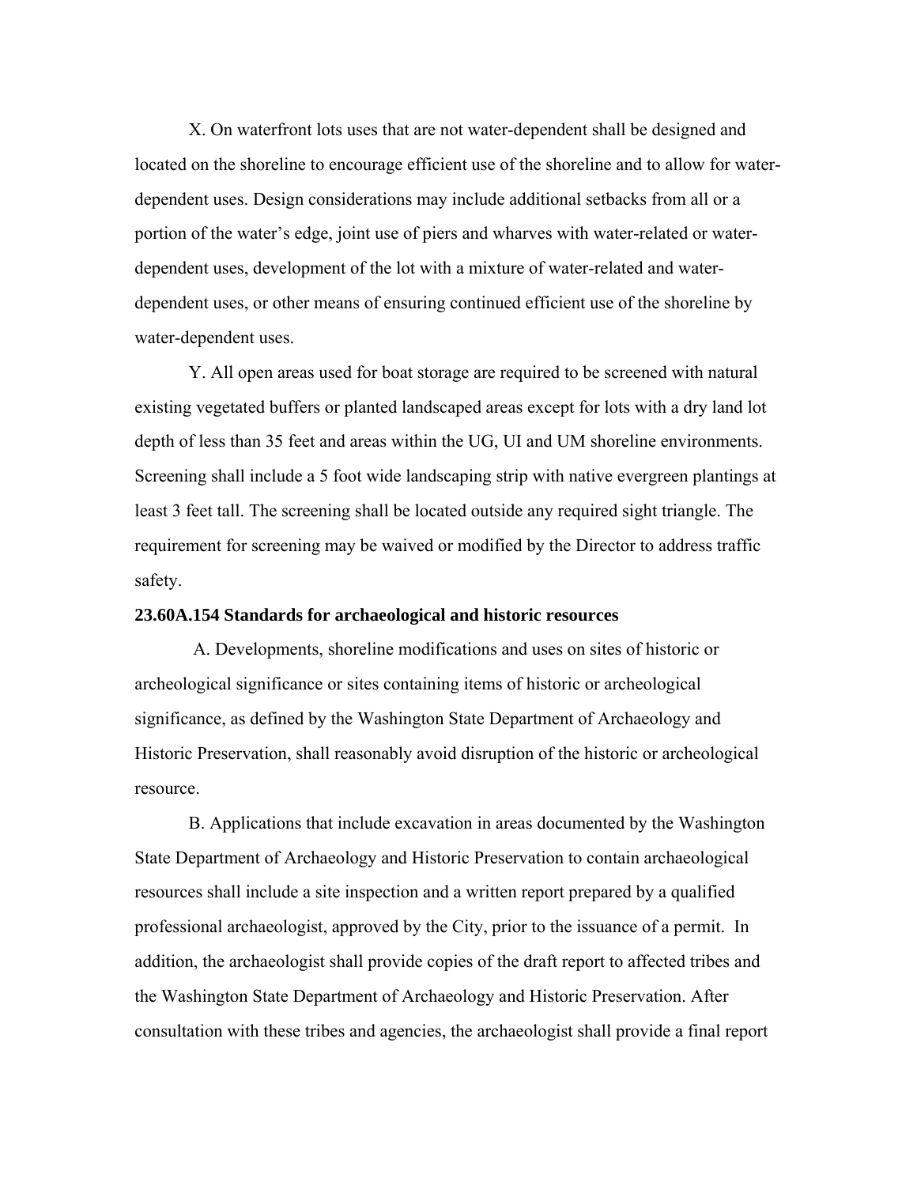X. On waterfront lots uses that are not water-dependent shall be designed and located on the shoreline to encourage efficient use of the shoreline and to allow for water-dependent uses. Design considerations may include additional setbacks from all or a portion of the water's edge, joint use of piers and wharves with water-related or water-dependent uses, development of the lot with a mixture of water-related and water-dependent uses, or other means of ensuring continued efficient use of the shoreline by water-dependent uses.

Y. All open areas used for boat storage are required to be screened with natural existing vegetated buffers or planted landscaped areas except for lots with a dry land lot depth of less than 35 feet and areas within the UG, UI and UM shoreline environments. Screening shall include a 5 foot wide landscaping strip with native evergreen plantings at least 3 feet tall. The screening shall be located outside any required sight triangle. The requirement for screening may be waived or modified by the Director to address traffic safety.

**23.60A.154 Standards for archaeological and historic resources**

A. Developments, shoreline modifications and uses on sites of historic or archeological significance or sites containing items of historic or archeological significance, as defined by the Washington State Department of Archaeology and Historic Preservation, shall reasonably avoid disruption of the historic or archeological resource.

B. Applications that include excavation in areas documented by the Washington State Department of Archaeology and Historic Preservation to contain archaeological resources shall include a site inspection and a written report prepared by a qualified professional archaeologist, approved by the City, prior to the issuance of a permit. In addition, the archaeologist shall provide copies of the draft report to affected tribes and the Washington State Department of Archaeology and Historic Preservation. After consultation with these tribes and agencies, the archaeologist shall provide a final report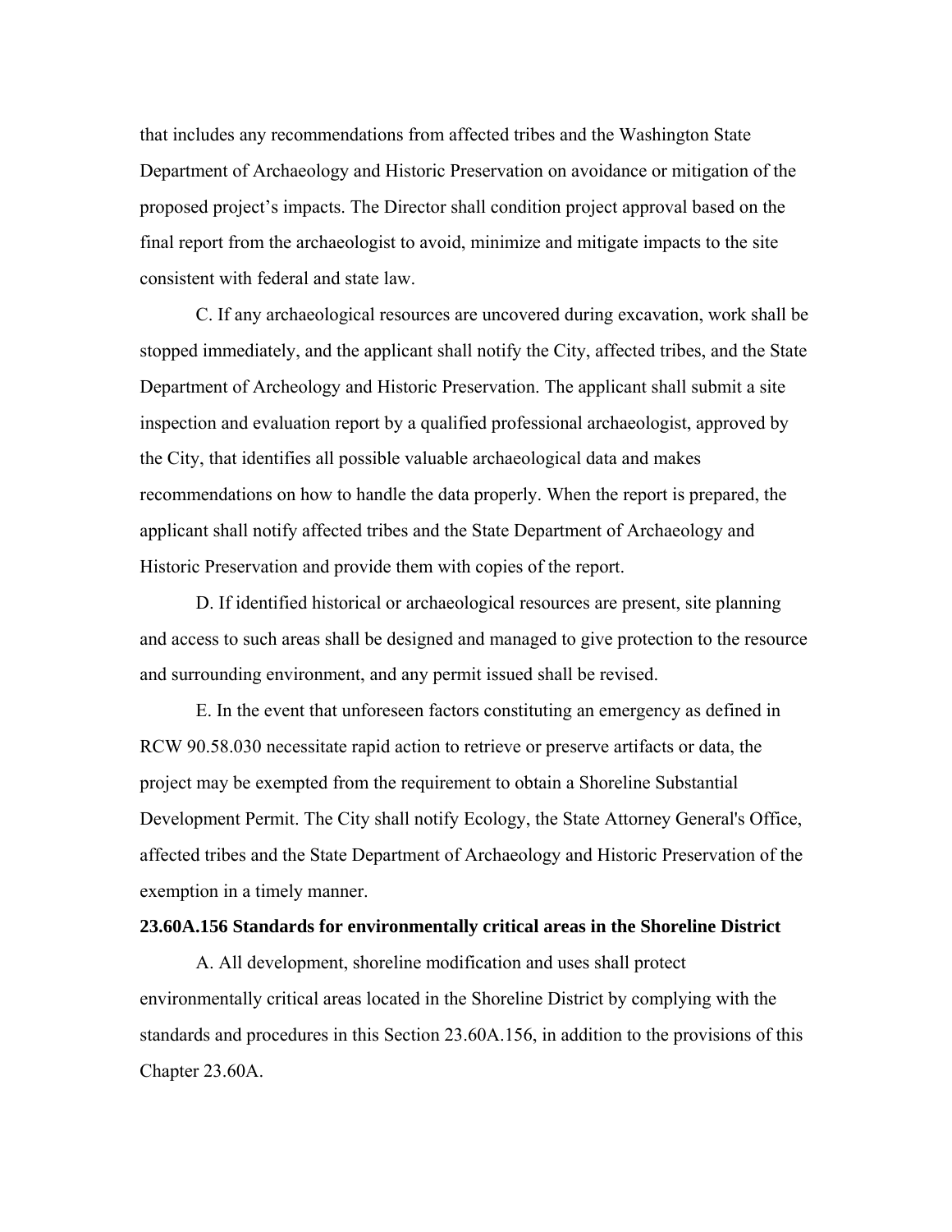that includes any recommendations from affected tribes and the Washington State Department of Archaeology and Historic Preservation on avoidance or mitigation of the proposed project's impacts. The Director shall condition project approval based on the final report from the archaeologist to avoid, minimize and mitigate impacts to the site consistent with federal and state law.

C. If any archaeological resources are uncovered during excavation, work shall be stopped immediately, and the applicant shall notify the City, affected tribes, and the State Department of Archeology and Historic Preservation. The applicant shall submit a site inspection and evaluation report by a qualified professional archaeologist, approved by the City, that identifies all possible valuable archaeological data and makes recommendations on how to handle the data properly. When the report is prepared, the applicant shall notify affected tribes and the State Department of Archaeology and Historic Preservation and provide them with copies of the report.

D. If identified historical or archaeological resources are present, site planning and access to such areas shall be designed and managed to give protection to the resource and surrounding environment, and any permit issued shall be revised.

E. In the event that unforeseen factors constituting an emergency as defined in RCW 90.58.030 necessitate rapid action to retrieve or preserve artifacts or data, the project may be exempted from the requirement to obtain a Shoreline Substantial Development Permit. The City shall notify Ecology, the State Attorney General's Office, affected tribes and the State Department of Archaeology and Historic Preservation of the exemption in a timely manner.

**23.60A.156 Standards for environmentally critical areas in the Shoreline District**

A. All development, shoreline modification and uses shall protect environmentally critical areas located in the Shoreline District by complying with the standards and procedures in this Section 23.60A.156, in addition to the provisions of this Chapter 23.60A.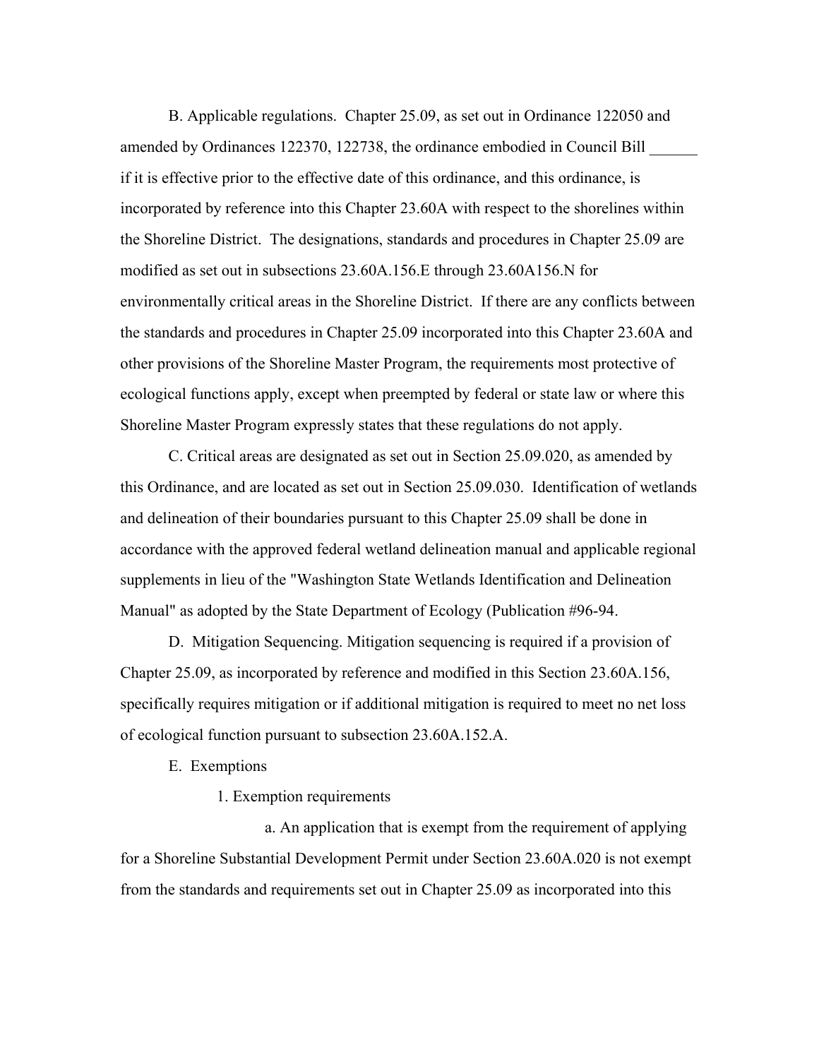B. Applicable regulations. Chapter 25.09, as set out in Ordinance 122050 and amended by Ordinances 122370, 122738, the ordinance embodied in Council Bill ______ if it is effective prior to the effective date of this ordinance, and this ordinance, is incorporated by reference into this Chapter 23.60A with respect to the shorelines within the Shoreline District. The designations, standards and procedures in Chapter 25.09 are modified as set out in subsections 23.60A.156.E through 23.60A156.N for environmentally critical areas in the Shoreline District. If there are any conflicts between the standards and procedures in Chapter 25.09 incorporated into this Chapter 23.60A and other provisions of the Shoreline Master Program, the requirements most protective of ecological functions apply, except when preempted by federal or state law or where this Shoreline Master Program expressly states that these regulations do not apply.

C. Critical areas are designated as set out in Section 25.09.020, as amended by this Ordinance, and are located as set out in Section 25.09.030. Identification of wetlands and delineation of their boundaries pursuant to this Chapter 25.09 shall be done in accordance with the approved federal wetland delineation manual and applicable regional supplements in lieu of the "Washington State Wetlands Identification and Delineation Manual" as adopted by the State Department of Ecology (Publication #96-94.

D. Mitigation Sequencing. Mitigation sequencing is required if a provision of Chapter 25.09, as incorporated by reference and modified in this Section 23.60A.156, specifically requires mitigation or if additional mitigation is required to meet no net loss of ecological function pursuant to subsection 23.60A.152.A.

E. Exemptions

1. Exemption requirements

a. An application that is exempt from the requirement of applying for a Shoreline Substantial Development Permit under Section 23.60A.020 is not exempt from the standards and requirements set out in Chapter 25.09 as incorporated into this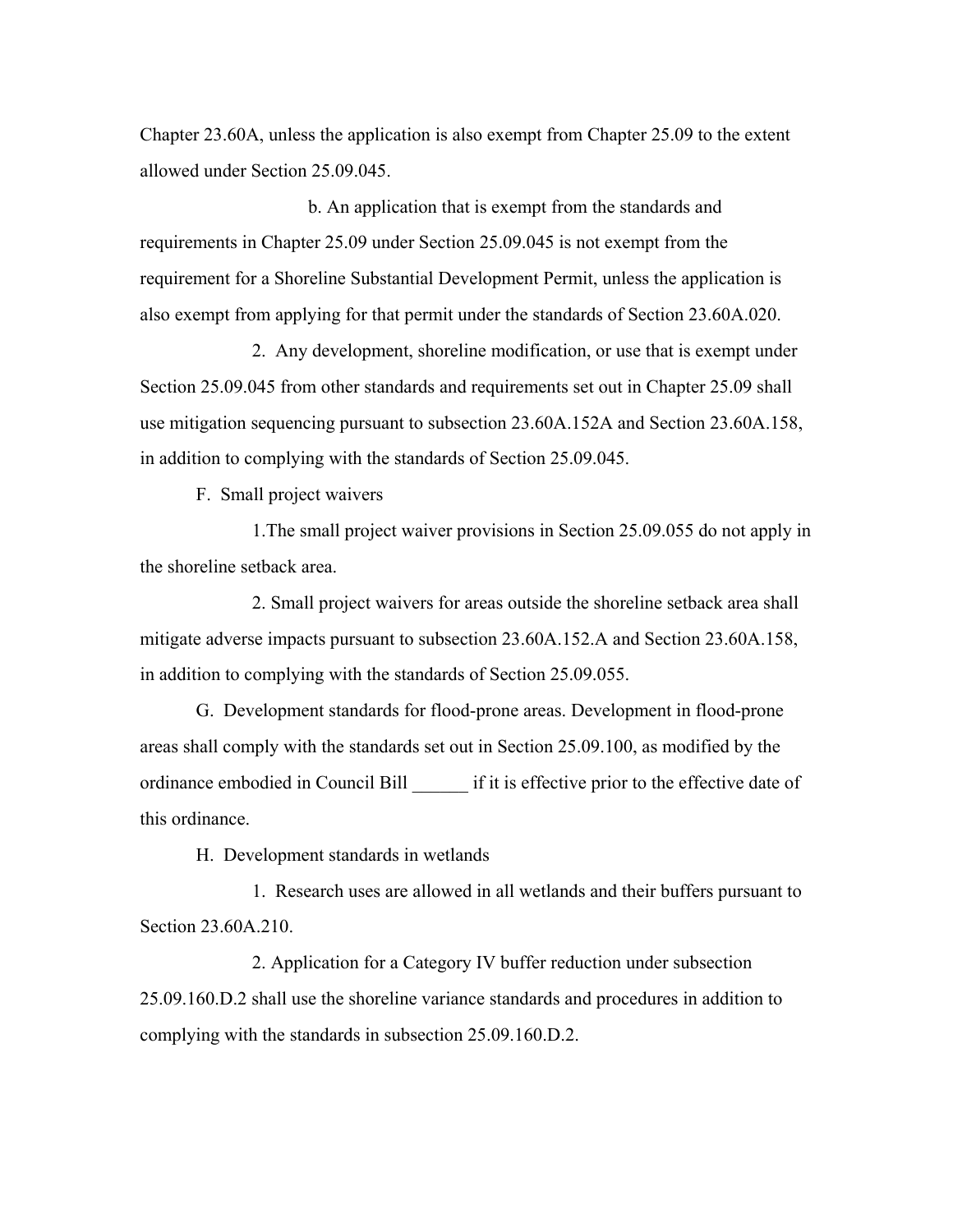Chapter 23.60A, unless the application is also exempt from Chapter 25.09 to the extent allowed under Section 25.09.045.

b. An application that is exempt from the standards and requirements in Chapter 25.09 under Section 25.09.045 is not exempt from the requirement for a Shoreline Substantial Development Permit, unless the application is also exempt from applying for that permit under the standards of Section 23.60A.020.

2. Any development, shoreline modification, or use that is exempt under Section 25.09.045 from other standards and requirements set out in Chapter 25.09 shall use mitigation sequencing pursuant to subsection 23.60A.152A and Section 23.60A.158, in addition to complying with the standards of Section 25.09.045.

F. Small project waivers

1.The small project waiver provisions in Section 25.09.055 do not apply in the shoreline setback area.

2. Small project waivers for areas outside the shoreline setback area shall mitigate adverse impacts pursuant to subsection 23.60A.152.A and Section 23.60A.158, in addition to complying with the standards of Section 25.09.055.

G. Development standards for flood-prone areas. Development in flood-prone areas shall comply with the standards set out in Section 25.09.100, as modified by the ordinance embodied in Council Bill ______ if it is effective prior to the effective date of this ordinance.

H. Development standards in wetlands

1. Research uses are allowed in all wetlands and their buffers pursuant to Section 23.60A.210.

2. Application for a Category IV buffer reduction under subsection 25.09.160.D.2 shall use the shoreline variance standards and procedures in addition to complying with the standards in subsection 25.09.160.D.2.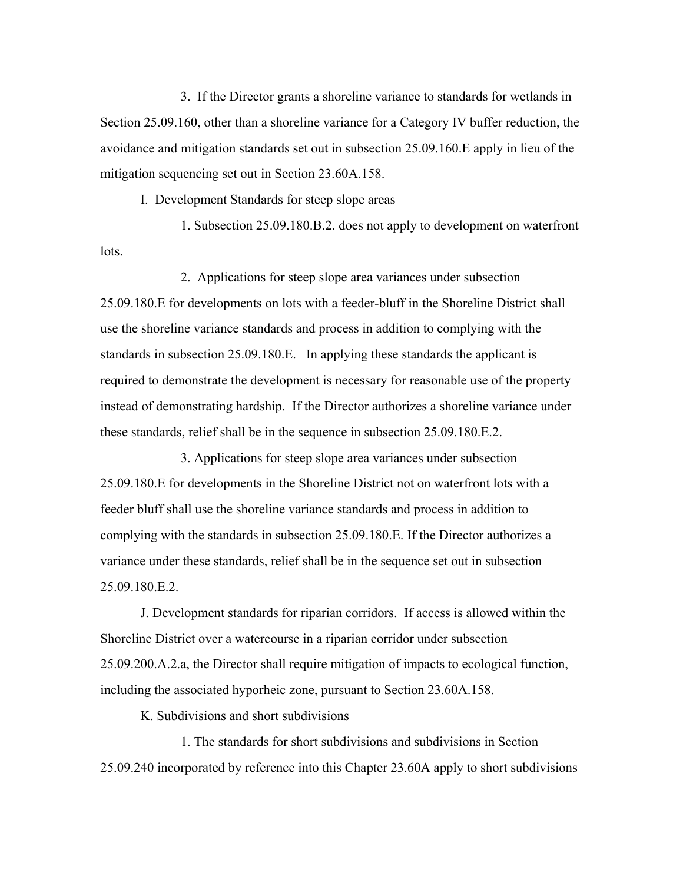3. If the Director grants a shoreline variance to standards for wetlands in Section 25.09.160, other than a shoreline variance for a Category IV buffer reduction, the avoidance and mitigation standards set out in subsection 25.09.160.E apply in lieu of the mitigation sequencing set out in Section 23.60A.158.

I. Development Standards for steep slope areas

1. Subsection 25.09.180.B.2. does not apply to development on waterfront lots.

2. Applications for steep slope area variances under subsection 25.09.180.E for developments on lots with a feeder-bluff in the Shoreline District shall use the shoreline variance standards and process in addition to complying with the standards in subsection 25.09.180.E. In applying these standards the applicant is required to demonstrate the development is necessary for reasonable use of the property instead of demonstrating hardship. If the Director authorizes a shoreline variance under these standards, relief shall be in the sequence in subsection 25.09.180.E.2.

3. Applications for steep slope area variances under subsection 25.09.180.E for developments in the Shoreline District not on waterfront lots with a feeder bluff shall use the shoreline variance standards and process in addition to complying with the standards in subsection 25.09.180.E. If the Director authorizes a variance under these standards, relief shall be in the sequence set out in subsection 25.09.180.E.2.

J. Development standards for riparian corridors. If access is allowed within the Shoreline District over a watercourse in a riparian corridor under subsection 25.09.200.A.2.a, the Director shall require mitigation of impacts to ecological function, including the associated hyporheic zone, pursuant to Section 23.60A.158.

K. Subdivisions and short subdivisions

1. The standards for short subdivisions and subdivisions in Section 25.09.240 incorporated by reference into this Chapter 23.60A apply to short subdivisions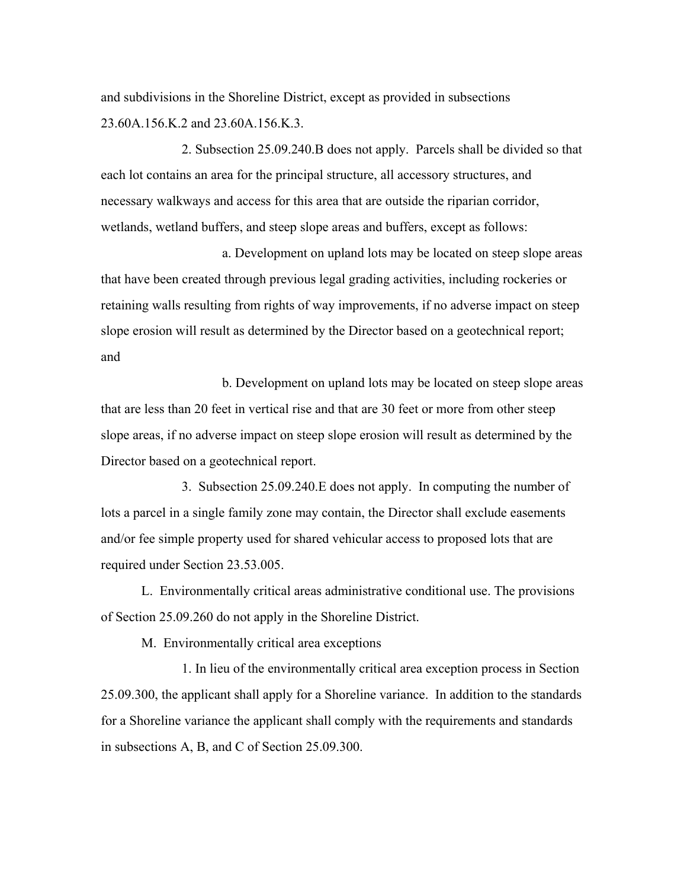and subdivisions in the Shoreline District, except as provided in subsections 23.60A.156.K.2 and 23.60A.156.K.3.

2. Subsection 25.09.240.B does not apply. Parcels shall be divided so that each lot contains an area for the principal structure, all accessory structures, and necessary walkways and access for this area that are outside the riparian corridor, wetlands, wetland buffers, and steep slope areas and buffers, except as follows:

a. Development on upland lots may be located on steep slope areas that have been created through previous legal grading activities, including rockeries or retaining walls resulting from rights of way improvements, if no adverse impact on steep slope erosion will result as determined by the Director based on a geotechnical report; and

b. Development on upland lots may be located on steep slope areas that are less than 20 feet in vertical rise and that are 30 feet or more from other steep slope areas, if no adverse impact on steep slope erosion will result as determined by the Director based on a geotechnical report.

3. Subsection 25.09.240.E does not apply. In computing the number of lots a parcel in a single family zone may contain, the Director shall exclude easements and/or fee simple property used for shared vehicular access to proposed lots that are required under Section 23.53.005.

L. Environmentally critical areas administrative conditional use. The provisions of Section 25.09.260 do not apply in the Shoreline District.

M. Environmentally critical area exceptions

1. In lieu of the environmentally critical area exception process in Section 25.09.300, the applicant shall apply for a Shoreline variance. In addition to the standards for a Shoreline variance the applicant shall comply with the requirements and standards in subsections A, B, and C of Section 25.09.300.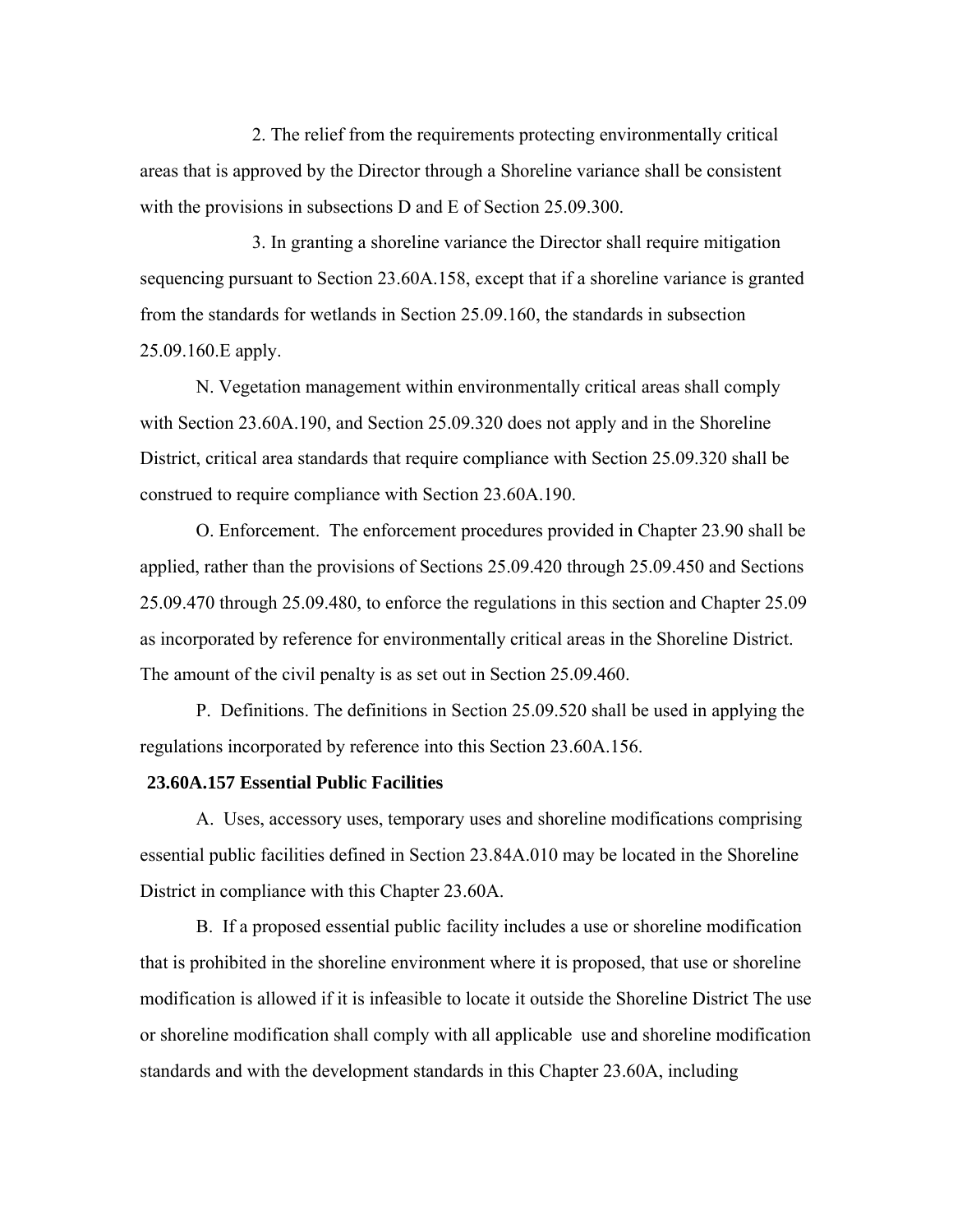2. The relief from the requirements protecting environmentally critical areas that is approved by the Director through a Shoreline variance shall be consistent with the provisions in subsections D and E of Section 25.09.300.

3. In granting a shoreline variance the Director shall require mitigation sequencing pursuant to Section 23.60A.158, except that if a shoreline variance is granted from the standards for wetlands in Section 25.09.160, the standards in subsection 25.09.160.E apply.

N. Vegetation management within environmentally critical areas shall comply with Section 23.60A.190, and Section 25.09.320 does not apply and in the Shoreline District, critical area standards that require compliance with Section 25.09.320 shall be construed to require compliance with Section 23.60A.190.

O. Enforcement. The enforcement procedures provided in Chapter 23.90 shall be applied, rather than the provisions of Sections 25.09.420 through 25.09.450 and Sections 25.09.470 through 25.09.480, to enforce the regulations in this section and Chapter 25.09 as incorporated by reference for environmentally critical areas in the Shoreline District. The amount of the civil penalty is as set out in Section 25.09.460.

P. Definitions. The definitions in Section 25.09.520 shall be used in applying the regulations incorporated by reference into this Section 23.60A.156.

**23.60A.157 Essential Public Facilities**

A. Uses, accessory uses, temporary uses and shoreline modifications comprising essential public facilities defined in Section 23.84A.010 may be located in the Shoreline District in compliance with this Chapter 23.60A.

B. If a proposed essential public facility includes a use or shoreline modification that is prohibited in the shoreline environment where it is proposed, that use or shoreline modification is allowed if it is infeasible to locate it outside the Shoreline District The use or shoreline modification shall comply with all applicable use and shoreline modification standards and with the development standards in this Chapter 23.60A, including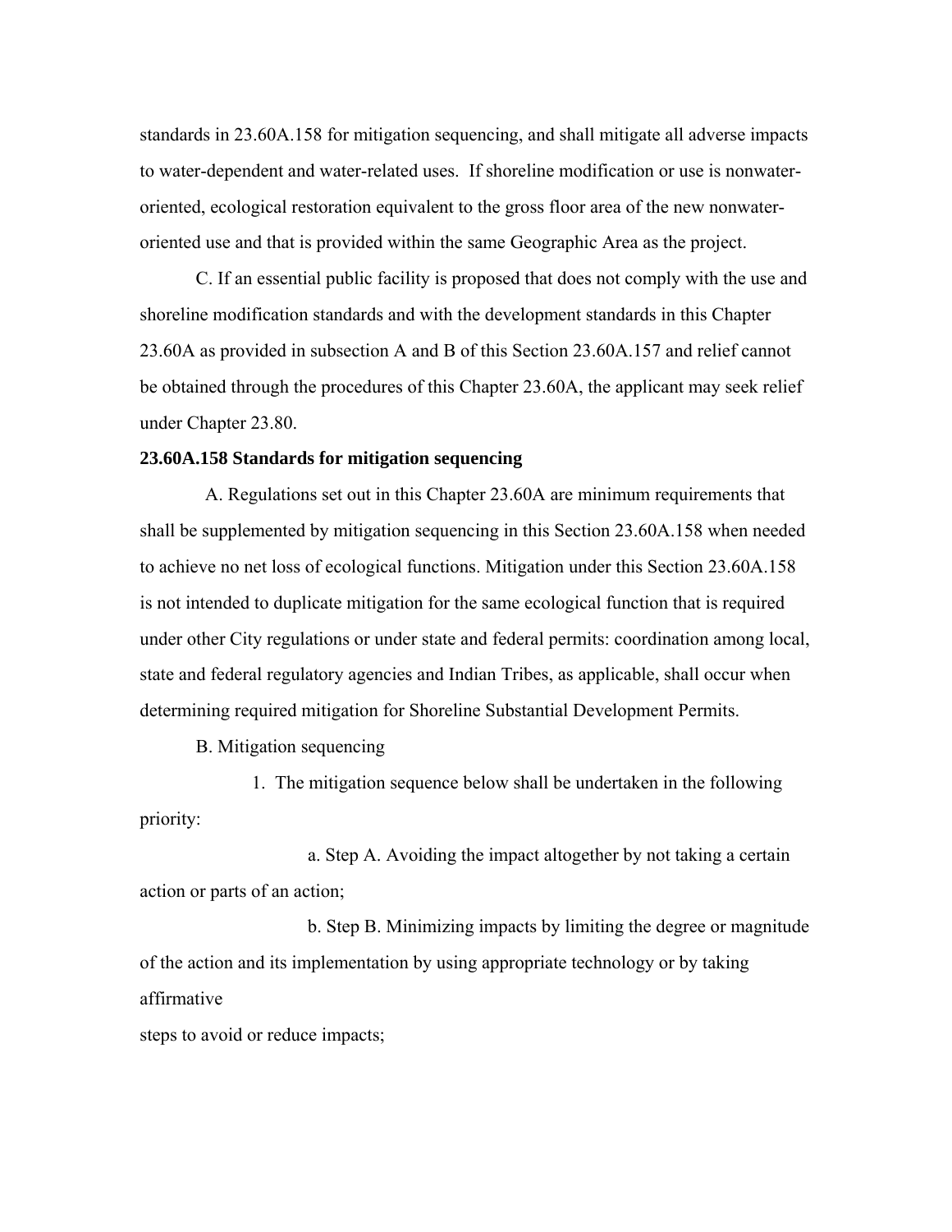standards in 23.60A.158 for mitigation sequencing, and shall mitigate all adverse impacts to water-dependent and water-related uses. If shoreline modification or use is nonwater-oriented, ecological restoration equivalent to the gross floor area of the new nonwater-oriented use and that is provided within the same Geographic Area as the project.

C. If an essential public facility is proposed that does not comply with the use and shoreline modification standards and with the development standards in this Chapter 23.60A as provided in subsection A and B of this Section 23.60A.157 and relief cannot be obtained through the procedures of this Chapter 23.60A, the applicant may seek relief under Chapter 23.80.

**23.60A.158 Standards for mitigation sequencing**

A. Regulations set out in this Chapter 23.60A are minimum requirements that shall be supplemented by mitigation sequencing in this Section 23.60A.158 when needed to achieve no net loss of ecological functions. Mitigation under this Section 23.60A.158 is not intended to duplicate mitigation for the same ecological function that is required under other City regulations or under state and federal permits: coordination among local, state and federal regulatory agencies and Indian Tribes, as applicable, shall occur when determining required mitigation for Shoreline Substantial Development Permits.

B. Mitigation sequencing

1. The mitigation sequence below shall be undertaken in the following priority:

a. Step A. Avoiding the impact altogether by not taking a certain action or parts of an action;

b. Step B. Minimizing impacts by limiting the degree or magnitude of the action and its implementation by using appropriate technology or by taking affirmative steps to avoid or reduce impacts;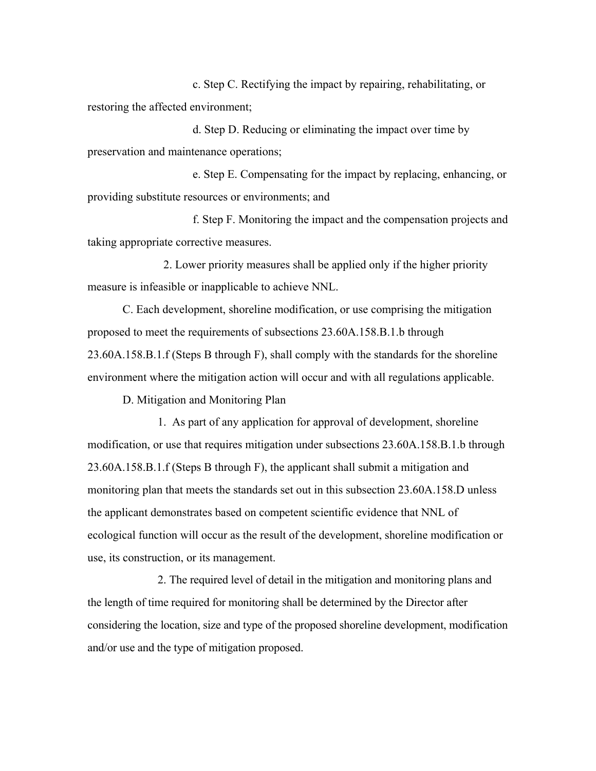c. Step C. Rectifying the impact by repairing, rehabilitating, or restoring the affected environment;

d. Step D. Reducing or eliminating the impact over time by preservation and maintenance operations;

e. Step E. Compensating for the impact by replacing, enhancing, or providing substitute resources or environments; and

f. Step F. Monitoring the impact and the compensation projects and taking appropriate corrective measures.

2. Lower priority measures shall be applied only if the higher priority measure is infeasible or inapplicable to achieve NNL.

C. Each development, shoreline modification, or use comprising the mitigation proposed to meet the requirements of subsections 23.60A.158.B.1.b through 23.60A.158.B.1.f (Steps B through F), shall comply with the standards for the shoreline environment where the mitigation action will occur and with all regulations applicable.

D. Mitigation and Monitoring Plan

1. As part of any application for approval of development, shoreline modification, or use that requires mitigation under subsections 23.60A.158.B.1.b through 23.60A.158.B.1.f (Steps B through F), the applicant shall submit a mitigation and monitoring plan that meets the standards set out in this subsection 23.60A.158.D unless the applicant demonstrates based on competent scientific evidence that NNL of ecological function will occur as the result of the development, shoreline modification or use, its construction, or its management.

2. The required level of detail in the mitigation and monitoring plans and the length of time required for monitoring shall be determined by the Director after considering the location, size and type of the proposed shoreline development, modification and/or use and the type of mitigation proposed.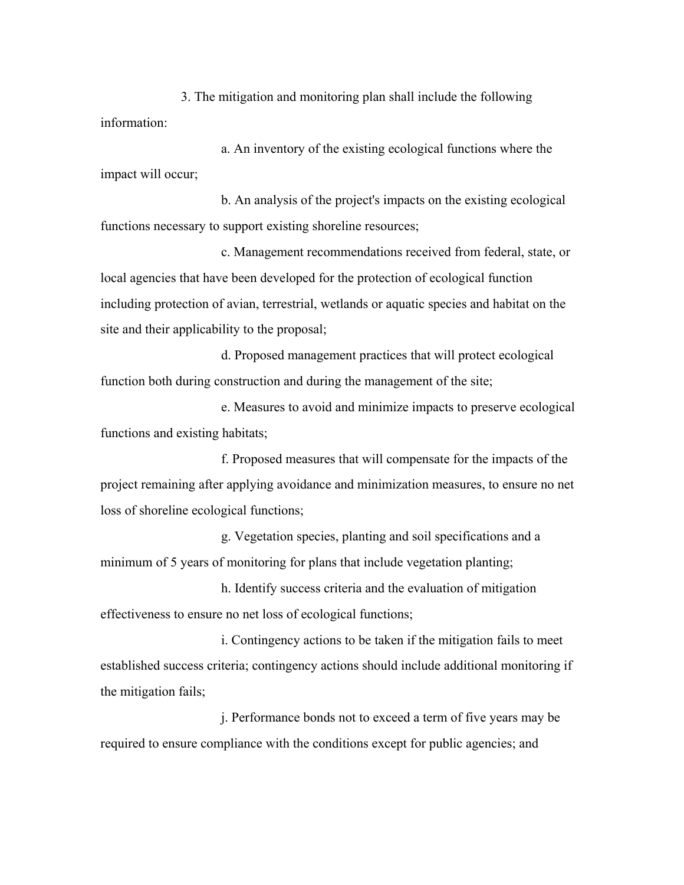3. The mitigation and monitoring plan shall include the following information:

a. An inventory of the existing ecological functions where the impact will occur;

b. An analysis of the project's impacts on the existing ecological functions necessary to support existing shoreline resources;

c. Management recommendations received from federal, state, or local agencies that have been developed for the protection of ecological function including protection of avian, terrestrial, wetlands or aquatic species and habitat on the site and their applicability to the proposal;

d. Proposed management practices that will protect ecological function both during construction and during the management of the site;

e. Measures to avoid and minimize impacts to preserve ecological functions and existing habitats;

f. Proposed measures that will compensate for the impacts of the project remaining after applying avoidance and minimization measures, to ensure no net loss of shoreline ecological functions;

g. Vegetation species, planting and soil specifications and a minimum of 5 years of monitoring for plans that include vegetation planting;

h. Identify success criteria and the evaluation of mitigation effectiveness to ensure no net loss of ecological functions;

i. Contingency actions to be taken if the mitigation fails to meet established success criteria; contingency actions should include additional monitoring if the mitigation fails;

j. Performance bonds not to exceed a term of five years may be required to ensure compliance with the conditions except for public agencies; and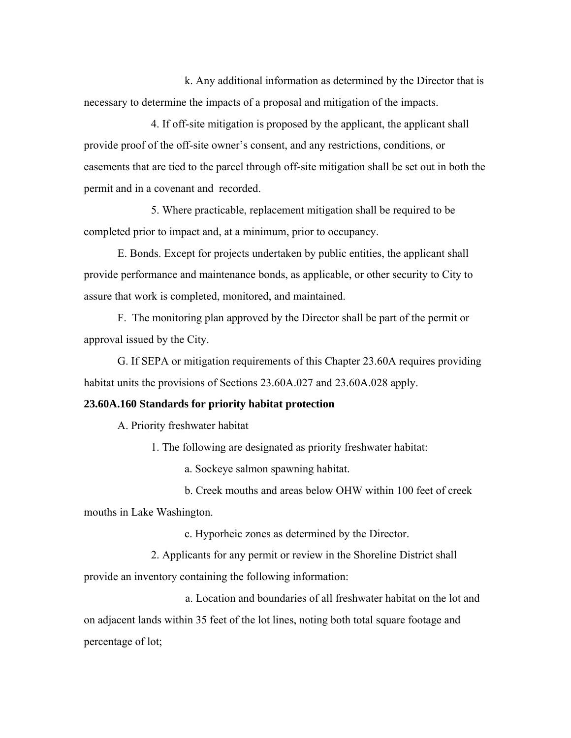k. Any additional information as determined by the Director that is necessary to determine the impacts of a proposal and mitigation of the impacts.

4. If off-site mitigation is proposed by the applicant, the applicant shall provide proof of the off-site owner's consent, and any restrictions, conditions, or easements that are tied to the parcel through off-site mitigation shall be set out in both the permit and in a covenant and recorded.

5. Where practicable, replacement mitigation shall be required to be completed prior to impact and, at a minimum, prior to occupancy.

E. Bonds. Except for projects undertaken by public entities, the applicant shall provide performance and maintenance bonds, as applicable, or other security to City to assure that work is completed, monitored, and maintained.

F. The monitoring plan approved by the Director shall be part of the permit or approval issued by the City.

G. If SEPA or mitigation requirements of this Chapter 23.60A requires providing habitat units the provisions of Sections 23.60A.027 and 23.60A.028 apply.

**23.60A.160 Standards for priority habitat protection**

A. Priority freshwater habitat

1. The following are designated as priority freshwater habitat:

a. Sockeye salmon spawning habitat.

b. Creek mouths and areas below OHW within 100 feet of creek mouths in Lake Washington.

c. Hyporheic zones as determined by the Director.

2. Applicants for any permit or review in the Shoreline District shall provide an inventory containing the following information:

a. Location and boundaries of all freshwater habitat on the lot and on adjacent lands within 35 feet of the lot lines, noting both total square footage and percentage of lot;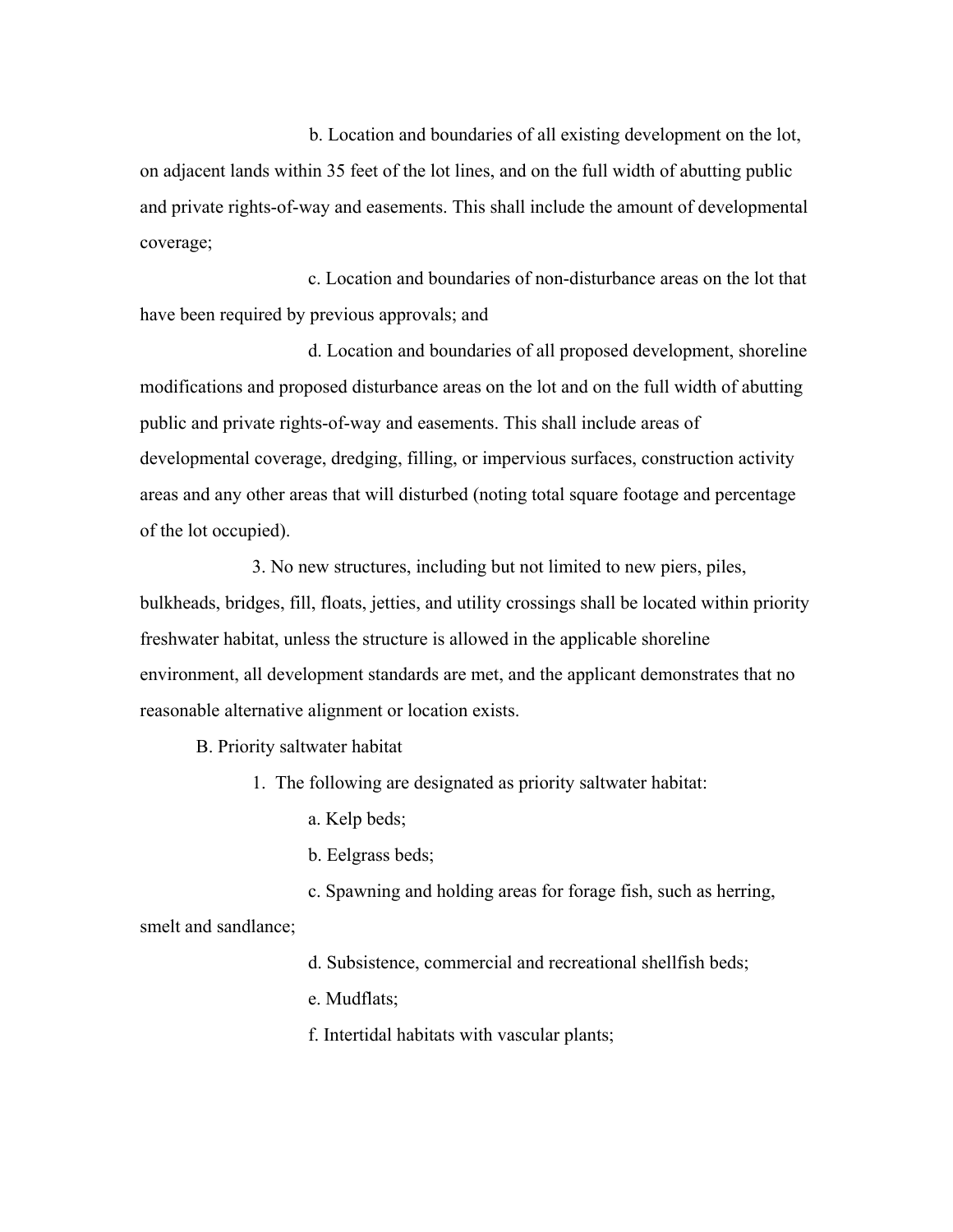b. Location and boundaries of all existing development on the lot, on adjacent lands within 35 feet of the lot lines, and on the full width of abutting public and private rights-of-way and easements. This shall include the amount of developmental coverage;

c. Location and boundaries of non-disturbance areas on the lot that have been required by previous approvals; and

d. Location and boundaries of all proposed development, shoreline modifications and proposed disturbance areas on the lot and on the full width of abutting public and private rights-of-way and easements. This shall include areas of developmental coverage, dredging, filling, or impervious surfaces, construction activity areas and any other areas that will disturbed (noting total square footage and percentage of the lot occupied).

3. No new structures, including but not limited to new piers, piles, bulkheads, bridges, fill, floats, jetties, and utility crossings shall be located within priority freshwater habitat, unless the structure is allowed in the applicable shoreline environment, all development standards are met, and the applicant demonstrates that no reasonable alternative alignment or location exists.

B. Priority saltwater habitat

1. The following are designated as priority saltwater habitat:

a. Kelp beds;

b. Eelgrass beds;

c. Spawning and holding areas for forage fish, such as herring, smelt and sandlance;

d. Subsistence, commercial and recreational shellfish beds;

e. Mudflats;

f. Intertidal habitats with vascular plants;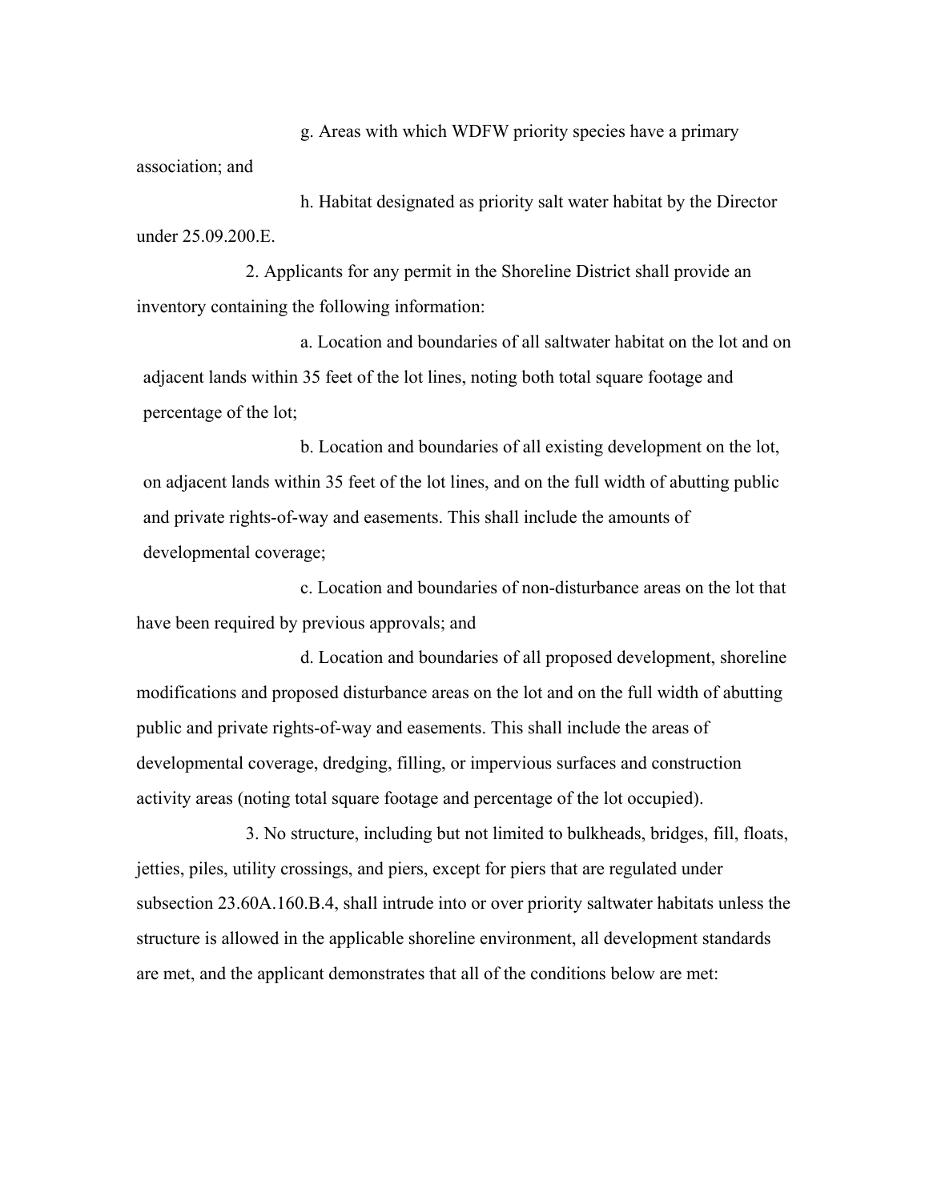g. Areas with which WDFW priority species have a primary association; and

h. Habitat designated as priority salt water habitat by the Director under 25.09.200.E.

2. Applicants for any permit in the Shoreline District shall provide an inventory containing the following information:

a. Location and boundaries of all saltwater habitat on the lot and on adjacent lands within 35 feet of the lot lines, noting both total square footage and percentage of the lot;

b. Location and boundaries of all existing development on the lot, on adjacent lands within 35 feet of the lot lines, and on the full width of abutting public and private rights-of-way and easements. This shall include the amounts of developmental coverage;

c. Location and boundaries of non-disturbance areas on the lot that have been required by previous approvals; and

d. Location and boundaries of all proposed development, shoreline modifications and proposed disturbance areas on the lot and on the full width of abutting public and private rights-of-way and easements. This shall include the areas of developmental coverage, dredging, filling, or impervious surfaces and construction activity areas (noting total square footage and percentage of the lot occupied).

3. No structure, including but not limited to bulkheads, bridges, fill, floats, jetties, piles, utility crossings, and piers, except for piers that are regulated under subsection 23.60A.160.B.4, shall intrude into or over priority saltwater habitats unless the structure is allowed in the applicable shoreline environment, all development standards are met, and the applicant demonstrates that all of the conditions below are met: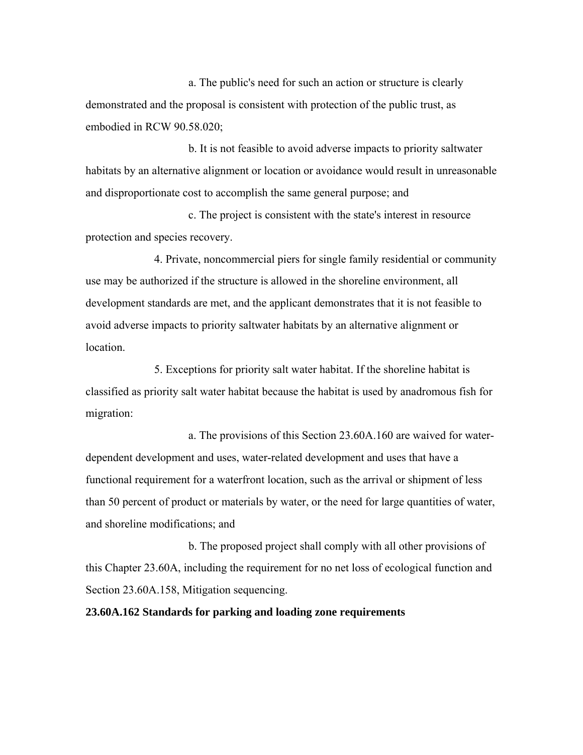a. The public's need for such an action or structure is clearly demonstrated and the proposal is consistent with protection of the public trust, as embodied in RCW 90.58.020;

b. It is not feasible to avoid adverse impacts to priority saltwater habitats by an alternative alignment or location or avoidance would result in unreasonable and disproportionate cost to accomplish the same general purpose; and

c. The project is consistent with the state's interest in resource protection and species recovery.

4. Private, noncommercial piers for single family residential or community use may be authorized if the structure is allowed in the shoreline environment, all development standards are met, and the applicant demonstrates that it is not feasible to avoid adverse impacts to priority saltwater habitats by an alternative alignment or location.

5. Exceptions for priority salt water habitat. If the shoreline habitat is classified as priority salt water habitat because the habitat is used by anadromous fish for migration:

a. The provisions of this Section 23.60A.160 are waived for water-dependent development and uses, water-related development and uses that have a functional requirement for a waterfront location, such as the arrival or shipment of less than 50 percent of product or materials by water, or the need for large quantities of water, and shoreline modifications; and

b. The proposed project shall comply with all other provisions of this Chapter 23.60A, including the requirement for no net loss of ecological function and Section 23.60A.158, Mitigation sequencing.

**23.60A.162 Standards for parking and loading zone requirements**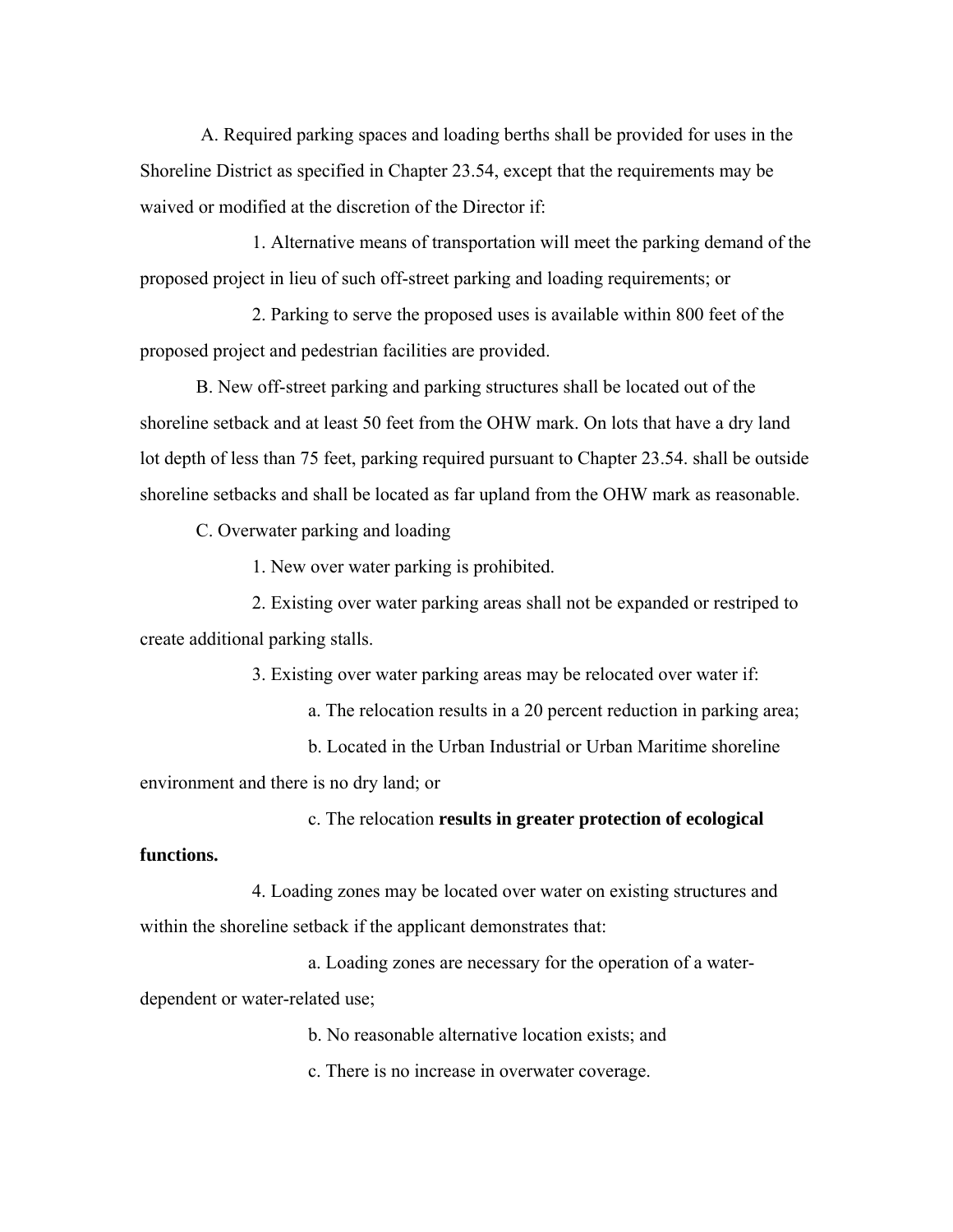A. Required parking spaces and loading berths shall be provided for uses in the Shoreline District as specified in Chapter 23.54, except that the requirements may be waived or modified at the discretion of the Director if:

1. Alternative means of transportation will meet the parking demand of the proposed project in lieu of such off-street parking and loading requirements; or

2. Parking to serve the proposed uses is available within 800 feet of the proposed project and pedestrian facilities are provided.

B. New off-street parking and parking structures shall be located out of the shoreline setback and at least 50 feet from the OHW mark. On lots that have a dry land lot depth of less than 75 feet, parking required pursuant to Chapter 23.54. shall be outside shoreline setbacks and shall be located as far upland from the OHW mark as reasonable.

C. Overwater parking and loading

1. New over water parking is prohibited.

2. Existing over water parking areas shall not be expanded or restriped to create additional parking stalls.

3. Existing over water parking areas may be relocated over water if:

a. The relocation results in a 20 percent reduction in parking area;

b. Located in the Urban Industrial or Urban Maritime shoreline environment and there is no dry land; or

c. The relocation **results in greater protection of ecological functions.**

4. Loading zones may be located over water on existing structures and within the shoreline setback if the applicant demonstrates that:

a. Loading zones are necessary for the operation of a water-dependent or water-related use;

b. No reasonable alternative location exists; and

c. There is no increase in overwater coverage.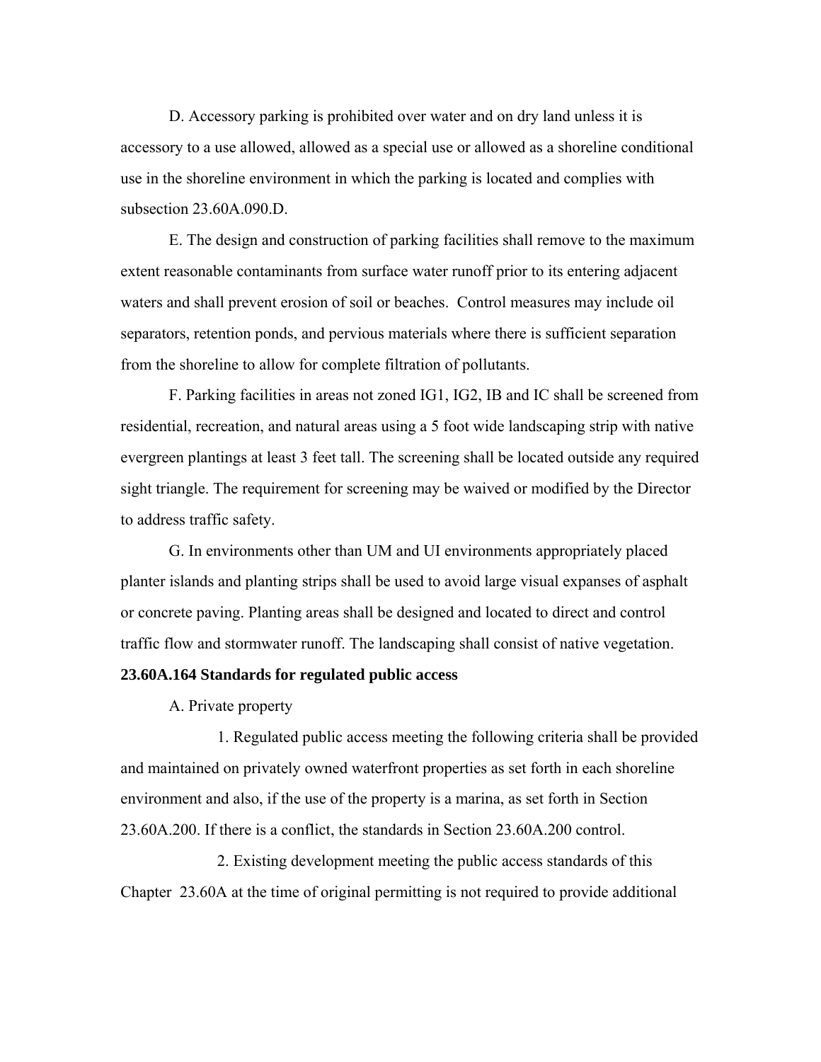D. Accessory parking is prohibited over water and on dry land unless it is accessory to a use allowed, allowed as a special use or allowed as a shoreline conditional use in the shoreline environment in which the parking is located and complies with subsection 23.60A.090.D.

E. The design and construction of parking facilities shall remove to the maximum extent reasonable contaminants from surface water runoff prior to its entering adjacent waters and shall prevent erosion of soil or beaches. Control measures may include oil separators, retention ponds, and pervious materials where there is sufficient separation from the shoreline to allow for complete filtration of pollutants.

F. Parking facilities in areas not zoned IG1, IG2, IB and IC shall be screened from residential, recreation, and natural areas using a 5 foot wide landscaping strip with native evergreen plantings at least 3 feet tall. The screening shall be located outside any required sight triangle. The requirement for screening may be waived or modified by the Director to address traffic safety.

G. In environments other than UM and UI environments appropriately placed planter islands and planting strips shall be used to avoid large visual expanses of asphalt or concrete paving. Planting areas shall be designed and located to direct and control traffic flow and stormwater runoff. The landscaping shall consist of native vegetation.

**23.60A.164 Standards for regulated public access**

A. Private property

1. Regulated public access meeting the following criteria shall be provided and maintained on privately owned waterfront properties as set forth in each shoreline environment and also, if the use of the property is a marina, as set forth in Section 23.60A.200. If there is a conflict, the standards in Section 23.60A.200 control.

2. Existing development meeting the public access standards of this Chapter 23.60A at the time of original permitting is not required to provide additional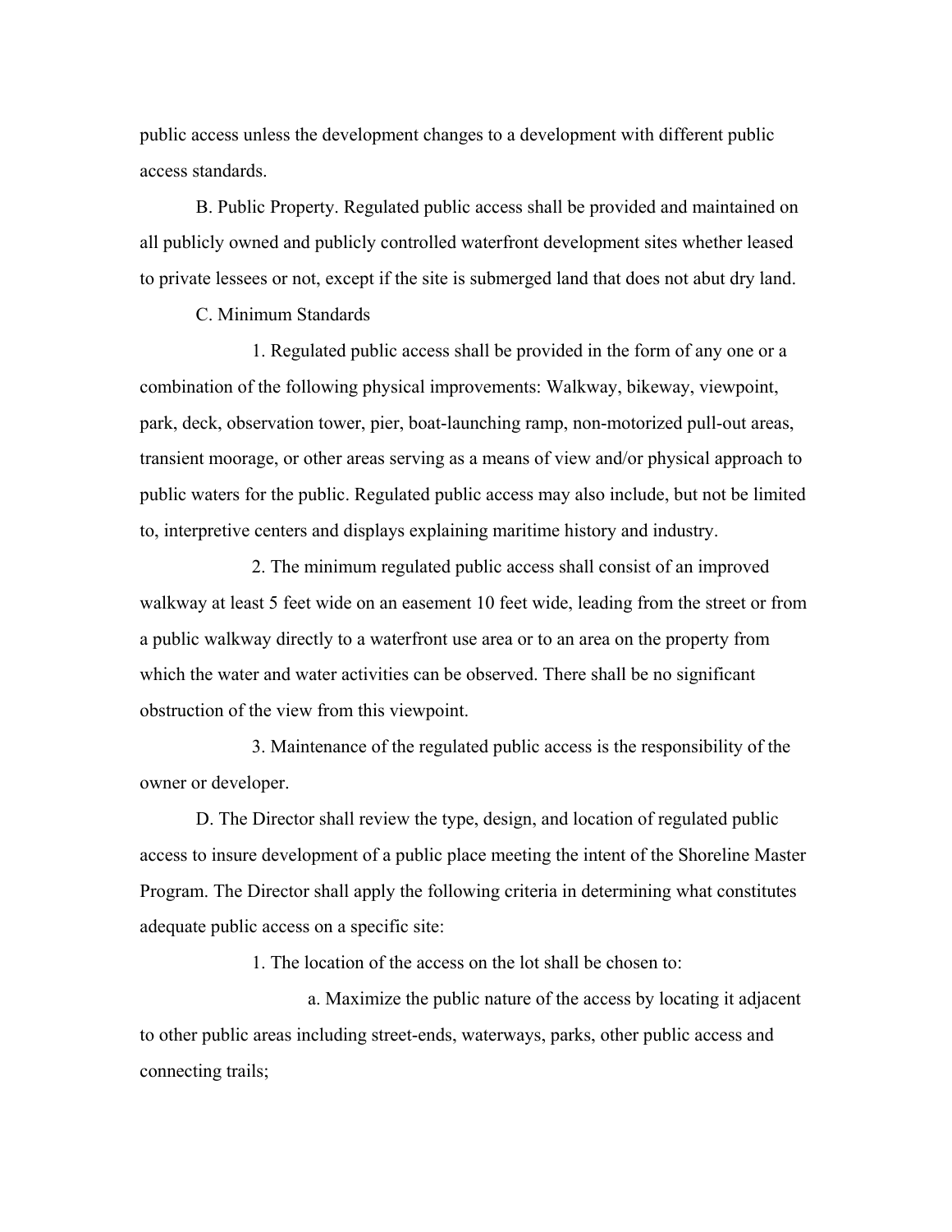public access unless the development changes to a development with different public access standards.

B. Public Property. Regulated public access shall be provided and maintained on all publicly owned and publicly controlled waterfront development sites whether leased to private lessees or not, except if the site is submerged land that does not abut dry land.

C. Minimum Standards

1. Regulated public access shall be provided in the form of any one or a combination of the following physical improvements: Walkway, bikeway, viewpoint, park, deck, observation tower, pier, boat-launching ramp, non-motorized pull-out areas, transient moorage, or other areas serving as a means of view and/or physical approach to public waters for the public. Regulated public access may also include, but not be limited to, interpretive centers and displays explaining maritime history and industry.

2. The minimum regulated public access shall consist of an improved walkway at least 5 feet wide on an easement 10 feet wide, leading from the street or from a public walkway directly to a waterfront use area or to an area on the property from which the water and water activities can be observed. There shall be no significant obstruction of the view from this viewpoint.

3. Maintenance of the regulated public access is the responsibility of the owner or developer.

D. The Director shall review the type, design, and location of regulated public access to insure development of a public place meeting the intent of the Shoreline Master Program. The Director shall apply the following criteria in determining what constitutes adequate public access on a specific site:

1. The location of the access on the lot shall be chosen to:

a. Maximize the public nature of the access by locating it adjacent to other public areas including street-ends, waterways, parks, other public access and connecting trails;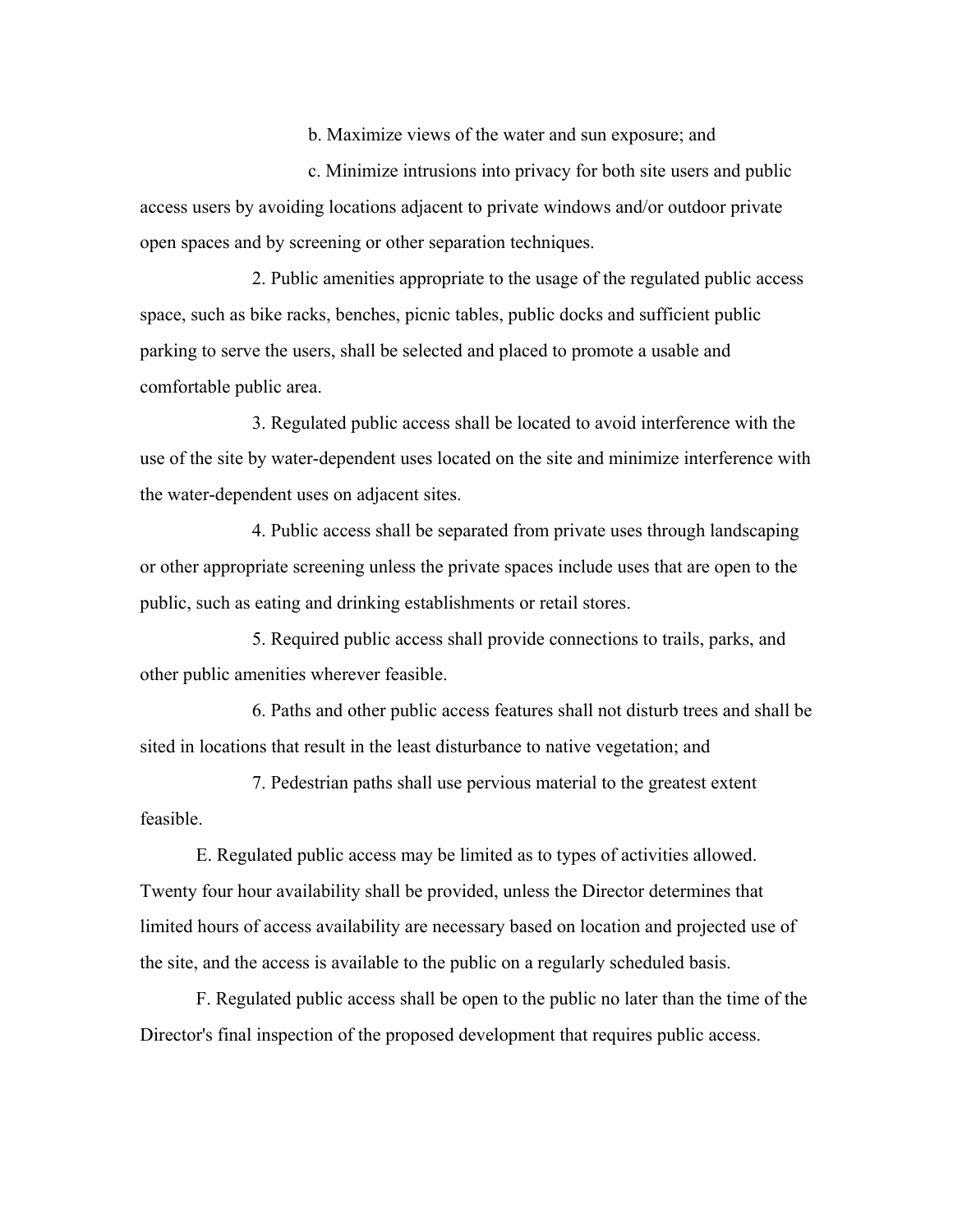b. Maximize views of the water and sun exposure; and

c. Minimize intrusions into privacy for both site users and public access users by avoiding locations adjacent to private windows and/or outdoor private open spaces and by screening or other separation techniques.

2. Public amenities appropriate to the usage of the regulated public access space, such as bike racks, benches, picnic tables, public docks and sufficient public parking to serve the users, shall be selected and placed to promote a usable and comfortable public area.

3. Regulated public access shall be located to avoid interference with the use of the site by water-dependent uses located on the site and minimize interference with the water-dependent uses on adjacent sites.

4. Public access shall be separated from private uses through landscaping or other appropriate screening unless the private spaces include uses that are open to the public, such as eating and drinking establishments or retail stores.

5. Required public access shall provide connections to trails, parks, and other public amenities wherever feasible.

6. Paths and other public access features shall not disturb trees and shall be sited in locations that result in the least disturbance to native vegetation; and

7. Pedestrian paths shall use pervious material to the greatest extent feasible.

E. Regulated public access may be limited as to types of activities allowed. Twenty four hour availability shall be provided, unless the Director determines that limited hours of access availability are necessary based on location and projected use of the site, and the access is available to the public on a regularly scheduled basis.

F. Regulated public access shall be open to the public no later than the time of the Director's final inspection of the proposed development that requires public access.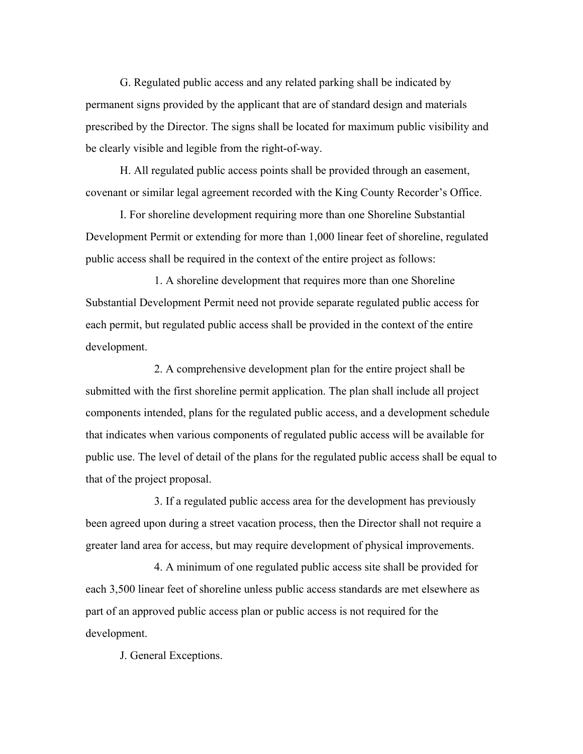G. Regulated public access and any related parking shall be indicated by permanent signs provided by the applicant that are of standard design and materials prescribed by the Director. The signs shall be located for maximum public visibility and be clearly visible and legible from the right-of-way.

H. All regulated public access points shall be provided through an easement, covenant or similar legal agreement recorded with the King County Recorder's Office.

I. For shoreline development requiring more than one Shoreline Substantial Development Permit or extending for more than 1,000 linear feet of shoreline, regulated public access shall be required in the context of the entire project as follows:

1. A shoreline development that requires more than one Shoreline Substantial Development Permit need not provide separate regulated public access for each permit, but regulated public access shall be provided in the context of the entire development.

2. A comprehensive development plan for the entire project shall be submitted with the first shoreline permit application. The plan shall include all project components intended, plans for the regulated public access, and a development schedule that indicates when various components of regulated public access will be available for public use. The level of detail of the plans for the regulated public access shall be equal to that of the project proposal.

3. If a regulated public access area for the development has previously been agreed upon during a street vacation process, then the Director shall not require a greater land area for access, but may require development of physical improvements.

4. A minimum of one regulated public access site shall be provided for each 3,500 linear feet of shoreline unless public access standards are met elsewhere as part of an approved public access plan or public access is not required for the development.

J. General Exceptions.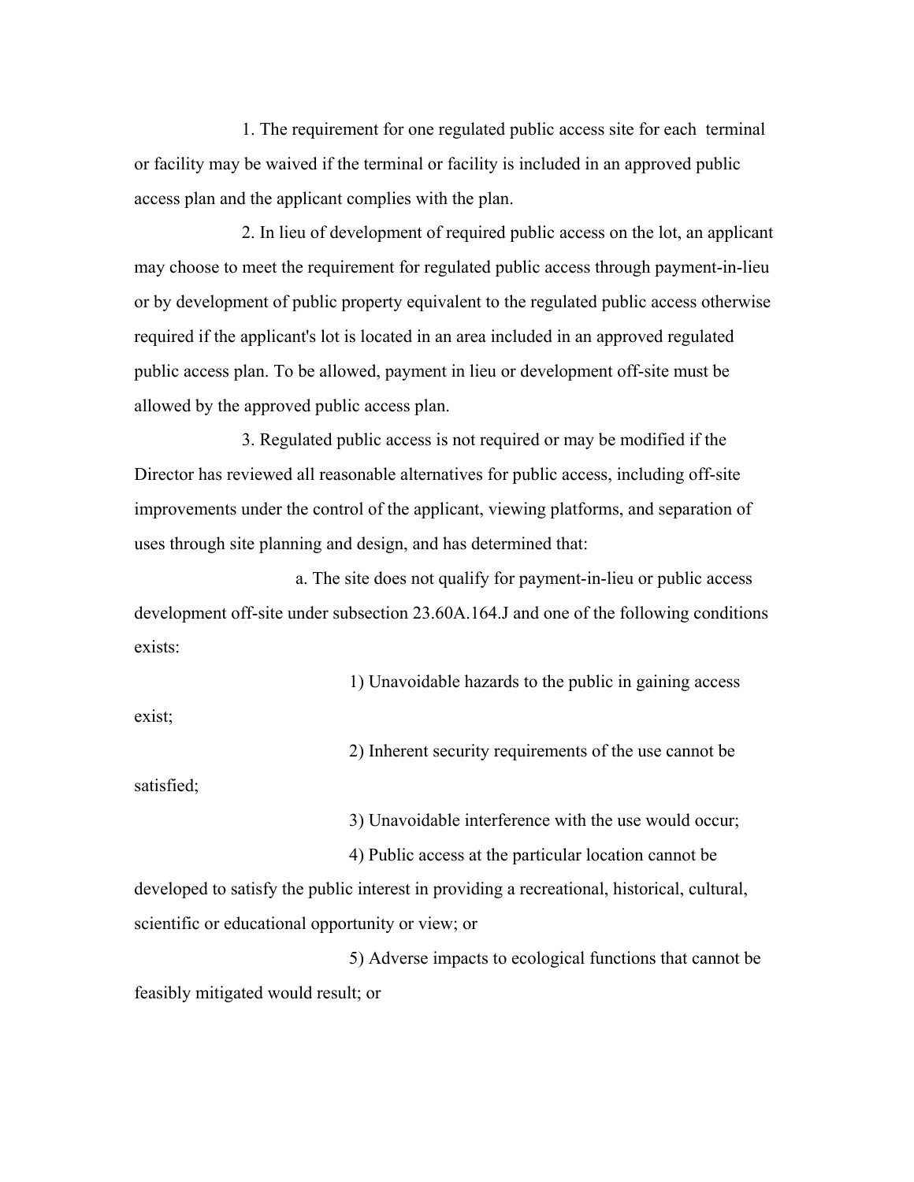1. The requirement for one regulated public access site for each terminal or facility may be waived if the terminal or facility is included in an approved public access plan and the applicant complies with the plan.

2. In lieu of development of required public access on the lot, an applicant may choose to meet the requirement for regulated public access through payment-in-lieu or by development of public property equivalent to the regulated public access otherwise required if the applicant's lot is located in an area included in an approved regulated public access plan. To be allowed, payment in lieu or development off-site must be allowed by the approved public access plan.

3. Regulated public access is not required or may be modified if the Director has reviewed all reasonable alternatives for public access, including off-site improvements under the control of the applicant, viewing platforms, and separation of uses through site planning and design, and has determined that:

a. The site does not qualify for payment-in-lieu or public access development off-site under subsection 23.60A.164.J and one of the following conditions exists:

1) Unavoidable hazards to the public in gaining access exist;

2) Inherent security requirements of the use cannot be satisfied;

3) Unavoidable interference with the use would occur;

4) Public access at the particular location cannot be developed to satisfy the public interest in providing a recreational, historical, cultural, scientific or educational opportunity or view; or

5) Adverse impacts to ecological functions that cannot be feasibly mitigated would result; or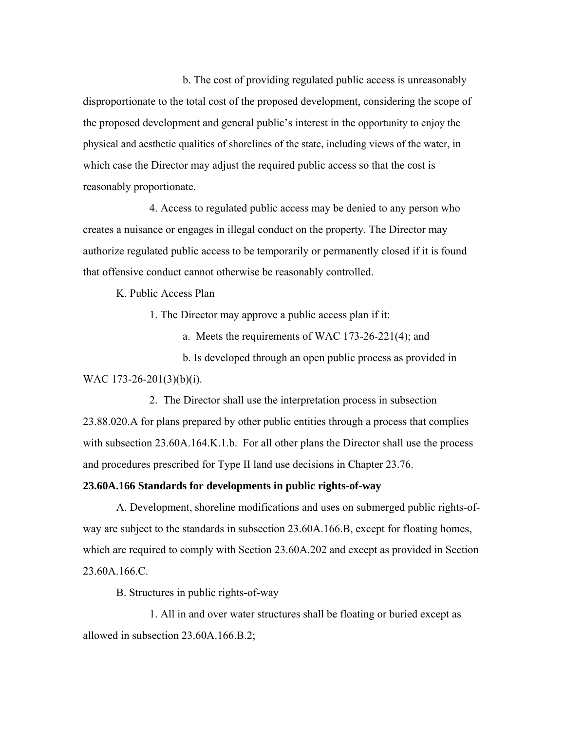b. The cost of providing regulated public access is unreasonably disproportionate to the total cost of the proposed development, considering the scope of the proposed development and general public's interest in the opportunity to enjoy the physical and aesthetic qualities of shorelines of the state, including views of the water, in which case the Director may adjust the required public access so that the cost is reasonably proportionate.

4. Access to regulated public access may be denied to any person who creates a nuisance or engages in illegal conduct on the property. The Director may authorize regulated public access to be temporarily or permanently closed if it is found that offensive conduct cannot otherwise be reasonably controlled.

K. Public Access Plan

1. The Director may approve a public access plan if it:

a. Meets the requirements of WAC 173-26-221(4); and

b. Is developed through an open public process as provided in WAC 173-26-201(3)(b)(i).

2. The Director shall use the interpretation process in subsection 23.88.020.A for plans prepared by other public entities through a process that complies with subsection 23.60A.164.K.1.b. For all other plans the Director shall use the process and procedures prescribed for Type II land use decisions in Chapter 23.76.

**23.60A.166 Standards for developments in public rights-of-way**

A. Development, shoreline modifications and uses on submerged public rights-of-way are subject to the standards in subsection 23.60A.166.B, except for floating homes, which are required to comply with Section 23.60A.202 and except as provided in Section 23.60A.166.C.

B. Structures in public rights-of-way

1. All in and over water structures shall be floating or buried except as allowed in subsection 23.60A.166.B.2;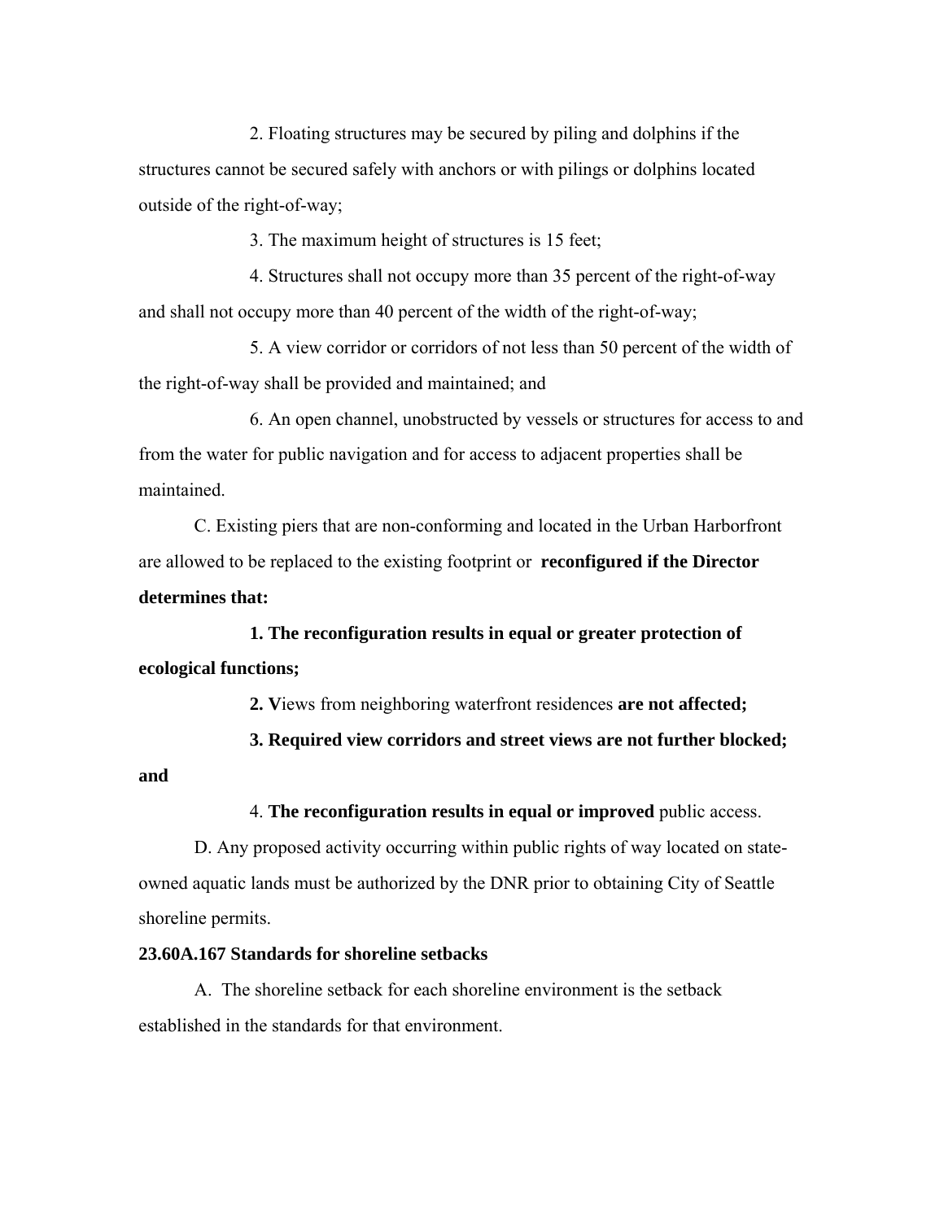2. Floating structures may be secured by piling and dolphins if the structures cannot be secured safely with anchors or with pilings or dolphins located outside of the right-of-way;

3. The maximum height of structures is 15 feet;

4. Structures shall not occupy more than 35 percent of the right-of-way and shall not occupy more than 40 percent of the width of the right-of-way;

5. A view corridor or corridors of not less than 50 percent of the width of the right-of-way shall be provided and maintained; and

6. An open channel, unobstructed by vessels or structures for access to and from the water for public navigation and for access to adjacent properties shall be maintained.

C. Existing piers that are non-conforming and located in the Urban Harborfront are allowed to be replaced to the existing footprint or **reconfigured if the Director determines that:**

**1. The reconfiguration results in equal or greater protection of ecological functions;**

**2. V**iews from neighboring waterfront residences **are not affected;**

**3. Required view corridors and street views are not further blocked; and**

4. **The reconfiguration results in equal or improved** public access.

D. Any proposed activity occurring within public rights of way located on state-owned aquatic lands must be authorized by the DNR prior to obtaining City of Seattle shoreline permits.

**23.60A.167 Standards for shoreline setbacks**

A. The shoreline setback for each shoreline environment is the setback established in the standards for that environment.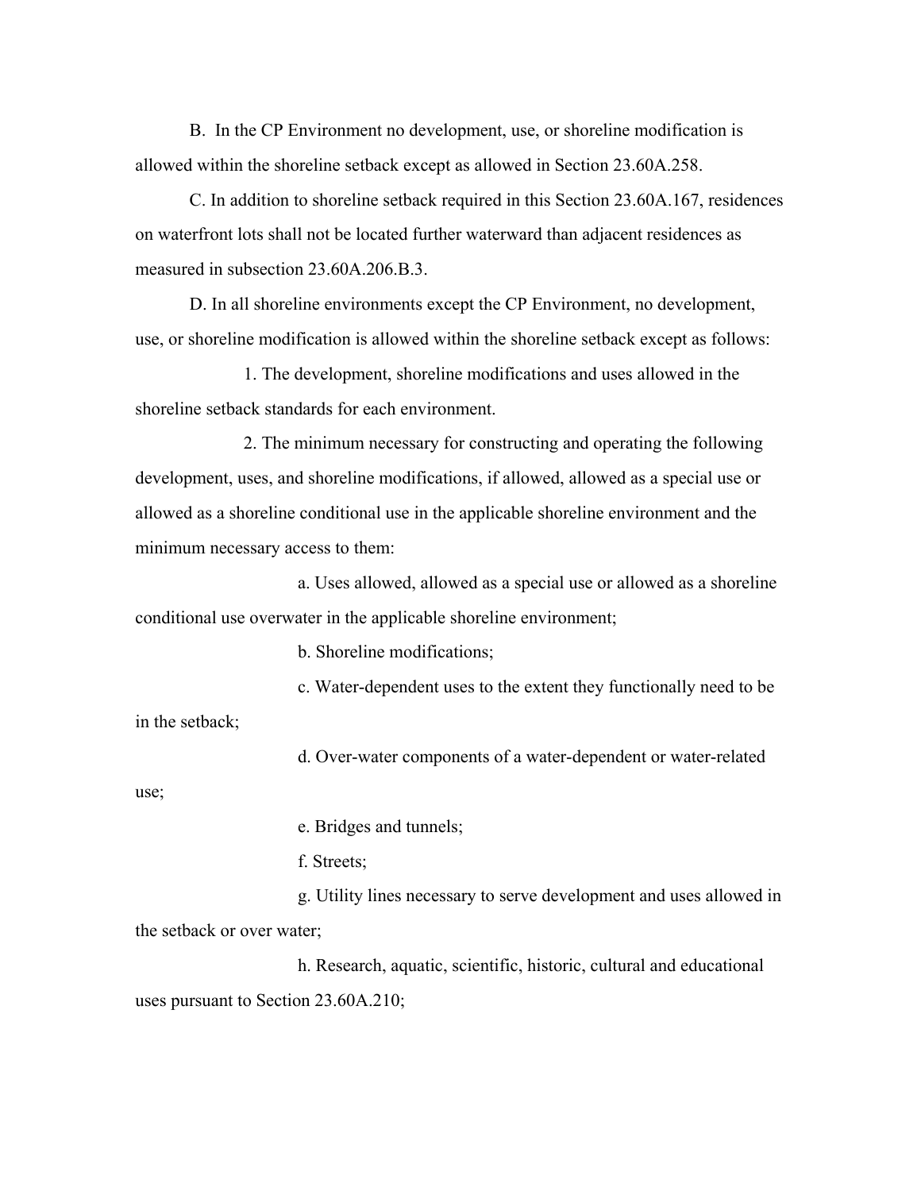B. In the CP Environment no development, use, or shoreline modification is allowed within the shoreline setback except as allowed in Section 23.60A.258.

C. In addition to shoreline setback required in this Section 23.60A.167, residences on waterfront lots shall not be located further waterward than adjacent residences as measured in subsection 23.60A.206.B.3.

D. In all shoreline environments except the CP Environment, no development, use, or shoreline modification is allowed within the shoreline setback except as follows:

1. The development, shoreline modifications and uses allowed in the shoreline setback standards for each environment.

2. The minimum necessary for constructing and operating the following development, uses, and shoreline modifications, if allowed, allowed as a special use or allowed as a shoreline conditional use in the applicable shoreline environment and the minimum necessary access to them:

a. Uses allowed, allowed as a special use or allowed as a shoreline conditional use overwater in the applicable shoreline environment;

b. Shoreline modifications;

c. Water-dependent uses to the extent they functionally need to be in the setback;

d. Over-water components of a water-dependent or water-related use;

e. Bridges and tunnels;

f. Streets;

g. Utility lines necessary to serve development and uses allowed in the setback or over water;

h. Research, aquatic, scientific, historic, cultural and educational uses pursuant to Section 23.60A.210;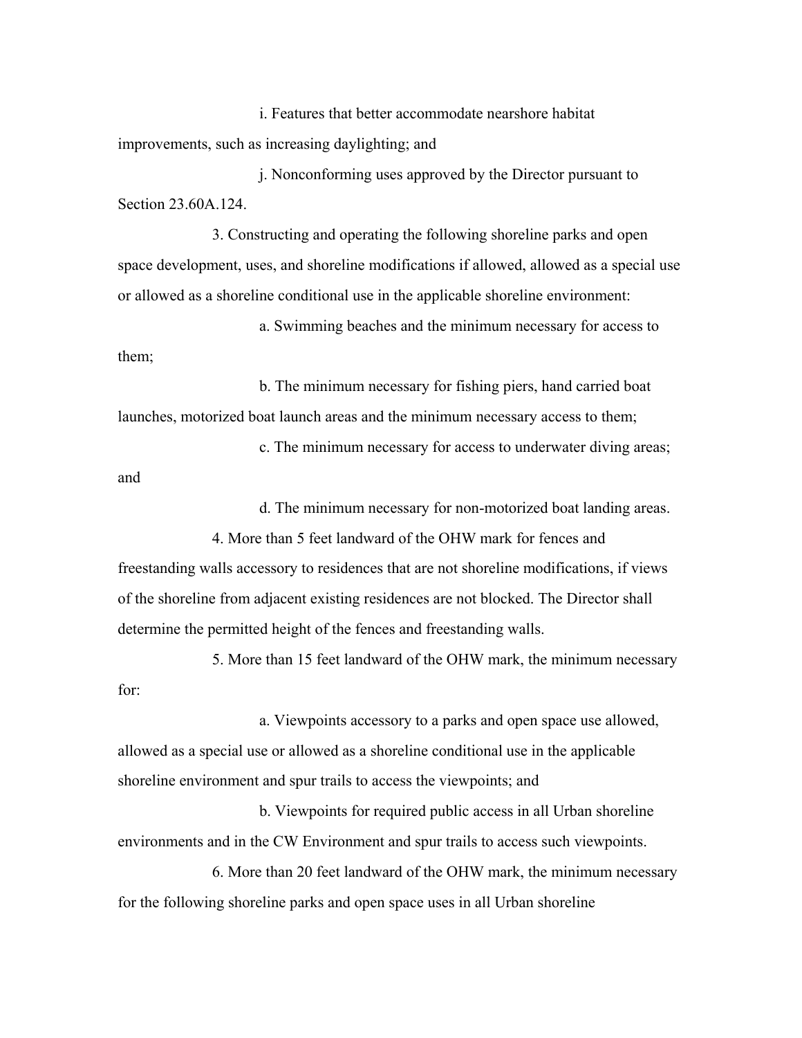i. Features that better accommodate nearshore habitat improvements, such as increasing daylighting; and

j. Nonconforming uses approved by the Director pursuant to Section 23.60A.124.

3. Constructing and operating the following shoreline parks and open space development, uses, and shoreline modifications if allowed, allowed as a special use or allowed as a shoreline conditional use in the applicable shoreline environment:

a. Swimming beaches and the minimum necessary for access to them;

b. The minimum necessary for fishing piers, hand carried boat launches, motorized boat launch areas and the minimum necessary access to them;

c. The minimum necessary for access to underwater diving areas; and

d. The minimum necessary for non-motorized boat landing areas.

4. More than 5 feet landward of the OHW mark for fences and freestanding walls accessory to residences that are not shoreline modifications, if views of the shoreline from adjacent existing residences are not blocked. The Director shall determine the permitted height of the fences and freestanding walls.

5. More than 15 feet landward of the OHW mark, the minimum necessary for:

a. Viewpoints accessory to a parks and open space use allowed, allowed as a special use or allowed as a shoreline conditional use in the applicable shoreline environment and spur trails to access the viewpoints; and

b. Viewpoints for required public access in all Urban shoreline environments and in the CW Environment and spur trails to access such viewpoints.

6. More than 20 feet landward of the OHW mark, the minimum necessary for the following shoreline parks and open space uses in all Urban shoreline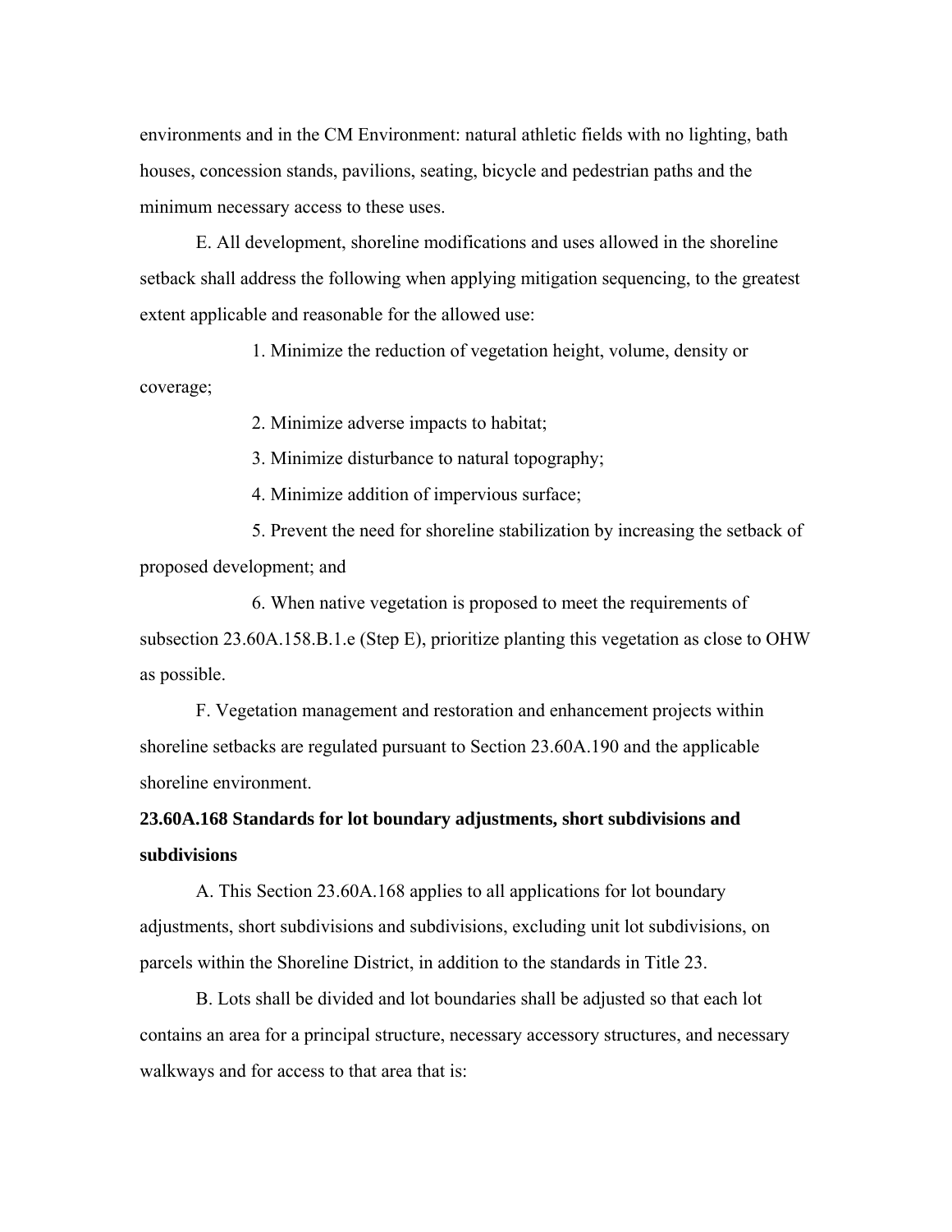environments and in the CM Environment: natural athletic fields with no lighting, bath houses, concession stands, pavilions, seating, bicycle and pedestrian paths and the minimum necessary access to these uses.

E. All development, shoreline modifications and uses allowed in the shoreline setback shall address the following when applying mitigation sequencing, to the greatest extent applicable and reasonable for the allowed use:

1. Minimize the reduction of vegetation height, volume, density or coverage;

2. Minimize adverse impacts to habitat;

3. Minimize disturbance to natural topography;

4. Minimize addition of impervious surface;

5. Prevent the need for shoreline stabilization by increasing the setback of proposed development; and

6. When native vegetation is proposed to meet the requirements of subsection 23.60A.158.B.1.e (Step E), prioritize planting this vegetation as close to OHW as possible.

F. Vegetation management and restoration and enhancement projects within shoreline setbacks are regulated pursuant to Section 23.60A.190 and the applicable shoreline environment.

**23.60A.168 Standards for lot boundary adjustments, short subdivisions and subdivisions**

A. This Section 23.60A.168 applies to all applications for lot boundary adjustments, short subdivisions and subdivisions, excluding unit lot subdivisions, on parcels within the Shoreline District, in addition to the standards in Title 23.

B. Lots shall be divided and lot boundaries shall be adjusted so that each lot contains an area for a principal structure, necessary accessory structures, and necessary walkways and for access to that area that is: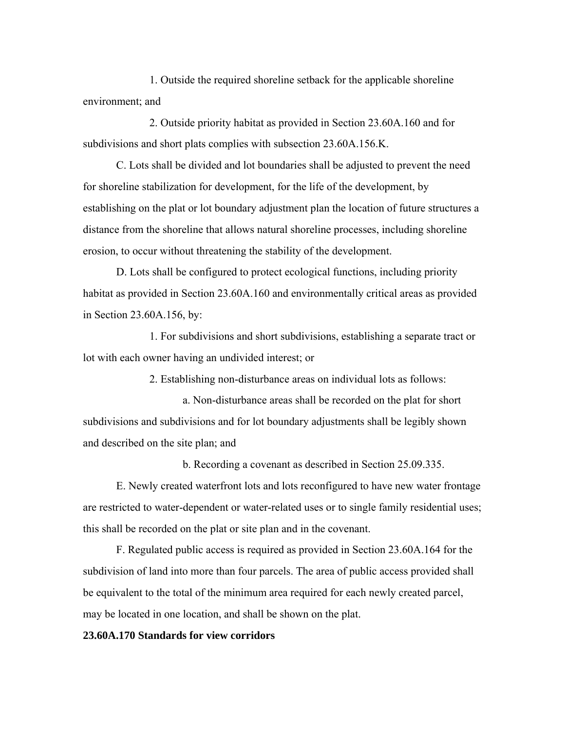1. Outside the required shoreline setback for the applicable shoreline environment; and

2. Outside priority habitat as provided in Section 23.60A.160 and for subdivisions and short plats complies with subsection 23.60A.156.K.

C. Lots shall be divided and lot boundaries shall be adjusted to prevent the need for shoreline stabilization for development, for the life of the development, by establishing on the plat or lot boundary adjustment plan the location of future structures a distance from the shoreline that allows natural shoreline processes, including shoreline erosion, to occur without threatening the stability of the development.

D. Lots shall be configured to protect ecological functions, including priority habitat as provided in Section 23.60A.160 and environmentally critical areas as provided in Section 23.60A.156, by:

1. For subdivisions and short subdivisions, establishing a separate tract or lot with each owner having an undivided interest; or

2. Establishing non-disturbance areas on individual lots as follows:

a. Non-disturbance areas shall be recorded on the plat for short subdivisions and subdivisions and for lot boundary adjustments shall be legibly shown and described on the site plan; and

b. Recording a covenant as described in Section 25.09.335.

E. Newly created waterfront lots and lots reconfigured to have new water frontage are restricted to water-dependent or water-related uses or to single family residential uses; this shall be recorded on the plat or site plan and in the covenant.

F. Regulated public access is required as provided in Section 23.60A.164 for the subdivision of land into more than four parcels. The area of public access provided shall be equivalent to the total of the minimum area required for each newly created parcel, may be located in one location, and shall be shown on the plat.

**23.60A.170 Standards for view corridors**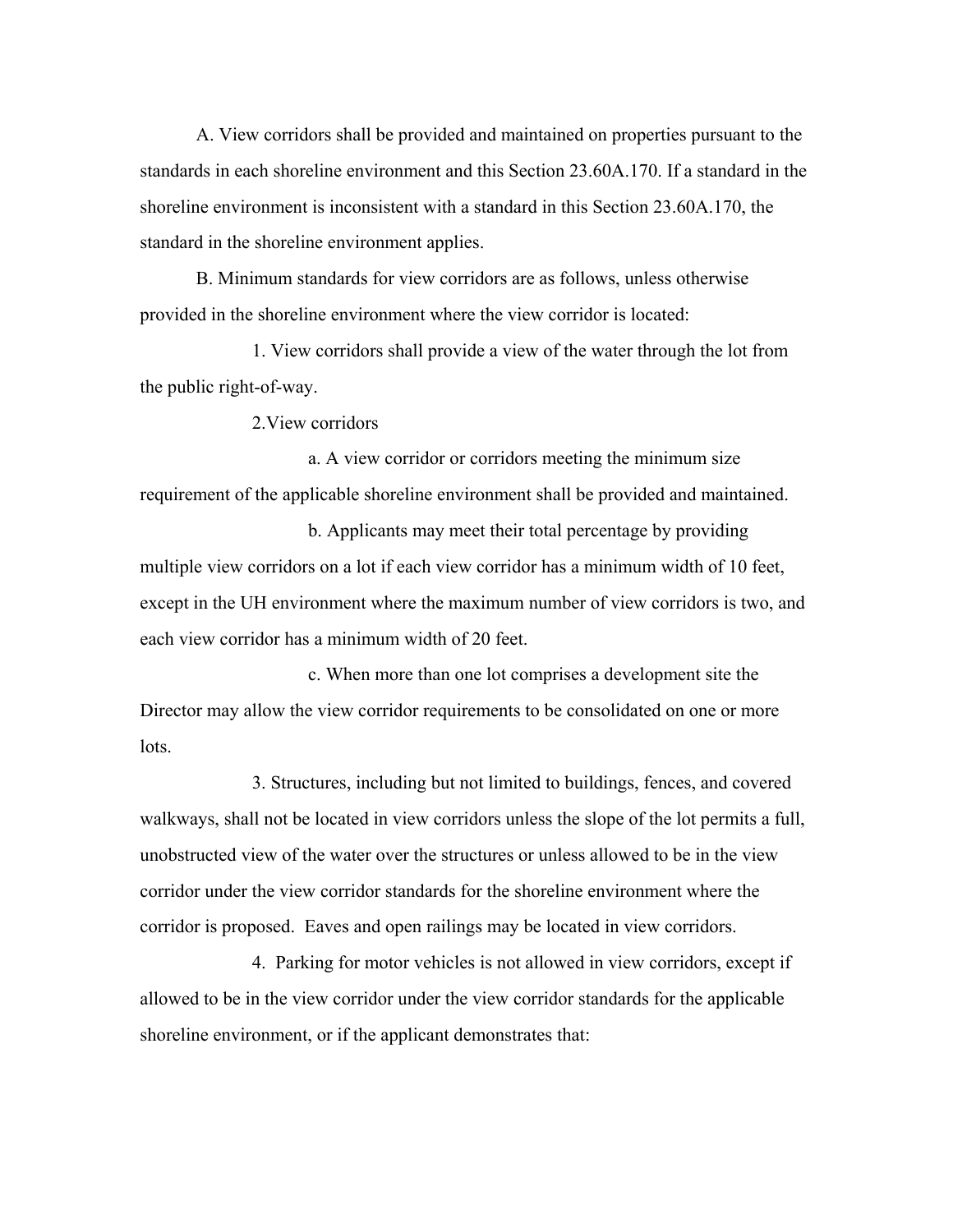A. View corridors shall be provided and maintained on properties pursuant to the standards in each shoreline environment and this Section 23.60A.170. If a standard in the shoreline environment is inconsistent with a standard in this Section 23.60A.170, the standard in the shoreline environment applies.

B. Minimum standards for view corridors are as follows, unless otherwise provided in the shoreline environment where the view corridor is located:

1. View corridors shall provide a view of the water through the lot from the public right-of-way.

2.View corridors

a. A view corridor or corridors meeting the minimum size requirement of the applicable shoreline environment shall be provided and maintained.

b. Applicants may meet their total percentage by providing multiple view corridors on a lot if each view corridor has a minimum width of 10 feet, except in the UH environment where the maximum number of view corridors is two, and each view corridor has a minimum width of 20 feet.

c. When more than one lot comprises a development site the Director may allow the view corridor requirements to be consolidated on one or more lots.

3. Structures, including but not limited to buildings, fences, and covered walkways, shall not be located in view corridors unless the slope of the lot permits a full, unobstructed view of the water over the structures or unless allowed to be in the view corridor under the view corridor standards for the shoreline environment where the corridor is proposed. Eaves and open railings may be located in view corridors.

4. Parking for motor vehicles is not allowed in view corridors, except if allowed to be in the view corridor under the view corridor standards for the applicable shoreline environment, or if the applicant demonstrates that: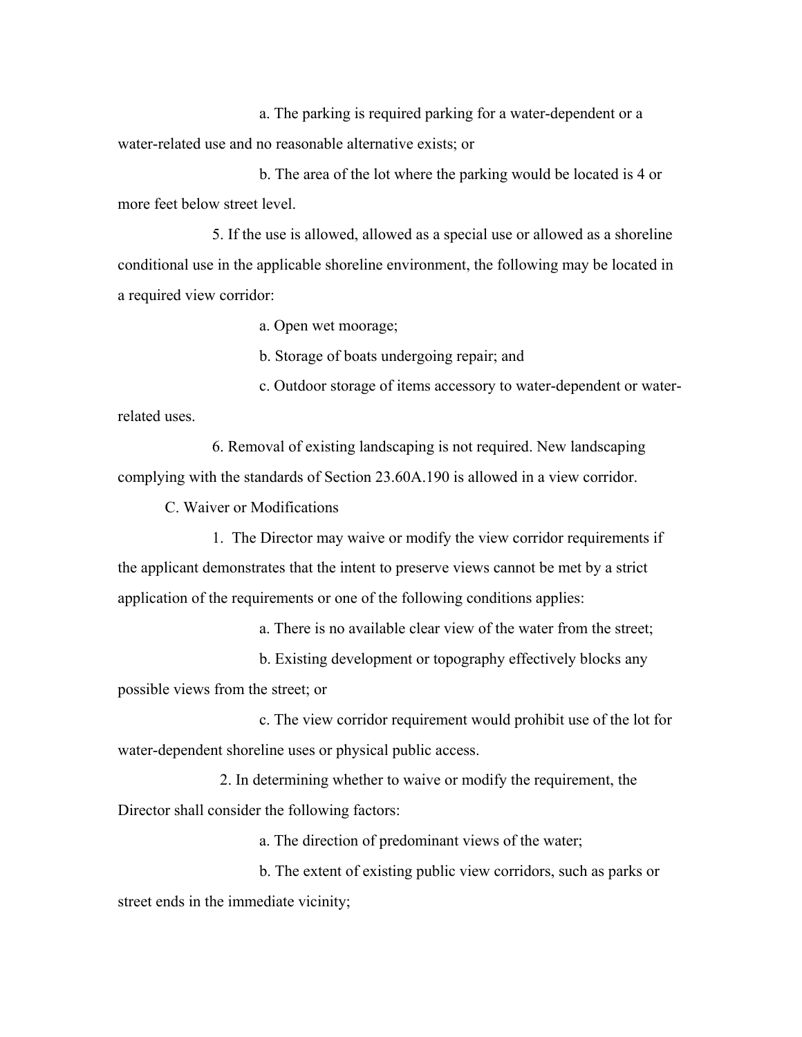a. The parking is required parking for a water-dependent or a water-related use and no reasonable alternative exists; or

b. The area of the lot where the parking would be located is 4 or more feet below street level.

5. If the use is allowed, allowed as a special use or allowed as a shoreline conditional use in the applicable shoreline environment, the following may be located in a required view corridor:

a. Open wet moorage;

b. Storage of boats undergoing repair; and

c. Outdoor storage of items accessory to water-dependent or water-related uses.

6. Removal of existing landscaping is not required. New landscaping complying with the standards of Section 23.60A.190 is allowed in a view corridor.

C. Waiver or Modifications

1. The Director may waive or modify the view corridor requirements if the applicant demonstrates that the intent to preserve views cannot be met by a strict application of the requirements or one of the following conditions applies:

a. There is no available clear view of the water from the street;

b. Existing development or topography effectively blocks any possible views from the street; or

c. The view corridor requirement would prohibit use of the lot for water-dependent shoreline uses or physical public access.

2. In determining whether to waive or modify the requirement, the Director shall consider the following factors:

a. The direction of predominant views of the water;

b. The extent of existing public view corridors, such as parks or street ends in the immediate vicinity;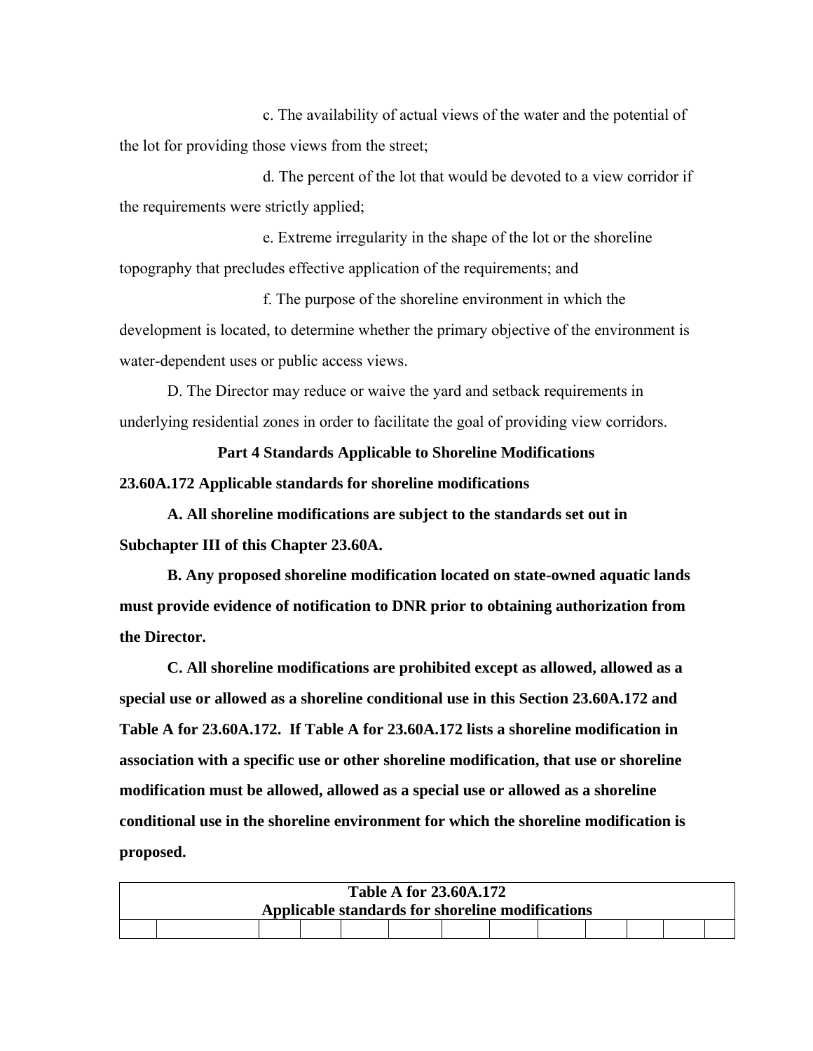c. The availability of actual views of the water and the potential of the lot for providing those views from the street;

d. The percent of the lot that would be devoted to a view corridor if the requirements were strictly applied;

e. Extreme irregularity in the shape of the lot or the shoreline topography that precludes effective application of the requirements; and

f. The purpose of the shoreline environment in which the development is located, to determine whether the primary objective of the environment is water-dependent uses or public access views.

D. The Director may reduce or waive the yard and setback requirements in underlying residential zones in order to facilitate the goal of providing view corridors.

**Part 4 Standards Applicable to Shoreline Modifications**

**23.60A.172 Applicable standards for shoreline modifications**

**A. All shoreline modifications are subject to the standards set out in Subchapter III of this Chapter 23.60A.**

**B. Any proposed shoreline modification located on state-owned aquatic lands must provide evidence of notification to DNR prior to obtaining authorization from the Director.**

**C. All shoreline modifications are prohibited except as allowed, allowed as a special use or allowed as a shoreline conditional use in this Section 23.60A.172 and Table A for 23.60A.172. If Table A for 23.60A.172 lists a shoreline modification in association with a specific use or other shoreline modification, that use or shoreline modification must be allowed, allowed as a special use or allowed as a shoreline conditional use in the shoreline environment for which the shoreline modification is proposed.**

| **Table A for 23.60A.172<br>Applicable standards for shoreline modifications** | | | | | | | | | | | | | |
|---|---|---|---|---|---|---|---|---|---|---|---|---|---|
| | | | | | | | | | | | | | |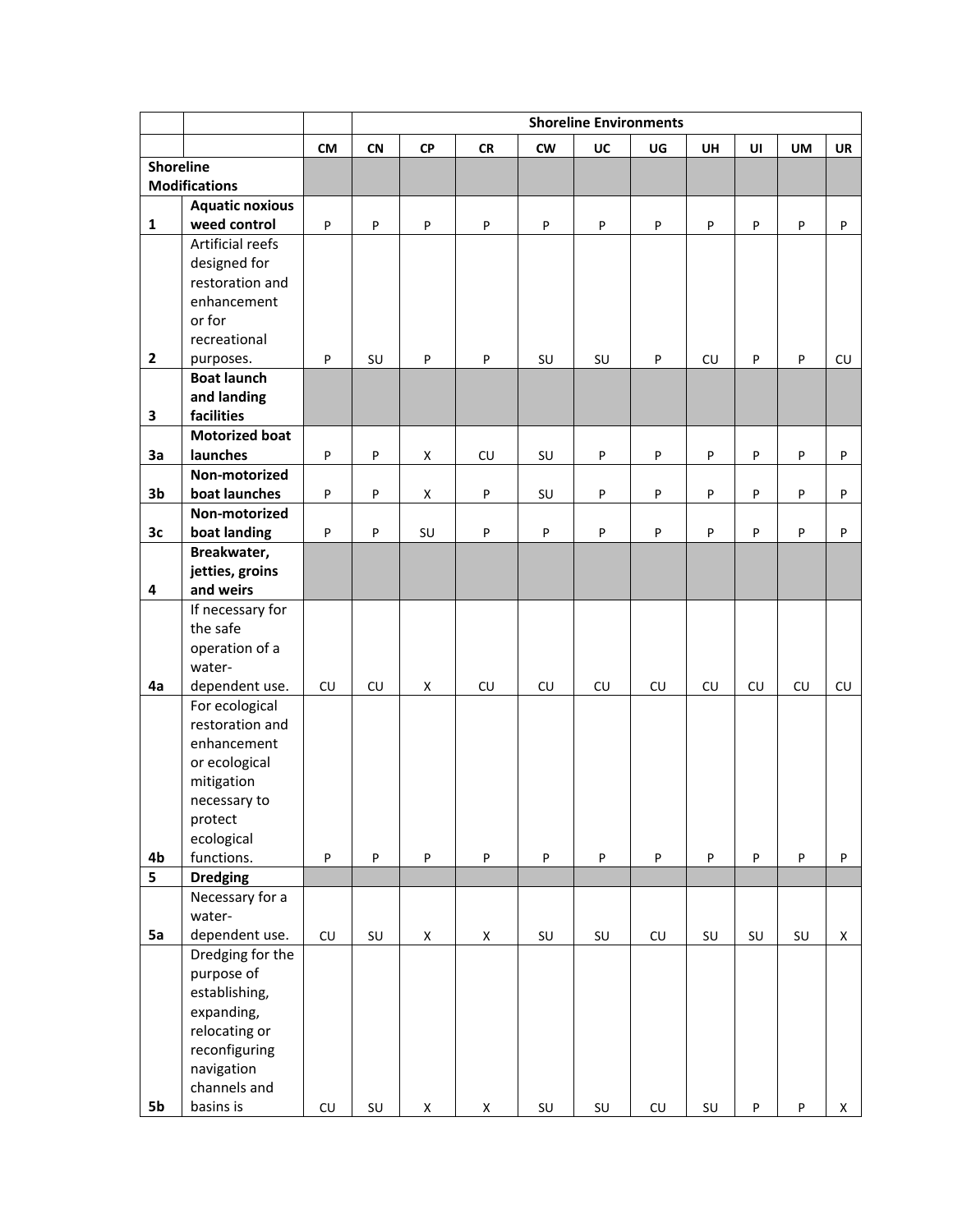| | | | Shoreline Environments | | | | | | | | | |
|---|---|---|---|---|---|---|---|---|---|---|---|---|
| | | CM | CN | CP | CR | CW | UC | UG | UH | UI | UM | UR |
| **Shoreline Modifications** | | | | | | | | | | | | |
| **1** | **Aquatic noxious weed control** | P | P | P | P | P | P | P | P | P | P | P |
| **2** | Artificial reefs designed for restoration and enhancement or for recreational purposes. | P | SU | P | P | SU | SU | P | CU | P | P | CU |
| **3** | **Boat launch and landing facilities** | | | | | | | | | | | |
| **3a** | **Motorized boat launches** | P | P | X | CU | SU | P | P | P | P | P | P |
| **3b** | **Non-motorized boat launches** | P | P | X | P | SU | P | P | P | P | P | P |
| **3c** | **Non-motorized boat landing** | P | P | SU | P | P | P | P | P | P | P | P |
| **4** | **Breakwater, jetties, groins and weirs** | | | | | | | | | | | |
| **4a** | If necessary for the safe operation of a water-dependent use. | CU | CU | X | CU | CU | CU | CU | CU | CU | CU | CU |
| **4b** | For ecological restoration and enhancement or ecological mitigation necessary to protect ecological functions. | P | P | P | P | P | P | P | P | P | P | P |
| **5** | **Dredging** | | | | | | | | | | | |
| **5a** | Necessary for a water-dependent use. | CU | SU | X | X | SU | SU | CU | SU | SU | SU | X |
| **5b** | Dredging for the purpose of establishing, expanding, relocating or reconfiguring navigation channels and basins is | CU | SU | X | X | SU | SU | CU | SU | P | P | X |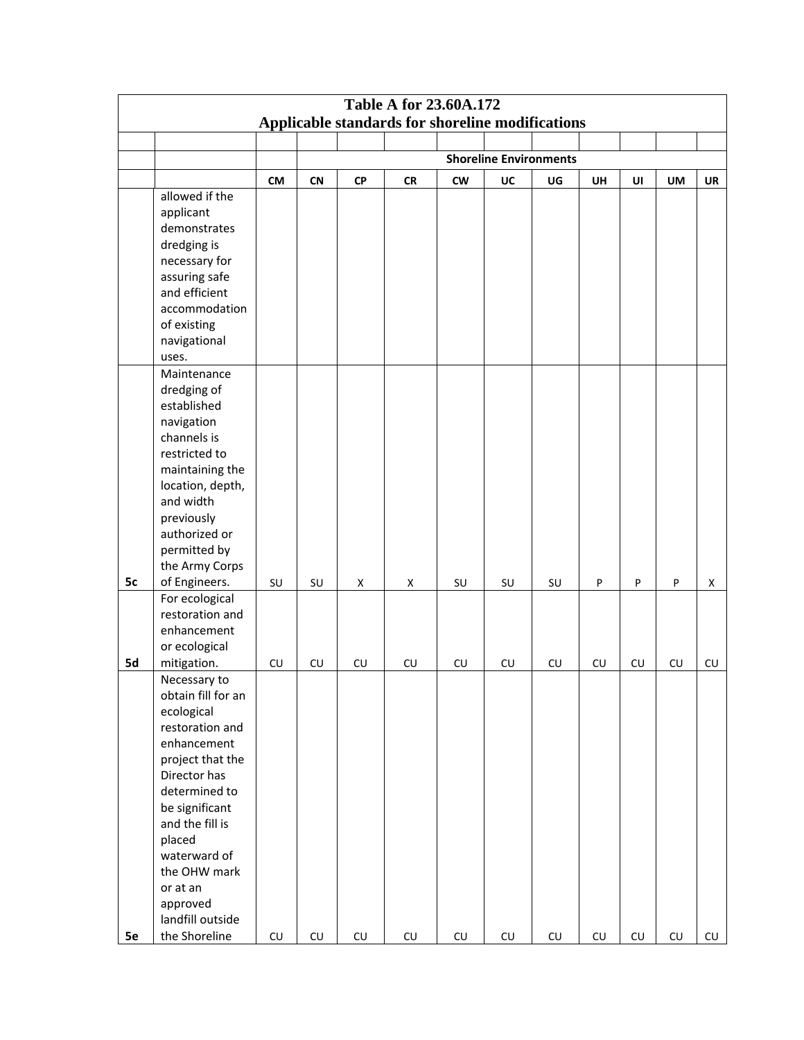| Table A for 23.60A.172<br>Applicable standards for shoreline modifications | | | | | | | | | | | | |
|---|---|---|---|---|---|---|---|---|---|---|---|---|
| | | | | | | | | | | | | |
| | | | Shoreline Environments | | | | | | | | | |
| | | CM | CN | CP | CR | CW | UC | UG | UH | UI | UM | UR |
| | allowed if the applicant demonstrates dredging is necessary for assuring safe and efficient accommodation of existing navigational uses. | | | | | | | | | | | |
| 5c | Maintenance dredging of established navigation channels is restricted to maintaining the location, depth, and width previously authorized or permitted by the Army Corps of Engineers. | SU | SU | X | X | SU | SU | SU | P | P | P | X |
| 5d | For ecological restoration and enhancement or ecological mitigation. | CU | CU | CU | CU | CU | CU | CU | CU | CU | CU | CU |
| 5e | Necessary to obtain fill for an ecological restoration and enhancement project that the Director has determined to be significant and the fill is placed waterward of the OHW mark or at an approved landfill outside the Shoreline | CU | CU | CU | CU | CU | CU | CU | CU | CU | CU | CU |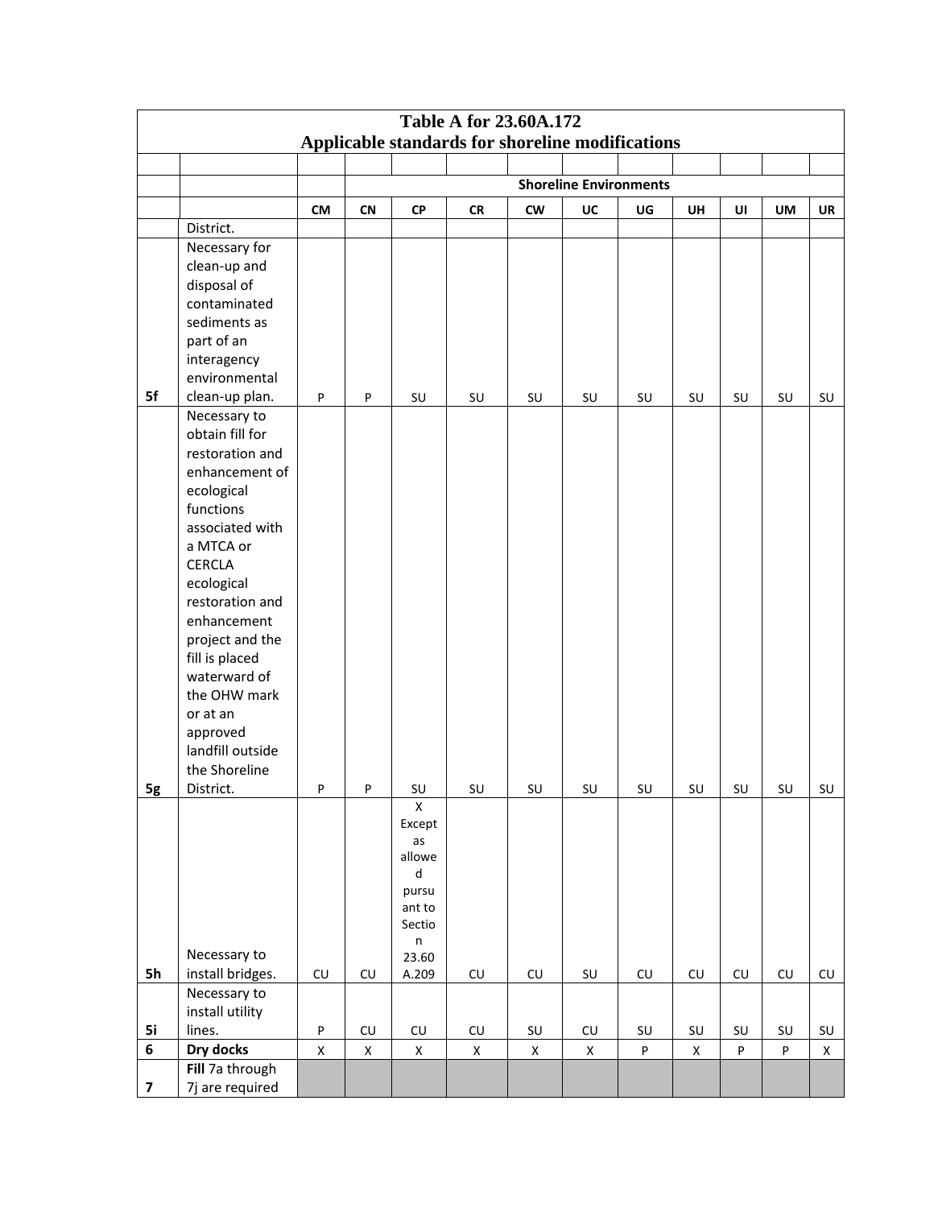| Table A for 23.60A.172<br>Applicable standards for shoreline modifications | | | | | | | | | | | | |
|---|---|---|---|---|---|---|---|---|---|---|---|---|
| | | | | | | | | | | | | |
| | | | Shoreline Environments | | | | | | | | | |
| | | CM | CN | CP | CR | CW | UC | UG | UH | UI | UM | UR |
| | District. | | | | | | | | | | | |
| 5f | Necessary for clean-up and disposal of contaminated sediments as part of an interagency environmental clean-up plan. | P | P | SU | SU | SU | SU | SU | SU | SU | SU | SU |
| 5g | Necessary to obtain fill for restoration and enhancement of ecological functions associated with a MTCA or CERCLA ecological restoration and enhancement project and the fill is placed waterward of the OHW mark or at an approved landfill outside the Shoreline District. | P | P | SU | SU | SU | SU | SU | SU | SU | SU | SU |
| 5h | Necessary to install bridges. | CU | CU | X Except as allowed pursuant to Section 23.60A.209 | CU | CU | SU | CU | CU | CU | CU | CU |
| 5i | Necessary to install utility lines. | P | CU | CU | CU | SU | CU | SU | SU | SU | SU | SU |
| 6 | **Dry docks** | X | X | X | X | X | X | P | X | P | P | X |
| 7 | **Fill** 7a through 7j are required | | | | | | | | | | | |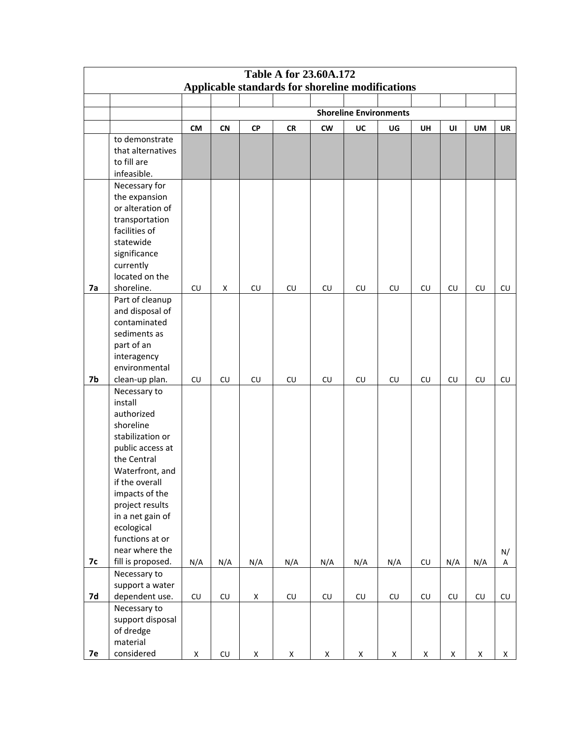| Table A for 23.60A.172<br>Applicable standards for shoreline modifications | | | | | | | | | | | | |
|---|---|---|---|---|---|---|---|---|---|---|---|---|
| | | | | | | | | | | | | |
| | | | Shoreline Environments | | | | | | | | | |
| | | CM | CN | CP | CR | CW | UC | UG | UH | UI | UM | UR |
| | to demonstrate that alternatives to fill are infeasible. | | | | | | | | | | | |
| 7a | Necessary for the expansion or alteration of transportation facilities of statewide significance currently located on the shoreline. | CU | X | CU | CU | CU | CU | CU | CU | CU | CU | CU |
| 7b | Part of cleanup and disposal of contaminated sediments as part of an interagency environmental clean-up plan. | CU | CU | CU | CU | CU | CU | CU | CU | CU | CU | CU |
| 7c | Necessary to install authorized shoreline stabilization or public access at the Central Waterfront, and if the overall impacts of the project results in a net gain of ecological functions at or near where the fill is proposed. | N/A | N/A | N/A | N/A | N/A | N/A | N/A | CU | N/A | N/A | N/A |
| 7d | Necessary to support a water dependent use. | CU | CU | X | CU | CU | CU | CU | CU | CU | CU | CU |
| 7e | Necessary to support disposal of dredge material considered | X | CU | X | X | X | X | X | X | X | X | X |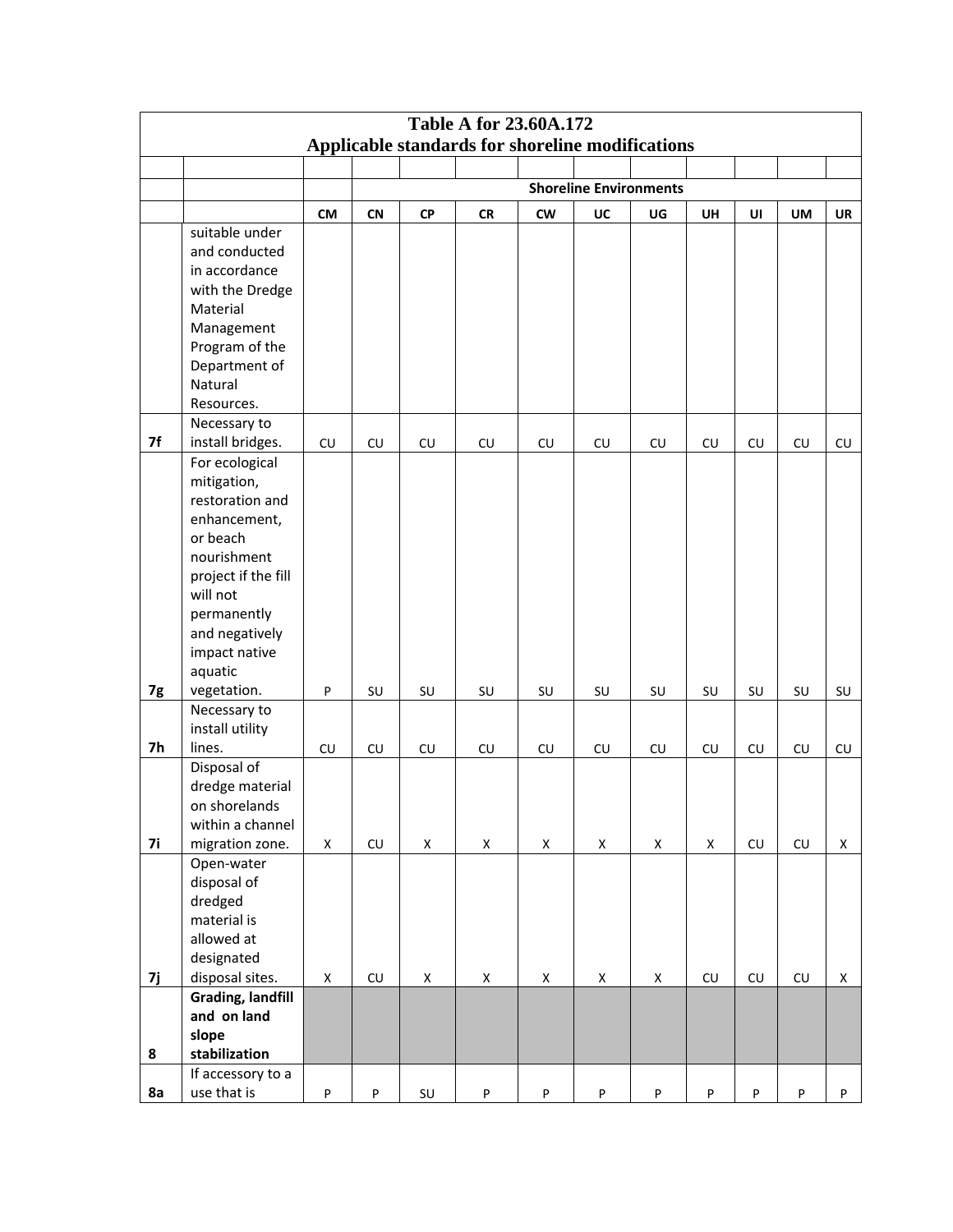| Table A for 23.60A.172 Applicable standards for shoreline modifications | | | | | | | | | | | | |
|---|---|---|---|---|---|---|---|---|---|---|---|---|
| | | | | | | | | | | | | |
| | | | Shoreline Environments | | | | | | | | | |
| | | CM | CN | CP | CR | CW | UC | UG | UH | UI | UM | UR |
| | suitable under and conducted in accordance with the Dredge Material Management Program of the Department of Natural Resources. | | | | | | | | | | | |
| 7f | Necessary to install bridges. | CU | CU | CU | CU | CU | CU | CU | CU | CU | CU | CU |
| 7g | For ecological mitigation, restoration and enhancement, or beach nourishment project if the fill will not permanently and negatively impact native aquatic vegetation. | P | SU | SU | SU | SU | SU | SU | SU | SU | SU | SU |
| 7h | Necessary to install utility lines. | CU | CU | CU | CU | CU | CU | CU | CU | CU | CU | CU |
| 7i | Disposal of dredge material on shorelands within a channel migration zone. | X | CU | X | X | X | X | X | X | CU | CU | X |
| 7j | Open-water disposal of dredged material is allowed at designated disposal sites. | X | CU | X | X | X | X | X | CU | CU | CU | X |
| 8 | **Grading, landfill and on land slope stabilization** | | | | | | | | | | | |
| 8a | If accessory to a use that is | P | P | SU | P | P | P | P | P | P | P | P |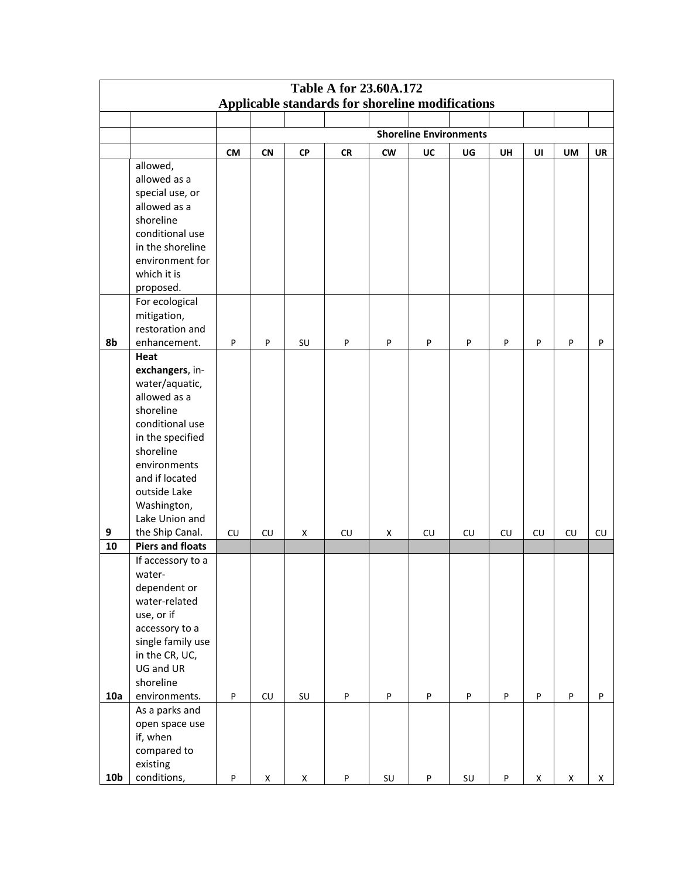| Table A for 23.60A.172<br>Applicable standards for shoreline modifications | | | | | | | | | | | | |
|---|---|---|---|---|---|---|---|---|---|---|---|---|
| | | | | | | | | | | | | |
| | | | **Shoreline Environments** | | | | | | | | | |
| | | **CM** | **CN** | **CP** | **CR** | **CW** | **UC** | **UG** | **UH** | **UI** | **UM** | **UR** |
| | allowed, allowed as a special use, or allowed as a shoreline conditional use in the shoreline environment for which it is proposed. | | | | | | | | | | | |
| **8b** | For ecological mitigation, restoration and enhancement. | P | P | SU | P | P | P | P | P | P | P | P |
| **9** | **Heat exchangers**, in-water/aquatic, allowed as a shoreline conditional use in the specified shoreline environments and if located outside Lake Washington, Lake Union and the Ship Canal. | CU | CU | X | CU | X | CU | CU | CU | CU | CU | CU |
| **10** | **Piers and floats** | | | | | | | | | | | |
| **10a** | If accessory to a water-dependent or water-related use, or if accessory to a single family use in the CR, UC, UG and UR shoreline environments. | P | CU | SU | P | P | P | P | P | P | P | P |
| **10b** | As a parks and open space use if, when compared to existing conditions, | P | X | X | P | SU | P | SU | P | X | X | X |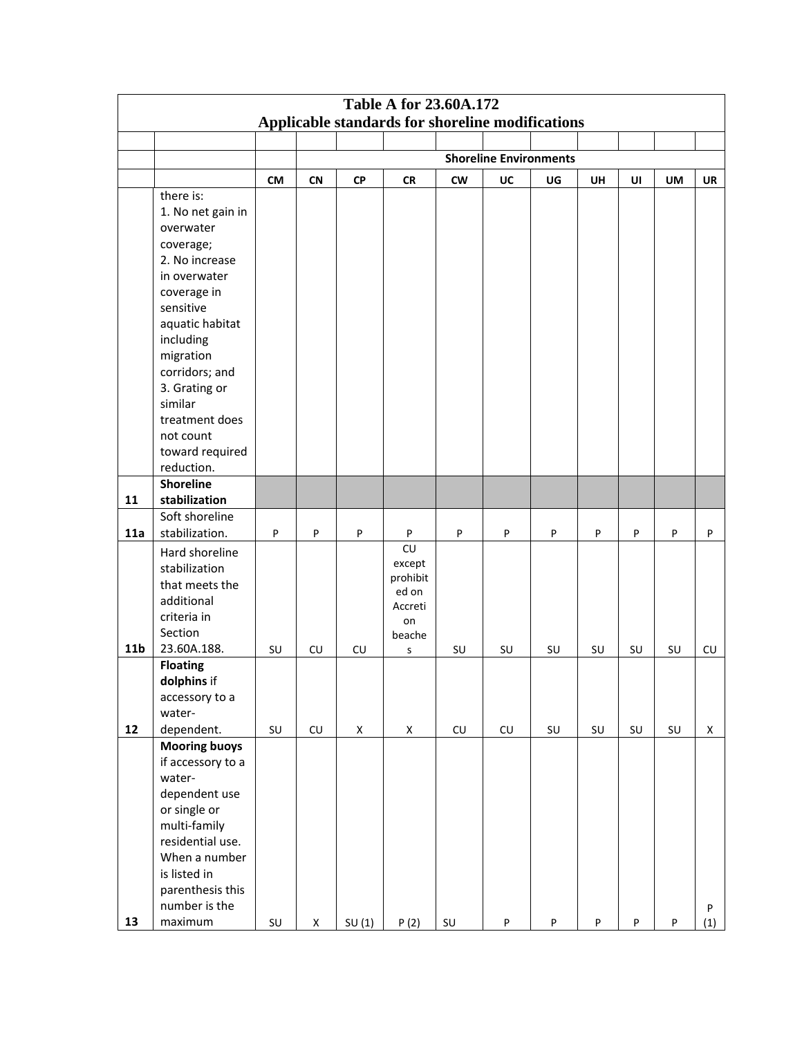| Table A for 23.60A.172<br>Applicable standards for shoreline modifications | | | | | | | | | | | | |
|---|---|---|---|---|---|---|---|---|---|---|---|---|
| | | | | | | | | | | | | |
| | | | Shoreline Environments | | | | | | | | | |
| | | CM | CN | CP | CR | CW | UC | UG | UH | UI | UM | UR |
| | there is:<br>1. No net gain in overwater coverage;<br>2. No increase in overwater coverage in sensitive aquatic habitat including migration corridors; and<br>3. Grating or similar treatment does not count toward required reduction. | | | | | | | | | | | |
| 11 | **Shoreline stabilization** | | | | | | | | | | | |
| 11a | Soft shoreline stabilization. | P | P | P | P | P | P | P | P | P | P | P |
| 11b | Hard shoreline stabilization that meets the additional criteria in Section 23.60A.188. | SU | CU | CU | CU except prohibited on Accretion beaches | SU | SU | SU | SU | SU | SU | CU |
| 12 | **Floating dolphins** if accessory to a water-dependent. | SU | CU | X | X | CU | CU | SU | SU | SU | SU | X |
| 13 | **Mooring buoys** if accessory to a water-dependent use or single or multi-family residential use. When a number is listed in parenthesis this number is the maximum | SU | X | SU (1) | P (2) | SU | P | P | P | P | P | P (1) |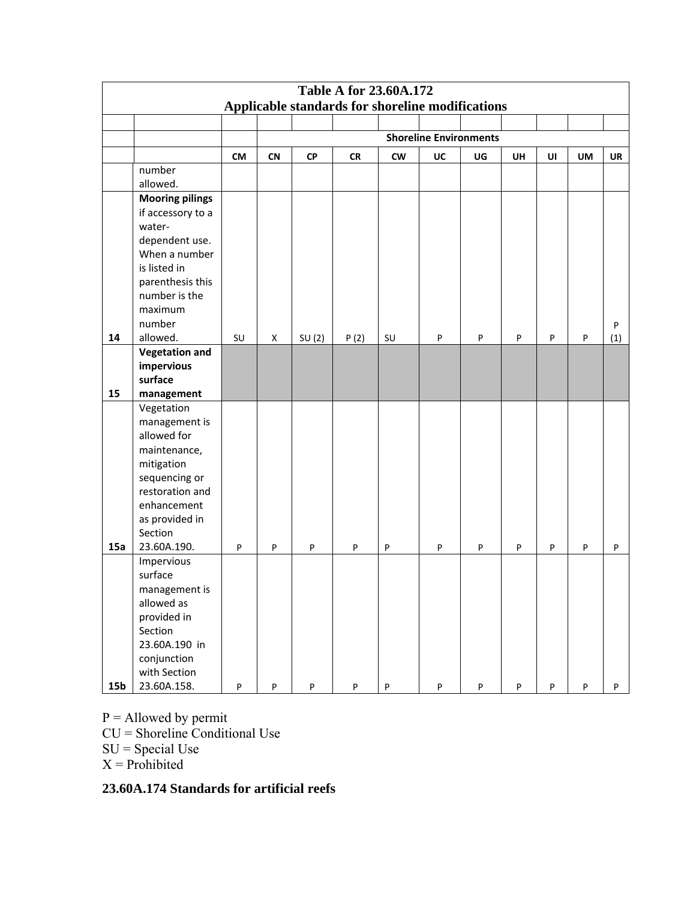| Table A for 23.60A.172 Applicable standards for shoreline modifications | | | | | | | | | | | | |
|---|---|---|---|---|---|---|---|---|---|---|---|---|
| | | | | | | | | | | | | |
| | | | Shoreline Environments | | | | | | | | | |
| | | CM | CN | CP | CR | CW | UC | UG | UH | UI | UM | UR |
| | number allowed. | | | | | | | | | | | |
| 14 | **Mooring pilings** if accessory to a water-dependent use. When a number is listed in parenthesis this number is the maximum number allowed. | SU | X | SU (2) | P (2) | SU | P | P | P | P | P | P (1) |
| 15 | **Vegetation and impervious surface management** | | | | | | | | | | | |
| 15a | Vegetation management is allowed for maintenance, mitigation sequencing or restoration and enhancement as provided in Section 23.60A.190. | P | P | P | P | P | P | P | P | P | P | P |
| 15b | Impervious surface management is allowed as provided in Section 23.60A.190 in conjunction with Section 23.60A.158. | P | P | P | P | P | P | P | P | P | P | P |

P = Allowed by permit
CU = Shoreline Conditional Use
SU = Special Use
X = Prohibited

### 23.60A.174 Standards for artificial reefs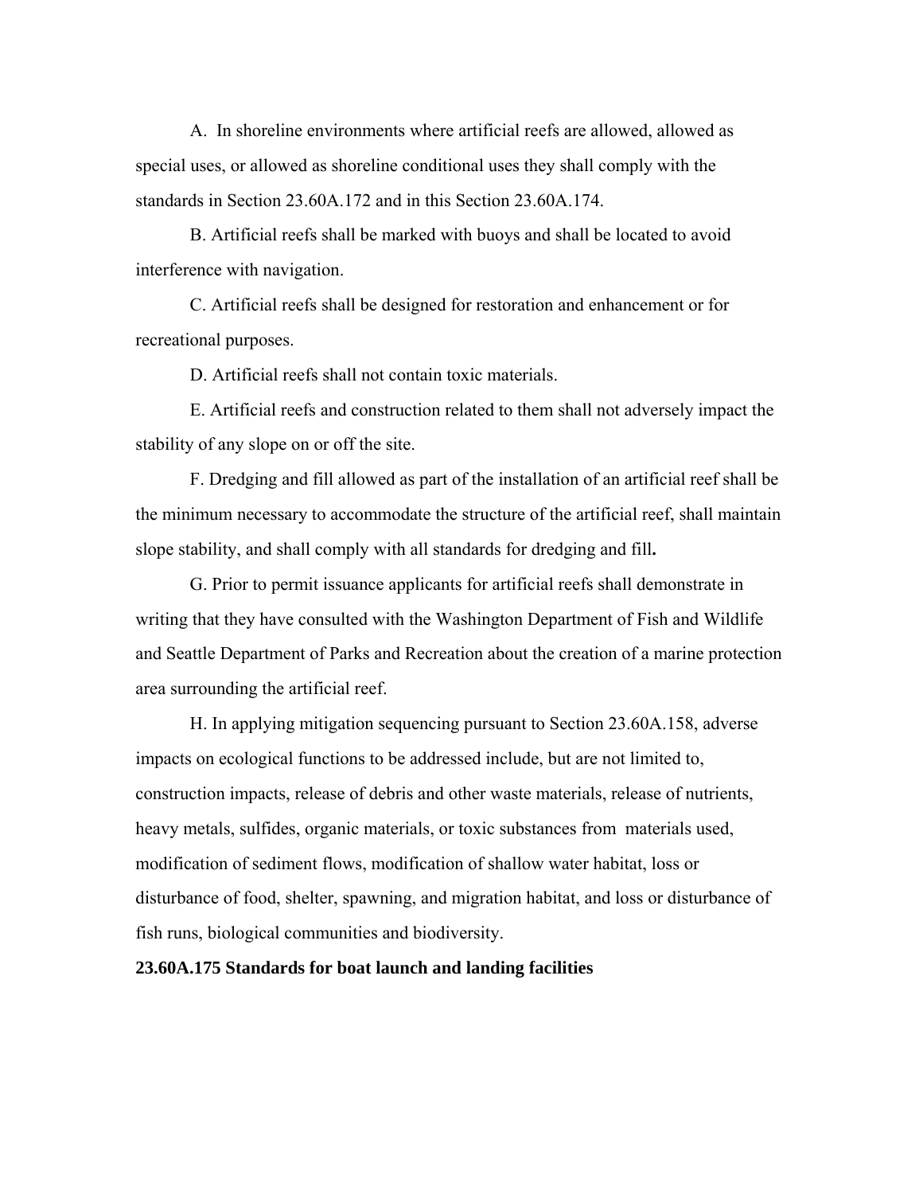A. In shoreline environments where artificial reefs are allowed, allowed as special uses, or allowed as shoreline conditional uses they shall comply with the standards in Section 23.60A.172 and in this Section 23.60A.174.

B. Artificial reefs shall be marked with buoys and shall be located to avoid interference with navigation.

C. Artificial reefs shall be designed for restoration and enhancement or for recreational purposes.

D. Artificial reefs shall not contain toxic materials.

E. Artificial reefs and construction related to them shall not adversely impact the stability of any slope on or off the site.

F. Dredging and fill allowed as part of the installation of an artificial reef shall be the minimum necessary to accommodate the structure of the artificial reef, shall maintain slope stability, and shall comply with all standards for dredging and fill.

G. Prior to permit issuance applicants for artificial reefs shall demonstrate in writing that they have consulted with the Washington Department of Fish and Wildlife and Seattle Department of Parks and Recreation about the creation of a marine protection area surrounding the artificial reef.

H. In applying mitigation sequencing pursuant to Section 23.60A.158, adverse impacts on ecological functions to be addressed include, but are not limited to, construction impacts, release of debris and other waste materials, release of nutrients, heavy metals, sulfides, organic materials, or toxic substances from materials used, modification of sediment flows, modification of shallow water habitat, loss or disturbance of food, shelter, spawning, and migration habitat, and loss or disturbance of fish runs, biological communities and biodiversity.

**23.60A.175 Standards for boat launch and landing facilities**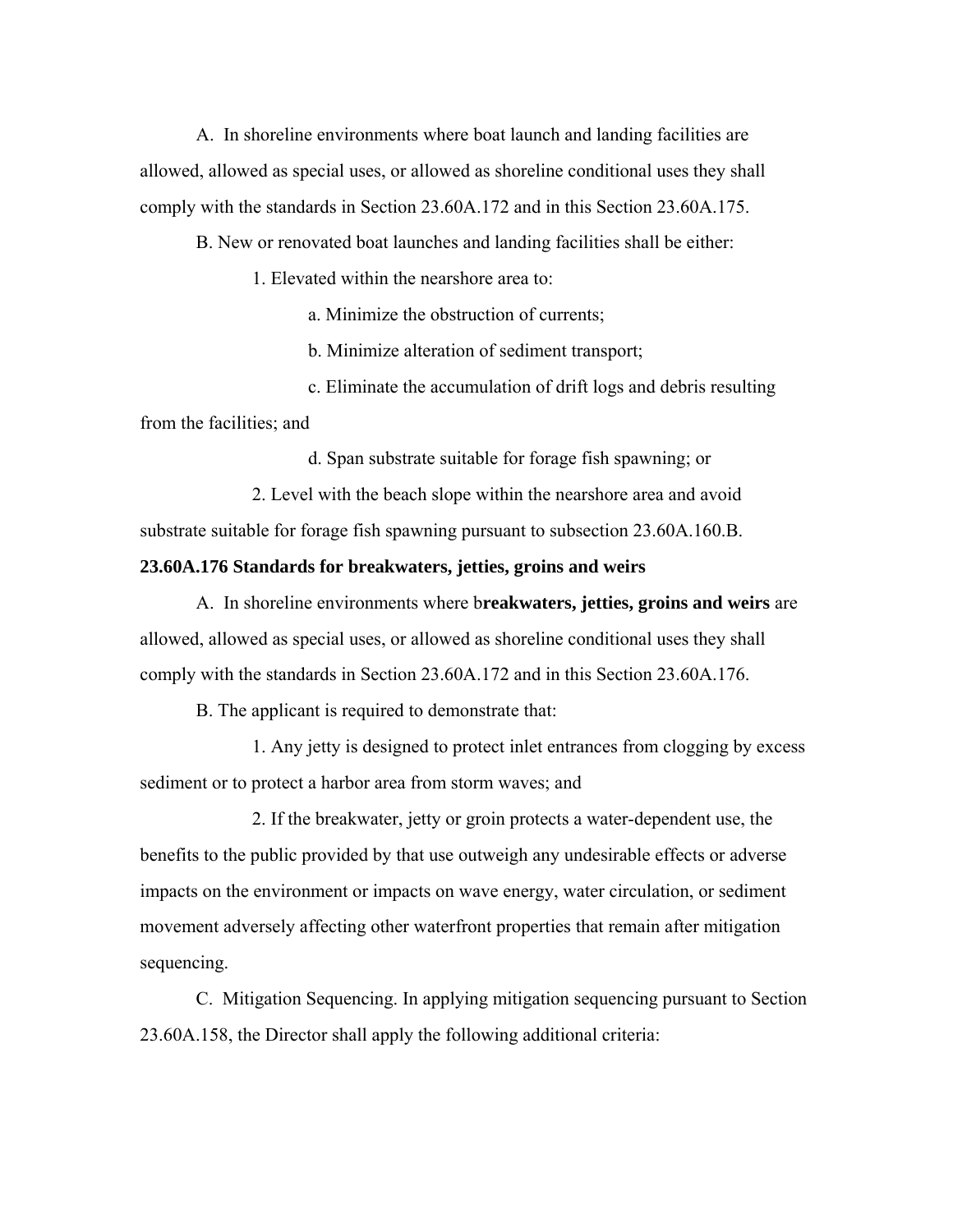A. In shoreline environments where boat launch and landing facilities are allowed, allowed as special uses, or allowed as shoreline conditional uses they shall comply with the standards in Section 23.60A.172 and in this Section 23.60A.175.

B. New or renovated boat launches and landing facilities shall be either:

1. Elevated within the nearshore area to:

a. Minimize the obstruction of currents;

b. Minimize alteration of sediment transport;

c. Eliminate the accumulation of drift logs and debris resulting from the facilities; and

d. Span substrate suitable for forage fish spawning; or

2. Level with the beach slope within the nearshore area and avoid substrate suitable for forage fish spawning pursuant to subsection 23.60A.160.B.

**23.60A.176 Standards for breakwaters, jetties, groins and weirs**

A. In shoreline environments where b**reakwaters, jetties, groins and weirs** are allowed, allowed as special uses, or allowed as shoreline conditional uses they shall comply with the standards in Section 23.60A.172 and in this Section 23.60A.176.

B. The applicant is required to demonstrate that:

1. Any jetty is designed to protect inlet entrances from clogging by excess sediment or to protect a harbor area from storm waves; and

2. If the breakwater, jetty or groin protects a water-dependent use, the benefits to the public provided by that use outweigh any undesirable effects or adverse impacts on the environment or impacts on wave energy, water circulation, or sediment movement adversely affecting other waterfront properties that remain after mitigation sequencing.

C. Mitigation Sequencing. In applying mitigation sequencing pursuant to Section 23.60A.158, the Director shall apply the following additional criteria: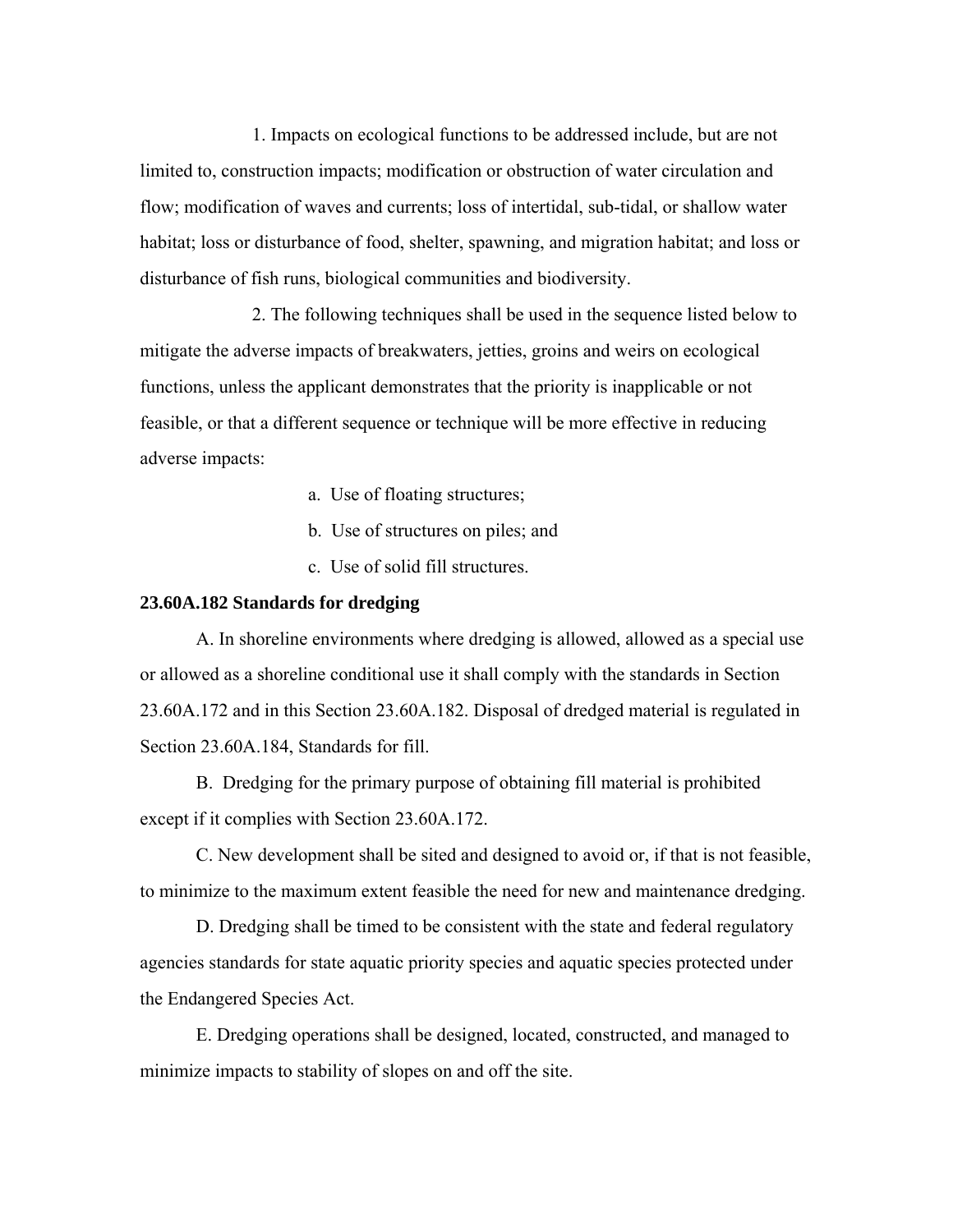1. Impacts on ecological functions to be addressed include, but are not limited to, construction impacts; modification or obstruction of water circulation and flow; modification of waves and currents; loss of intertidal, sub-tidal, or shallow water habitat; loss or disturbance of food, shelter, spawning, and migration habitat; and loss or disturbance of fish runs, biological communities and biodiversity.

2. The following techniques shall be used in the sequence listed below to mitigate the adverse impacts of breakwaters, jetties, groins and weirs on ecological functions, unless the applicant demonstrates that the priority is inapplicable or not feasible, or that a different sequence or technique will be more effective in reducing adverse impacts:

a. Use of floating structures;

b. Use of structures on piles; and

c. Use of solid fill structures.

**23.60A.182 Standards for dredging**

A. In shoreline environments where dredging is allowed, allowed as a special use or allowed as a shoreline conditional use it shall comply with the standards in Section 23.60A.172 and in this Section 23.60A.182. Disposal of dredged material is regulated in Section 23.60A.184, Standards for fill.

B. Dredging for the primary purpose of obtaining fill material is prohibited except if it complies with Section 23.60A.172.

C. New development shall be sited and designed to avoid or, if that is not feasible, to minimize to the maximum extent feasible the need for new and maintenance dredging.

D. Dredging shall be timed to be consistent with the state and federal regulatory agencies standards for state aquatic priority species and aquatic species protected under the Endangered Species Act.

E. Dredging operations shall be designed, located, constructed, and managed to minimize impacts to stability of slopes on and off the site.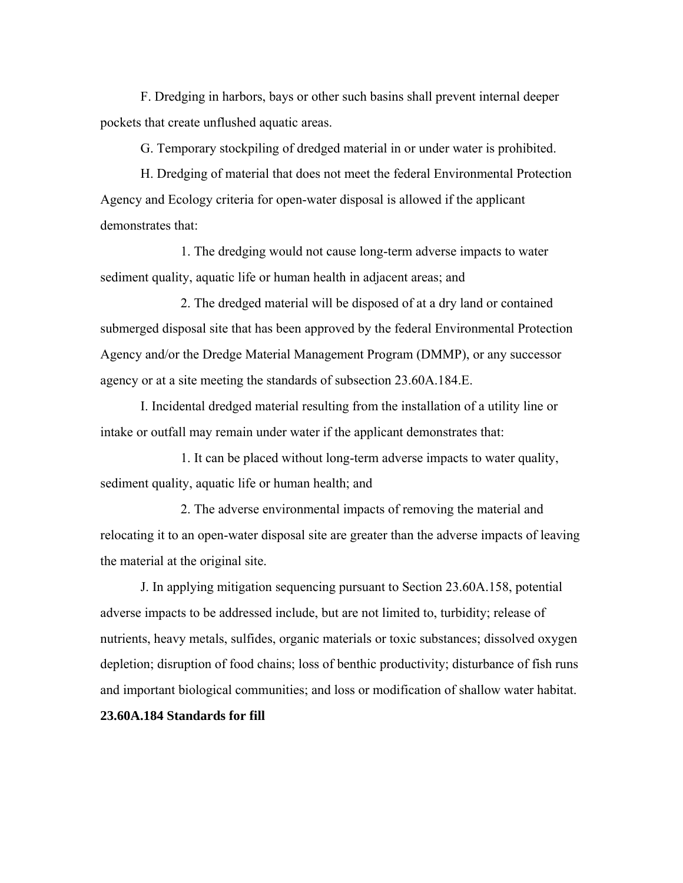F. Dredging in harbors, bays or other such basins shall prevent internal deeper pockets that create unflushed aquatic areas.

G. Temporary stockpiling of dredged material in or under water is prohibited.

H. Dredging of material that does not meet the federal Environmental Protection Agency and Ecology criteria for open-water disposal is allowed if the applicant demonstrates that:

1. The dredging would not cause long-term adverse impacts to water sediment quality, aquatic life or human health in adjacent areas; and

2. The dredged material will be disposed of at a dry land or contained submerged disposal site that has been approved by the federal Environmental Protection Agency and/or the Dredge Material Management Program (DMMP), or any successor agency or at a site meeting the standards of subsection 23.60A.184.E.

I. Incidental dredged material resulting from the installation of a utility line or intake or outfall may remain under water if the applicant demonstrates that:

1. It can be placed without long-term adverse impacts to water quality, sediment quality, aquatic life or human health; and

2. The adverse environmental impacts of removing the material and relocating it to an open-water disposal site are greater than the adverse impacts of leaving the material at the original site.

J. In applying mitigation sequencing pursuant to Section 23.60A.158, potential adverse impacts to be addressed include, but are not limited to, turbidity; release of nutrients, heavy metals, sulfides, organic materials or toxic substances; dissolved oxygen depletion; disruption of food chains; loss of benthic productivity; disturbance of fish runs and important biological communities; and loss or modification of shallow water habitat.

**23.60A.184 Standards for fill**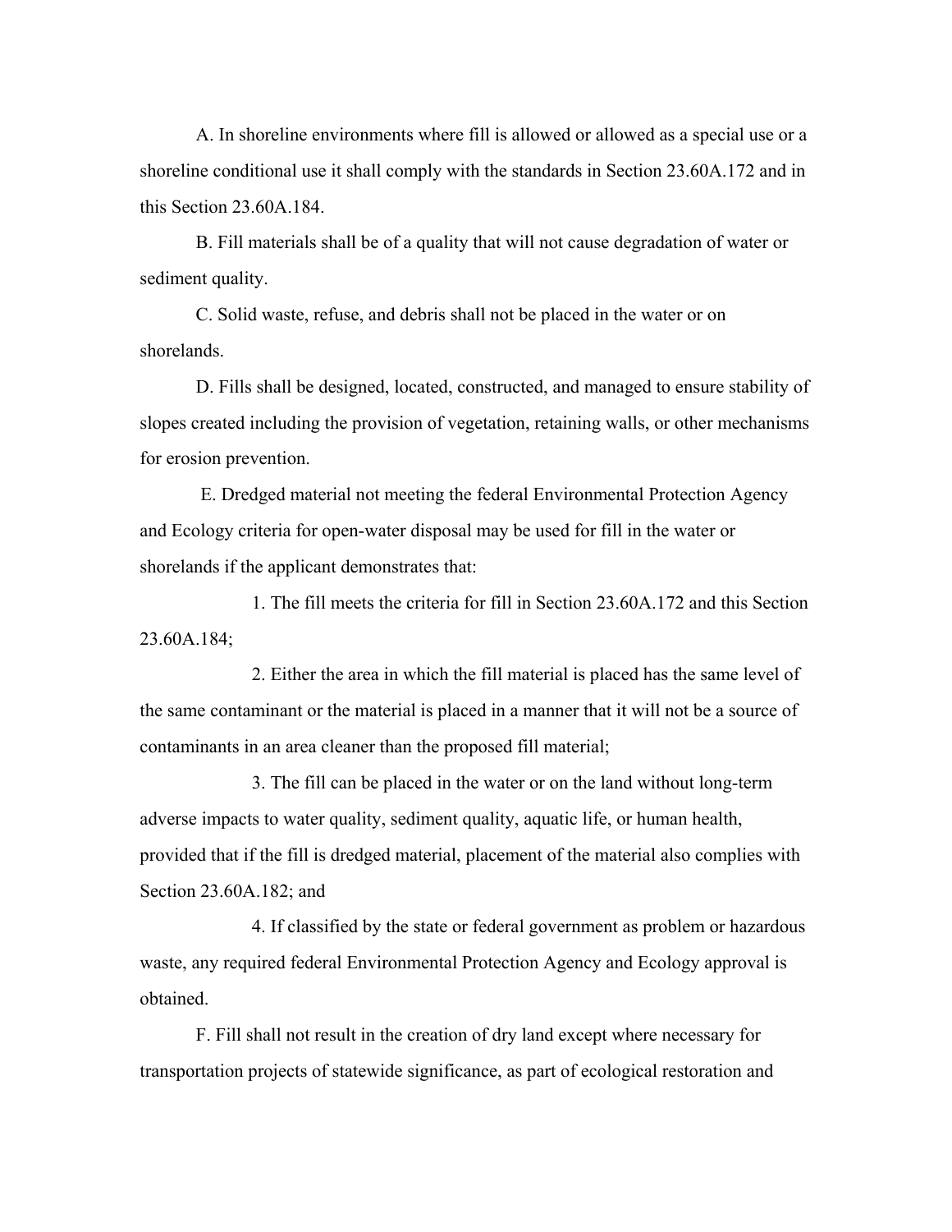A. In shoreline environments where fill is allowed or allowed as a special use or a shoreline conditional use it shall comply with the standards in Section 23.60A.172 and in this Section 23.60A.184.

B. Fill materials shall be of a quality that will not cause degradation of water or sediment quality.

C. Solid waste, refuse, and debris shall not be placed in the water or on shorelands.

D. Fills shall be designed, located, constructed, and managed to ensure stability of slopes created including the provision of vegetation, retaining walls, or other mechanisms for erosion prevention.

E. Dredged material not meeting the federal Environmental Protection Agency and Ecology criteria for open-water disposal may be used for fill in the water or shorelands if the applicant demonstrates that:

1. The fill meets the criteria for fill in Section 23.60A.172 and this Section 23.60A.184;

2. Either the area in which the fill material is placed has the same level of the same contaminant or the material is placed in a manner that it will not be a source of contaminants in an area cleaner than the proposed fill material;

3. The fill can be placed in the water or on the land without long-term adverse impacts to water quality, sediment quality, aquatic life, or human health, provided that if the fill is dredged material, placement of the material also complies with Section 23.60A.182; and

4. If classified by the state or federal government as problem or hazardous waste, any required federal Environmental Protection Agency and Ecology approval is obtained.

F. Fill shall not result in the creation of dry land except where necessary for transportation projects of statewide significance, as part of ecological restoration and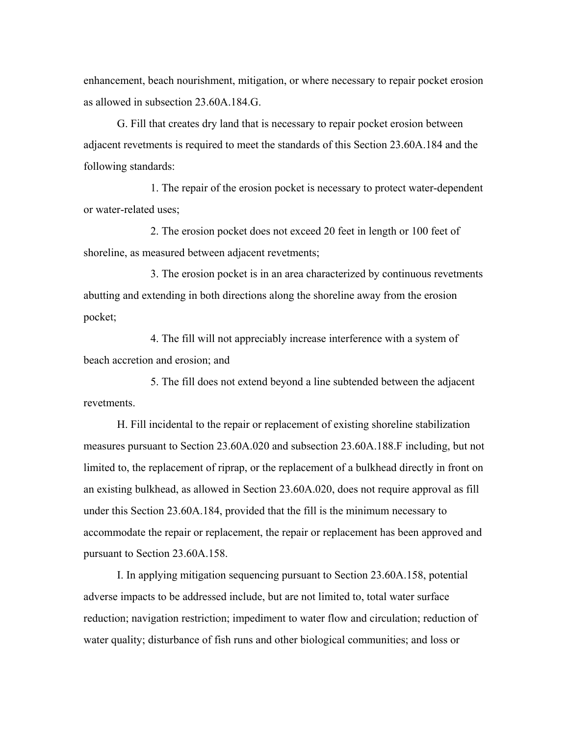enhancement, beach nourishment, mitigation, or where necessary to repair pocket erosion as allowed in subsection 23.60A.184.G.

G. Fill that creates dry land that is necessary to repair pocket erosion between adjacent revetments is required to meet the standards of this Section 23.60A.184 and the following standards:

1. The repair of the erosion pocket is necessary to protect water-dependent or water-related uses;

2. The erosion pocket does not exceed 20 feet in length or 100 feet of shoreline, as measured between adjacent revetments;

3. The erosion pocket is in an area characterized by continuous revetments abutting and extending in both directions along the shoreline away from the erosion pocket;

4. The fill will not appreciably increase interference with a system of beach accretion and erosion; and

5. The fill does not extend beyond a line subtended between the adjacent revetments.

H. Fill incidental to the repair or replacement of existing shoreline stabilization measures pursuant to Section 23.60A.020 and subsection 23.60A.188.F including, but not limited to, the replacement of riprap, or the replacement of a bulkhead directly in front on an existing bulkhead, as allowed in Section 23.60A.020, does not require approval as fill under this Section 23.60A.184, provided that the fill is the minimum necessary to accommodate the repair or replacement, the repair or replacement has been approved and pursuant to Section 23.60A.158.

I. In applying mitigation sequencing pursuant to Section 23.60A.158, potential adverse impacts to be addressed include, but are not limited to, total water surface reduction; navigation restriction; impediment to water flow and circulation; reduction of water quality; disturbance of fish runs and other biological communities; and loss or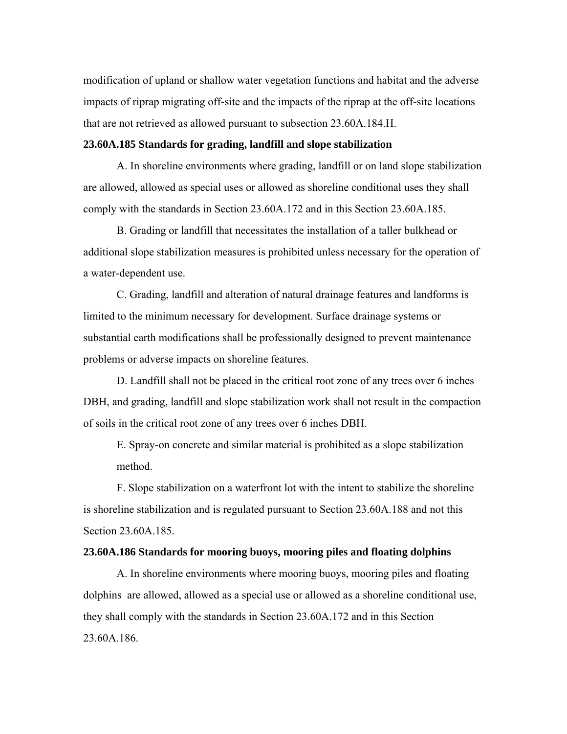modification of upland or shallow water vegetation functions and habitat and the adverse impacts of riprap migrating off-site and the impacts of the riprap at the off-site locations that are not retrieved as allowed pursuant to subsection 23.60A.184.H.

**23.60A.185 Standards for grading, landfill and slope stabilization**

A. In shoreline environments where grading, landfill or on land slope stabilization are allowed, allowed as special uses or allowed as shoreline conditional uses they shall comply with the standards in Section 23.60A.172 and in this Section 23.60A.185.

B. Grading or landfill that necessitates the installation of a taller bulkhead or additional slope stabilization measures is prohibited unless necessary for the operation of a water-dependent use.

C. Grading, landfill and alteration of natural drainage features and landforms is limited to the minimum necessary for development. Surface drainage systems or substantial earth modifications shall be professionally designed to prevent maintenance problems or adverse impacts on shoreline features.

D. Landfill shall not be placed in the critical root zone of any trees over 6 inches DBH, and grading, landfill and slope stabilization work shall not result in the compaction of soils in the critical root zone of any trees over 6 inches DBH.

E. Spray-on concrete and similar material is prohibited as a slope stabilization method.

F. Slope stabilization on a waterfront lot with the intent to stabilize the shoreline is shoreline stabilization and is regulated pursuant to Section 23.60A.188 and not this Section 23.60A.185.

**23.60A.186 Standards for mooring buoys, mooring piles and floating dolphins**

A. In shoreline environments where mooring buoys, mooring piles and floating dolphins are allowed, allowed as a special use or allowed as a shoreline conditional use, they shall comply with the standards in Section 23.60A.172 and in this Section 23.60A.186.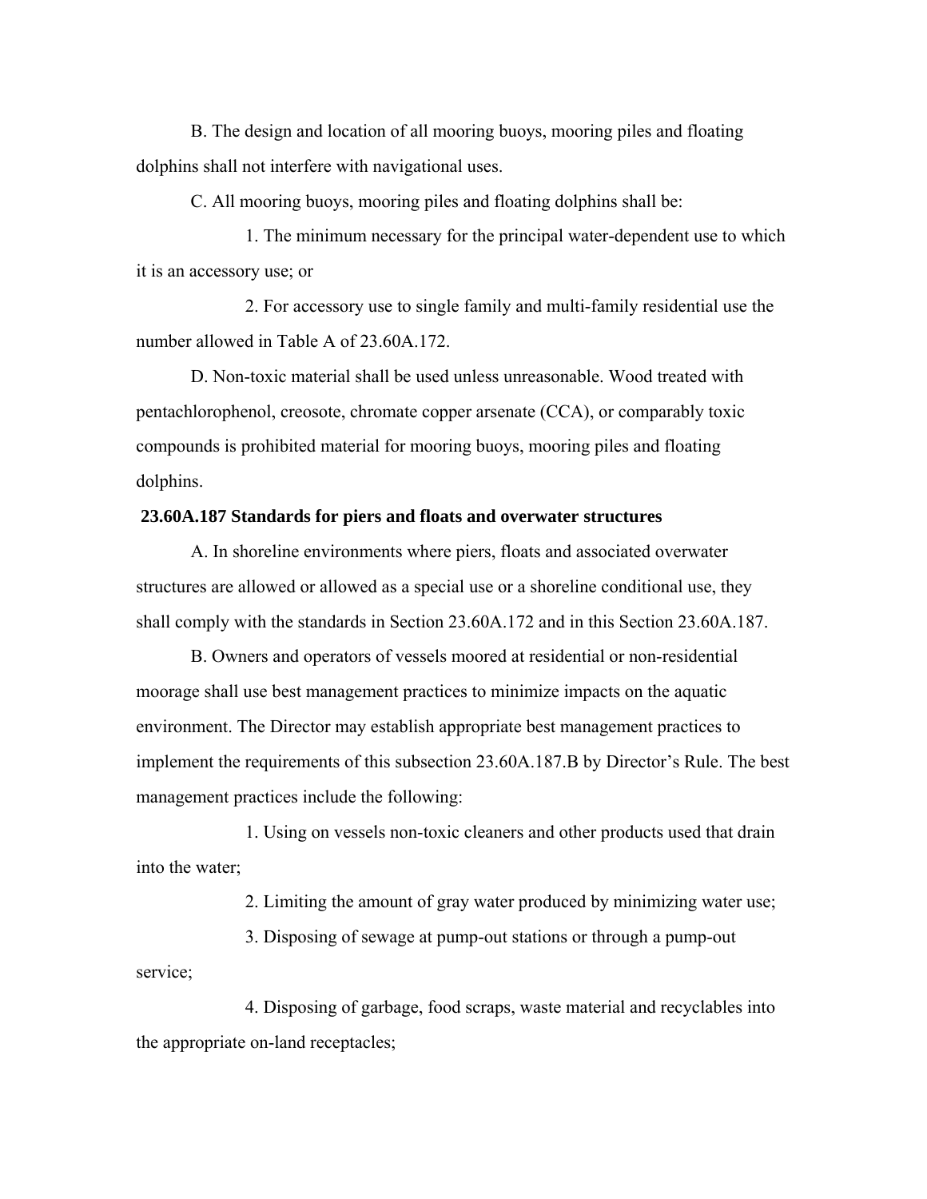B. The design and location of all mooring buoys, mooring piles and floating dolphins shall not interfere with navigational uses.

C. All mooring buoys, mooring piles and floating dolphins shall be:

1. The minimum necessary for the principal water-dependent use to which it is an accessory use; or

2. For accessory use to single family and multi-family residential use the number allowed in Table A of 23.60A.172.

D. Non-toxic material shall be used unless unreasonable. Wood treated with pentachlorophenol, creosote, chromate copper arsenate (CCA), or comparably toxic compounds is prohibited material for mooring buoys, mooring piles and floating dolphins.

**23.60A.187 Standards for piers and floats and overwater structures**

A. In shoreline environments where piers, floats and associated overwater structures are allowed or allowed as a special use or a shoreline conditional use, they shall comply with the standards in Section 23.60A.172 and in this Section 23.60A.187.

B. Owners and operators of vessels moored at residential or non-residential moorage shall use best management practices to minimize impacts on the aquatic environment. The Director may establish appropriate best management practices to implement the requirements of this subsection 23.60A.187.B by Director's Rule. The best management practices include the following:

1. Using on vessels non-toxic cleaners and other products used that drain into the water;

2. Limiting the amount of gray water produced by minimizing water use;

3. Disposing of sewage at pump-out stations or through a pump-out service;

4. Disposing of garbage, food scraps, waste material and recyclables into the appropriate on-land receptacles;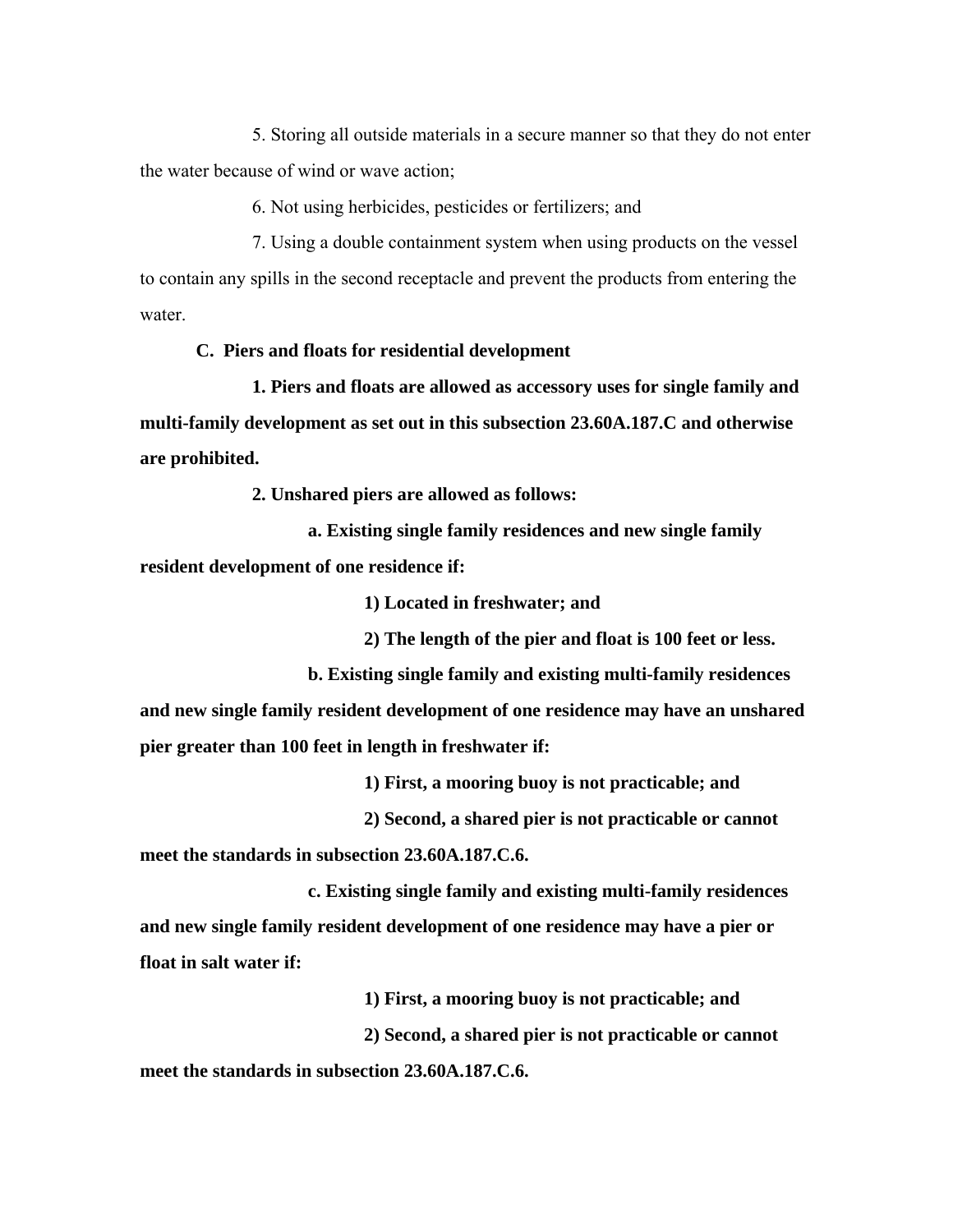5. Storing all outside materials in a secure manner so that they do not enter the water because of wind or wave action;

6. Not using herbicides, pesticides or fertilizers; and

7. Using a double containment system when using products on the vessel to contain any spills in the second receptacle and prevent the products from entering the water.

**C. Piers and floats for residential development**

**1. Piers and floats are allowed as accessory uses for single family and multi-family development as set out in this subsection 23.60A.187.C and otherwise are prohibited.**

**2. Unshared piers are allowed as follows:**

**a. Existing single family residences and new single family resident development of one residence if:**

**1) Located in freshwater; and**

**2) The length of the pier and float is 100 feet or less.**

**b. Existing single family and existing multi-family residences and new single family resident development of one residence may have an unshared pier greater than 100 feet in length in freshwater if:**

**1) First, a mooring buoy is not practicable; and**

**2) Second, a shared pier is not practicable or cannot meet the standards in subsection 23.60A.187.C.6.**

**c. Existing single family and existing multi-family residences and new single family resident development of one residence may have a pier or float in salt water if:**

**1) First, a mooring buoy is not practicable; and**

**2) Second, a shared pier is not practicable or cannot meet the standards in subsection 23.60A.187.C.6.**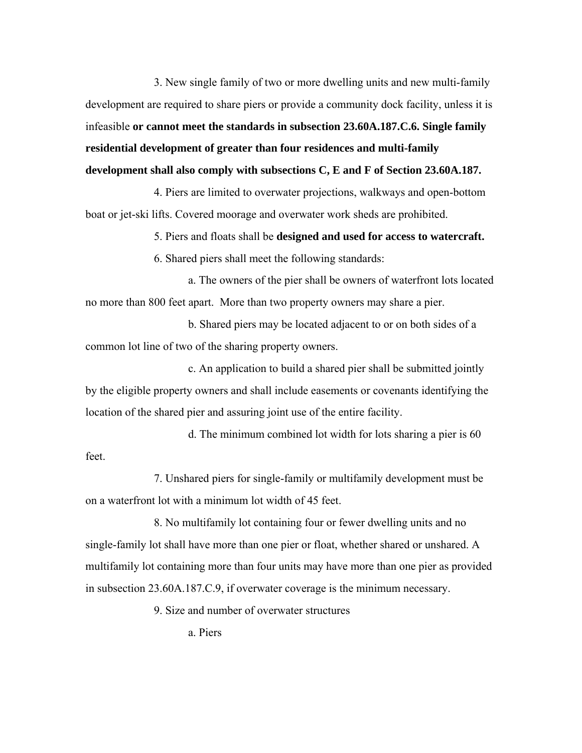3. New single family of two or more dwelling units and new multi-family development are required to share piers or provide a community dock facility, unless it is infeasible **or cannot meet the standards in subsection 23.60A.187.C.6. Single family residential development of greater than four residences and multi-family development shall also comply with subsections C, E and F of Section 23.60A.187.**

4. Piers are limited to overwater projections, walkways and open-bottom boat or jet-ski lifts. Covered moorage and overwater work sheds are prohibited.

5. Piers and floats shall be **designed and used for access to watercraft.**

6. Shared piers shall meet the following standards:

a. The owners of the pier shall be owners of waterfront lots located no more than 800 feet apart. More than two property owners may share a pier.

b. Shared piers may be located adjacent to or on both sides of a common lot line of two of the sharing property owners.

c. An application to build a shared pier shall be submitted jointly by the eligible property owners and shall include easements or covenants identifying the location of the shared pier and assuring joint use of the entire facility.

d. The minimum combined lot width for lots sharing a pier is 60 feet.

7. Unshared piers for single-family or multifamily development must be on a waterfront lot with a minimum lot width of 45 feet.

8. No multifamily lot containing four or fewer dwelling units and no single-family lot shall have more than one pier or float, whether shared or unshared. A multifamily lot containing more than four units may have more than one pier as provided in subsection 23.60A.187.C.9, if overwater coverage is the minimum necessary.

9. Size and number of overwater structures

a. Piers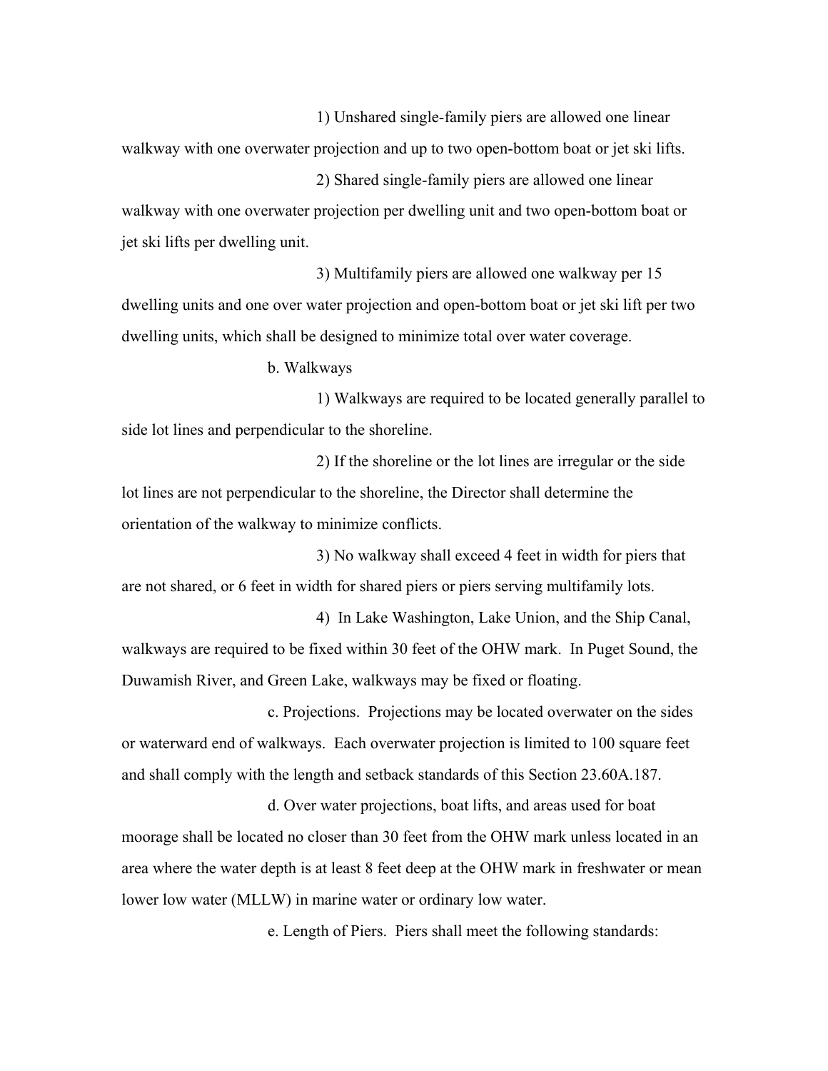1) Unshared single-family piers are allowed one linear walkway with one overwater projection and up to two open-bottom boat or jet ski lifts.

2) Shared single-family piers are allowed one linear walkway with one overwater projection per dwelling unit and two open-bottom boat or jet ski lifts per dwelling unit.

3) Multifamily piers are allowed one walkway per 15 dwelling units and one over water projection and open-bottom boat or jet ski lift per two dwelling units, which shall be designed to minimize total over water coverage.

b. Walkways

1) Walkways are required to be located generally parallel to side lot lines and perpendicular to the shoreline.

2) If the shoreline or the lot lines are irregular or the side lot lines are not perpendicular to the shoreline, the Director shall determine the orientation of the walkway to minimize conflicts.

3) No walkway shall exceed 4 feet in width for piers that are not shared, or 6 feet in width for shared piers or piers serving multifamily lots.

4) In Lake Washington, Lake Union, and the Ship Canal, walkways are required to be fixed within 30 feet of the OHW mark. In Puget Sound, the Duwamish River, and Green Lake, walkways may be fixed or floating.

c. Projections. Projections may be located overwater on the sides or waterward end of walkways. Each overwater projection is limited to 100 square feet and shall comply with the length and setback standards of this Section 23.60A.187.

d. Over water projections, boat lifts, and areas used for boat moorage shall be located no closer than 30 feet from the OHW mark unless located in an area where the water depth is at least 8 feet deep at the OHW mark in freshwater or mean lower low water (MLLW) in marine water or ordinary low water.

e. Length of Piers. Piers shall meet the following standards: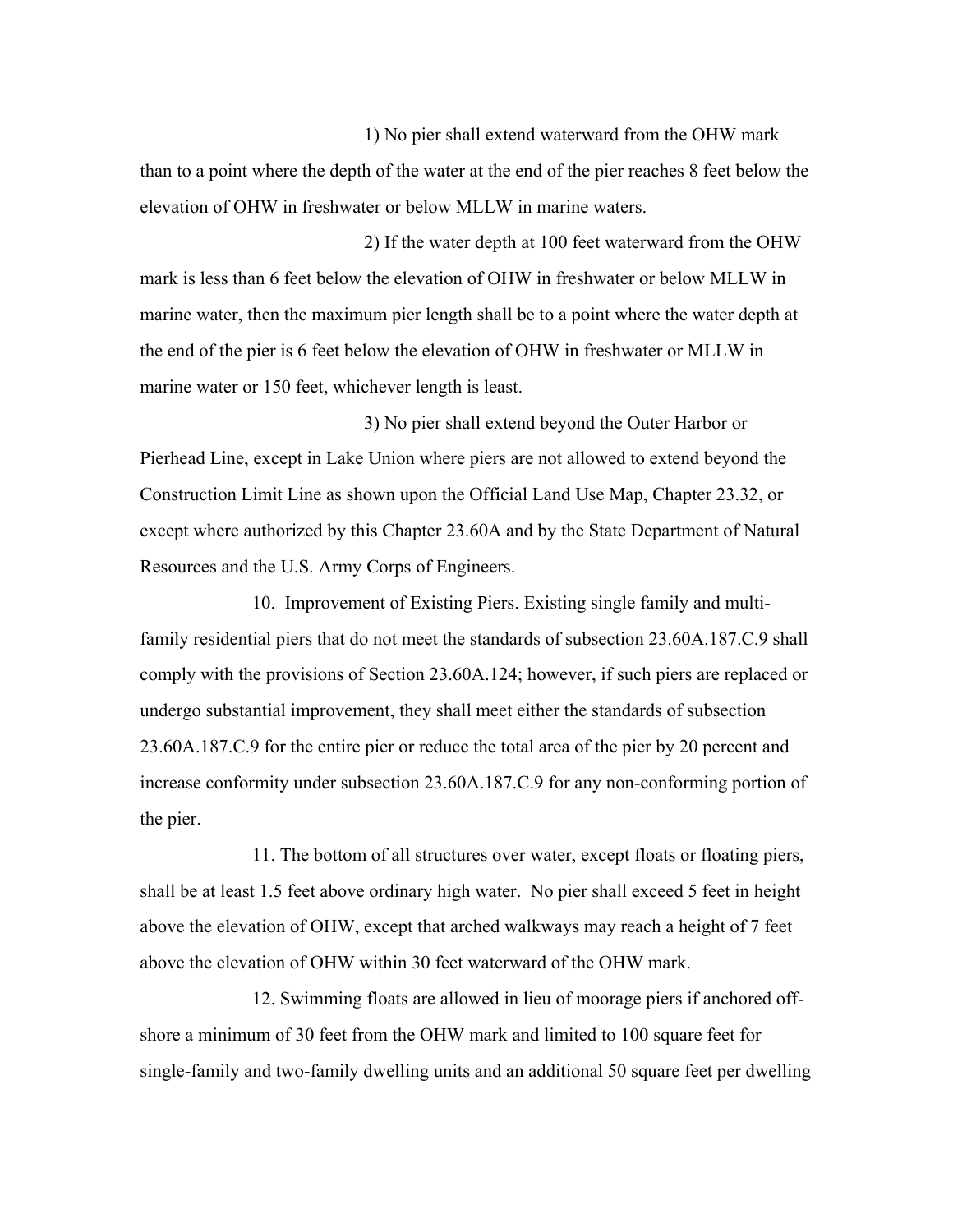1) No pier shall extend waterward from the OHW mark than to a point where the depth of the water at the end of the pier reaches 8 feet below the elevation of OHW in freshwater or below MLLW in marine waters.

2) If the water depth at 100 feet waterward from the OHW mark is less than 6 feet below the elevation of OHW in freshwater or below MLLW in marine water, then the maximum pier length shall be to a point where the water depth at the end of the pier is 6 feet below the elevation of OHW in freshwater or MLLW in marine water or 150 feet, whichever length is least.

3) No pier shall extend beyond the Outer Harbor or Pierhead Line, except in Lake Union where piers are not allowed to extend beyond the Construction Limit Line as shown upon the Official Land Use Map, Chapter 23.32, or except where authorized by this Chapter 23.60A and by the State Department of Natural Resources and the U.S. Army Corps of Engineers.

10. Improvement of Existing Piers. Existing single family and multi-family residential piers that do not meet the standards of subsection 23.60A.187.C.9 shall comply with the provisions of Section 23.60A.124; however, if such piers are replaced or undergo substantial improvement, they shall meet either the standards of subsection 23.60A.187.C.9 for the entire pier or reduce the total area of the pier by 20 percent and increase conformity under subsection 23.60A.187.C.9 for any non-conforming portion of the pier.

11. The bottom of all structures over water, except floats or floating piers, shall be at least 1.5 feet above ordinary high water. No pier shall exceed 5 feet in height above the elevation of OHW, except that arched walkways may reach a height of 7 feet above the elevation of OHW within 30 feet waterward of the OHW mark.

12. Swimming floats are allowed in lieu of moorage piers if anchored off-shore a minimum of 30 feet from the OHW mark and limited to 100 square feet for single-family and two-family dwelling units and an additional 50 square feet per dwelling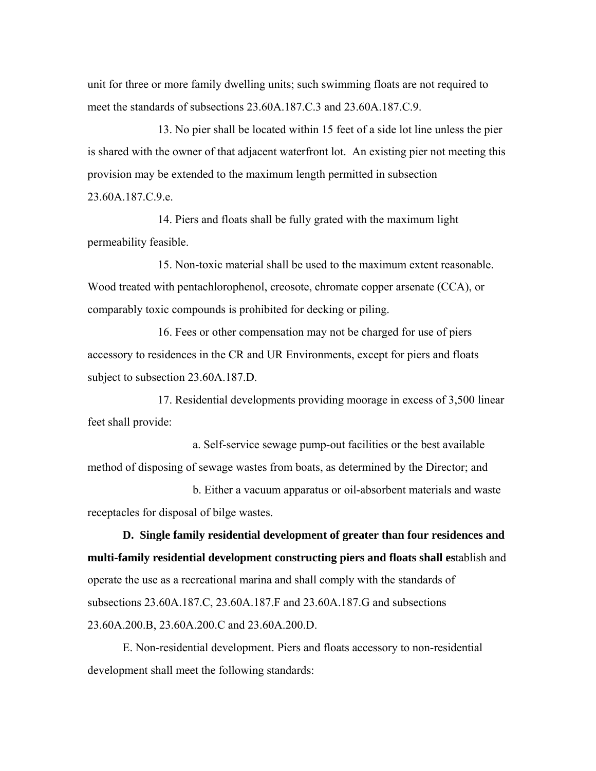unit for three or more family dwelling units; such swimming floats are not required to meet the standards of subsections 23.60A.187.C.3 and 23.60A.187.C.9.

13. No pier shall be located within 15 feet of a side lot line unless the pier is shared with the owner of that adjacent waterfront lot. An existing pier not meeting this provision may be extended to the maximum length permitted in subsection 23.60A.187.C.9.e.

14. Piers and floats shall be fully grated with the maximum light permeability feasible.

15. Non-toxic material shall be used to the maximum extent reasonable. Wood treated with pentachlorophenol, creosote, chromate copper arsenate (CCA), or comparably toxic compounds is prohibited for decking or piling.

16. Fees or other compensation may not be charged for use of piers accessory to residences in the CR and UR Environments, except for piers and floats subject to subsection 23.60A.187.D.

17. Residential developments providing moorage in excess of 3,500 linear feet shall provide:

a. Self-service sewage pump-out facilities or the best available method of disposing of sewage wastes from boats, as determined by the Director; and

b. Either a vacuum apparatus or oil-absorbent materials and waste receptacles for disposal of bilge wastes.

**D. Single family residential development of greater than four residences and multi-family residential development constructing piers and floats shall es**tablish and operate the use as a recreational marina and shall comply with the standards of subsections 23.60A.187.C, 23.60A.187.F and 23.60A.187.G and subsections 23.60A.200.B, 23.60A.200.C and 23.60A.200.D.

E. Non-residential development. Piers and floats accessory to non-residential development shall meet the following standards: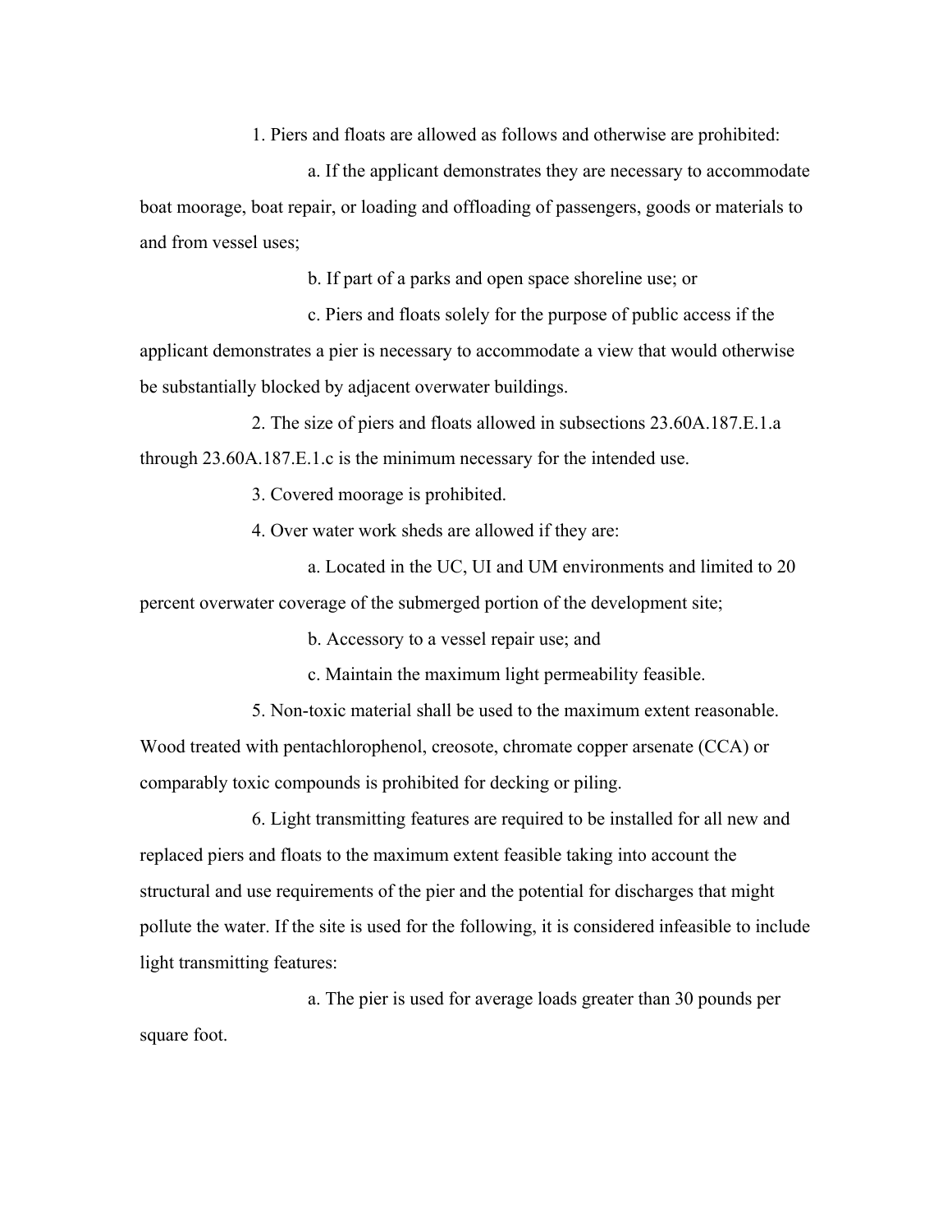1. Piers and floats are allowed as follows and otherwise are prohibited:

a. If the applicant demonstrates they are necessary to accommodate boat moorage, boat repair, or loading and offloading of passengers, goods or materials to and from vessel uses;

b. If part of a parks and open space shoreline use; or

c. Piers and floats solely for the purpose of public access if the applicant demonstrates a pier is necessary to accommodate a view that would otherwise be substantially blocked by adjacent overwater buildings.

2. The size of piers and floats allowed in subsections 23.60A.187.E.1.a through 23.60A.187.E.1.c is the minimum necessary for the intended use.

3. Covered moorage is prohibited.

4. Over water work sheds are allowed if they are:

a. Located in the UC, UI and UM environments and limited to 20 percent overwater coverage of the submerged portion of the development site;

b. Accessory to a vessel repair use; and

c. Maintain the maximum light permeability feasible.

5. Non-toxic material shall be used to the maximum extent reasonable. Wood treated with pentachlorophenol, creosote, chromate copper arsenate (CCA) or comparably toxic compounds is prohibited for decking or piling.

6. Light transmitting features are required to be installed for all new and replaced piers and floats to the maximum extent feasible taking into account the structural and use requirements of the pier and the potential for discharges that might pollute the water. If the site is used for the following, it is considered infeasible to include light transmitting features:

a. The pier is used for average loads greater than 30 pounds per square foot.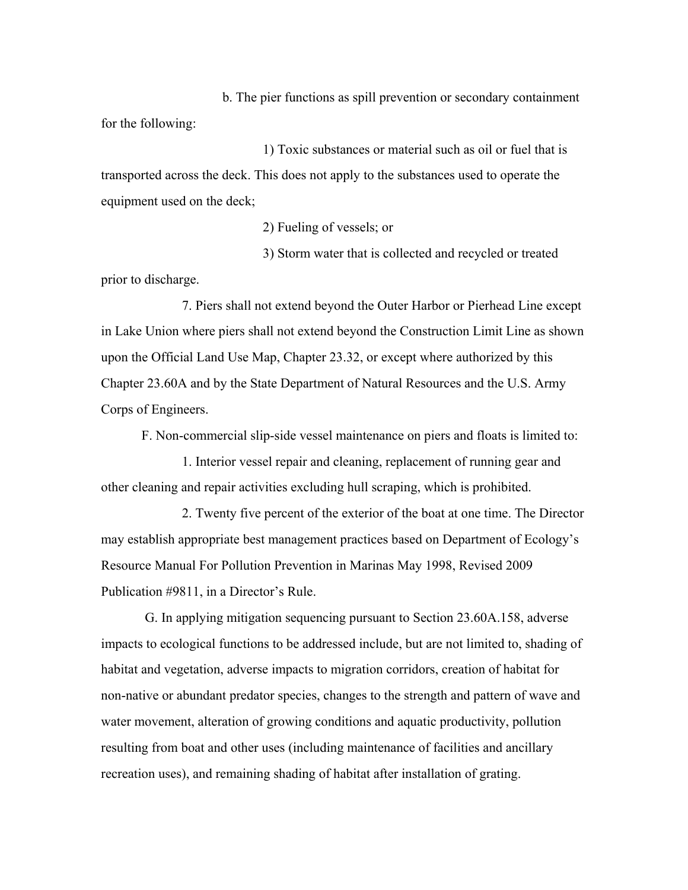b. The pier functions as spill prevention or secondary containment for the following:

1) Toxic substances or material such as oil or fuel that is transported across the deck. This does not apply to the substances used to operate the equipment used on the deck;

2) Fueling of vessels; or

3) Storm water that is collected and recycled or treated prior to discharge.

7. Piers shall not extend beyond the Outer Harbor or Pierhead Line except in Lake Union where piers shall not extend beyond the Construction Limit Line as shown upon the Official Land Use Map, Chapter 23.32, or except where authorized by this Chapter 23.60A and by the State Department of Natural Resources and the U.S. Army Corps of Engineers.

F. Non-commercial slip-side vessel maintenance on piers and floats is limited to:

1. Interior vessel repair and cleaning, replacement of running gear and other cleaning and repair activities excluding hull scraping, which is prohibited.

2. Twenty five percent of the exterior of the boat at one time. The Director may establish appropriate best management practices based on Department of Ecology's Resource Manual For Pollution Prevention in Marinas May 1998, Revised 2009 Publication #9811, in a Director's Rule.

G. In applying mitigation sequencing pursuant to Section 23.60A.158, adverse impacts to ecological functions to be addressed include, but are not limited to, shading of habitat and vegetation, adverse impacts to migration corridors, creation of habitat for non-native or abundant predator species, changes to the strength and pattern of wave and water movement, alteration of growing conditions and aquatic productivity, pollution resulting from boat and other uses (including maintenance of facilities and ancillary recreation uses), and remaining shading of habitat after installation of grating.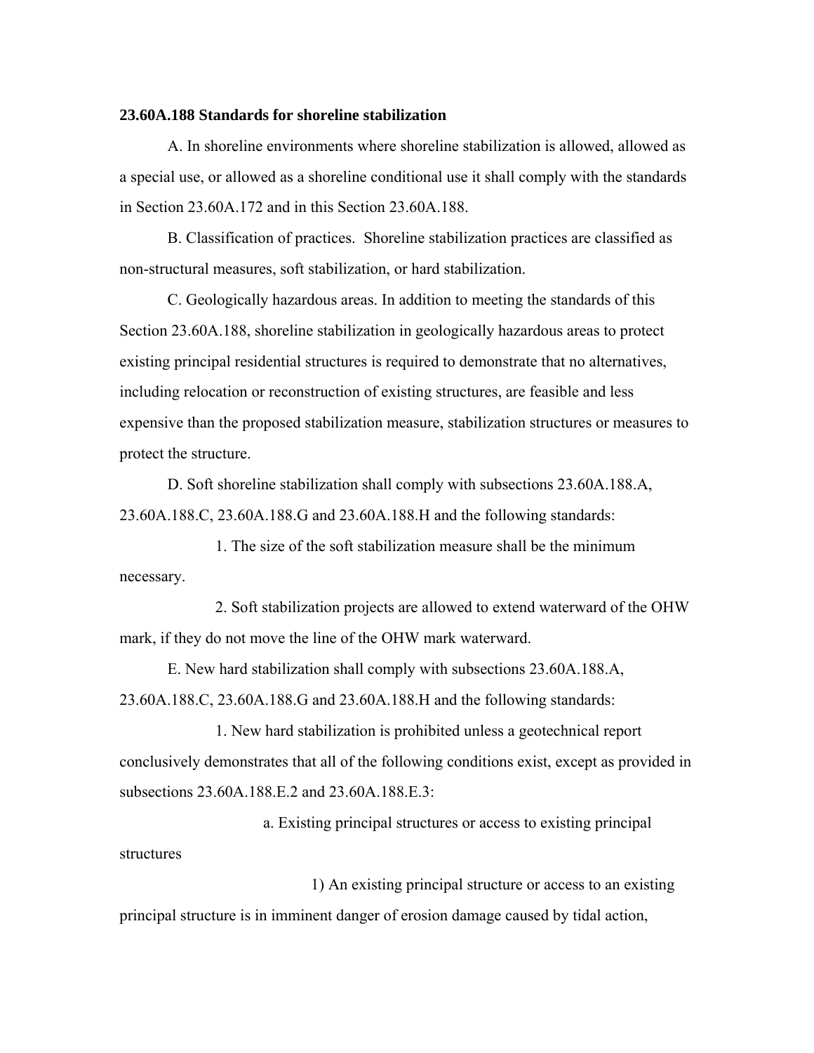**23.60A.188 Standards for shoreline stabilization**

A. In shoreline environments where shoreline stabilization is allowed, allowed as a special use, or allowed as a shoreline conditional use it shall comply with the standards in Section 23.60A.172 and in this Section 23.60A.188.

B. Classification of practices. Shoreline stabilization practices are classified as non-structural measures, soft stabilization, or hard stabilization.

C. Geologically hazardous areas. In addition to meeting the standards of this Section 23.60A.188, shoreline stabilization in geologically hazardous areas to protect existing principal residential structures is required to demonstrate that no alternatives, including relocation or reconstruction of existing structures, are feasible and less expensive than the proposed stabilization measure, stabilization structures or measures to protect the structure.

D. Soft shoreline stabilization shall comply with subsections 23.60A.188.A, 23.60A.188.C, 23.60A.188.G and 23.60A.188.H and the following standards:

1. The size of the soft stabilization measure shall be the minimum necessary.

2. Soft stabilization projects are allowed to extend waterward of the OHW mark, if they do not move the line of the OHW mark waterward.

E. New hard stabilization shall comply with subsections 23.60A.188.A, 23.60A.188.C, 23.60A.188.G and 23.60A.188.H and the following standards:

1. New hard stabilization is prohibited unless a geotechnical report conclusively demonstrates that all of the following conditions exist, except as provided in subsections 23.60A.188.E.2 and 23.60A.188.E.3:

a. Existing principal structures or access to existing principal structures

1) An existing principal structure or access to an existing principal structure is in imminent danger of erosion damage caused by tidal action,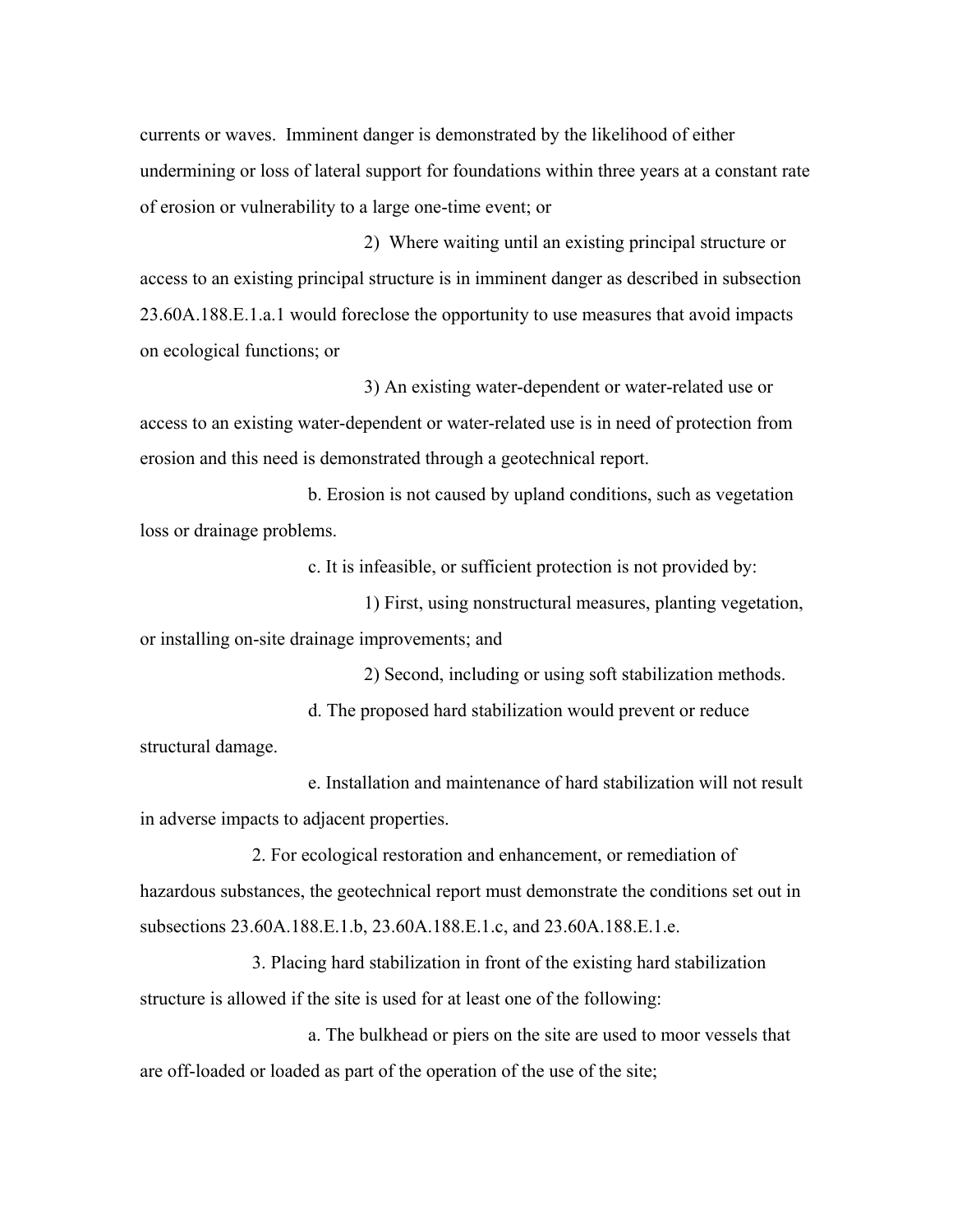currents or waves. Imminent danger is demonstrated by the likelihood of either undermining or loss of lateral support for foundations within three years at a constant rate of erosion or vulnerability to a large one-time event; or

2) Where waiting until an existing principal structure or access to an existing principal structure is in imminent danger as described in subsection 23.60A.188.E.1.a.1 would foreclose the opportunity to use measures that avoid impacts on ecological functions; or

3) An existing water-dependent or water-related use or access to an existing water-dependent or water-related use is in need of protection from erosion and this need is demonstrated through a geotechnical report.

b. Erosion is not caused by upland conditions, such as vegetation loss or drainage problems.

c. It is infeasible, or sufficient protection is not provided by:

1) First, using nonstructural measures, planting vegetation, or installing on-site drainage improvements; and

2) Second, including or using soft stabilization methods.

d. The proposed hard stabilization would prevent or reduce structural damage.

e. Installation and maintenance of hard stabilization will not result in adverse impacts to adjacent properties.

2. For ecological restoration and enhancement, or remediation of hazardous substances, the geotechnical report must demonstrate the conditions set out in subsections 23.60A.188.E.1.b, 23.60A.188.E.1.c, and 23.60A.188.E.1.e.

3. Placing hard stabilization in front of the existing hard stabilization structure is allowed if the site is used for at least one of the following:

a. The bulkhead or piers on the site are used to moor vessels that are off-loaded or loaded as part of the operation of the use of the site;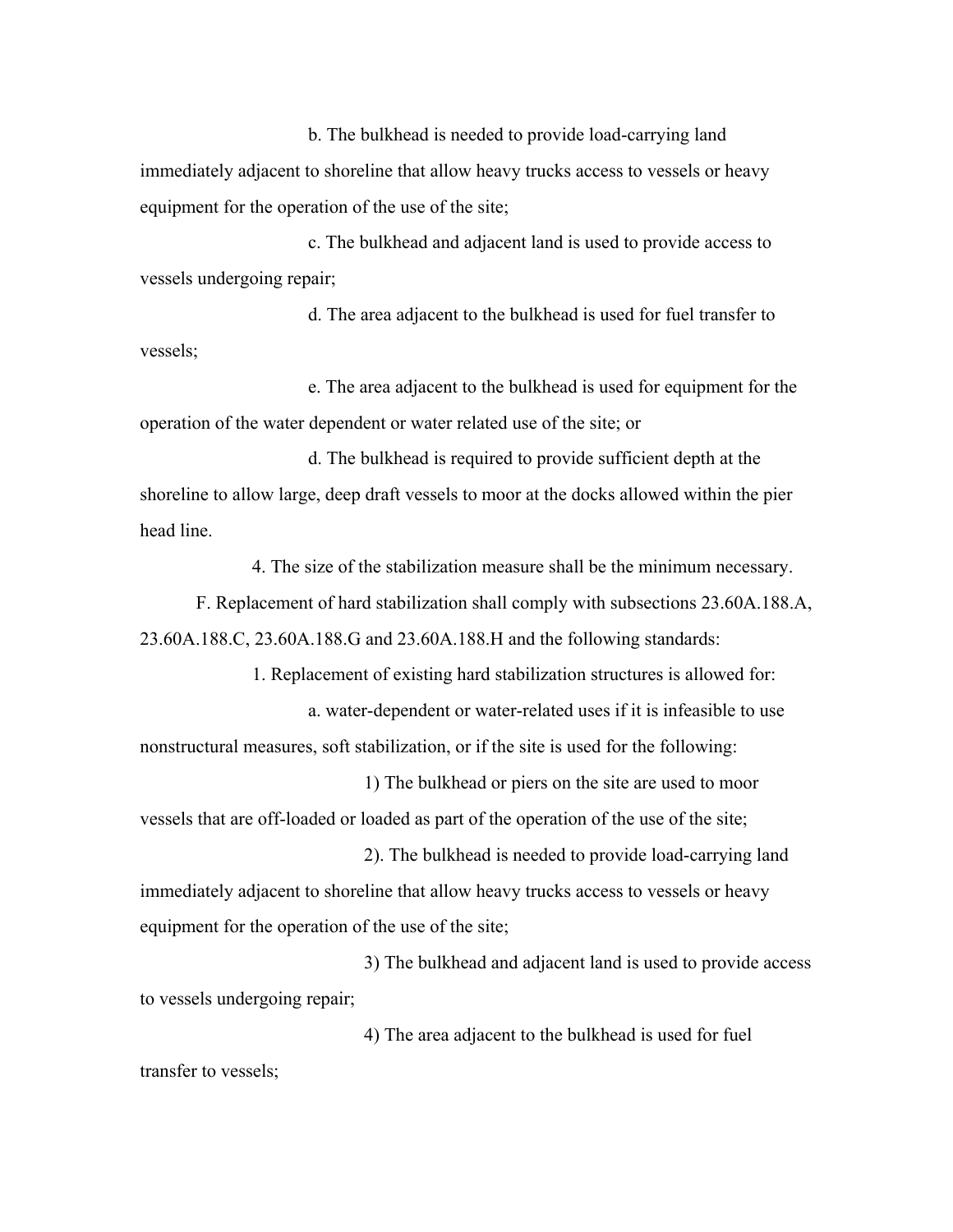b. The bulkhead is needed to provide load-carrying land immediately adjacent to shoreline that allow heavy trucks access to vessels or heavy equipment for the operation of the use of the site;

c. The bulkhead and adjacent land is used to provide access to vessels undergoing repair;

d. The area adjacent to the bulkhead is used for fuel transfer to vessels;

e. The area adjacent to the bulkhead is used for equipment for the operation of the water dependent or water related use of the site; or

d. The bulkhead is required to provide sufficient depth at the shoreline to allow large, deep draft vessels to moor at the docks allowed within the pier head line.

4. The size of the stabilization measure shall be the minimum necessary.

F. Replacement of hard stabilization shall comply with subsections 23.60A.188.A, 23.60A.188.C, 23.60A.188.G and 23.60A.188.H and the following standards:

1. Replacement of existing hard stabilization structures is allowed for:

a. water-dependent or water-related uses if it is infeasible to use nonstructural measures, soft stabilization, or if the site is used for the following:

1) The bulkhead or piers on the site are used to moor vessels that are off-loaded or loaded as part of the operation of the use of the site;

2). The bulkhead is needed to provide load-carrying land immediately adjacent to shoreline that allow heavy trucks access to vessels or heavy equipment for the operation of the use of the site;

3) The bulkhead and adjacent land is used to provide access to vessels undergoing repair;

4) The area adjacent to the bulkhead is used for fuel transfer to vessels;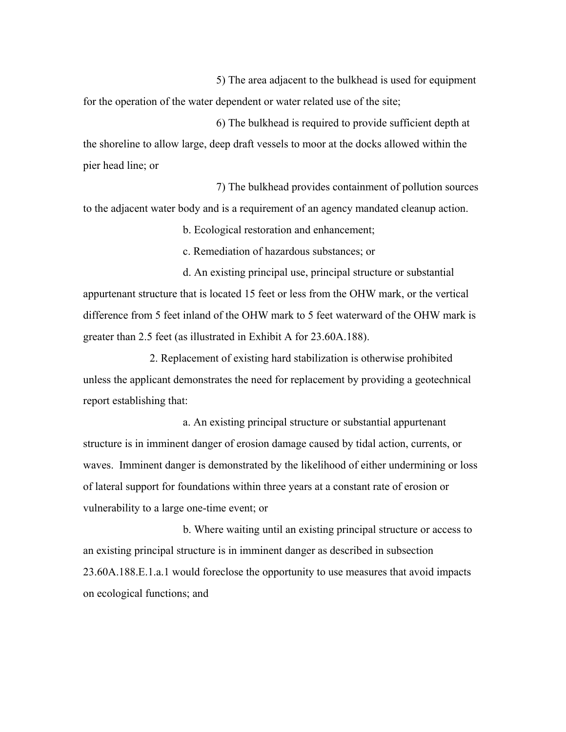5) The area adjacent to the bulkhead is used for equipment for the operation of the water dependent or water related use of the site;

6) The bulkhead is required to provide sufficient depth at the shoreline to allow large, deep draft vessels to moor at the docks allowed within the pier head line; or

7) The bulkhead provides containment of pollution sources to the adjacent water body and is a requirement of an agency mandated cleanup action.

b. Ecological restoration and enhancement;

c. Remediation of hazardous substances; or

d. An existing principal use, principal structure or substantial appurtenant structure that is located 15 feet or less from the OHW mark, or the vertical difference from 5 feet inland of the OHW mark to 5 feet waterward of the OHW mark is greater than 2.5 feet (as illustrated in Exhibit A for 23.60A.188).

2. Replacement of existing hard stabilization is otherwise prohibited unless the applicant demonstrates the need for replacement by providing a geotechnical report establishing that:

a. An existing principal structure or substantial appurtenant structure is in imminent danger of erosion damage caused by tidal action, currents, or waves. Imminent danger is demonstrated by the likelihood of either undermining or loss of lateral support for foundations within three years at a constant rate of erosion or vulnerability to a large one-time event; or

b. Where waiting until an existing principal structure or access to an existing principal structure is in imminent danger as described in subsection 23.60A.188.E.1.a.1 would foreclose the opportunity to use measures that avoid impacts on ecological functions; and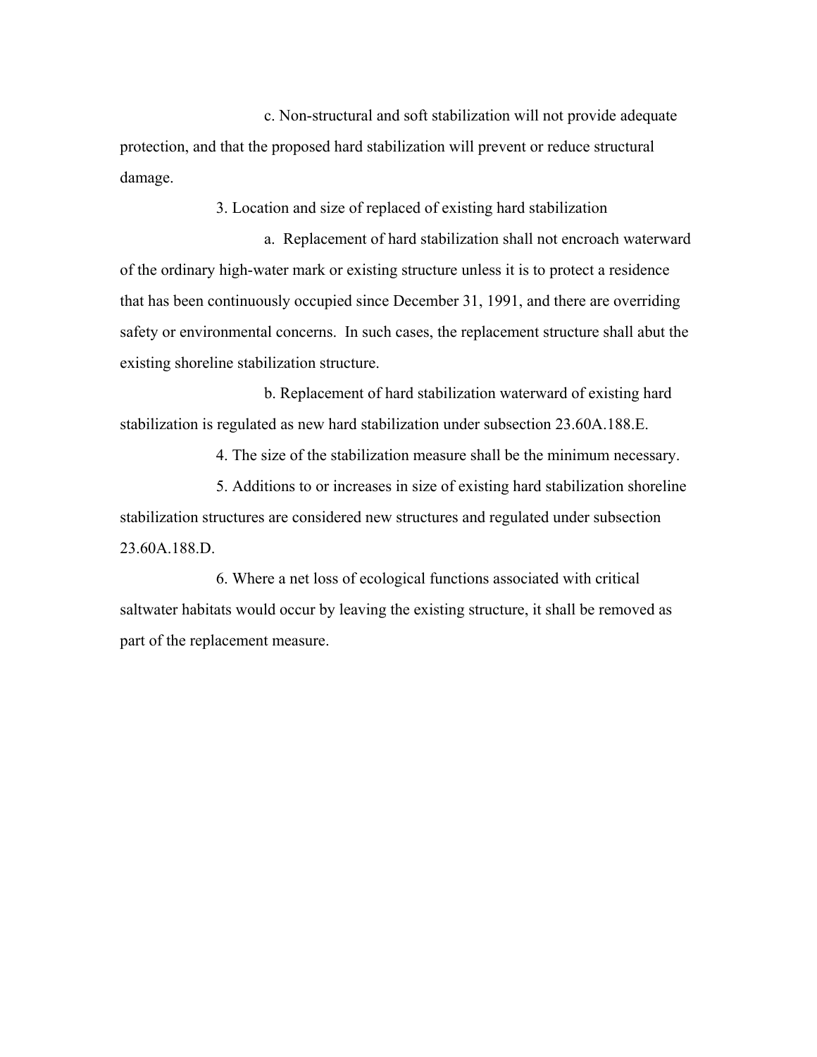c. Non-structural and soft stabilization will not provide adequate protection, and that the proposed hard stabilization will prevent or reduce structural damage.

3. Location and size of replaced of existing hard stabilization

a. Replacement of hard stabilization shall not encroach waterward of the ordinary high-water mark or existing structure unless it is to protect a residence that has been continuously occupied since December 31, 1991, and there are overriding safety or environmental concerns. In such cases, the replacement structure shall abut the existing shoreline stabilization structure.

b. Replacement of hard stabilization waterward of existing hard stabilization is regulated as new hard stabilization under subsection 23.60A.188.E.

4. The size of the stabilization measure shall be the minimum necessary.

5. Additions to or increases in size of existing hard stabilization shoreline stabilization structures are considered new structures and regulated under subsection 23.60A.188.D.

6. Where a net loss of ecological functions associated with critical saltwater habitats would occur by leaving the existing structure, it shall be removed as part of the replacement measure.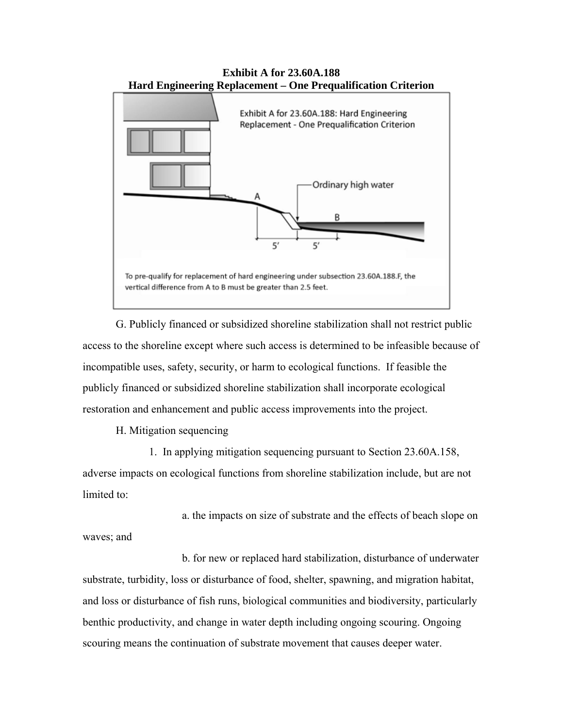**Exhibit A for 23.60A.188**
**Hard Engineering Replacement – One Prequalification Criterion**

Exhibit A for 23.60A.188: Hard Engineering Replacement - One Prequalification Criterion

Ordinary high water

A

B

5'

5'

To pre-qualify for replacement of hard engineering under subsection 23.60A.188.F, the vertical difference from A to B must be greater than 2.5 feet.

G. Publicly financed or subsidized shoreline stabilization shall not restrict public access to the shoreline except where such access is determined to be infeasible because of incompatible uses, safety, security, or harm to ecological functions. If feasible the publicly financed or subsidized shoreline stabilization shall incorporate ecological restoration and enhancement and public access improvements into the project.

H. Mitigation sequencing

1. In applying mitigation sequencing pursuant to Section 23.60A.158, adverse impacts on ecological functions from shoreline stabilization include, but are not limited to:

a. the impacts on size of substrate and the effects of beach slope on waves; and

b. for new or replaced hard stabilization, disturbance of underwater substrate, turbidity, loss or disturbance of food, shelter, spawning, and migration habitat, and loss or disturbance of fish runs, biological communities and biodiversity, particularly benthic productivity, and change in water depth including ongoing scouring. Ongoing scouring means the continuation of substrate movement that causes deeper water.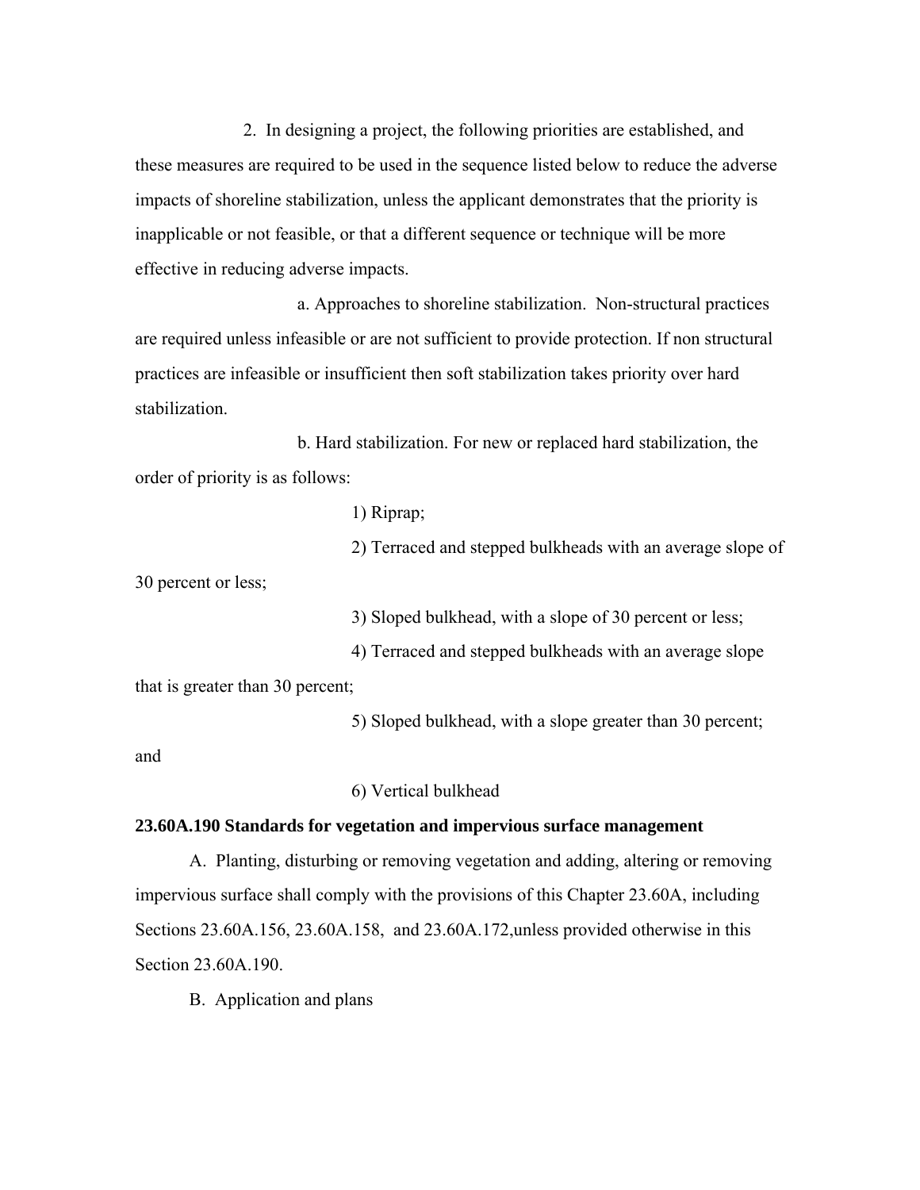2. In designing a project, the following priorities are established, and these measures are required to be used in the sequence listed below to reduce the adverse impacts of shoreline stabilization, unless the applicant demonstrates that the priority is inapplicable or not feasible, or that a different sequence or technique will be more effective in reducing adverse impacts.

a. Approaches to shoreline stabilization. Non-structural practices are required unless infeasible or are not sufficient to provide protection. If non structural practices are infeasible or insufficient then soft stabilization takes priority over hard stabilization.

b. Hard stabilization. For new or replaced hard stabilization, the order of priority is as follows:

1) Riprap;

2) Terraced and stepped bulkheads with an average slope of 30 percent or less;

3) Sloped bulkhead, with a slope of 30 percent or less;

4) Terraced and stepped bulkheads with an average slope that is greater than 30 percent;

5) Sloped bulkhead, with a slope greater than 30 percent; and

6) Vertical bulkhead

**23.60A.190 Standards for vegetation and impervious surface management**

A. Planting, disturbing or removing vegetation and adding, altering or removing impervious surface shall comply with the provisions of this Chapter 23.60A, including Sections 23.60A.156, 23.60A.158, and 23.60A.172,unless provided otherwise in this Section 23.60A.190.

B. Application and plans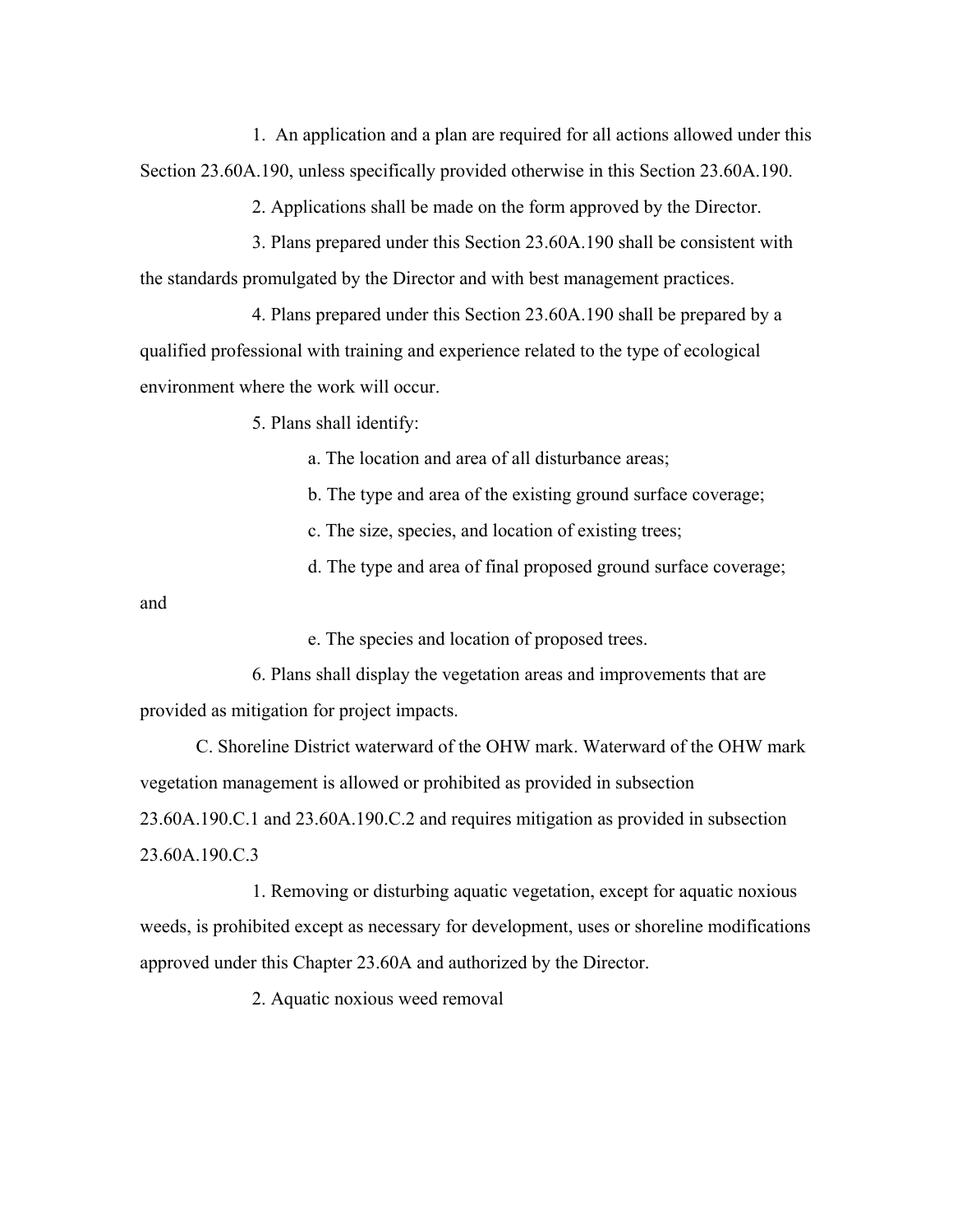1. An application and a plan are required for all actions allowed under this Section 23.60A.190, unless specifically provided otherwise in this Section 23.60A.190.

2. Applications shall be made on the form approved by the Director.

3. Plans prepared under this Section 23.60A.190 shall be consistent with the standards promulgated by the Director and with best management practices.

4. Plans prepared under this Section 23.60A.190 shall be prepared by a qualified professional with training and experience related to the type of ecological environment where the work will occur.

5. Plans shall identify:

a. The location and area of all disturbance areas;

b. The type and area of the existing ground surface coverage;

c. The size, species, and location of existing trees;

d. The type and area of final proposed ground surface coverage; and

e. The species and location of proposed trees.

6. Plans shall display the vegetation areas and improvements that are provided as mitigation for project impacts.

C. Shoreline District waterward of the OHW mark. Waterward of the OHW mark vegetation management is allowed or prohibited as provided in subsection 23.60A.190.C.1 and 23.60A.190.C.2 and requires mitigation as provided in subsection 23.60A.190.C.3

1. Removing or disturbing aquatic vegetation, except for aquatic noxious weeds, is prohibited except as necessary for development, uses or shoreline modifications approved under this Chapter 23.60A and authorized by the Director.

2. Aquatic noxious weed removal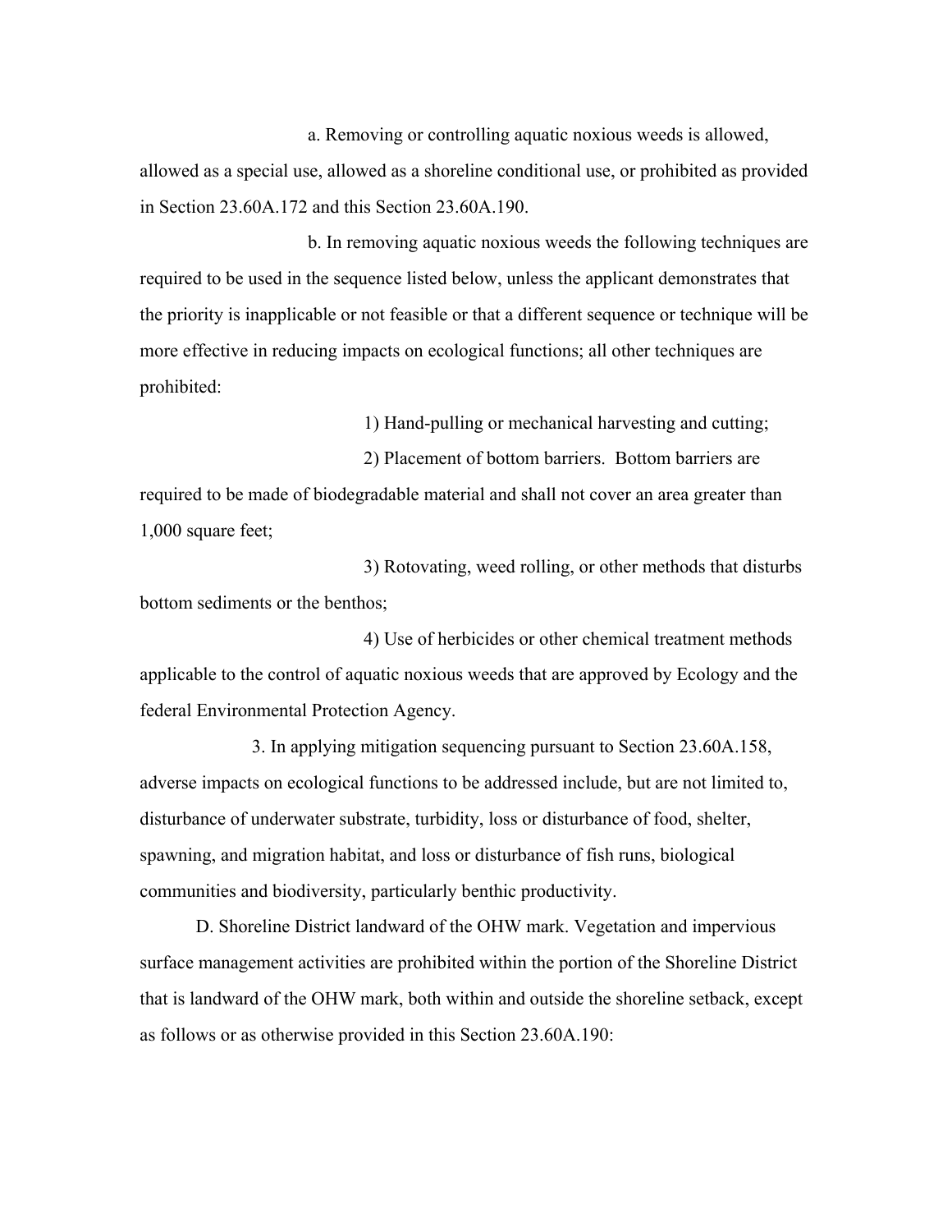a. Removing or controlling aquatic noxious weeds is allowed, allowed as a special use, allowed as a shoreline conditional use, or prohibited as provided in Section 23.60A.172 and this Section 23.60A.190.

b. In removing aquatic noxious weeds the following techniques are required to be used in the sequence listed below, unless the applicant demonstrates that the priority is inapplicable or not feasible or that a different sequence or technique will be more effective in reducing impacts on ecological functions; all other techniques are prohibited:

1) Hand-pulling or mechanical harvesting and cutting;

2) Placement of bottom barriers. Bottom barriers are required to be made of biodegradable material and shall not cover an area greater than 1,000 square feet;

3) Rotovating, weed rolling, or other methods that disturbs bottom sediments or the benthos;

4) Use of herbicides or other chemical treatment methods applicable to the control of aquatic noxious weeds that are approved by Ecology and the federal Environmental Protection Agency.

3. In applying mitigation sequencing pursuant to Section 23.60A.158, adverse impacts on ecological functions to be addressed include, but are not limited to, disturbance of underwater substrate, turbidity, loss or disturbance of food, shelter, spawning, and migration habitat, and loss or disturbance of fish runs, biological communities and biodiversity, particularly benthic productivity.

D. Shoreline District landward of the OHW mark. Vegetation and impervious surface management activities are prohibited within the portion of the Shoreline District that is landward of the OHW mark, both within and outside the shoreline setback, except as follows or as otherwise provided in this Section 23.60A.190: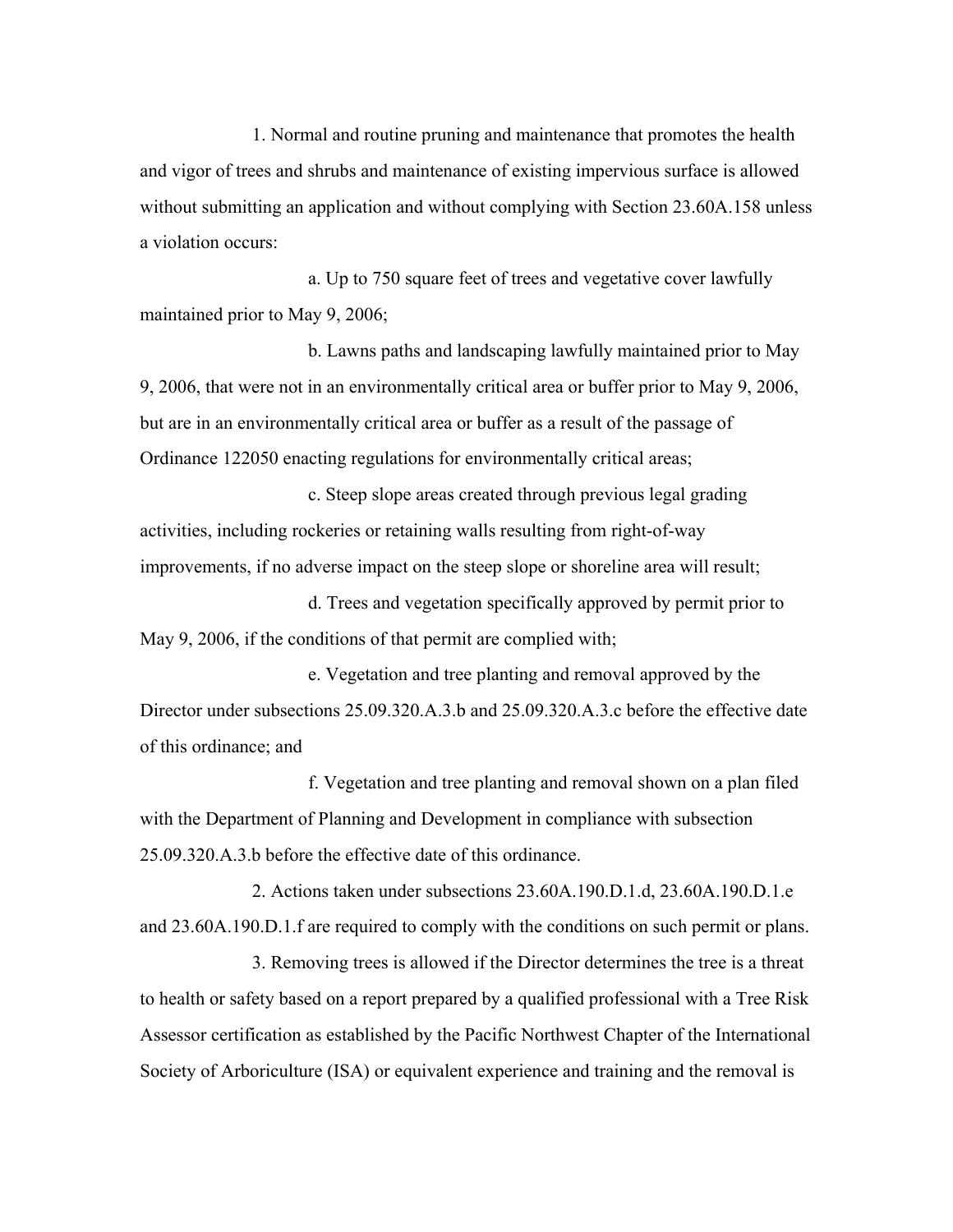1. Normal and routine pruning and maintenance that promotes the health and vigor of trees and shrubs and maintenance of existing impervious surface is allowed without submitting an application and without complying with Section 23.60A.158 unless a violation occurs:

a. Up to 750 square feet of trees and vegetative cover lawfully maintained prior to May 9, 2006;

b. Lawns paths and landscaping lawfully maintained prior to May 9, 2006, that were not in an environmentally critical area or buffer prior to May 9, 2006, but are in an environmentally critical area or buffer as a result of the passage of Ordinance 122050 enacting regulations for environmentally critical areas;

c. Steep slope areas created through previous legal grading activities, including rockeries or retaining walls resulting from right-of-way improvements, if no adverse impact on the steep slope or shoreline area will result;

d. Trees and vegetation specifically approved by permit prior to May 9, 2006, if the conditions of that permit are complied with;

e. Vegetation and tree planting and removal approved by the Director under subsections 25.09.320.A.3.b and 25.09.320.A.3.c before the effective date of this ordinance; and

f. Vegetation and tree planting and removal shown on a plan filed with the Department of Planning and Development in compliance with subsection 25.09.320.A.3.b before the effective date of this ordinance.

2. Actions taken under subsections 23.60A.190.D.1.d, 23.60A.190.D.1.e and 23.60A.190.D.1.f are required to comply with the conditions on such permit or plans.

3. Removing trees is allowed if the Director determines the tree is a threat to health or safety based on a report prepared by a qualified professional with a Tree Risk Assessor certification as established by the Pacific Northwest Chapter of the International Society of Arboriculture (ISA) or equivalent experience and training and the removal is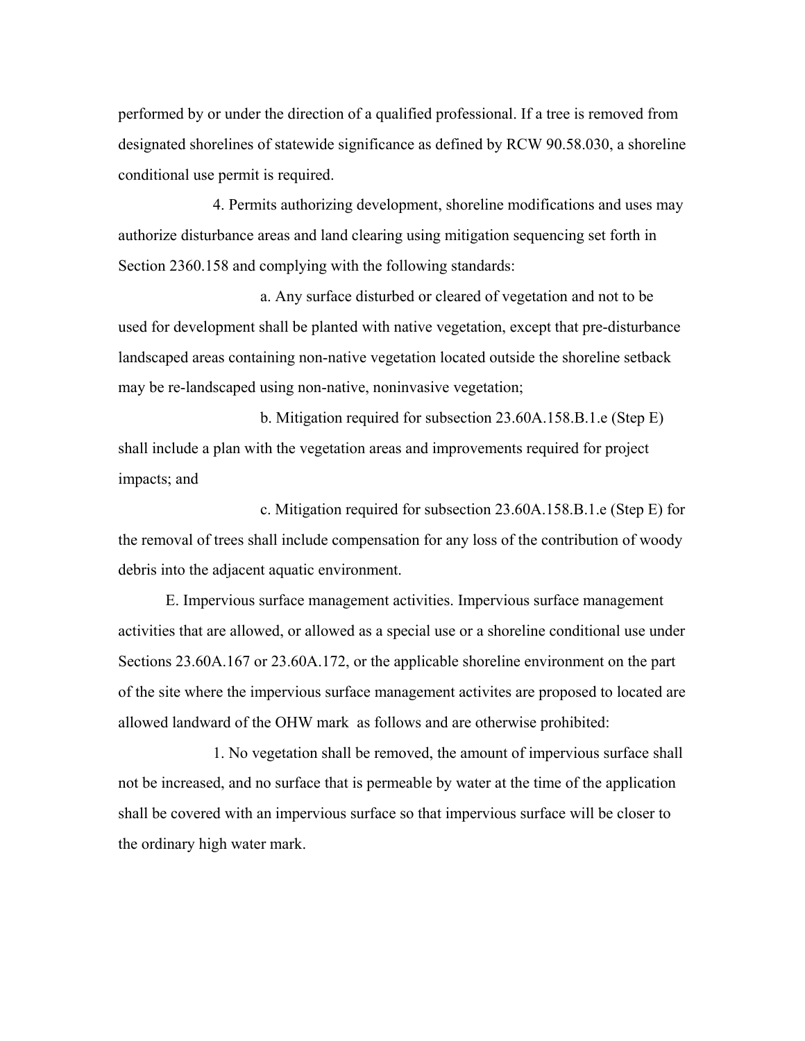performed by or under the direction of a qualified professional. If a tree is removed from designated shorelines of statewide significance as defined by RCW 90.58.030, a shoreline conditional use permit is required.

4. Permits authorizing development, shoreline modifications and uses may authorize disturbance areas and land clearing using mitigation sequencing set forth in Section 2360.158 and complying with the following standards:

a. Any surface disturbed or cleared of vegetation and not to be used for development shall be planted with native vegetation, except that pre-disturbance landscaped areas containing non-native vegetation located outside the shoreline setback may be re-landscaped using non-native, noninvasive vegetation;

b. Mitigation required for subsection 23.60A.158.B.1.e (Step E) shall include a plan with the vegetation areas and improvements required for project impacts; and

c. Mitigation required for subsection 23.60A.158.B.1.e (Step E) for the removal of trees shall include compensation for any loss of the contribution of woody debris into the adjacent aquatic environment.

E. Impervious surface management activities. Impervious surface management activities that are allowed, or allowed as a special use or a shoreline conditional use under Sections 23.60A.167 or 23.60A.172, or the applicable shoreline environment on the part of the site where the impervious surface management activites are proposed to located are allowed landward of the OHW mark as follows and are otherwise prohibited:

1. No vegetation shall be removed, the amount of impervious surface shall not be increased, and no surface that is permeable by water at the time of the application shall be covered with an impervious surface so that impervious surface will be closer to the ordinary high water mark.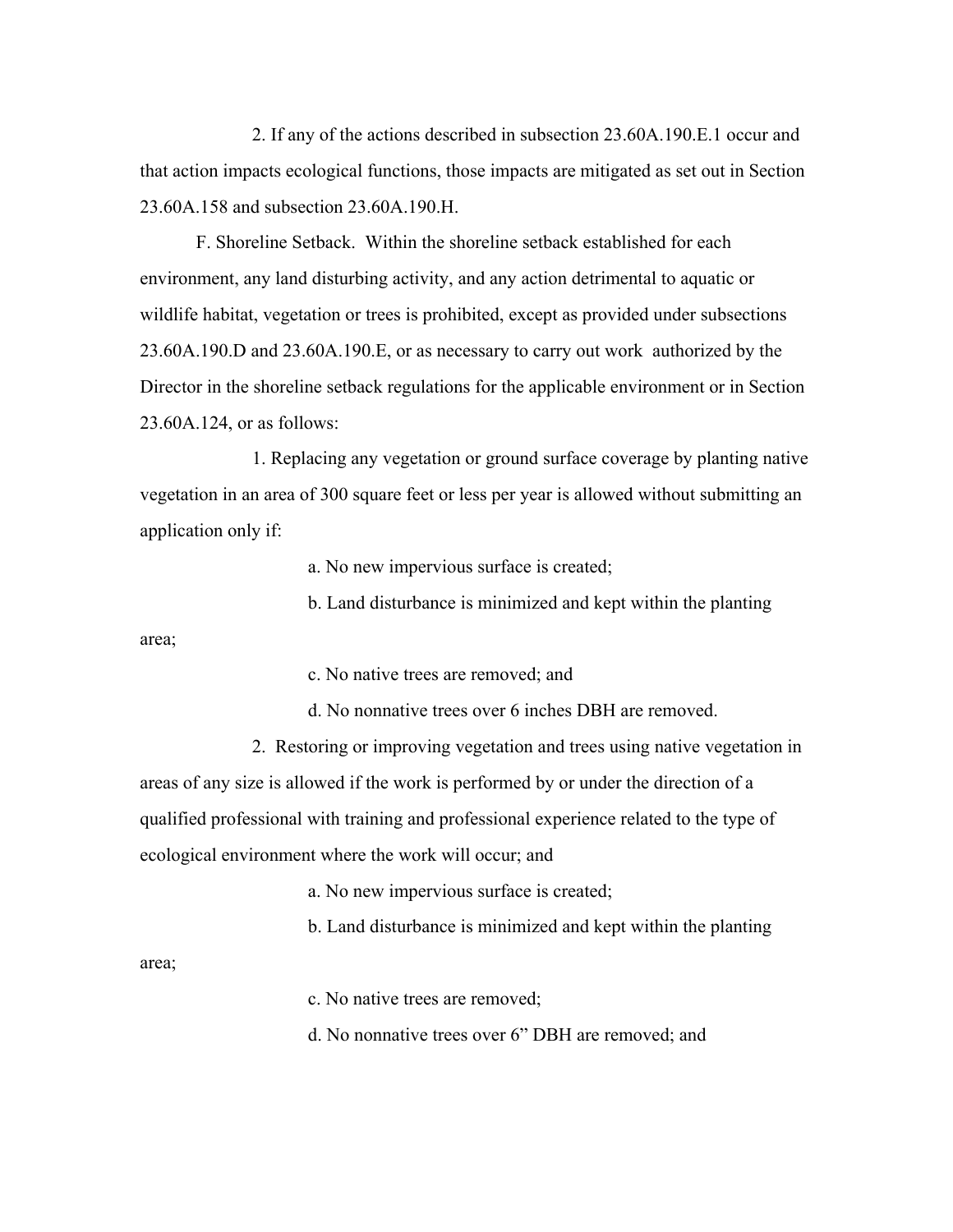2. If any of the actions described in subsection 23.60A.190.E.1 occur and that action impacts ecological functions, those impacts are mitigated as set out in Section 23.60A.158 and subsection 23.60A.190.H.

F. Shoreline Setback. Within the shoreline setback established for each environment, any land disturbing activity, and any action detrimental to aquatic or wildlife habitat, vegetation or trees is prohibited, except as provided under subsections 23.60A.190.D and 23.60A.190.E, or as necessary to carry out work authorized by the Director in the shoreline setback regulations for the applicable environment or in Section 23.60A.124, or as follows:

1. Replacing any vegetation or ground surface coverage by planting native vegetation in an area of 300 square feet or less per year is allowed without submitting an application only if:

a. No new impervious surface is created;

b. Land disturbance is minimized and kept within the planting area;

c. No native trees are removed; and

d. No nonnative trees over 6 inches DBH are removed.

2. Restoring or improving vegetation and trees using native vegetation in areas of any size is allowed if the work is performed by or under the direction of a qualified professional with training and professional experience related to the type of ecological environment where the work will occur; and

a. No new impervious surface is created;

b. Land disturbance is minimized and kept within the planting area;

c. No native trees are removed;

d. No nonnative trees over 6" DBH are removed; and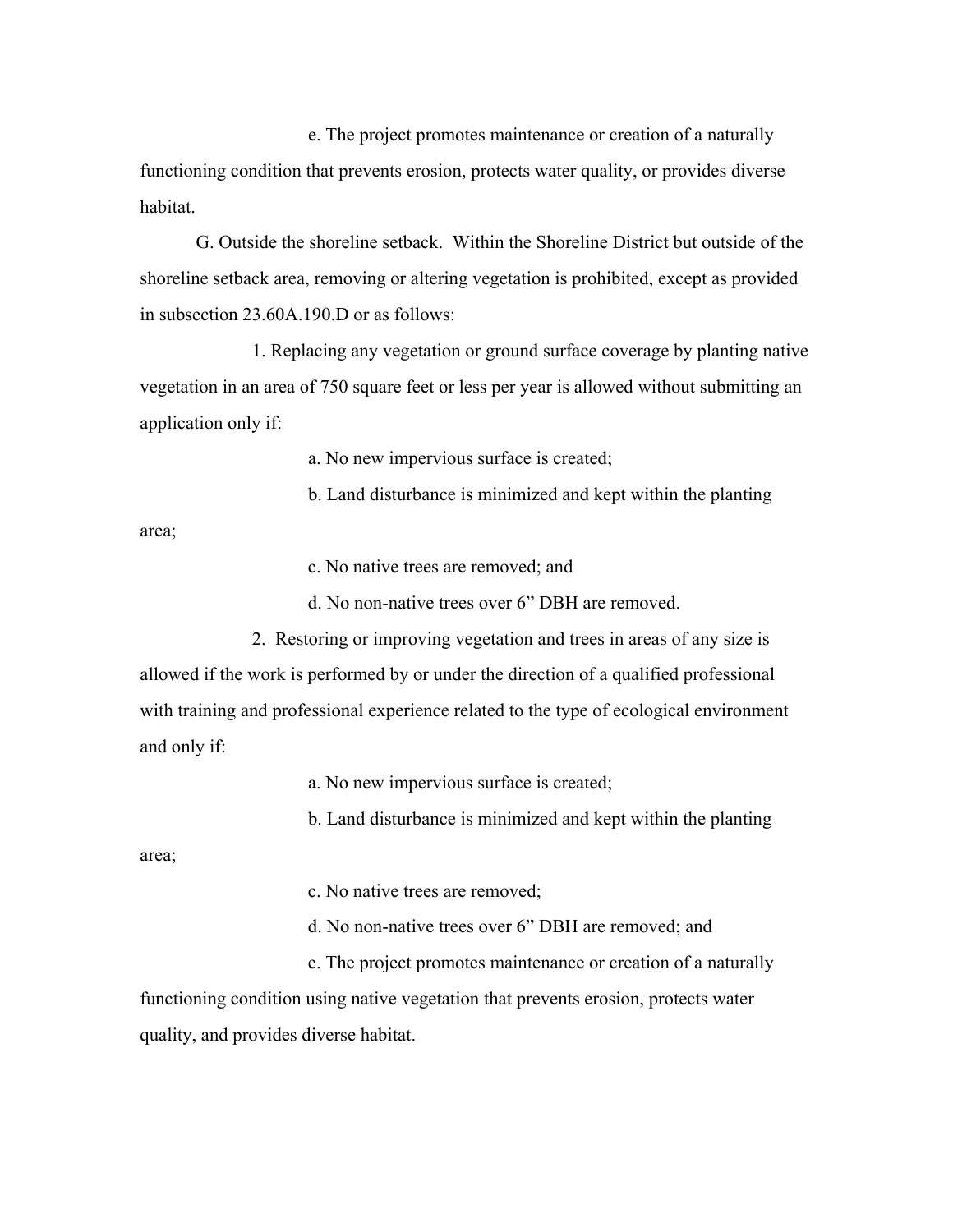e. The project promotes maintenance or creation of a naturally functioning condition that prevents erosion, protects water quality, or provides diverse habitat.

G. Outside the shoreline setback. Within the Shoreline District but outside of the shoreline setback area, removing or altering vegetation is prohibited, except as provided in subsection 23.60A.190.D or as follows:

1. Replacing any vegetation or ground surface coverage by planting native vegetation in an area of 750 square feet or less per year is allowed without submitting an application only if:

a. No new impervious surface is created;

b. Land disturbance is minimized and kept within the planting area;

c. No native trees are removed; and

d. No non-native trees over 6" DBH are removed.

2. Restoring or improving vegetation and trees in areas of any size is allowed if the work is performed by or under the direction of a qualified professional with training and professional experience related to the type of ecological environment and only if:

a. No new impervious surface is created;

b. Land disturbance is minimized and kept within the planting area;

c. No native trees are removed;

d. No non-native trees over 6" DBH are removed; and

e. The project promotes maintenance or creation of a naturally functioning condition using native vegetation that prevents erosion, protects water quality, and provides diverse habitat.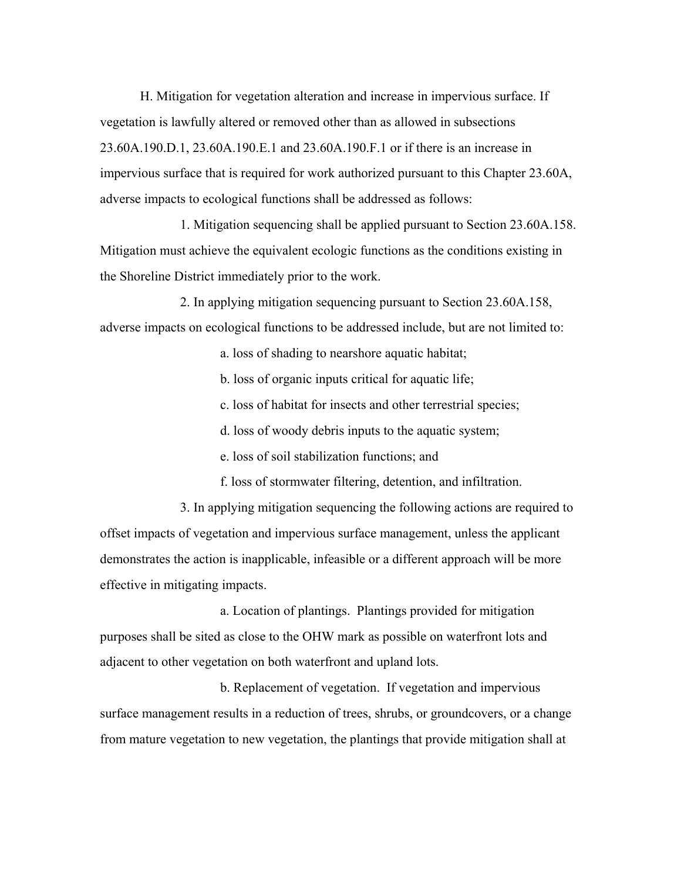H. Mitigation for vegetation alteration and increase in impervious surface. If vegetation is lawfully altered or removed other than as allowed in subsections 23.60A.190.D.1, 23.60A.190.E.1 and 23.60A.190.F.1 or if there is an increase in impervious surface that is required for work authorized pursuant to this Chapter 23.60A, adverse impacts to ecological functions shall be addressed as follows:

1. Mitigation sequencing shall be applied pursuant to Section 23.60A.158. Mitigation must achieve the equivalent ecologic functions as the conditions existing in the Shoreline District immediately prior to the work.

2. In applying mitigation sequencing pursuant to Section 23.60A.158, adverse impacts on ecological functions to be addressed include, but are not limited to:

a. loss of shading to nearshore aquatic habitat;

b. loss of organic inputs critical for aquatic life;

c. loss of habitat for insects and other terrestrial species;

d. loss of woody debris inputs to the aquatic system;

e. loss of soil stabilization functions; and

f. loss of stormwater filtering, detention, and infiltration.

3. In applying mitigation sequencing the following actions are required to offset impacts of vegetation and impervious surface management, unless the applicant demonstrates the action is inapplicable, infeasible or a different approach will be more effective in mitigating impacts.

a. Location of plantings. Plantings provided for mitigation purposes shall be sited as close to the OHW mark as possible on waterfront lots and adjacent to other vegetation on both waterfront and upland lots.

b. Replacement of vegetation. If vegetation and impervious surface management results in a reduction of trees, shrubs, or groundcovers, or a change from mature vegetation to new vegetation, the plantings that provide mitigation shall at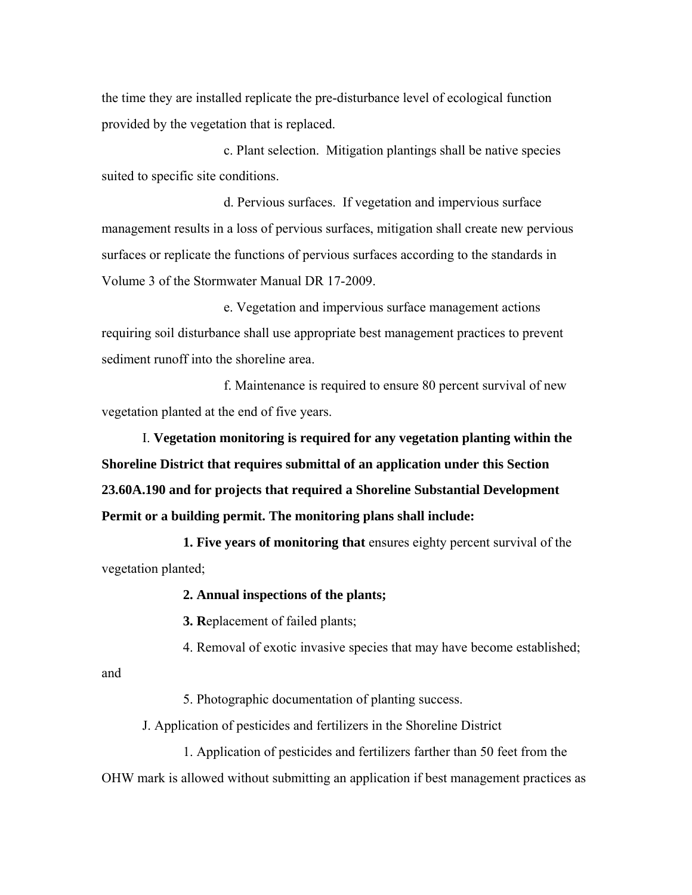the time they are installed replicate the pre-disturbance level of ecological function provided by the vegetation that is replaced.

c. Plant selection. Mitigation plantings shall be native species suited to specific site conditions.

d. Pervious surfaces. If vegetation and impervious surface management results in a loss of pervious surfaces, mitigation shall create new pervious surfaces or replicate the functions of pervious surfaces according to the standards in Volume 3 of the Stormwater Manual DR 17-2009.

e. Vegetation and impervious surface management actions requiring soil disturbance shall use appropriate best management practices to prevent sediment runoff into the shoreline area.

f. Maintenance is required to ensure 80 percent survival of new vegetation planted at the end of five years.

I. **Vegetation monitoring is required for any vegetation planting within the Shoreline District that requires submittal of an application under this Section 23.60A.190 and for projects that required a Shoreline Substantial Development Permit or a building permit. The monitoring plans shall include:**

**1. Five years of monitoring that** ensures eighty percent survival of the vegetation planted;

**2. Annual inspections of the plants;**

**3. R**eplacement of failed plants;

4. Removal of exotic invasive species that may have become established; and

5. Photographic documentation of planting success.

J. Application of pesticides and fertilizers in the Shoreline District

1. Application of pesticides and fertilizers farther than 50 feet from the OHW mark is allowed without submitting an application if best management practices as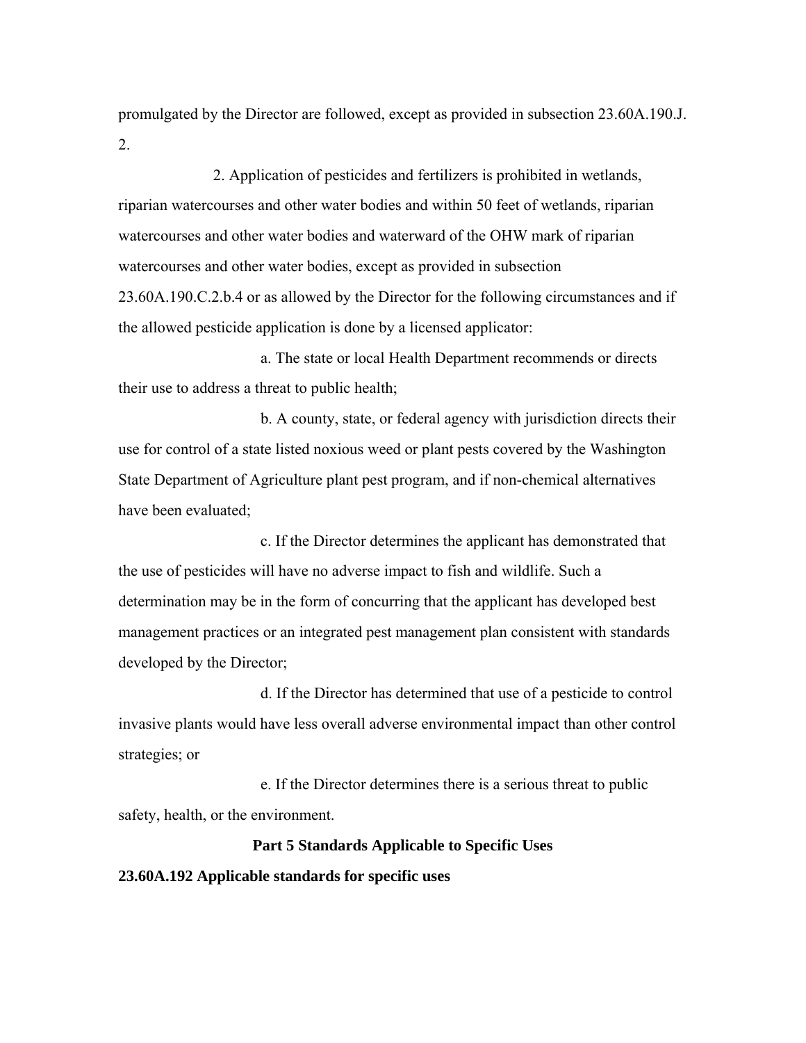promulgated by the Director are followed, except as provided in subsection 23.60A.190.J.2.

2. Application of pesticides and fertilizers is prohibited in wetlands, riparian watercourses and other water bodies and within 50 feet of wetlands, riparian watercourses and other water bodies and waterward of the OHW mark of riparian watercourses and other water bodies, except as provided in subsection 23.60A.190.C.2.b.4 or as allowed by the Director for the following circumstances and if the allowed pesticide application is done by a licensed applicator:

a. The state or local Health Department recommends or directs their use to address a threat to public health;

b. A county, state, or federal agency with jurisdiction directs their use for control of a state listed noxious weed or plant pests covered by the Washington State Department of Agriculture plant pest program, and if non-chemical alternatives have been evaluated;

c. If the Director determines the applicant has demonstrated that the use of pesticides will have no adverse impact to fish and wildlife. Such a determination may be in the form of concurring that the applicant has developed best management practices or an integrated pest management plan consistent with standards developed by the Director;

d. If the Director has determined that use of a pesticide to control invasive plants would have less overall adverse environmental impact than other control strategies; or

e. If the Director determines there is a serious threat to public safety, health, or the environment.

## Part 5 Standards Applicable to Specific Uses

### 23.60A.192 Applicable standards for specific uses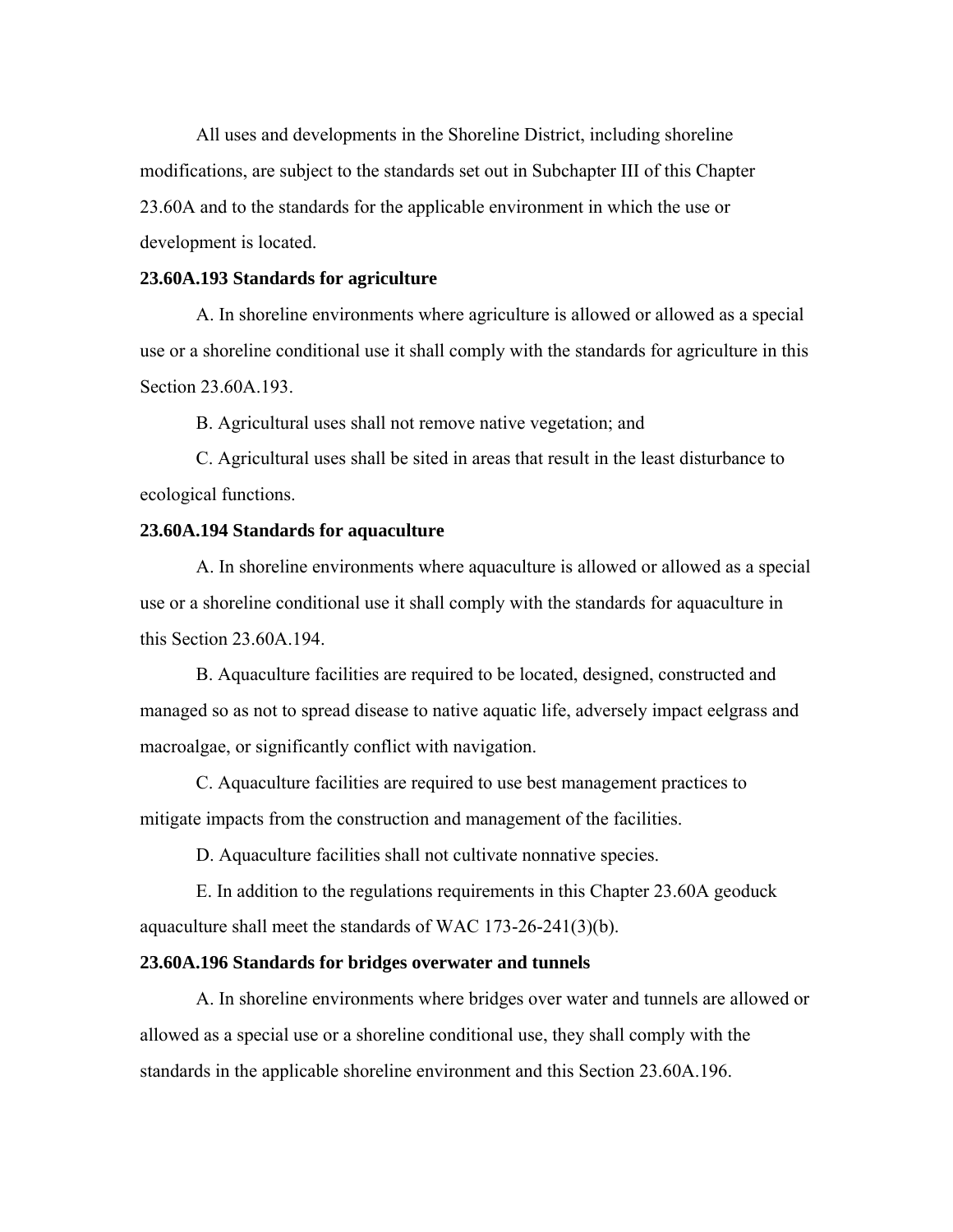All uses and developments in the Shoreline District, including shoreline modifications, are subject to the standards set out in Subchapter III of this Chapter 23.60A and to the standards for the applicable environment in which the use or development is located.

**23.60A.193 Standards for agriculture**

A. In shoreline environments where agriculture is allowed or allowed as a special use or a shoreline conditional use it shall comply with the standards for agriculture in this Section 23.60A.193.

B. Agricultural uses shall not remove native vegetation; and

C. Agricultural uses shall be sited in areas that result in the least disturbance to ecological functions.

**23.60A.194 Standards for aquaculture**

A. In shoreline environments where aquaculture is allowed or allowed as a special use or a shoreline conditional use it shall comply with the standards for aquaculture in this Section 23.60A.194.

B. Aquaculture facilities are required to be located, designed, constructed and managed so as not to spread disease to native aquatic life, adversely impact eelgrass and macroalgae, or significantly conflict with navigation.

C. Aquaculture facilities are required to use best management practices to mitigate impacts from the construction and management of the facilities.

D. Aquaculture facilities shall not cultivate nonnative species.

E. In addition to the regulations requirements in this Chapter 23.60A geoduck aquaculture shall meet the standards of WAC 173-26-241(3)(b).

**23.60A.196 Standards for bridges overwater and tunnels**

A. In shoreline environments where bridges over water and tunnels are allowed or allowed as a special use or a shoreline conditional use, they shall comply with the standards in the applicable shoreline environment and this Section 23.60A.196.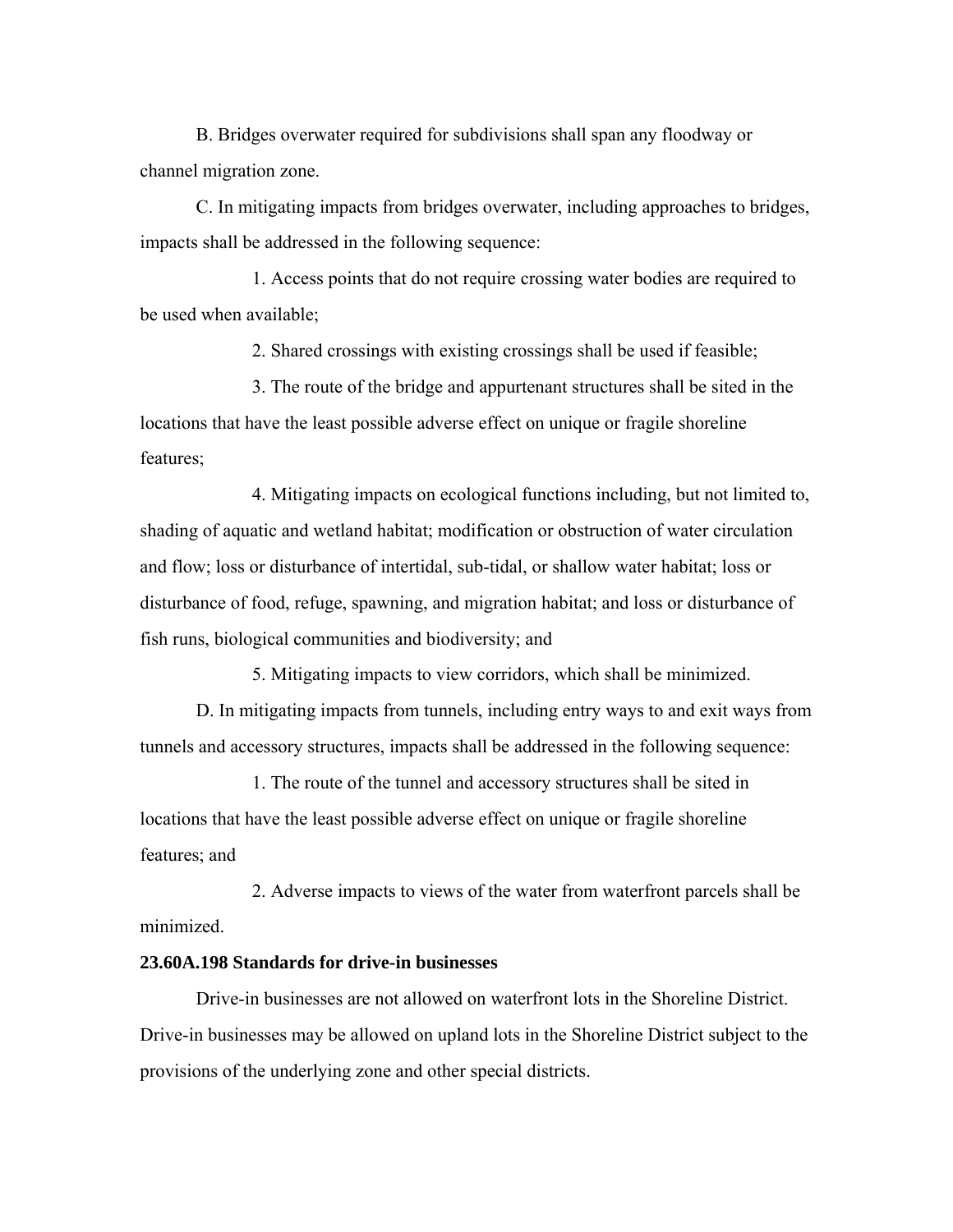B. Bridges overwater required for subdivisions shall span any floodway or channel migration zone.

C. In mitigating impacts from bridges overwater, including approaches to bridges, impacts shall be addressed in the following sequence:

1. Access points that do not require crossing water bodies are required to be used when available;

2. Shared crossings with existing crossings shall be used if feasible;

3. The route of the bridge and appurtenant structures shall be sited in the locations that have the least possible adverse effect on unique or fragile shoreline features;

4. Mitigating impacts on ecological functions including, but not limited to, shading of aquatic and wetland habitat; modification or obstruction of water circulation and flow; loss or disturbance of intertidal, sub-tidal, or shallow water habitat; loss or disturbance of food, refuge, spawning, and migration habitat; and loss or disturbance of fish runs, biological communities and biodiversity; and

5. Mitigating impacts to view corridors, which shall be minimized.

D. In mitigating impacts from tunnels, including entry ways to and exit ways from tunnels and accessory structures, impacts shall be addressed in the following sequence:

1. The route of the tunnel and accessory structures shall be sited in locations that have the least possible adverse effect on unique or fragile shoreline features; and

2. Adverse impacts to views of the water from waterfront parcels shall be minimized.

**23.60A.198 Standards for drive-in businesses**

Drive-in businesses are not allowed on waterfront lots in the Shoreline District. Drive-in businesses may be allowed on upland lots in the Shoreline District subject to the provisions of the underlying zone and other special districts.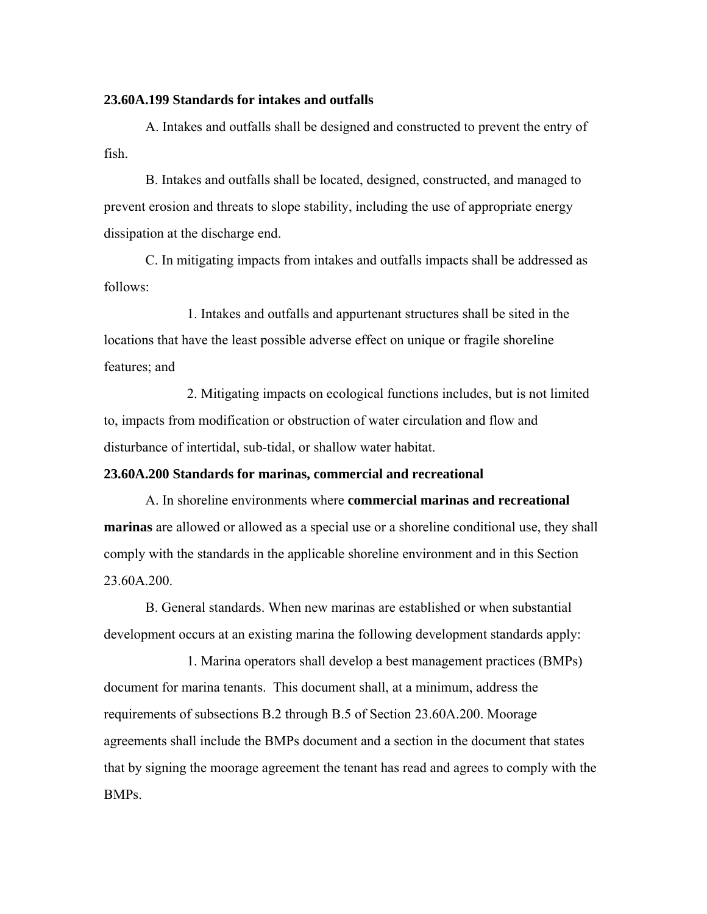**23.60A.199 Standards for intakes and outfalls**

A. Intakes and outfalls shall be designed and constructed to prevent the entry of fish.

B. Intakes and outfalls shall be located, designed, constructed, and managed to prevent erosion and threats to slope stability, including the use of appropriate energy dissipation at the discharge end.

C. In mitigating impacts from intakes and outfalls impacts shall be addressed as follows:

1. Intakes and outfalls and appurtenant structures shall be sited in the locations that have the least possible adverse effect on unique or fragile shoreline features; and

2. Mitigating impacts on ecological functions includes, but is not limited to, impacts from modification or obstruction of water circulation and flow and disturbance of intertidal, sub-tidal, or shallow water habitat.

**23.60A.200 Standards for marinas, commercial and recreational**

A. In shoreline environments where **commercial marinas and recreational marinas** are allowed or allowed as a special use or a shoreline conditional use, they shall comply with the standards in the applicable shoreline environment and in this Section 23.60A.200.

B. General standards. When new marinas are established or when substantial development occurs at an existing marina the following development standards apply:

1. Marina operators shall develop a best management practices (BMPs) document for marina tenants. This document shall, at a minimum, address the requirements of subsections B.2 through B.5 of Section 23.60A.200. Moorage agreements shall include the BMPs document and a section in the document that states that by signing the moorage agreement the tenant has read and agrees to comply with the BMPs.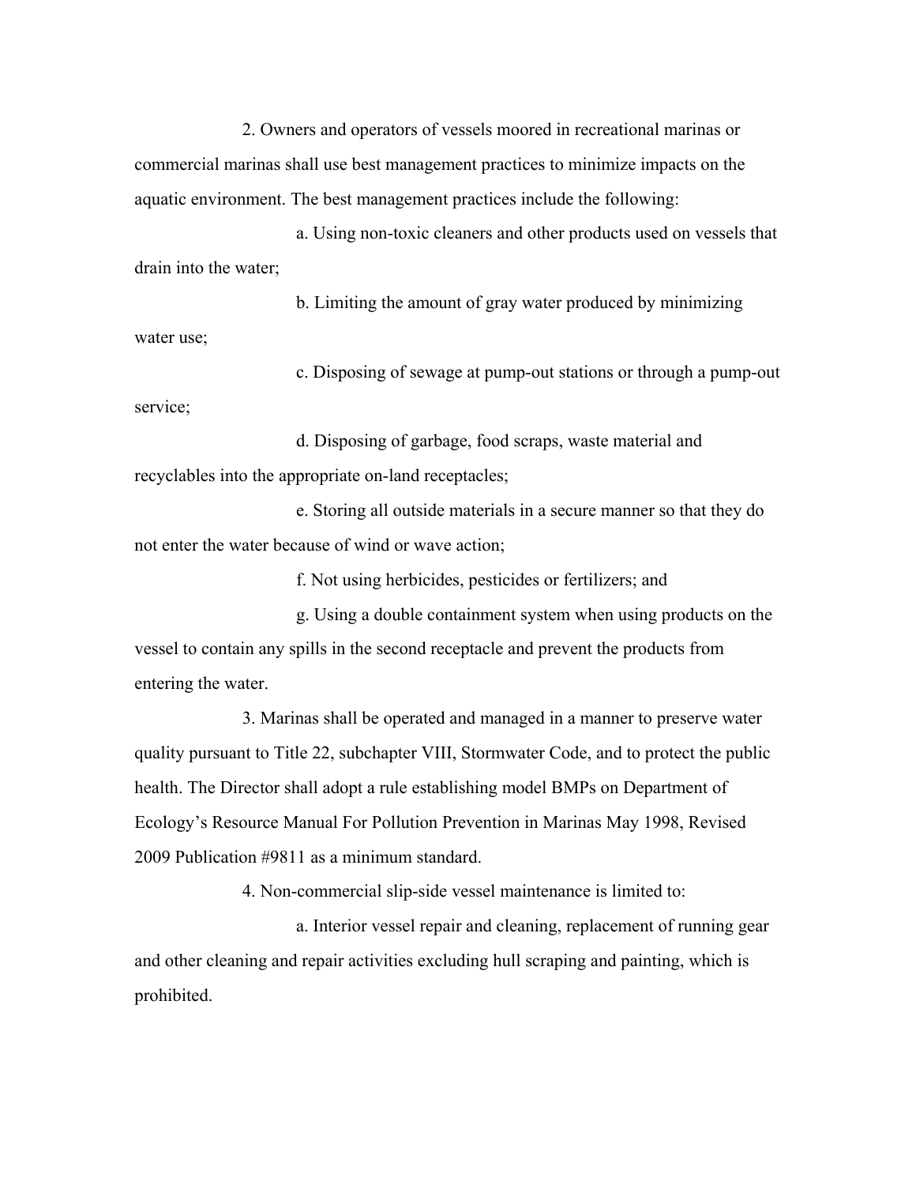2. Owners and operators of vessels moored in recreational marinas or commercial marinas shall use best management practices to minimize impacts on the aquatic environment. The best management practices include the following:

a. Using non-toxic cleaners and other products used on vessels that drain into the water;

b. Limiting the amount of gray water produced by minimizing water use;

c. Disposing of sewage at pump-out stations or through a pump-out service;

d. Disposing of garbage, food scraps, waste material and recyclables into the appropriate on-land receptacles;

e. Storing all outside materials in a secure manner so that they do not enter the water because of wind or wave action;

f. Not using herbicides, pesticides or fertilizers; and

g. Using a double containment system when using products on the vessel to contain any spills in the second receptacle and prevent the products from entering the water.

3. Marinas shall be operated and managed in a manner to preserve water quality pursuant to Title 22, subchapter VIII, Stormwater Code, and to protect the public health. The Director shall adopt a rule establishing model BMPs on Department of Ecology's Resource Manual For Pollution Prevention in Marinas May 1998, Revised 2009 Publication #9811 as a minimum standard.

4. Non-commercial slip-side vessel maintenance is limited to:

a. Interior vessel repair and cleaning, replacement of running gear and other cleaning and repair activities excluding hull scraping and painting, which is prohibited.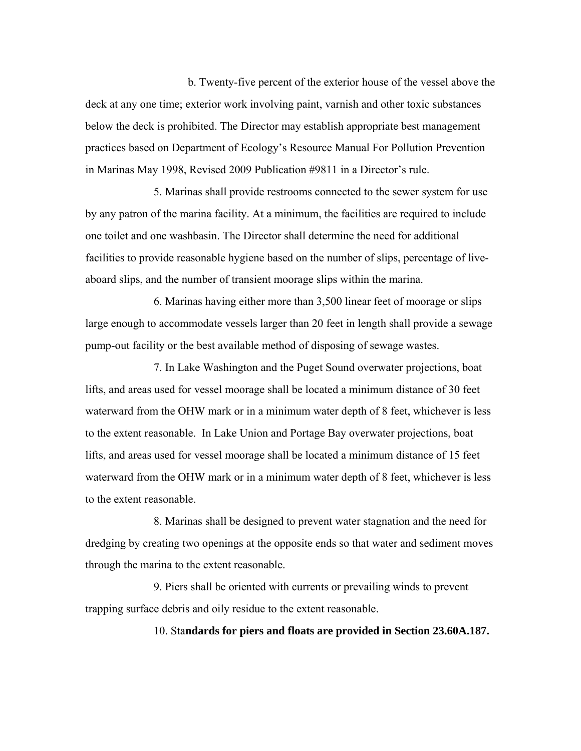b. Twenty-five percent of the exterior house of the vessel above the deck at any one time; exterior work involving paint, varnish and other toxic substances below the deck is prohibited. The Director may establish appropriate best management practices based on Department of Ecology's Resource Manual For Pollution Prevention in Marinas May 1998, Revised 2009 Publication #9811 in a Director's rule.

5. Marinas shall provide restrooms connected to the sewer system for use by any patron of the marina facility. At a minimum, the facilities are required to include one toilet and one washbasin. The Director shall determine the need for additional facilities to provide reasonable hygiene based on the number of slips, percentage of live-aboard slips, and the number of transient moorage slips within the marina.

6. Marinas having either more than 3,500 linear feet of moorage or slips large enough to accommodate vessels larger than 20 feet in length shall provide a sewage pump-out facility or the best available method of disposing of sewage wastes.

7. In Lake Washington and the Puget Sound overwater projections, boat lifts, and areas used for vessel moorage shall be located a minimum distance of 30 feet waterward from the OHW mark or in a minimum water depth of 8 feet, whichever is less to the extent reasonable. In Lake Union and Portage Bay overwater projections, boat lifts, and areas used for vessel moorage shall be located a minimum distance of 15 feet waterward from the OHW mark or in a minimum water depth of 8 feet, whichever is less to the extent reasonable.

8. Marinas shall be designed to prevent water stagnation and the need for dredging by creating two openings at the opposite ends so that water and sediment moves through the marina to the extent reasonable.

9. Piers shall be oriented with currents or prevailing winds to prevent trapping surface debris and oily residue to the extent reasonable.

10. Sta**ndards for piers and floats are provided in Section 23.60A.187.**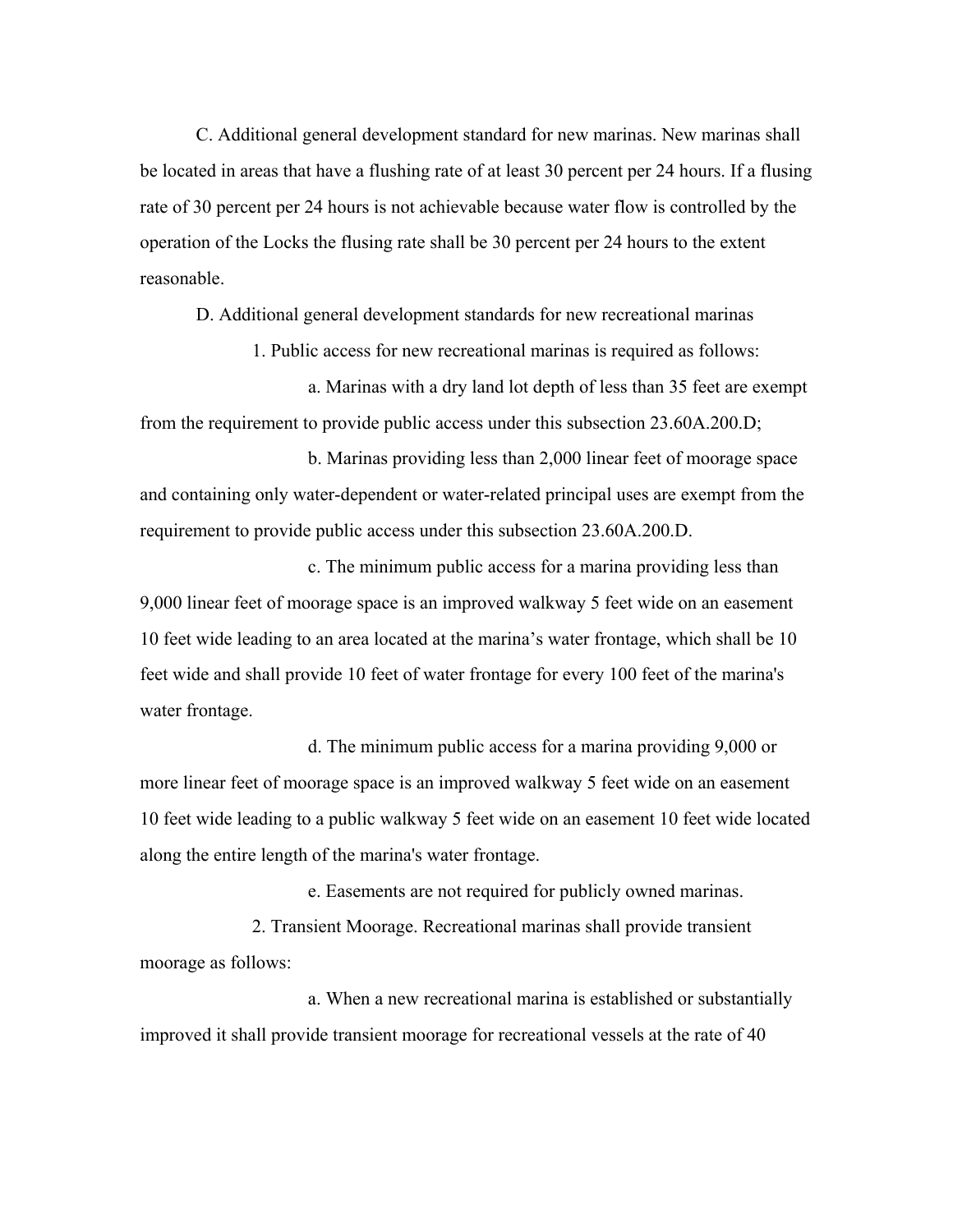C. Additional general development standard for new marinas. New marinas shall be located in areas that have a flushing rate of at least 30 percent per 24 hours. If a flusing rate of 30 percent per 24 hours is not achievable because water flow is controlled by the operation of the Locks the flusing rate shall be 30 percent per 24 hours to the extent reasonable.

D. Additional general development standards for new recreational marinas

1. Public access for new recreational marinas is required as follows:

a. Marinas with a dry land lot depth of less than 35 feet are exempt from the requirement to provide public access under this subsection 23.60A.200.D;

b. Marinas providing less than 2,000 linear feet of moorage space and containing only water-dependent or water-related principal uses are exempt from the requirement to provide public access under this subsection 23.60A.200.D.

c. The minimum public access for a marina providing less than 9,000 linear feet of moorage space is an improved walkway 5 feet wide on an easement 10 feet wide leading to an area located at the marina's water frontage, which shall be 10 feet wide and shall provide 10 feet of water frontage for every 100 feet of the marina's water frontage.

d. The minimum public access for a marina providing 9,000 or more linear feet of moorage space is an improved walkway 5 feet wide on an easement 10 feet wide leading to a public walkway 5 feet wide on an easement 10 feet wide located along the entire length of the marina's water frontage.

e. Easements are not required for publicly owned marinas.

2. Transient Moorage. Recreational marinas shall provide transient moorage as follows:

a. When a new recreational marina is established or substantially improved it shall provide transient moorage for recreational vessels at the rate of 40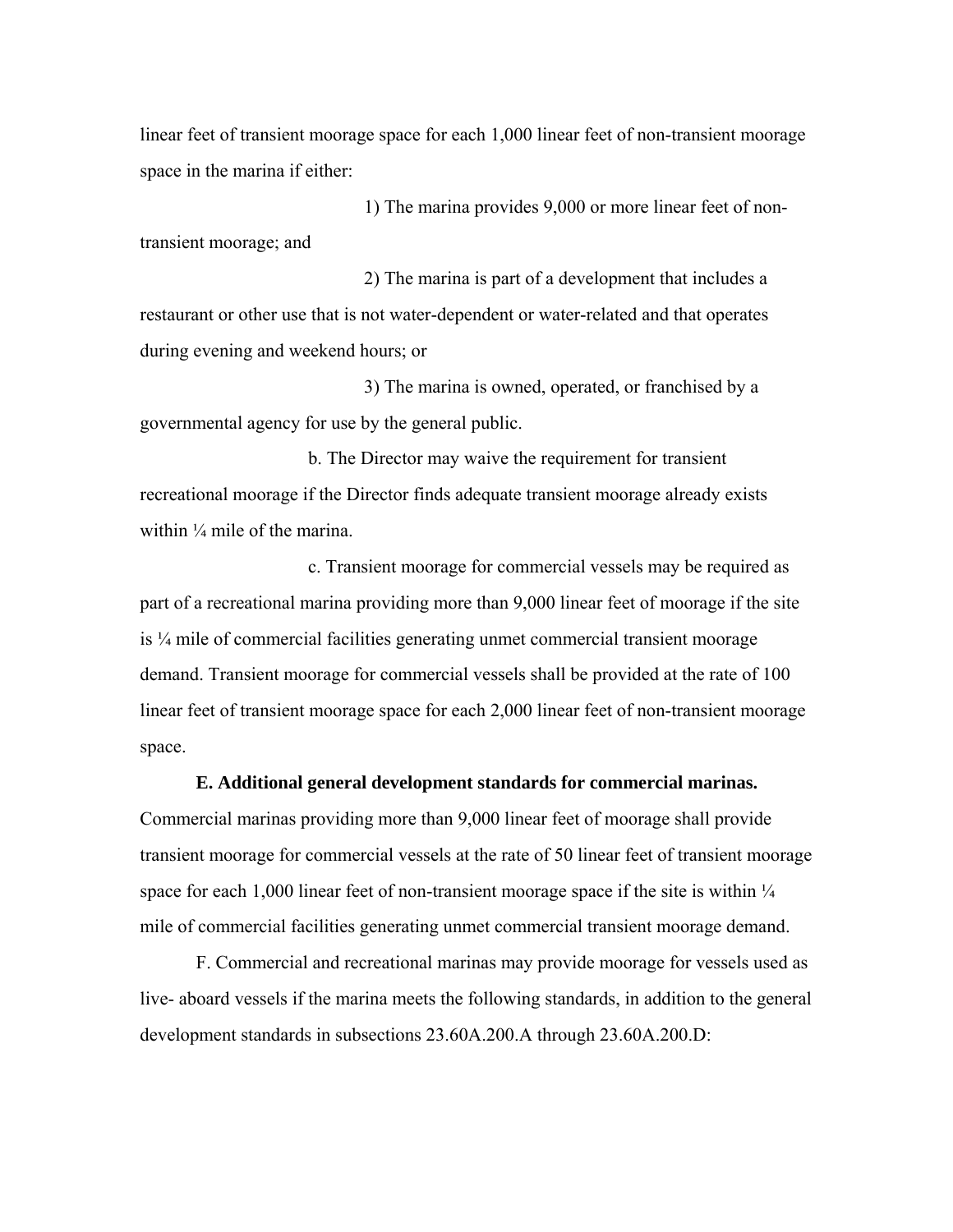linear feet of transient moorage space for each 1,000 linear feet of non-transient moorage space in the marina if either:

1) The marina provides 9,000 or more linear feet of non-transient moorage; and

2) The marina is part of a development that includes a restaurant or other use that is not water-dependent or water-related and that operates during evening and weekend hours; or

3) The marina is owned, operated, or franchised by a governmental agency for use by the general public.

b. The Director may waive the requirement for transient recreational moorage if the Director finds adequate transient moorage already exists within ¼ mile of the marina.

c. Transient moorage for commercial vessels may be required as part of a recreational marina providing more than 9,000 linear feet of moorage if the site is ¼ mile of commercial facilities generating unmet commercial transient moorage demand. Transient moorage for commercial vessels shall be provided at the rate of 100 linear feet of transient moorage space for each 2,000 linear feet of non-transient moorage space.

**E. Additional general development standards for commercial marinas.** Commercial marinas providing more than 9,000 linear feet of moorage shall provide transient moorage for commercial vessels at the rate of 50 linear feet of transient moorage space for each 1,000 linear feet of non-transient moorage space if the site is within ¼ mile of commercial facilities generating unmet commercial transient moorage demand.

F. Commercial and recreational marinas may provide moorage for vessels used as live- aboard vessels if the marina meets the following standards, in addition to the general development standards in subsections 23.60A.200.A through 23.60A.200.D: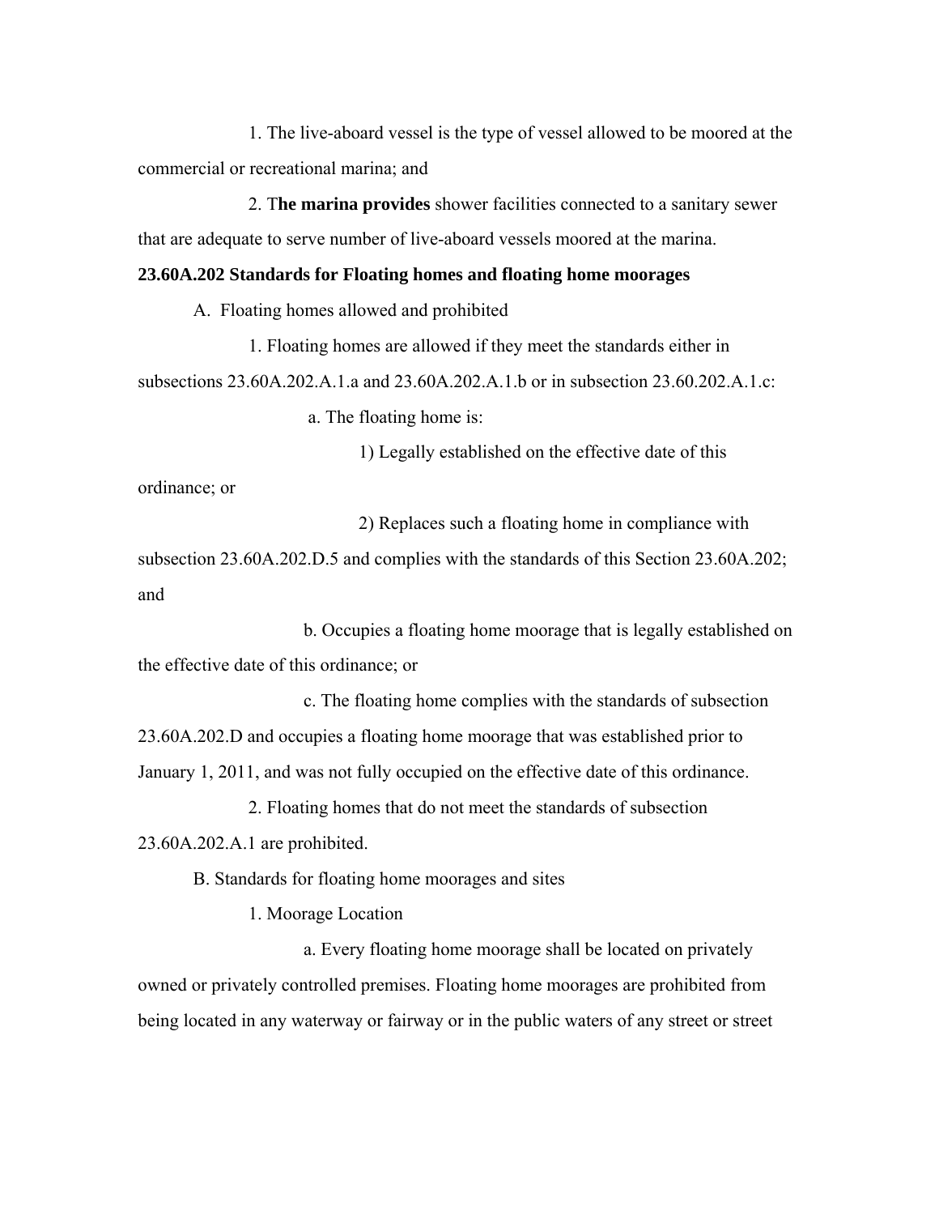1. The live-aboard vessel is the type of vessel allowed to be moored at the commercial or recreational marina; and

2. T**he marina provides** shower facilities connected to a sanitary sewer that are adequate to serve number of live-aboard vessels moored at the marina.

**23.60A.202 Standards for Floating homes and floating home moorages**

A. Floating homes allowed and prohibited

1. Floating homes are allowed if they meet the standards either in subsections 23.60A.202.A.1.a and 23.60A.202.A.1.b or in subsection 23.60.202.A.1.c:

a. The floating home is:

1) Legally established on the effective date of this ordinance; or

2) Replaces such a floating home in compliance with subsection 23.60A.202.D.5 and complies with the standards of this Section 23.60A.202; and

b. Occupies a floating home moorage that is legally established on the effective date of this ordinance; or

c. The floating home complies with the standards of subsection 23.60A.202.D and occupies a floating home moorage that was established prior to January 1, 2011, and was not fully occupied on the effective date of this ordinance.

2. Floating homes that do not meet the standards of subsection 23.60A.202.A.1 are prohibited.

B. Standards for floating home moorages and sites

1. Moorage Location

a. Every floating home moorage shall be located on privately owned or privately controlled premises. Floating home moorages are prohibited from being located in any waterway or fairway or in the public waters of any street or street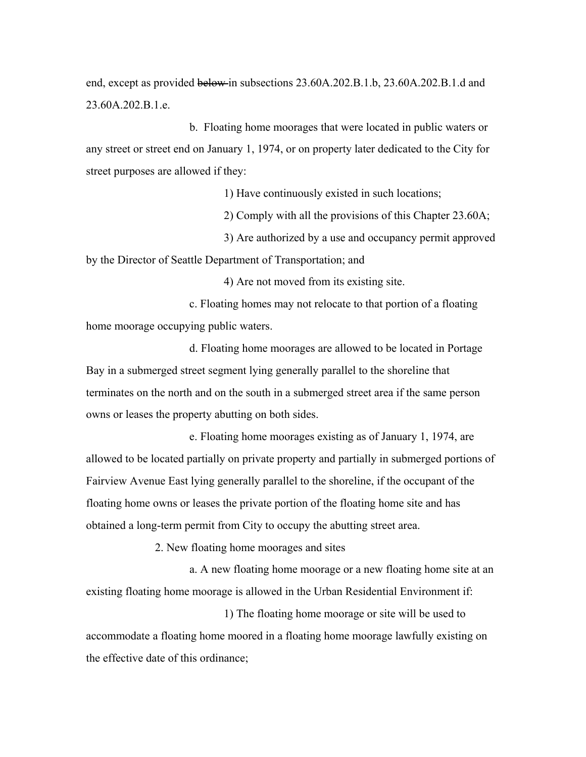end, except as provided ~~below~~ in subsections 23.60A.202.B.1.b, 23.60A.202.B.1.d and 23.60A.202.B.1.e.

b. Floating home moorages that were located in public waters or any street or street end on January 1, 1974, or on property later dedicated to the City for street purposes are allowed if they:

1) Have continuously existed in such locations;

2) Comply with all the provisions of this Chapter 23.60A;

3) Are authorized by a use and occupancy permit approved by the Director of Seattle Department of Transportation; and

4) Are not moved from its existing site.

c. Floating homes may not relocate to that portion of a floating home moorage occupying public waters.

d. Floating home moorages are allowed to be located in Portage Bay in a submerged street segment lying generally parallel to the shoreline that terminates on the north and on the south in a submerged street area if the same person owns or leases the property abutting on both sides.

e. Floating home moorages existing as of January 1, 1974, are allowed to be located partially on private property and partially in submerged portions of Fairview Avenue East lying generally parallel to the shoreline, if the occupant of the floating home owns or leases the private portion of the floating home site and has obtained a long-term permit from City to occupy the abutting street area.

2. New floating home moorages and sites

a. A new floating home moorage or a new floating home site at an existing floating home moorage is allowed in the Urban Residential Environment if:

1) The floating home moorage or site will be used to accommodate a floating home moored in a floating home moorage lawfully existing on the effective date of this ordinance;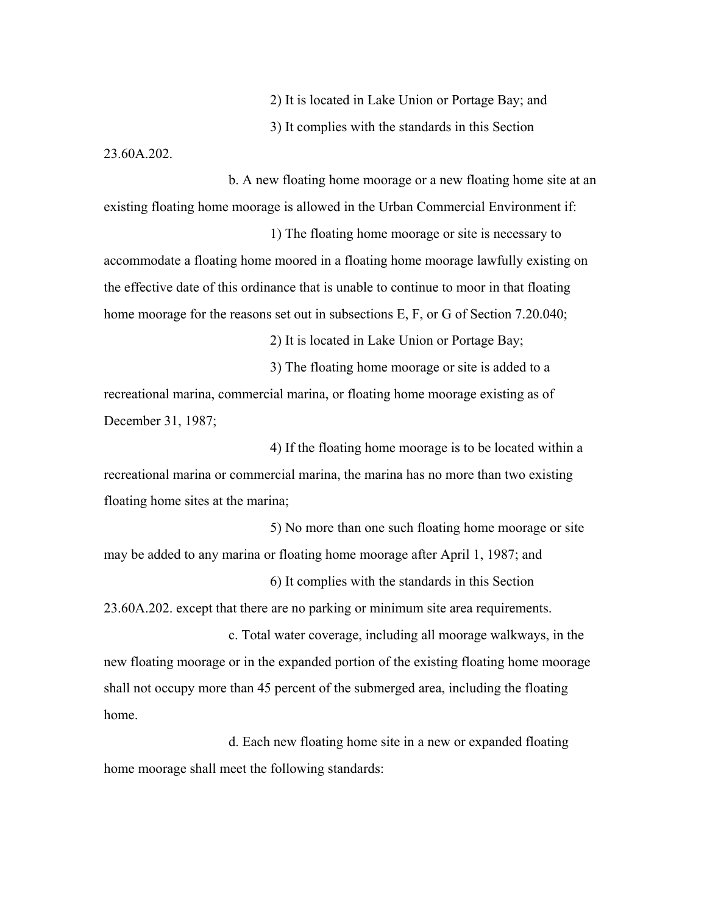2) It is located in Lake Union or Portage Bay; and

3) It complies with the standards in this Section 23.60A.202.

b. A new floating home moorage or a new floating home site at an existing floating home moorage is allowed in the Urban Commercial Environment if:

1) The floating home moorage or site is necessary to accommodate a floating home moored in a floating home moorage lawfully existing on the effective date of this ordinance that is unable to continue to moor in that floating home moorage for the reasons set out in subsections E, F, or G of Section 7.20.040;

2) It is located in Lake Union or Portage Bay;

3) The floating home moorage or site is added to a recreational marina, commercial marina, or floating home moorage existing as of December 31, 1987;

4) If the floating home moorage is to be located within a recreational marina or commercial marina, the marina has no more than two existing floating home sites at the marina;

5) No more than one such floating home moorage or site may be added to any marina or floating home moorage after April 1, 1987; and

6) It complies with the standards in this Section 23.60A.202. except that there are no parking or minimum site area requirements.

c. Total water coverage, including all moorage walkways, in the new floating moorage or in the expanded portion of the existing floating home moorage shall not occupy more than 45 percent of the submerged area, including the floating home.

d. Each new floating home site in a new or expanded floating home moorage shall meet the following standards: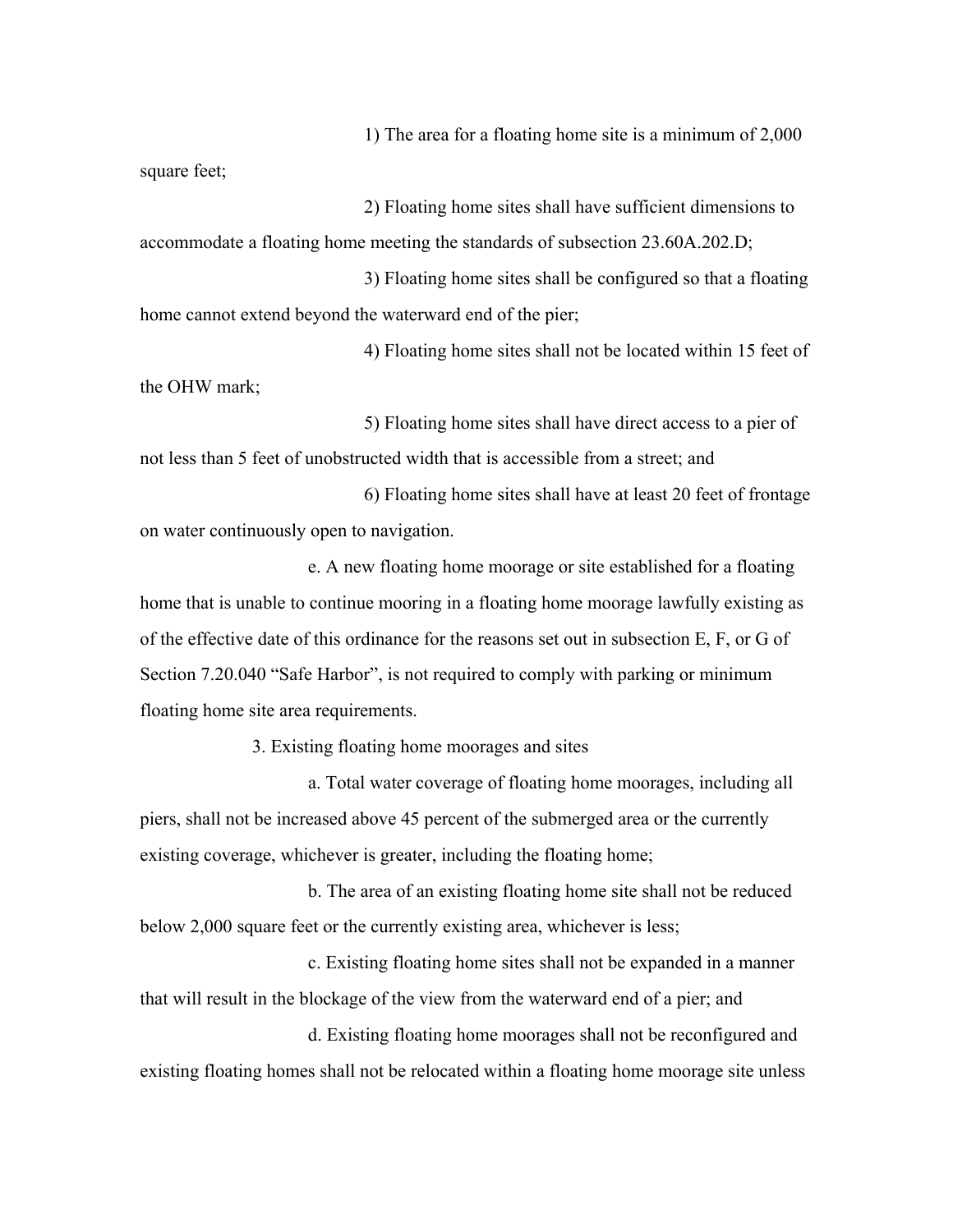1) The area for a floating home site is a minimum of 2,000 square feet;

2) Floating home sites shall have sufficient dimensions to accommodate a floating home meeting the standards of subsection 23.60A.202.D;

3) Floating home sites shall be configured so that a floating home cannot extend beyond the waterward end of the pier;

4) Floating home sites shall not be located within 15 feet of the OHW mark;

5) Floating home sites shall have direct access to a pier of not less than 5 feet of unobstructed width that is accessible from a street; and

6) Floating home sites shall have at least 20 feet of frontage on water continuously open to navigation.

e. A new floating home moorage or site established for a floating home that is unable to continue mooring in a floating home moorage lawfully existing as of the effective date of this ordinance for the reasons set out in subsection E, F, or G of Section 7.20.040 "Safe Harbor", is not required to comply with parking or minimum floating home site area requirements.

3. Existing floating home moorages and sites

a. Total water coverage of floating home moorages, including all piers, shall not be increased above 45 percent of the submerged area or the currently existing coverage, whichever is greater, including the floating home;

b. The area of an existing floating home site shall not be reduced below 2,000 square feet or the currently existing area, whichever is less;

c. Existing floating home sites shall not be expanded in a manner that will result in the blockage of the view from the waterward end of a pier; and

d. Existing floating home moorages shall not be reconfigured and existing floating homes shall not be relocated within a floating home moorage site unless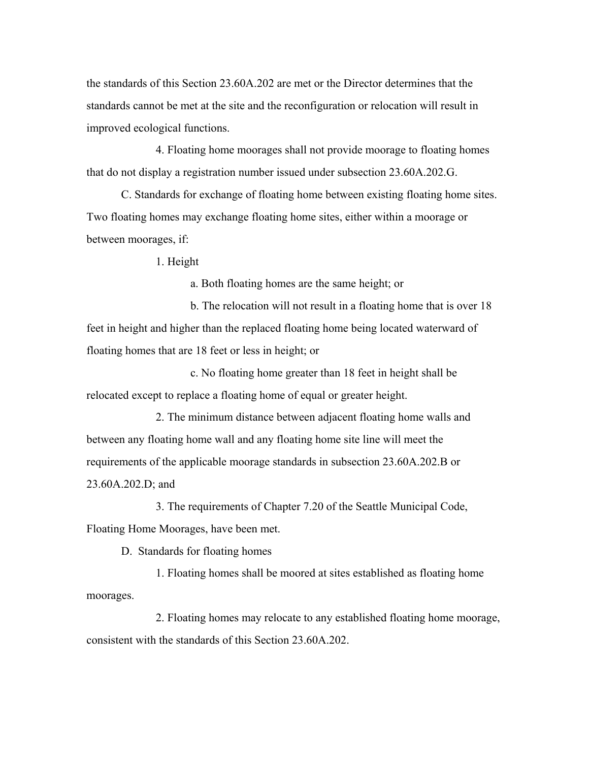the standards of this Section 23.60A.202 are met or the Director determines that the standards cannot be met at the site and the reconfiguration or relocation will result in improved ecological functions.

4. Floating home moorages shall not provide moorage to floating homes that do not display a registration number issued under subsection 23.60A.202.G.

C. Standards for exchange of floating home between existing floating home sites. Two floating homes may exchange floating home sites, either within a moorage or between moorages, if:

1. Height

a. Both floating homes are the same height; or

b. The relocation will not result in a floating home that is over 18 feet in height and higher than the replaced floating home being located waterward of floating homes that are 18 feet or less in height; or

c. No floating home greater than 18 feet in height shall be relocated except to replace a floating home of equal or greater height.

2. The minimum distance between adjacent floating home walls and between any floating home wall and any floating home site line will meet the requirements of the applicable moorage standards in subsection 23.60A.202.B or 23.60A.202.D; and

3. The requirements of Chapter 7.20 of the Seattle Municipal Code, Floating Home Moorages, have been met.

D. Standards for floating homes

1. Floating homes shall be moored at sites established as floating home moorages.

2. Floating homes may relocate to any established floating home moorage, consistent with the standards of this Section 23.60A.202.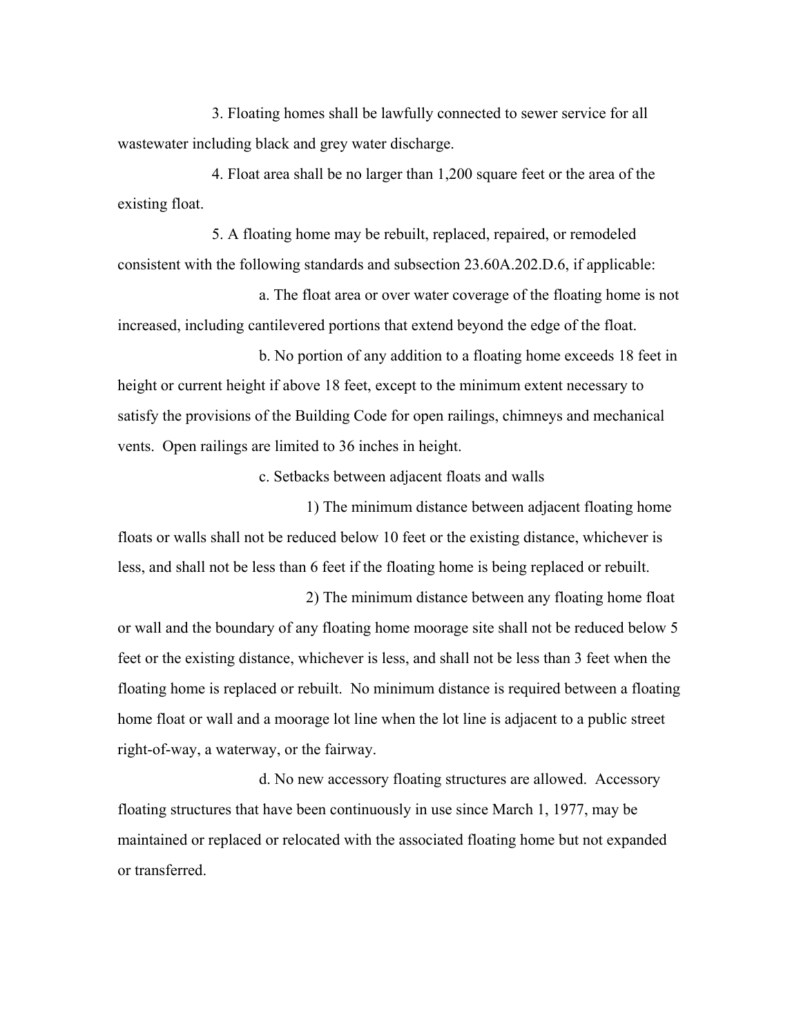3. Floating homes shall be lawfully connected to sewer service for all wastewater including black and grey water discharge.

4. Float area shall be no larger than 1,200 square feet or the area of the existing float.

5. A floating home may be rebuilt, replaced, repaired, or remodeled consistent with the following standards and subsection 23.60A.202.D.6, if applicable:

a. The float area or over water coverage of the floating home is not increased, including cantilevered portions that extend beyond the edge of the float.

b. No portion of any addition to a floating home exceeds 18 feet in height or current height if above 18 feet, except to the minimum extent necessary to satisfy the provisions of the Building Code for open railings, chimneys and mechanical vents. Open railings are limited to 36 inches in height.

c. Setbacks between adjacent floats and walls

1) The minimum distance between adjacent floating home floats or walls shall not be reduced below 10 feet or the existing distance, whichever is less, and shall not be less than 6 feet if the floating home is being replaced or rebuilt.

2) The minimum distance between any floating home float or wall and the boundary of any floating home moorage site shall not be reduced below 5 feet or the existing distance, whichever is less, and shall not be less than 3 feet when the floating home is replaced or rebuilt. No minimum distance is required between a floating home float or wall and a moorage lot line when the lot line is adjacent to a public street right-of-way, a waterway, or the fairway.

d. No new accessory floating structures are allowed. Accessory floating structures that have been continuously in use since March 1, 1977, may be maintained or replaced or relocated with the associated floating home but not expanded or transferred.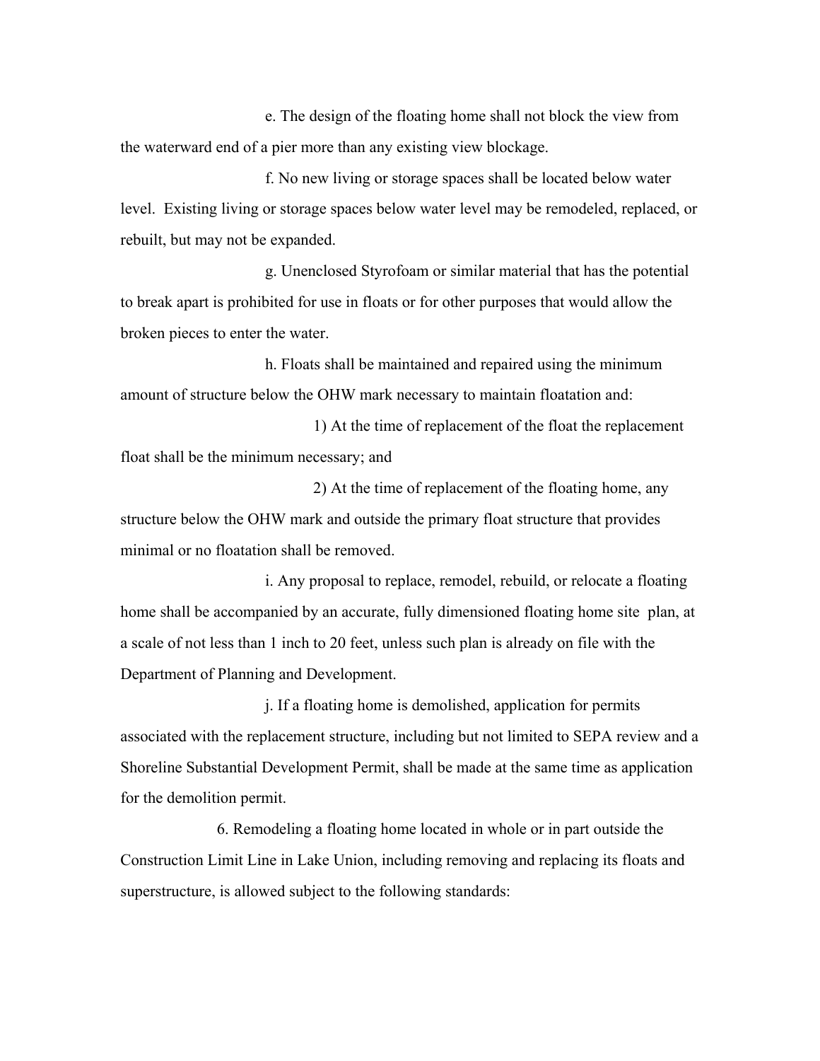e. The design of the floating home shall not block the view from the waterward end of a pier more than any existing view blockage.

f. No new living or storage spaces shall be located below water level. Existing living or storage spaces below water level may be remodeled, replaced, or rebuilt, but may not be expanded.

g. Unenclosed Styrofoam or similar material that has the potential to break apart is prohibited for use in floats or for other purposes that would allow the broken pieces to enter the water.

h. Floats shall be maintained and repaired using the minimum amount of structure below the OHW mark necessary to maintain floatation and:

1) At the time of replacement of the float the replacement float shall be the minimum necessary; and

2) At the time of replacement of the floating home, any structure below the OHW mark and outside the primary float structure that provides minimal or no floatation shall be removed.

i. Any proposal to replace, remodel, rebuild, or relocate a floating home shall be accompanied by an accurate, fully dimensioned floating home site plan, at a scale of not less than 1 inch to 20 feet, unless such plan is already on file with the Department of Planning and Development.

j. If a floating home is demolished, application for permits associated with the replacement structure, including but not limited to SEPA review and a Shoreline Substantial Development Permit, shall be made at the same time as application for the demolition permit.

6. Remodeling a floating home located in whole or in part outside the Construction Limit Line in Lake Union, including removing and replacing its floats and superstructure, is allowed subject to the following standards: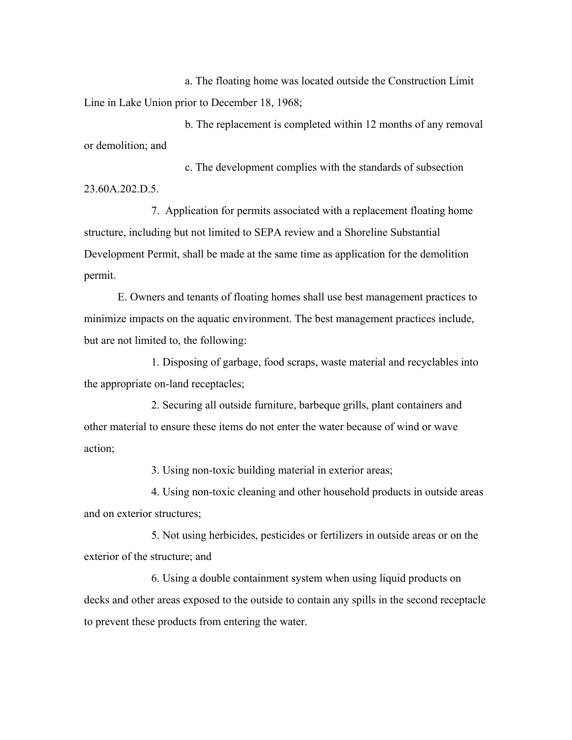a. The floating home was located outside the Construction Limit Line in Lake Union prior to December 18, 1968;

b. The replacement is completed within 12 months of any removal or demolition; and

c. The development complies with the standards of subsection 23.60A.202.D.5.

7. Application for permits associated with a replacement floating home structure, including but not limited to SEPA review and a Shoreline Substantial Development Permit, shall be made at the same time as application for the demolition permit.

E. Owners and tenants of floating homes shall use best management practices to minimize impacts on the aquatic environment. The best management practices include, but are not limited to, the following:

1. Disposing of garbage, food scraps, waste material and recyclables into the appropriate on-land receptacles;

2. Securing all outside furniture, barbeque grills, plant containers and other material to ensure these items do not enter the water because of wind or wave action;

3. Using non-toxic building material in exterior areas;

4. Using non-toxic cleaning and other household products in outside areas and on exterior structures;

5. Not using herbicides, pesticides or fertilizers in outside areas or on the exterior of the structure; and

6. Using a double containment system when using liquid products on decks and other areas exposed to the outside to contain any spills in the second receptacle to prevent these products from entering the water.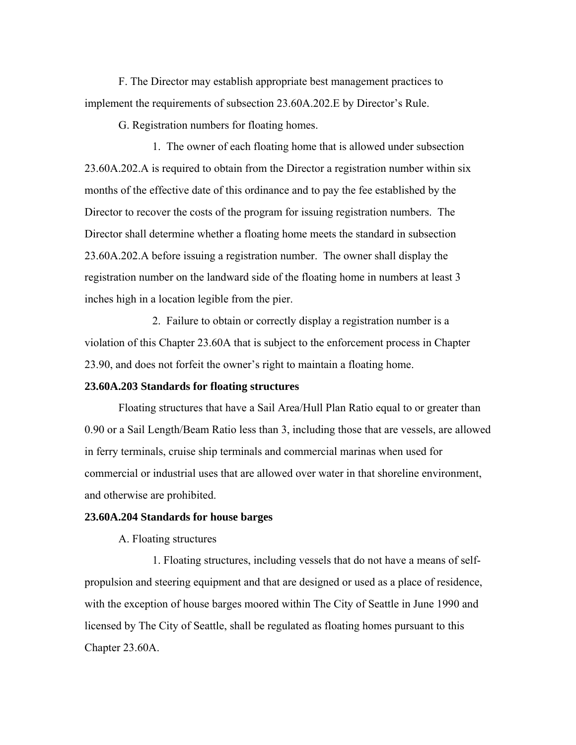F. The Director may establish appropriate best management practices to implement the requirements of subsection 23.60A.202.E by Director's Rule.

G. Registration numbers for floating homes.

1. The owner of each floating home that is allowed under subsection 23.60A.202.A is required to obtain from the Director a registration number within six months of the effective date of this ordinance and to pay the fee established by the Director to recover the costs of the program for issuing registration numbers. The Director shall determine whether a floating home meets the standard in subsection 23.60A.202.A before issuing a registration number. The owner shall display the registration number on the landward side of the floating home in numbers at least 3 inches high in a location legible from the pier.

2. Failure to obtain or correctly display a registration number is a violation of this Chapter 23.60A that is subject to the enforcement process in Chapter 23.90, and does not forfeit the owner's right to maintain a floating home.

**23.60A.203 Standards for floating structures**

Floating structures that have a Sail Area/Hull Plan Ratio equal to or greater than 0.90 or a Sail Length/Beam Ratio less than 3, including those that are vessels, are allowed in ferry terminals, cruise ship terminals and commercial marinas when used for commercial or industrial uses that are allowed over water in that shoreline environment, and otherwise are prohibited.

**23.60A.204 Standards for house barges**

A. Floating structures

1. Floating structures, including vessels that do not have a means of self-propulsion and steering equipment and that are designed or used as a place of residence, with the exception of house barges moored within The City of Seattle in June 1990 and licensed by The City of Seattle, shall be regulated as floating homes pursuant to this Chapter 23.60A.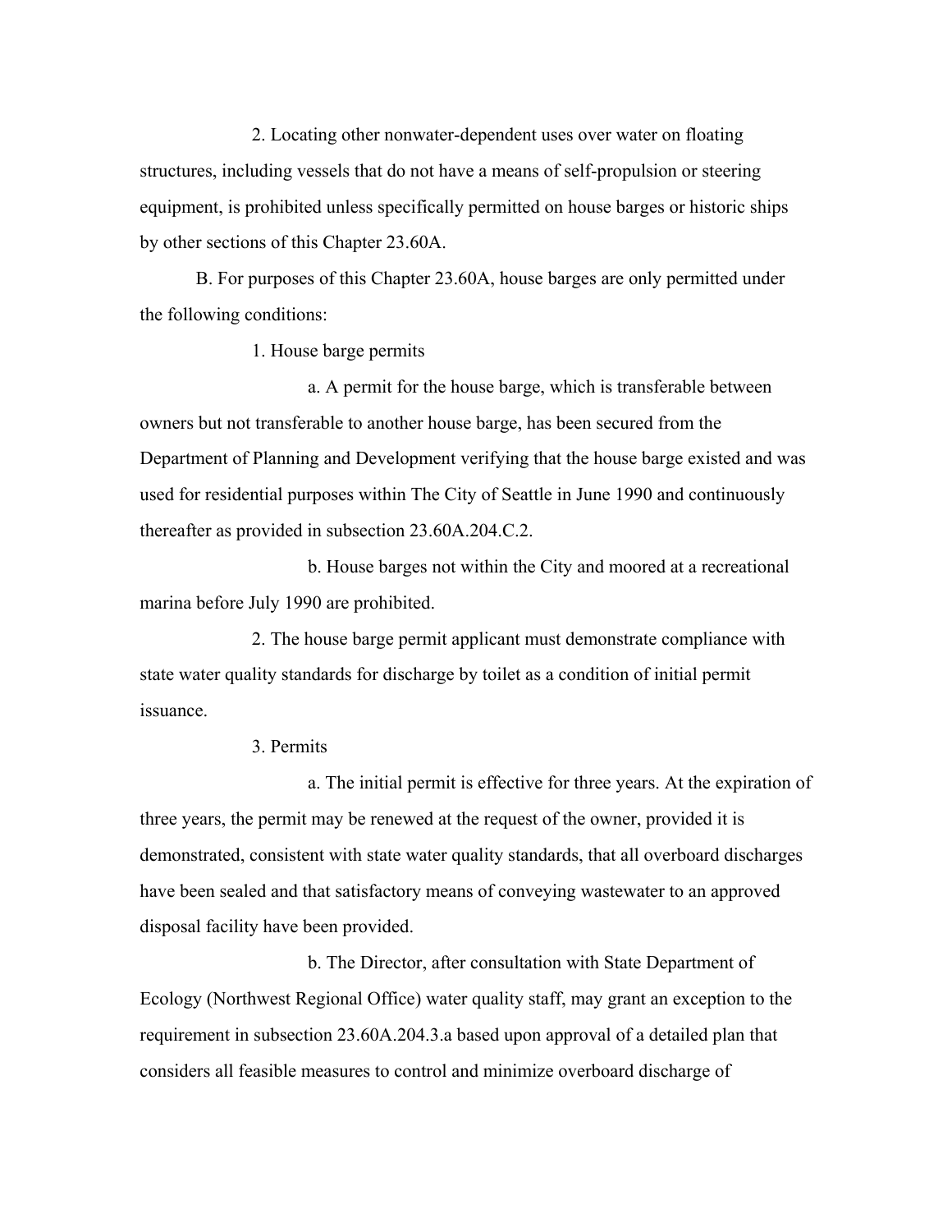2. Locating other nonwater-dependent uses over water on floating structures, including vessels that do not have a means of self-propulsion or steering equipment, is prohibited unless specifically permitted on house barges or historic ships by other sections of this Chapter 23.60A.

B. For purposes of this Chapter 23.60A, house barges are only permitted under the following conditions:

1. House barge permits

a. A permit for the house barge, which is transferable between owners but not transferable to another house barge, has been secured from the Department of Planning and Development verifying that the house barge existed and was used for residential purposes within The City of Seattle in June 1990 and continuously thereafter as provided in subsection 23.60A.204.C.2.

b. House barges not within the City and moored at a recreational marina before July 1990 are prohibited.

2. The house barge permit applicant must demonstrate compliance with state water quality standards for discharge by toilet as a condition of initial permit issuance.

3. Permits

a. The initial permit is effective for three years. At the expiration of three years, the permit may be renewed at the request of the owner, provided it is demonstrated, consistent with state water quality standards, that all overboard discharges have been sealed and that satisfactory means of conveying wastewater to an approved disposal facility have been provided.

b. The Director, after consultation with State Department of Ecology (Northwest Regional Office) water quality staff, may grant an exception to the requirement in subsection 23.60A.204.3.a based upon approval of a detailed plan that considers all feasible measures to control and minimize overboard discharge of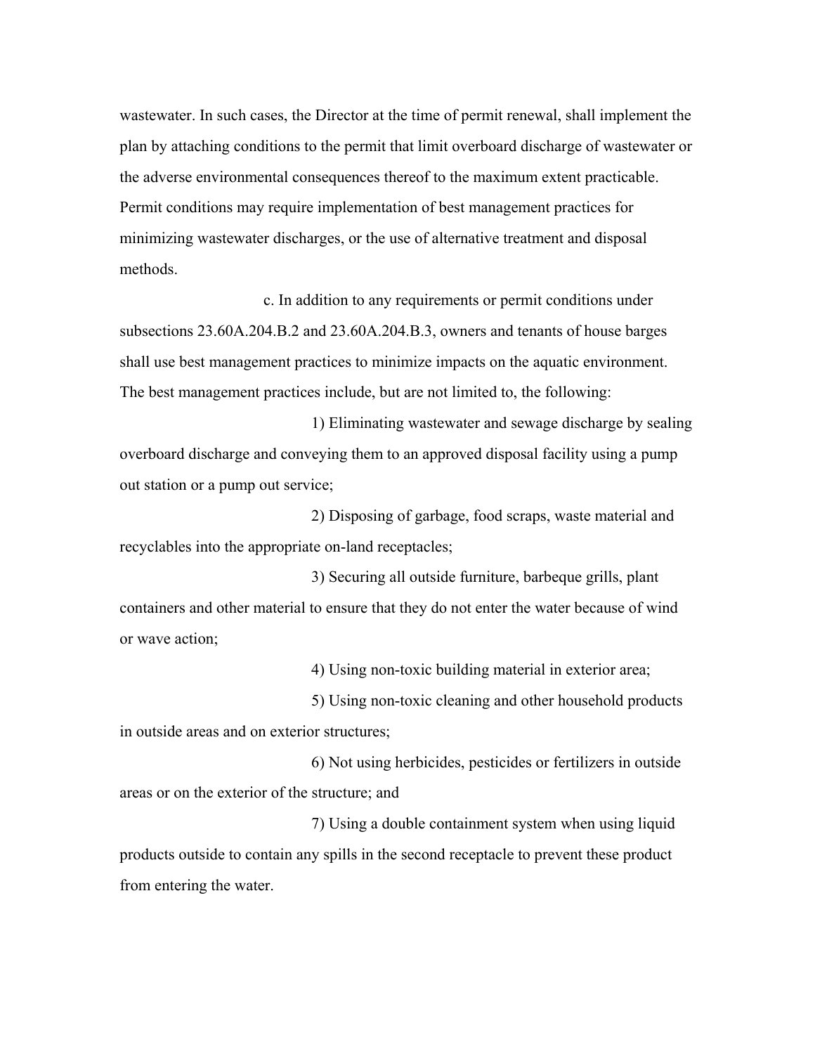wastewater. In such cases, the Director at the time of permit renewal, shall implement the plan by attaching conditions to the permit that limit overboard discharge of wastewater or the adverse environmental consequences thereof to the maximum extent practicable. Permit conditions may require implementation of best management practices for minimizing wastewater discharges, or the use of alternative treatment and disposal methods.

c. In addition to any requirements or permit conditions under subsections 23.60A.204.B.2 and 23.60A.204.B.3, owners and tenants of house barges shall use best management practices to minimize impacts on the aquatic environment. The best management practices include, but are not limited to, the following:

1) Eliminating wastewater and sewage discharge by sealing overboard discharge and conveying them to an approved disposal facility using a pump out station or a pump out service;

2) Disposing of garbage, food scraps, waste material and recyclables into the appropriate on-land receptacles;

3) Securing all outside furniture, barbeque grills, plant containers and other material to ensure that they do not enter the water because of wind or wave action;

4) Using non-toxic building material in exterior area;

5) Using non-toxic cleaning and other household products in outside areas and on exterior structures;

6) Not using herbicides, pesticides or fertilizers in outside areas or on the exterior of the structure; and

7) Using a double containment system when using liquid products outside to contain any spills in the second receptacle to prevent these product from entering the water.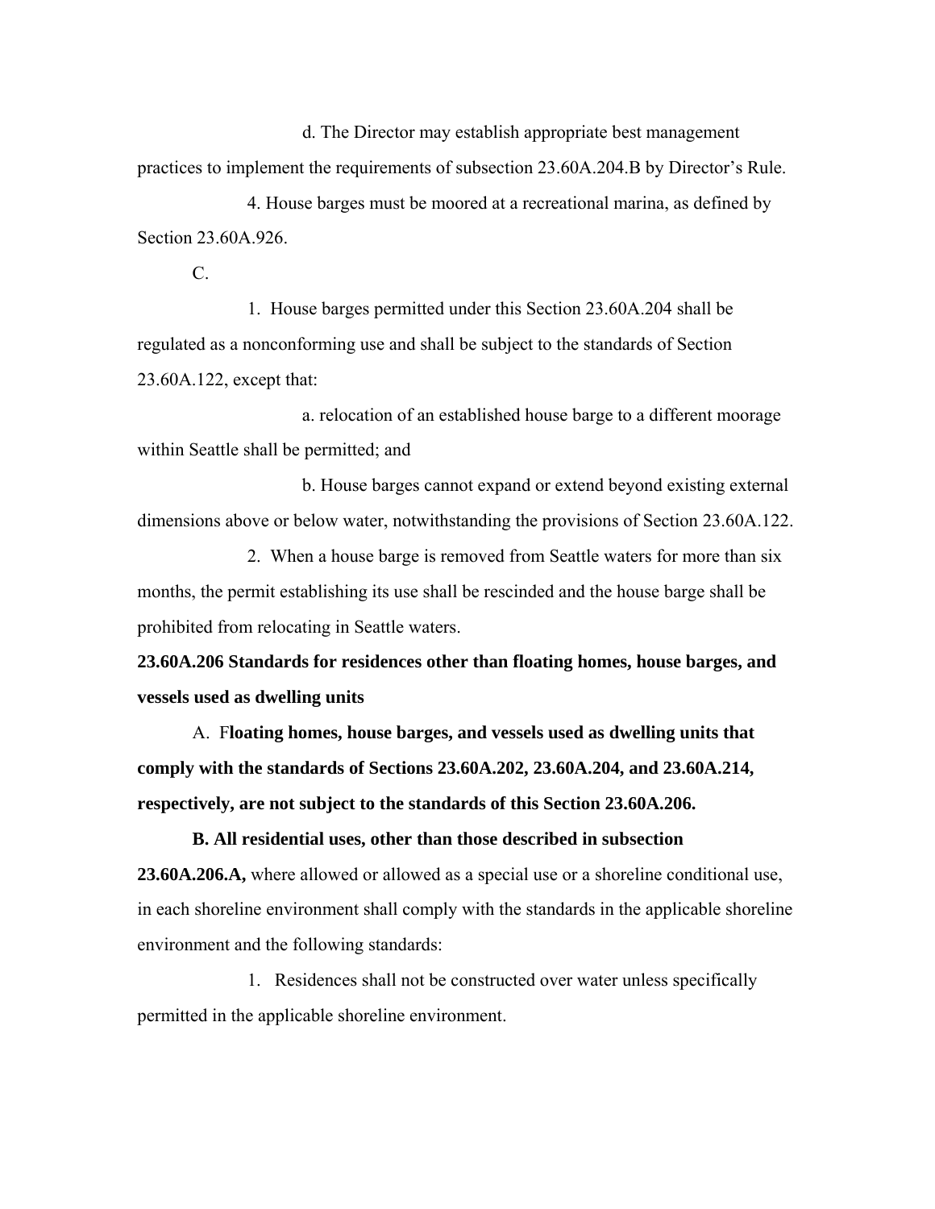d. The Director may establish appropriate best management practices to implement the requirements of subsection 23.60A.204.B by Director's Rule.

4. House barges must be moored at a recreational marina, as defined by Section 23.60A.926.

C.

1. House barges permitted under this Section 23.60A.204 shall be regulated as a nonconforming use and shall be subject to the standards of Section 23.60A.122, except that:

a. relocation of an established house barge to a different moorage within Seattle shall be permitted; and

b. House barges cannot expand or extend beyond existing external dimensions above or below water, notwithstanding the provisions of Section 23.60A.122.

2. When a house barge is removed from Seattle waters for more than six months, the permit establishing its use shall be rescinded and the house barge shall be prohibited from relocating in Seattle waters.

**23.60A.206 Standards for residences other than floating homes, house barges, and vessels used as dwelling units**

A. F**loating homes, house barges, and vessels used as dwelling units that comply with the standards of Sections 23.60A.202, 23.60A.204, and 23.60A.214, respectively, are not subject to the standards of this Section 23.60A.206.**

**B. All residential uses, other than those described in subsection 23.60A.206.A,** where allowed or allowed as a special use or a shoreline conditional use, in each shoreline environment shall comply with the standards in the applicable shoreline environment and the following standards:

1. Residences shall not be constructed over water unless specifically permitted in the applicable shoreline environment.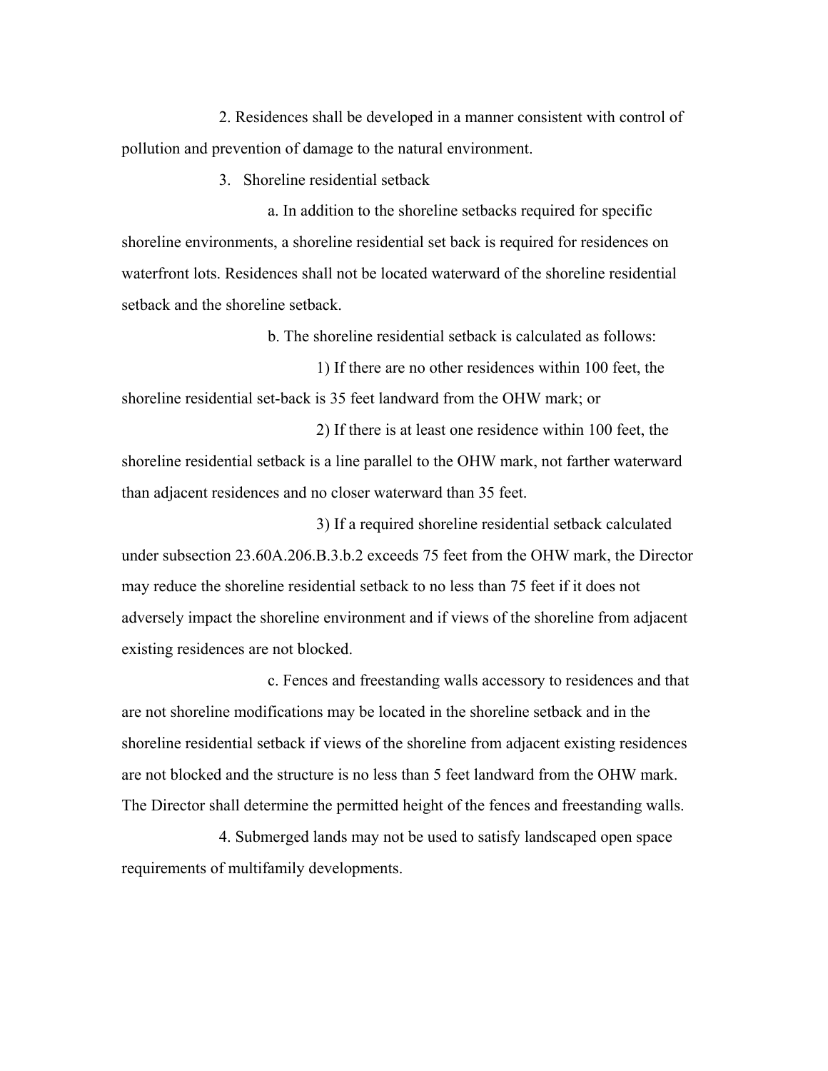2. Residences shall be developed in a manner consistent with control of pollution and prevention of damage to the natural environment.

3. Shoreline residential setback

a. In addition to the shoreline setbacks required for specific shoreline environments, a shoreline residential set back is required for residences on waterfront lots. Residences shall not be located waterward of the shoreline residential setback and the shoreline setback.

b. The shoreline residential setback is calculated as follows:

1) If there are no other residences within 100 feet, the shoreline residential set-back is 35 feet landward from the OHW mark; or

2) If there is at least one residence within 100 feet, the shoreline residential setback is a line parallel to the OHW mark, not farther waterward than adjacent residences and no closer waterward than 35 feet.

3) If a required shoreline residential setback calculated under subsection 23.60A.206.B.3.b.2 exceeds 75 feet from the OHW mark, the Director may reduce the shoreline residential setback to no less than 75 feet if it does not adversely impact the shoreline environment and if views of the shoreline from adjacent existing residences are not blocked.

c. Fences and freestanding walls accessory to residences and that are not shoreline modifications may be located in the shoreline setback and in the shoreline residential setback if views of the shoreline from adjacent existing residences are not blocked and the structure is no less than 5 feet landward from the OHW mark. The Director shall determine the permitted height of the fences and freestanding walls.

4. Submerged lands may not be used to satisfy landscaped open space requirements of multifamily developments.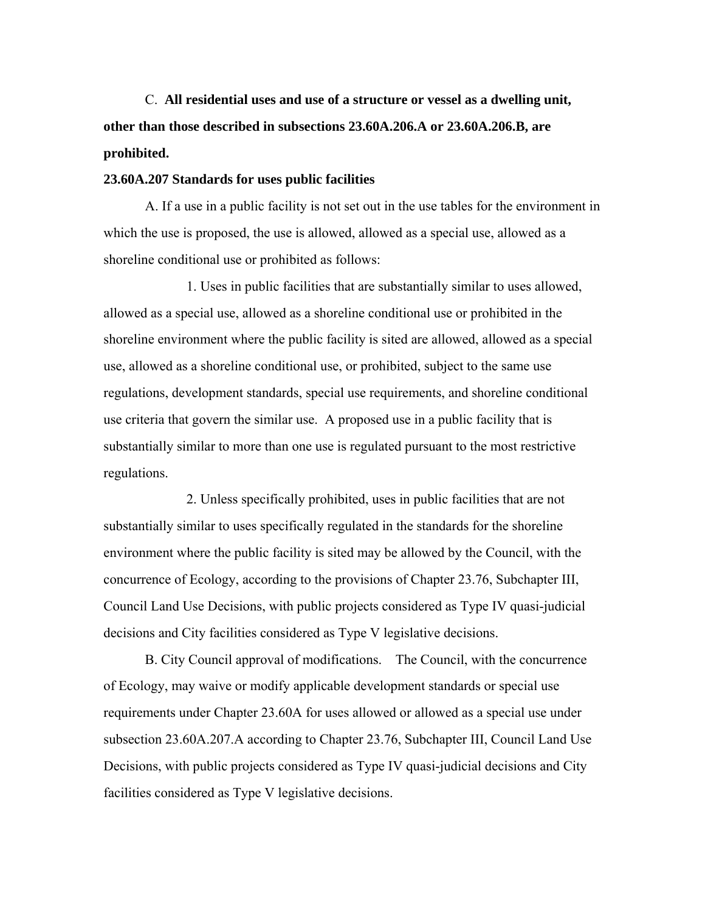C. **All residential uses and use of a structure or vessel as a dwelling unit, other than those described in subsections 23.60A.206.A or 23.60A.206.B, are prohibited.**

**23.60A.207 Standards for uses public facilities**

A. If a use in a public facility is not set out in the use tables for the environment in which the use is proposed, the use is allowed, allowed as a special use, allowed as a shoreline conditional use or prohibited as follows:

1. Uses in public facilities that are substantially similar to uses allowed, allowed as a special use, allowed as a shoreline conditional use or prohibited in the shoreline environment where the public facility is sited are allowed, allowed as a special use, allowed as a shoreline conditional use, or prohibited, subject to the same use regulations, development standards, special use requirements, and shoreline conditional use criteria that govern the similar use. A proposed use in a public facility that is substantially similar to more than one use is regulated pursuant to the most restrictive regulations.

2. Unless specifically prohibited, uses in public facilities that are not substantially similar to uses specifically regulated in the standards for the shoreline environment where the public facility is sited may be allowed by the Council, with the concurrence of Ecology, according to the provisions of Chapter 23.76, Subchapter III, Council Land Use Decisions, with public projects considered as Type IV quasi-judicial decisions and City facilities considered as Type V legislative decisions.

B. City Council approval of modifications. The Council, with the concurrence of Ecology, may waive or modify applicable development standards or special use requirements under Chapter 23.60A for uses allowed or allowed as a special use under subsection 23.60A.207.A according to Chapter 23.76, Subchapter III, Council Land Use Decisions, with public projects considered as Type IV quasi-judicial decisions and City facilities considered as Type V legislative decisions.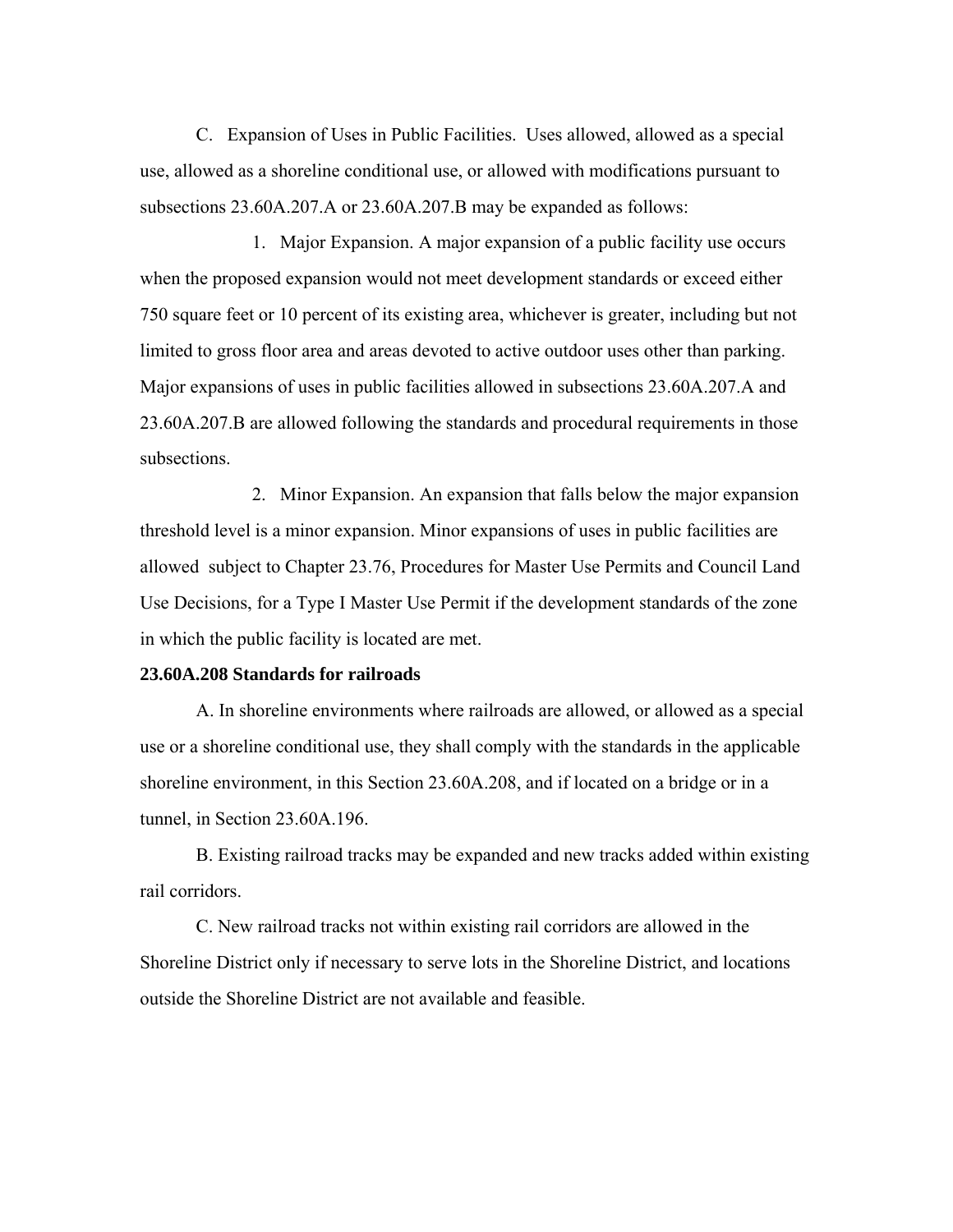C. Expansion of Uses in Public Facilities. Uses allowed, allowed as a special use, allowed as a shoreline conditional use, or allowed with modifications pursuant to subsections 23.60A.207.A or 23.60A.207.B may be expanded as follows:

1. Major Expansion. A major expansion of a public facility use occurs when the proposed expansion would not meet development standards or exceed either 750 square feet or 10 percent of its existing area, whichever is greater, including but not limited to gross floor area and areas devoted to active outdoor uses other than parking. Major expansions of uses in public facilities allowed in subsections 23.60A.207.A and 23.60A.207.B are allowed following the standards and procedural requirements in those subsections.

2. Minor Expansion. An expansion that falls below the major expansion threshold level is a minor expansion. Minor expansions of uses in public facilities are allowed subject to Chapter 23.76, Procedures for Master Use Permits and Council Land Use Decisions, for a Type I Master Use Permit if the development standards of the zone in which the public facility is located are met.

**23.60A.208 Standards for railroads**

A. In shoreline environments where railroads are allowed, or allowed as a special use or a shoreline conditional use, they shall comply with the standards in the applicable shoreline environment, in this Section 23.60A.208, and if located on a bridge or in a tunnel, in Section 23.60A.196.

B. Existing railroad tracks may be expanded and new tracks added within existing rail corridors.

C. New railroad tracks not within existing rail corridors are allowed in the Shoreline District only if necessary to serve lots in the Shoreline District, and locations outside the Shoreline District are not available and feasible.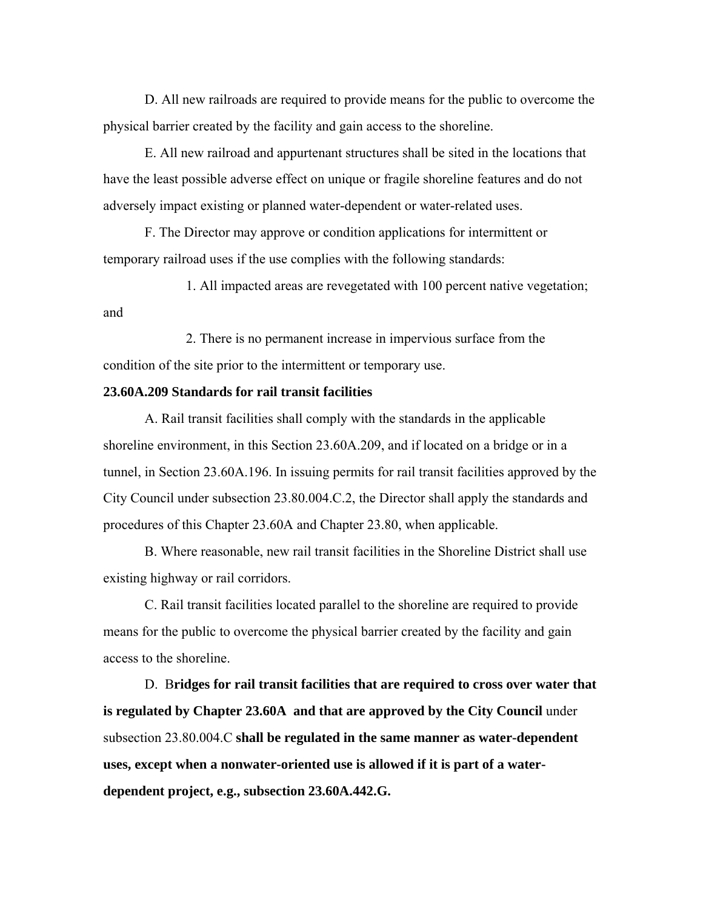D. All new railroads are required to provide means for the public to overcome the physical barrier created by the facility and gain access to the shoreline.

E. All new railroad and appurtenant structures shall be sited in the locations that have the least possible adverse effect on unique or fragile shoreline features and do not adversely impact existing or planned water-dependent or water-related uses.

F. The Director may approve or condition applications for intermittent or temporary railroad uses if the use complies with the following standards:

1. All impacted areas are revegetated with 100 percent native vegetation; and

2. There is no permanent increase in impervious surface from the condition of the site prior to the intermittent or temporary use.

**23.60A.209 Standards for rail transit facilities**

A. Rail transit facilities shall comply with the standards in the applicable shoreline environment, in this Section 23.60A.209, and if located on a bridge or in a tunnel, in Section 23.60A.196. In issuing permits for rail transit facilities approved by the City Council under subsection 23.80.004.C.2, the Director shall apply the standards and procedures of this Chapter 23.60A and Chapter 23.80, when applicable.

B. Where reasonable, new rail transit facilities in the Shoreline District shall use existing highway or rail corridors.

C. Rail transit facilities located parallel to the shoreline are required to provide means for the public to overcome the physical barrier created by the facility and gain access to the shoreline.

D. B**ridges for rail transit facilities that are required to cross over water that is regulated by Chapter 23.60A and that are approved by the City Council** under subsection 23.80.004.C **shall be regulated in the same manner as water-dependent uses, except when a nonwater-oriented use is allowed if it is part of a water-dependent project, e.g., subsection 23.60A.442.G.**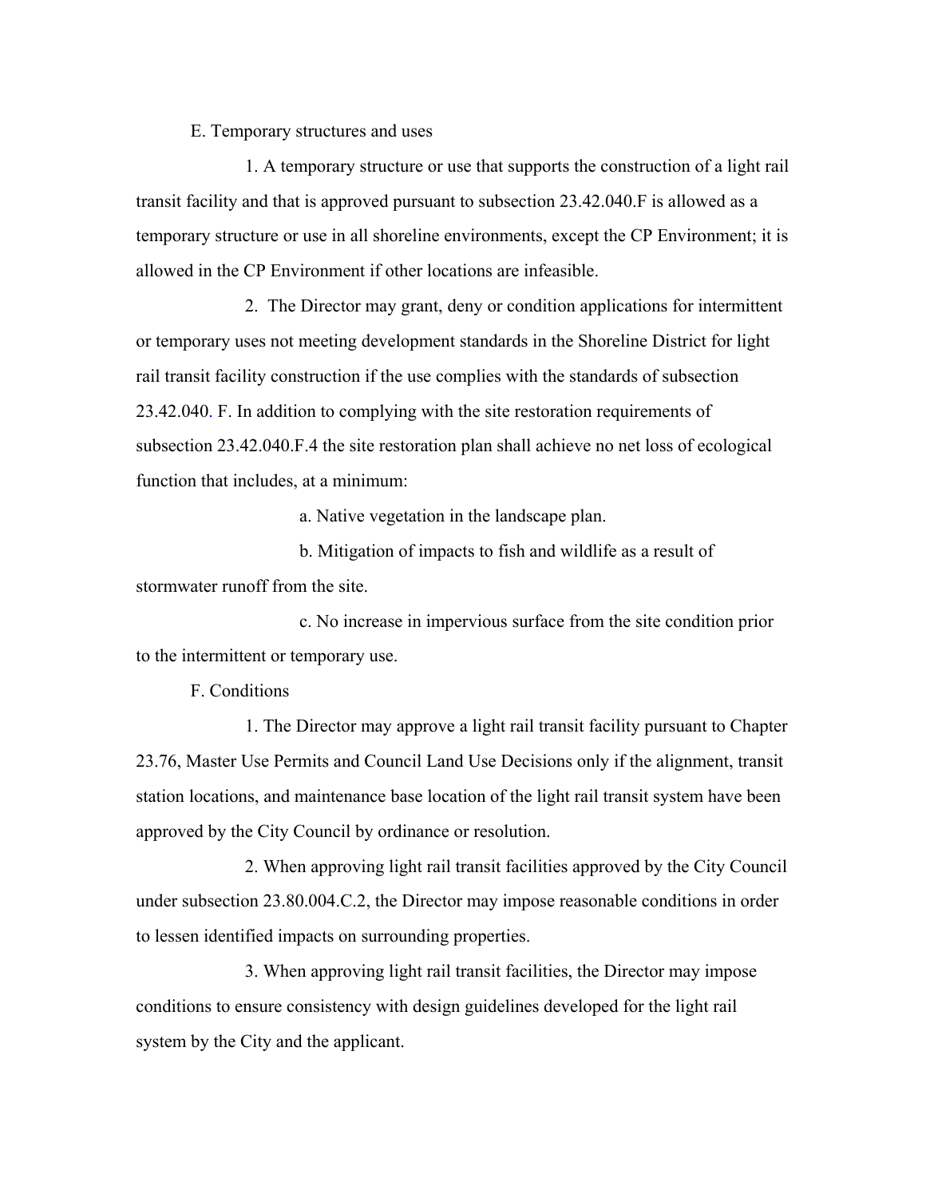E. Temporary structures and uses

1. A temporary structure or use that supports the construction of a light rail transit facility and that is approved pursuant to subsection 23.42.040.F is allowed as a temporary structure or use in all shoreline environments, except the CP Environment; it is allowed in the CP Environment if other locations are infeasible.

2. The Director may grant, deny or condition applications for intermittent or temporary uses not meeting development standards in the Shoreline District for light rail transit facility construction if the use complies with the standards of subsection 23.42.040. F. In addition to complying with the site restoration requirements of subsection 23.42.040.F.4 the site restoration plan shall achieve no net loss of ecological function that includes, at a minimum:

a. Native vegetation in the landscape plan.

b. Mitigation of impacts to fish and wildlife as a result of stormwater runoff from the site.

c. No increase in impervious surface from the site condition prior to the intermittent or temporary use.

F. Conditions

1. The Director may approve a light rail transit facility pursuant to Chapter 23.76, Master Use Permits and Council Land Use Decisions only if the alignment, transit station locations, and maintenance base location of the light rail transit system have been approved by the City Council by ordinance or resolution.

2. When approving light rail transit facilities approved by the City Council under subsection 23.80.004.C.2, the Director may impose reasonable conditions in order to lessen identified impacts on surrounding properties.

3. When approving light rail transit facilities, the Director may impose conditions to ensure consistency with design guidelines developed for the light rail system by the City and the applicant.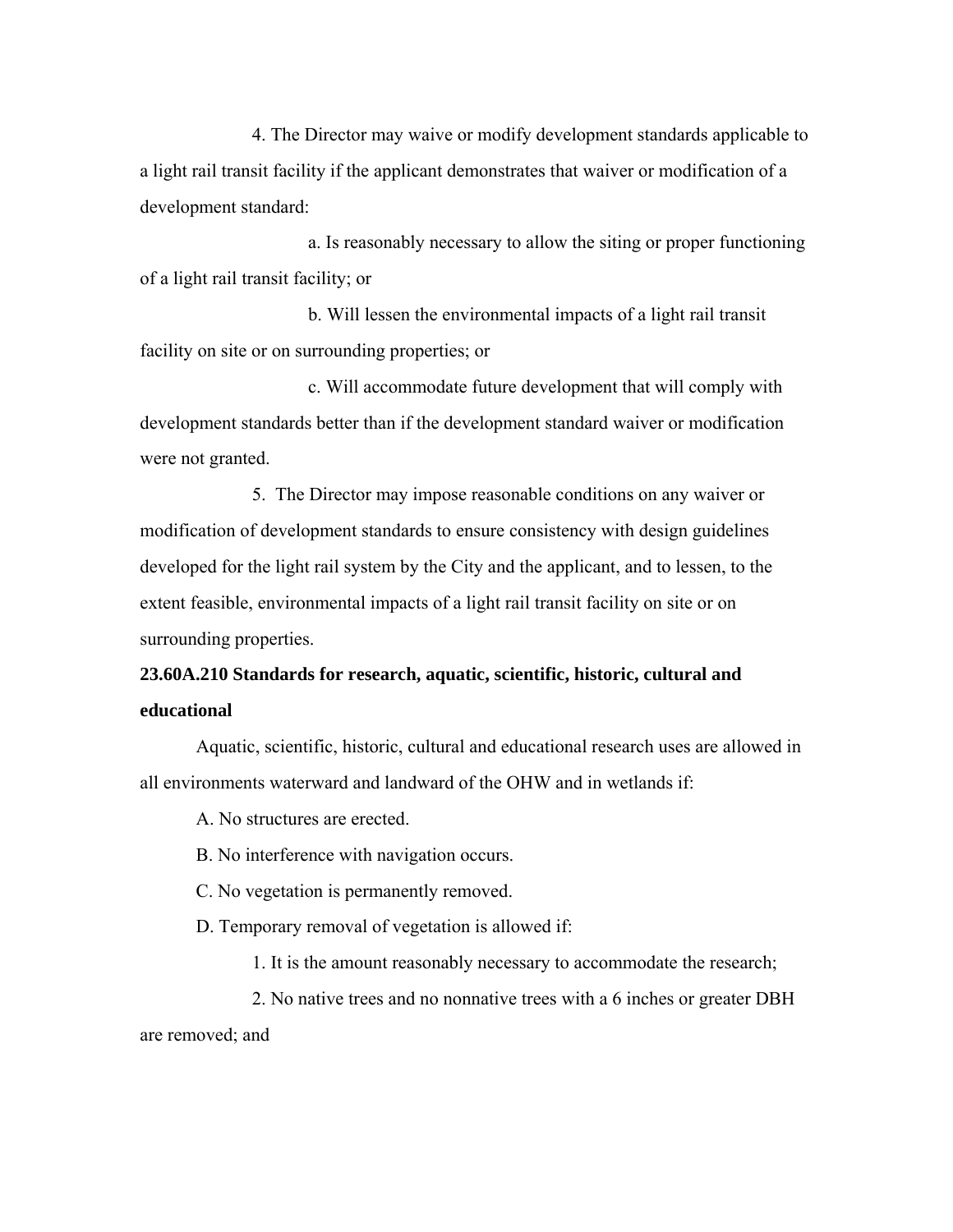4. The Director may waive or modify development standards applicable to a light rail transit facility if the applicant demonstrates that waiver or modification of a development standard:

a. Is reasonably necessary to allow the siting or proper functioning of a light rail transit facility; or

b. Will lessen the environmental impacts of a light rail transit facility on site or on surrounding properties; or

c. Will accommodate future development that will comply with development standards better than if the development standard waiver or modification were not granted.

5. The Director may impose reasonable conditions on any waiver or modification of development standards to ensure consistency with design guidelines developed for the light rail system by the City and the applicant, and to lessen, to the extent feasible, environmental impacts of a light rail transit facility on site or on surrounding properties.

**23.60A.210 Standards for research, aquatic, scientific, historic, cultural and educational**

Aquatic, scientific, historic, cultural and educational research uses are allowed in all environments waterward and landward of the OHW and in wetlands if:

A. No structures are erected.

B. No interference with navigation occurs.

C. No vegetation is permanently removed.

D. Temporary removal of vegetation is allowed if:

1. It is the amount reasonably necessary to accommodate the research;

2. No native trees and no nonnative trees with a 6 inches or greater DBH are removed; and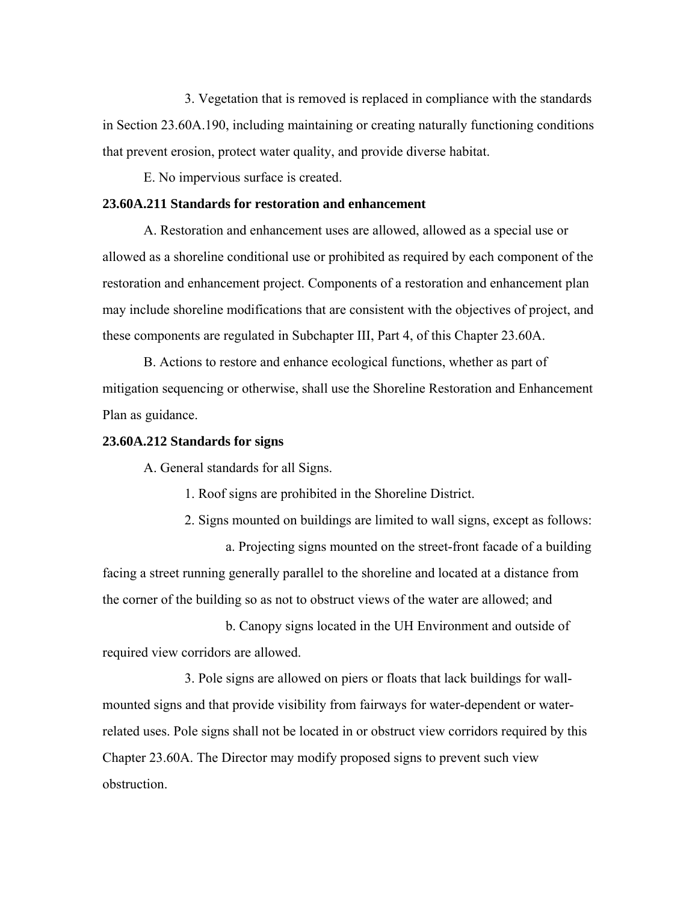3. Vegetation that is removed is replaced in compliance with the standards in Section 23.60A.190, including maintaining or creating naturally functioning conditions that prevent erosion, protect water quality, and provide diverse habitat.

E. No impervious surface is created.

**23.60A.211 Standards for restoration and enhancement**

A. Restoration and enhancement uses are allowed, allowed as a special use or allowed as a shoreline conditional use or prohibited as required by each component of the restoration and enhancement project. Components of a restoration and enhancement plan may include shoreline modifications that are consistent with the objectives of project, and these components are regulated in Subchapter III, Part 4, of this Chapter 23.60A.

B. Actions to restore and enhance ecological functions, whether as part of mitigation sequencing or otherwise, shall use the Shoreline Restoration and Enhancement Plan as guidance.

**23.60A.212 Standards for signs**

A. General standards for all Signs.

1. Roof signs are prohibited in the Shoreline District.

2. Signs mounted on buildings are limited to wall signs, except as follows:

a. Projecting signs mounted on the street-front facade of a building facing a street running generally parallel to the shoreline and located at a distance from the corner of the building so as not to obstruct views of the water are allowed; and

b. Canopy signs located in the UH Environment and outside of required view corridors are allowed.

3. Pole signs are allowed on piers or floats that lack buildings for wall-mounted signs and that provide visibility from fairways for water-dependent or water-related uses. Pole signs shall not be located in or obstruct view corridors required by this Chapter 23.60A. The Director may modify proposed signs to prevent such view obstruction.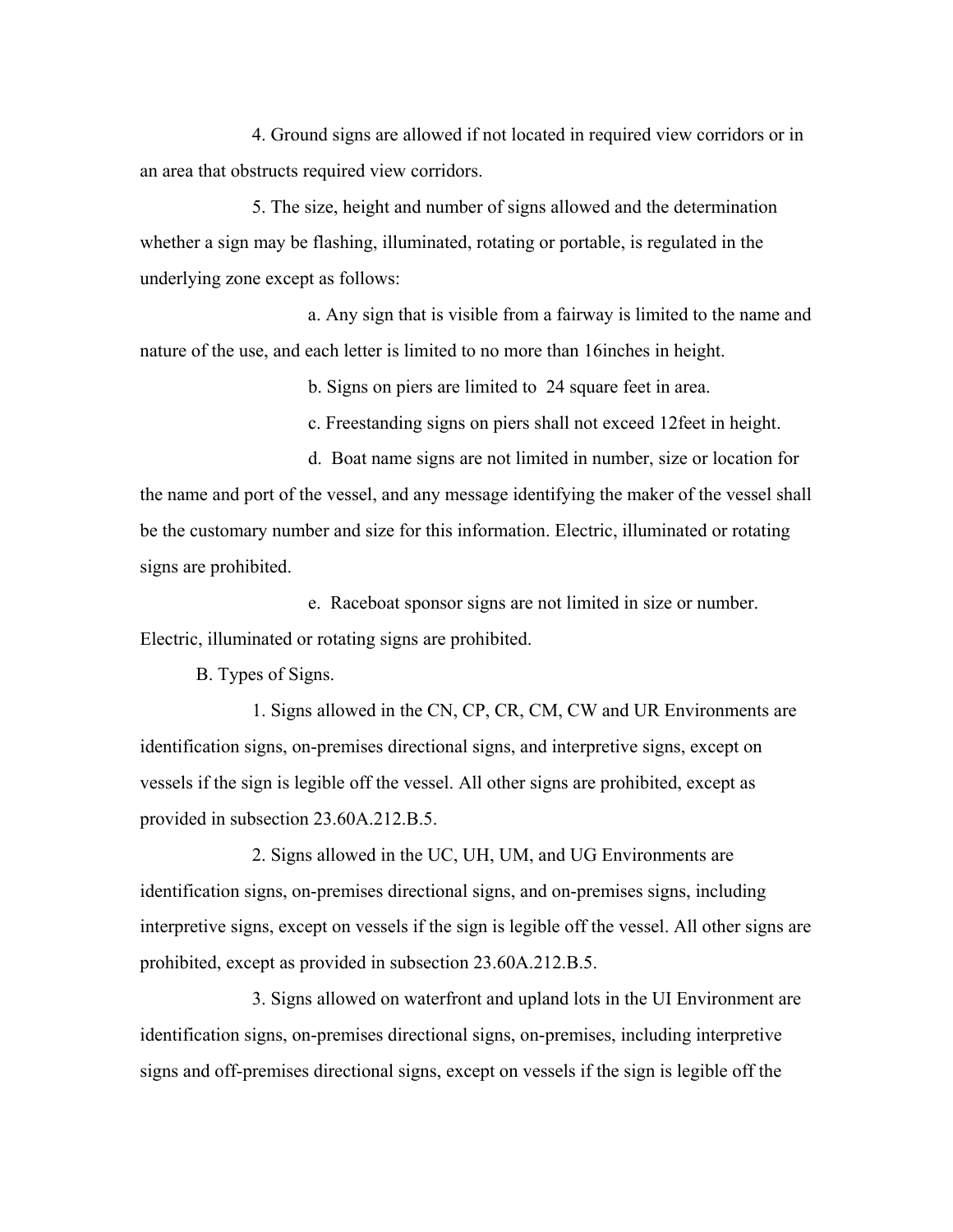4. Ground signs are allowed if not located in required view corridors or in an area that obstructs required view corridors.

5. The size, height and number of signs allowed and the determination whether a sign may be flashing, illuminated, rotating or portable, is regulated in the underlying zone except as follows:

a. Any sign that is visible from a fairway is limited to the name and nature of the use, and each letter is limited to no more than 16inches in height.

b. Signs on piers are limited to 24 square feet in area.

c. Freestanding signs on piers shall not exceed 12feet in height.

d. Boat name signs are not limited in number, size or location for the name and port of the vessel, and any message identifying the maker of the vessel shall be the customary number and size for this information. Electric, illuminated or rotating signs are prohibited.

e. Raceboat sponsor signs are not limited in size or number. Electric, illuminated or rotating signs are prohibited.

B. Types of Signs.

1. Signs allowed in the CN, CP, CR, CM, CW and UR Environments are identification signs, on-premises directional signs, and interpretive signs, except on vessels if the sign is legible off the vessel. All other signs are prohibited, except as provided in subsection 23.60A.212.B.5.

2. Signs allowed in the UC, UH, UM, and UG Environments are identification signs, on-premises directional signs, and on-premises signs, including interpretive signs, except on vessels if the sign is legible off the vessel. All other signs are prohibited, except as provided in subsection 23.60A.212.B.5.

3. Signs allowed on waterfront and upland lots in the UI Environment are identification signs, on-premises directional signs, on-premises, including interpretive signs and off-premises directional signs, except on vessels if the sign is legible off the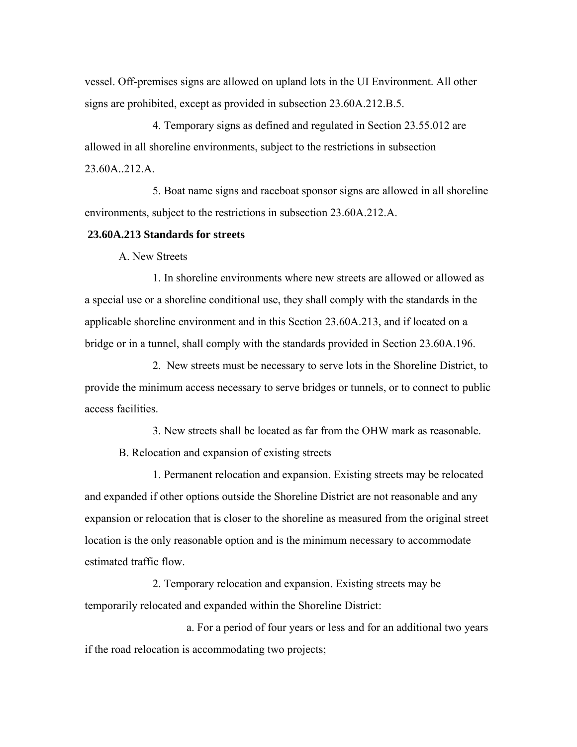vessel. Off-premises signs are allowed on upland lots in the UI Environment. All other signs are prohibited, except as provided in subsection 23.60A.212.B.5.

4. Temporary signs as defined and regulated in Section 23.55.012 are allowed in all shoreline environments, subject to the restrictions in subsection 23.60A..212.A.

5. Boat name signs and raceboat sponsor signs are allowed in all shoreline environments, subject to the restrictions in subsection 23.60A.212.A.

**23.60A.213 Standards for streets**

A. New Streets

1. In shoreline environments where new streets are allowed or allowed as a special use or a shoreline conditional use, they shall comply with the standards in the applicable shoreline environment and in this Section 23.60A.213, and if located on a bridge or in a tunnel, shall comply with the standards provided in Section 23.60A.196.

2. New streets must be necessary to serve lots in the Shoreline District, to provide the minimum access necessary to serve bridges or tunnels, or to connect to public access facilities.

3. New streets shall be located as far from the OHW mark as reasonable.

B. Relocation and expansion of existing streets

1. Permanent relocation and expansion. Existing streets may be relocated and expanded if other options outside the Shoreline District are not reasonable and any expansion or relocation that is closer to the shoreline as measured from the original street location is the only reasonable option and is the minimum necessary to accommodate estimated traffic flow.

2. Temporary relocation and expansion. Existing streets may be temporarily relocated and expanded within the Shoreline District:

a. For a period of four years or less and for an additional two years if the road relocation is accommodating two projects;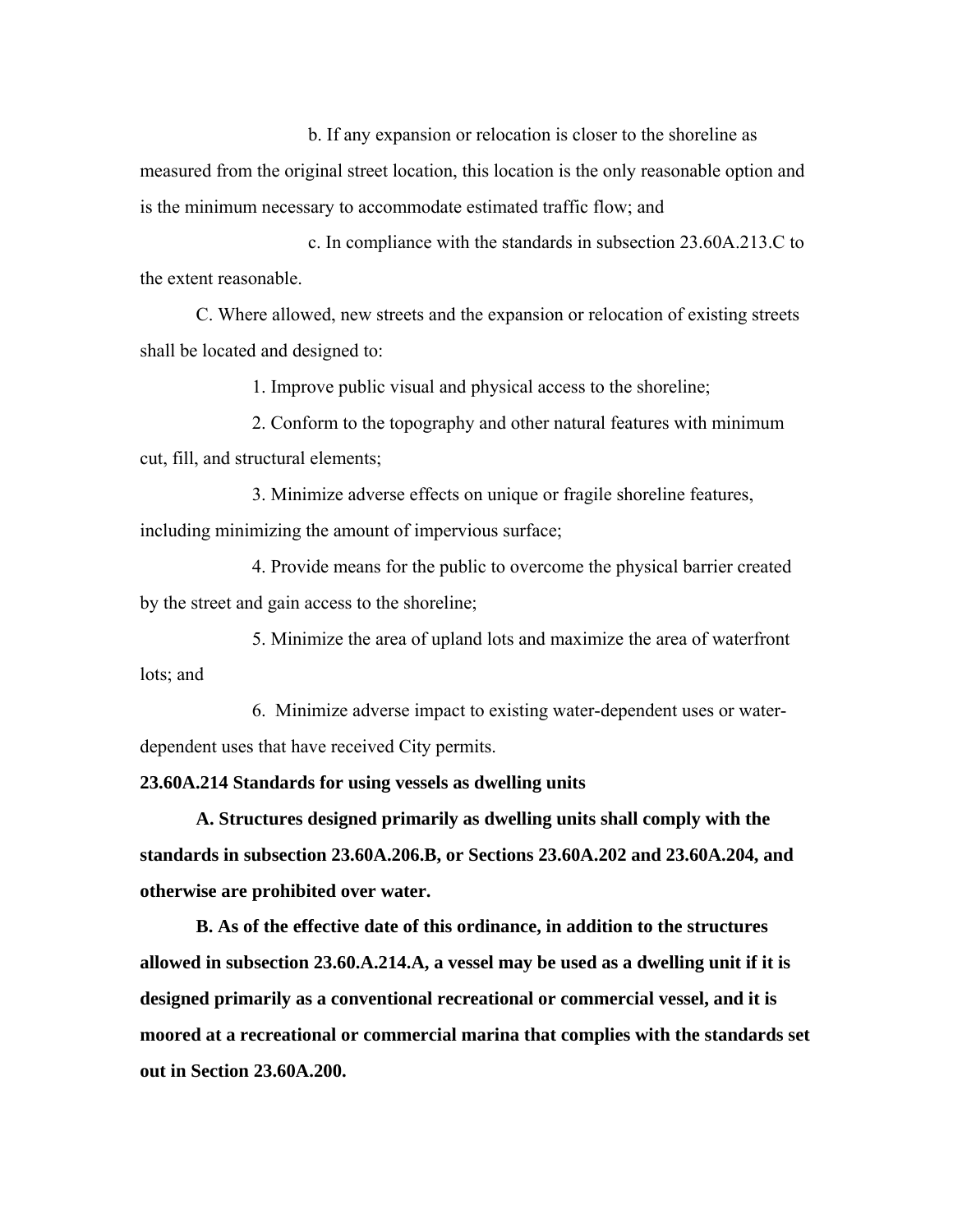b. If any expansion or relocation is closer to the shoreline as measured from the original street location, this location is the only reasonable option and is the minimum necessary to accommodate estimated traffic flow; and

c. In compliance with the standards in subsection 23.60A.213.C to the extent reasonable.

C. Where allowed, new streets and the expansion or relocation of existing streets shall be located and designed to:

1. Improve public visual and physical access to the shoreline;

2. Conform to the topography and other natural features with minimum cut, fill, and structural elements;

3. Minimize adverse effects on unique or fragile shoreline features, including minimizing the amount of impervious surface;

4. Provide means for the public to overcome the physical barrier created by the street and gain access to the shoreline;

5. Minimize the area of upland lots and maximize the area of waterfront lots; and

6. Minimize adverse impact to existing water-dependent uses or water-dependent uses that have received City permits.

**23.60A.214 Standards for using vessels as dwelling units**

**A. Structures designed primarily as dwelling units shall comply with the standards in subsection 23.60A.206.B, or Sections 23.60A.202 and 23.60A.204, and otherwise are prohibited over water.**

**B. As of the effective date of this ordinance, in addition to the structures allowed in subsection 23.60.A.214.A, a vessel may be used as a dwelling unit if it is designed primarily as a conventional recreational or commercial vessel, and it is moored at a recreational or commercial marina that complies with the standards set out in Section 23.60A.200.**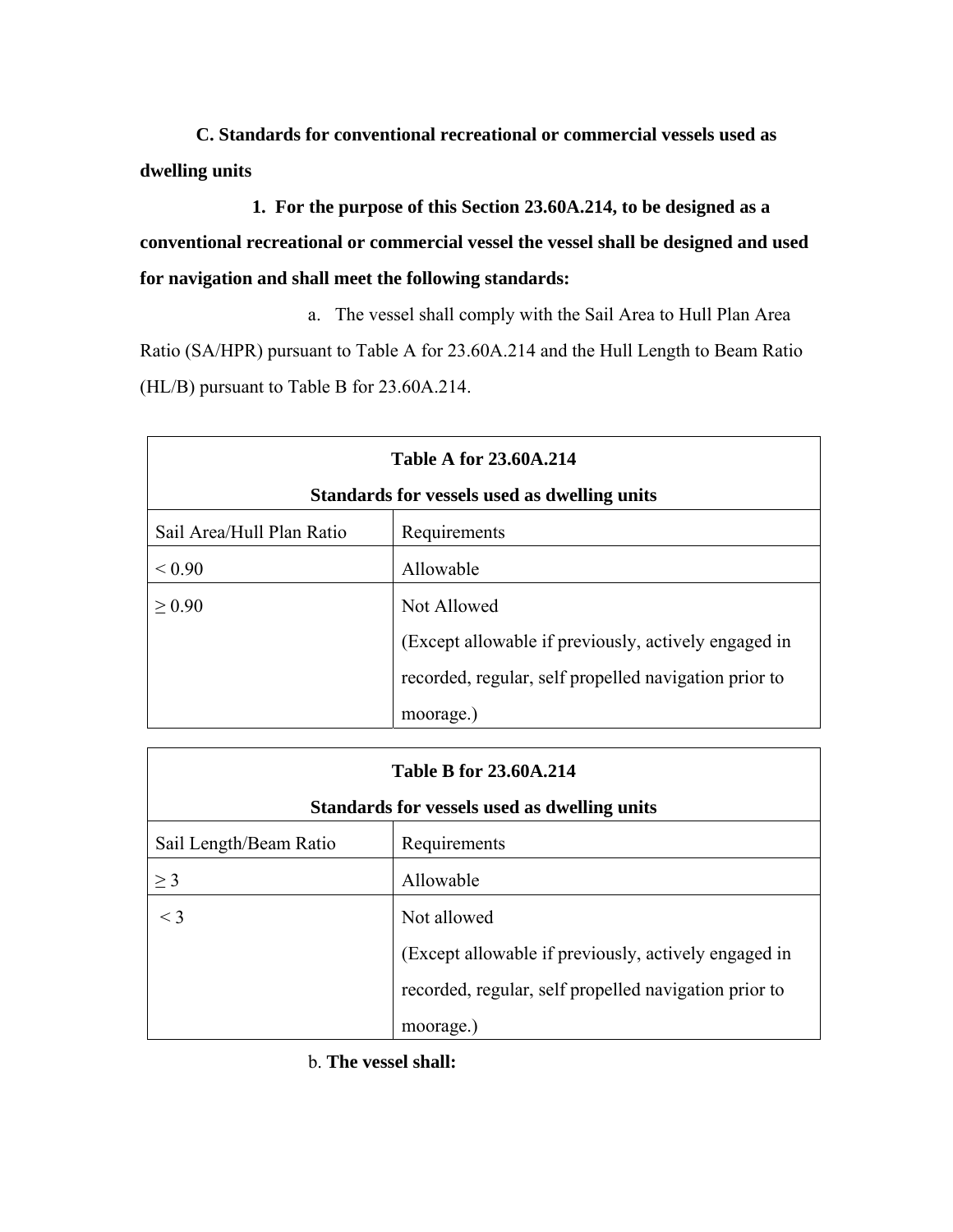**C. Standards for conventional recreational or commercial vessels used as dwelling units**

**1. For the purpose of this Section 23.60A.214, to be designed as a conventional recreational or commercial vessel the vessel shall be designed and used for navigation and shall meet the following standards:**

a. The vessel shall comply with the Sail Area to Hull Plan Area Ratio (SA/HPR) pursuant to Table A for 23.60A.214 and the Hull Length to Beam Ratio (HL/B) pursuant to Table B for 23.60A.214.

| **Table A for 23.60A.214**<br>**Standards for vessels used as dwelling units** | |
|---|---|
| Sail Area/Hull Plan Ratio | Requirements |
| < 0.90 | Allowable |
| ≥ 0.90 | Not Allowed<br>(Except allowable if previously, actively engaged in recorded, regular, self propelled navigation prior to moorage.) |

| **Table B for 23.60A.214**<br>**Standards for vessels used as dwelling units** | |
|---|---|
| Sail Length/Beam Ratio | Requirements |
| ≥ 3 | Allowable |
| < 3 | Not allowed<br>(Except allowable if previously, actively engaged in recorded, regular, self propelled navigation prior to moorage.) |

b. **The vessel shall:**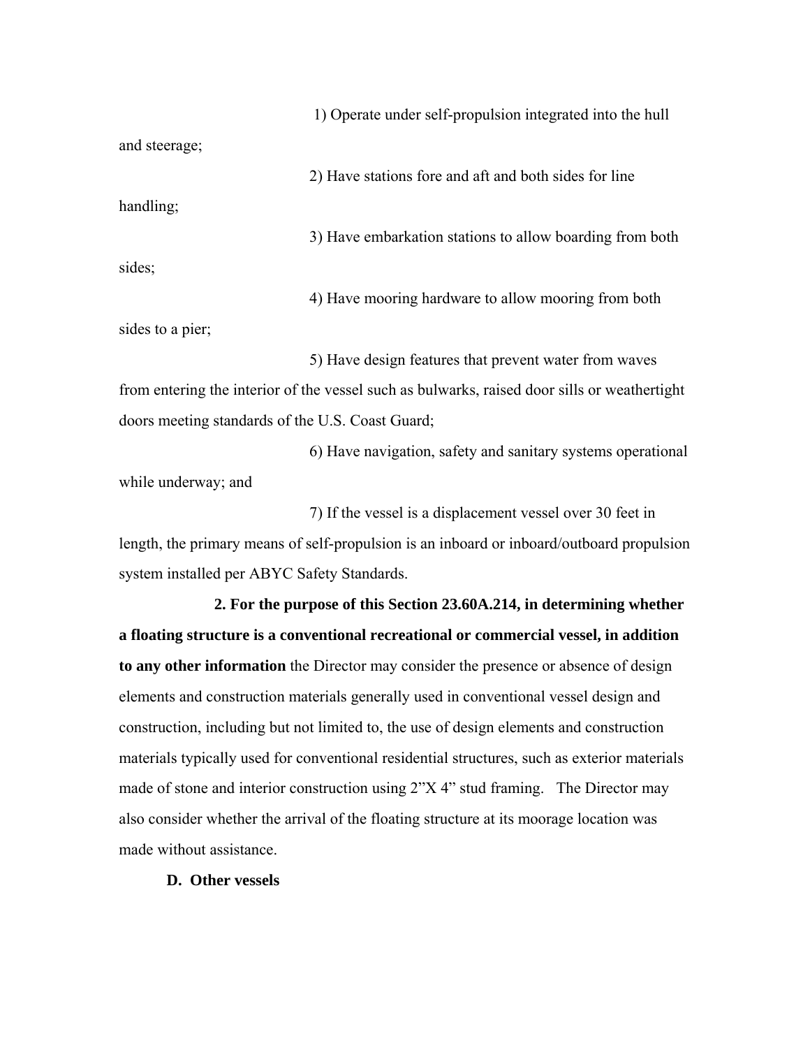1) Operate under self-propulsion integrated into the hull and steerage;

2) Have stations fore and aft and both sides for line handling;

3) Have embarkation stations to allow boarding from both sides;

4) Have mooring hardware to allow mooring from both sides to a pier;

5) Have design features that prevent water from waves from entering the interior of the vessel such as bulwarks, raised door sills or weathertight doors meeting standards of the U.S. Coast Guard;

6) Have navigation, safety and sanitary systems operational while underway; and

7) If the vessel is a displacement vessel over 30 feet in length, the primary means of self-propulsion is an inboard or inboard/outboard propulsion system installed per ABYC Safety Standards.

**2. For the purpose of this Section 23.60A.214, in determining whether a floating structure is a conventional recreational or commercial vessel, in addition to any other information** the Director may consider the presence or absence of design elements and construction materials generally used in conventional vessel design and construction, including but not limited to, the use of design elements and construction materials typically used for conventional residential structures, such as exterior materials made of stone and interior construction using 2"X 4" stud framing. The Director may also consider whether the arrival of the floating structure at its moorage location was made without assistance.

**D. Other vessels**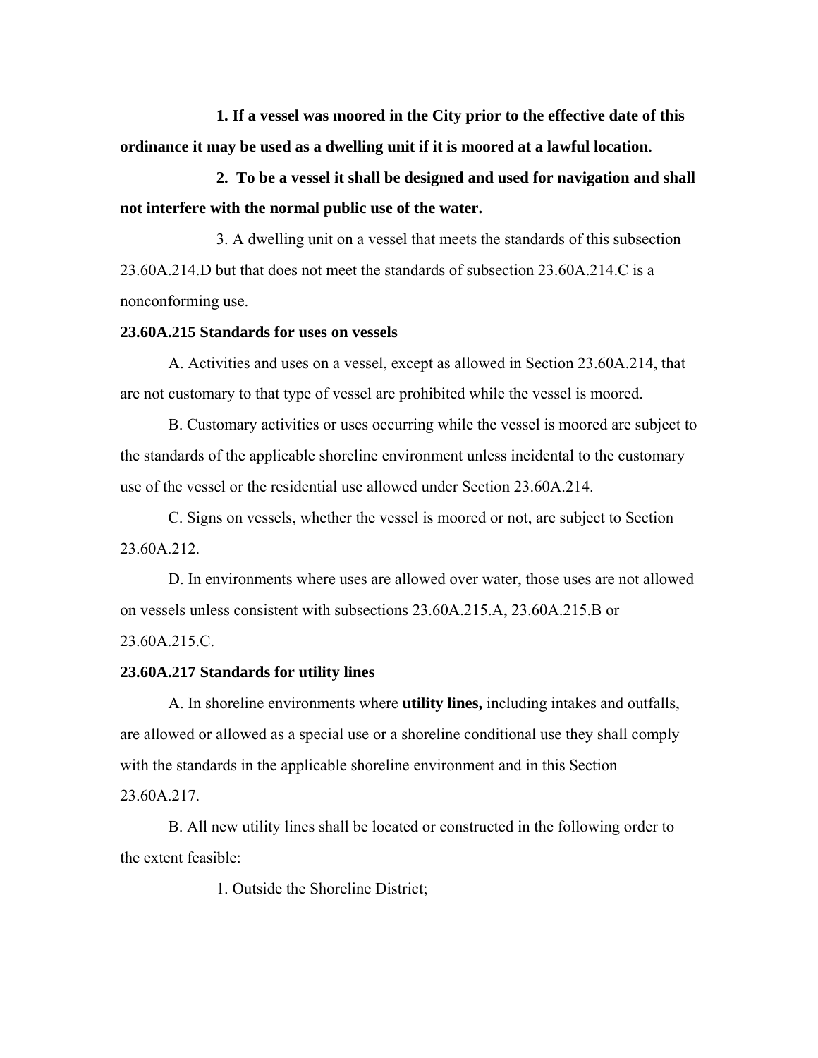**1. If a vessel was moored in the City prior to the effective date of this ordinance it may be used as a dwelling unit if it is moored at a lawful location.**

**2. To be a vessel it shall be designed and used for navigation and shall not interfere with the normal public use of the water.**

3. A dwelling unit on a vessel that meets the standards of this subsection 23.60A.214.D but that does not meet the standards of subsection 23.60A.214.C is a nonconforming use.

**23.60A.215 Standards for uses on vessels**

A. Activities and uses on a vessel, except as allowed in Section 23.60A.214, that are not customary to that type of vessel are prohibited while the vessel is moored.

B. Customary activities or uses occurring while the vessel is moored are subject to the standards of the applicable shoreline environment unless incidental to the customary use of the vessel or the residential use allowed under Section 23.60A.214.

C. Signs on vessels, whether the vessel is moored or not, are subject to Section 23.60A.212.

D. In environments where uses are allowed over water, those uses are not allowed on vessels unless consistent with subsections 23.60A.215.A, 23.60A.215.B or 23.60A.215.C.

**23.60A.217 Standards for utility lines**

A. In shoreline environments where **utility lines,** including intakes and outfalls, are allowed or allowed as a special use or a shoreline conditional use they shall comply with the standards in the applicable shoreline environment and in this Section 23.60A.217.

B. All new utility lines shall be located or constructed in the following order to the extent feasible:

1. Outside the Shoreline District;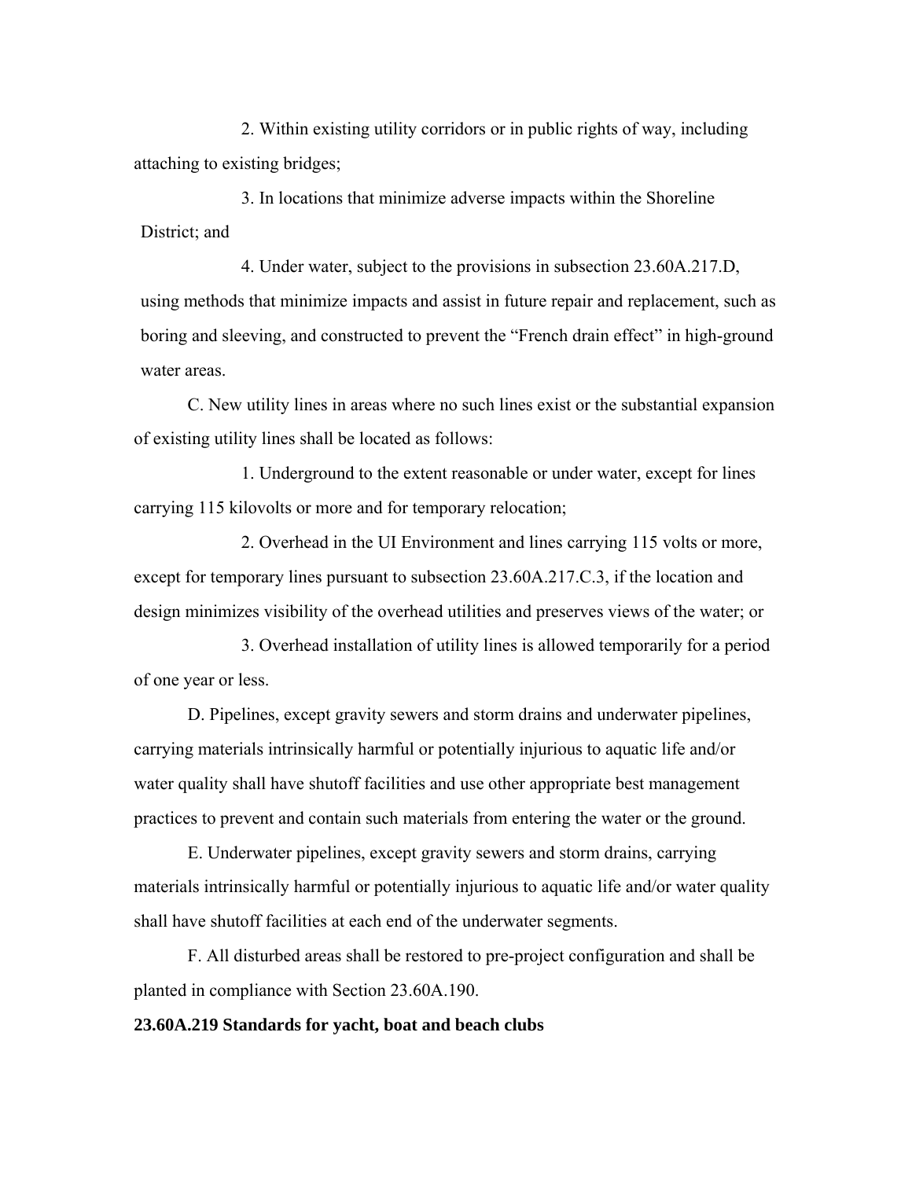2. Within existing utility corridors or in public rights of way, including attaching to existing bridges;

3. In locations that minimize adverse impacts within the Shoreline District; and

4. Under water, subject to the provisions in subsection 23.60A.217.D, using methods that minimize impacts and assist in future repair and replacement, such as boring and sleeving, and constructed to prevent the "French drain effect" in high-ground water areas.

C. New utility lines in areas where no such lines exist or the substantial expansion of existing utility lines shall be located as follows:

1. Underground to the extent reasonable or under water, except for lines carrying 115 kilovolts or more and for temporary relocation;

2. Overhead in the UI Environment and lines carrying 115 volts or more, except for temporary lines pursuant to subsection 23.60A.217.C.3, if the location and design minimizes visibility of the overhead utilities and preserves views of the water; or

3. Overhead installation of utility lines is allowed temporarily for a period of one year or less.

D. Pipelines, except gravity sewers and storm drains and underwater pipelines, carrying materials intrinsically harmful or potentially injurious to aquatic life and/or water quality shall have shutoff facilities and use other appropriate best management practices to prevent and contain such materials from entering the water or the ground.

E. Underwater pipelines, except gravity sewers and storm drains, carrying materials intrinsically harmful or potentially injurious to aquatic life and/or water quality shall have shutoff facilities at each end of the underwater segments.

F. All disturbed areas shall be restored to pre-project configuration and shall be planted in compliance with Section 23.60A.190.

**23.60A.219 Standards for yacht, boat and beach clubs**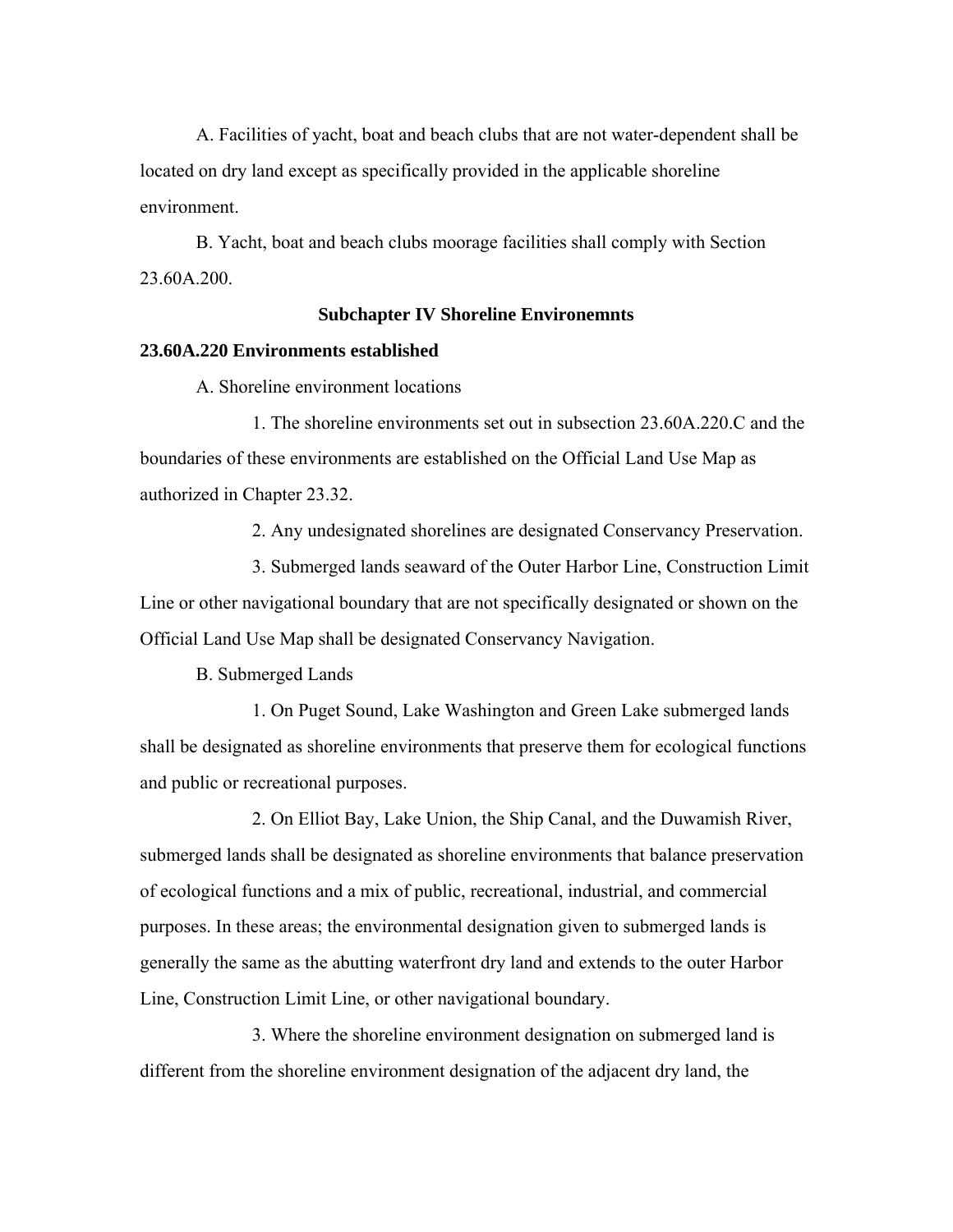A. Facilities of yacht, boat and beach clubs that are not water-dependent shall be located on dry land except as specifically provided in the applicable shoreline environment.

B. Yacht, boat and beach clubs moorage facilities shall comply with Section 23.60A.200.

## Subchapter IV Shoreline Environemnts

### 23.60A.220 Environments established

A. Shoreline environment locations

1. The shoreline environments set out in subsection 23.60A.220.C and the boundaries of these environments are established on the Official Land Use Map as authorized in Chapter 23.32.

2. Any undesignated shorelines are designated Conservancy Preservation.

3. Submerged lands seaward of the Outer Harbor Line, Construction Limit Line or other navigational boundary that are not specifically designated or shown on the Official Land Use Map shall be designated Conservancy Navigation.

B. Submerged Lands

1. On Puget Sound, Lake Washington and Green Lake submerged lands shall be designated as shoreline environments that preserve them for ecological functions and public or recreational purposes.

2. On Elliot Bay, Lake Union, the Ship Canal, and the Duwamish River, submerged lands shall be designated as shoreline environments that balance preservation of ecological functions and a mix of public, recreational, industrial, and commercial purposes. In these areas; the environmental designation given to submerged lands is generally the same as the abutting waterfront dry land and extends to the outer Harbor Line, Construction Limit Line, or other navigational boundary.

3. Where the shoreline environment designation on submerged land is different from the shoreline environment designation of the adjacent dry land, the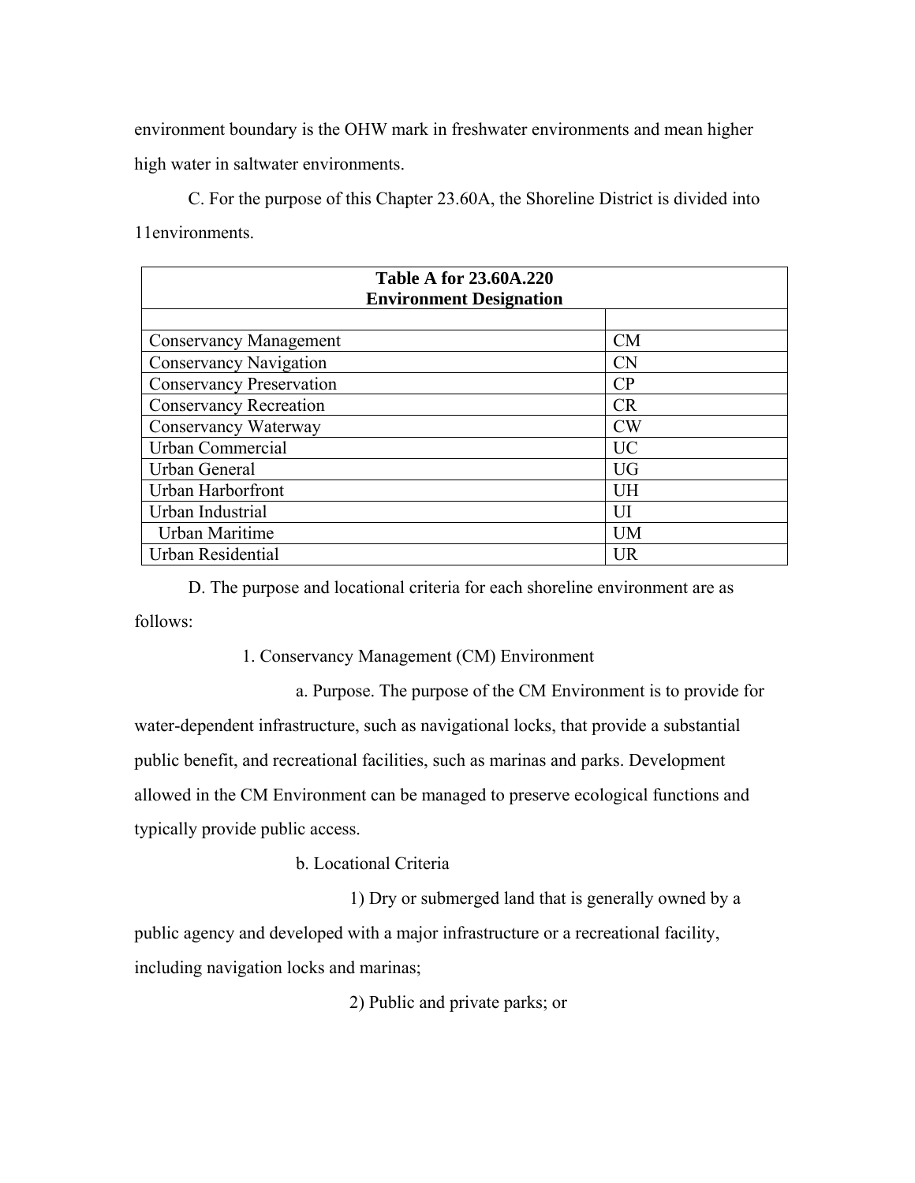environment boundary is the OHW mark in freshwater environments and mean higher high water in saltwater environments.

C. For the purpose of this Chapter 23.60A, the Shoreline District is divided into 11environments.

| **Table A for 23.60A.220 Environment Designation** | |
|---|---|
| | |
| Conservancy Management | CM |
| Conservancy Navigation | CN |
| Conservancy Preservation | CP |
| Conservancy Recreation | CR |
| Conservancy Waterway | CW |
| Urban Commercial | UC |
| Urban General | UG |
| Urban Harborfront | UH |
| Urban Industrial | UI |
| Urban Maritime | UM |
| Urban Residential | UR |

D. The purpose and locational criteria for each shoreline environment are as follows:

1. Conservancy Management (CM) Environment

a. Purpose. The purpose of the CM Environment is to provide for water-dependent infrastructure, such as navigational locks, that provide a substantial public benefit, and recreational facilities, such as marinas and parks. Development allowed in the CM Environment can be managed to preserve ecological functions and typically provide public access.

b. Locational Criteria

1) Dry or submerged land that is generally owned by a public agency and developed with a major infrastructure or a recreational facility, including navigation locks and marinas;

2) Public and private parks; or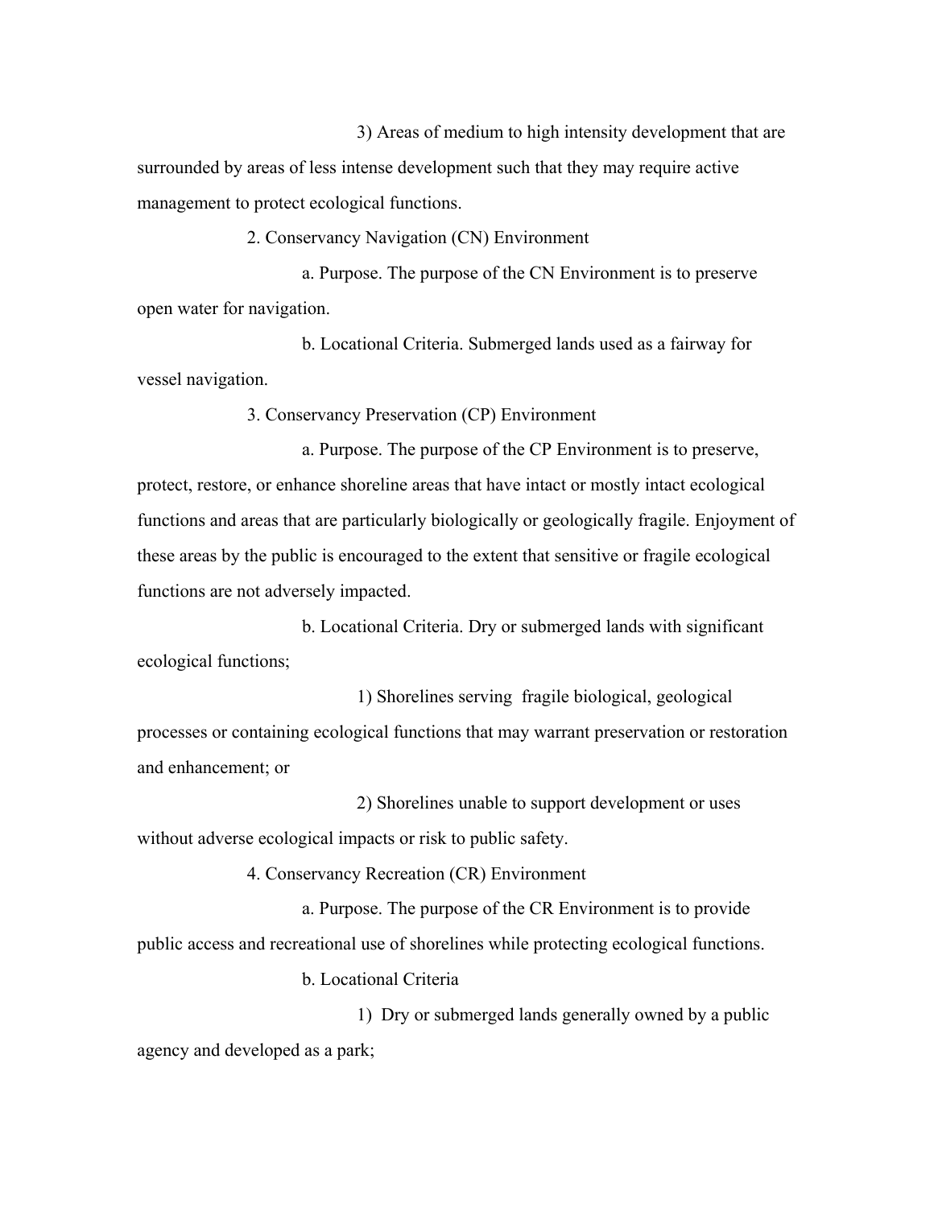3) Areas of medium to high intensity development that are surrounded by areas of less intense development such that they may require active management to protect ecological functions.

2. Conservancy Navigation (CN) Environment

a. Purpose. The purpose of the CN Environment is to preserve open water for navigation.

b. Locational Criteria. Submerged lands used as a fairway for vessel navigation.

3. Conservancy Preservation (CP) Environment

a. Purpose. The purpose of the CP Environment is to preserve, protect, restore, or enhance shoreline areas that have intact or mostly intact ecological functions and areas that are particularly biologically or geologically fragile. Enjoyment of these areas by the public is encouraged to the extent that sensitive or fragile ecological functions are not adversely impacted.

b. Locational Criteria. Dry or submerged lands with significant ecological functions;

1) Shorelines serving fragile biological, geological processes or containing ecological functions that may warrant preservation or restoration and enhancement; or

2) Shorelines unable to support development or uses without adverse ecological impacts or risk to public safety.

4. Conservancy Recreation (CR) Environment

a. Purpose. The purpose of the CR Environment is to provide public access and recreational use of shorelines while protecting ecological functions.

b. Locational Criteria

1) Dry or submerged lands generally owned by a public agency and developed as a park;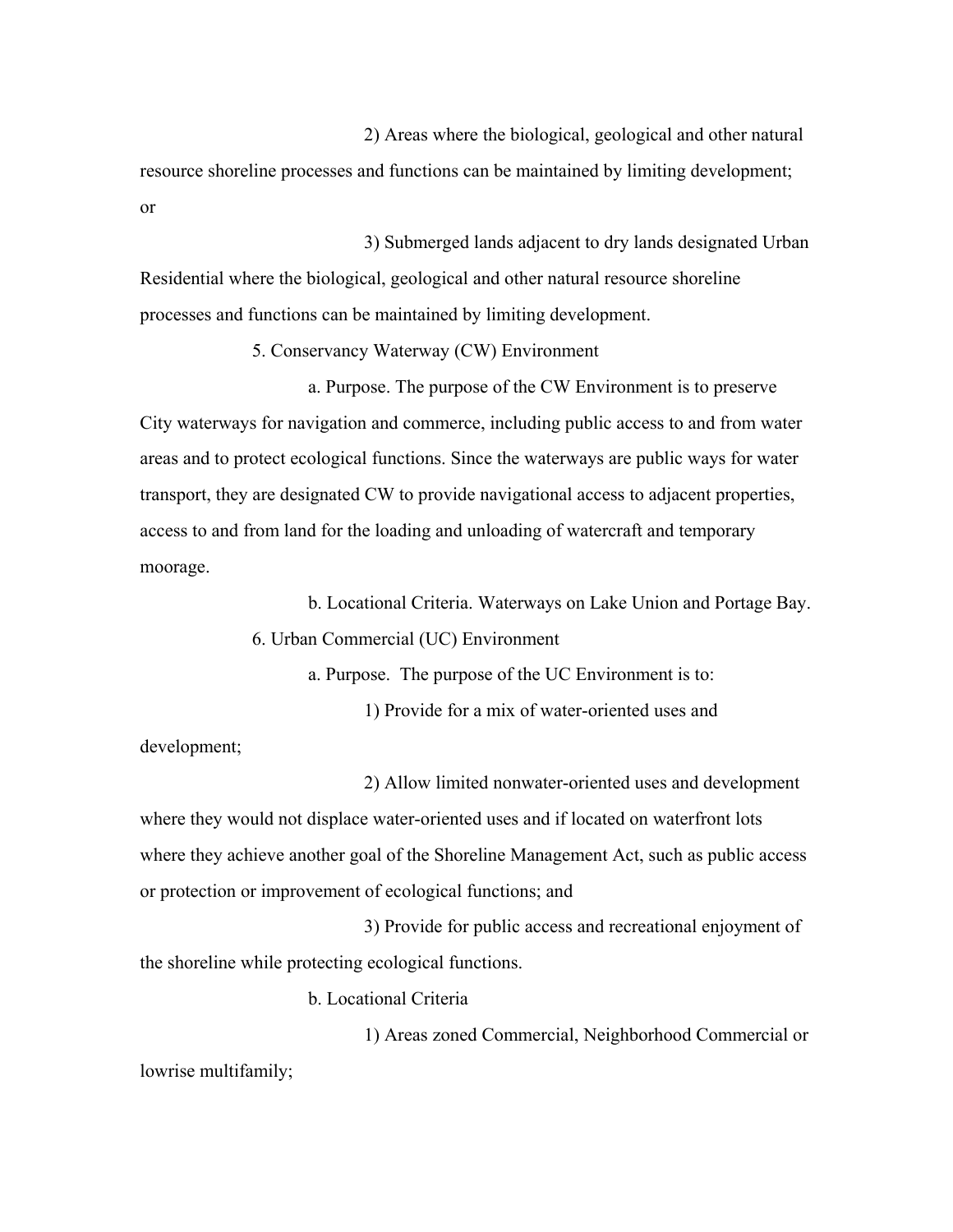2) Areas where the biological, geological and other natural resource shoreline processes and functions can be maintained by limiting development; or

3) Submerged lands adjacent to dry lands designated Urban Residential where the biological, geological and other natural resource shoreline processes and functions can be maintained by limiting development.

5. Conservancy Waterway (CW) Environment

a. Purpose. The purpose of the CW Environment is to preserve City waterways for navigation and commerce, including public access to and from water areas and to protect ecological functions. Since the waterways are public ways for water transport, they are designated CW to provide navigational access to adjacent properties, access to and from land for the loading and unloading of watercraft and temporary moorage.

b. Locational Criteria. Waterways on Lake Union and Portage Bay.

6. Urban Commercial (UC) Environment

a. Purpose. The purpose of the UC Environment is to:

1) Provide for a mix of water-oriented uses and development;

2) Allow limited nonwater-oriented uses and development where they would not displace water-oriented uses and if located on waterfront lots where they achieve another goal of the Shoreline Management Act, such as public access or protection or improvement of ecological functions; and

3) Provide for public access and recreational enjoyment of the shoreline while protecting ecological functions.

b. Locational Criteria

1) Areas zoned Commercial, Neighborhood Commercial or lowrise multifamily;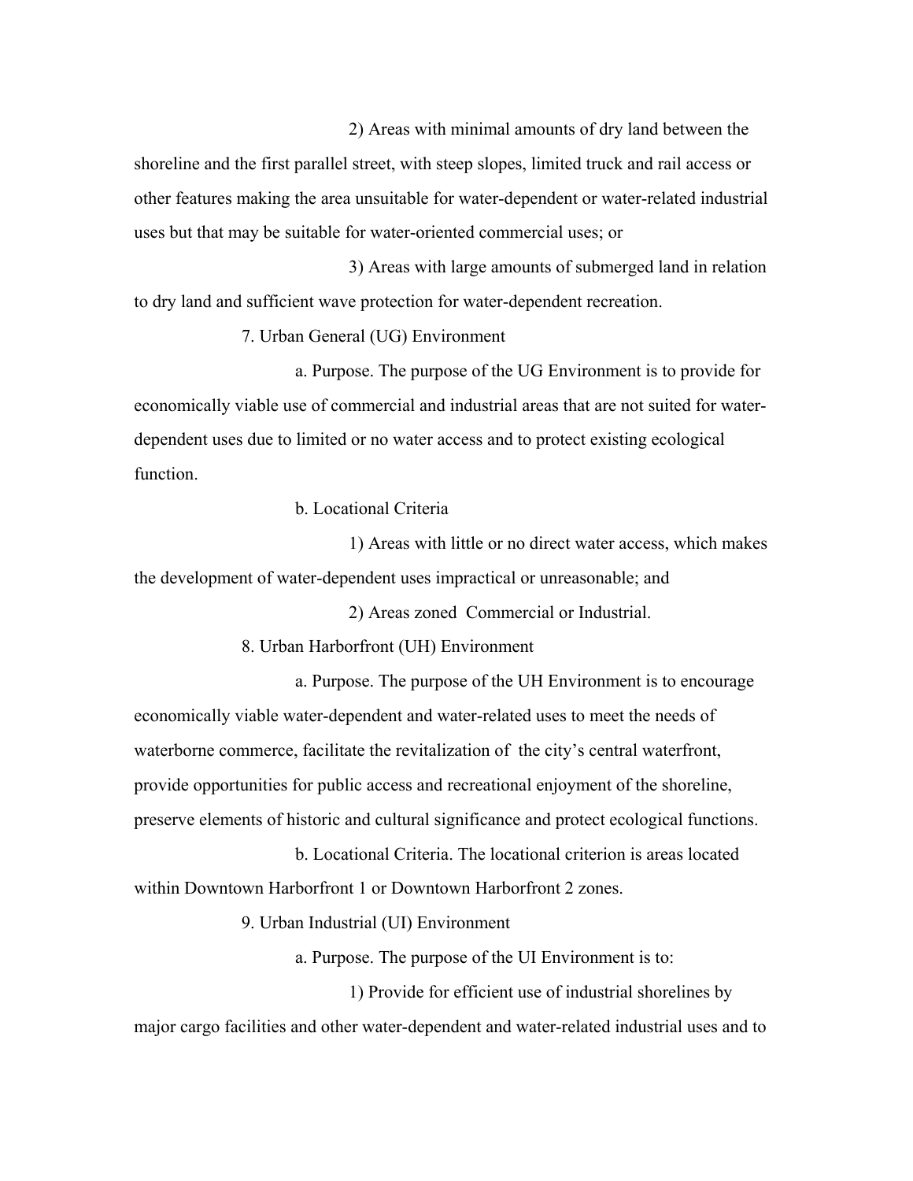2) Areas with minimal amounts of dry land between the shoreline and the first parallel street, with steep slopes, limited truck and rail access or other features making the area unsuitable for water-dependent or water-related industrial uses but that may be suitable for water-oriented commercial uses; or

3) Areas with large amounts of submerged land in relation to dry land and sufficient wave protection for water-dependent recreation.

7. Urban General (UG) Environment

a. Purpose. The purpose of the UG Environment is to provide for economically viable use of commercial and industrial areas that are not suited for water-dependent uses due to limited or no water access and to protect existing ecological function.

b. Locational Criteria

1) Areas with little or no direct water access, which makes the development of water-dependent uses impractical or unreasonable; and

2) Areas zoned Commercial or Industrial.

8. Urban Harborfront (UH) Environment

a. Purpose. The purpose of the UH Environment is to encourage economically viable water-dependent and water-related uses to meet the needs of waterborne commerce, facilitate the revitalization of the city's central waterfront, provide opportunities for public access and recreational enjoyment of the shoreline, preserve elements of historic and cultural significance and protect ecological functions.

b. Locational Criteria. The locational criterion is areas located within Downtown Harborfront 1 or Downtown Harborfront 2 zones.

9. Urban Industrial (UI) Environment

a. Purpose. The purpose of the UI Environment is to:

1) Provide for efficient use of industrial shorelines by major cargo facilities and other water-dependent and water-related industrial uses and to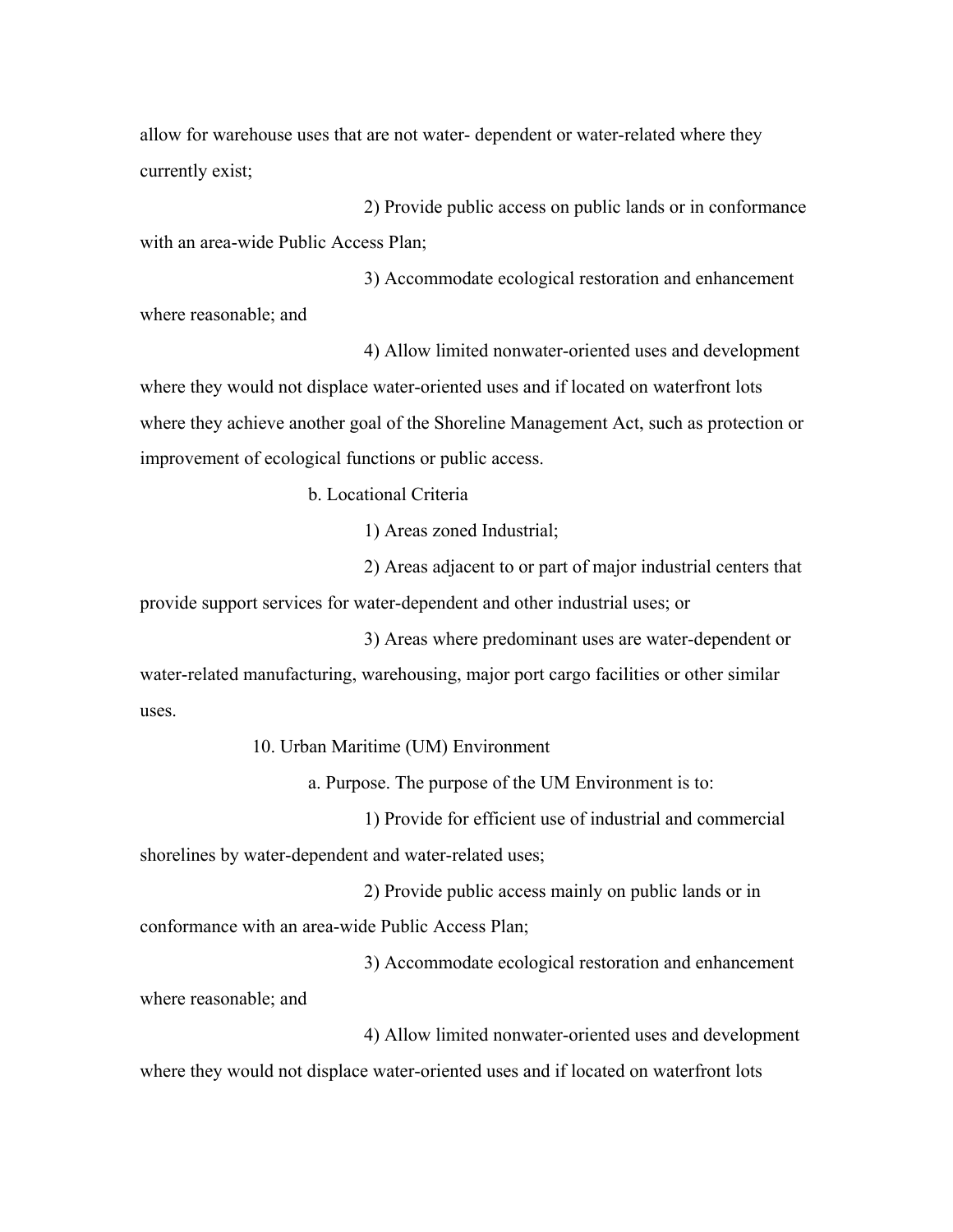allow for warehouse uses that are not water- dependent or water-related where they currently exist;

2) Provide public access on public lands or in conformance with an area-wide Public Access Plan;

3) Accommodate ecological restoration and enhancement where reasonable; and

4) Allow limited nonwater-oriented uses and development where they would not displace water-oriented uses and if located on waterfront lots where they achieve another goal of the Shoreline Management Act, such as protection or improvement of ecological functions or public access.

b. Locational Criteria

1) Areas zoned Industrial;

2) Areas adjacent to or part of major industrial centers that provide support services for water-dependent and other industrial uses; or

3) Areas where predominant uses are water-dependent or water-related manufacturing, warehousing, major port cargo facilities or other similar uses.

10. Urban Maritime (UM) Environment

a. Purpose. The purpose of the UM Environment is to:

1) Provide for efficient use of industrial and commercial shorelines by water-dependent and water-related uses;

2) Provide public access mainly on public lands or in conformance with an area-wide Public Access Plan;

3) Accommodate ecological restoration and enhancement where reasonable; and

4) Allow limited nonwater-oriented uses and development where they would not displace water-oriented uses and if located on waterfront lots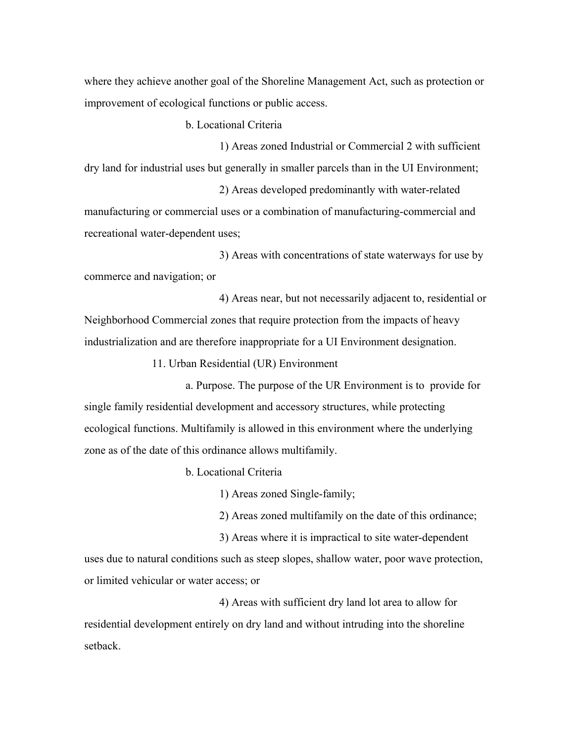where they achieve another goal of the Shoreline Management Act, such as protection or improvement of ecological functions or public access.

b. Locational Criteria

1) Areas zoned Industrial or Commercial 2 with sufficient dry land for industrial uses but generally in smaller parcels than in the UI Environment;

2) Areas developed predominantly with water-related manufacturing or commercial uses or a combination of manufacturing-commercial and recreational water-dependent uses;

3) Areas with concentrations of state waterways for use by commerce and navigation; or

4) Areas near, but not necessarily adjacent to, residential or Neighborhood Commercial zones that require protection from the impacts of heavy industrialization and are therefore inappropriate for a UI Environment designation.

11. Urban Residential (UR) Environment

a. Purpose. The purpose of the UR Environment is to provide for single family residential development and accessory structures, while protecting ecological functions. Multifamily is allowed in this environment where the underlying zone as of the date of this ordinance allows multifamily.

b. Locational Criteria

1) Areas zoned Single-family;

2) Areas zoned multifamily on the date of this ordinance;

3) Areas where it is impractical to site water-dependent uses due to natural conditions such as steep slopes, shallow water, poor wave protection, or limited vehicular or water access; or

4) Areas with sufficient dry land lot area to allow for residential development entirely on dry land and without intruding into the shoreline setback.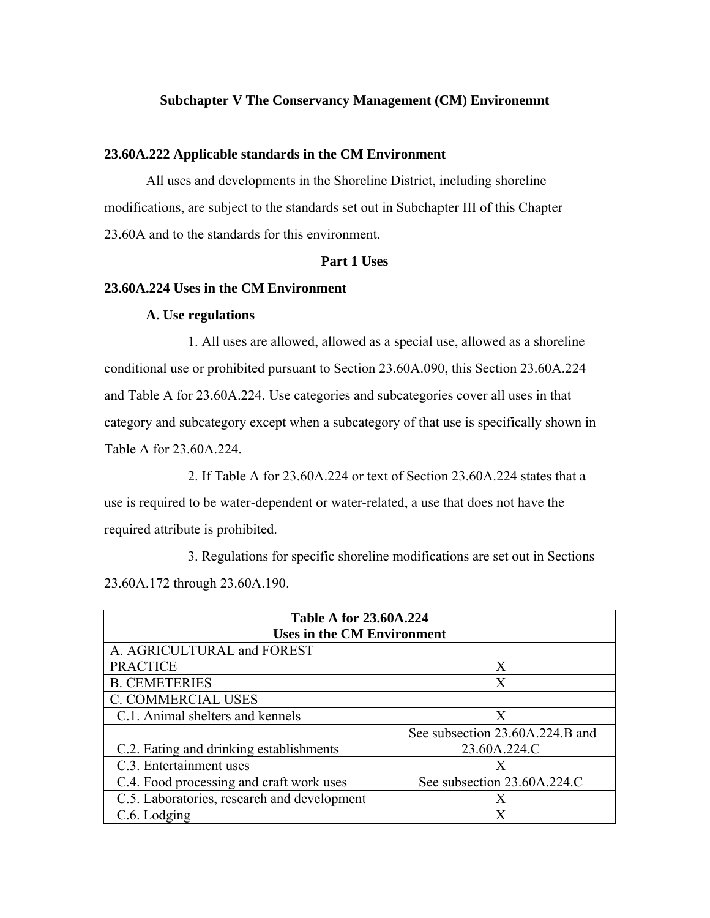**Subchapter V The Conservancy Management (CM) Environemnt**

**23.60A.222 Applicable standards in the CM Environment**

All uses and developments in the Shoreline District, including shoreline modifications, are subject to the standards set out in Subchapter III of this Chapter 23.60A and to the standards for this environment.

**Part 1 Uses**

**23.60A.224 Uses in the CM Environment**

**A. Use regulations**

1. All uses are allowed, allowed as a special use, allowed as a shoreline conditional use or prohibited pursuant to Section 23.60A.090, this Section 23.60A.224 and Table A for 23.60A.224. Use categories and subcategories cover all uses in that category and subcategory except when a subcategory of that use is specifically shown in Table A for 23.60A.224.

2. If Table A for 23.60A.224 or text of Section 23.60A.224 states that a use is required to be water-dependent or water-related, a use that does not have the required attribute is prohibited.

3. Regulations for specific shoreline modifications are set out in Sections 23.60A.172 through 23.60A.190.

| Table A for 23.60A.224<br>Uses in the CM Environment | |
|---|---|
| A. AGRICULTURAL and FOREST PRACTICE | X |
| B. CEMETERIES | X |
| C. COMMERCIAL USES | |
| C.1. Animal shelters and kennels | X |
| C.2. Eating and drinking establishments | See subsection 23.60A.224.B and 23.60A.224.C |
| C.3. Entertainment uses | X |
| C.4. Food processing and craft work uses | See subsection 23.60A.224.C |
| C.5. Laboratories, research and development | X |
| C.6. Lodging | X |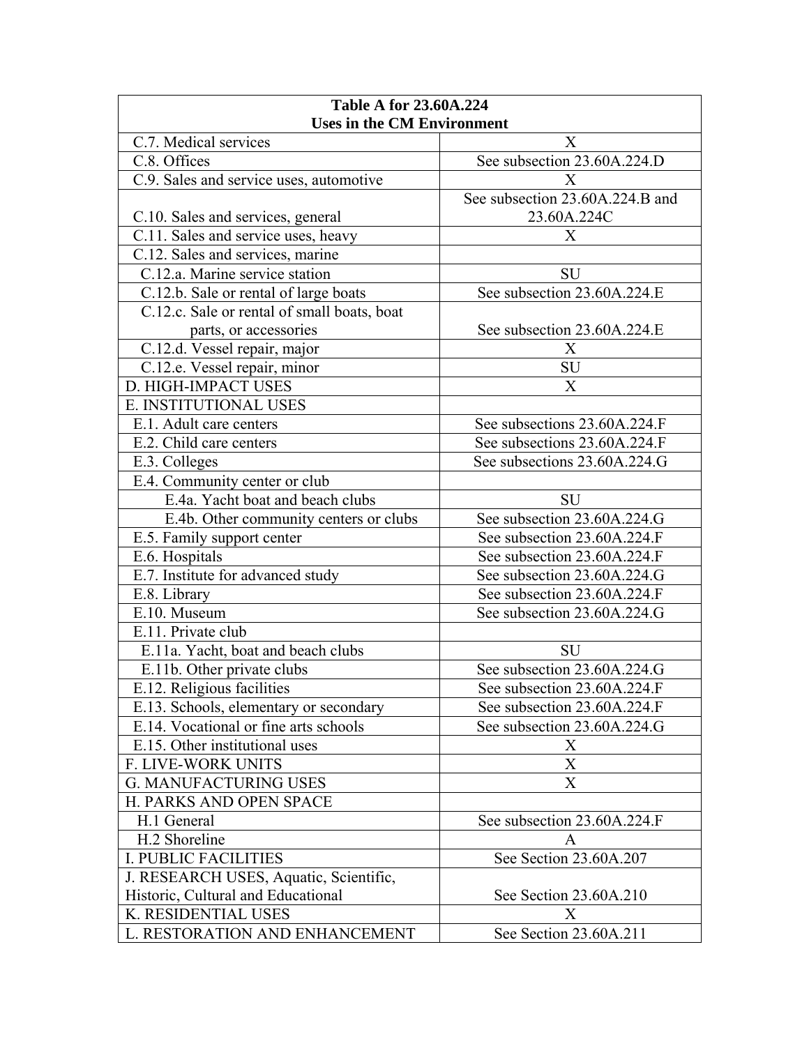| Table A for 23.60A.224<br>Uses in the CM Environment | |
|---|---|
| C.7. Medical services | X |
| C.8. Offices | See subsection 23.60A.224.D |
| C.9. Sales and service uses, automotive | X |
| C.10. Sales and services, general | See subsection 23.60A.224.B and 23.60A.224C |
| C.11. Sales and service uses, heavy | X |
| C.12. Sales and services, marine | |
| C.12.a. Marine service station | SU |
| C.12.b. Sale or rental of large boats | See subsection 23.60A.224.E |
| C.12.c. Sale or rental of small boats, boat parts, or accessories | See subsection 23.60A.224.E |
| C.12.d. Vessel repair, major | X |
| C.12.e. Vessel repair, minor | SU |
| D. HIGH-IMPACT USES | X |
| E. INSTITUTIONAL USES | |
| E.1. Adult care centers | See subsections 23.60A.224.F |
| E.2. Child care centers | See subsections 23.60A.224.F |
| E.3. Colleges | See subsections 23.60A.224.G |
| E.4. Community center or club | |
| E.4a. Yacht boat and beach clubs | SU |
| E.4b. Other community centers or clubs | See subsection 23.60A.224.G |
| E.5. Family support center | See subsection 23.60A.224.F |
| E.6. Hospitals | See subsection 23.60A.224.F |
| E.7. Institute for advanced study | See subsection 23.60A.224.G |
| E.8. Library | See subsection 23.60A.224.F |
| E.10. Museum | See subsection 23.60A.224.G |
| E.11. Private club | |
| E.11a. Yacht, boat and beach clubs | SU |
| E.11b. Other private clubs | See subsection 23.60A.224.G |
| E.12. Religious facilities | See subsection 23.60A.224.F |
| E.13. Schools, elementary or secondary | See subsection 23.60A.224.F |
| E.14. Vocational or fine arts schools | See subsection 23.60A.224.G |
| E.15. Other institutional uses | X |
| F. LIVE-WORK UNITS | X |
| G. MANUFACTURING USES | X |
| H. PARKS AND OPEN SPACE | |
| H.1 General | See subsection 23.60A.224.F |
| H.2 Shoreline | A |
| I. PUBLIC FACILITIES | See Section 23.60A.207 |
| J. RESEARCH USES, Aquatic, Scientific, Historic, Cultural and Educational | See Section 23.60A.210 |
| K. RESIDENTIAL USES | X |
| L. RESTORATION AND ENHANCEMENT | See Section 23.60A.211 |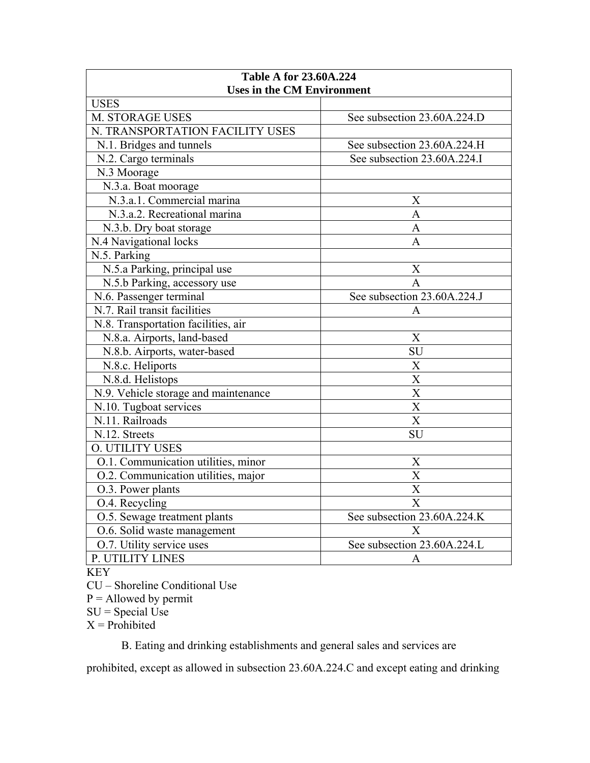| Table A for 23.60A.224<br>Uses in the CM Environment | |
|---|---|
| USES | |
| M. STORAGE USES | See subsection 23.60A.224.D |
| N. TRANSPORTATION FACILITY USES | |
| N.1. Bridges and tunnels | See subsection 23.60A.224.H |
| N.2. Cargo terminals | See subsection 23.60A.224.I |
| N.3 Moorage | |
| N.3.a. Boat moorage | |
| N.3.a.1. Commercial marina | X |
| N.3.a.2. Recreational marina | A |
| N.3.b. Dry boat storage | A |
| N.4 Navigational locks | A |
| N.5. Parking | |
| N.5.a Parking, principal use | X |
| N.5.b Parking, accessory use | A |
| N.6. Passenger terminal | See subsection 23.60A.224.J |
| N.7. Rail transit facilities | A |
| N.8. Transportation facilities, air | |
| N.8.a. Airports, land-based | X |
| N.8.b. Airports, water-based | SU |
| N.8.c. Heliports | X |
| N.8.d. Helistops | X |
| N.9. Vehicle storage and maintenance | X |
| N.10. Tugboat services | X |
| N.11. Railroads | X |
| N.12. Streets | SU |
| O. UTILITY USES | |
| O.1. Communication utilities, minor | X |
| O.2. Communication utilities, major | X |
| O.3. Power plants | X |
| O.4. Recycling | X |
| O.5. Sewage treatment plants | See subsection 23.60A.224.K |
| O.6. Solid waste management | X |
| O.7. Utility service uses | See subsection 23.60A.224.L |
| P. UTILITY LINES | A |

KEY
CU – Shoreline Conditional Use
P = Allowed by permit
SU = Special Use
X = Prohibited

B. Eating and drinking establishments and general sales and services are prohibited, except as allowed in subsection 23.60A.224.C and except eating and drinking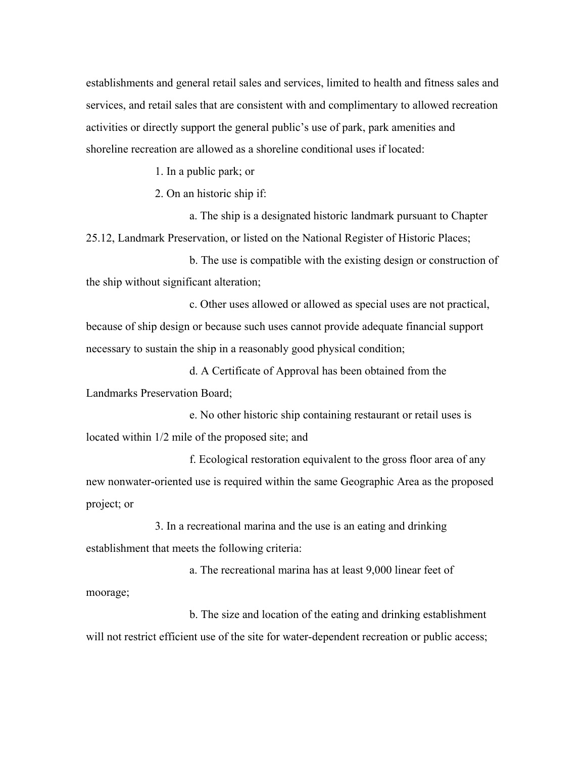establishments and general retail sales and services, limited to health and fitness sales and services, and retail sales that are consistent with and complimentary to allowed recreation activities or directly support the general public's use of park, park amenities and shoreline recreation are allowed as a shoreline conditional uses if located:

1. In a public park; or

2. On an historic ship if:

   a. The ship is a designated historic landmark pursuant to Chapter 25.12, Landmark Preservation, or listed on the National Register of Historic Places;

   b. The use is compatible with the existing design or construction of the ship without significant alteration;

   c. Other uses allowed or allowed as special uses are not practical, because of ship design or because such uses cannot provide adequate financial support necessary to sustain the ship in a reasonably good physical condition;

   d. A Certificate of Approval has been obtained from the Landmarks Preservation Board;

   e. No other historic ship containing restaurant or retail uses is located within 1/2 mile of the proposed site; and

   f. Ecological restoration equivalent to the gross floor area of any new nonwater-oriented use is required within the same Geographic Area as the proposed project; or

3. In a recreational marina and the use is an eating and drinking establishment that meets the following criteria:

   a. The recreational marina has at least 9,000 linear feet of moorage;

   b. The size and location of the eating and drinking establishment will not restrict efficient use of the site for water-dependent recreation or public access;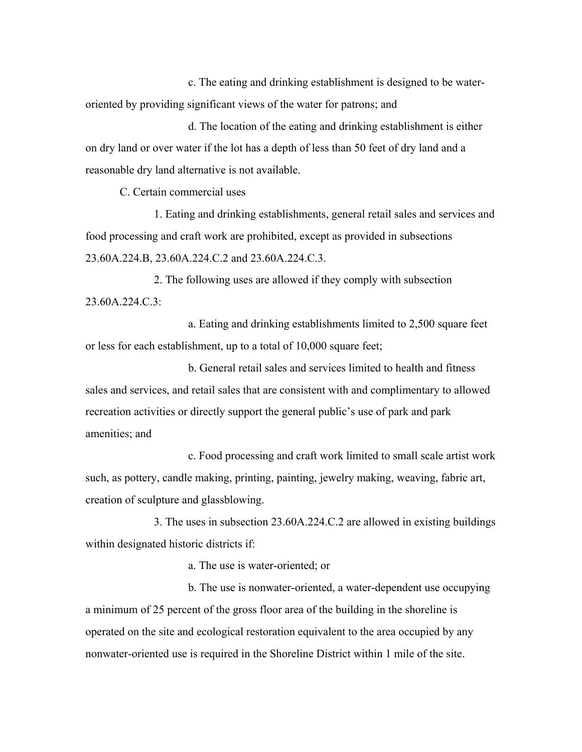c. The eating and drinking establishment is designed to be water-oriented by providing significant views of the water for patrons; and

d. The location of the eating and drinking establishment is either on dry land or over water if the lot has a depth of less than 50 feet of dry land and a reasonable dry land alternative is not available.

C. Certain commercial uses

1. Eating and drinking establishments, general retail sales and services and food processing and craft work are prohibited, except as provided in subsections 23.60A.224.B, 23.60A.224.C.2 and 23.60A.224.C.3.

2. The following uses are allowed if they comply with subsection 23.60A.224.C.3:

a. Eating and drinking establishments limited to 2,500 square feet or less for each establishment, up to a total of 10,000 square feet;

b. General retail sales and services limited to health and fitness sales and services, and retail sales that are consistent with and complimentary to allowed recreation activities or directly support the general public's use of park and park amenities; and

c. Food processing and craft work limited to small scale artist work such, as pottery, candle making, printing, painting, jewelry making, weaving, fabric art, creation of sculpture and glassblowing.

3. The uses in subsection 23.60A.224.C.2 are allowed in existing buildings within designated historic districts if:

a. The use is water-oriented; or

b. The use is nonwater-oriented, a water-dependent use occupying a minimum of 25 percent of the gross floor area of the building in the shoreline is operated on the site and ecological restoration equivalent to the area occupied by any nonwater-oriented use is required in the Shoreline District within 1 mile of the site.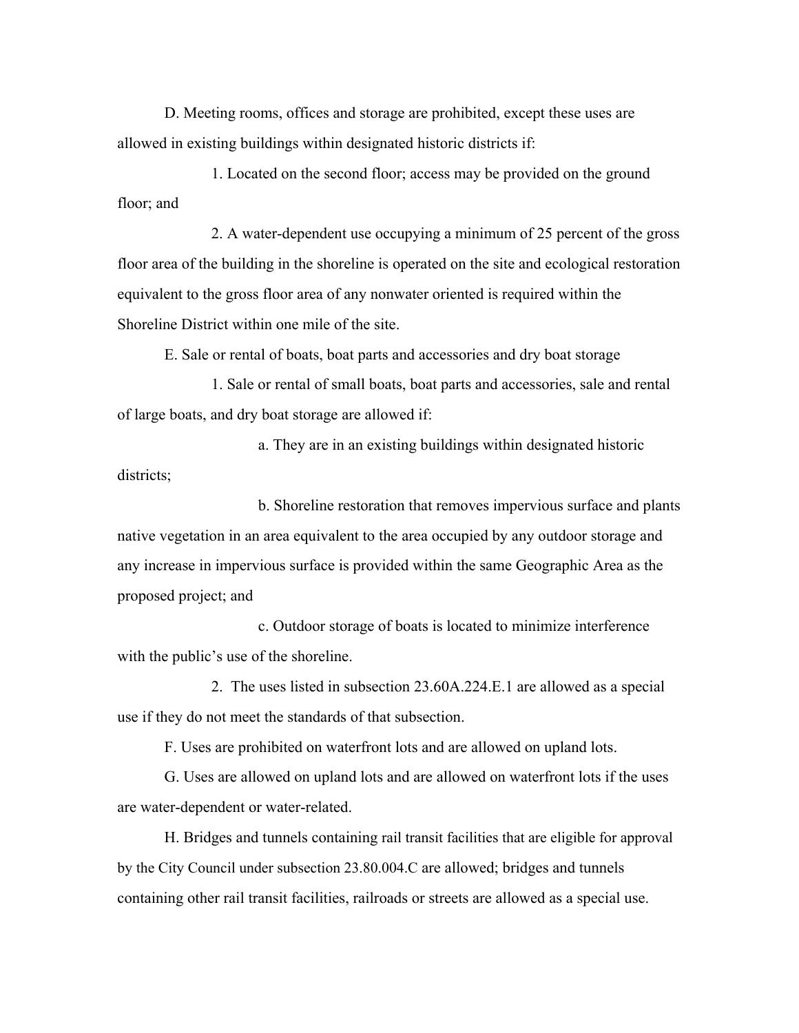D. Meeting rooms, offices and storage are prohibited, except these uses are allowed in existing buildings within designated historic districts if:

1. Located on the second floor; access may be provided on the ground floor; and

2. A water-dependent use occupying a minimum of 25 percent of the gross floor area of the building in the shoreline is operated on the site and ecological restoration equivalent to the gross floor area of any nonwater oriented is required within the Shoreline District within one mile of the site.

E. Sale or rental of boats, boat parts and accessories and dry boat storage

1. Sale or rental of small boats, boat parts and accessories, sale and rental of large boats, and dry boat storage are allowed if:

a. They are in an existing buildings within designated historic districts;

b. Shoreline restoration that removes impervious surface and plants native vegetation in an area equivalent to the area occupied by any outdoor storage and any increase in impervious surface is provided within the same Geographic Area as the proposed project; and

c. Outdoor storage of boats is located to minimize interference with the public's use of the shoreline.

2. The uses listed in subsection 23.60A.224.E.1 are allowed as a special use if they do not meet the standards of that subsection.

F. Uses are prohibited on waterfront lots and are allowed on upland lots.

G. Uses are allowed on upland lots and are allowed on waterfront lots if the uses are water-dependent or water-related.

H. Bridges and tunnels containing rail transit facilities that are eligible for approval by the City Council under subsection 23.80.004.C are allowed; bridges and tunnels containing other rail transit facilities, railroads or streets are allowed as a special use.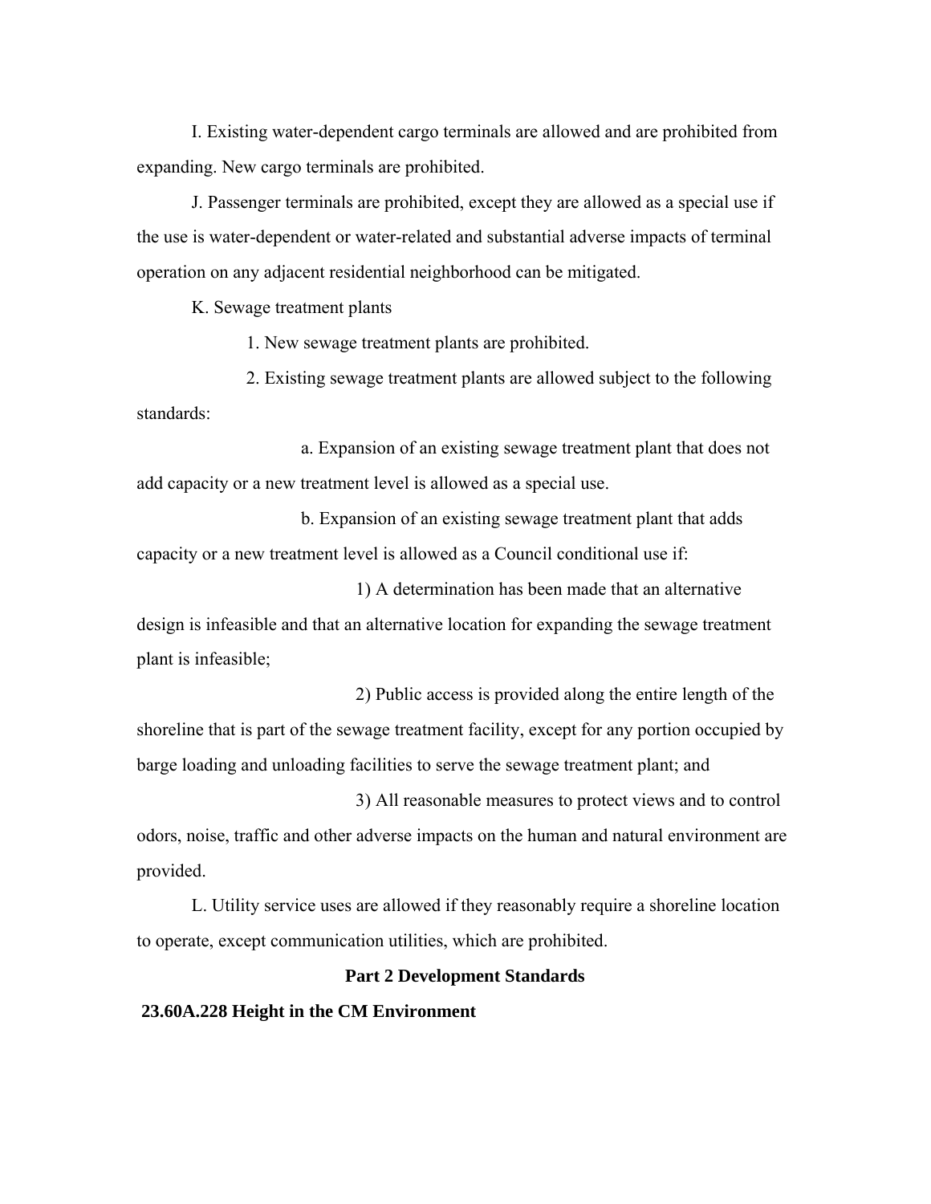I. Existing water-dependent cargo terminals are allowed and are prohibited from expanding. New cargo terminals are prohibited.

J. Passenger terminals are prohibited, except they are allowed as a special use if the use is water-dependent or water-related and substantial adverse impacts of terminal operation on any adjacent residential neighborhood can be mitigated.

K. Sewage treatment plants

1. New sewage treatment plants are prohibited.

2. Existing sewage treatment plants are allowed subject to the following standards:

a. Expansion of an existing sewage treatment plant that does not add capacity or a new treatment level is allowed as a special use.

b. Expansion of an existing sewage treatment plant that adds capacity or a new treatment level is allowed as a Council conditional use if:

1) A determination has been made that an alternative design is infeasible and that an alternative location for expanding the sewage treatment plant is infeasible;

2) Public access is provided along the entire length of the shoreline that is part of the sewage treatment facility, except for any portion occupied by barge loading and unloading facilities to serve the sewage treatment plant; and

3) All reasonable measures to protect views and to control odors, noise, traffic and other adverse impacts on the human and natural environment are provided.

L. Utility service uses are allowed if they reasonably require a shoreline location to operate, except communication utilities, which are prohibited.

## Part 2 Development Standards

### 23.60A.228 Height in the CM Environment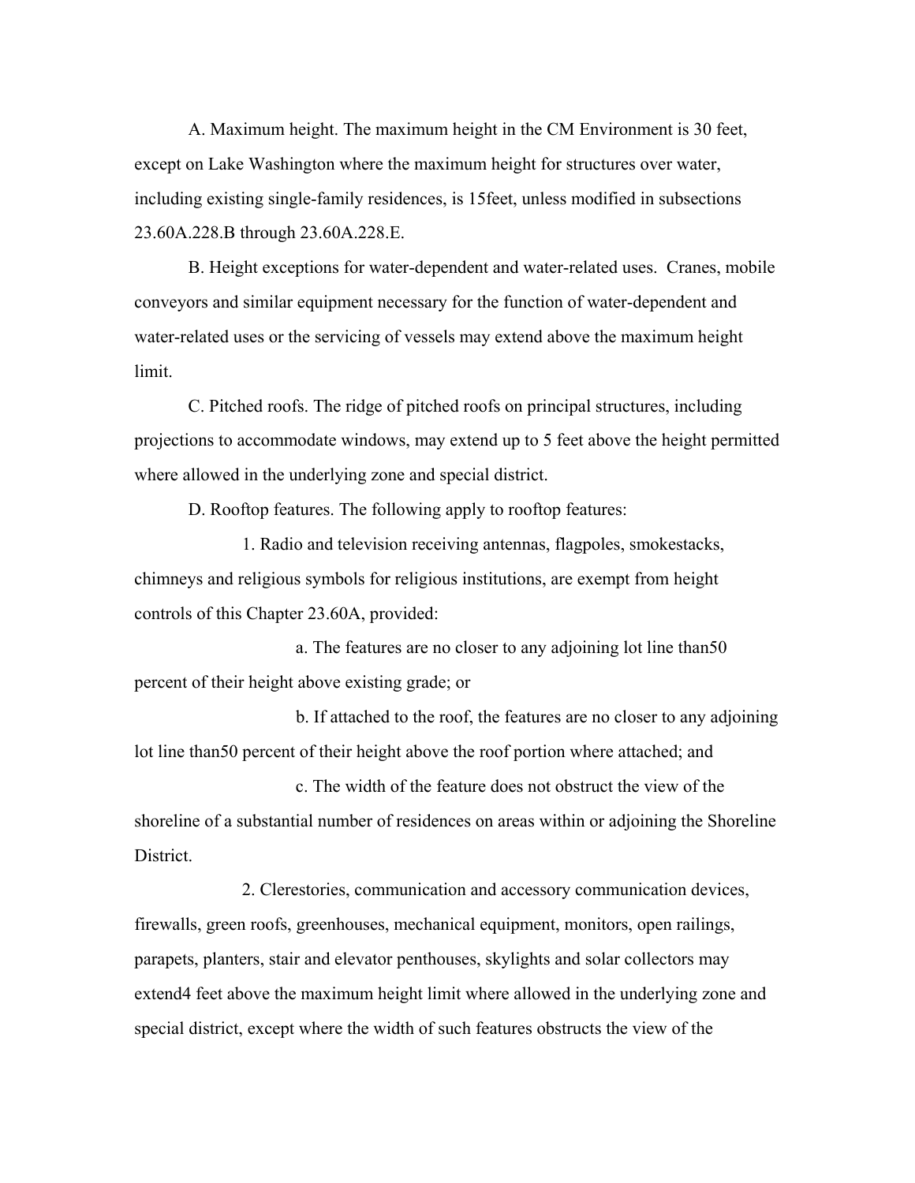A. Maximum height. The maximum height in the CM Environment is 30 feet, except on Lake Washington where the maximum height for structures over water, including existing single-family residences, is 15feet, unless modified in subsections 23.60A.228.B through 23.60A.228.E.

B. Height exceptions for water-dependent and water-related uses. Cranes, mobile conveyors and similar equipment necessary for the function of water-dependent and water-related uses or the servicing of vessels may extend above the maximum height limit.

C. Pitched roofs. The ridge of pitched roofs on principal structures, including projections to accommodate windows, may extend up to 5 feet above the height permitted where allowed in the underlying zone and special district.

D. Rooftop features. The following apply to rooftop features:

1. Radio and television receiving antennas, flagpoles, smokestacks, chimneys and religious symbols for religious institutions, are exempt from height controls of this Chapter 23.60A, provided:

a. The features are no closer to any adjoining lot line than50 percent of their height above existing grade; or

b. If attached to the roof, the features are no closer to any adjoining lot line than50 percent of their height above the roof portion where attached; and

c. The width of the feature does not obstruct the view of the shoreline of a substantial number of residences on areas within or adjoining the Shoreline District.

2. Clerestories, communication and accessory communication devices, firewalls, green roofs, greenhouses, mechanical equipment, monitors, open railings, parapets, planters, stair and elevator penthouses, skylights and solar collectors may extend4 feet above the maximum height limit where allowed in the underlying zone and special district, except where the width of such features obstructs the view of the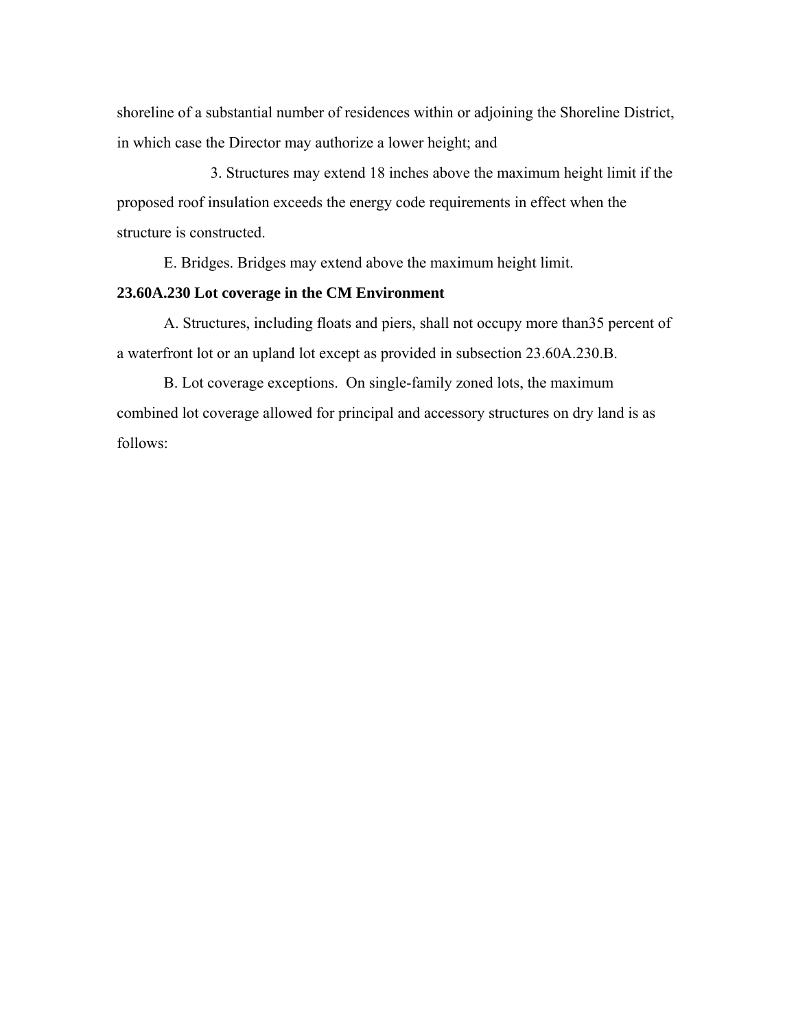shoreline of a substantial number of residences within or adjoining the Shoreline District, in which case the Director may authorize a lower height; and

3. Structures may extend 18 inches above the maximum height limit if the proposed roof insulation exceeds the energy code requirements in effect when the structure is constructed.

E. Bridges. Bridges may extend above the maximum height limit.

**23.60A.230 Lot coverage in the CM Environment**

A. Structures, including floats and piers, shall not occupy more than35 percent of a waterfront lot or an upland lot except as provided in subsection 23.60A.230.B.

B. Lot coverage exceptions. On single-family zoned lots, the maximum combined lot coverage allowed for principal and accessory structures on dry land is as follows: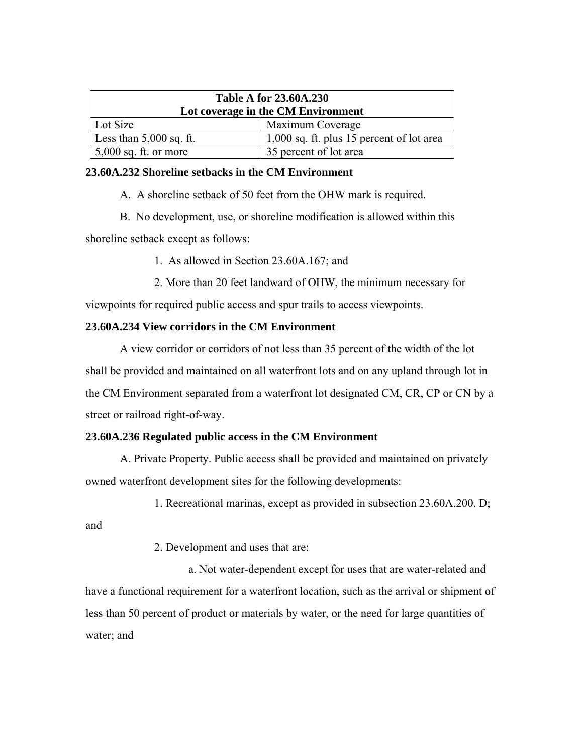| Table A for 23.60A.230<br>Lot coverage in the CM Environment | |
|---|---|
| Lot Size | Maximum Coverage |
| Less than 5,000 sq. ft. | 1,000 sq. ft. plus 15 percent of lot area |
| 5,000 sq. ft. or more | 35 percent of lot area |

**23.60A.232 Shoreline setbacks in the CM Environment**

A. A shoreline setback of 50 feet from the OHW mark is required.

B. No development, use, or shoreline modification is allowed within this shoreline setback except as follows:

1. As allowed in Section 23.60A.167; and

2. More than 20 feet landward of OHW, the minimum necessary for viewpoints for required public access and spur trails to access viewpoints.

**23.60A.234 View corridors in the CM Environment**

A view corridor or corridors of not less than 35 percent of the width of the lot shall be provided and maintained on all waterfront lots and on any upland through lot in the CM Environment separated from a waterfront lot designated CM, CR, CP or CN by a street or railroad right-of-way.

**23.60A.236 Regulated public access in the CM Environment**

A. Private Property. Public access shall be provided and maintained on privately owned waterfront development sites for the following developments:

1. Recreational marinas, except as provided in subsection 23.60A.200. D; and

2. Development and uses that are:

a. Not water-dependent except for uses that are water-related and have a functional requirement for a waterfront location, such as the arrival or shipment of less than 50 percent of product or materials by water, or the need for large quantities of water; and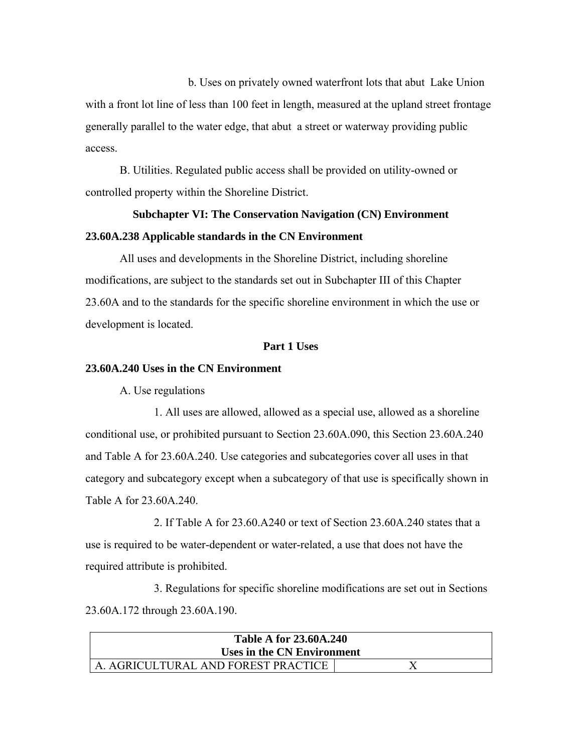b. Uses on privately owned waterfront lots that abut Lake Union with a front lot line of less than 100 feet in length, measured at the upland street frontage generally parallel to the water edge, that abut a street or waterway providing public access.

B. Utilities. Regulated public access shall be provided on utility-owned or controlled property within the Shoreline District.

## Subchapter VI: The Conservation Navigation (CN) Environment

### 23.60A.238 Applicable standards in the CN Environment

All uses and developments in the Shoreline District, including shoreline modifications, are subject to the standards set out in Subchapter III of this Chapter 23.60A and to the standards for the specific shoreline environment in which the use or development is located.

## Part 1 Uses

### 23.60A.240 Uses in the CN Environment

A. Use regulations

1. All uses are allowed, allowed as a special use, allowed as a shoreline conditional use, or prohibited pursuant to Section 23.60A.090, this Section 23.60A.240 and Table A for 23.60A.240. Use categories and subcategories cover all uses in that category and subcategory except when a subcategory of that use is specifically shown in Table A for 23.60A.240.

2. If Table A for 23.60.A240 or text of Section 23.60A.240 states that a use is required to be water-dependent or water-related, a use that does not have the required attribute is prohibited.

3. Regulations for specific shoreline modifications are set out in Sections 23.60A.172 through 23.60A.190.

| Table A for 23.60A.240<br>Uses in the CN Environment | |
|---|---|
| A. AGRICULTURAL AND FOREST PRACTICE | X |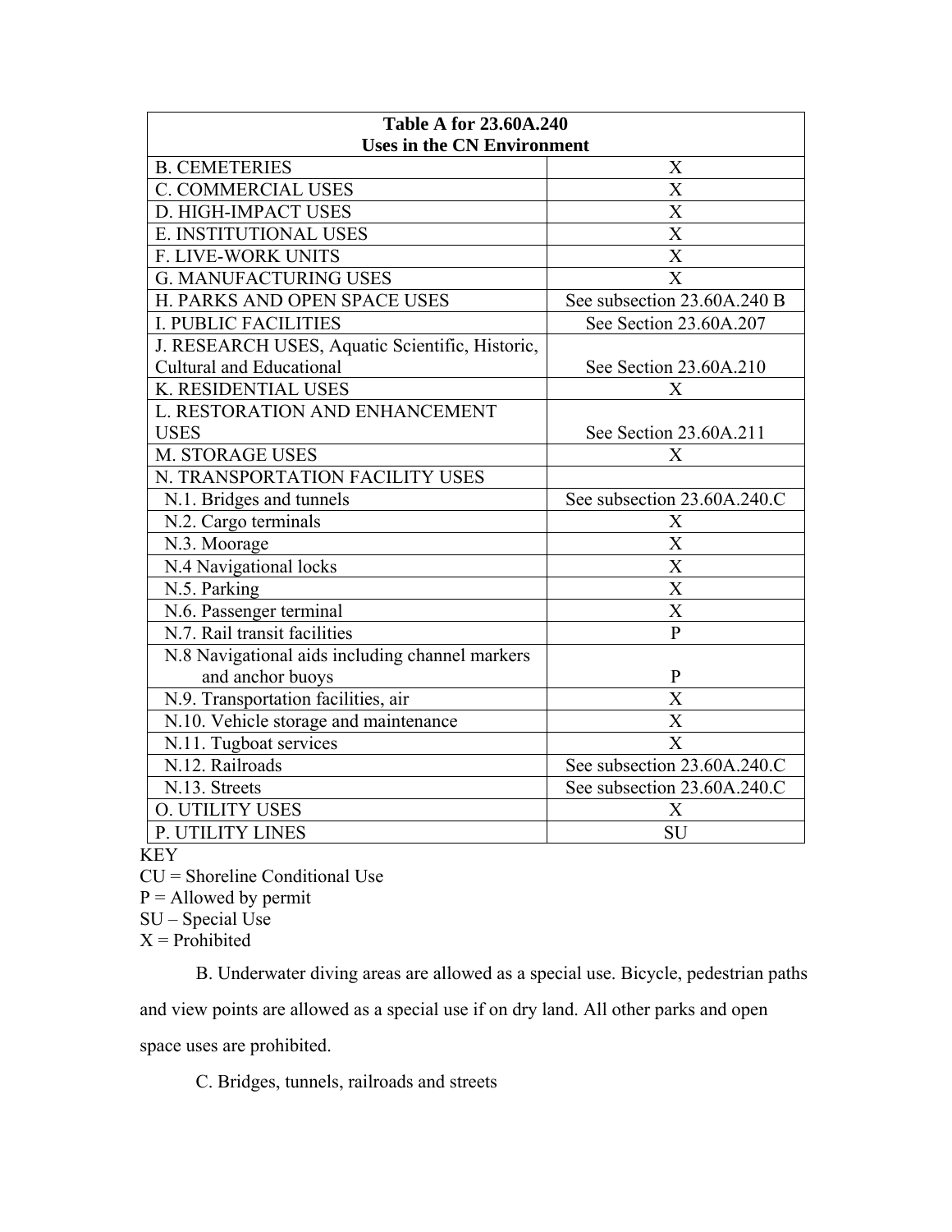| Table A for 23.60A.240<br>Uses in the CN Environment | |
|---|---|
| B. CEMETERIES | X |
| C. COMMERCIAL USES | X |
| D. HIGH-IMPACT USES | X |
| E. INSTITUTIONAL USES | X |
| F. LIVE-WORK UNITS | X |
| G. MANUFACTURING USES | X |
| H. PARKS AND OPEN SPACE USES | See subsection 23.60A.240 B |
| I. PUBLIC FACILITIES | See Section 23.60A.207 |
| J. RESEARCH USES, Aquatic Scientific, Historic, Cultural and Educational | See Section 23.60A.210 |
| K. RESIDENTIAL USES | X |
| L. RESTORATION AND ENHANCEMENT USES | See Section 23.60A.211 |
| M. STORAGE USES | X |
| N. TRANSPORTATION FACILITY USES | |
| N.1. Bridges and tunnels | See subsection 23.60A.240.C |
| N.2. Cargo terminals | X |
| N.3. Moorage | X |
| N.4 Navigational locks | X |
| N.5. Parking | X |
| N.6. Passenger terminal | X |
| N.7. Rail transit facilities | P |
| N.8 Navigational aids including channel markers and anchor buoys | P |
| N.9. Transportation facilities, air | X |
| N.10. Vehicle storage and maintenance | X |
| N.11. Tugboat services | X |
| N.12. Railroads | See subsection 23.60A.240.C |
| N.13. Streets | See subsection 23.60A.240.C |
| O. UTILITY USES | X |
| P. UTILITY LINES | SU |

KEY
CU = Shoreline Conditional Use
P = Allowed by permit
SU – Special Use
X = Prohibited

B. Underwater diving areas are allowed as a special use. Bicycle, pedestrian paths and view points are allowed as a special use if on dry land. All other parks and open space uses are prohibited.

C. Bridges, tunnels, railroads and streets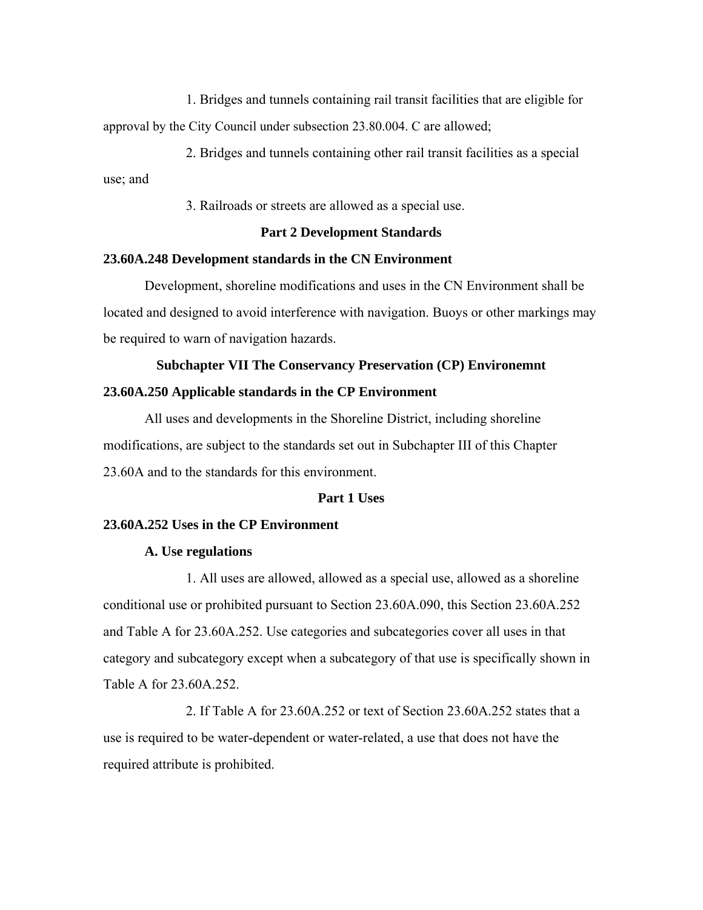1. Bridges and tunnels containing rail transit facilities that are eligible for approval by the City Council under subsection 23.80.004. C are allowed;

2. Bridges and tunnels containing other rail transit facilities as a special use; and

3. Railroads or streets are allowed as a special use.

**Part 2 Development Standards**

**23.60A.248 Development standards in the CN Environment**

Development, shoreline modifications and uses in the CN Environment shall be located and designed to avoid interference with navigation. Buoys or other markings may be required to warn of navigation hazards.

**Subchapter VII The Conservancy Preservation (CP) Environemnt**

**23.60A.250 Applicable standards in the CP Environment**

All uses and developments in the Shoreline District, including shoreline modifications, are subject to the standards set out in Subchapter III of this Chapter 23.60A and to the standards for this environment.

**Part 1 Uses**

**23.60A.252 Uses in the CP Environment**

**A. Use regulations**

1. All uses are allowed, allowed as a special use, allowed as a shoreline conditional use or prohibited pursuant to Section 23.60A.090, this Section 23.60A.252 and Table A for 23.60A.252. Use categories and subcategories cover all uses in that category and subcategory except when a subcategory of that use is specifically shown in Table A for 23.60A.252.

2. If Table A for 23.60A.252 or text of Section 23.60A.252 states that a use is required to be water-dependent or water-related, a use that does not have the required attribute is prohibited.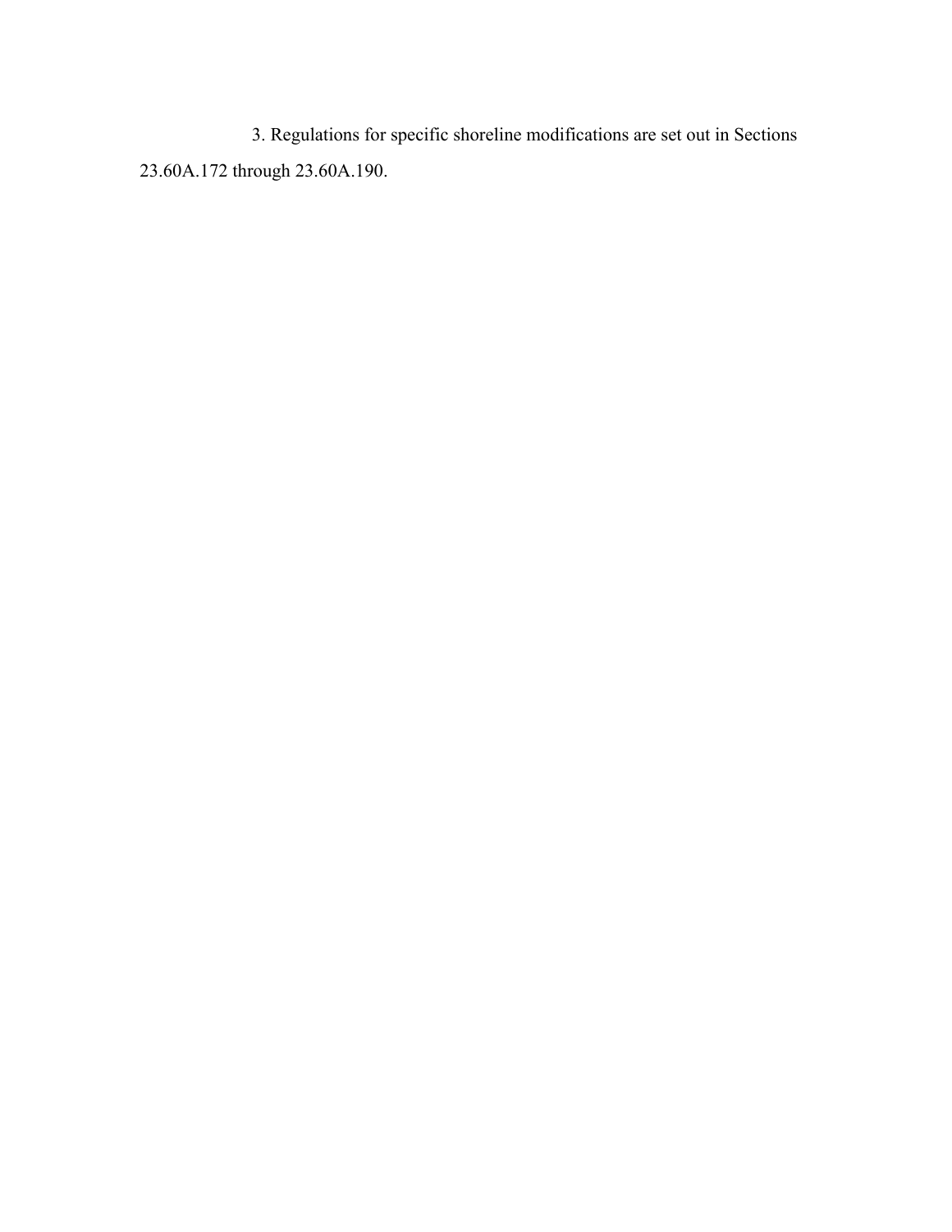3. Regulations for specific shoreline modifications are set out in Sections 23.60A.172 through 23.60A.190.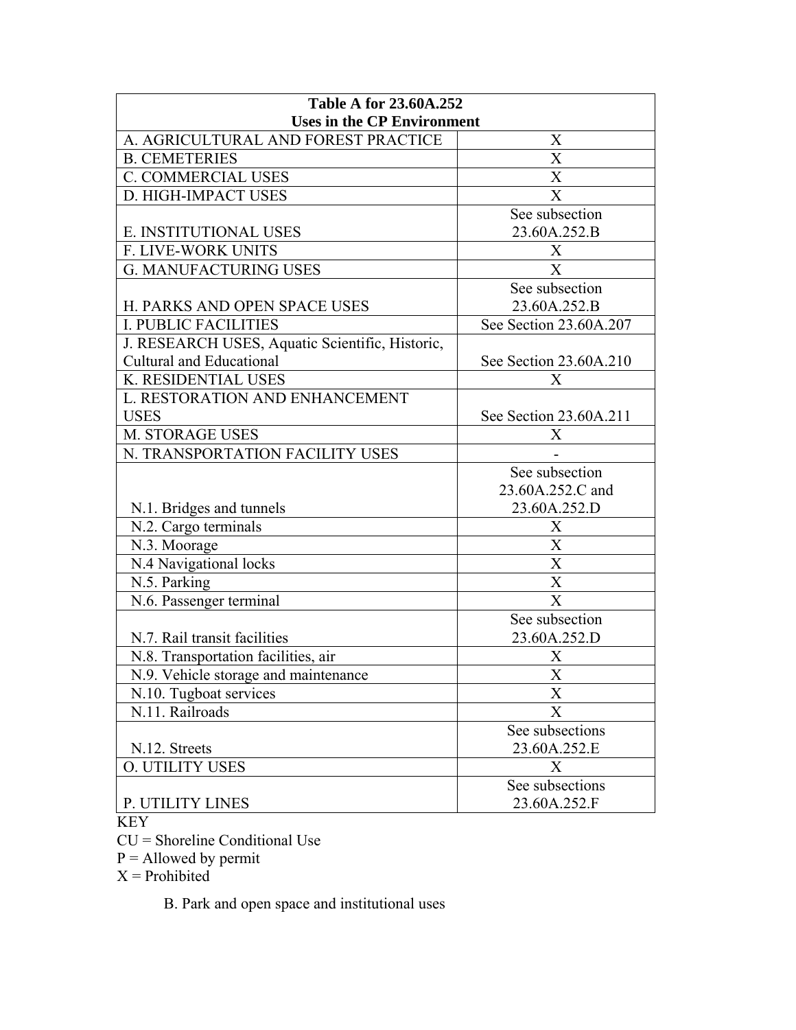| Table A for 23.60A.252 Uses in the CP Environment | |
|---|---|
| A. AGRICULTURAL AND FOREST PRACTICE | X |
| B. CEMETERIES | X |
| C. COMMERCIAL USES | X |
| D. HIGH-IMPACT USES | X |
| E. INSTITUTIONAL USES | See subsection 23.60A.252.B |
| F. LIVE-WORK UNITS | X |
| G. MANUFACTURING USES | X |
| H. PARKS AND OPEN SPACE USES | See subsection 23.60A.252.B |
| I. PUBLIC FACILITIES | See Section 23.60A.207 |
| J. RESEARCH USES, Aquatic Scientific, Historic, Cultural and Educational | See Section 23.60A.210 |
| K. RESIDENTIAL USES | X |
| L. RESTORATION AND ENHANCEMENT USES | See Section 23.60A.211 |
| M. STORAGE USES | X |
| N. TRANSPORTATION FACILITY USES | - |
| N.1. Bridges and tunnels | See subsection 23.60A.252.C and 23.60A.252.D |
| N.2. Cargo terminals | X |
| N.3. Moorage | X |
| N.4 Navigational locks | X |
| N.5. Parking | X |
| N.6. Passenger terminal | X |
| N.7. Rail transit facilities | See subsection 23.60A.252.D |
| N.8. Transportation facilities, air | X |
| N.9. Vehicle storage and maintenance | X |
| N.10. Tugboat services | X |
| N.11. Railroads | X |
| N.12. Streets | See subsections 23.60A.252.E |
| O. UTILITY USES | X |
| P. UTILITY LINES | See subsections 23.60A.252.F |

KEY
CU = Shoreline Conditional Use
P = Allowed by permit
X = Prohibited

B. Park and open space and institutional uses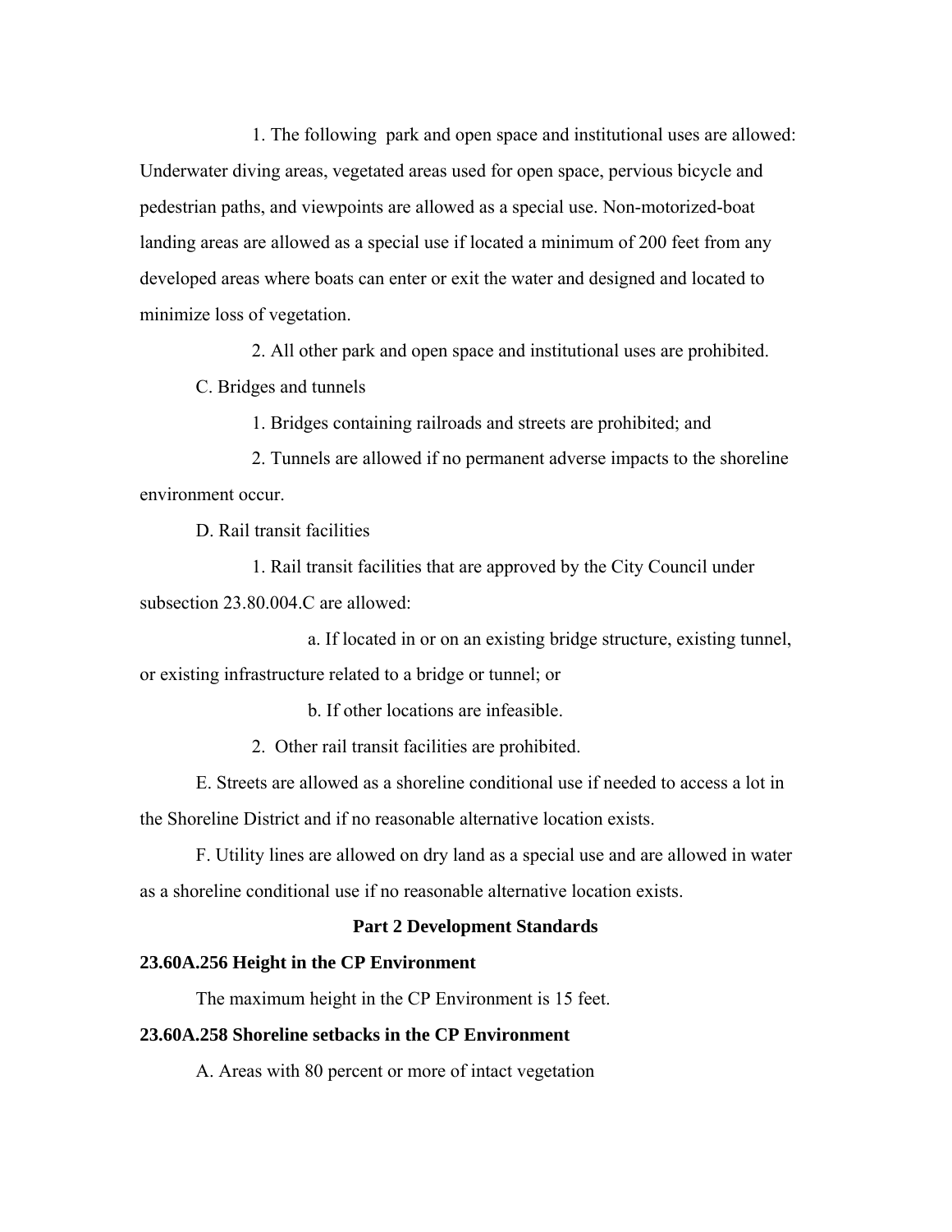1. The following park and open space and institutional uses are allowed: Underwater diving areas, vegetated areas used for open space, pervious bicycle and pedestrian paths, and viewpoints are allowed as a special use. Non-motorized-boat landing areas are allowed as a special use if located a minimum of 200 feet from any developed areas where boats can enter or exit the water and designed and located to minimize loss of vegetation.

2. All other park and open space and institutional uses are prohibited.

C. Bridges and tunnels

1. Bridges containing railroads and streets are prohibited; and

2. Tunnels are allowed if no permanent adverse impacts to the shoreline environment occur.

D. Rail transit facilities

1. Rail transit facilities that are approved by the City Council under subsection 23.80.004.C are allowed:

a. If located in or on an existing bridge structure, existing tunnel, or existing infrastructure related to a bridge or tunnel; or

b. If other locations are infeasible.

2. Other rail transit facilities are prohibited.

E. Streets are allowed as a shoreline conditional use if needed to access a lot in the Shoreline District and if no reasonable alternative location exists.

F. Utility lines are allowed on dry land as a special use and are allowed in water as a shoreline conditional use if no reasonable alternative location exists.

**Part 2 Development Standards**

**23.60A.256 Height in the CP Environment**

The maximum height in the CP Environment is 15 feet.

**23.60A.258 Shoreline setbacks in the CP Environment**

A. Areas with 80 percent or more of intact vegetation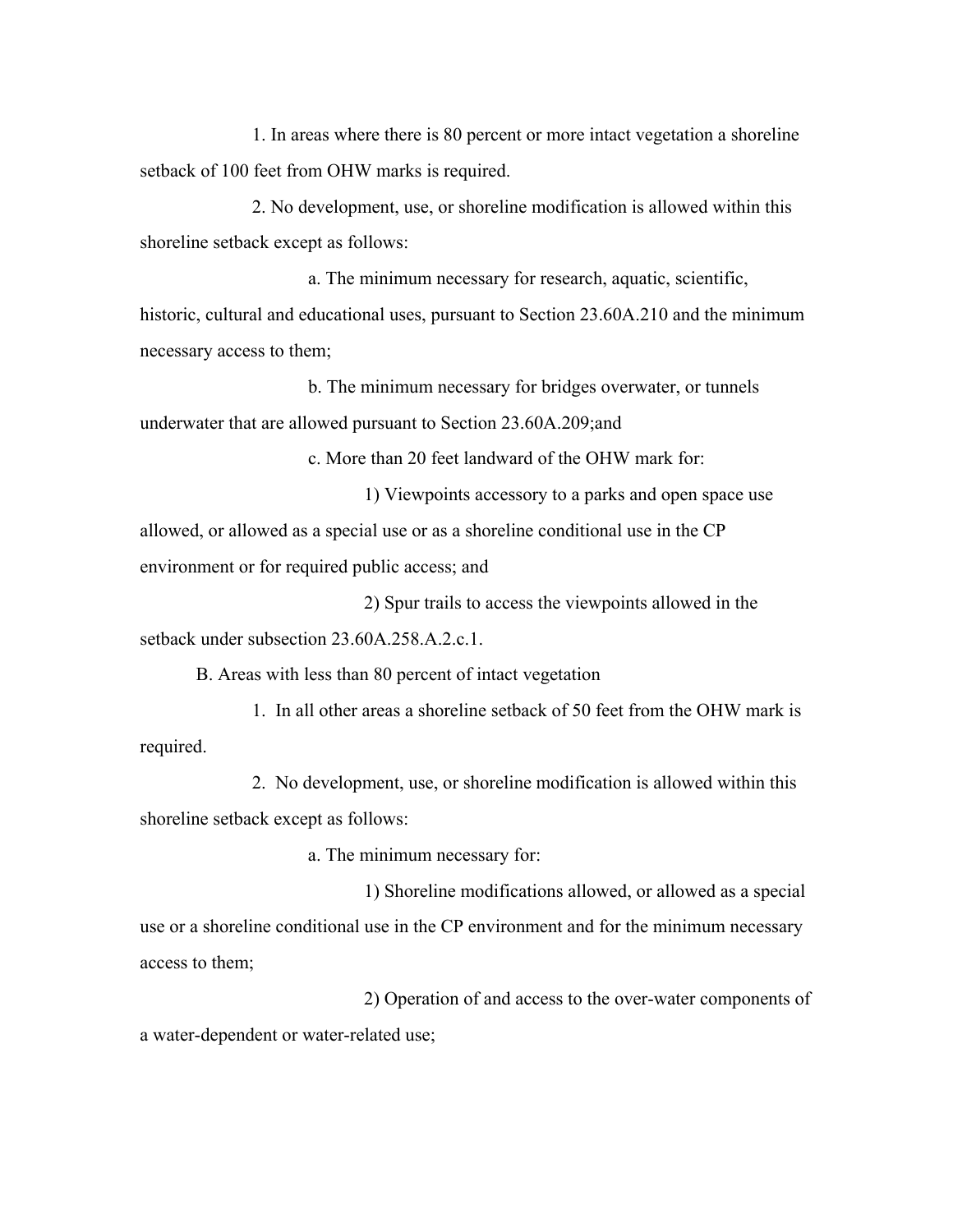1. In areas where there is 80 percent or more intact vegetation a shoreline setback of 100 feet from OHW marks is required.

2. No development, use, or shoreline modification is allowed within this shoreline setback except as follows:

a. The minimum necessary for research, aquatic, scientific, historic, cultural and educational uses, pursuant to Section 23.60A.210 and the minimum necessary access to them;

b. The minimum necessary for bridges overwater, or tunnels underwater that are allowed pursuant to Section 23.60A.209;and

c. More than 20 feet landward of the OHW mark for:

1) Viewpoints accessory to a parks and open space use allowed, or allowed as a special use or as a shoreline conditional use in the CP environment or for required public access; and

2) Spur trails to access the viewpoints allowed in the setback under subsection 23.60A.258.A.2.c.1.

B. Areas with less than 80 percent of intact vegetation

1. In all other areas a shoreline setback of 50 feet from the OHW mark is required.

2. No development, use, or shoreline modification is allowed within this shoreline setback except as follows:

a. The minimum necessary for:

1) Shoreline modifications allowed, or allowed as a special use or a shoreline conditional use in the CP environment and for the minimum necessary access to them;

2) Operation of and access to the over-water components of a water-dependent or water-related use;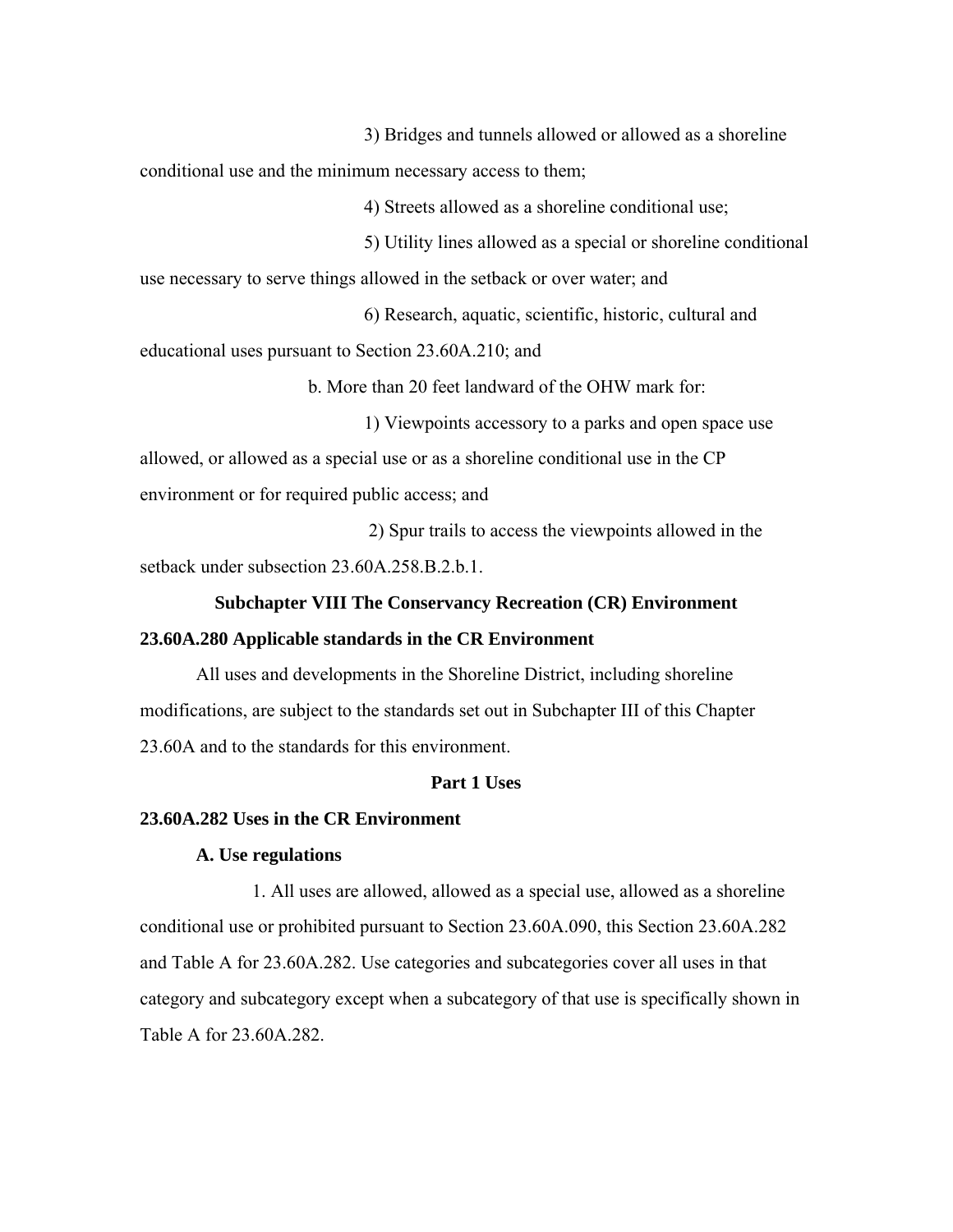3) Bridges and tunnels allowed or allowed as a shoreline conditional use and the minimum necessary access to them;

4) Streets allowed as a shoreline conditional use;

5) Utility lines allowed as a special or shoreline conditional use necessary to serve things allowed in the setback or over water; and

6) Research, aquatic, scientific, historic, cultural and educational uses pursuant to Section 23.60A.210; and

b. More than 20 feet landward of the OHW mark for:

1) Viewpoints accessory to a parks and open space use allowed, or allowed as a special use or as a shoreline conditional use in the CP environment or for required public access; and

2) Spur trails to access the viewpoints allowed in the setback under subsection 23.60A.258.B.2.b.1.

## Subchapter VIII The Conservancy Recreation (CR) Environment

### 23.60A.280 Applicable standards in the CR Environment

All uses and developments in the Shoreline District, including shoreline modifications, are subject to the standards set out in Subchapter III of this Chapter 23.60A and to the standards for this environment.

## Part 1 Uses

### 23.60A.282 Uses in the CR Environment

**A. Use regulations**

1. All uses are allowed, allowed as a special use, allowed as a shoreline conditional use or prohibited pursuant to Section 23.60A.090, this Section 23.60A.282 and Table A for 23.60A.282. Use categories and subcategories cover all uses in that category and subcategory except when a subcategory of that use is specifically shown in Table A for 23.60A.282.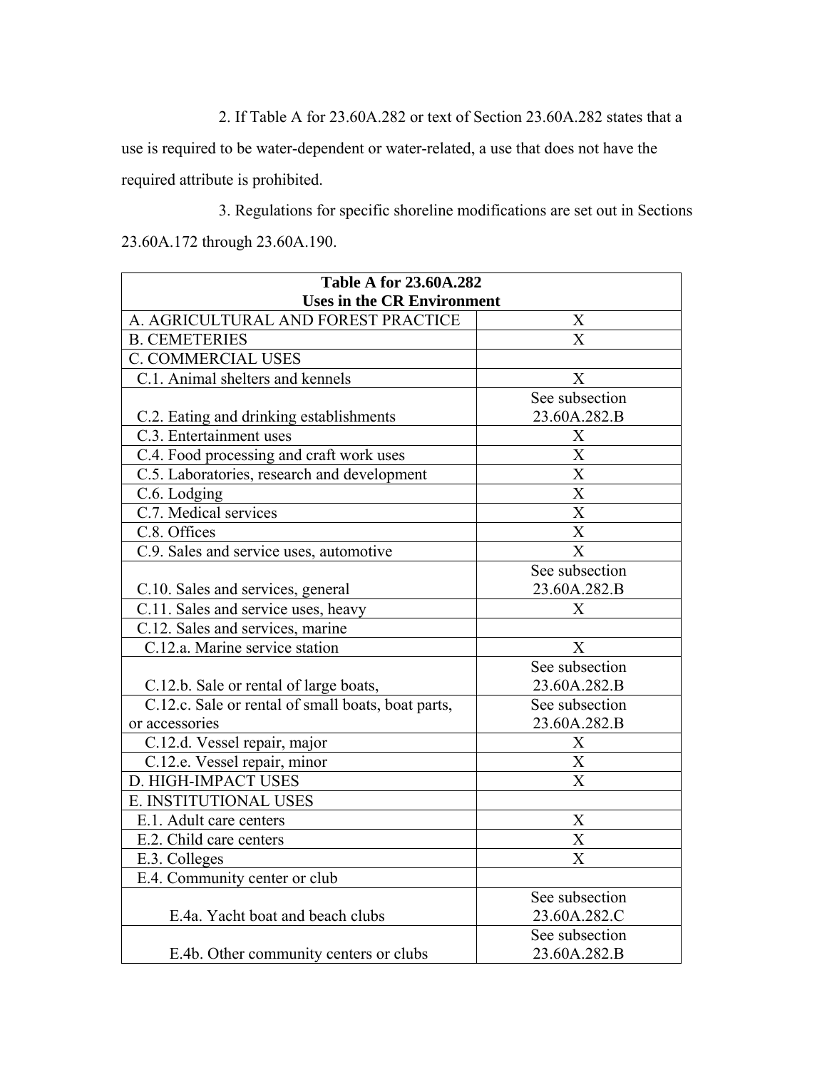2. If Table A for 23.60A.282 or text of Section 23.60A.282 states that a use is required to be water-dependent or water-related, a use that does not have the required attribute is prohibited.

3. Regulations for specific shoreline modifications are set out in Sections 23.60A.172 through 23.60A.190.

| **Table A for 23.60A.282<br>Uses in the CR Environment** | |
|---|---|
| A. AGRICULTURAL AND FOREST PRACTICE | X |
| B. CEMETERIES | X |
| C. COMMERCIAL USES | |
| C.1. Animal shelters and kennels | X |
| C.2. Eating and drinking establishments | See subsection 23.60A.282.B |
| C.3. Entertainment uses | X |
| C.4. Food processing and craft work uses | X |
| C.5. Laboratories, research and development | X |
| C.6. Lodging | X |
| C.7. Medical services | X |
| C.8. Offices | X |
| C.9. Sales and service uses, automotive | X |
| C.10. Sales and services, general | See subsection 23.60A.282.B |
| C.11. Sales and service uses, heavy | X |
| C.12. Sales and services, marine | |
| C.12.a. Marine service station | X |
| C.12.b. Sale or rental of large boats, | See subsection 23.60A.282.B |
| C.12.c. Sale or rental of small boats, boat parts, or accessories | See subsection 23.60A.282.B |
| C.12.d. Vessel repair, major | X |
| C.12.e. Vessel repair, minor | X |
| D. HIGH-IMPACT USES | X |
| E. INSTITUTIONAL USES | |
| E.1. Adult care centers | X |
| E.2. Child care centers | X |
| E.3. Colleges | X |
| E.4. Community center or club | |
| E.4a. Yacht boat and beach clubs | See subsection 23.60A.282.C |
| E.4b. Other community centers or clubs | See subsection 23.60A.282.B |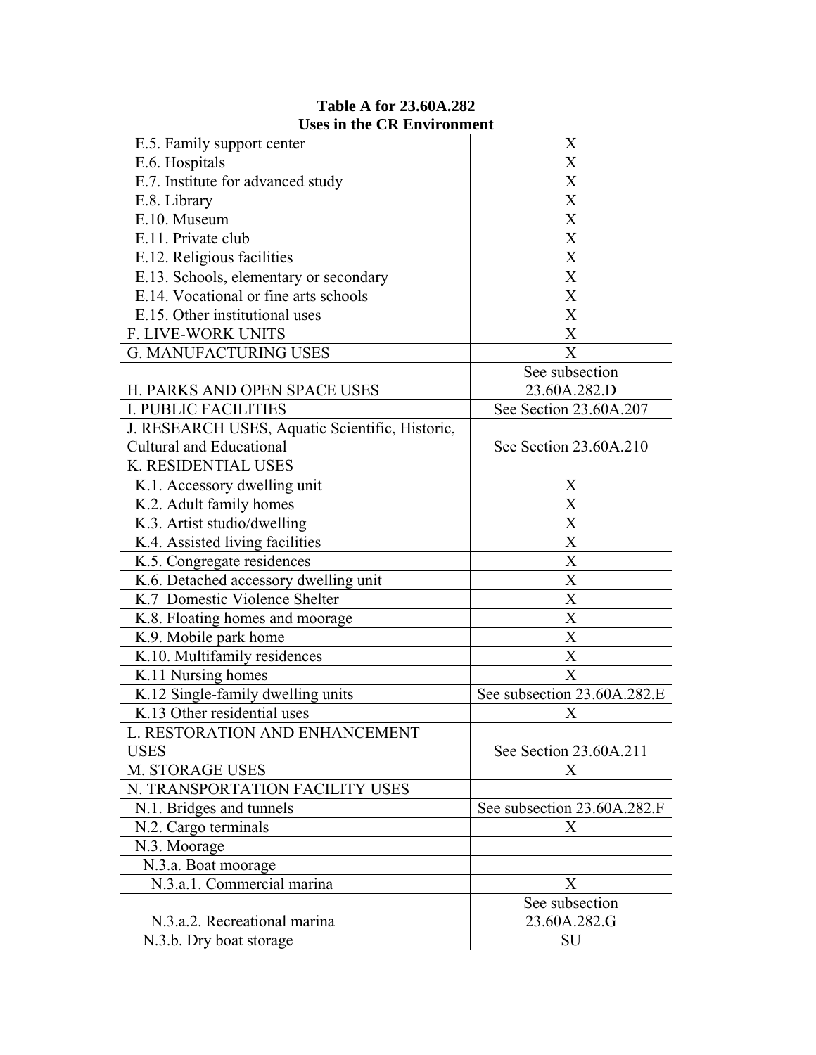| Table A for 23.60A.282<br>Uses in the CR Environment | |
|---|---|
| E.5. Family support center | X |
| E.6. Hospitals | X |
| E.7. Institute for advanced study | X |
| E.8. Library | X |
| E.10. Museum | X |
| E.11. Private club | X |
| E.12. Religious facilities | X |
| E.13. Schools, elementary or secondary | X |
| E.14. Vocational or fine arts schools | X |
| E.15. Other institutional uses | X |
| F. LIVE-WORK UNITS | X |
| G. MANUFACTURING USES | X |
| H. PARKS AND OPEN SPACE USES | See subsection 23.60A.282.D |
| I. PUBLIC FACILITIES | See Section 23.60A.207 |
| J. RESEARCH USES, Aquatic Scientific, Historic, Cultural and Educational | See Section 23.60A.210 |
| K. RESIDENTIAL USES | |
| K.1. Accessory dwelling unit | X |
| K.2. Adult family homes | X |
| K.3. Artist studio/dwelling | X |
| K.4. Assisted living facilities | X |
| K.5. Congregate residences | X |
| K.6. Detached accessory dwelling unit | X |
| K.7 Domestic Violence Shelter | X |
| K.8. Floating homes and moorage | X |
| K.9. Mobile park home | X |
| K.10. Multifamily residences | X |
| K.11 Nursing homes | X |
| K.12 Single-family dwelling units | See subsection 23.60A.282.E |
| K.13 Other residential uses | X |
| L. RESTORATION AND ENHANCEMENT USES | See Section 23.60A.211 |
| M. STORAGE USES | X |
| N. TRANSPORTATION FACILITY USES | |
| N.1. Bridges and tunnels | See subsection 23.60A.282.F |
| N.2. Cargo terminals | X |
| N.3. Moorage | |
| N.3.a. Boat moorage | |
| N.3.a.1. Commercial marina | X |
| N.3.a.2. Recreational marina | See subsection 23.60A.282.G |
| N.3.b. Dry boat storage | SU |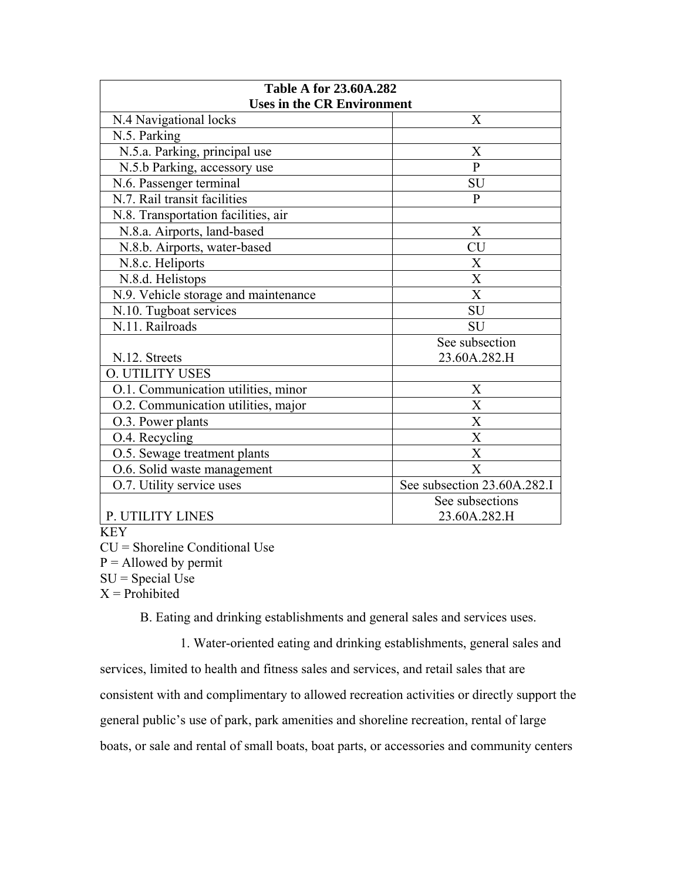| Table A for 23.60A.282 Uses in the CR Environment | |
|---|---|
| N.4 Navigational locks | X |
| N.5. Parking | |
| N.5.a. Parking, principal use | X |
| N.5.b Parking, accessory use | P |
| N.6. Passenger terminal | SU |
| N.7. Rail transit facilities | P |
| N.8. Transportation facilities, air | |
| N.8.a. Airports, land-based | X |
| N.8.b. Airports, water-based | CU |
| N.8.c. Heliports | X |
| N.8.d. Helistops | X |
| N.9. Vehicle storage and maintenance | X |
| N.10. Tugboat services | SU |
| N.11. Railroads | SU |
| N.12. Streets | See subsection 23.60A.282.H |
| O. UTILITY USES | |
| O.1. Communication utilities, minor | X |
| O.2. Communication utilities, major | X |
| O.3. Power plants | X |
| O.4. Recycling | X |
| O.5. Sewage treatment plants | X |
| O.6. Solid waste management | X |
| O.7. Utility service uses | See subsection 23.60A.282.I |
| P. UTILITY LINES | See subsections 23.60A.282.H |

KEY
CU = Shoreline Conditional Use
P = Allowed by permit
SU = Special Use
X = Prohibited

B. Eating and drinking establishments and general sales and services uses.

1. Water-oriented eating and drinking establishments, general sales and services, limited to health and fitness sales and services, and retail sales that are consistent with and complimentary to allowed recreation activities or directly support the general public's use of park, park amenities and shoreline recreation, rental of large boats, or sale and rental of small boats, boat parts, or accessories and community centers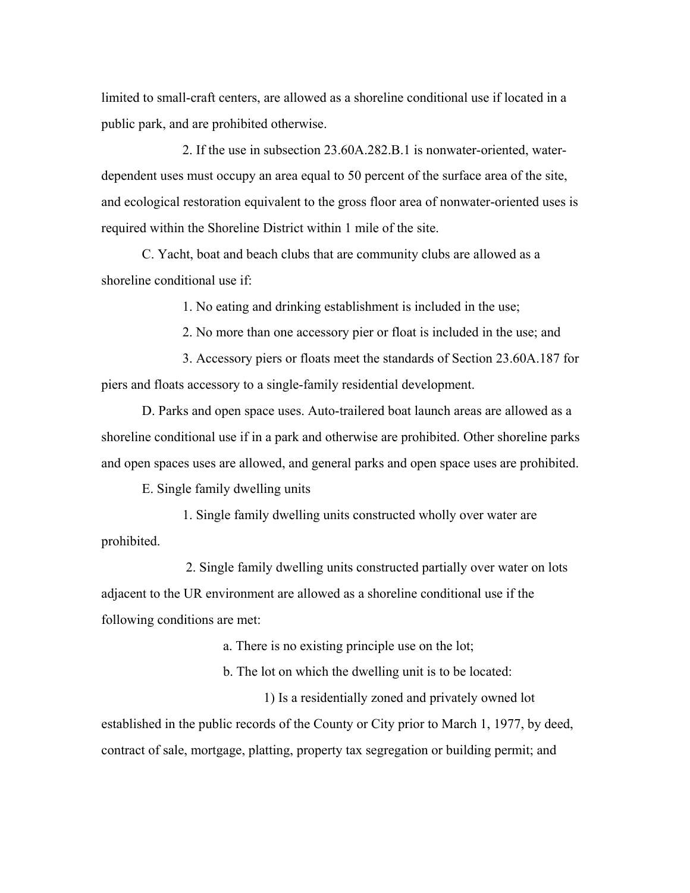limited to small-craft centers, are allowed as a shoreline conditional use if located in a public park, and are prohibited otherwise.

2. If the use in subsection 23.60A.282.B.1 is nonwater-oriented, water-dependent uses must occupy an area equal to 50 percent of the surface area of the site, and ecological restoration equivalent to the gross floor area of nonwater-oriented uses is required within the Shoreline District within 1 mile of the site.

C. Yacht, boat and beach clubs that are community clubs are allowed as a shoreline conditional use if:

1. No eating and drinking establishment is included in the use;

2. No more than one accessory pier or float is included in the use; and

3. Accessory piers or floats meet the standards of Section 23.60A.187 for piers and floats accessory to a single-family residential development.

D. Parks and open space uses. Auto-trailered boat launch areas are allowed as a shoreline conditional use if in a park and otherwise are prohibited. Other shoreline parks and open spaces uses are allowed, and general parks and open space uses are prohibited.

E. Single family dwelling units

1. Single family dwelling units constructed wholly over water are prohibited.

2. Single family dwelling units constructed partially over water on lots adjacent to the UR environment are allowed as a shoreline conditional use if the following conditions are met:

a. There is no existing principle use on the lot;

b. The lot on which the dwelling unit is to be located:

1) Is a residentially zoned and privately owned lot established in the public records of the County or City prior to March 1, 1977, by deed, contract of sale, mortgage, platting, property tax segregation or building permit; and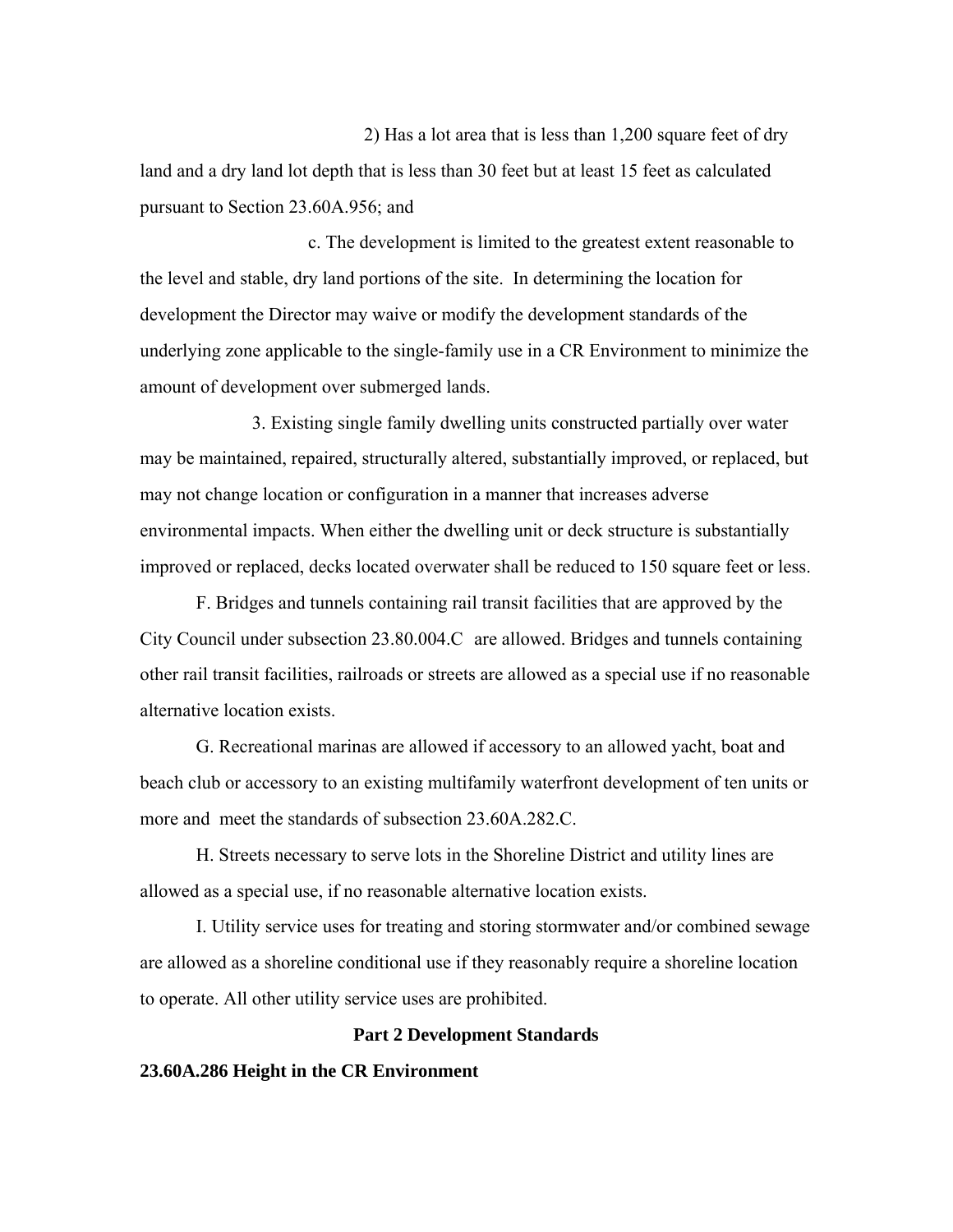2) Has a lot area that is less than 1,200 square feet of dry land and a dry land lot depth that is less than 30 feet but at least 15 feet as calculated pursuant to Section 23.60A.956; and

c. The development is limited to the greatest extent reasonable to the level and stable, dry land portions of the site. In determining the location for development the Director may waive or modify the development standards of the underlying zone applicable to the single-family use in a CR Environment to minimize the amount of development over submerged lands.

3. Existing single family dwelling units constructed partially over water may be maintained, repaired, structurally altered, substantially improved, or replaced, but may not change location or configuration in a manner that increases adverse environmental impacts. When either the dwelling unit or deck structure is substantially improved or replaced, decks located overwater shall be reduced to 150 square feet or less.

F. Bridges and tunnels containing rail transit facilities that are approved by the City Council under subsection 23.80.004.C are allowed. Bridges and tunnels containing other rail transit facilities, railroads or streets are allowed as a special use if no reasonable alternative location exists.

G. Recreational marinas are allowed if accessory to an allowed yacht, boat and beach club or accessory to an existing multifamily waterfront development of ten units or more and meet the standards of subsection 23.60A.282.C.

H. Streets necessary to serve lots in the Shoreline District and utility lines are allowed as a special use, if no reasonable alternative location exists.

I. Utility service uses for treating and storing stormwater and/or combined sewage are allowed as a shoreline conditional use if they reasonably require a shoreline location to operate. All other utility service uses are prohibited.

**Part 2 Development Standards**

**23.60A.286 Height in the CR Environment**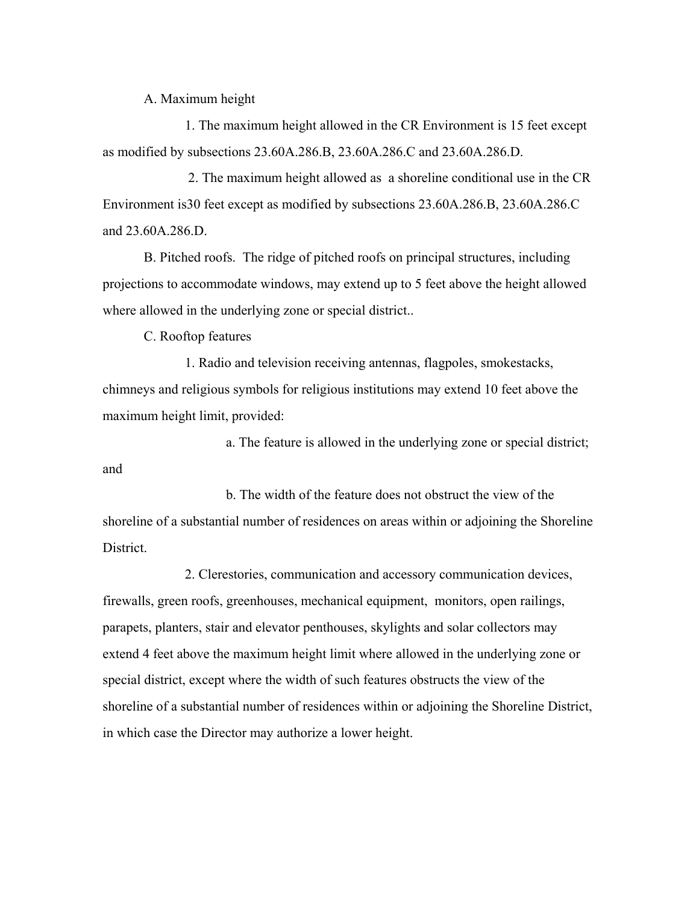A. Maximum height

1. The maximum height allowed in the CR Environment is 15 feet except as modified by subsections 23.60A.286.B, 23.60A.286.C and 23.60A.286.D.

2. The maximum height allowed as a shoreline conditional use in the CR Environment is30 feet except as modified by subsections 23.60A.286.B, 23.60A.286.C and 23.60A.286.D.

B. Pitched roofs. The ridge of pitched roofs on principal structures, including projections to accommodate windows, may extend up to 5 feet above the height allowed where allowed in the underlying zone or special district..

C. Rooftop features

1. Radio and television receiving antennas, flagpoles, smokestacks, chimneys and religious symbols for religious institutions may extend 10 feet above the maximum height limit, provided:

a. The feature is allowed in the underlying zone or special district; and

b. The width of the feature does not obstruct the view of the shoreline of a substantial number of residences on areas within or adjoining the Shoreline District.

2. Clerestories, communication and accessory communication devices, firewalls, green roofs, greenhouses, mechanical equipment, monitors, open railings, parapets, planters, stair and elevator penthouses, skylights and solar collectors may extend 4 feet above the maximum height limit where allowed in the underlying zone or special district, except where the width of such features obstructs the view of the shoreline of a substantial number of residences within or adjoining the Shoreline District, in which case the Director may authorize a lower height.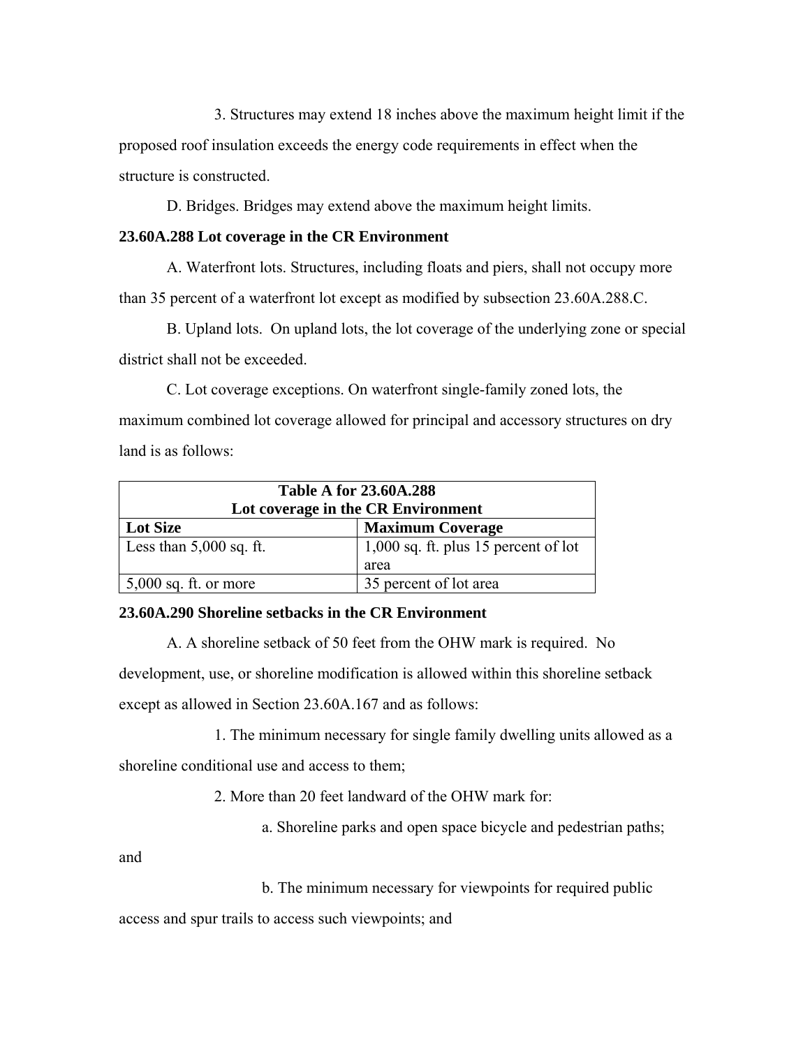3. Structures may extend 18 inches above the maximum height limit if the proposed roof insulation exceeds the energy code requirements in effect when the structure is constructed.

D. Bridges. Bridges may extend above the maximum height limits.

**23.60A.288 Lot coverage in the CR Environment**

A. Waterfront lots. Structures, including floats and piers, shall not occupy more than 35 percent of a waterfront lot except as modified by subsection 23.60A.288.C.

B. Upland lots. On upland lots, the lot coverage of the underlying zone or special district shall not be exceeded.

C. Lot coverage exceptions. On waterfront single-family zoned lots, the maximum combined lot coverage allowed for principal and accessory structures on dry land is as follows:

| Table A for 23.60A.288 Lot coverage in the CR Environment | |
|---|---|
| **Lot Size** | **Maximum Coverage** |
| Less than 5,000 sq. ft. | 1,000 sq. ft. plus 15 percent of lot area |
| 5,000 sq. ft. or more | 35 percent of lot area |

**23.60A.290 Shoreline setbacks in the CR Environment**

A. A shoreline setback of 50 feet from the OHW mark is required. No development, use, or shoreline modification is allowed within this shoreline setback except as allowed in Section 23.60A.167 and as follows:

1. The minimum necessary for single family dwelling units allowed as a shoreline conditional use and access to them;

2. More than 20 feet landward of the OHW mark for:

a. Shoreline parks and open space bicycle and pedestrian paths; and

b. The minimum necessary for viewpoints for required public access and spur trails to access such viewpoints; and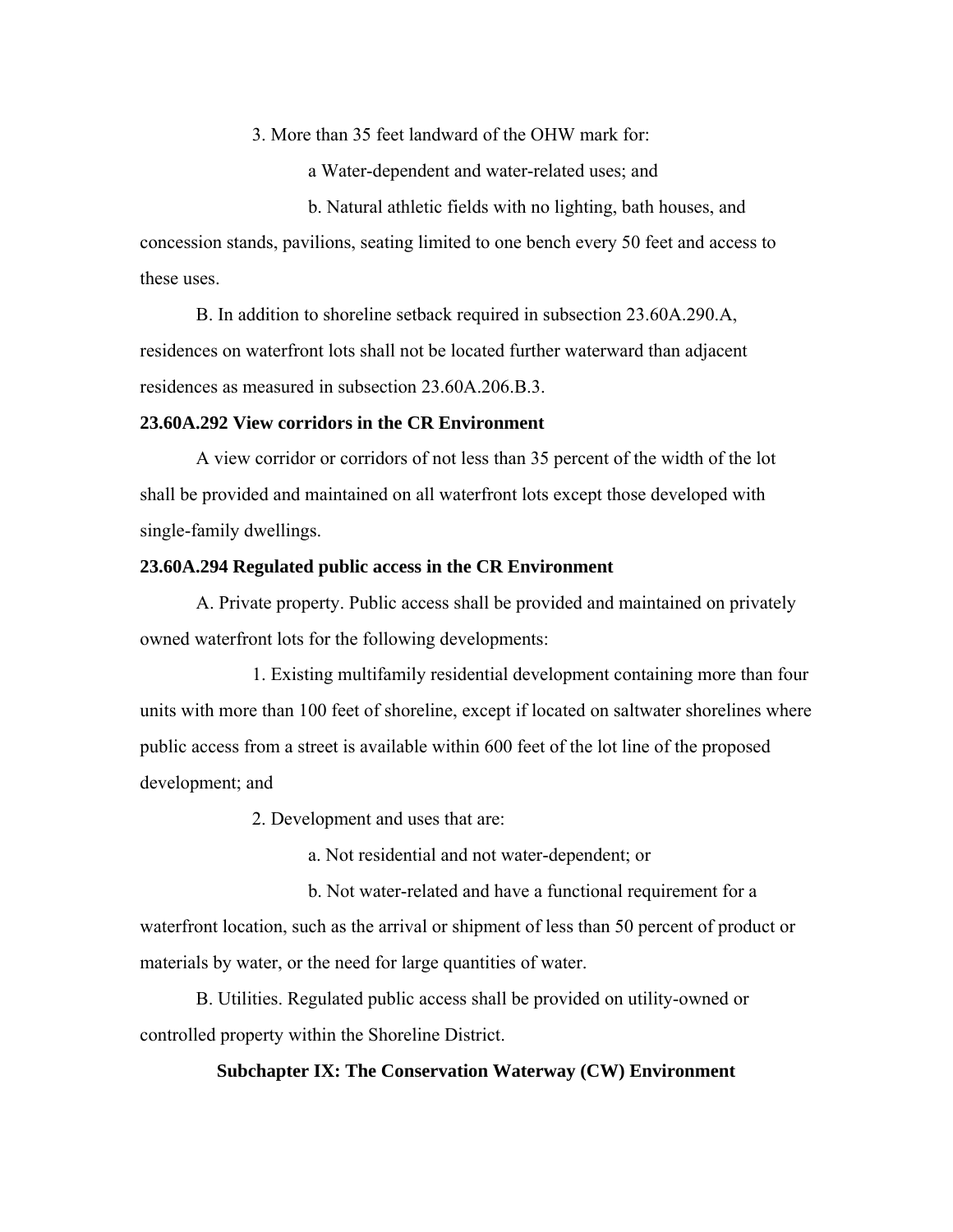3. More than 35 feet landward of the OHW mark for:

a Water-dependent and water-related uses; and

b. Natural athletic fields with no lighting, bath houses, and concession stands, pavilions, seating limited to one bench every 50 feet and access to these uses.

B. In addition to shoreline setback required in subsection 23.60A.290.A, residences on waterfront lots shall not be located further waterward than adjacent residences as measured in subsection 23.60A.206.B.3.

**23.60A.292 View corridors in the CR Environment**

A view corridor or corridors of not less than 35 percent of the width of the lot shall be provided and maintained on all waterfront lots except those developed with single-family dwellings.

**23.60A.294 Regulated public access in the CR Environment**

A. Private property. Public access shall be provided and maintained on privately owned waterfront lots for the following developments:

1. Existing multifamily residential development containing more than four units with more than 100 feet of shoreline, except if located on saltwater shorelines where public access from a street is available within 600 feet of the lot line of the proposed development; and

2. Development and uses that are:

a. Not residential and not water-dependent; or

b. Not water-related and have a functional requirement for a waterfront location, such as the arrival or shipment of less than 50 percent of product or materials by water, or the need for large quantities of water.

B. Utilities. Regulated public access shall be provided on utility-owned or controlled property within the Shoreline District.

**Subchapter IX: The Conservation Waterway (CW) Environment**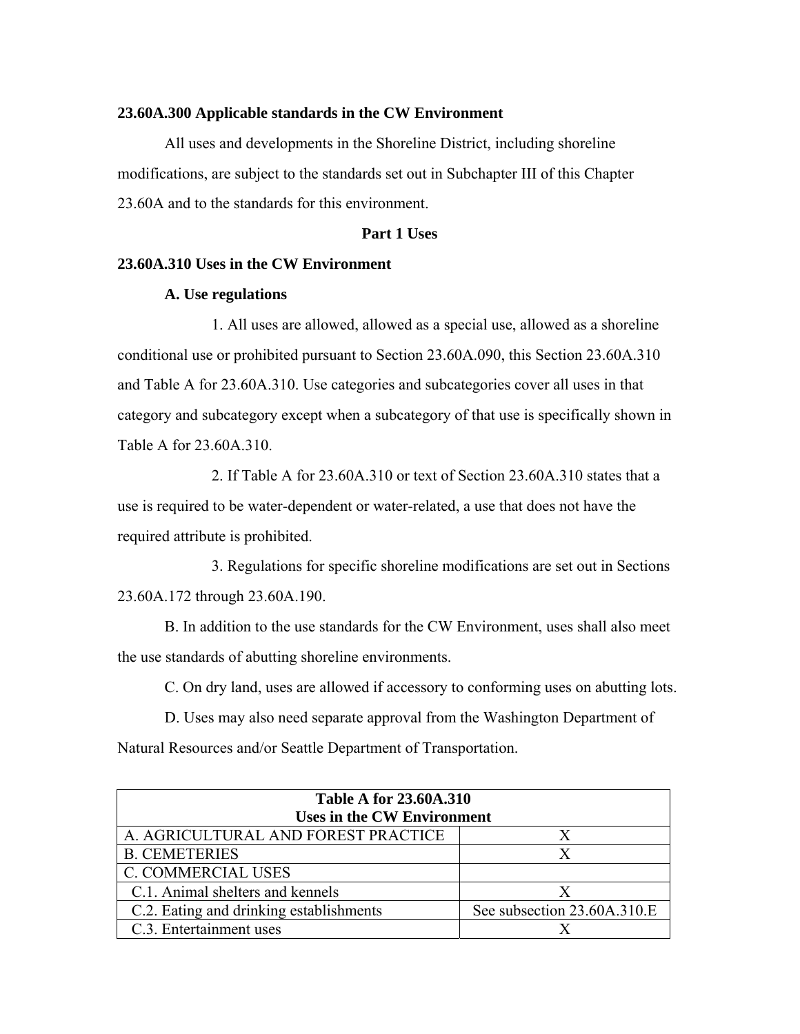**23.60A.300 Applicable standards in the CW Environment**

All uses and developments in the Shoreline District, including shoreline modifications, are subject to the standards set out in Subchapter III of this Chapter 23.60A and to the standards for this environment.

**Part 1 Uses**

**23.60A.310 Uses in the CW Environment**

**A. Use regulations**

1. All uses are allowed, allowed as a special use, allowed as a shoreline conditional use or prohibited pursuant to Section 23.60A.090, this Section 23.60A.310 and Table A for 23.60A.310. Use categories and subcategories cover all uses in that category and subcategory except when a subcategory of that use is specifically shown in Table A for 23.60A.310.

2. If Table A for 23.60A.310 or text of Section 23.60A.310 states that a use is required to be water-dependent or water-related, a use that does not have the required attribute is prohibited.

3. Regulations for specific shoreline modifications are set out in Sections 23.60A.172 through 23.60A.190.

B. In addition to the use standards for the CW Environment, uses shall also meet the use standards of abutting shoreline environments.

C. On dry land, uses are allowed if accessory to conforming uses on abutting lots.

D. Uses may also need separate approval from the Washington Department of Natural Resources and/or Seattle Department of Transportation.

| Table A for 23.60A.310 Uses in the CW Environment | |
|---|---|
| A. AGRICULTURAL AND FOREST PRACTICE | X |
| B. CEMETERIES | X |
| C. COMMERCIAL USES | |
| C.1. Animal shelters and kennels | X |
| C.2. Eating and drinking establishments | See subsection 23.60A.310.E |
| C.3. Entertainment uses | X |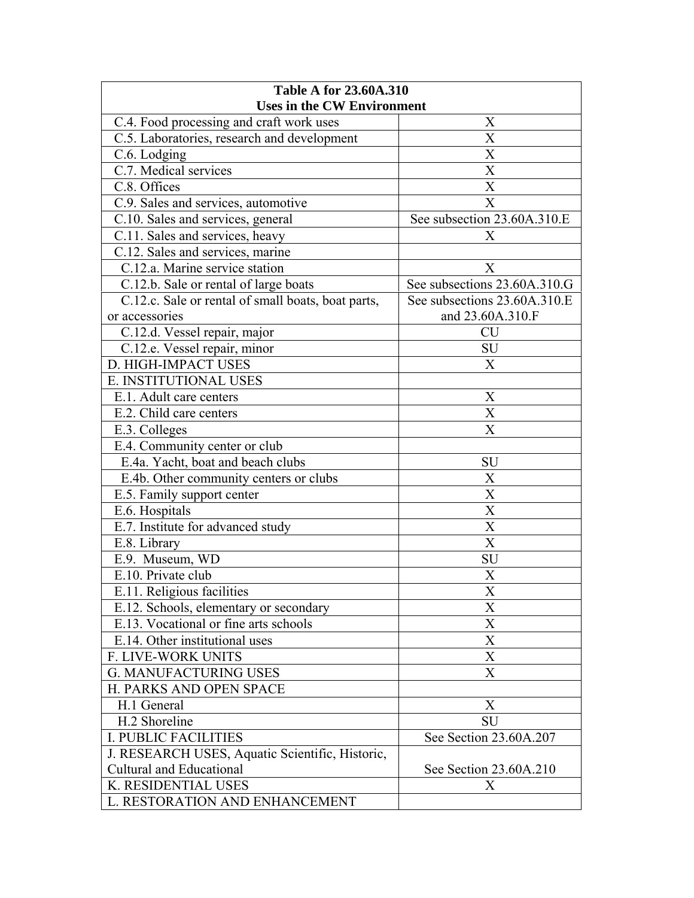| Table A for 23.60A.310<br>Uses in the CW Environment | |
|---|---|
| C.4. Food processing and craft work uses | X |
| C.5. Laboratories, research and development | X |
| C.6. Lodging | X |
| C.7. Medical services | X |
| C.8. Offices | X |
| C.9. Sales and services, automotive | X |
| C.10. Sales and services, general | See subsection 23.60A.310.E |
| C.11. Sales and services, heavy | X |
| C.12. Sales and services, marine | |
| C.12.a. Marine service station | X |
| C.12.b. Sale or rental of large boats | See subsections 23.60A.310.G |
| C.12.c. Sale or rental of small boats, boat parts, or accessories | See subsections 23.60A.310.E and 23.60A.310.F |
| C.12.d. Vessel repair, major | CU |
| C.12.e. Vessel repair, minor | SU |
| D. HIGH-IMPACT USES | X |
| E. INSTITUTIONAL USES | |
| E.1. Adult care centers | X |
| E.2. Child care centers | X |
| E.3. Colleges | X |
| E.4. Community center or club | |
| E.4a. Yacht, boat and beach clubs | SU |
| E.4b. Other community centers or clubs | X |
| E.5. Family support center | X |
| E.6. Hospitals | X |
| E.7. Institute for advanced study | X |
| E.8. Library | X |
| E.9. Museum, WD | SU |
| E.10. Private club | X |
| E.11. Religious facilities | X |
| E.12. Schools, elementary or secondary | X |
| E.13. Vocational or fine arts schools | X |
| E.14. Other institutional uses | X |
| F. LIVE-WORK UNITS | X |
| G. MANUFACTURING USES | X |
| H. PARKS AND OPEN SPACE | |
| H.1 General | X |
| H.2 Shoreline | SU |
| I. PUBLIC FACILITIES | See Section 23.60A.207 |
| J. RESEARCH USES, Aquatic Scientific, Historic, Cultural and Educational | See Section 23.60A.210 |
| K. RESIDENTIAL USES | X |
| L. RESTORATION AND ENHANCEMENT | |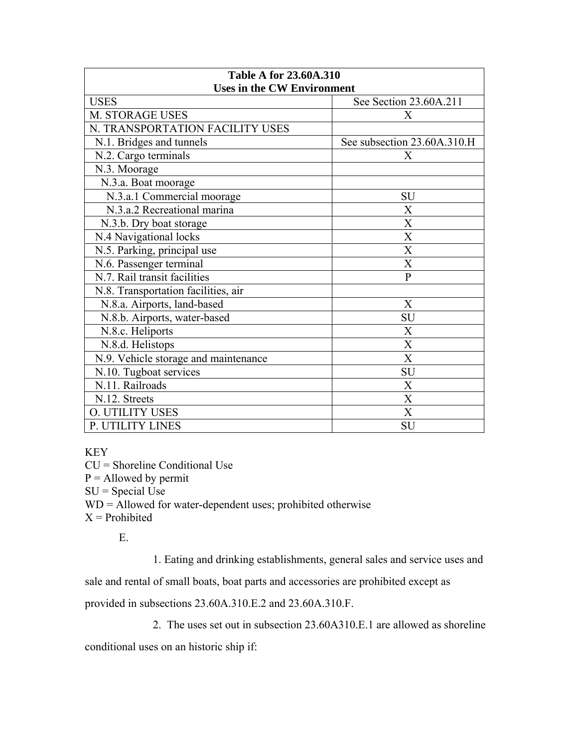| Table A for 23.60A.310<br>Uses in the CW Environment | |
|---|---|
| USES | See Section 23.60A.211 |
| M. STORAGE USES | X |
| N. TRANSPORTATION FACILITY USES | |
| N.1. Bridges and tunnels | See subsection 23.60A.310.H |
| N.2. Cargo terminals | X |
| N.3. Moorage | |
| N.3.a. Boat moorage | |
| N.3.a.1 Commercial moorage | SU |
| N.3.a.2 Recreational marina | X |
| N.3.b. Dry boat storage | X |
| N.4 Navigational locks | X |
| N.5. Parking, principal use | X |
| N.6. Passenger terminal | X |
| N.7. Rail transit facilities | P |
| N.8. Transportation facilities, air | |
| N.8.a. Airports, land-based | X |
| N.8.b. Airports, water-based | SU |
| N.8.c. Heliports | X |
| N.8.d. Helistops | X |
| N.9. Vehicle storage and maintenance | X |
| N.10. Tugboat services | SU |
| N.11. Railroads | X |
| N.12. Streets | X |
| O. UTILITY USES | X |
| P. UTILITY LINES | SU |

KEY
CU = Shoreline Conditional Use
P = Allowed by permit
SU = Special Use
WD = Allowed for water-dependent uses; prohibited otherwise
X = Prohibited

E.

1. Eating and drinking establishments, general sales and service uses and sale and rental of small boats, boat parts and accessories are prohibited except as provided in subsections 23.60A.310.E.2 and 23.60A.310.F.

2. The uses set out in subsection 23.60A310.E.1 are allowed as shoreline conditional uses on an historic ship if: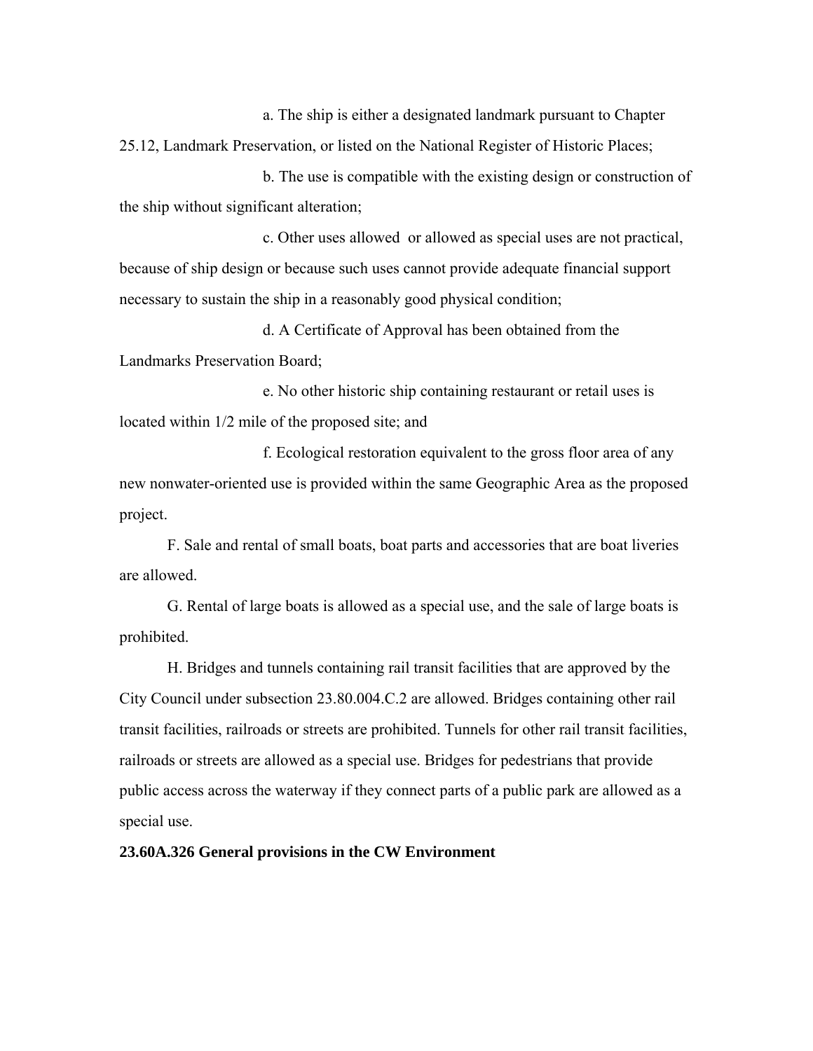a. The ship is either a designated landmark pursuant to Chapter 25.12, Landmark Preservation, or listed on the National Register of Historic Places;

b. The use is compatible with the existing design or construction of the ship without significant alteration;

c. Other uses allowed or allowed as special uses are not practical, because of ship design or because such uses cannot provide adequate financial support necessary to sustain the ship in a reasonably good physical condition;

d. A Certificate of Approval has been obtained from the Landmarks Preservation Board;

e. No other historic ship containing restaurant or retail uses is located within 1/2 mile of the proposed site; and

f. Ecological restoration equivalent to the gross floor area of any new nonwater-oriented use is provided within the same Geographic Area as the proposed project.

F. Sale and rental of small boats, boat parts and accessories that are boat liveries are allowed.

G. Rental of large boats is allowed as a special use, and the sale of large boats is prohibited.

H. Bridges and tunnels containing rail transit facilities that are approved by the City Council under subsection 23.80.004.C.2 are allowed. Bridges containing other rail transit facilities, railroads or streets are prohibited. Tunnels for other rail transit facilities, railroads or streets are allowed as a special use. Bridges for pedestrians that provide public access across the waterway if they connect parts of a public park are allowed as a special use.

**23.60A.326 General provisions in the CW Environment**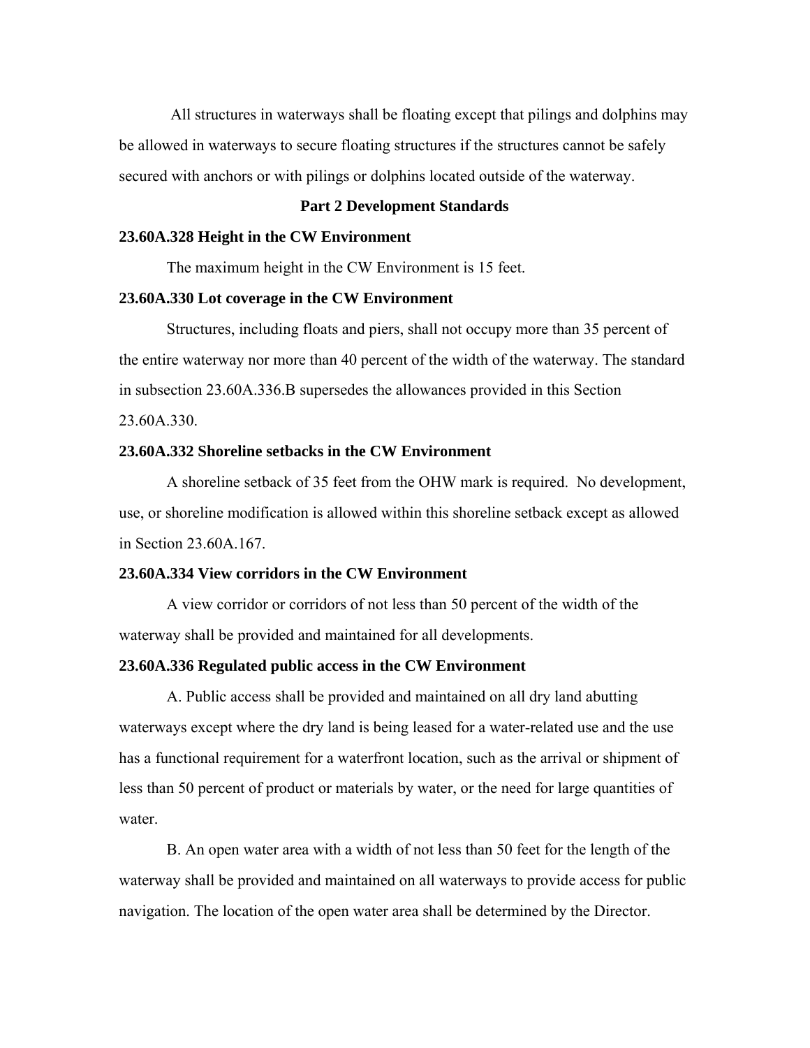All structures in waterways shall be floating except that pilings and dolphins may be allowed in waterways to secure floating structures if the structures cannot be safely secured with anchors or with pilings or dolphins located outside of the waterway.

## Part 2 Development Standards

### 23.60A.328 Height in the CW Environment

The maximum height in the CW Environment is 15 feet.

### 23.60A.330 Lot coverage in the CW Environment

Structures, including floats and piers, shall not occupy more than 35 percent of the entire waterway nor more than 40 percent of the width of the waterway. The standard in subsection 23.60A.336.B supersedes the allowances provided in this Section 23.60A.330.

### 23.60A.332 Shoreline setbacks in the CW Environment

A shoreline setback of 35 feet from the OHW mark is required. No development, use, or shoreline modification is allowed within this shoreline setback except as allowed in Section 23.60A.167.

### 23.60A.334 View corridors in the CW Environment

A view corridor or corridors of not less than 50 percent of the width of the waterway shall be provided and maintained for all developments.

### 23.60A.336 Regulated public access in the CW Environment

A. Public access shall be provided and maintained on all dry land abutting waterways except where the dry land is being leased for a water-related use and the use has a functional requirement for a waterfront location, such as the arrival or shipment of less than 50 percent of product or materials by water, or the need for large quantities of water.

B. An open water area with a width of not less than 50 feet for the length of the waterway shall be provided and maintained on all waterways to provide access for public navigation. The location of the open water area shall be determined by the Director.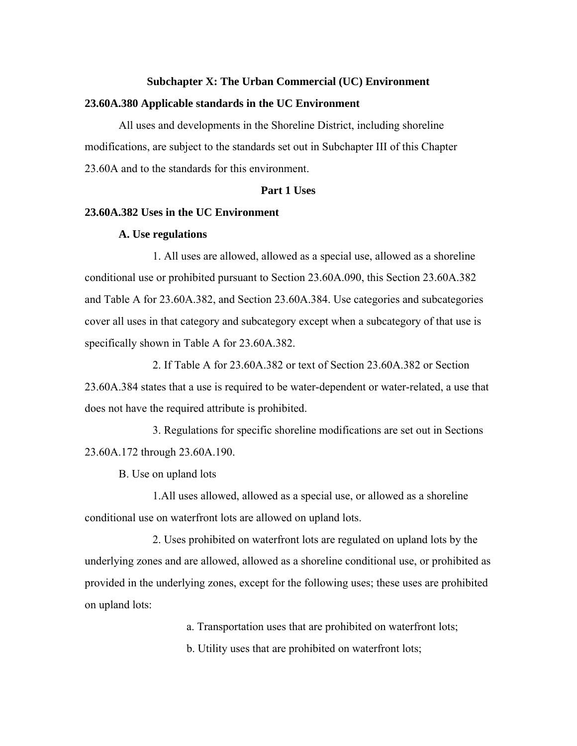## Subchapter X: The Urban Commercial (UC) Environment

### 23.60A.380 Applicable standards in the UC Environment

All uses and developments in the Shoreline District, including shoreline modifications, are subject to the standards set out in Subchapter III of this Chapter 23.60A and to the standards for this environment.

## Part 1 Uses

### 23.60A.382 Uses in the UC Environment

**A. Use regulations**

1. All uses are allowed, allowed as a special use, allowed as a shoreline conditional use or prohibited pursuant to Section 23.60A.090, this Section 23.60A.382 and Table A for 23.60A.382, and Section 23.60A.384. Use categories and subcategories cover all uses in that category and subcategory except when a subcategory of that use is specifically shown in Table A for 23.60A.382.

2. If Table A for 23.60A.382 or text of Section 23.60A.382 or Section 23.60A.384 states that a use is required to be water-dependent or water-related, a use that does not have the required attribute is prohibited.

3. Regulations for specific shoreline modifications are set out in Sections 23.60A.172 through 23.60A.190.

B. Use on upland lots

1.All uses allowed, allowed as a special use, or allowed as a shoreline conditional use on waterfront lots are allowed on upland lots.

2. Uses prohibited on waterfront lots are regulated on upland lots by the underlying zones and are allowed, allowed as a shoreline conditional use, or prohibited as provided in the underlying zones, except for the following uses; these uses are prohibited on upland lots:

a. Transportation uses that are prohibited on waterfront lots;

b. Utility uses that are prohibited on waterfront lots;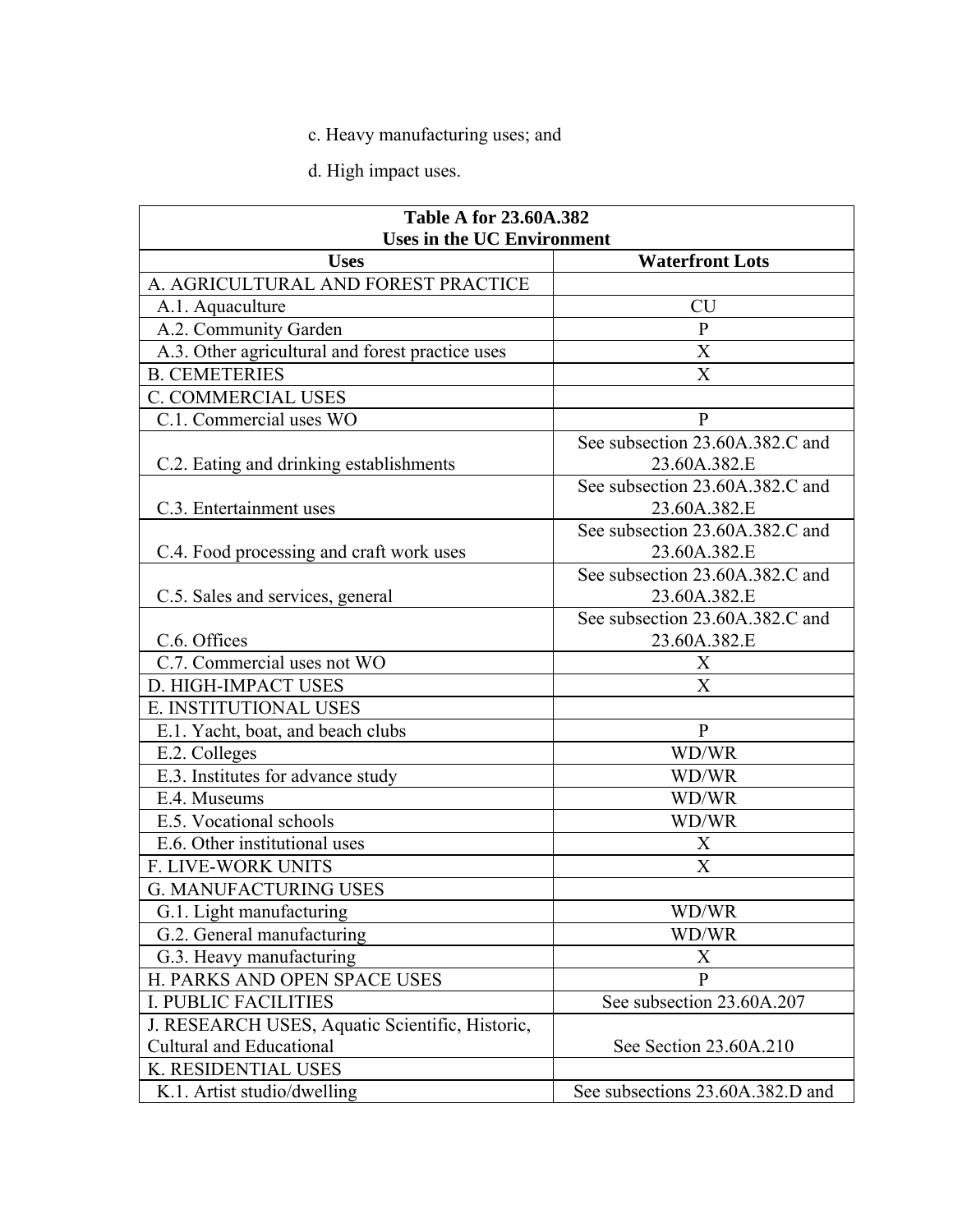c. Heavy manufacturing uses; and

d. High impact uses.

| **Table A for 23.60A.382 Uses in the UC Environment** | |
|---|---|
| **Uses** | **Waterfront Lots** |
| A. AGRICULTURAL AND FOREST PRACTICE | |
| A.1. Aquaculture | CU |
| A.2. Community Garden | P |
| A.3. Other agricultural and forest practice uses | X |
| B. CEMETERIES | X |
| C. COMMERCIAL USES | |
| C.1. Commercial uses WO | P |
| C.2. Eating and drinking establishments | See subsection 23.60A.382.C and 23.60A.382.E |
| C.3. Entertainment uses | See subsection 23.60A.382.C and 23.60A.382.E |
| C.4. Food processing and craft work uses | See subsection 23.60A.382.C and 23.60A.382.E |
| C.5. Sales and services, general | See subsection 23.60A.382.C and 23.60A.382.E |
| C.6. Offices | See subsection 23.60A.382.C and 23.60A.382.E |
| C.7. Commercial uses not WO | X |
| D. HIGH-IMPACT USES | X |
| E. INSTITUTIONAL USES | |
| E.1. Yacht, boat, and beach clubs | P |
| E.2. Colleges | WD/WR |
| E.3. Institutes for advance study | WD/WR |
| E.4. Museums | WD/WR |
| E.5. Vocational schools | WD/WR |
| E.6. Other institutional uses | X |
| F. LIVE-WORK UNITS | X |
| G. MANUFACTURING USES | |
| G.1. Light manufacturing | WD/WR |
| G.2. General manufacturing | WD/WR |
| G.3. Heavy manufacturing | X |
| H. PARKS AND OPEN SPACE USES | P |
| I. PUBLIC FACILITIES | See subsection 23.60A.207 |
| J. RESEARCH USES, Aquatic Scientific, Historic, Cultural and Educational | See Section 23.60A.210 |
| K. RESIDENTIAL USES | |
| K.1. Artist studio/dwelling | See subsections 23.60A.382.D and |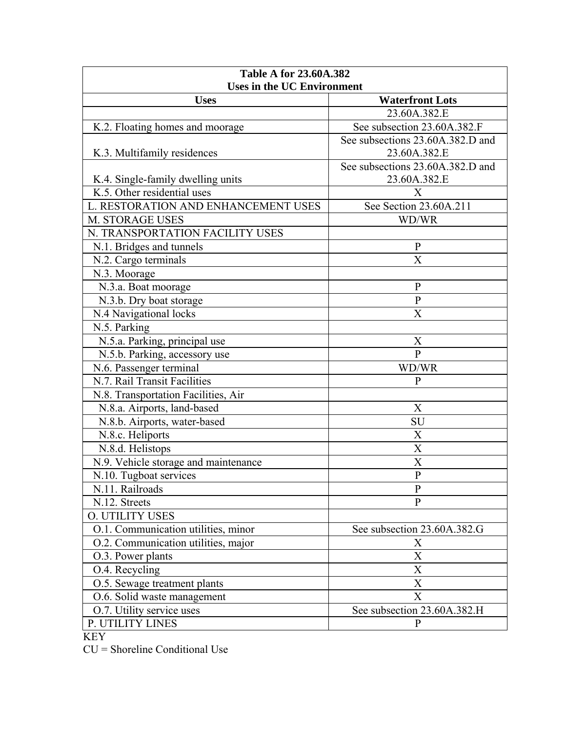| Table A for 23.60A.382<br>Uses in the UC Environment | |
|---|---|
| **Uses** | **Waterfront Lots** |
| | 23.60A.382.E |
| K.2. Floating homes and moorage | See subsection 23.60A.382.F |
| K.3. Multifamily residences | See subsections 23.60A.382.D and 23.60A.382.E |
| K.4. Single-family dwelling units | See subsections 23.60A.382.D and 23.60A.382.E |
| K.5. Other residential uses | X |
| L. RESTORATION AND ENHANCEMENT USES | See Section 23.60A.211 |
| M. STORAGE USES | WD/WR |
| N. TRANSPORTATION FACILITY USES | |
| N.1. Bridges and tunnels | P |
| N.2. Cargo terminals | X |
| N.3. Moorage | |
| N.3.a. Boat moorage | P |
| N.3.b. Dry boat storage | P |
| N.4 Navigational locks | X |
| N.5. Parking | |
| N.5.a. Parking, principal use | X |
| N.5.b. Parking, accessory use | P |
| N.6. Passenger terminal | WD/WR |
| N.7. Rail Transit Facilities | P |
| N.8. Transportation Facilities, Air | |
| N.8.a. Airports, land-based | X |
| N.8.b. Airports, water-based | SU |
| N.8.c. Heliports | X |
| N.8.d. Helistops | X |
| N.9. Vehicle storage and maintenance | X |
| N.10. Tugboat services | P |
| N.11. Railroads | P |
| N.12. Streets | P |
| O. UTILITY USES | |
| O.1. Communication utilities, minor | See subsection 23.60A.382.G |
| O.2. Communication utilities, major | X |
| O.3. Power plants | X |
| O.4. Recycling | X |
| O.5. Sewage treatment plants | X |
| O.6. Solid waste management | X |
| O.7. Utility service uses | See subsection 23.60A.382.H |
| P. UTILITY LINES | P |

KEY

CU = Shoreline Conditional Use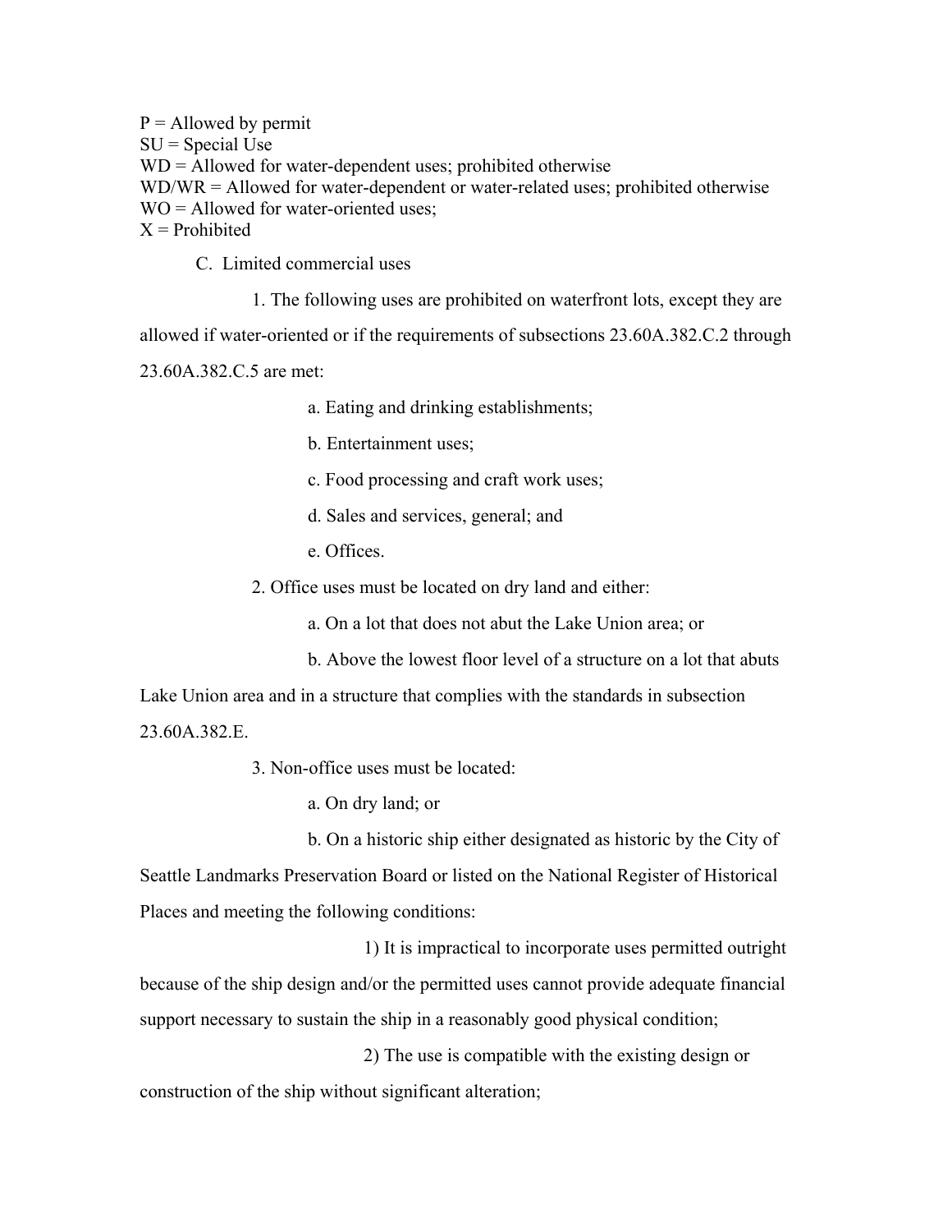P = Allowed by permit
SU = Special Use
WD = Allowed for water-dependent uses; prohibited otherwise
WD/WR = Allowed for water-dependent or water-related uses; prohibited otherwise
WO = Allowed for water-oriented uses;
X = Prohibited

C. Limited commercial uses

1. The following uses are prohibited on waterfront lots, except they are allowed if water-oriented or if the requirements of subsections 23.60A.382.C.2 through 23.60A.382.C.5 are met:

a. Eating and drinking establishments;

b. Entertainment uses;

c. Food processing and craft work uses;

d. Sales and services, general; and

e. Offices.

2. Office uses must be located on dry land and either:

a. On a lot that does not abut the Lake Union area; or

b. Above the lowest floor level of a structure on a lot that abuts Lake Union area and in a structure that complies with the standards in subsection 23.60A.382.E.

3. Non-office uses must be located:

a. On dry land; or

b. On a historic ship either designated as historic by the City of Seattle Landmarks Preservation Board or listed on the National Register of Historical Places and meeting the following conditions:

1) It is impractical to incorporate uses permitted outright because of the ship design and/or the permitted uses cannot provide adequate financial support necessary to sustain the ship in a reasonably good physical condition;

2) The use is compatible with the existing design or construction of the ship without significant alteration;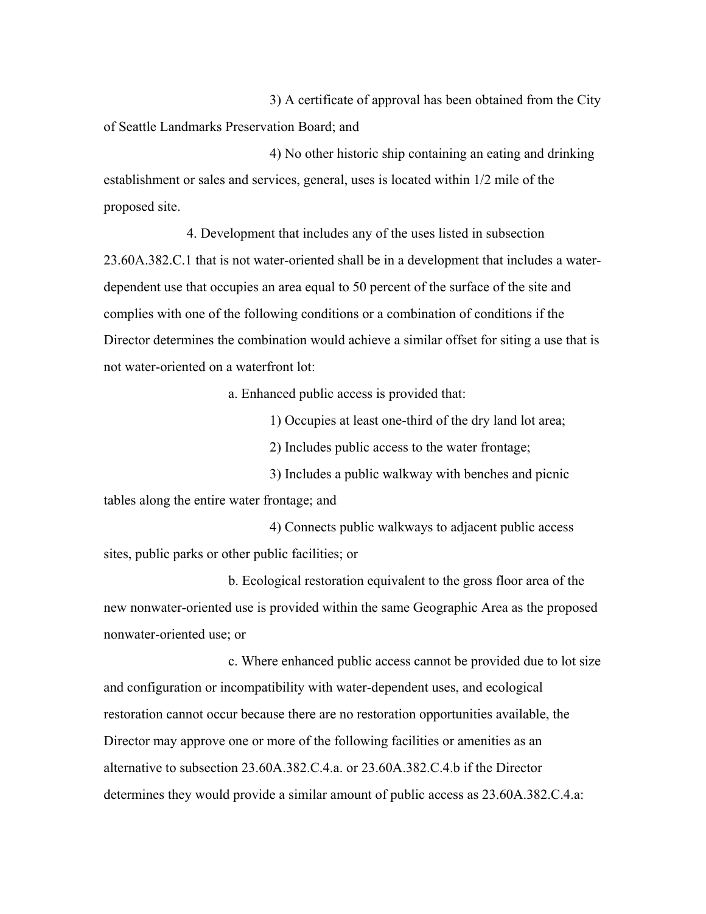3) A certificate of approval has been obtained from the City of Seattle Landmarks Preservation Board; and

4) No other historic ship containing an eating and drinking establishment or sales and services, general, uses is located within 1/2 mile of the proposed site.

4. Development that includes any of the uses listed in subsection 23.60A.382.C.1 that is not water-oriented shall be in a development that includes a water-dependent use that occupies an area equal to 50 percent of the surface of the site and complies with one of the following conditions or a combination of conditions if the Director determines the combination would achieve a similar offset for siting a use that is not water-oriented on a waterfront lot:

a. Enhanced public access is provided that:

1) Occupies at least one-third of the dry land lot area;

2) Includes public access to the water frontage;

3) Includes a public walkway with benches and picnic tables along the entire water frontage; and

4) Connects public walkways to adjacent public access sites, public parks or other public facilities; or

b. Ecological restoration equivalent to the gross floor area of the new nonwater-oriented use is provided within the same Geographic Area as the proposed nonwater-oriented use; or

c. Where enhanced public access cannot be provided due to lot size and configuration or incompatibility with water-dependent uses, and ecological restoration cannot occur because there are no restoration opportunities available, the Director may approve one or more of the following facilities or amenities as an alternative to subsection 23.60A.382.C.4.a. or 23.60A.382.C.4.b if the Director determines they would provide a similar amount of public access as 23.60A.382.C.4.a: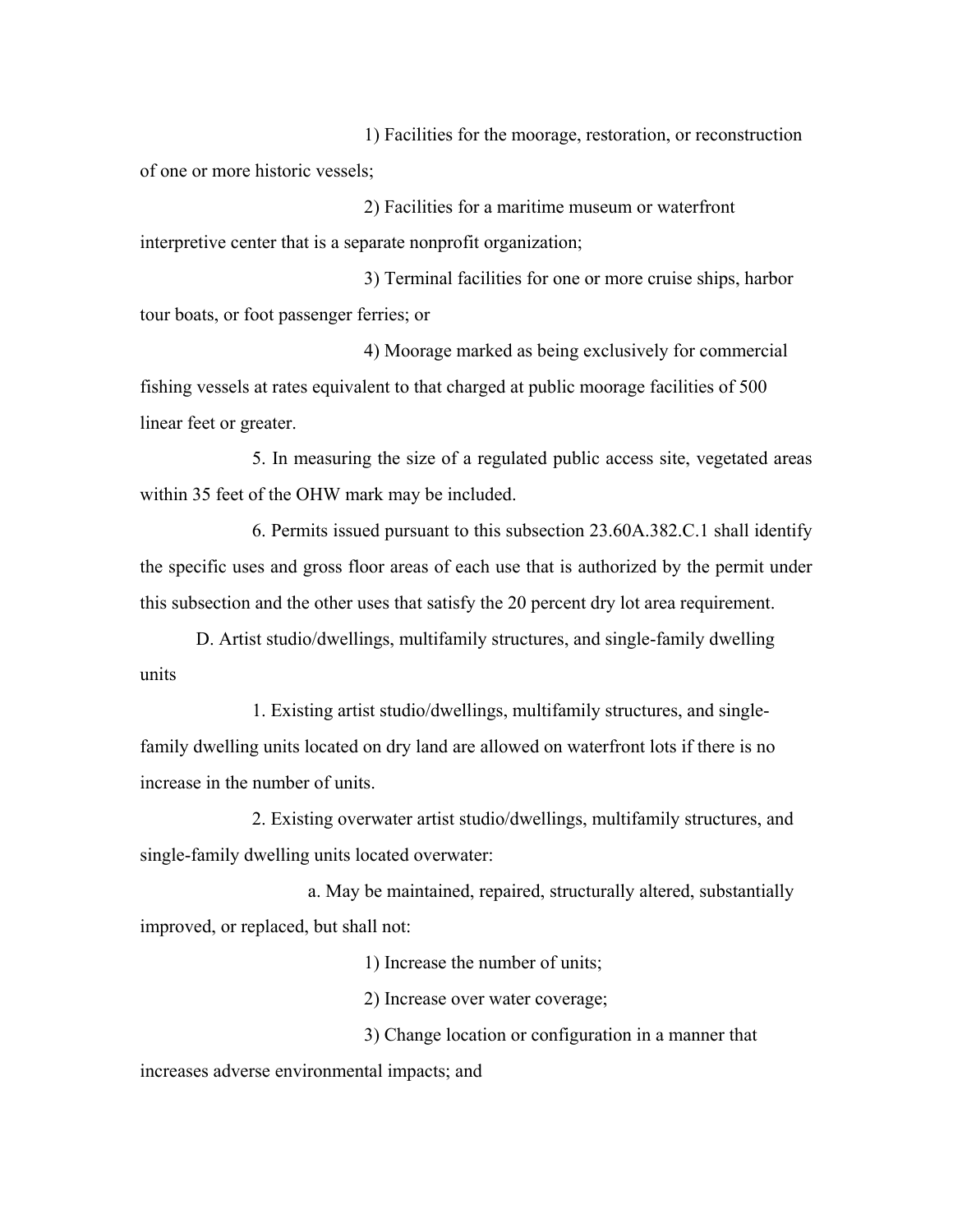1) Facilities for the moorage, restoration, or reconstruction of one or more historic vessels;

2) Facilities for a maritime museum or waterfront interpretive center that is a separate nonprofit organization;

3) Terminal facilities for one or more cruise ships, harbor tour boats, or foot passenger ferries; or

4) Moorage marked as being exclusively for commercial fishing vessels at rates equivalent to that charged at public moorage facilities of 500 linear feet or greater.

5. In measuring the size of a regulated public access site, vegetated areas within 35 feet of the OHW mark may be included.

6. Permits issued pursuant to this subsection 23.60A.382.C.1 shall identify the specific uses and gross floor areas of each use that is authorized by the permit under this subsection and the other uses that satisfy the 20 percent dry lot area requirement.

D. Artist studio/dwellings, multifamily structures, and single-family dwelling units

1. Existing artist studio/dwellings, multifamily structures, and single-family dwelling units located on dry land are allowed on waterfront lots if there is no increase in the number of units.

2. Existing overwater artist studio/dwellings, multifamily structures, and single-family dwelling units located overwater:

a. May be maintained, repaired, structurally altered, substantially improved, or replaced, but shall not:

1) Increase the number of units;

2) Increase over water coverage;

3) Change location or configuration in a manner that increases adverse environmental impacts; and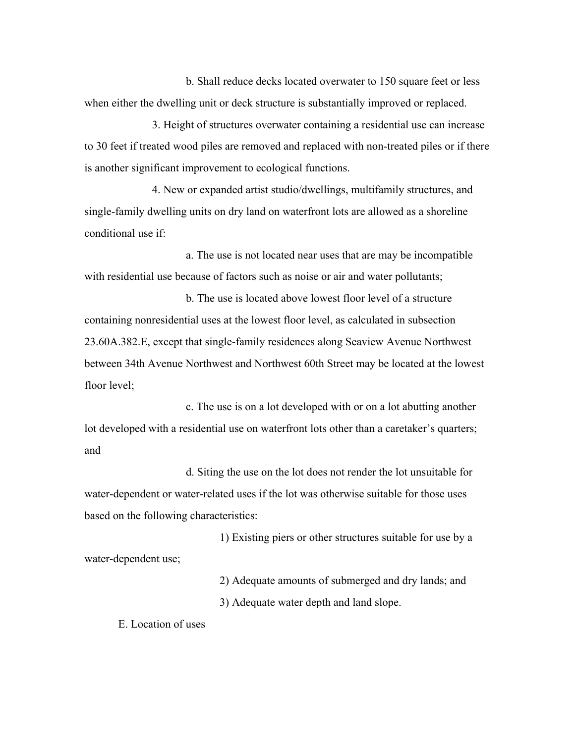b. Shall reduce decks located overwater to 150 square feet or less when either the dwelling unit or deck structure is substantially improved or replaced.

3. Height of structures overwater containing a residential use can increase to 30 feet if treated wood piles are removed and replaced with non-treated piles or if there is another significant improvement to ecological functions.

4. New or expanded artist studio/dwellings, multifamily structures, and single-family dwelling units on dry land on waterfront lots are allowed as a shoreline conditional use if:

a. The use is not located near uses that are may be incompatible with residential use because of factors such as noise or air and water pollutants;

b. The use is located above lowest floor level of a structure containing nonresidential uses at the lowest floor level, as calculated in subsection 23.60A.382.E, except that single-family residences along Seaview Avenue Northwest between 34th Avenue Northwest and Northwest 60th Street may be located at the lowest floor level;

c. The use is on a lot developed with or on a lot abutting another lot developed with a residential use on waterfront lots other than a caretaker's quarters; and

d. Siting the use on the lot does not render the lot unsuitable for water-dependent or water-related uses if the lot was otherwise suitable for those uses based on the following characteristics:

1) Existing piers or other structures suitable for use by a water-dependent use;

2) Adequate amounts of submerged and dry lands; and

3) Adequate water depth and land slope.

E. Location of uses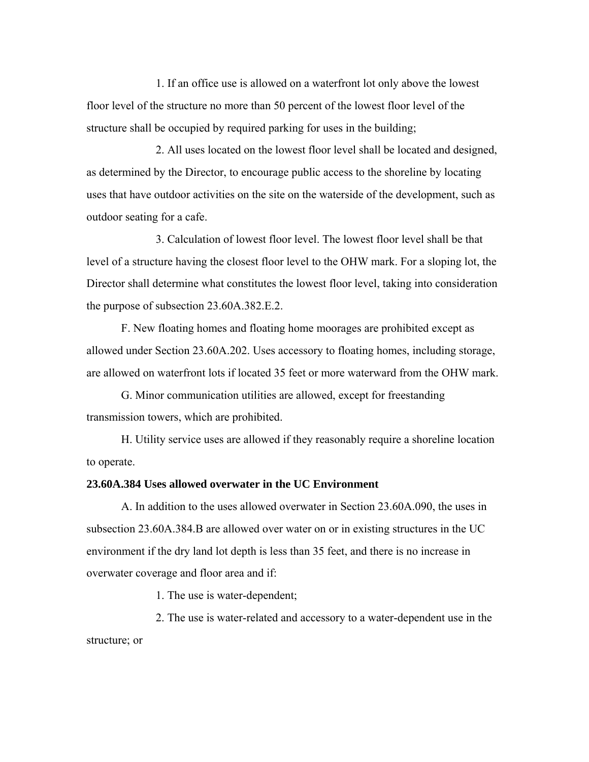1. If an office use is allowed on a waterfront lot only above the lowest floor level of the structure no more than 50 percent of the lowest floor level of the structure shall be occupied by required parking for uses in the building;

2. All uses located on the lowest floor level shall be located and designed, as determined by the Director, to encourage public access to the shoreline by locating uses that have outdoor activities on the site on the waterside of the development, such as outdoor seating for a cafe.

3. Calculation of lowest floor level. The lowest floor level shall be that level of a structure having the closest floor level to the OHW mark. For a sloping lot, the Director shall determine what constitutes the lowest floor level, taking into consideration the purpose of subsection 23.60A.382.E.2.

F. New floating homes and floating home moorages are prohibited except as allowed under Section 23.60A.202. Uses accessory to floating homes, including storage, are allowed on waterfront lots if located 35 feet or more waterward from the OHW mark.

G. Minor communication utilities are allowed, except for freestanding transmission towers, which are prohibited.

H. Utility service uses are allowed if they reasonably require a shoreline location to operate.

**23.60A.384 Uses allowed overwater in the UC Environment**

A. In addition to the uses allowed overwater in Section 23.60A.090, the uses in subsection 23.60A.384.B are allowed over water on or in existing structures in the UC environment if the dry land lot depth is less than 35 feet, and there is no increase in overwater coverage and floor area and if:

1. The use is water-dependent;

2. The use is water-related and accessory to a water-dependent use in the structure; or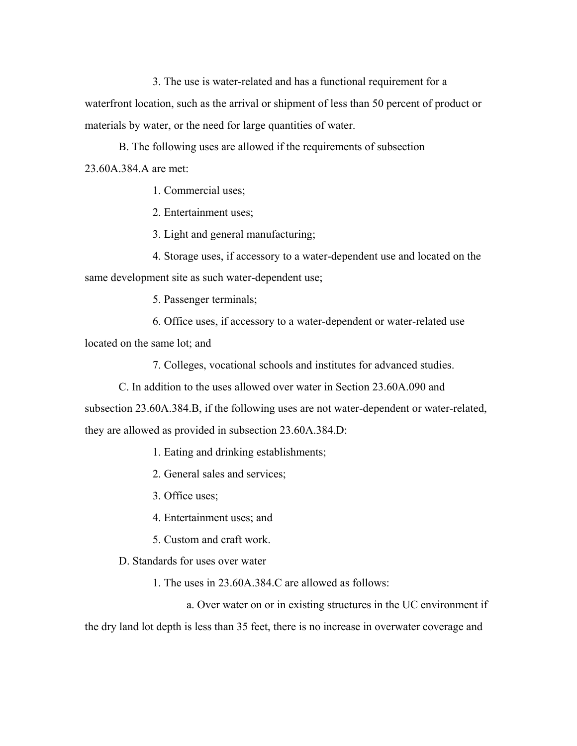3. The use is water-related and has a functional requirement for a waterfront location, such as the arrival or shipment of less than 50 percent of product or materials by water, or the need for large quantities of water.

B. The following uses are allowed if the requirements of subsection 23.60A.384.A are met:

1. Commercial uses;

2. Entertainment uses;

3. Light and general manufacturing;

4. Storage uses, if accessory to a water-dependent use and located on the same development site as such water-dependent use;

5. Passenger terminals;

6. Office uses, if accessory to a water-dependent or water-related use located on the same lot; and

7. Colleges, vocational schools and institutes for advanced studies.

C. In addition to the uses allowed over water in Section 23.60A.090 and subsection 23.60A.384.B, if the following uses are not water-dependent or water-related, they are allowed as provided in subsection 23.60A.384.D:

1. Eating and drinking establishments;

2. General sales and services;

3. Office uses;

4. Entertainment uses; and

5. Custom and craft work.

D. Standards for uses over water

1. The uses in 23.60A.384.C are allowed as follows:

a. Over water on or in existing structures in the UC environment if the dry land lot depth is less than 35 feet, there is no increase in overwater coverage and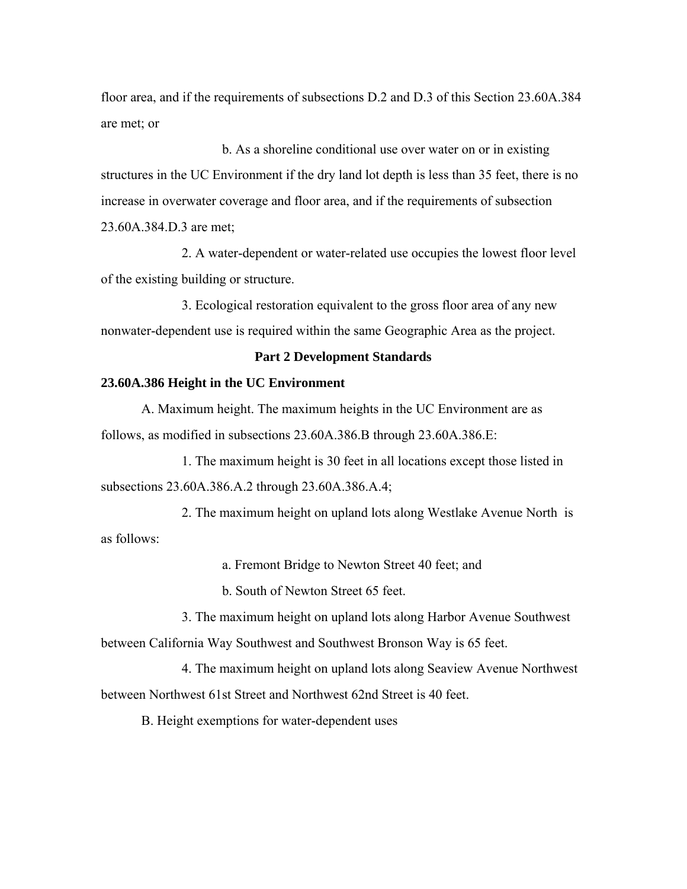floor area, and if the requirements of subsections D.2 and D.3 of this Section 23.60A.384 are met; or

b. As a shoreline conditional use over water on or in existing structures in the UC Environment if the dry land lot depth is less than 35 feet, there is no increase in overwater coverage and floor area, and if the requirements of subsection 23.60A.384.D.3 are met;

2. A water-dependent or water-related use occupies the lowest floor level of the existing building or structure.

3. Ecological restoration equivalent to the gross floor area of any new nonwater-dependent use is required within the same Geographic Area as the project.

**Part 2 Development Standards**

**23.60A.386 Height in the UC Environment**

A. Maximum height. The maximum heights in the UC Environment are as follows, as modified in subsections 23.60A.386.B through 23.60A.386.E:

1. The maximum height is 30 feet in all locations except those listed in subsections 23.60A.386.A.2 through 23.60A.386.A.4;

2. The maximum height on upland lots along Westlake Avenue North is as follows:

a. Fremont Bridge to Newton Street 40 feet; and

b. South of Newton Street 65 feet.

3. The maximum height on upland lots along Harbor Avenue Southwest between California Way Southwest and Southwest Bronson Way is 65 feet.

4. The maximum height on upland lots along Seaview Avenue Northwest between Northwest 61st Street and Northwest 62nd Street is 40 feet.

B. Height exemptions for water-dependent uses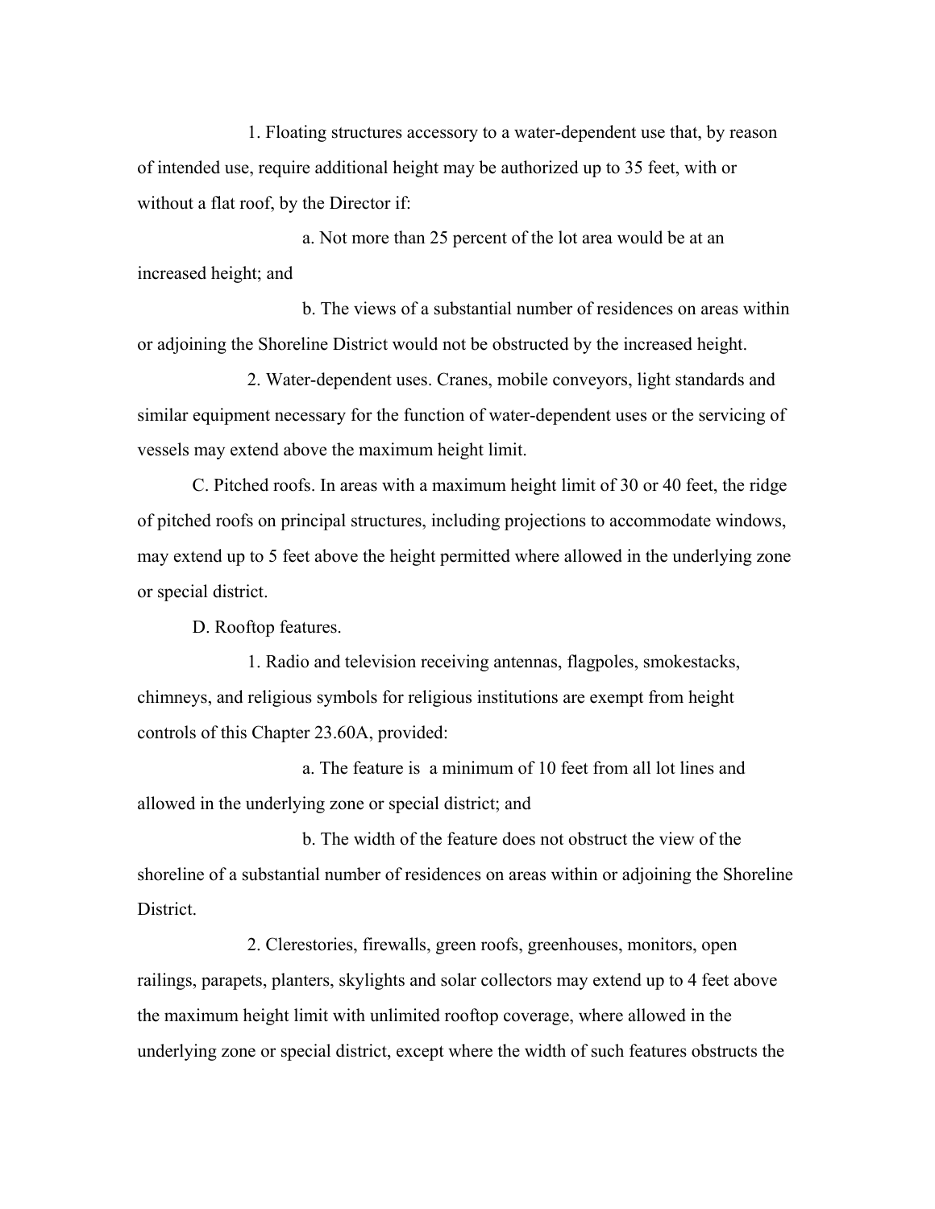1. Floating structures accessory to a water-dependent use that, by reason of intended use, require additional height may be authorized up to 35 feet, with or without a flat roof, by the Director if:

a. Not more than 25 percent of the lot area would be at an increased height; and

b. The views of a substantial number of residences on areas within or adjoining the Shoreline District would not be obstructed by the increased height.

2. Water-dependent uses. Cranes, mobile conveyors, light standards and similar equipment necessary for the function of water-dependent uses or the servicing of vessels may extend above the maximum height limit.

C. Pitched roofs. In areas with a maximum height limit of 30 or 40 feet, the ridge of pitched roofs on principal structures, including projections to accommodate windows, may extend up to 5 feet above the height permitted where allowed in the underlying zone or special district.

D. Rooftop features.

1. Radio and television receiving antennas, flagpoles, smokestacks, chimneys, and religious symbols for religious institutions are exempt from height controls of this Chapter 23.60A, provided:

a. The feature is a minimum of 10 feet from all lot lines and allowed in the underlying zone or special district; and

b. The width of the feature does not obstruct the view of the shoreline of a substantial number of residences on areas within or adjoining the Shoreline District.

2. Clerestories, firewalls, green roofs, greenhouses, monitors, open railings, parapets, planters, skylights and solar collectors may extend up to 4 feet above the maximum height limit with unlimited rooftop coverage, where allowed in the underlying zone or special district, except where the width of such features obstructs the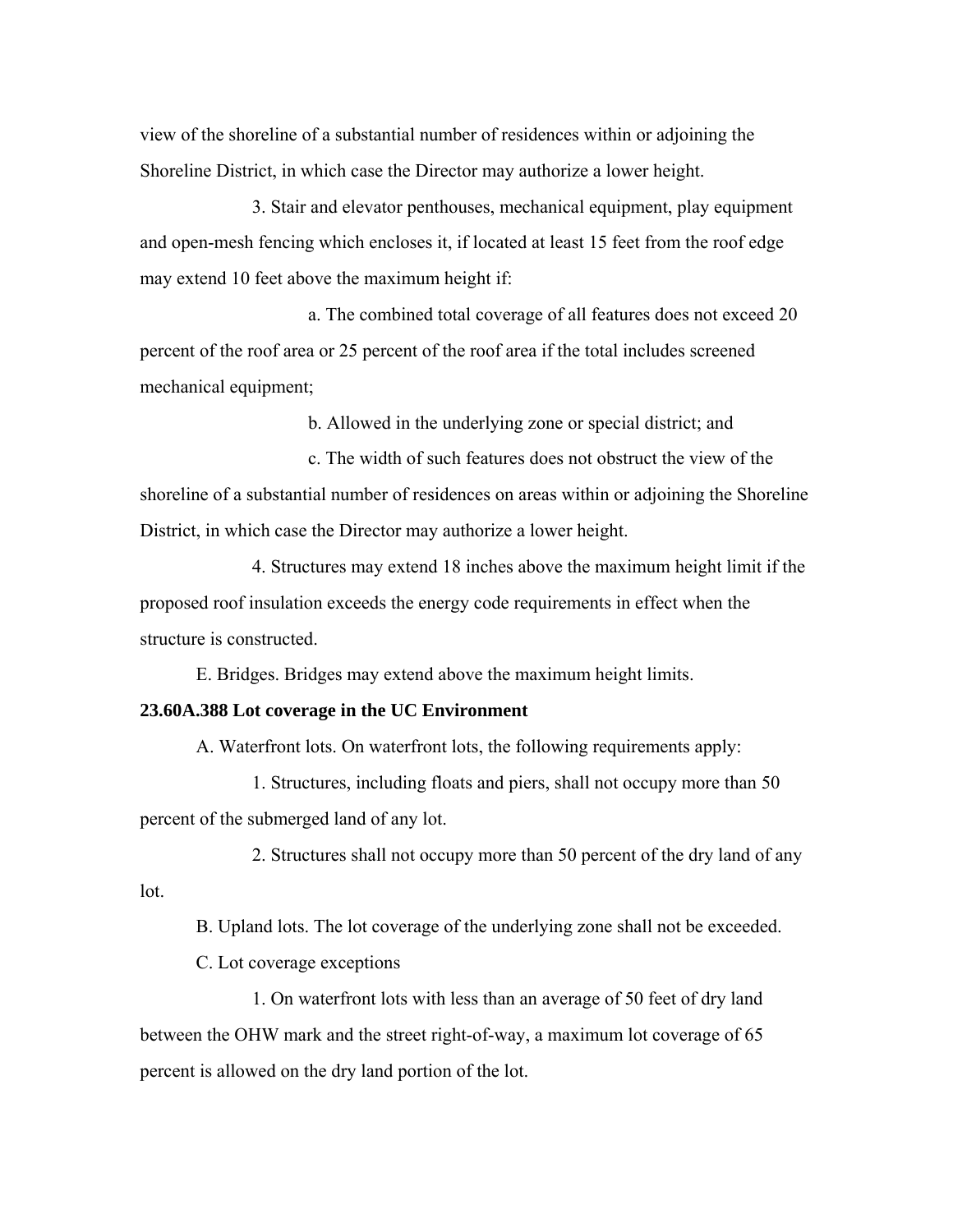view of the shoreline of a substantial number of residences within or adjoining the Shoreline District, in which case the Director may authorize a lower height.

3. Stair and elevator penthouses, mechanical equipment, play equipment and open-mesh fencing which encloses it, if located at least 15 feet from the roof edge may extend 10 feet above the maximum height if:

a. The combined total coverage of all features does not exceed 20 percent of the roof area or 25 percent of the roof area if the total includes screened mechanical equipment;

b. Allowed in the underlying zone or special district; and

c. The width of such features does not obstruct the view of the shoreline of a substantial number of residences on areas within or adjoining the Shoreline District, in which case the Director may authorize a lower height.

4. Structures may extend 18 inches above the maximum height limit if the proposed roof insulation exceeds the energy code requirements in effect when the structure is constructed.

E. Bridges. Bridges may extend above the maximum height limits.

**23.60A.388 Lot coverage in the UC Environment**

A. Waterfront lots. On waterfront lots, the following requirements apply:

1. Structures, including floats and piers, shall not occupy more than 50 percent of the submerged land of any lot.

2. Structures shall not occupy more than 50 percent of the dry land of any lot.

B. Upland lots. The lot coverage of the underlying zone shall not be exceeded.

C. Lot coverage exceptions

1. On waterfront lots with less than an average of 50 feet of dry land between the OHW mark and the street right-of-way, a maximum lot coverage of 65 percent is allowed on the dry land portion of the lot.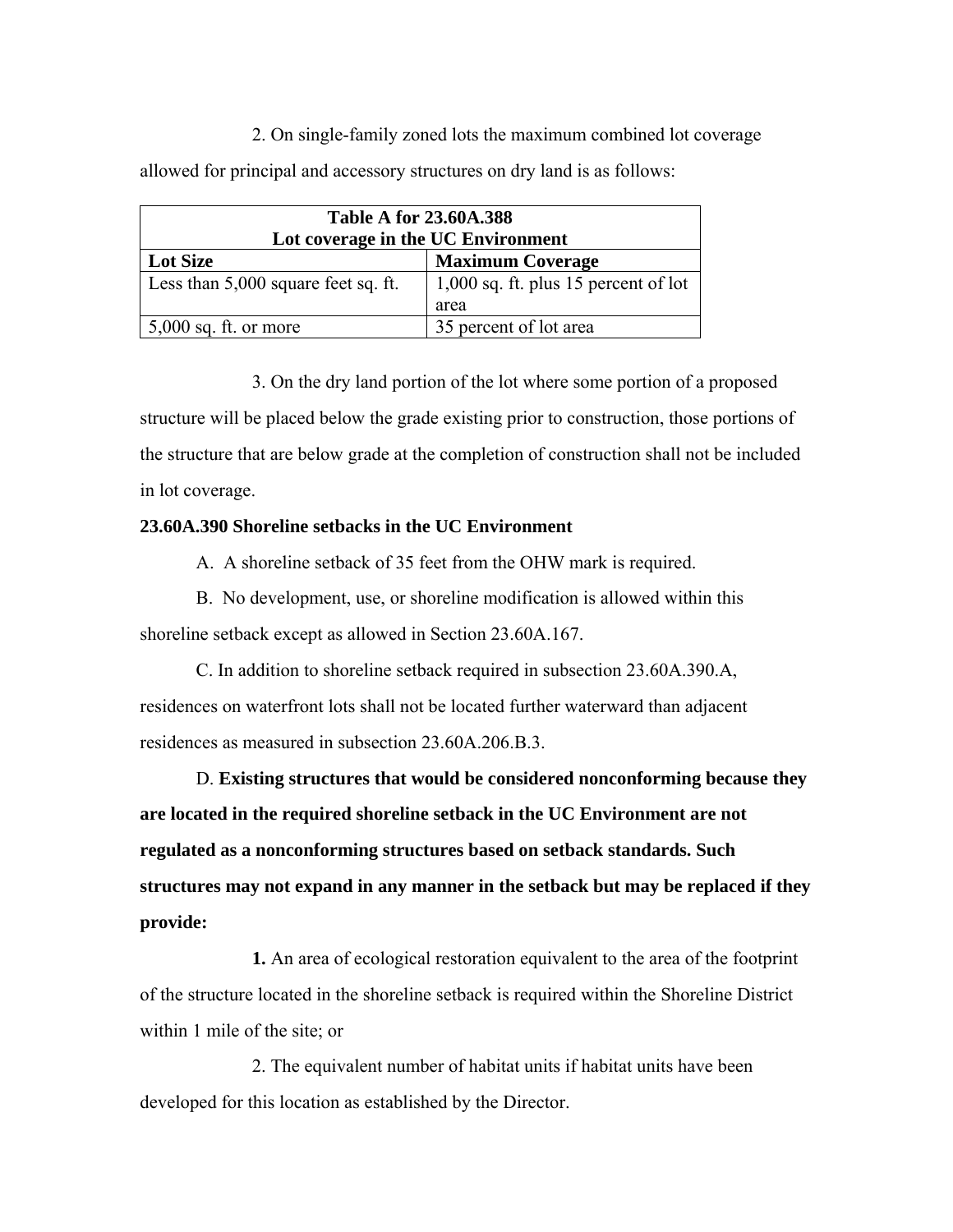2. On single-family zoned lots the maximum combined lot coverage allowed for principal and accessory structures on dry land is as follows:

| **Table A for 23.60A.388<br>Lot coverage in the UC Environment** | |
|---|---|
| **Lot Size** | **Maximum Coverage** |
| Less than 5,000 square feet sq. ft. | 1,000 sq. ft. plus 15 percent of lot area |
| 5,000 sq. ft. or more | 35 percent of lot area |

3. On the dry land portion of the lot where some portion of a proposed structure will be placed below the grade existing prior to construction, those portions of the structure that are below grade at the completion of construction shall not be included in lot coverage.

**23.60A.390 Shoreline setbacks in the UC Environment**

A. A shoreline setback of 35 feet from the OHW mark is required.

B. No development, use, or shoreline modification is allowed within this shoreline setback except as allowed in Section 23.60A.167.

C. In addition to shoreline setback required in subsection 23.60A.390.A, residences on waterfront lots shall not be located further waterward than adjacent residences as measured in subsection 23.60A.206.B.3.

D. **Existing structures that would be considered nonconforming because they are located in the required shoreline setback in the UC Environment are not regulated as a nonconforming structures based on setback standards. Such structures may not expand in any manner in the setback but may be replaced if they provide:**

**1.** An area of ecological restoration equivalent to the area of the footprint of the structure located in the shoreline setback is required within the Shoreline District within 1 mile of the site; or

2. The equivalent number of habitat units if habitat units have been developed for this location as established by the Director.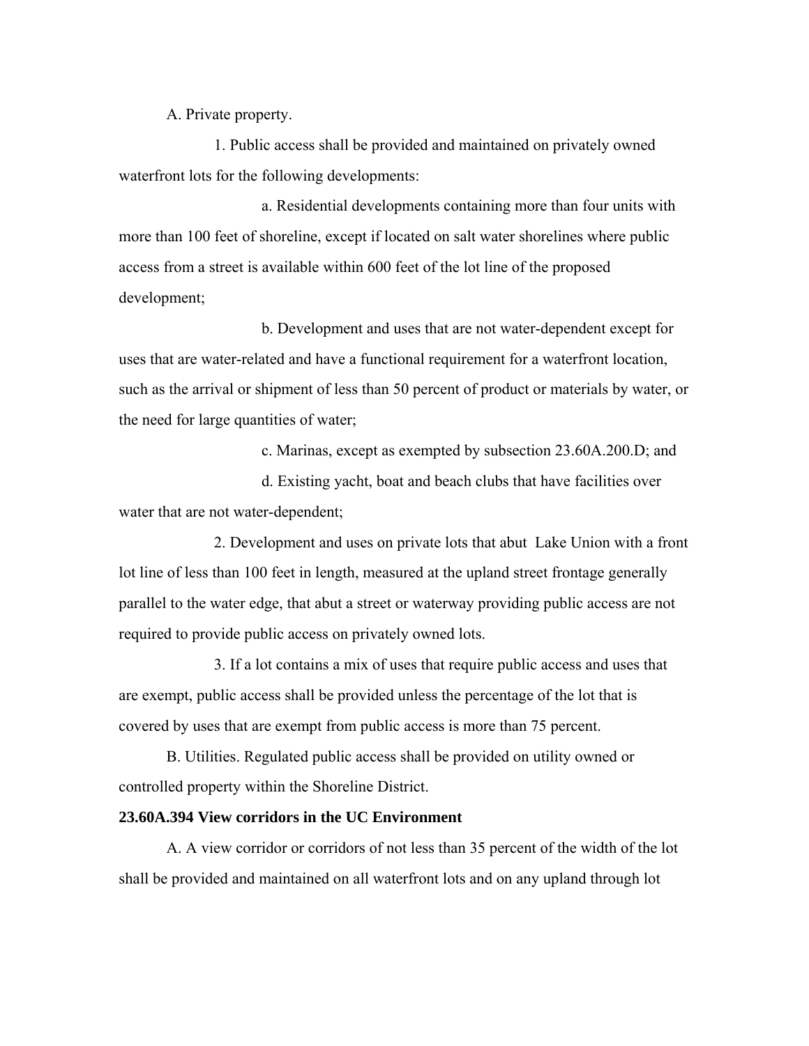A. Private property.

1. Public access shall be provided and maintained on privately owned waterfront lots for the following developments:

a. Residential developments containing more than four units with more than 100 feet of shoreline, except if located on salt water shorelines where public access from a street is available within 600 feet of the lot line of the proposed development;

b. Development and uses that are not water-dependent except for uses that are water-related and have a functional requirement for a waterfront location, such as the arrival or shipment of less than 50 percent of product or materials by water, or the need for large quantities of water;

c. Marinas, except as exempted by subsection 23.60A.200.D; and

d. Existing yacht, boat and beach clubs that have facilities over water that are not water-dependent;

2. Development and uses on private lots that abut Lake Union with a front lot line of less than 100 feet in length, measured at the upland street frontage generally parallel to the water edge, that abut a street or waterway providing public access are not required to provide public access on privately owned lots.

3. If a lot contains a mix of uses that require public access and uses that are exempt, public access shall be provided unless the percentage of the lot that is covered by uses that are exempt from public access is more than 75 percent.

B. Utilities. Regulated public access shall be provided on utility owned or controlled property within the Shoreline District.

**23.60A.394 View corridors in the UC Environment**

A. A view corridor or corridors of not less than 35 percent of the width of the lot shall be provided and maintained on all waterfront lots and on any upland through lot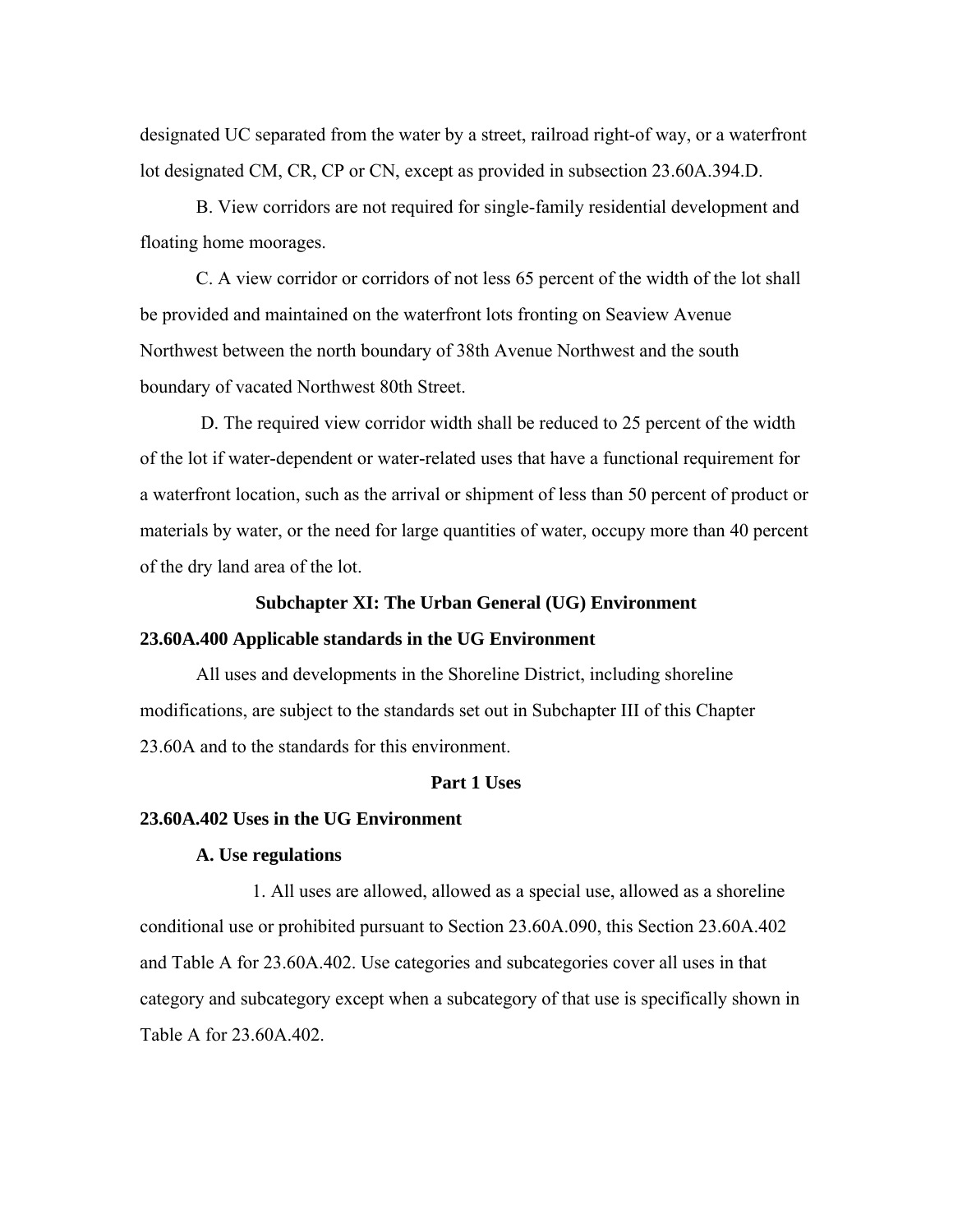designated UC separated from the water by a street, railroad right-of way, or a waterfront lot designated CM, CR, CP or CN, except as provided in subsection 23.60A.394.D.

B. View corridors are not required for single-family residential development and floating home moorages.

C. A view corridor or corridors of not less 65 percent of the width of the lot shall be provided and maintained on the waterfront lots fronting on Seaview Avenue Northwest between the north boundary of 38th Avenue Northwest and the south boundary of vacated Northwest 80th Street.

D. The required view corridor width shall be reduced to 25 percent of the width of the lot if water-dependent or water-related uses that have a functional requirement for a waterfront location, such as the arrival or shipment of less than 50 percent of product or materials by water, or the need for large quantities of water, occupy more than 40 percent of the dry land area of the lot.

## Subchapter XI: The Urban General (UG) Environment

### 23.60A.400 Applicable standards in the UG Environment

All uses and developments in the Shoreline District, including shoreline modifications, are subject to the standards set out in Subchapter III of this Chapter 23.60A and to the standards for this environment.

## Part 1 Uses

### 23.60A.402 Uses in the UG Environment

**A. Use regulations**

1. All uses are allowed, allowed as a special use, allowed as a shoreline conditional use or prohibited pursuant to Section 23.60A.090, this Section 23.60A.402 and Table A for 23.60A.402. Use categories and subcategories cover all uses in that category and subcategory except when a subcategory of that use is specifically shown in Table A for 23.60A.402.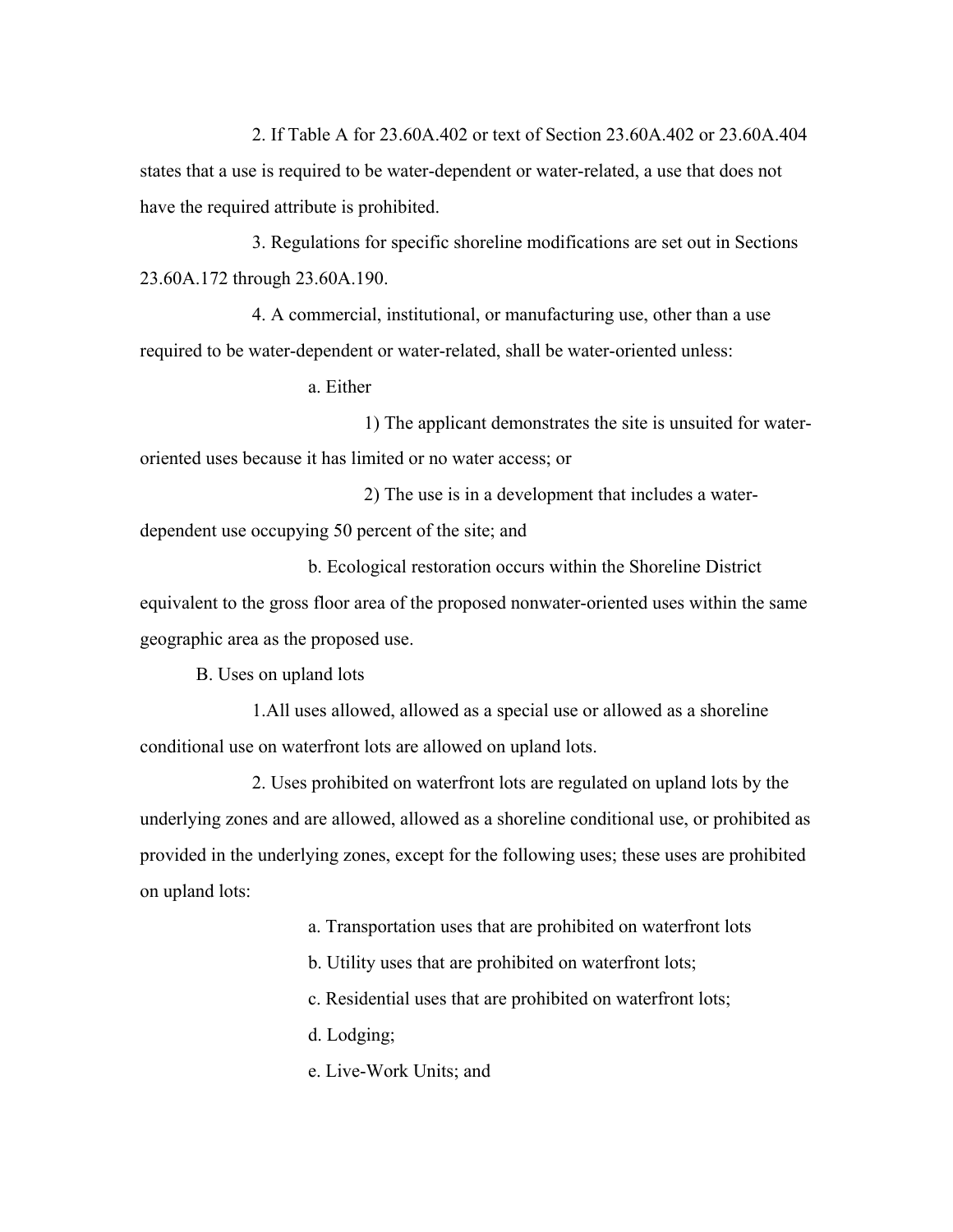2. If Table A for 23.60A.402 or text of Section 23.60A.402 or 23.60A.404 states that a use is required to be water-dependent or water-related, a use that does not have the required attribute is prohibited.

3. Regulations for specific shoreline modifications are set out in Sections 23.60A.172 through 23.60A.190.

4. A commercial, institutional, or manufacturing use, other than a use required to be water-dependent or water-related, shall be water-oriented unless:

a. Either

1) The applicant demonstrates the site is unsuited for water-oriented uses because it has limited or no water access; or

2) The use is in a development that includes a water-dependent use occupying 50 percent of the site; and

b. Ecological restoration occurs within the Shoreline District equivalent to the gross floor area of the proposed nonwater-oriented uses within the same geographic area as the proposed use.

B. Uses on upland lots

1.All uses allowed, allowed as a special use or allowed as a shoreline conditional use on waterfront lots are allowed on upland lots.

2. Uses prohibited on waterfront lots are regulated on upland lots by the underlying zones and are allowed, allowed as a shoreline conditional use, or prohibited as provided in the underlying zones, except for the following uses; these uses are prohibited on upland lots:

a. Transportation uses that are prohibited on waterfront lots

b. Utility uses that are prohibited on waterfront lots;

c. Residential uses that are prohibited on waterfront lots;

d. Lodging;

e. Live-Work Units; and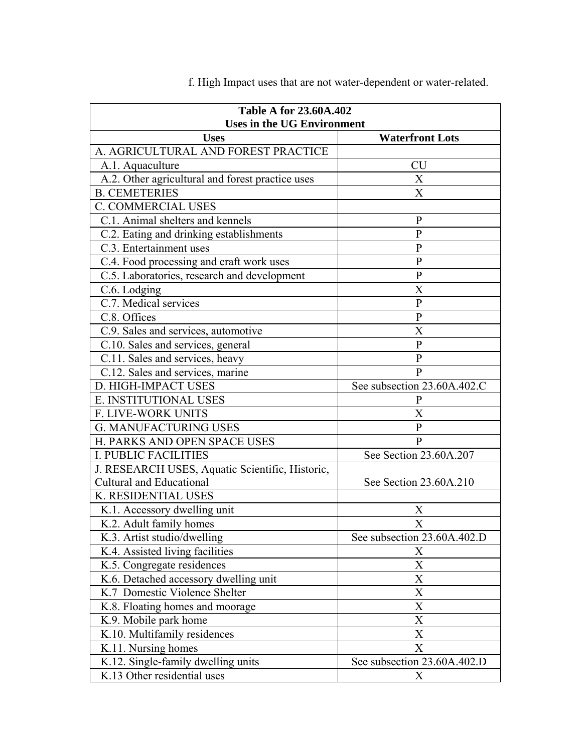f. High Impact uses that are not water-dependent or water-related.

| Table A for 23.60A.402<br>Uses in the UG Environment | |
|---|---|
| **Uses** | **Waterfront Lots** |
| A. AGRICULTURAL AND FOREST PRACTICE | |
| A.1. Aquaculture | CU |
| A.2. Other agricultural and forest practice uses | X |
| B. CEMETERIES | X |
| C. COMMERCIAL USES | |
| C.1. Animal shelters and kennels | P |
| C.2. Eating and drinking establishments | P |
| C.3. Entertainment uses | P |
| C.4. Food processing and craft work uses | P |
| C.5. Laboratories, research and development | P |
| C.6. Lodging | X |
| C.7. Medical services | P |
| C.8. Offices | P |
| C.9. Sales and services, automotive | X |
| C.10. Sales and services, general | P |
| C.11. Sales and services, heavy | P |
| C.12. Sales and services, marine | P |
| D. HIGH-IMPACT USES | See subsection 23.60A.402.C |
| E. INSTITUTIONAL USES | P |
| F. LIVE-WORK UNITS | X |
| G. MANUFACTURING USES | P |
| H. PARKS AND OPEN SPACE USES | P |
| I. PUBLIC FACILITIES | See Section 23.60A.207 |
| J. RESEARCH USES, Aquatic Scientific, Historic, Cultural and Educational | See Section 23.60A.210 |
| K. RESIDENTIAL USES | |
| K.1. Accessory dwelling unit | X |
| K.2. Adult family homes | X |
| K.3. Artist studio/dwelling | See subsection 23.60A.402.D |
| K.4. Assisted living facilities | X |
| K.5. Congregate residences | X |
| K.6. Detached accessory dwelling unit | X |
| K.7 Domestic Violence Shelter | X |
| K.8. Floating homes and moorage | X |
| K.9. Mobile park home | X |
| K.10. Multifamily residences | X |
| K.11. Nursing homes | X |
| K.12. Single-family dwelling units | See subsection 23.60A.402.D |
| K.13 Other residential uses | X |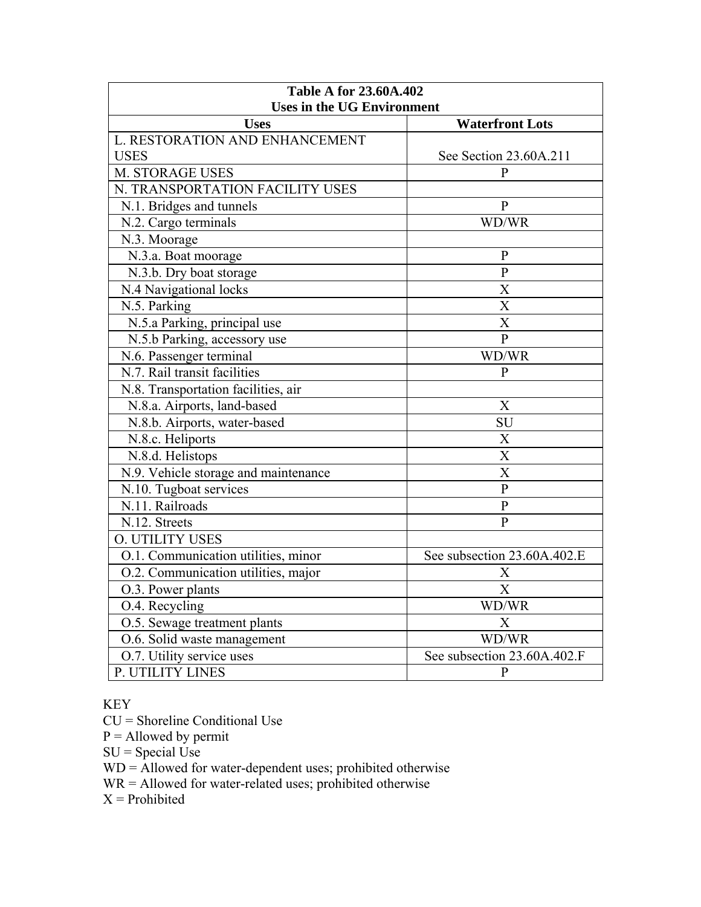| Table A for 23.60A.402 Uses in the UG Environment | |
|---|---|
| **Uses** | **Waterfront Lots** |
| L. RESTORATION AND ENHANCEMENT USES | See Section 23.60A.211 |
| M. STORAGE USES | P |
| N. TRANSPORTATION FACILITY USES | |
| N.1. Bridges and tunnels | P |
| N.2. Cargo terminals | WD/WR |
| N.3. Moorage | |
| N.3.a. Boat moorage | P |
| N.3.b. Dry boat storage | P |
| N.4 Navigational locks | X |
| N.5. Parking | X |
| N.5.a Parking, principal use | X |
| N.5.b Parking, accessory use | P |
| N.6. Passenger terminal | WD/WR |
| N.7. Rail transit facilities | P |
| N.8. Transportation facilities, air | |
| N.8.a. Airports, land-based | X |
| N.8.b. Airports, water-based | SU |
| N.8.c. Heliports | X |
| N.8.d. Helistops | X |
| N.9. Vehicle storage and maintenance | X |
| N.10. Tugboat services | P |
| N.11. Railroads | P |
| N.12. Streets | P |
| O. UTILITY USES | |
| O.1. Communication utilities, minor | See subsection 23.60A.402.E |
| O.2. Communication utilities, major | X |
| O.3. Power plants | X |
| O.4. Recycling | WD/WR |
| O.5. Sewage treatment plants | X |
| O.6. Solid waste management | WD/WR |
| O.7. Utility service uses | See subsection 23.60A.402.F |
| P. UTILITY LINES | P |

KEY
CU = Shoreline Conditional Use
P = Allowed by permit
SU = Special Use
WD = Allowed for water-dependent uses; prohibited otherwise
WR = Allowed for water-related uses; prohibited otherwise
X = Prohibited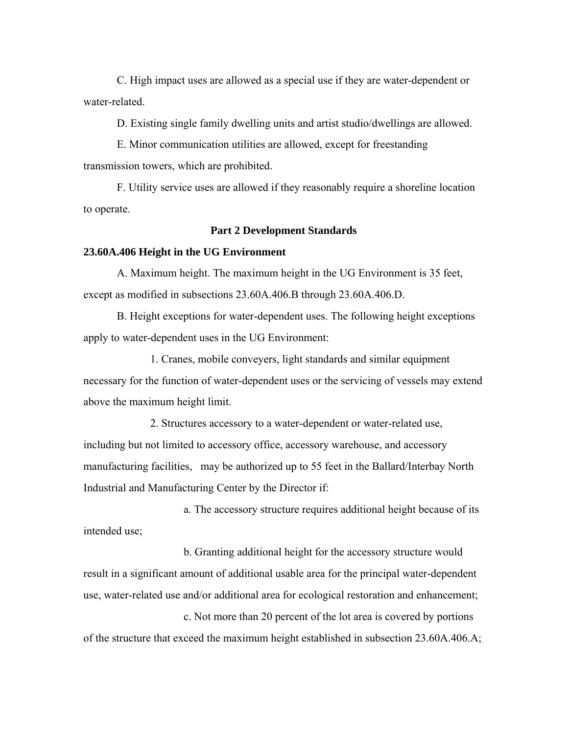C. High impact uses are allowed as a special use if they are water-dependent or water-related.

D. Existing single family dwelling units and artist studio/dwellings are allowed.

E. Minor communication utilities are allowed, except for freestanding transmission towers, which are prohibited.

F. Utility service uses are allowed if they reasonably require a shoreline location to operate.

## Part 2 Development Standards

### 23.60A.406 Height in the UG Environment

A. Maximum height. The maximum height in the UG Environment is 35 feet, except as modified in subsections 23.60A.406.B through 23.60A.406.D.

B. Height exceptions for water-dependent uses. The following height exceptions apply to water-dependent uses in the UG Environment:

1. Cranes, mobile conveyers, light standards and similar equipment necessary for the function of water-dependent uses or the servicing of vessels may extend above the maximum height limit.

2. Structures accessory to a water-dependent or water-related use, including but not limited to accessory office, accessory warehouse, and accessory manufacturing facilities, may be authorized up to 55 feet in the Ballard/Interbay North Industrial and Manufacturing Center by the Director if:

a. The accessory structure requires additional height because of its intended use;

b. Granting additional height for the accessory structure would result in a significant amount of additional usable area for the principal water-dependent use, water-related use and/or additional area for ecological restoration and enhancement;

c. Not more than 20 percent of the lot area is covered by portions of the structure that exceed the maximum height established in subsection 23.60A.406.A;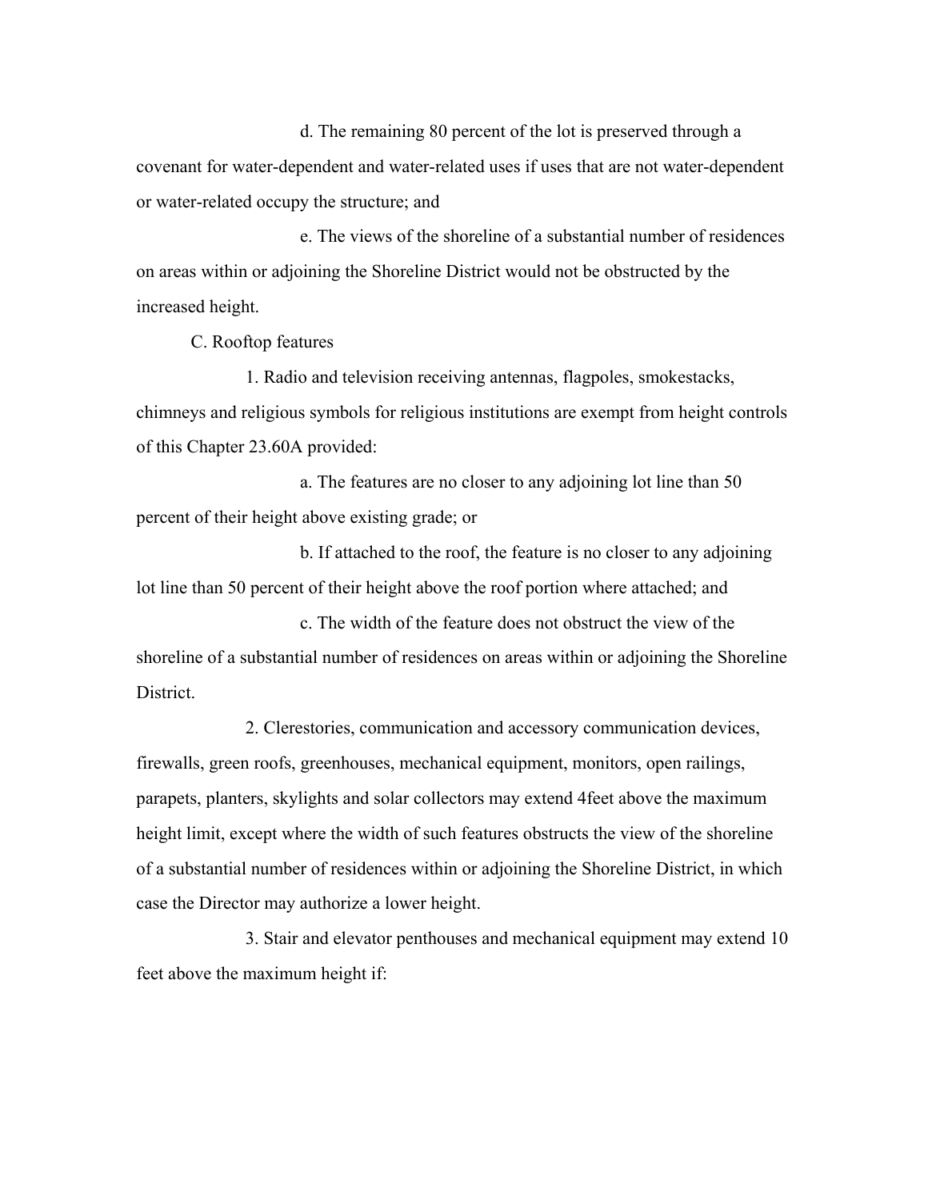d. The remaining 80 percent of the lot is preserved through a covenant for water-dependent and water-related uses if uses that are not water-dependent or water-related occupy the structure; and

e. The views of the shoreline of a substantial number of residences on areas within or adjoining the Shoreline District would not be obstructed by the increased height.

C. Rooftop features

1. Radio and television receiving antennas, flagpoles, smokestacks, chimneys and religious symbols for religious institutions are exempt from height controls of this Chapter 23.60A provided:

a. The features are no closer to any adjoining lot line than 50 percent of their height above existing grade; or

b. If attached to the roof, the feature is no closer to any adjoining lot line than 50 percent of their height above the roof portion where attached; and

c. The width of the feature does not obstruct the view of the shoreline of a substantial number of residences on areas within or adjoining the Shoreline District.

2. Clerestories, communication and accessory communication devices, firewalls, green roofs, greenhouses, mechanical equipment, monitors, open railings, parapets, planters, skylights and solar collectors may extend 4feet above the maximum height limit, except where the width of such features obstructs the view of the shoreline of a substantial number of residences within or adjoining the Shoreline District, in which case the Director may authorize a lower height.

3. Stair and elevator penthouses and mechanical equipment may extend 10 feet above the maximum height if: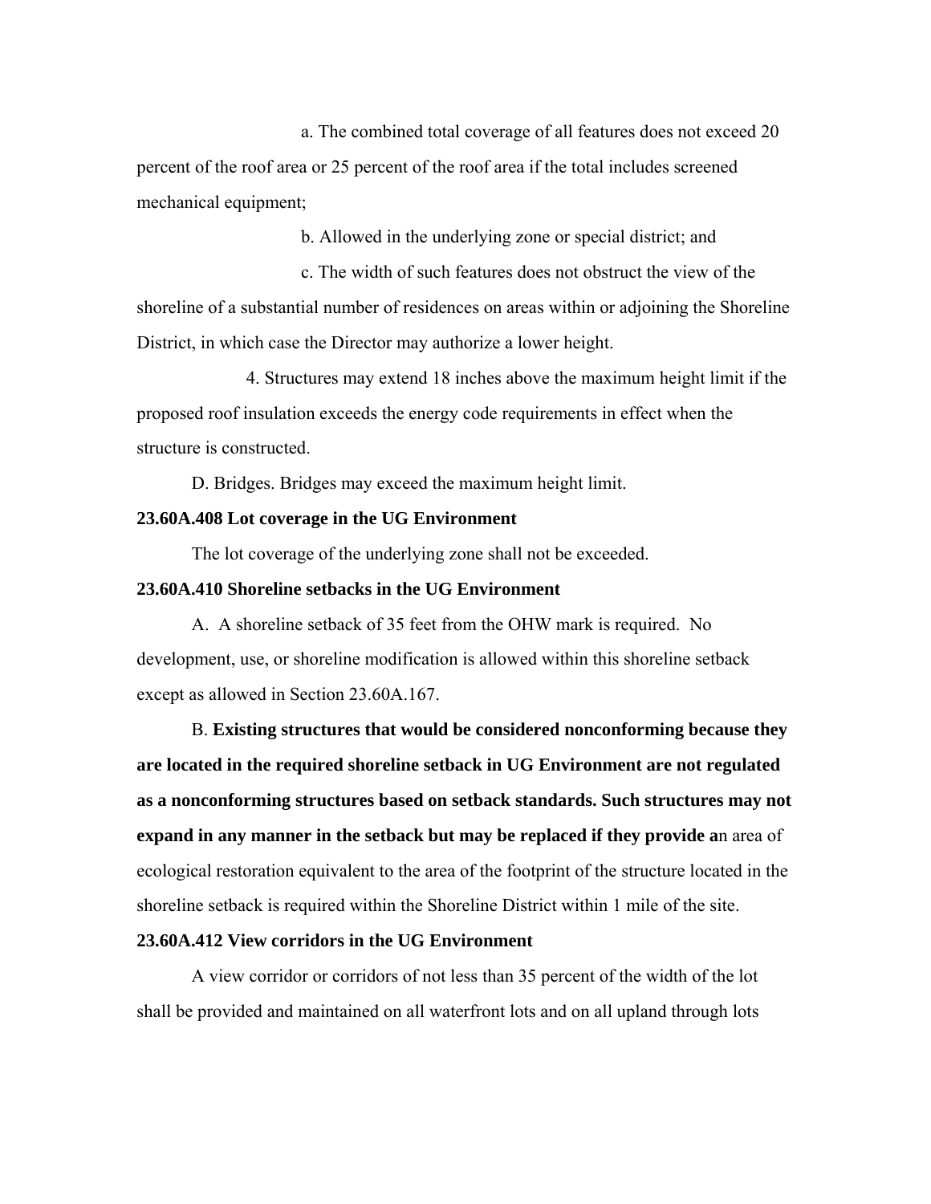a. The combined total coverage of all features does not exceed 20 percent of the roof area or 25 percent of the roof area if the total includes screened mechanical equipment;

b. Allowed in the underlying zone or special district; and

c. The width of such features does not obstruct the view of the shoreline of a substantial number of residences on areas within or adjoining the Shoreline District, in which case the Director may authorize a lower height.

4. Structures may extend 18 inches above the maximum height limit if the proposed roof insulation exceeds the energy code requirements in effect when the structure is constructed.

D. Bridges. Bridges may exceed the maximum height limit.

**23.60A.408 Lot coverage in the UG Environment**

The lot coverage of the underlying zone shall not be exceeded.

**23.60A.410 Shoreline setbacks in the UG Environment**

A. A shoreline setback of 35 feet from the OHW mark is required. No development, use, or shoreline modification is allowed within this shoreline setback except as allowed in Section 23.60A.167.

B. **Existing structures that would be considered nonconforming because they are located in the required shoreline setback in UG Environment are not regulated as a nonconforming structures based on setback standards. Such structures may not expand in any manner in the setback but may be replaced if they provide a**n area of ecological restoration equivalent to the area of the footprint of the structure located in the shoreline setback is required within the Shoreline District within 1 mile of the site.

**23.60A.412 View corridors in the UG Environment**

A view corridor or corridors of not less than 35 percent of the width of the lot shall be provided and maintained on all waterfront lots and on all upland through lots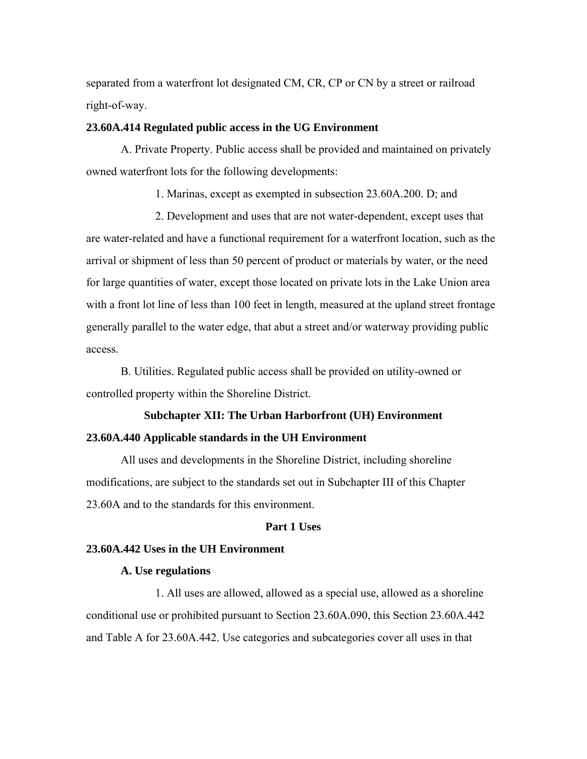separated from a waterfront lot designated CM, CR, CP or CN by a street or railroad right-of-way.

**23.60A.414 Regulated public access in the UG Environment**

A. Private Property. Public access shall be provided and maintained on privately owned waterfront lots for the following developments:

1. Marinas, except as exempted in subsection 23.60A.200. D; and

2. Development and uses that are not water-dependent, except uses that are water-related and have a functional requirement for a waterfront location, such as the arrival or shipment of less than 50 percent of product or materials by water, or the need for large quantities of water, except those located on private lots in the Lake Union area with a front lot line of less than 100 feet in length, measured at the upland street frontage generally parallel to the water edge, that abut a street and/or waterway providing public access.

B. Utilities. Regulated public access shall be provided on utility-owned or controlled property within the Shoreline District.

## Subchapter XII: The Urban Harborfront (UH) Environment

**23.60A.440 Applicable standards in the UH Environment**

All uses and developments in the Shoreline District, including shoreline modifications, are subject to the standards set out in Subchapter III of this Chapter 23.60A and to the standards for this environment.

### Part 1 Uses

**23.60A.442 Uses in the UH Environment**

**A. Use regulations**

1. All uses are allowed, allowed as a special use, allowed as a shoreline conditional use or prohibited pursuant to Section 23.60A.090, this Section 23.60A.442 and Table A for 23.60A.442. Use categories and subcategories cover all uses in that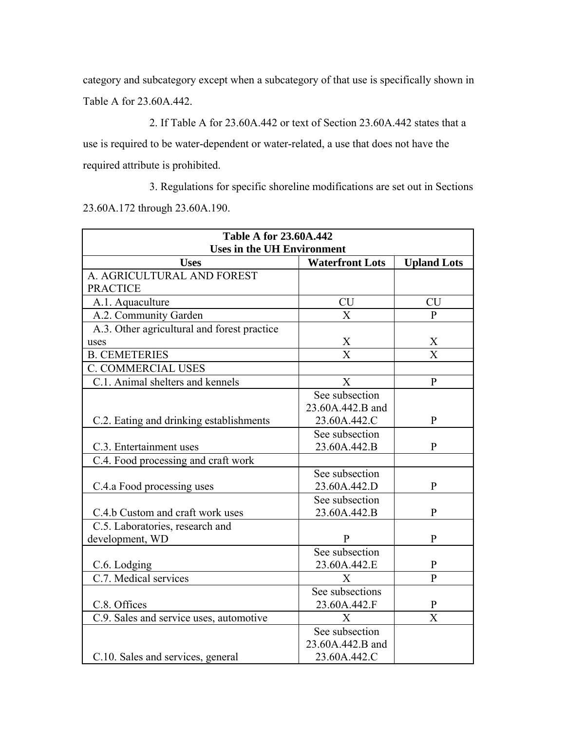category and subcategory except when a subcategory of that use is specifically shown in Table A for 23.60A.442.

2. If Table A for 23.60A.442 or text of Section 23.60A.442 states that a use is required to be water-dependent or water-related, a use that does not have the required attribute is prohibited.

3. Regulations for specific shoreline modifications are set out in Sections 23.60A.172 through 23.60A.190.

| Table A for 23.60A.442<br>Uses in the UH Environment | | |
|---|---|---|
| **Uses** | **Waterfront Lots** | **Upland Lots** |
| A. AGRICULTURAL AND FOREST PRACTICE | | |
| A.1. Aquaculture | CU | CU |
| A.2. Community Garden | X | P |
| A.3. Other agricultural and forest practice uses | X | X |
| B. CEMETERIES | X | X |
| C. COMMERCIAL USES | | |
| C.1. Animal shelters and kennels | X | P |
| C.2. Eating and drinking establishments | See subsection 23.60A.442.B and 23.60A.442.C | P |
| C.3. Entertainment uses | See subsection 23.60A.442.B | P |
| C.4. Food processing and craft work | | |
| C.4.a Food processing uses | See subsection 23.60A.442.D | P |
| C.4.b Custom and craft work uses | See subsection 23.60A.442.B | P |
| C.5. Laboratories, research and development, WD | P | P |
| C.6. Lodging | See subsection 23.60A.442.E | P |
| C.7. Medical services | X | P |
| C.8. Offices | See subsections 23.60A.442.F | P |
| C.9. Sales and service uses, automotive | X | X |
| C.10. Sales and services, general | See subsection 23.60A.442.B and 23.60A.442.C | |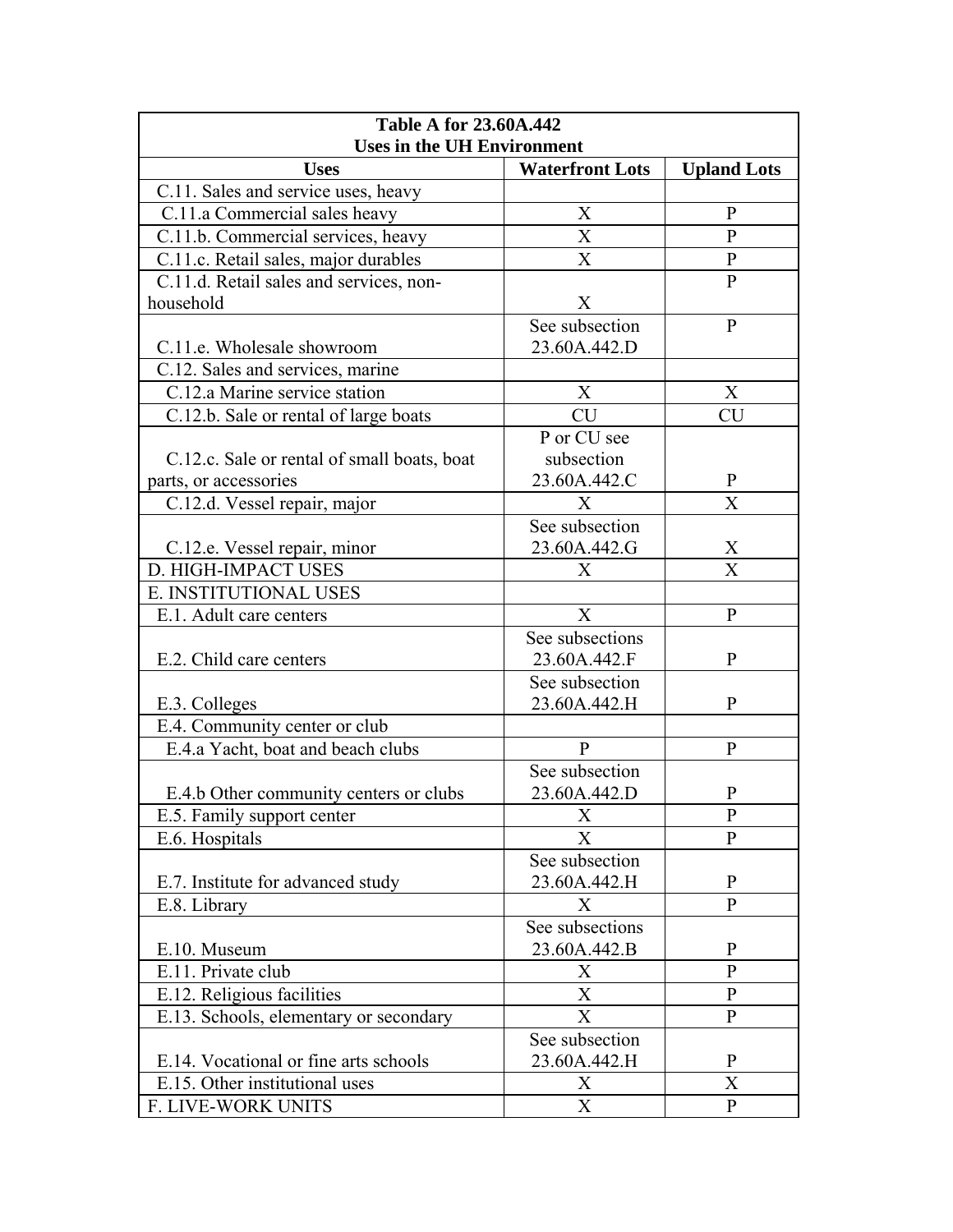| Table A for 23.60A.442 Uses in the UH Environment | | |
|---|---|---|
| **Uses** | **Waterfront Lots** | **Upland Lots** |
| C.11. Sales and service uses, heavy | | |
| C.11.a Commercial sales heavy | X | P |
| C.11.b. Commercial services, heavy | X | P |
| C.11.c. Retail sales, major durables | X | P |
| C.11.d. Retail sales and services, non-household | X | P |
| C.11.e. Wholesale showroom | See subsection 23.60A.442.D | P |
| C.12. Sales and services, marine | | |
| C.12.a Marine service station | X | X |
| C.12.b. Sale or rental of large boats | CU | CU |
| C.12.c. Sale or rental of small boats, boat parts, or accessories | P or CU see subsection 23.60A.442.C | P |
| C.12.d. Vessel repair, major | X | X |
| C.12.e. Vessel repair, minor | See subsection 23.60A.442.G | X |
| D. HIGH-IMPACT USES | X | X |
| E. INSTITUTIONAL USES | | |
| E.1. Adult care centers | X | P |
| E.2. Child care centers | See subsections 23.60A.442.F | P |
| E.3. Colleges | See subsection 23.60A.442.H | P |
| E.4. Community center or club | | |
| E.4.a Yacht, boat and beach clubs | P | P |
| E.4.b Other community centers or clubs | See subsection 23.60A.442.D | P |
| E.5. Family support center | X | P |
| E.6. Hospitals | X | P |
| E.7. Institute for advanced study | See subsection 23.60A.442.H | P |
| E.8. Library | X | P |
| E.10. Museum | See subsections 23.60A.442.B | P |
| E.11. Private club | X | P |
| E.12. Religious facilities | X | P |
| E.13. Schools, elementary or secondary | X | P |
| E.14. Vocational or fine arts schools | See subsection 23.60A.442.H | P |
| E.15. Other institutional uses | X | X |
| F. LIVE-WORK UNITS | X | P |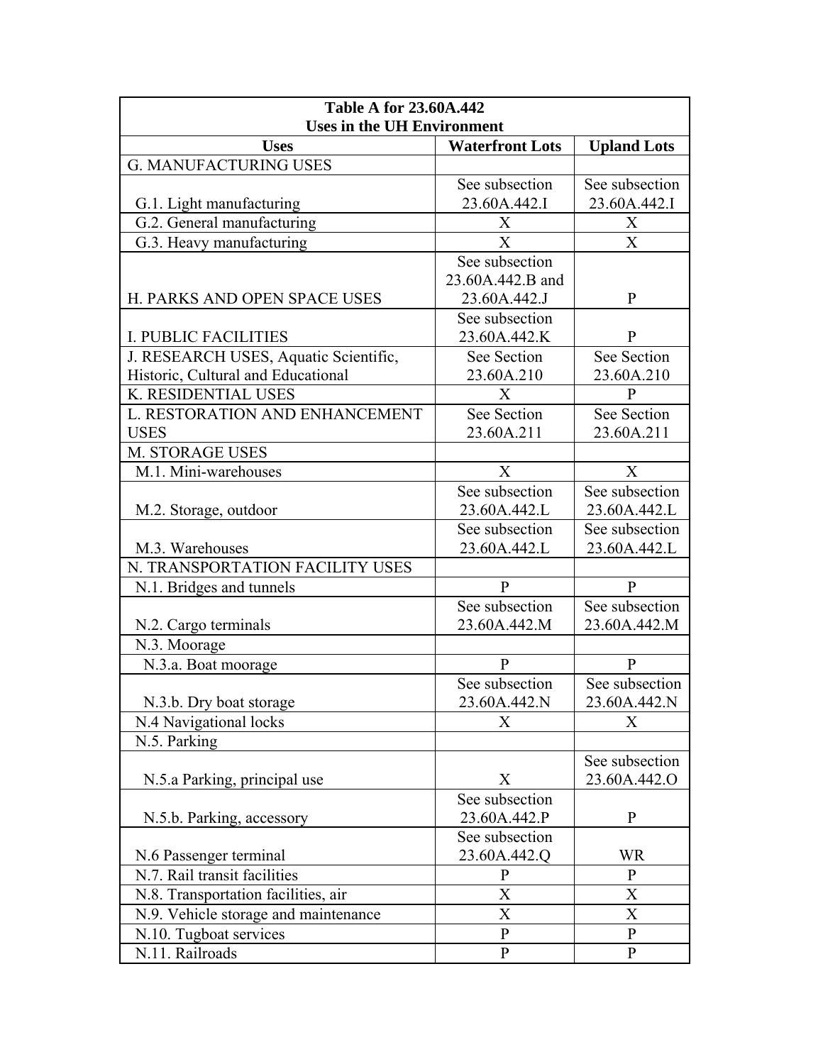| Table A for 23.60A.442<br>Uses in the UH Environment | | |
|---|---|---|
| **Uses** | **Waterfront Lots** | **Upland Lots** |
| G. MANUFACTURING USES | | |
| G.1. Light manufacturing | See subsection 23.60A.442.I | See subsection 23.60A.442.I |
| G.2. General manufacturing | X | X |
| G.3. Heavy manufacturing | X | X |
| H. PARKS AND OPEN SPACE USES | See subsection 23.60A.442.B and 23.60A.442.J | P |
| I. PUBLIC FACILITIES | See subsection 23.60A.442.K | P |
| J. RESEARCH USES, Aquatic Scientific, Historic, Cultural and Educational | See Section 23.60A.210 | See Section 23.60A.210 |
| K. RESIDENTIAL USES | X | P |
| L. RESTORATION AND ENHANCEMENT USES | See Section 23.60A.211 | See Section 23.60A.211 |
| M. STORAGE USES | | |
| M.1. Mini-warehouses | X | X |
| M.2. Storage, outdoor | See subsection 23.60A.442.L | See subsection 23.60A.442.L |
| M.3. Warehouses | See subsection 23.60A.442.L | See subsection 23.60A.442.L |
| N. TRANSPORTATION FACILITY USES | | |
| N.1. Bridges and tunnels | P | P |
| N.2. Cargo terminals | See subsection 23.60A.442.M | See subsection 23.60A.442.M |
| N.3. Moorage | | |
| N.3.a. Boat moorage | P | P |
| N.3.b. Dry boat storage | See subsection 23.60A.442.N | See subsection 23.60A.442.N |
| N.4 Navigational locks | X | X |
| N.5. Parking | | |
| N.5.a Parking, principal use | X | See subsection 23.60A.442.O |
| N.5.b. Parking, accessory | See subsection 23.60A.442.P | P |
| N.6 Passenger terminal | See subsection 23.60A.442.Q | WR |
| N.7. Rail transit facilities | P | P |
| N.8. Transportation facilities, air | X | X |
| N.9. Vehicle storage and maintenance | X | X |
| N.10. Tugboat services | P | P |
| N.11. Railroads | P | P |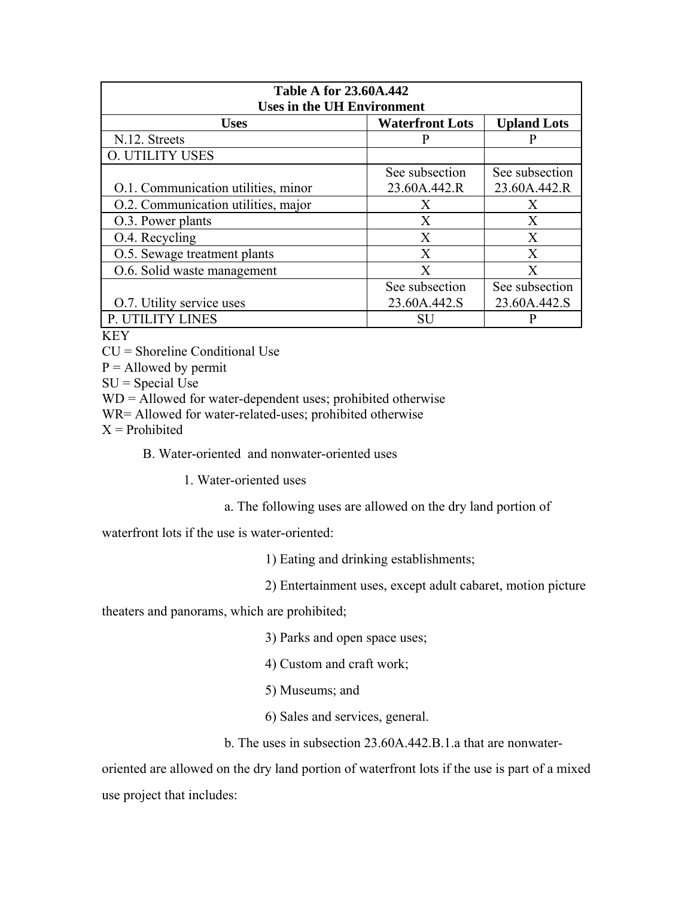| Table A for 23.60A.442 Uses in the UH Environment | | |
|---|---|---|
| **Uses** | **Waterfront Lots** | **Upland Lots** |
| N.12. Streets | P | P |
| O. UTILITY USES | | |
| O.1. Communication utilities, minor | See subsection 23.60A.442.R | See subsection 23.60A.442.R |
| O.2. Communication utilities, major | X | X |
| O.3. Power plants | X | X |
| O.4. Recycling | X | X |
| O.5. Sewage treatment plants | X | X |
| O.6. Solid waste management | X | X |
| O.7. Utility service uses | See subsection 23.60A.442.S | See subsection 23.60A.442.S |
| P. UTILITY LINES | SU | P |

KEY
CU = Shoreline Conditional Use
P = Allowed by permit
SU = Special Use
WD = Allowed for water-dependent uses; prohibited otherwise
WR= Allowed for water-related-uses; prohibited otherwise
X = Prohibited

B. Water-oriented and nonwater-oriented uses

1. Water-oriented uses

a. The following uses are allowed on the dry land portion of waterfront lots if the use is water-oriented:

1) Eating and drinking establishments;

2) Entertainment uses, except adult cabaret, motion picture theaters and panorams, which are prohibited;

3) Parks and open space uses;

4) Custom and craft work;

5) Museums; and

6) Sales and services, general.

b. The uses in subsection 23.60A.442.B.1.a that are nonwater-oriented are allowed on the dry land portion of waterfront lots if the use is part of a mixed use project that includes: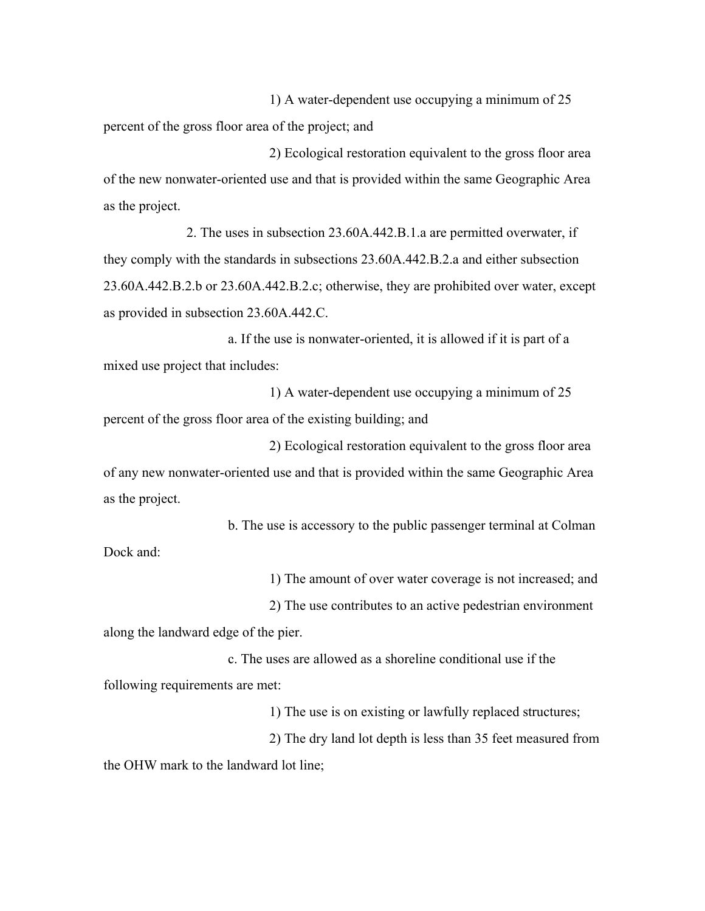1) A water-dependent use occupying a minimum of 25 percent of the gross floor area of the project; and

2) Ecological restoration equivalent to the gross floor area of the new nonwater-oriented use and that is provided within the same Geographic Area as the project.

2. The uses in subsection 23.60A.442.B.1.a are permitted overwater, if they comply with the standards in subsections 23.60A.442.B.2.a and either subsection 23.60A.442.B.2.b or 23.60A.442.B.2.c; otherwise, they are prohibited over water, except as provided in subsection 23.60A.442.C.

a. If the use is nonwater-oriented, it is allowed if it is part of a mixed use project that includes:

1) A water-dependent use occupying a minimum of 25 percent of the gross floor area of the existing building; and

2) Ecological restoration equivalent to the gross floor area of any new nonwater-oriented use and that is provided within the same Geographic Area as the project.

b. The use is accessory to the public passenger terminal at Colman Dock and:

1) The amount of over water coverage is not increased; and

2) The use contributes to an active pedestrian environment along the landward edge of the pier.

c. The uses are allowed as a shoreline conditional use if the following requirements are met:

1) The use is on existing or lawfully replaced structures;

2) The dry land lot depth is less than 35 feet measured from the OHW mark to the landward lot line;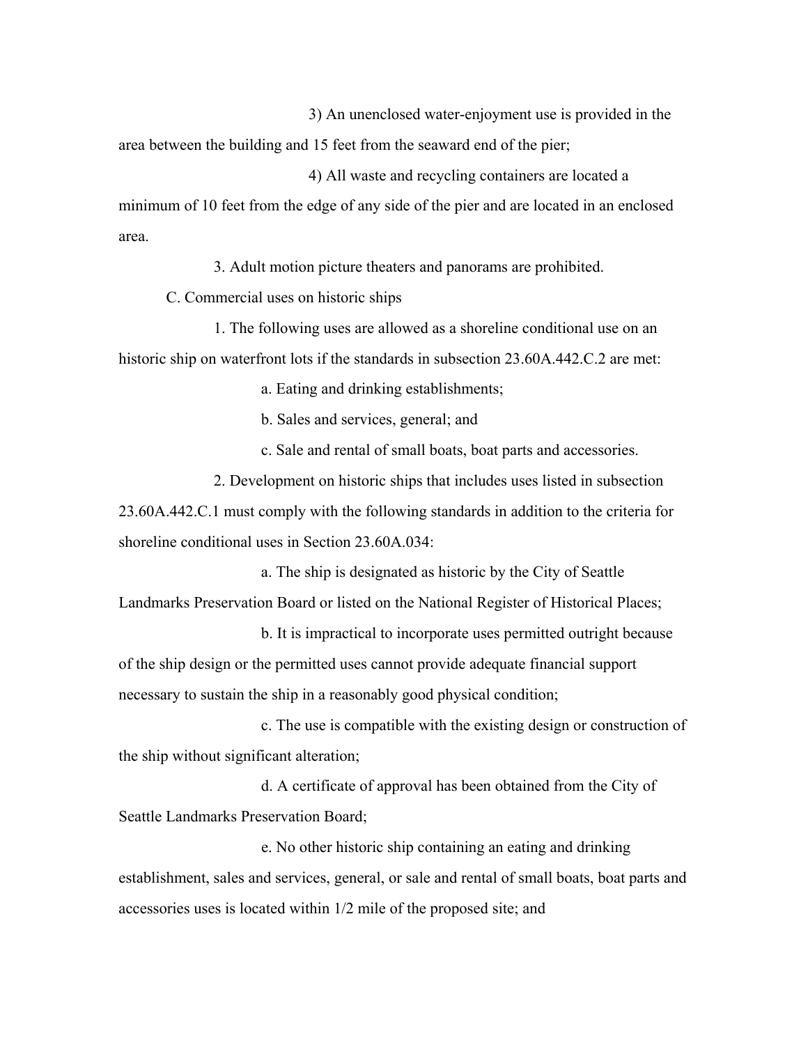3) An unenclosed water-enjoyment use is provided in the area between the building and 15 feet from the seaward end of the pier;

4) All waste and recycling containers are located a minimum of 10 feet from the edge of any side of the pier and are located in an enclosed area.

3. Adult motion picture theaters and panorams are prohibited.

C. Commercial uses on historic ships

1. The following uses are allowed as a shoreline conditional use on an historic ship on waterfront lots if the standards in subsection 23.60A.442.C.2 are met:

a. Eating and drinking establishments;

b. Sales and services, general; and

c. Sale and rental of small boats, boat parts and accessories.

2. Development on historic ships that includes uses listed in subsection 23.60A.442.C.1 must comply with the following standards in addition to the criteria for shoreline conditional uses in Section 23.60A.034:

a. The ship is designated as historic by the City of Seattle Landmarks Preservation Board or listed on the National Register of Historical Places;

b. It is impractical to incorporate uses permitted outright because of the ship design or the permitted uses cannot provide adequate financial support necessary to sustain the ship in a reasonably good physical condition;

c. The use is compatible with the existing design or construction of the ship without significant alteration;

d. A certificate of approval has been obtained from the City of Seattle Landmarks Preservation Board;

e. No other historic ship containing an eating and drinking establishment, sales and services, general, or sale and rental of small boats, boat parts and accessories uses is located within 1/2 mile of the proposed site; and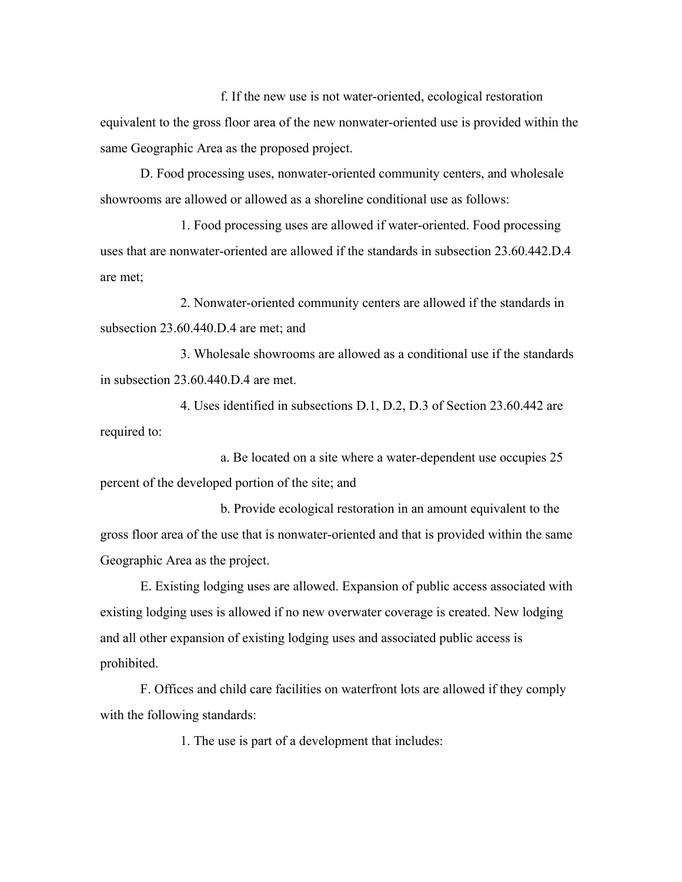f. If the new use is not water-oriented, ecological restoration equivalent to the gross floor area of the new nonwater-oriented use is provided within the same Geographic Area as the proposed project.

D. Food processing uses, nonwater-oriented community centers, and wholesale showrooms are allowed or allowed as a shoreline conditional use as follows:

1. Food processing uses are allowed if water-oriented. Food processing uses that are nonwater-oriented are allowed if the standards in subsection 23.60.442.D.4 are met;

2. Nonwater-oriented community centers are allowed if the standards in subsection 23.60.440.D.4 are met; and

3. Wholesale showrooms are allowed as a conditional use if the standards in subsection 23.60.440.D.4 are met.

4. Uses identified in subsections D.1, D.2, D.3 of Section 23.60.442 are required to:

a. Be located on a site where a water-dependent use occupies 25 percent of the developed portion of the site; and

b. Provide ecological restoration in an amount equivalent to the gross floor area of the use that is nonwater-oriented and that is provided within the same Geographic Area as the project.

E. Existing lodging uses are allowed. Expansion of public access associated with existing lodging uses is allowed if no new overwater coverage is created. New lodging and all other expansion of existing lodging uses and associated public access is prohibited.

F. Offices and child care facilities on waterfront lots are allowed if they comply with the following standards:

1. The use is part of a development that includes: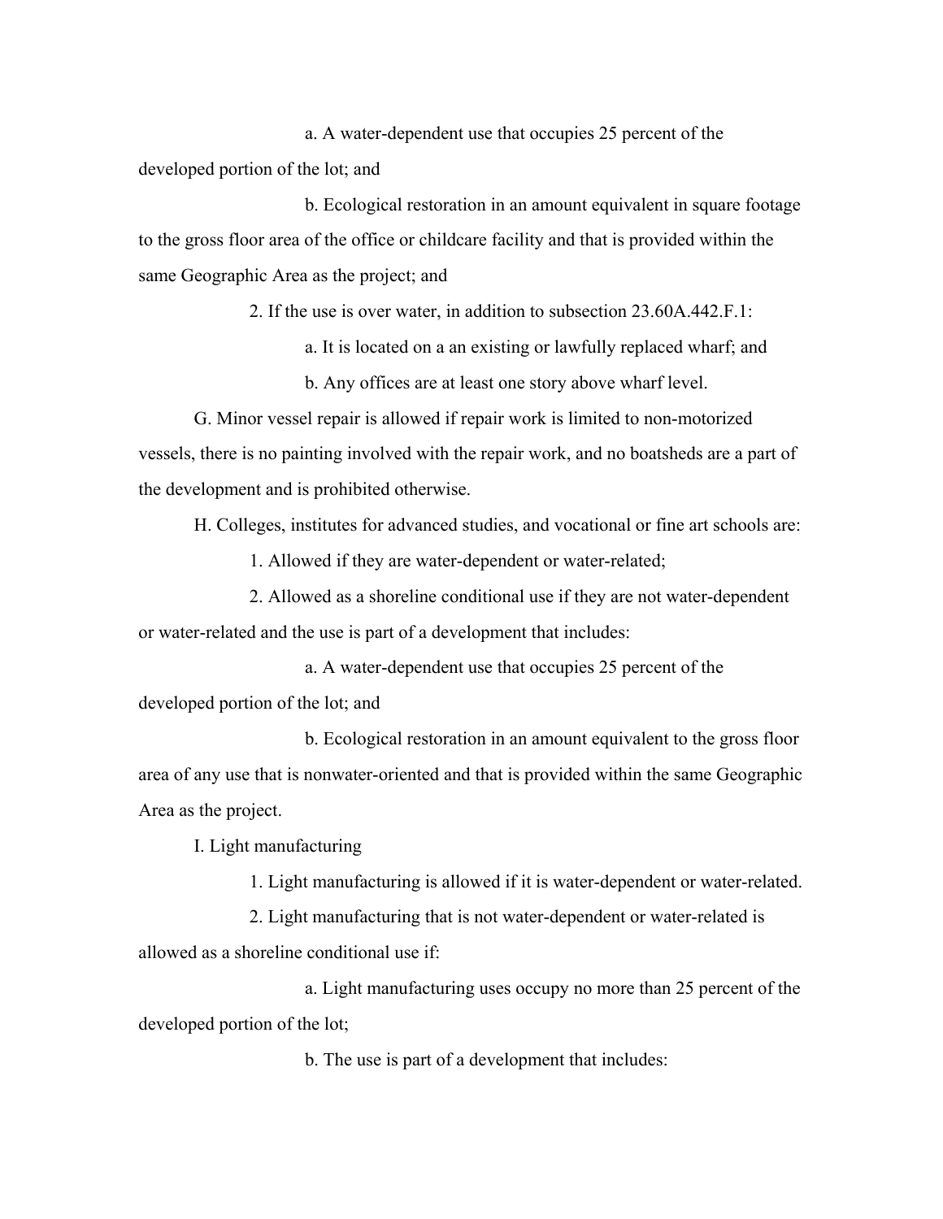a. A water-dependent use that occupies 25 percent of the developed portion of the lot; and

b. Ecological restoration in an amount equivalent in square footage to the gross floor area of the office or childcare facility and that is provided within the same Geographic Area as the project; and

2. If the use is over water, in addition to subsection 23.60A.442.F.1:

a. It is located on a an existing or lawfully replaced wharf; and

b. Any offices are at least one story above wharf level.

G. Minor vessel repair is allowed if repair work is limited to non-motorized vessels, there is no painting involved with the repair work, and no boatsheds are a part of the development and is prohibited otherwise.

H. Colleges, institutes for advanced studies, and vocational or fine art schools are:

1. Allowed if they are water-dependent or water-related;

2. Allowed as a shoreline conditional use if they are not water-dependent or water-related and the use is part of a development that includes:

a. A water-dependent use that occupies 25 percent of the developed portion of the lot; and

b. Ecological restoration in an amount equivalent to the gross floor area of any use that is nonwater-oriented and that is provided within the same Geographic Area as the project.

I. Light manufacturing

1. Light manufacturing is allowed if it is water-dependent or water-related.

2. Light manufacturing that is not water-dependent or water-related is allowed as a shoreline conditional use if:

a. Light manufacturing uses occupy no more than 25 percent of the developed portion of the lot;

b. The use is part of a development that includes: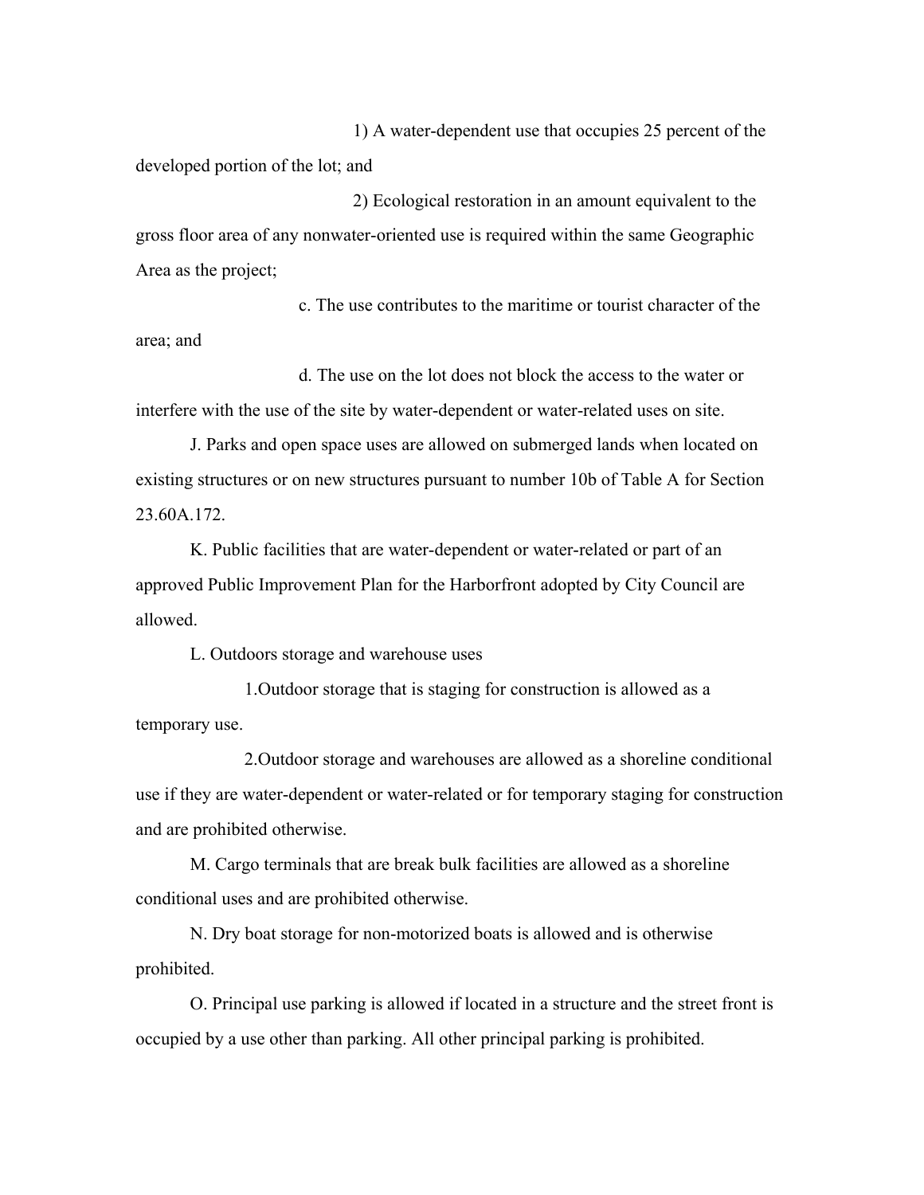1) A water-dependent use that occupies 25 percent of the developed portion of the lot; and

2) Ecological restoration in an amount equivalent to the gross floor area of any nonwater-oriented use is required within the same Geographic Area as the project;

c. The use contributes to the maritime or tourist character of the area; and

d. The use on the lot does not block the access to the water or interfere with the use of the site by water-dependent or water-related uses on site.

J. Parks and open space uses are allowed on submerged lands when located on existing structures or on new structures pursuant to number 10b of Table A for Section 23.60A.172.

K. Public facilities that are water-dependent or water-related or part of an approved Public Improvement Plan for the Harborfront adopted by City Council are allowed.

L. Outdoors storage and warehouse uses

1.Outdoor storage that is staging for construction is allowed as a temporary use.

2.Outdoor storage and warehouses are allowed as a shoreline conditional use if they are water-dependent or water-related or for temporary staging for construction and are prohibited otherwise.

M. Cargo terminals that are break bulk facilities are allowed as a shoreline conditional uses and are prohibited otherwise.

N. Dry boat storage for non-motorized boats is allowed and is otherwise prohibited.

O. Principal use parking is allowed if located in a structure and the street front is occupied by a use other than parking. All other principal parking is prohibited.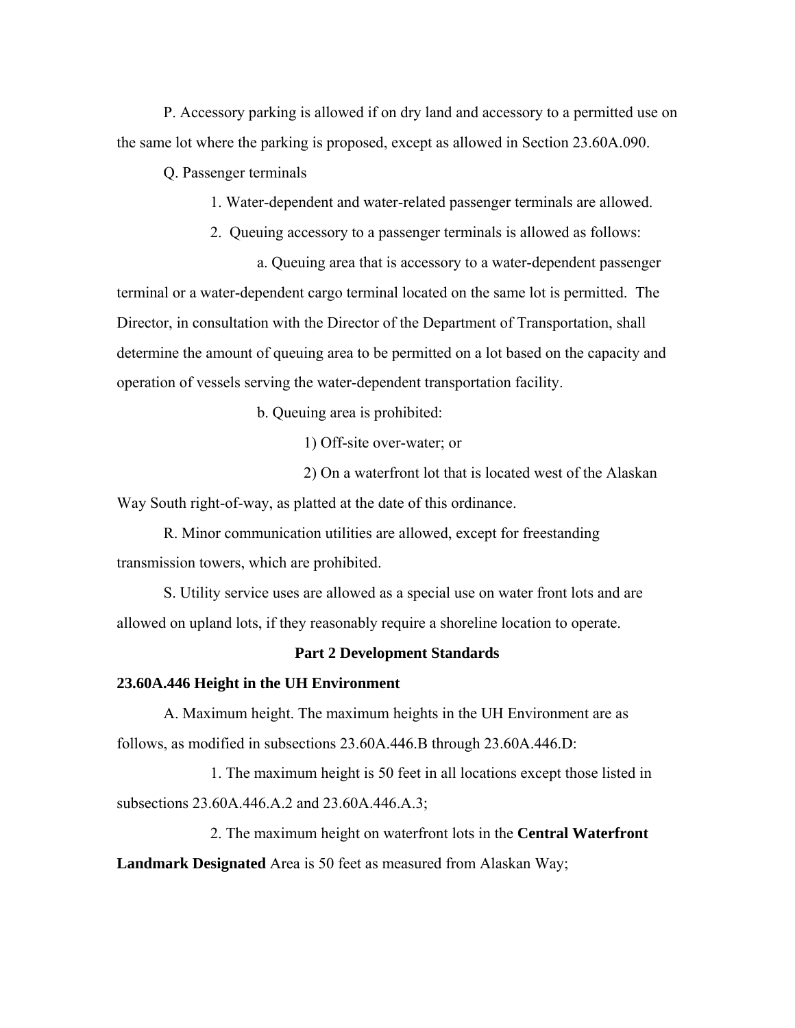P. Accessory parking is allowed if on dry land and accessory to a permitted use on the same lot where the parking is proposed, except as allowed in Section 23.60A.090.

Q. Passenger terminals

1. Water-dependent and water-related passenger terminals are allowed.

2. Queuing accessory to a passenger terminals is allowed as follows:

a. Queuing area that is accessory to a water-dependent passenger terminal or a water-dependent cargo terminal located on the same lot is permitted. The Director, in consultation with the Director of the Department of Transportation, shall determine the amount of queuing area to be permitted on a lot based on the capacity and operation of vessels serving the water-dependent transportation facility.

b. Queuing area is prohibited:

1) Off-site over-water; or

2) On a waterfront lot that is located west of the Alaskan Way South right-of-way, as platted at the date of this ordinance.

R. Minor communication utilities are allowed, except for freestanding transmission towers, which are prohibited.

S. Utility service uses are allowed as a special use on water front lots and are allowed on upland lots, if they reasonably require a shoreline location to operate.

## Part 2 Development Standards

### 23.60A.446 Height in the UH Environment

A. Maximum height. The maximum heights in the UH Environment are as follows, as modified in subsections 23.60A.446.B through 23.60A.446.D:

1. The maximum height is 50 feet in all locations except those listed in subsections 23.60A.446.A.2 and 23.60A.446.A.3;

2. The maximum height on waterfront lots in the **Central Waterfront Landmark Designated** Area is 50 feet as measured from Alaskan Way;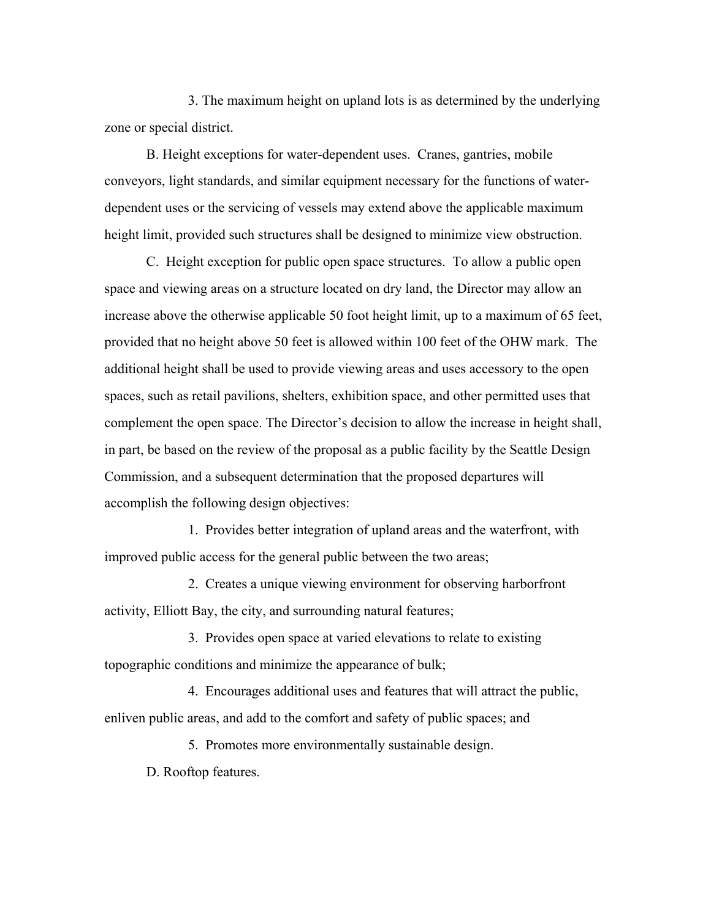3. The maximum height on upland lots is as determined by the underlying zone or special district.

B. Height exceptions for water-dependent uses. Cranes, gantries, mobile conveyors, light standards, and similar equipment necessary for the functions of water-dependent uses or the servicing of vessels may extend above the applicable maximum height limit, provided such structures shall be designed to minimize view obstruction.

C. Height exception for public open space structures. To allow a public open space and viewing areas on a structure located on dry land, the Director may allow an increase above the otherwise applicable 50 foot height limit, up to a maximum of 65 feet, provided that no height above 50 feet is allowed within 100 feet of the OHW mark. The additional height shall be used to provide viewing areas and uses accessory to the open spaces, such as retail pavilions, shelters, exhibition space, and other permitted uses that complement the open space. The Director's decision to allow the increase in height shall, in part, be based on the review of the proposal as a public facility by the Seattle Design Commission, and a subsequent determination that the proposed departures will accomplish the following design objectives:

1. Provides better integration of upland areas and the waterfront, with improved public access for the general public between the two areas;

2. Creates a unique viewing environment for observing harborfront activity, Elliott Bay, the city, and surrounding natural features;

3. Provides open space at varied elevations to relate to existing topographic conditions and minimize the appearance of bulk;

4. Encourages additional uses and features that will attract the public, enliven public areas, and add to the comfort and safety of public spaces; and

5. Promotes more environmentally sustainable design.

D. Rooftop features.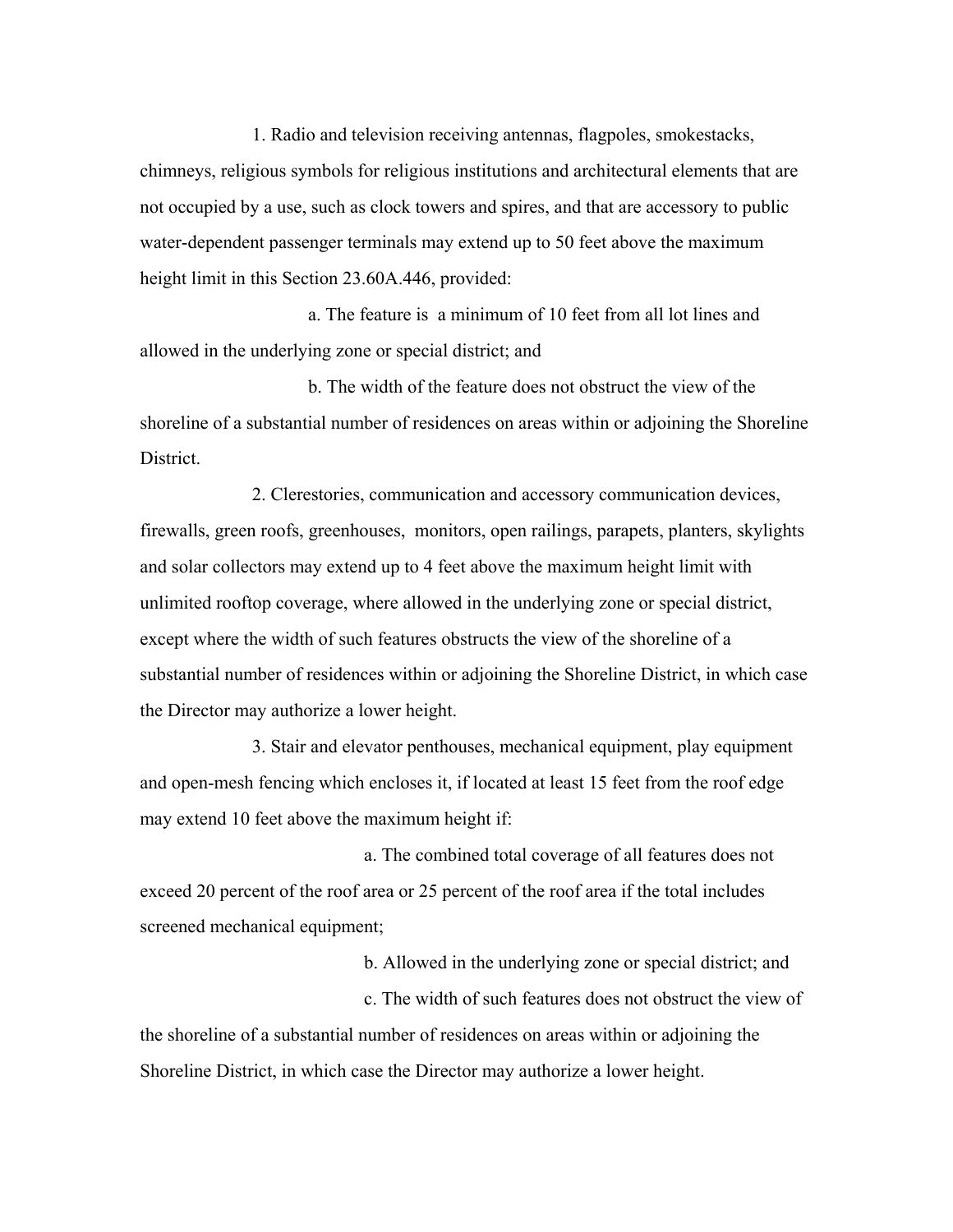1. Radio and television receiving antennas, flagpoles, smokestacks, chimneys, religious symbols for religious institutions and architectural elements that are not occupied by a use, such as clock towers and spires, and that are accessory to public water-dependent passenger terminals may extend up to 50 feet above the maximum height limit in this Section 23.60A.446, provided:

a. The feature is a minimum of 10 feet from all lot lines and allowed in the underlying zone or special district; and

b. The width of the feature does not obstruct the view of the shoreline of a substantial number of residences on areas within or adjoining the Shoreline District.

2. Clerestories, communication and accessory communication devices, firewalls, green roofs, greenhouses, monitors, open railings, parapets, planters, skylights and solar collectors may extend up to 4 feet above the maximum height limit with unlimited rooftop coverage, where allowed in the underlying zone or special district, except where the width of such features obstructs the view of the shoreline of a substantial number of residences within or adjoining the Shoreline District, in which case the Director may authorize a lower height.

3. Stair and elevator penthouses, mechanical equipment, play equipment and open-mesh fencing which encloses it, if located at least 15 feet from the roof edge may extend 10 feet above the maximum height if:

a. The combined total coverage of all features does not exceed 20 percent of the roof area or 25 percent of the roof area if the total includes screened mechanical equipment;

b. Allowed in the underlying zone or special district; and

c. The width of such features does not obstruct the view of the shoreline of a substantial number of residences on areas within or adjoining the Shoreline District, in which case the Director may authorize a lower height.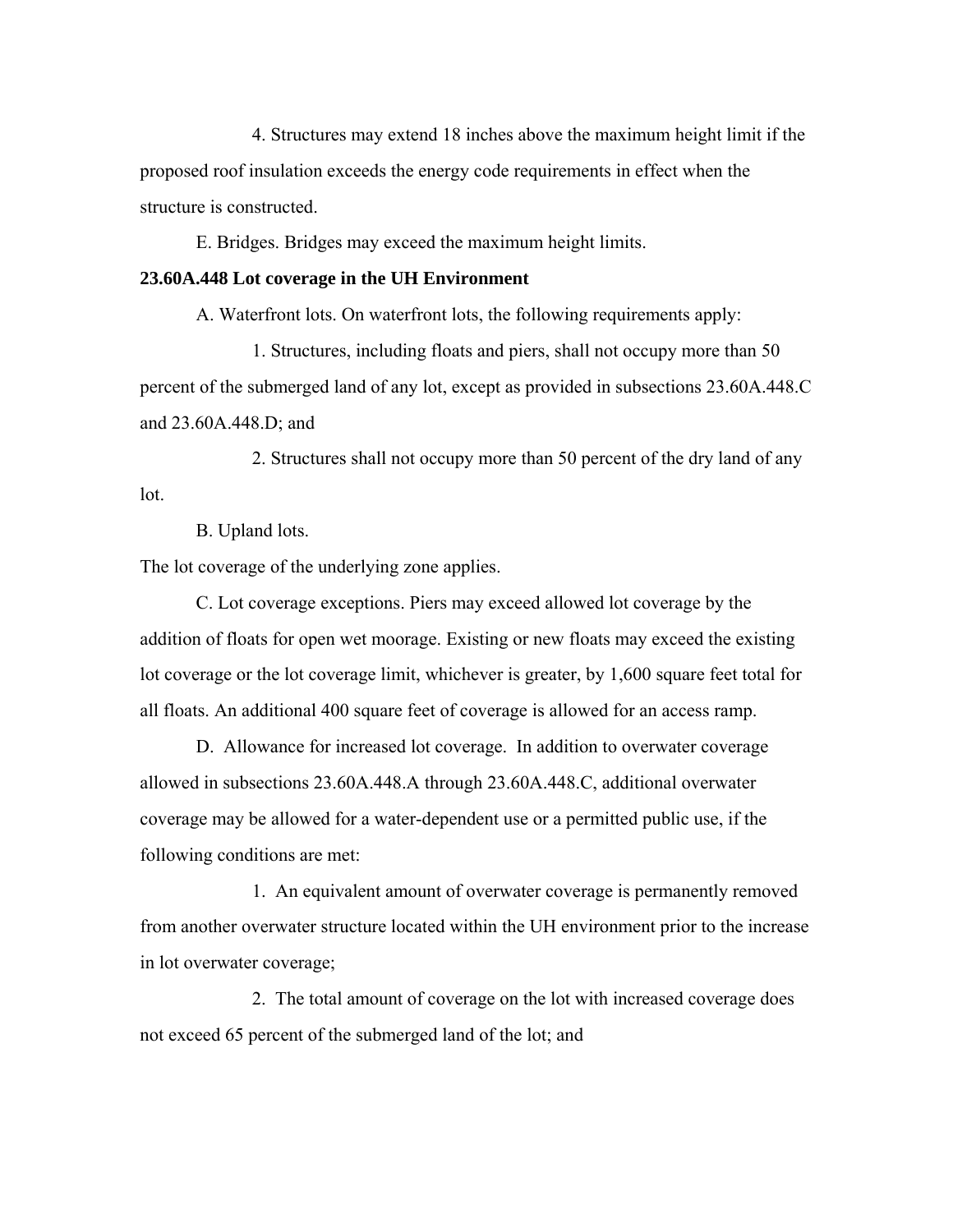4. Structures may extend 18 inches above the maximum height limit if the proposed roof insulation exceeds the energy code requirements in effect when the structure is constructed.

E. Bridges. Bridges may exceed the maximum height limits.

**23.60A.448 Lot coverage in the UH Environment**

A. Waterfront lots. On waterfront lots, the following requirements apply:

1. Structures, including floats and piers, shall not occupy more than 50 percent of the submerged land of any lot, except as provided in subsections 23.60A.448.C and 23.60A.448.D; and

2. Structures shall not occupy more than 50 percent of the dry land of any lot.

B. Upland lots.

The lot coverage of the underlying zone applies.

C. Lot coverage exceptions. Piers may exceed allowed lot coverage by the addition of floats for open wet moorage. Existing or new floats may exceed the existing lot coverage or the lot coverage limit, whichever is greater, by 1,600 square feet total for all floats. An additional 400 square feet of coverage is allowed for an access ramp.

D. Allowance for increased lot coverage. In addition to overwater coverage allowed in subsections 23.60A.448.A through 23.60A.448.C, additional overwater coverage may be allowed for a water-dependent use or a permitted public use, if the following conditions are met:

1. An equivalent amount of overwater coverage is permanently removed from another overwater structure located within the UH environment prior to the increase in lot overwater coverage;

2. The total amount of coverage on the lot with increased coverage does not exceed 65 percent of the submerged land of the lot; and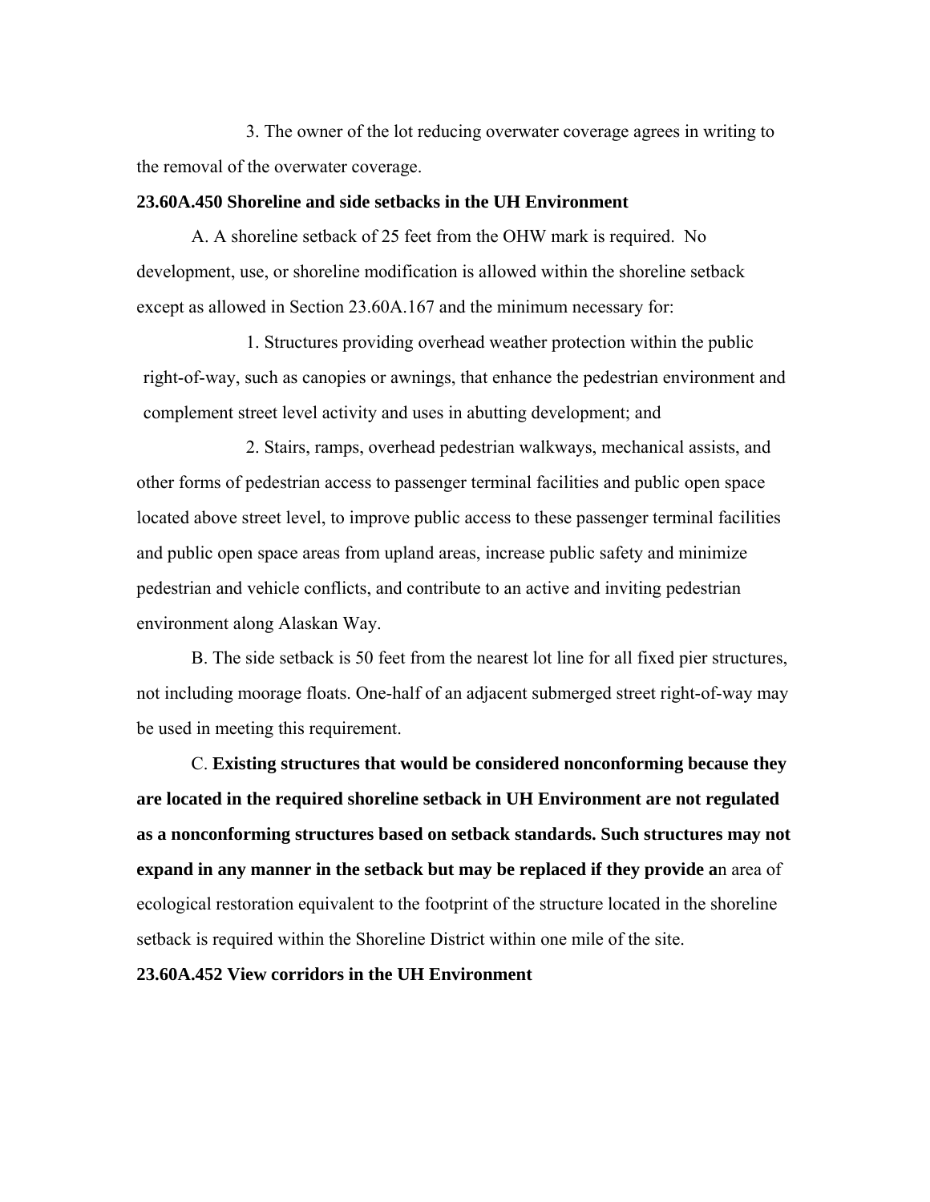3. The owner of the lot reducing overwater coverage agrees in writing to the removal of the overwater coverage.

**23.60A.450 Shoreline and side setbacks in the UH Environment**

A. A shoreline setback of 25 feet from the OHW mark is required. No development, use, or shoreline modification is allowed within the shoreline setback except as allowed in Section 23.60A.167 and the minimum necessary for:

1. Structures providing overhead weather protection within the public right-of-way, such as canopies or awnings, that enhance the pedestrian environment and complement street level activity and uses in abutting development; and

2. Stairs, ramps, overhead pedestrian walkways, mechanical assists, and other forms of pedestrian access to passenger terminal facilities and public open space located above street level, to improve public access to these passenger terminal facilities and public open space areas from upland areas, increase public safety and minimize pedestrian and vehicle conflicts, and contribute to an active and inviting pedestrian environment along Alaskan Way.

B. The side setback is 50 feet from the nearest lot line for all fixed pier structures, not including moorage floats. One-half of an adjacent submerged street right-of-way may be used in meeting this requirement.

C. **Existing structures that would be considered nonconforming because they are located in the required shoreline setback in UH Environment are not regulated as a nonconforming structures based on setback standards. Such structures may not expand in any manner in the setback but may be replaced if they provide a**n area of ecological restoration equivalent to the footprint of the structure located in the shoreline setback is required within the Shoreline District within one mile of the site.

**23.60A.452 View corridors in the UH Environment**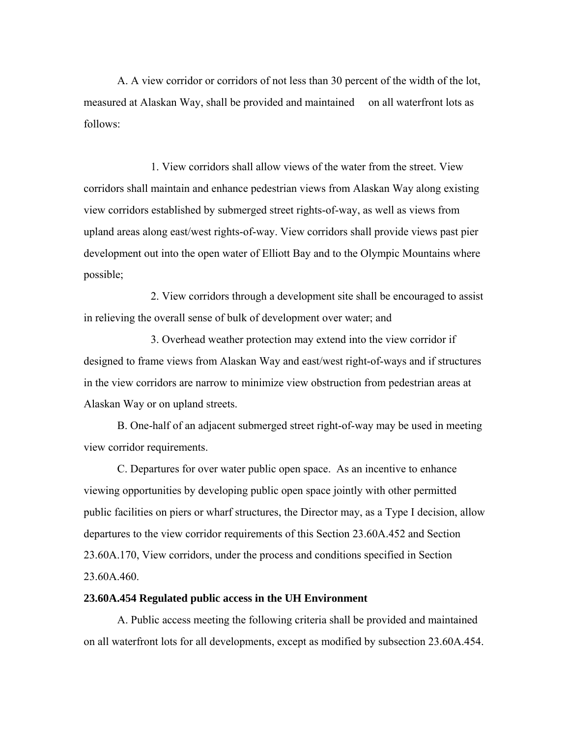A. A view corridor or corridors of not less than 30 percent of the width of the lot, measured at Alaskan Way, shall be provided and maintained on all waterfront lots as follows:

1. View corridors shall allow views of the water from the street. View corridors shall maintain and enhance pedestrian views from Alaskan Way along existing view corridors established by submerged street rights-of-way, as well as views from upland areas along east/west rights-of-way. View corridors shall provide views past pier development out into the open water of Elliott Bay and to the Olympic Mountains where possible;

2. View corridors through a development site shall be encouraged to assist in relieving the overall sense of bulk of development over water; and

3. Overhead weather protection may extend into the view corridor if designed to frame views from Alaskan Way and east/west right-of-ways and if structures in the view corridors are narrow to minimize view obstruction from pedestrian areas at Alaskan Way or on upland streets.

B. One-half of an adjacent submerged street right-of-way may be used in meeting view corridor requirements.

C. Departures for over water public open space. As an incentive to enhance viewing opportunities by developing public open space jointly with other permitted public facilities on piers or wharf structures, the Director may, as a Type I decision, allow departures to the view corridor requirements of this Section 23.60A.452 and Section 23.60A.170, View corridors, under the process and conditions specified in Section 23.60A.460.

**23.60A.454 Regulated public access in the UH Environment**

A. Public access meeting the following criteria shall be provided and maintained on all waterfront lots for all developments, except as modified by subsection 23.60A.454.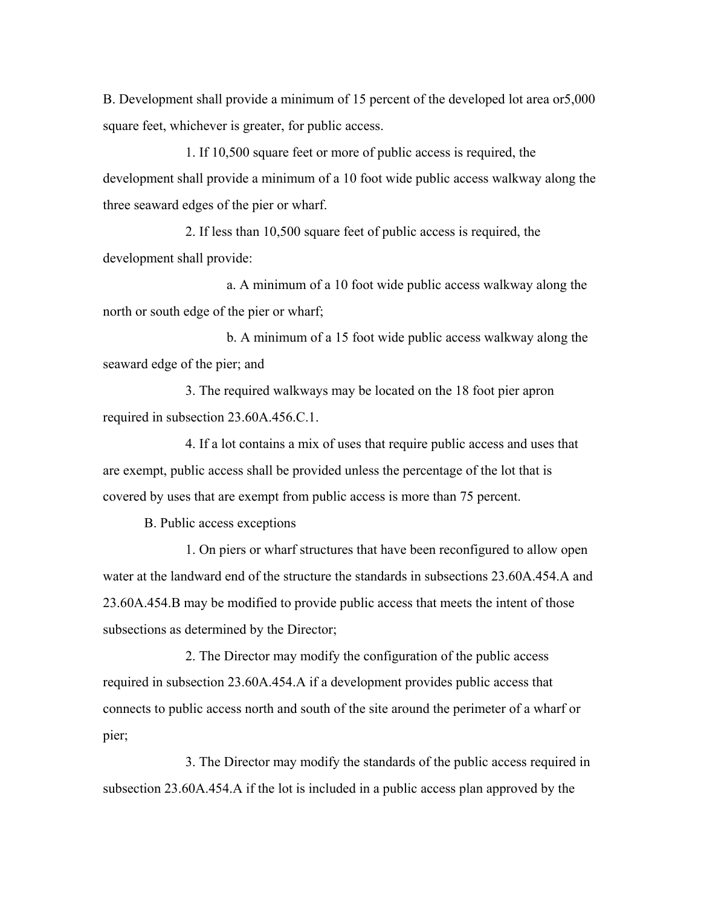B. Development shall provide a minimum of 15 percent of the developed lot area or5,000 square feet, whichever is greater, for public access.

1. If 10,500 square feet or more of public access is required, the development shall provide a minimum of a 10 foot wide public access walkway along the three seaward edges of the pier or wharf.

2. If less than 10,500 square feet of public access is required, the development shall provide:

a. A minimum of a 10 foot wide public access walkway along the north or south edge of the pier or wharf;

b. A minimum of a 15 foot wide public access walkway along the seaward edge of the pier; and

3. The required walkways may be located on the 18 foot pier apron required in subsection 23.60A.456.C.1.

4. If a lot contains a mix of uses that require public access and uses that are exempt, public access shall be provided unless the percentage of the lot that is covered by uses that are exempt from public access is more than 75 percent.

B. Public access exceptions

1. On piers or wharf structures that have been reconfigured to allow open water at the landward end of the structure the standards in subsections 23.60A.454.A and 23.60A.454.B may be modified to provide public access that meets the intent of those subsections as determined by the Director;

2. The Director may modify the configuration of the public access required in subsection 23.60A.454.A if a development provides public access that connects to public access north and south of the site around the perimeter of a wharf or pier;

3. The Director may modify the standards of the public access required in subsection 23.60A.454.A if the lot is included in a public access plan approved by the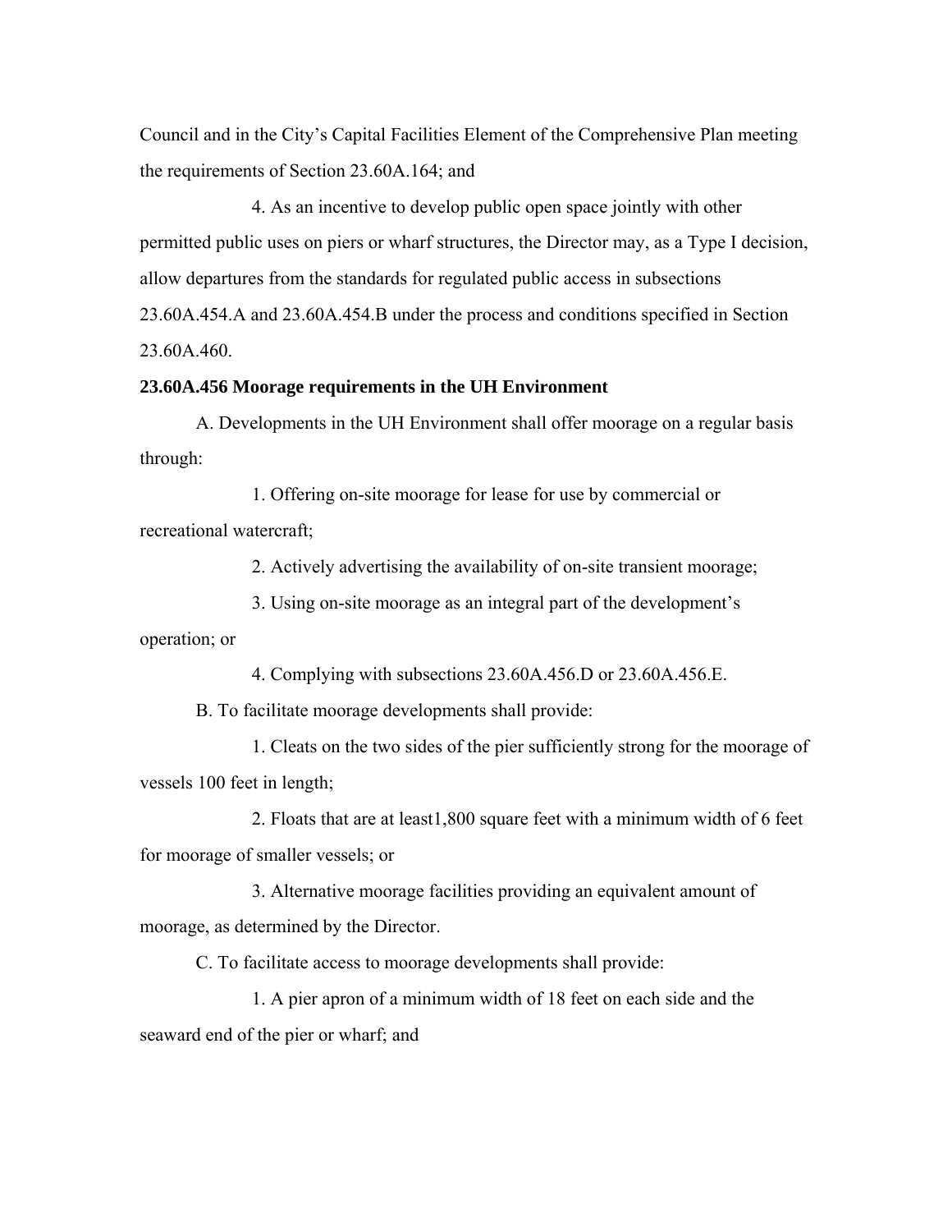Council and in the City's Capital Facilities Element of the Comprehensive Plan meeting the requirements of Section 23.60A.164; and

4. As an incentive to develop public open space jointly with other permitted public uses on piers or wharf structures, the Director may, as a Type I decision, allow departures from the standards for regulated public access in subsections 23.60A.454.A and 23.60A.454.B under the process and conditions specified in Section 23.60A.460.

**23.60A.456 Moorage requirements in the UH Environment**

A. Developments in the UH Environment shall offer moorage on a regular basis through:

1. Offering on-site moorage for lease for use by commercial or recreational watercraft;

2. Actively advertising the availability of on-site transient moorage;

3. Using on-site moorage as an integral part of the development's operation; or

4. Complying with subsections 23.60A.456.D or 23.60A.456.E.

B. To facilitate moorage developments shall provide:

1. Cleats on the two sides of the pier sufficiently strong for the moorage of vessels 100 feet in length;

2. Floats that are at least1,800 square feet with a minimum width of 6 feet for moorage of smaller vessels; or

3. Alternative moorage facilities providing an equivalent amount of moorage, as determined by the Director.

C. To facilitate access to moorage developments shall provide:

1. A pier apron of a minimum width of 18 feet on each side and the seaward end of the pier or wharf; and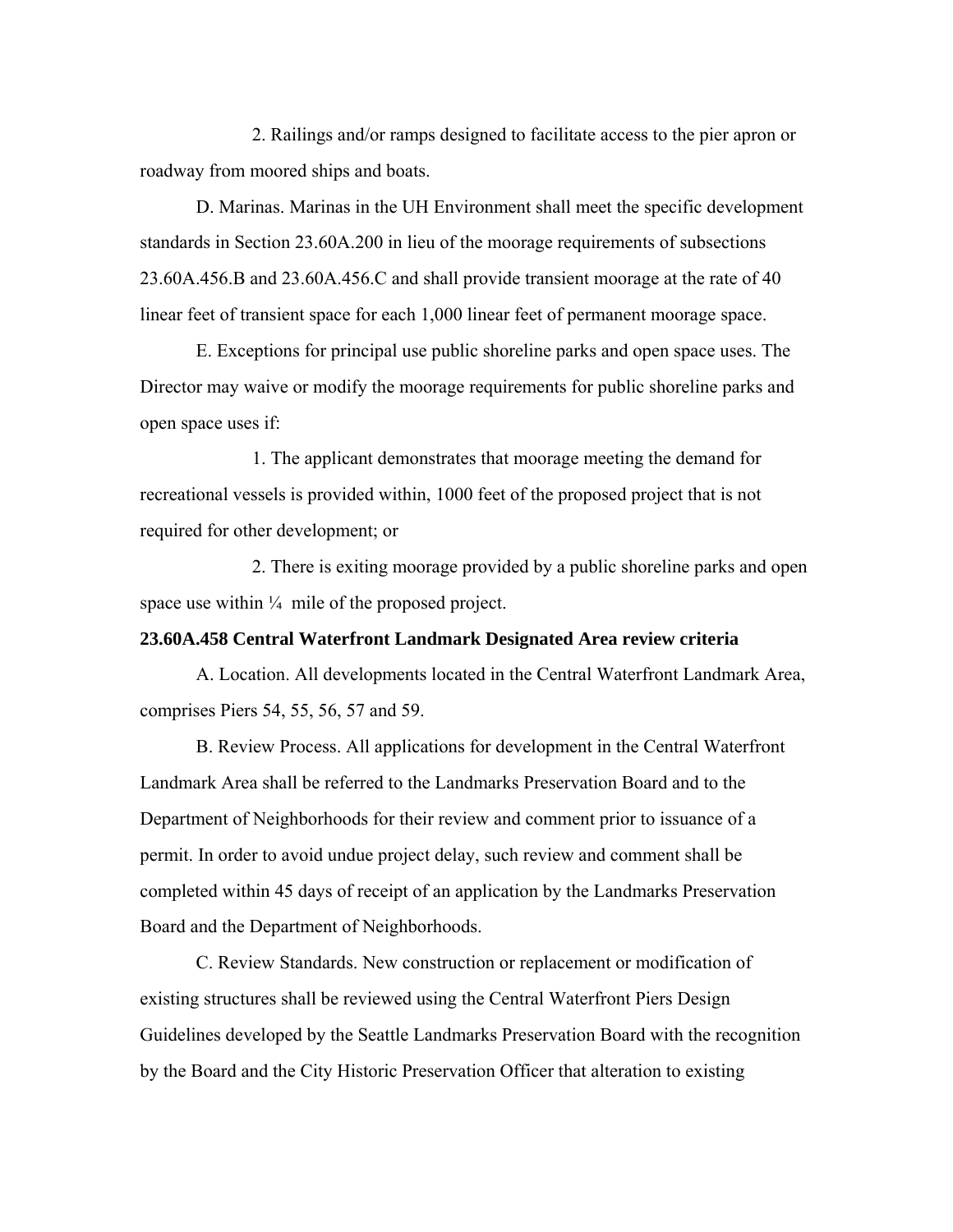2. Railings and/or ramps designed to facilitate access to the pier apron or roadway from moored ships and boats.

D. Marinas. Marinas in the UH Environment shall meet the specific development standards in Section 23.60A.200 in lieu of the moorage requirements of subsections 23.60A.456.B and 23.60A.456.C and shall provide transient moorage at the rate of 40 linear feet of transient space for each 1,000 linear feet of permanent moorage space.

E. Exceptions for principal use public shoreline parks and open space uses. The Director may waive or modify the moorage requirements for public shoreline parks and open space uses if:

1. The applicant demonstrates that moorage meeting the demand for recreational vessels is provided within, 1000 feet of the proposed project that is not required for other development; or

2. There is exiting moorage provided by a public shoreline parks and open space use within ¼ mile of the proposed project.

**23.60A.458 Central Waterfront Landmark Designated Area review criteria**

A. Location. All developments located in the Central Waterfront Landmark Area, comprises Piers 54, 55, 56, 57 and 59.

B. Review Process. All applications for development in the Central Waterfront Landmark Area shall be referred to the Landmarks Preservation Board and to the Department of Neighborhoods for their review and comment prior to issuance of a permit. In order to avoid undue project delay, such review and comment shall be completed within 45 days of receipt of an application by the Landmarks Preservation Board and the Department of Neighborhoods.

C. Review Standards. New construction or replacement or modification of existing structures shall be reviewed using the Central Waterfront Piers Design Guidelines developed by the Seattle Landmarks Preservation Board with the recognition by the Board and the City Historic Preservation Officer that alteration to existing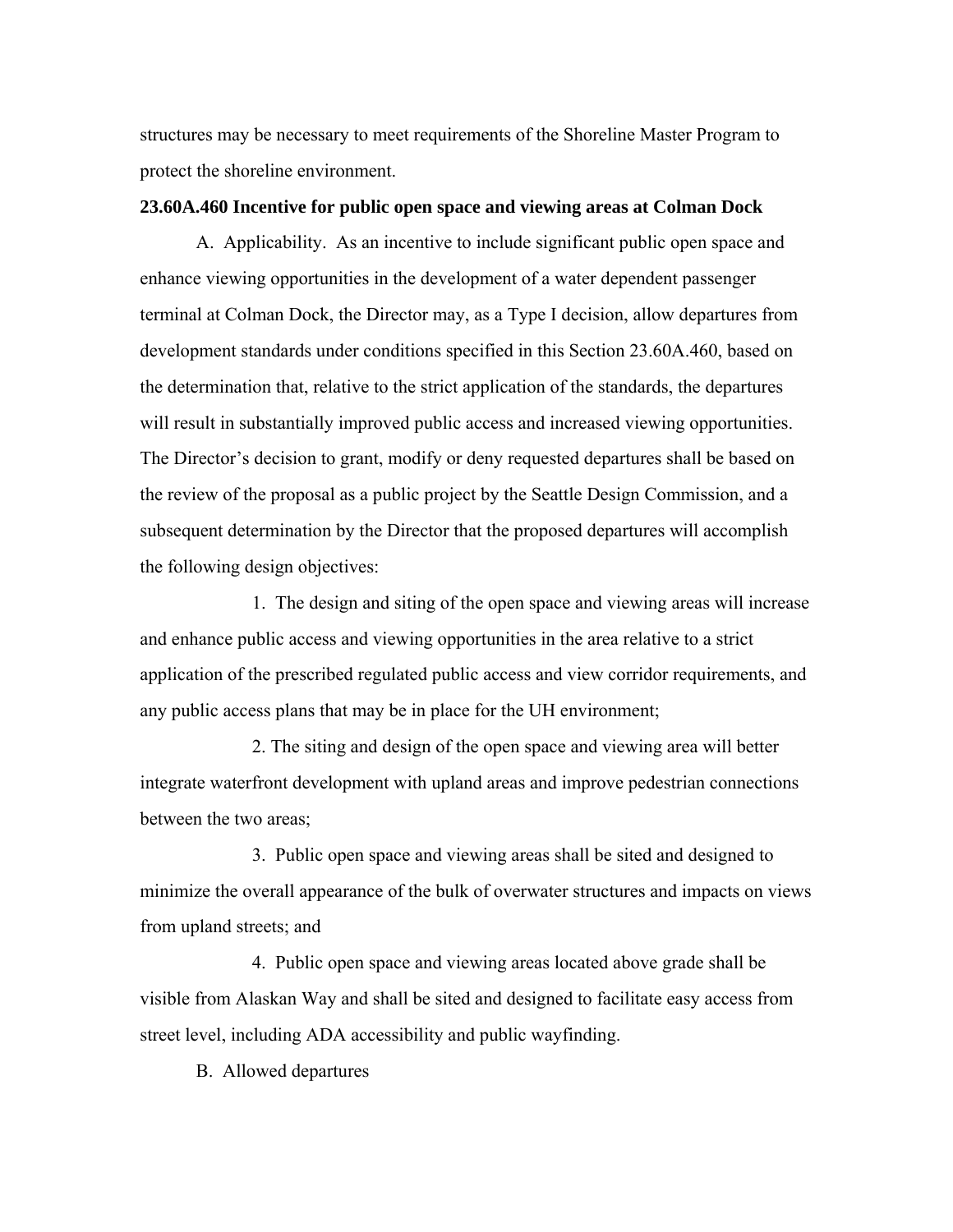structures may be necessary to meet requirements of the Shoreline Master Program to protect the shoreline environment.

**23.60A.460 Incentive for public open space and viewing areas at Colman Dock**

A. Applicability. As an incentive to include significant public open space and enhance viewing opportunities in the development of a water dependent passenger terminal at Colman Dock, the Director may, as a Type I decision, allow departures from development standards under conditions specified in this Section 23.60A.460, based on the determination that, relative to the strict application of the standards, the departures will result in substantially improved public access and increased viewing opportunities. The Director's decision to grant, modify or deny requested departures shall be based on the review of the proposal as a public project by the Seattle Design Commission, and a subsequent determination by the Director that the proposed departures will accomplish the following design objectives:

1. The design and siting of the open space and viewing areas will increase and enhance public access and viewing opportunities in the area relative to a strict application of the prescribed regulated public access and view corridor requirements, and any public access plans that may be in place for the UH environment;

2. The siting and design of the open space and viewing area will better integrate waterfront development with upland areas and improve pedestrian connections between the two areas;

3. Public open space and viewing areas shall be sited and designed to minimize the overall appearance of the bulk of overwater structures and impacts on views from upland streets; and

4. Public open space and viewing areas located above grade shall be visible from Alaskan Way and shall be sited and designed to facilitate easy access from street level, including ADA accessibility and public wayfinding.

B. Allowed departures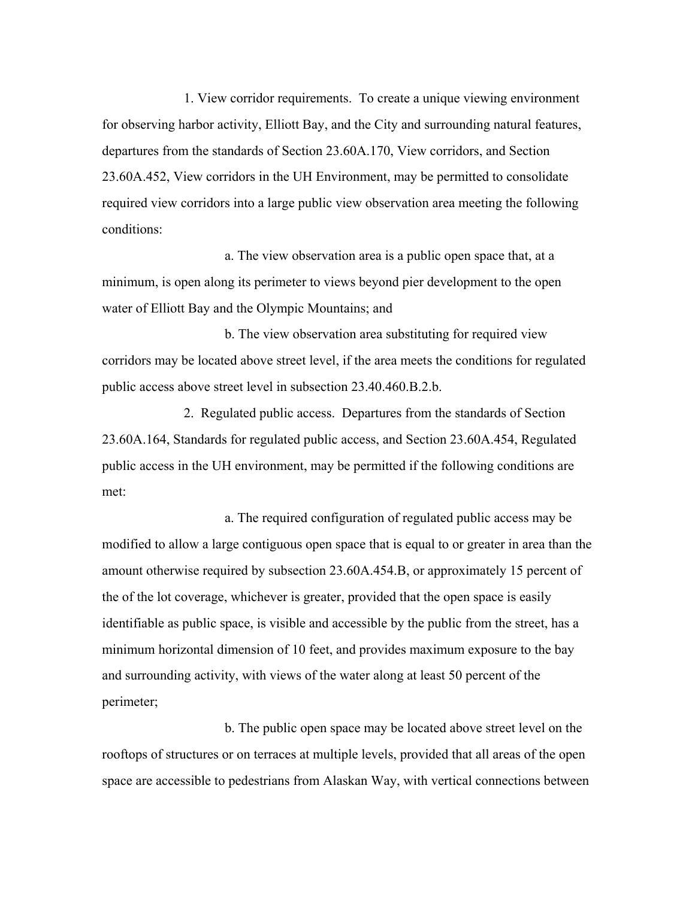1. View corridor requirements. To create a unique viewing environment for observing harbor activity, Elliott Bay, and the City and surrounding natural features, departures from the standards of Section 23.60A.170, View corridors, and Section 23.60A.452, View corridors in the UH Environment, may be permitted to consolidate required view corridors into a large public view observation area meeting the following conditions:

a. The view observation area is a public open space that, at a minimum, is open along its perimeter to views beyond pier development to the open water of Elliott Bay and the Olympic Mountains; and

b. The view observation area substituting for required view corridors may be located above street level, if the area meets the conditions for regulated public access above street level in subsection 23.40.460.B.2.b.

2. Regulated public access. Departures from the standards of Section 23.60A.164, Standards for regulated public access, and Section 23.60A.454, Regulated public access in the UH environment, may be permitted if the following conditions are met:

a. The required configuration of regulated public access may be modified to allow a large contiguous open space that is equal to or greater in area than the amount otherwise required by subsection 23.60A.454.B, or approximately 15 percent of the of the lot coverage, whichever is greater, provided that the open space is easily identifiable as public space, is visible and accessible by the public from the street, has a minimum horizontal dimension of 10 feet, and provides maximum exposure to the bay and surrounding activity, with views of the water along at least 50 percent of the perimeter;

b. The public open space may be located above street level on the rooftops of structures or on terraces at multiple levels, provided that all areas of the open space are accessible to pedestrians from Alaskan Way, with vertical connections between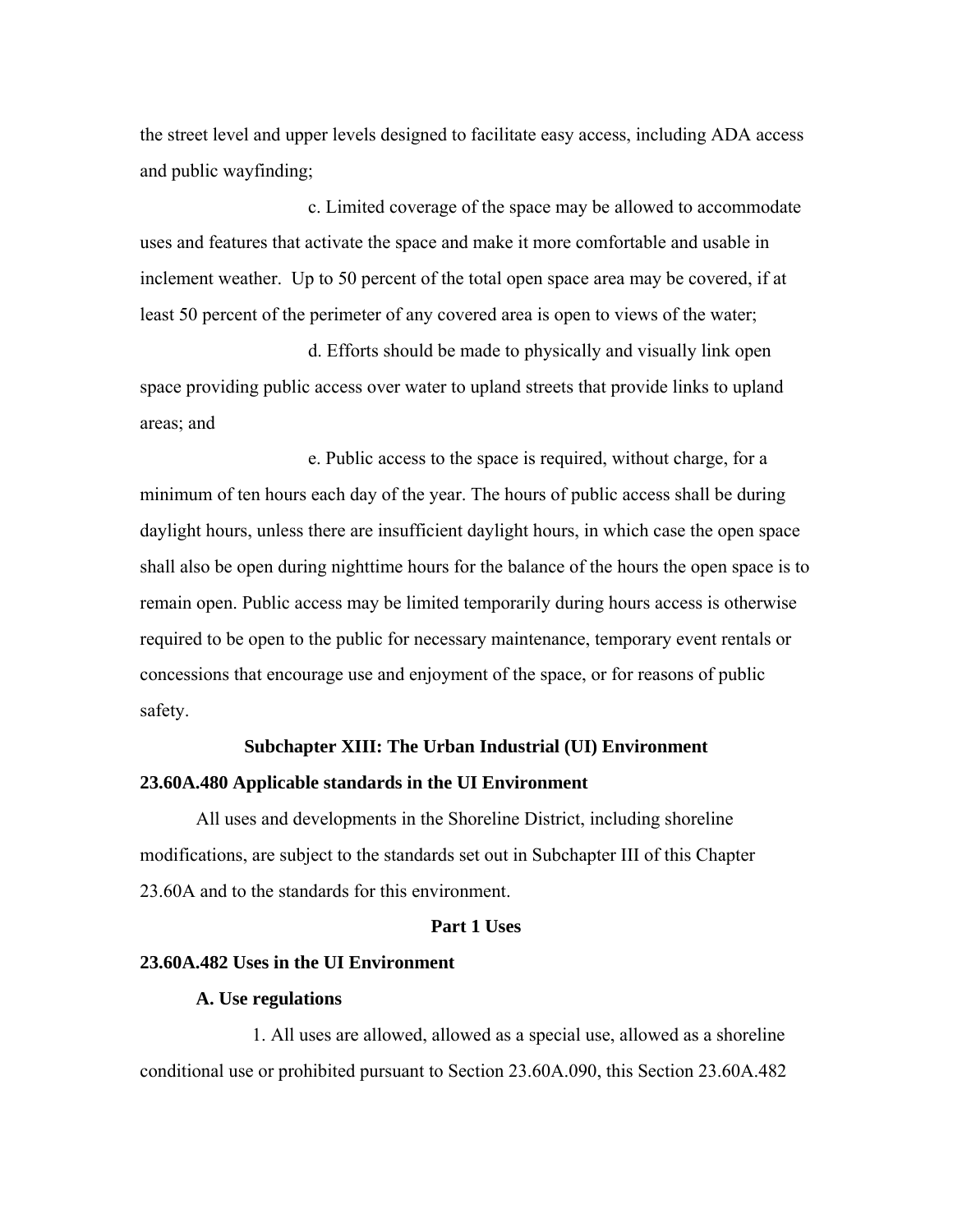the street level and upper levels designed to facilitate easy access, including ADA access and public wayfinding;

c. Limited coverage of the space may be allowed to accommodate uses and features that activate the space and make it more comfortable and usable in inclement weather. Up to 50 percent of the total open space area may be covered, if at least 50 percent of the perimeter of any covered area is open to views of the water;

d. Efforts should be made to physically and visually link open space providing public access over water to upland streets that provide links to upland areas; and

e. Public access to the space is required, without charge, for a minimum of ten hours each day of the year. The hours of public access shall be during daylight hours, unless there are insufficient daylight hours, in which case the open space shall also be open during nighttime hours for the balance of the hours the open space is to remain open. Public access may be limited temporarily during hours access is otherwise required to be open to the public for necessary maintenance, temporary event rentals or concessions that encourage use and enjoyment of the space, or for reasons of public safety.

**Subchapter XIII: The Urban Industrial (UI) Environment**

**23.60A.480 Applicable standards in the UI Environment**

All uses and developments in the Shoreline District, including shoreline modifications, are subject to the standards set out in Subchapter III of this Chapter 23.60A and to the standards for this environment.

**Part 1 Uses**

**23.60A.482 Uses in the UI Environment**

**A. Use regulations**

1. All uses are allowed, allowed as a special use, allowed as a shoreline conditional use or prohibited pursuant to Section 23.60A.090, this Section 23.60A.482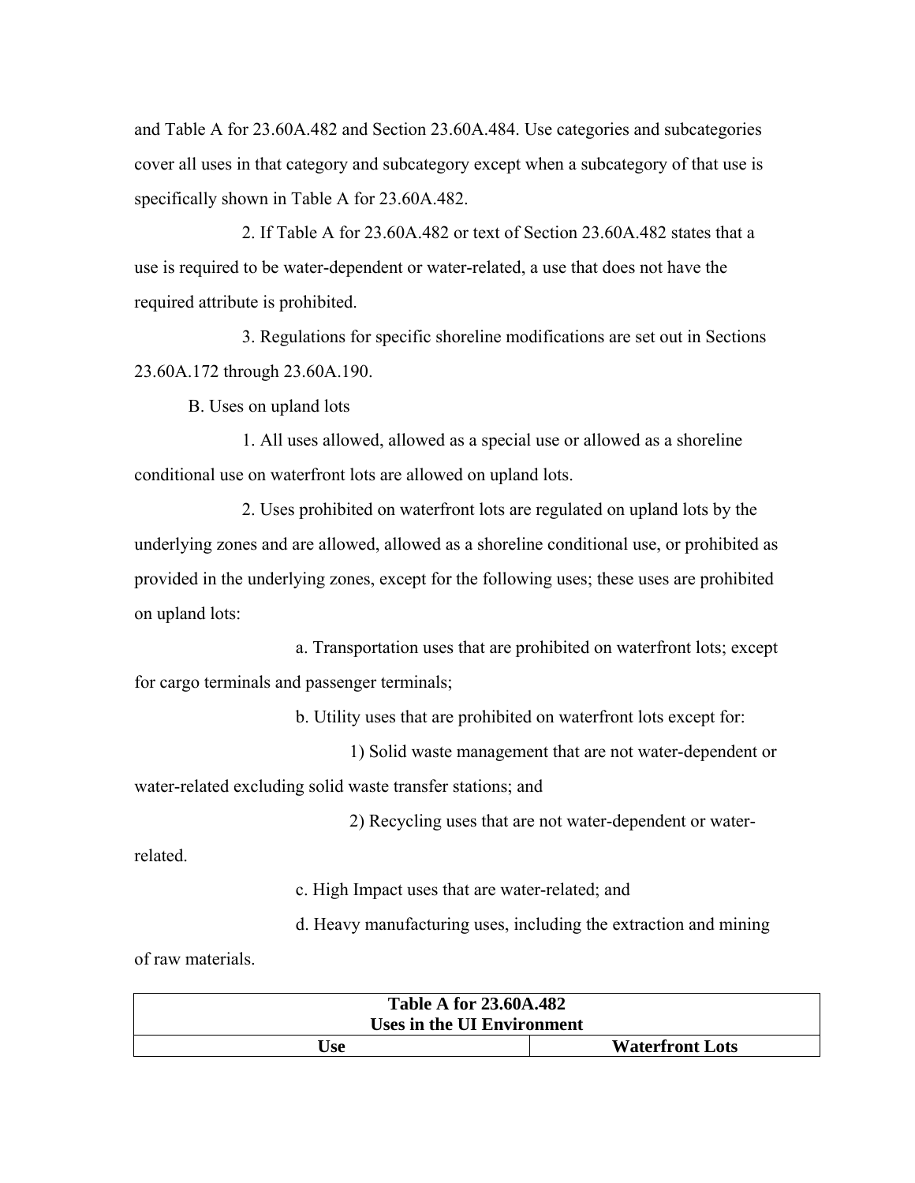and Table A for 23.60A.482 and Section 23.60A.484. Use categories and subcategories cover all uses in that category and subcategory except when a subcategory of that use is specifically shown in Table A for 23.60A.482.

2. If Table A for 23.60A.482 or text of Section 23.60A.482 states that a use is required to be water-dependent or water-related, a use that does not have the required attribute is prohibited.

3. Regulations for specific shoreline modifications are set out in Sections 23.60A.172 through 23.60A.190.

B. Uses on upland lots

1. All uses allowed, allowed as a special use or allowed as a shoreline conditional use on waterfront lots are allowed on upland lots.

2. Uses prohibited on waterfront lots are regulated on upland lots by the underlying zones and are allowed, allowed as a shoreline conditional use, or prohibited as provided in the underlying zones, except for the following uses; these uses are prohibited on upland lots:

a. Transportation uses that are prohibited on waterfront lots; except for cargo terminals and passenger terminals;

b. Utility uses that are prohibited on waterfront lots except for:

1) Solid waste management that are not water-dependent or water-related excluding solid waste transfer stations; and

2) Recycling uses that are not water-dependent or water-related.

c. High Impact uses that are water-related; and

d. Heavy manufacturing uses, including the extraction and mining of raw materials.

| Table A for 23.60A.482<br>Uses in the UI Environment | |
|---|---|
| **Use** | **Waterfront Lots** |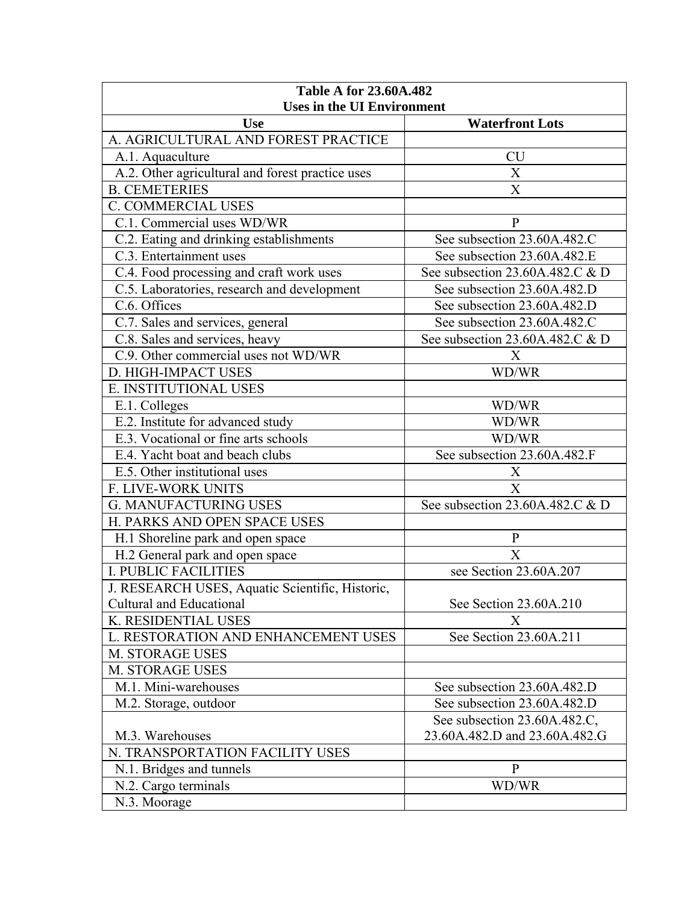| Table A for 23.60A.482<br>Uses in the UI Environment | |
|---|---|
| **Use** | **Waterfront Lots** |
| A. AGRICULTURAL AND FOREST PRACTICE | |
| A.1. Aquaculture | CU |
| A.2. Other agricultural and forest practice uses | X |
| B. CEMETERIES | X |
| C. COMMERCIAL USES | |
| C.1. Commercial uses WD/WR | P |
| C.2. Eating and drinking establishments | See subsection 23.60A.482.C |
| C.3. Entertainment uses | See subsection 23.60A.482.E |
| C.4. Food processing and craft work uses | See subsection 23.60A.482.C & D |
| C.5. Laboratories, research and development | See subsection 23.60A.482.D |
| C.6. Offices | See subsection 23.60A.482.D |
| C.7. Sales and services, general | See subsection 23.60A.482.C |
| C.8. Sales and services, heavy | See subsection 23.60A.482.C & D |
| C.9. Other commercial uses not WD/WR | X |
| D. HIGH-IMPACT USES | WD/WR |
| E. INSTITUTIONAL USES | |
| E.1. Colleges | WD/WR |
| E.2. Institute for advanced study | WD/WR |
| E.3. Vocational or fine arts schools | WD/WR |
| E.4. Yacht boat and beach clubs | See subsection 23.60A.482.F |
| E.5. Other institutional uses | X |
| F. LIVE-WORK UNITS | X |
| G. MANUFACTURING USES | See subsection 23.60A.482.C & D |
| H. PARKS AND OPEN SPACE USES | |
| H.1 Shoreline park and open space | P |
| H.2 General park and open space | X |
| I. PUBLIC FACILITIES | see Section 23.60A.207 |
| J. RESEARCH USES, Aquatic Scientific, Historic, Cultural and Educational | See Section 23.60A.210 |
| K. RESIDENTIAL USES | X |
| L. RESTORATION AND ENHANCEMENT USES | See Section 23.60A.211 |
| M. STORAGE USES | |
| M. STORAGE USES | |
| M.1. Mini-warehouses | See subsection 23.60A.482.D |
| M.2. Storage, outdoor | See subsection 23.60A.482.D |
| M.3. Warehouses | See subsection 23.60A.482.C, 23.60A.482.D and 23.60A.482.G |
| N. TRANSPORTATION FACILITY USES | |
| N.1. Bridges and tunnels | P |
| N.2. Cargo terminals | WD/WR |
| N.3. Moorage | |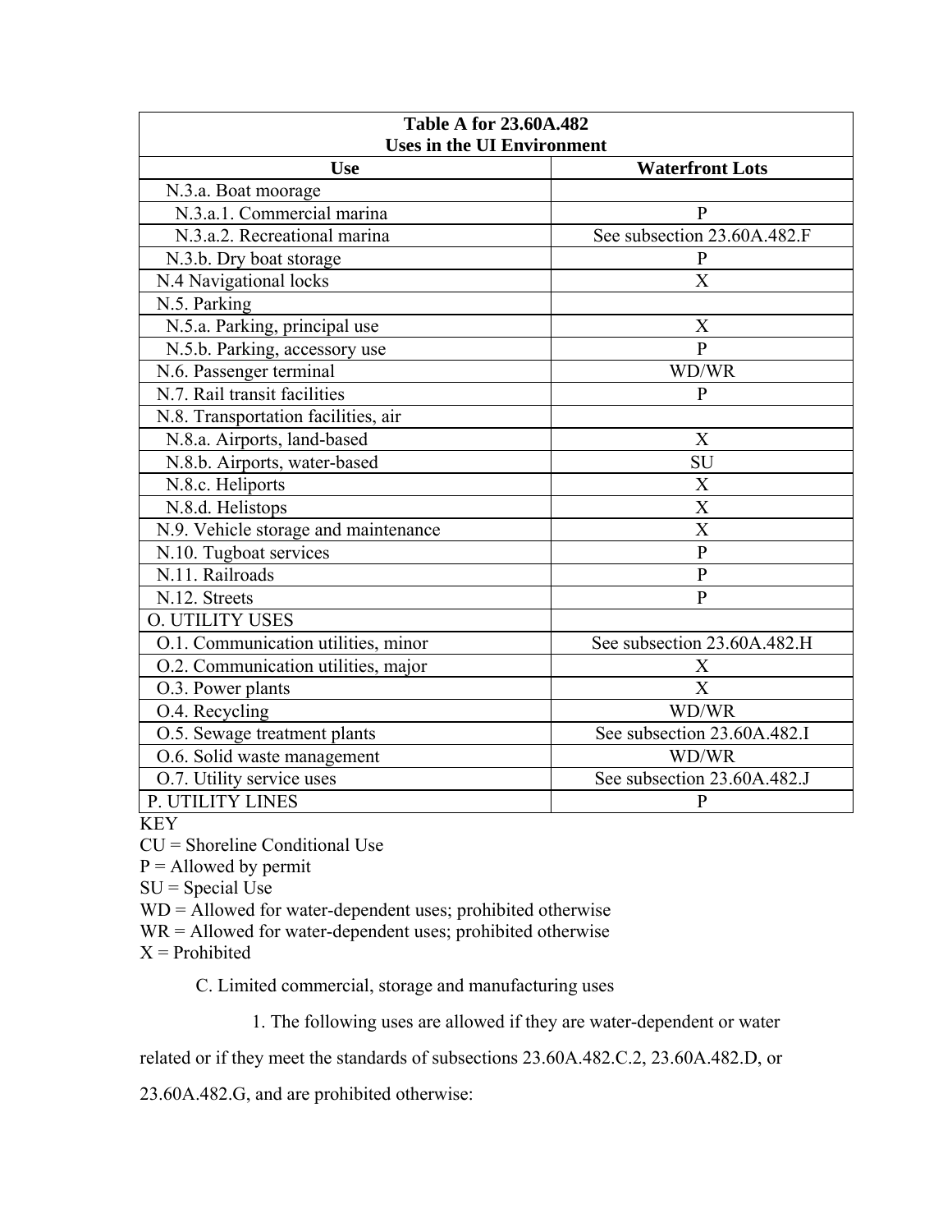| Table A for 23.60A.482 Uses in the UI Environment | |
|---|---|
| **Use** | **Waterfront Lots** |
| N.3.a. Boat moorage | |
| N.3.a.1. Commercial marina | P |
| N.3.a.2. Recreational marina | See subsection 23.60A.482.F |
| N.3.b. Dry boat storage | P |
| N.4 Navigational locks | X |
| N.5. Parking | |
| N.5.a. Parking, principal use | X |
| N.5.b. Parking, accessory use | P |
| N.6. Passenger terminal | WD/WR |
| N.7. Rail transit facilities | P |
| N.8. Transportation facilities, air | |
| N.8.a. Airports, land-based | X |
| N.8.b. Airports, water-based | SU |
| N.8.c. Heliports | X |
| N.8.d. Helistops | X |
| N.9. Vehicle storage and maintenance | X |
| N.10. Tugboat services | P |
| N.11. Railroads | P |
| N.12. Streets | P |
| O. UTILITY USES | |
| O.1. Communication utilities, minor | See subsection 23.60A.482.H |
| O.2. Communication utilities, major | X |
| O.3. Power plants | X |
| O.4. Recycling | WD/WR |
| O.5. Sewage treatment plants | See subsection 23.60A.482.I |
| O.6. Solid waste management | WD/WR |
| O.7. Utility service uses | See subsection 23.60A.482.J |
| P. UTILITY LINES | P |

KEY
CU = Shoreline Conditional Use
P = Allowed by permit
SU = Special Use
WD = Allowed for water-dependent uses; prohibited otherwise
WR = Allowed for water-dependent uses; prohibited otherwise
X = Prohibited

C. Limited commercial, storage and manufacturing uses

1. The following uses are allowed if they are water-dependent or water related or if they meet the standards of subsections 23.60A.482.C.2, 23.60A.482.D, or 23.60A.482.G, and are prohibited otherwise: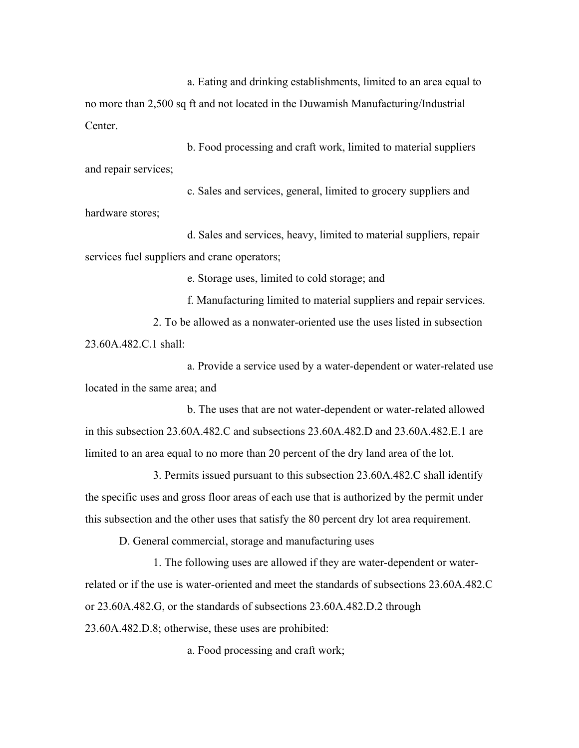a. Eating and drinking establishments, limited to an area equal to no more than 2,500 sq ft and not located in the Duwamish Manufacturing/Industrial Center.

b. Food processing and craft work, limited to material suppliers and repair services;

c. Sales and services, general, limited to grocery suppliers and hardware stores;

d. Sales and services, heavy, limited to material suppliers, repair services fuel suppliers and crane operators;

e. Storage uses, limited to cold storage; and

f. Manufacturing limited to material suppliers and repair services.

2. To be allowed as a nonwater-oriented use the uses listed in subsection 23.60A.482.C.1 shall:

a. Provide a service used by a water-dependent or water-related use located in the same area; and

b. The uses that are not water-dependent or water-related allowed in this subsection 23.60A.482.C and subsections 23.60A.482.D and 23.60A.482.E.1 are limited to an area equal to no more than 20 percent of the dry land area of the lot.

3. Permits issued pursuant to this subsection 23.60A.482.C shall identify the specific uses and gross floor areas of each use that is authorized by the permit under this subsection and the other uses that satisfy the 80 percent dry lot area requirement.

D. General commercial, storage and manufacturing uses

1. The following uses are allowed if they are water-dependent or water-related or if the use is water-oriented and meet the standards of subsections 23.60A.482.C or 23.60A.482.G, or the standards of subsections 23.60A.482.D.2 through 23.60A.482.D.8; otherwise, these uses are prohibited:

a. Food processing and craft work;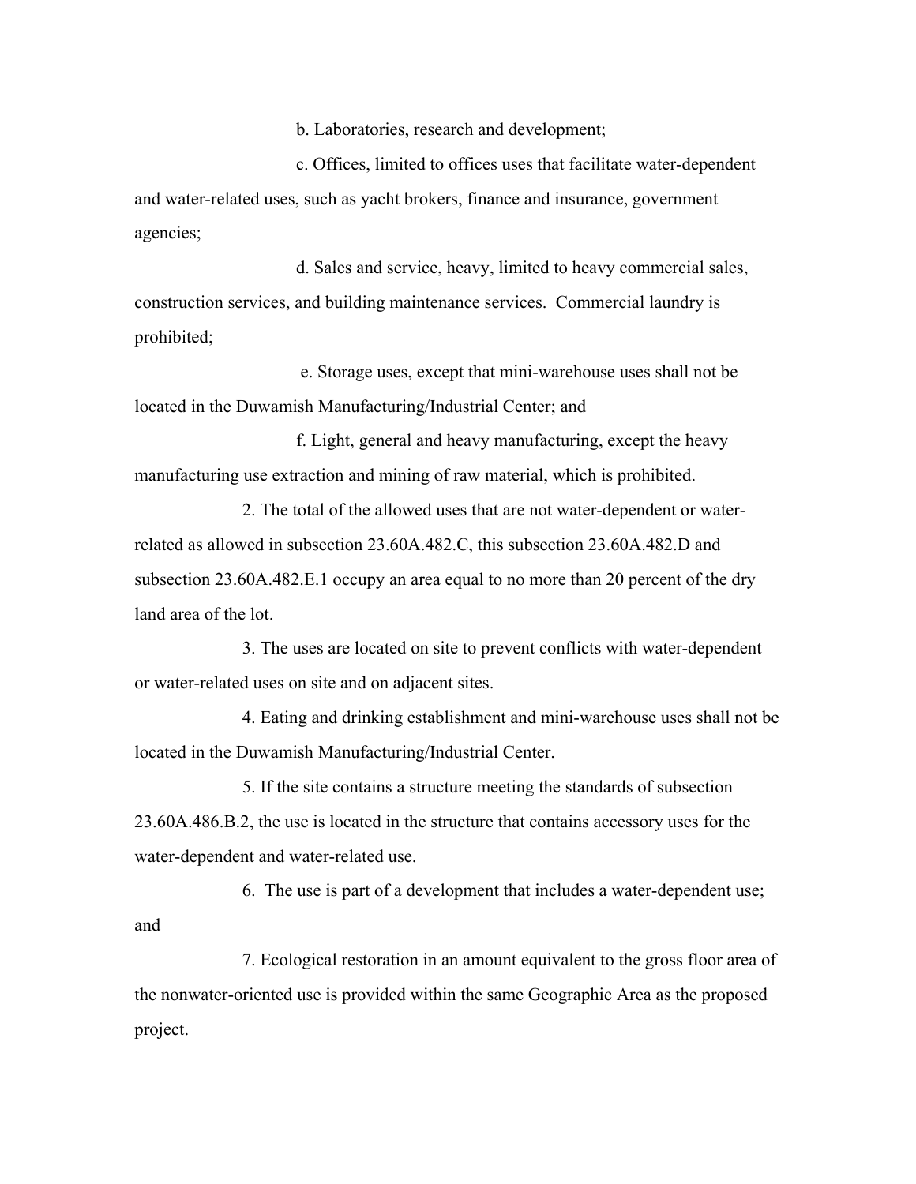b. Laboratories, research and development;

c. Offices, limited to offices uses that facilitate water-dependent and water-related uses, such as yacht brokers, finance and insurance, government agencies;

d. Sales and service, heavy, limited to heavy commercial sales, construction services, and building maintenance services. Commercial laundry is prohibited;

e. Storage uses, except that mini-warehouse uses shall not be located in the Duwamish Manufacturing/Industrial Center; and

f. Light, general and heavy manufacturing, except the heavy manufacturing use extraction and mining of raw material, which is prohibited.

2. The total of the allowed uses that are not water-dependent or water-related as allowed in subsection 23.60A.482.C, this subsection 23.60A.482.D and subsection 23.60A.482.E.1 occupy an area equal to no more than 20 percent of the dry land area of the lot.

3. The uses are located on site to prevent conflicts with water-dependent or water-related uses on site and on adjacent sites.

4. Eating and drinking establishment and mini-warehouse uses shall not be located in the Duwamish Manufacturing/Industrial Center.

5. If the site contains a structure meeting the standards of subsection 23.60A.486.B.2, the use is located in the structure that contains accessory uses for the water-dependent and water-related use.

6. The use is part of a development that includes a water-dependent use; and

7. Ecological restoration in an amount equivalent to the gross floor area of the nonwater-oriented use is provided within the same Geographic Area as the proposed project.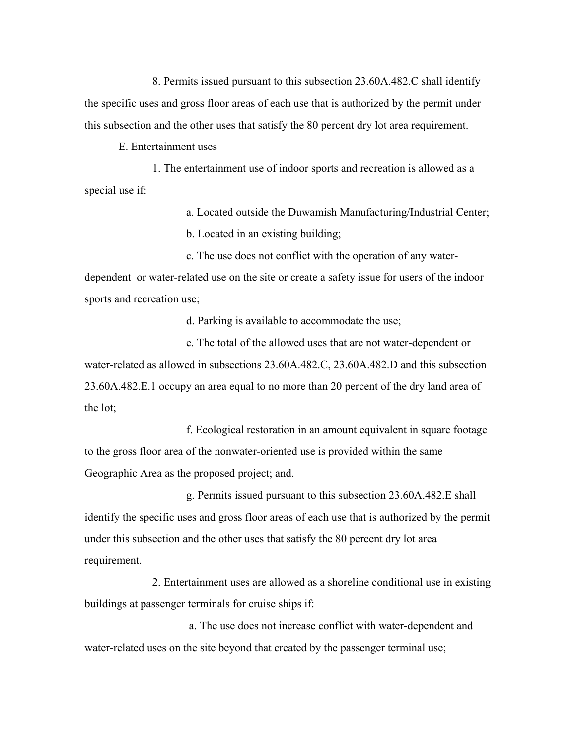8. Permits issued pursuant to this subsection 23.60A.482.C shall identify the specific uses and gross floor areas of each use that is authorized by the permit under this subsection and the other uses that satisfy the 80 percent dry lot area requirement.

E. Entertainment uses

1. The entertainment use of indoor sports and recreation is allowed as a special use if:

a. Located outside the Duwamish Manufacturing/Industrial Center;

b. Located in an existing building;

c. The use does not conflict with the operation of any water-dependent or water-related use on the site or create a safety issue for users of the indoor sports and recreation use;

d. Parking is available to accommodate the use;

e. The total of the allowed uses that are not water-dependent or water-related as allowed in subsections 23.60A.482.C, 23.60A.482.D and this subsection 23.60A.482.E.1 occupy an area equal to no more than 20 percent of the dry land area of the lot;

f. Ecological restoration in an amount equivalent in square footage to the gross floor area of the nonwater-oriented use is provided within the same Geographic Area as the proposed project; and.

g. Permits issued pursuant to this subsection 23.60A.482.E shall identify the specific uses and gross floor areas of each use that is authorized by the permit under this subsection and the other uses that satisfy the 80 percent dry lot area requirement.

2. Entertainment uses are allowed as a shoreline conditional use in existing buildings at passenger terminals for cruise ships if:

a. The use does not increase conflict with water-dependent and water-related uses on the site beyond that created by the passenger terminal use;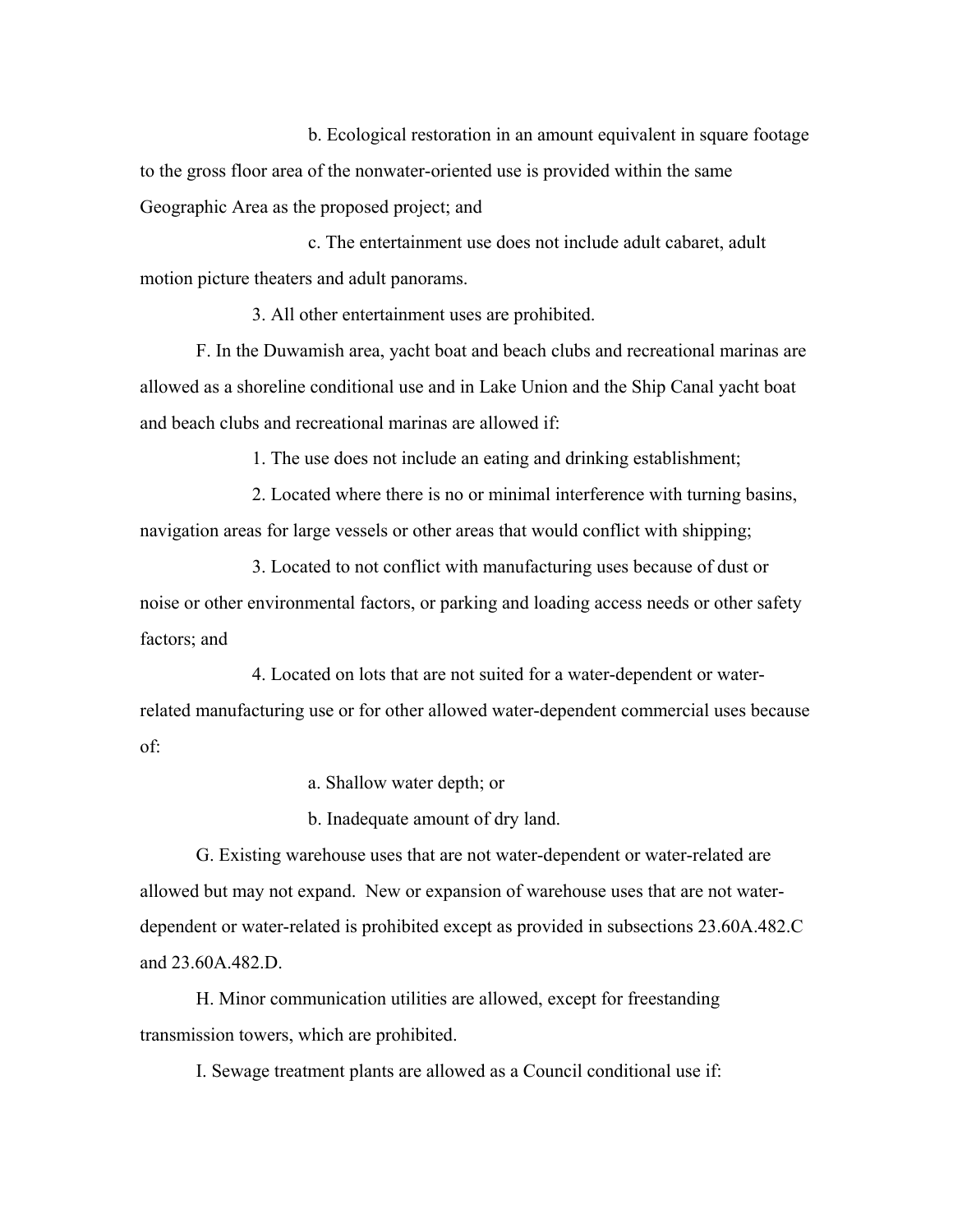b. Ecological restoration in an amount equivalent in square footage to the gross floor area of the nonwater-oriented use is provided within the same Geographic Area as the proposed project; and

c. The entertainment use does not include adult cabaret, adult motion picture theaters and adult panorams.

3. All other entertainment uses are prohibited.

F. In the Duwamish area, yacht boat and beach clubs and recreational marinas are allowed as a shoreline conditional use and in Lake Union and the Ship Canal yacht boat and beach clubs and recreational marinas are allowed if:

1. The use does not include an eating and drinking establishment;

2. Located where there is no or minimal interference with turning basins, navigation areas for large vessels or other areas that would conflict with shipping;

3. Located to not conflict with manufacturing uses because of dust or noise or other environmental factors, or parking and loading access needs or other safety factors; and

4. Located on lots that are not suited for a water-dependent or water-related manufacturing use or for other allowed water-dependent commercial uses because of:

a. Shallow water depth; or

b. Inadequate amount of dry land.

G. Existing warehouse uses that are not water-dependent or water-related are allowed but may not expand. New or expansion of warehouse uses that are not water-dependent or water-related is prohibited except as provided in subsections 23.60A.482.C and 23.60A.482.D.

H. Minor communication utilities are allowed, except for freestanding transmission towers, which are prohibited.

I. Sewage treatment plants are allowed as a Council conditional use if: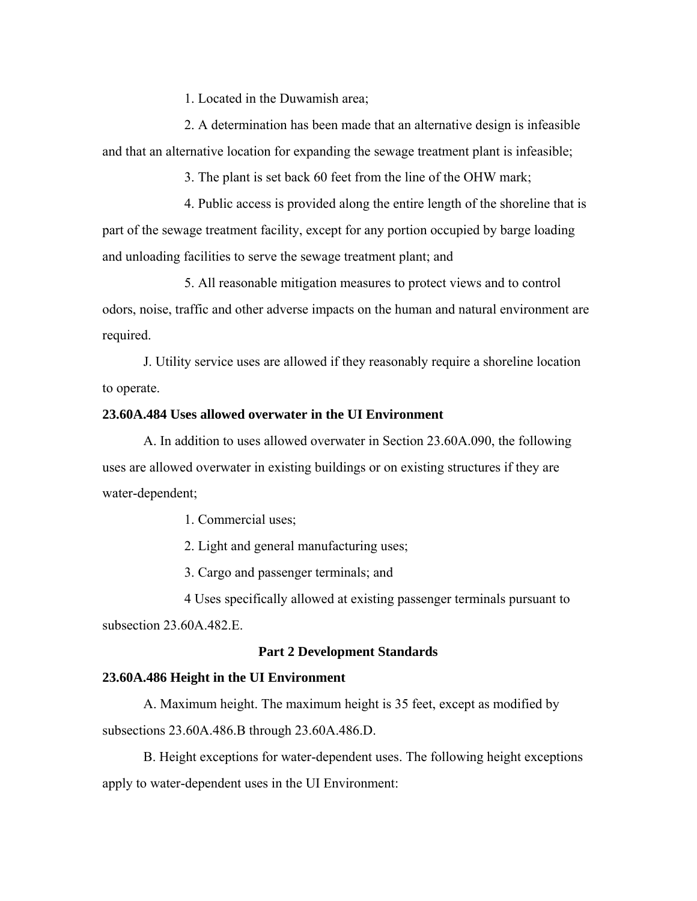1. Located in the Duwamish area;

2. A determination has been made that an alternative design is infeasible and that an alternative location for expanding the sewage treatment plant is infeasible;

3. The plant is set back 60 feet from the line of the OHW mark;

4. Public access is provided along the entire length of the shoreline that is part of the sewage treatment facility, except for any portion occupied by barge loading and unloading facilities to serve the sewage treatment plant; and

5. All reasonable mitigation measures to protect views and to control odors, noise, traffic and other adverse impacts on the human and natural environment are required.

J. Utility service uses are allowed if they reasonably require a shoreline location to operate.

**23.60A.484 Uses allowed overwater in the UI Environment**

A. In addition to uses allowed overwater in Section 23.60A.090, the following uses are allowed overwater in existing buildings or on existing structures if they are water-dependent;

1. Commercial uses;

2. Light and general manufacturing uses;

3. Cargo and passenger terminals; and

4 Uses specifically allowed at existing passenger terminals pursuant to subsection 23.60A.482.E.

**Part 2 Development Standards**

**23.60A.486 Height in the UI Environment**

A. Maximum height. The maximum height is 35 feet, except as modified by subsections 23.60A.486.B through 23.60A.486.D.

B. Height exceptions for water-dependent uses. The following height exceptions apply to water-dependent uses in the UI Environment: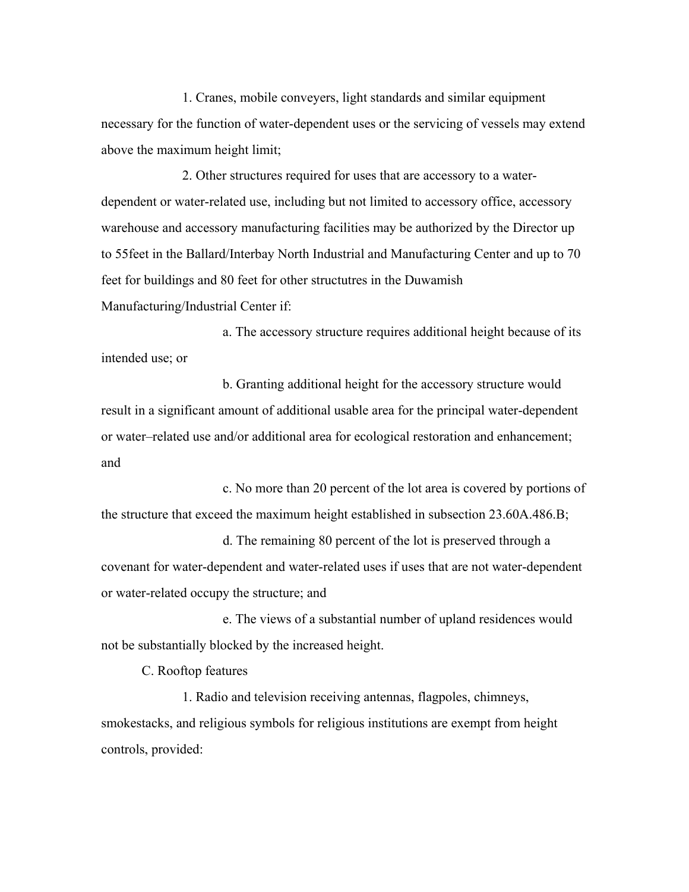1. Cranes, mobile conveyers, light standards and similar equipment necessary for the function of water-dependent uses or the servicing of vessels may extend above the maximum height limit;

2. Other structures required for uses that are accessory to a water-dependent or water-related use, including but not limited to accessory office, accessory warehouse and accessory manufacturing facilities may be authorized by the Director up to 55feet in the Ballard/Interbay North Industrial and Manufacturing Center and up to 70 feet for buildings and 80 feet for other structutres in the Duwamish Manufacturing/Industrial Center if:

a. The accessory structure requires additional height because of its intended use; or

b. Granting additional height for the accessory structure would result in a significant amount of additional usable area for the principal water-dependent or water–related use and/or additional area for ecological restoration and enhancement; and

c. No more than 20 percent of the lot area is covered by portions of the structure that exceed the maximum height established in subsection 23.60A.486.B;

d. The remaining 80 percent of the lot is preserved through a covenant for water-dependent and water-related uses if uses that are not water-dependent or water-related occupy the structure; and

e. The views of a substantial number of upland residences would not be substantially blocked by the increased height.

C. Rooftop features

1. Radio and television receiving antennas, flagpoles, chimneys, smokestacks, and religious symbols for religious institutions are exempt from height controls, provided: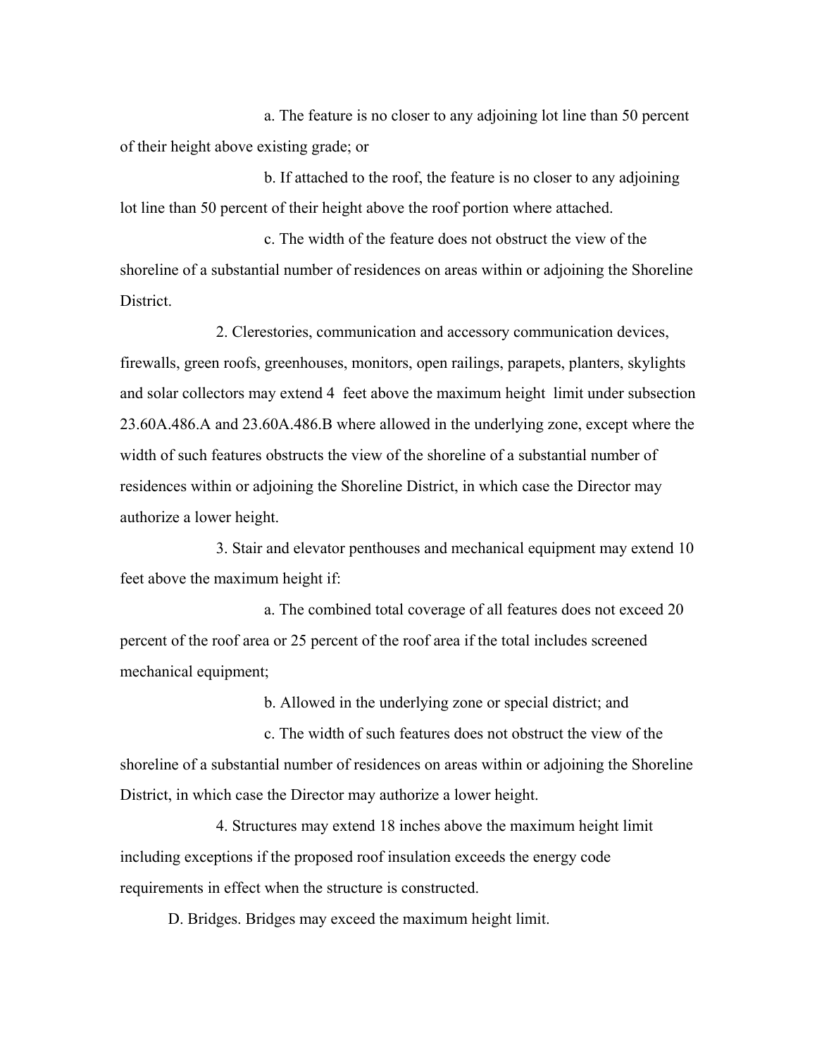a. The feature is no closer to any adjoining lot line than 50 percent of their height above existing grade; or

b. If attached to the roof, the feature is no closer to any adjoining lot line than 50 percent of their height above the roof portion where attached.

c. The width of the feature does not obstruct the view of the shoreline of a substantial number of residences on areas within or adjoining the Shoreline District.

2. Clerestories, communication and accessory communication devices, firewalls, green roofs, greenhouses, monitors, open railings, parapets, planters, skylights and solar collectors may extend 4 feet above the maximum height limit under subsection 23.60A.486.A and 23.60A.486.B where allowed in the underlying zone, except where the width of such features obstructs the view of the shoreline of a substantial number of residences within or adjoining the Shoreline District, in which case the Director may authorize a lower height.

3. Stair and elevator penthouses and mechanical equipment may extend 10 feet above the maximum height if:

a. The combined total coverage of all features does not exceed 20 percent of the roof area or 25 percent of the roof area if the total includes screened mechanical equipment;

b. Allowed in the underlying zone or special district; and

c. The width of such features does not obstruct the view of the shoreline of a substantial number of residences on areas within or adjoining the Shoreline District, in which case the Director may authorize a lower height.

4. Structures may extend 18 inches above the maximum height limit including exceptions if the proposed roof insulation exceeds the energy code requirements in effect when the structure is constructed.

D. Bridges. Bridges may exceed the maximum height limit.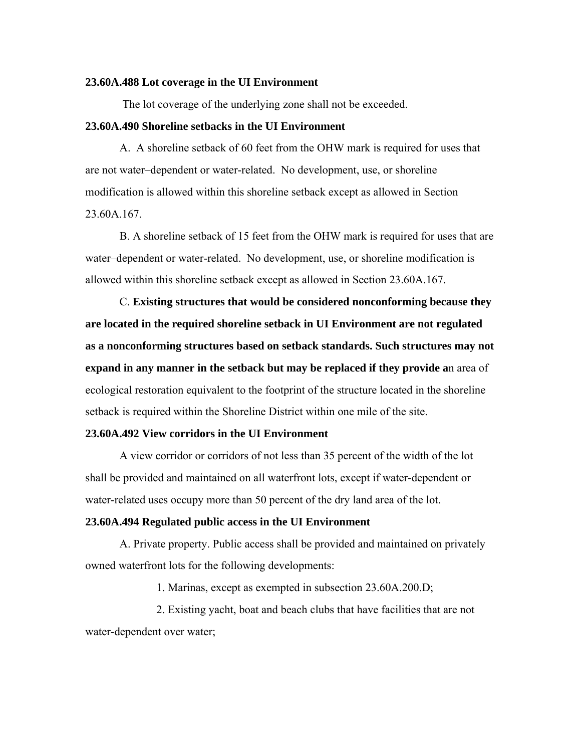**23.60A.488 Lot coverage in the UI Environment**

The lot coverage of the underlying zone shall not be exceeded.

**23.60A.490 Shoreline setbacks in the UI Environment**

A. A shoreline setback of 60 feet from the OHW mark is required for uses that are not water–dependent or water-related. No development, use, or shoreline modification is allowed within this shoreline setback except as allowed in Section 23.60A.167.

B. A shoreline setback of 15 feet from the OHW mark is required for uses that are water–dependent or water-related. No development, use, or shoreline modification is allowed within this shoreline setback except as allowed in Section 23.60A.167.

C. **Existing structures that would be considered nonconforming because they are located in the required shoreline setback in UI Environment are not regulated as a nonconforming structures based on setback standards. Such structures may not expand in any manner in the setback but may be replaced if they provide a**n area of ecological restoration equivalent to the footprint of the structure located in the shoreline setback is required within the Shoreline District within one mile of the site.

**23.60A.492 View corridors in the UI Environment**

A view corridor or corridors of not less than 35 percent of the width of the lot shall be provided and maintained on all waterfront lots, except if water-dependent or water-related uses occupy more than 50 percent of the dry land area of the lot.

**23.60A.494 Regulated public access in the UI Environment**

A. Private property. Public access shall be provided and maintained on privately owned waterfront lots for the following developments:

1. Marinas, except as exempted in subsection 23.60A.200.D;

2. Existing yacht, boat and beach clubs that have facilities that are not water-dependent over water;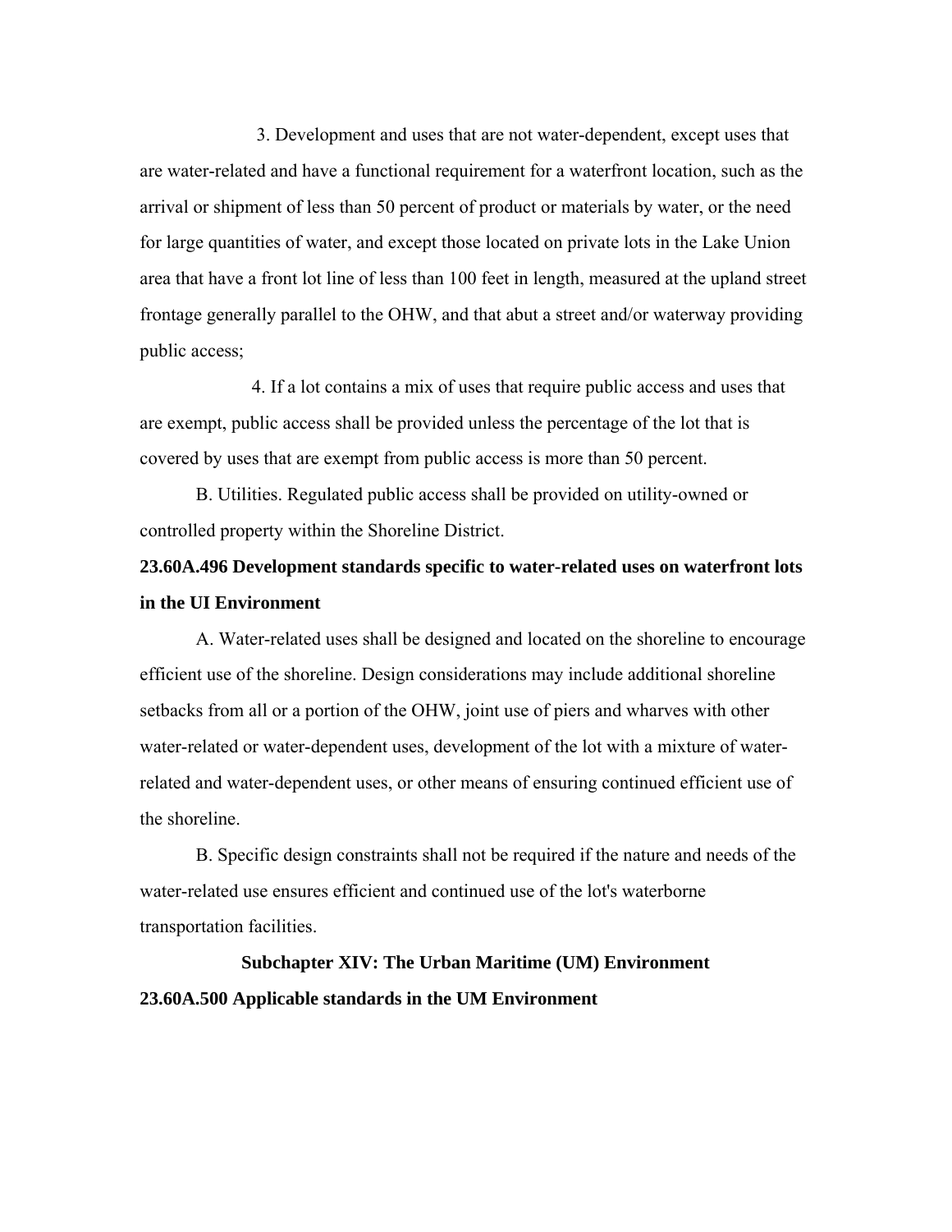3. Development and uses that are not water-dependent, except uses that are water-related and have a functional requirement for a waterfront location, such as the arrival or shipment of less than 50 percent of product or materials by water, or the need for large quantities of water, and except those located on private lots in the Lake Union area that have a front lot line of less than 100 feet in length, measured at the upland street frontage generally parallel to the OHW, and that abut a street and/or waterway providing public access;

4. If a lot contains a mix of uses that require public access and uses that are exempt, public access shall be provided unless the percentage of the lot that is covered by uses that are exempt from public access is more than 50 percent.

B. Utilities. Regulated public access shall be provided on utility-owned or controlled property within the Shoreline District.

**23.60A.496 Development standards specific to water-related uses on waterfront lots in the UI Environment**

A. Water-related uses shall be designed and located on the shoreline to encourage efficient use of the shoreline. Design considerations may include additional shoreline setbacks from all or a portion of the OHW, joint use of piers and wharves with other water-related or water-dependent uses, development of the lot with a mixture of water-related and water-dependent uses, or other means of ensuring continued efficient use of the shoreline.

B. Specific design constraints shall not be required if the nature and needs of the water-related use ensures efficient and continued use of the lot's waterborne transportation facilities.

## Subchapter XIV: The Urban Maritime (UM) Environment

**23.60A.500 Applicable standards in the UM Environment**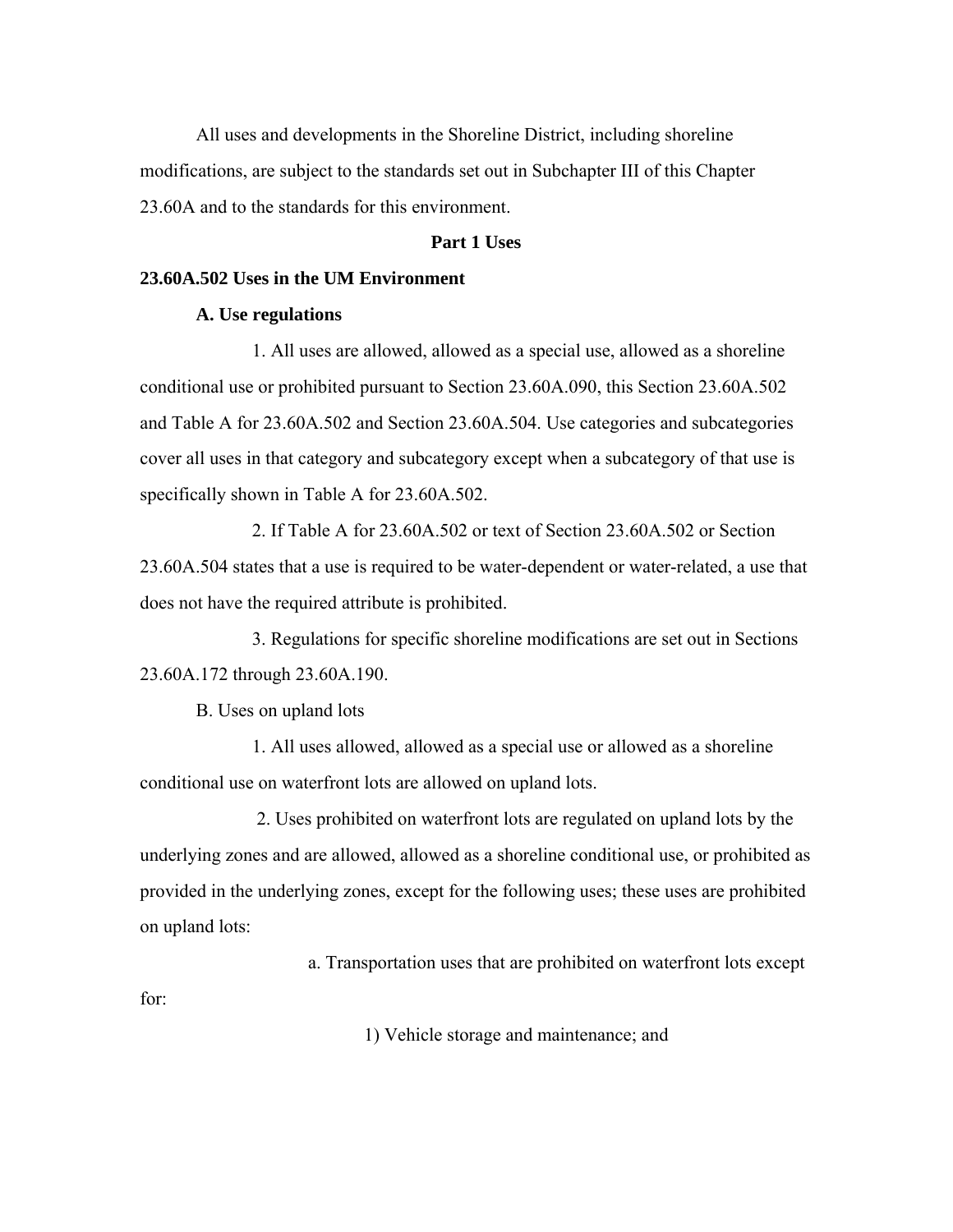All uses and developments in the Shoreline District, including shoreline modifications, are subject to the standards set out in Subchapter III of this Chapter 23.60A and to the standards for this environment.

**Part 1 Uses**

**23.60A.502 Uses in the UM Environment**

**A. Use regulations**

1. All uses are allowed, allowed as a special use, allowed as a shoreline conditional use or prohibited pursuant to Section 23.60A.090, this Section 23.60A.502 and Table A for 23.60A.502 and Section 23.60A.504. Use categories and subcategories cover all uses in that category and subcategory except when a subcategory of that use is specifically shown in Table A for 23.60A.502.

2. If Table A for 23.60A.502 or text of Section 23.60A.502 or Section 23.60A.504 states that a use is required to be water-dependent or water-related, a use that does not have the required attribute is prohibited.

3. Regulations for specific shoreline modifications are set out in Sections 23.60A.172 through 23.60A.190.

B. Uses on upland lots

1. All uses allowed, allowed as a special use or allowed as a shoreline conditional use on waterfront lots are allowed on upland lots.

2. Uses prohibited on waterfront lots are regulated on upland lots by the underlying zones and are allowed, allowed as a shoreline conditional use, or prohibited as provided in the underlying zones, except for the following uses; these uses are prohibited on upland lots:

a. Transportation uses that are prohibited on waterfront lots except for:

1) Vehicle storage and maintenance; and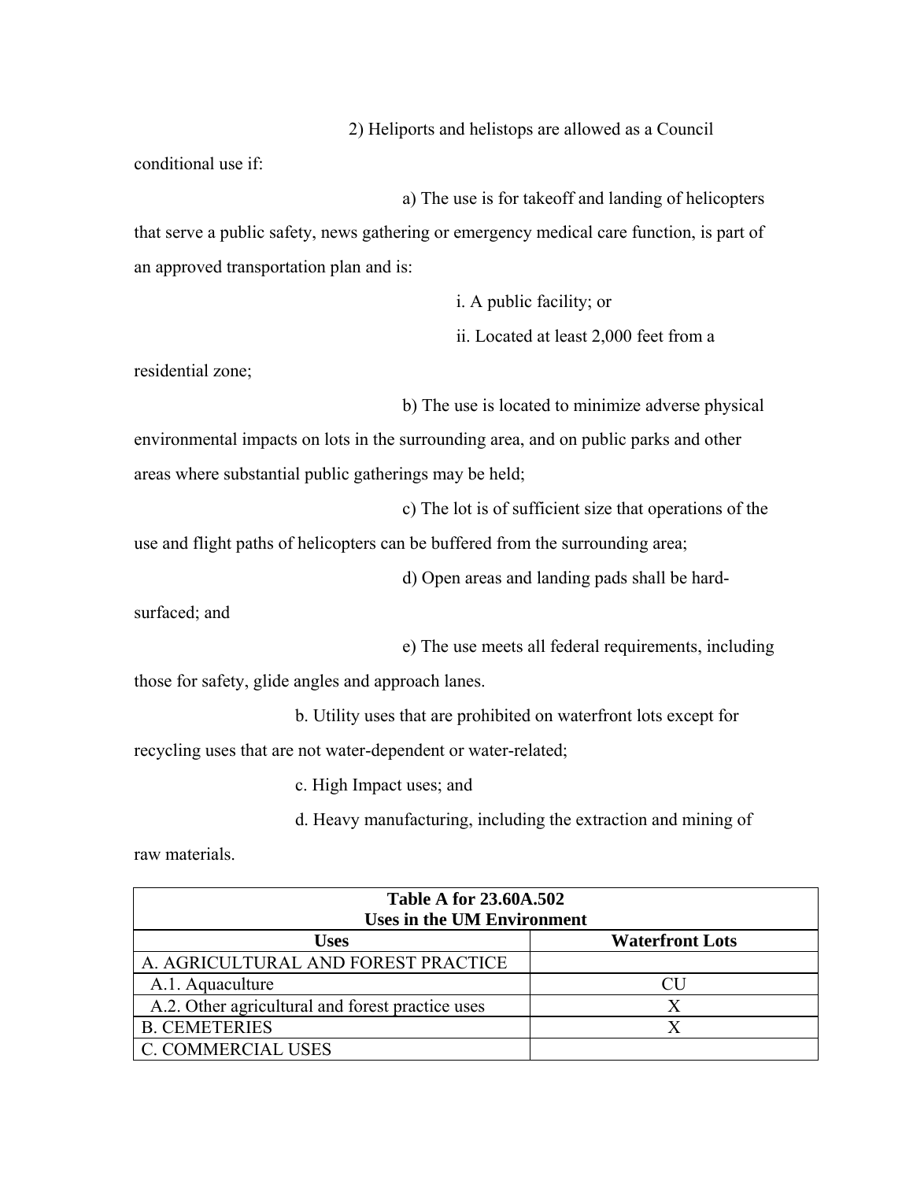2) Heliports and helistops are allowed as a Council conditional use if:

a) The use is for takeoff and landing of helicopters that serve a public safety, news gathering or emergency medical care function, is part of an approved transportation plan and is:

i. A public facility; or

ii. Located at least 2,000 feet from a residential zone;

b) The use is located to minimize adverse physical environmental impacts on lots in the surrounding area, and on public parks and other areas where substantial public gatherings may be held;

c) The lot is of sufficient size that operations of the use and flight paths of helicopters can be buffered from the surrounding area;

d) Open areas and landing pads shall be hard-surfaced; and

e) The use meets all federal requirements, including those for safety, glide angles and approach lanes.

b. Utility uses that are prohibited on waterfront lots except for recycling uses that are not water-dependent or water-related;

c. High Impact uses; and

d. Heavy manufacturing, including the extraction and mining of raw materials.

| **Table A for 23.60A.502**<br>**Uses in the UM Environment** | |
|---|---|
| **Uses** | **Waterfront Lots** |
| A. AGRICULTURAL AND FOREST PRACTICE | |
| A.1. Aquaculture | CU |
| A.2. Other agricultural and forest practice uses | X |
| B. CEMETERIES | X |
| C. COMMERCIAL USES | |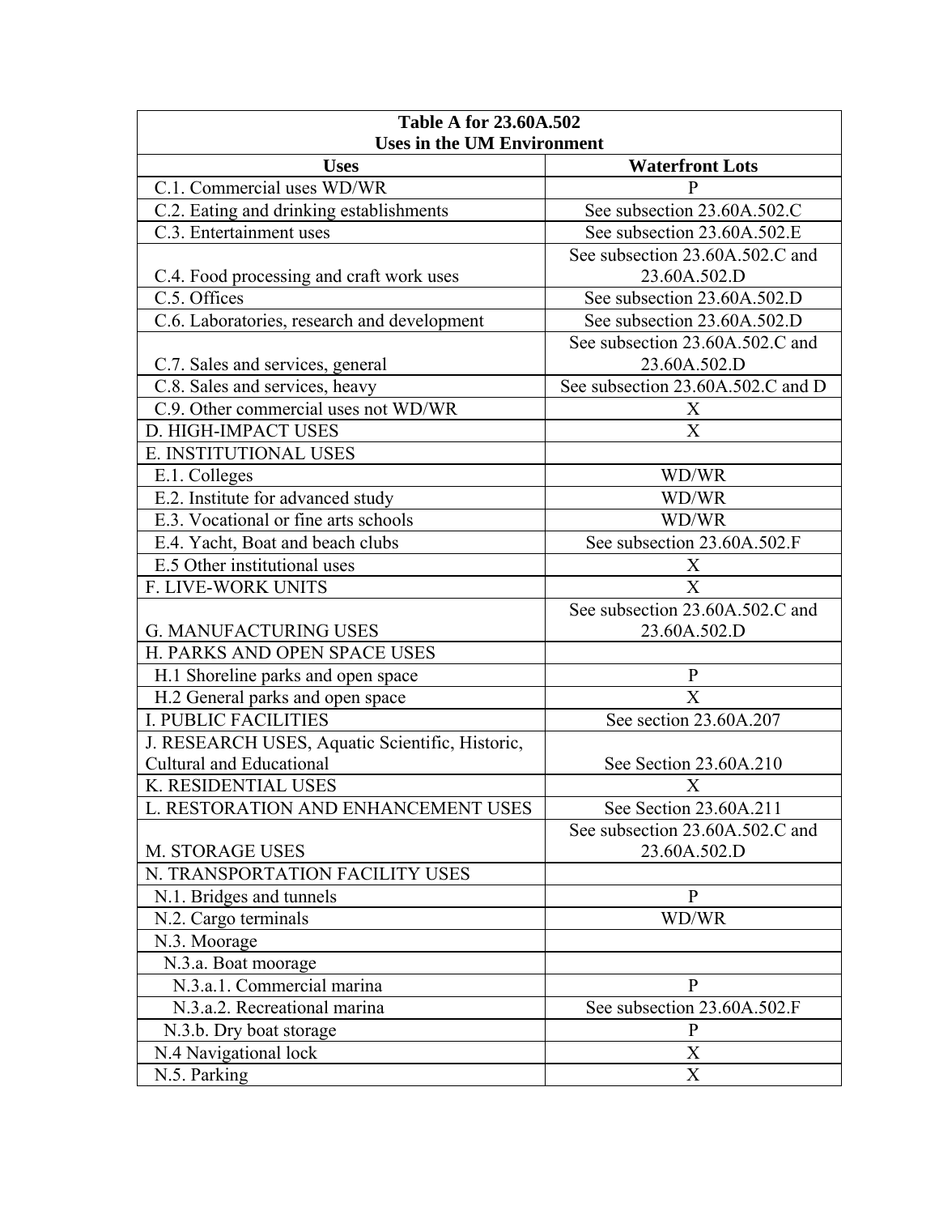| Table A for 23.60A.502 Uses in the UM Environment | |
|---|---|
| **Uses** | **Waterfront Lots** |
| C.1. Commercial uses WD/WR | P |
| C.2. Eating and drinking establishments | See subsection 23.60A.502.C |
| C.3. Entertainment uses | See subsection 23.60A.502.E |
| C.4. Food processing and craft work uses | See subsection 23.60A.502.C and 23.60A.502.D |
| C.5. Offices | See subsection 23.60A.502.D |
| C.6. Laboratories, research and development | See subsection 23.60A.502.D |
| C.7. Sales and services, general | See subsection 23.60A.502.C and 23.60A.502.D |
| C.8. Sales and services, heavy | See subsection 23.60A.502.C and D |
| C.9. Other commercial uses not WD/WR | X |
| D. HIGH-IMPACT USES | X |
| E. INSTITUTIONAL USES | |
| E.1. Colleges | WD/WR |
| E.2. Institute for advanced study | WD/WR |
| E.3. Vocational or fine arts schools | WD/WR |
| E.4. Yacht, Boat and beach clubs | See subsection 23.60A.502.F |
| E.5 Other institutional uses | X |
| F. LIVE-WORK UNITS | X |
| G. MANUFACTURING USES | See subsection 23.60A.502.C and 23.60A.502.D |
| H. PARKS AND OPEN SPACE USES | |
| H.1 Shoreline parks and open space | P |
| H.2 General parks and open space | X |
| I. PUBLIC FACILITIES | See section 23.60A.207 |
| J. RESEARCH USES, Aquatic Scientific, Historic, Cultural and Educational | See Section 23.60A.210 |
| K. RESIDENTIAL USES | X |
| L. RESTORATION AND ENHANCEMENT USES | See Section 23.60A.211 |
| M. STORAGE USES | See subsection 23.60A.502.C and 23.60A.502.D |
| N. TRANSPORTATION FACILITY USES | |
| N.1. Bridges and tunnels | P |
| N.2. Cargo terminals | WD/WR |
| N.3. Moorage | |
| N.3.a. Boat moorage | |
| N.3.a.1. Commercial marina | P |
| N.3.a.2. Recreational marina | See subsection 23.60A.502.F |
| N.3.b. Dry boat storage | P |
| N.4 Navigational lock | X |
| N.5. Parking | X |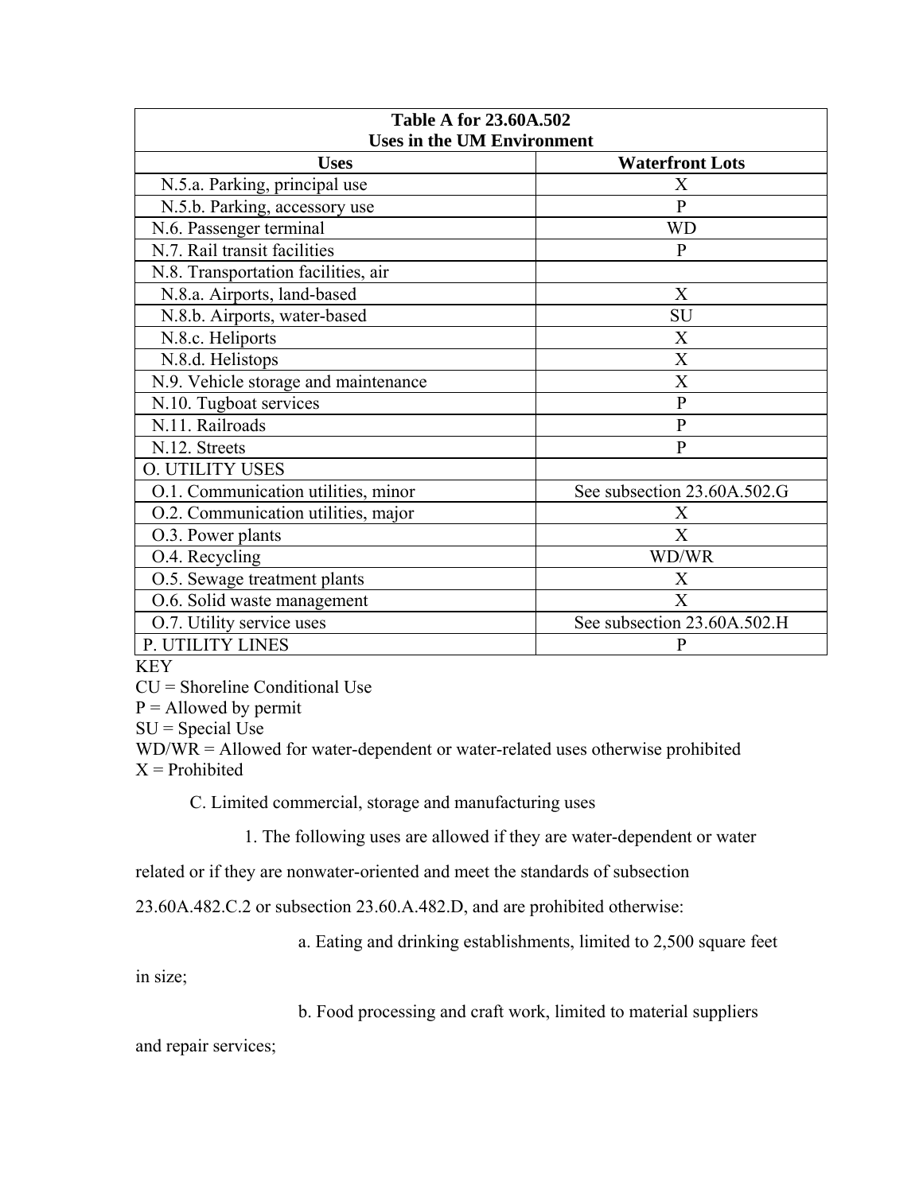| Table A for 23.60A.502<br>Uses in the UM Environment | |
|---|---|
| **Uses** | **Waterfront Lots** |
| N.5.a. Parking, principal use | X |
| N.5.b. Parking, accessory use | P |
| N.6. Passenger terminal | WD |
| N.7. Rail transit facilities | P |
| N.8. Transportation facilities, air | |
| N.8.a. Airports, land-based | X |
| N.8.b. Airports, water-based | SU |
| N.8.c. Heliports | X |
| N.8.d. Helistops | X |
| N.9. Vehicle storage and maintenance | X |
| N.10. Tugboat services | P |
| N.11. Railroads | P |
| N.12. Streets | P |
| O. UTILITY USES | |
| O.1. Communication utilities, minor | See subsection 23.60A.502.G |
| O.2. Communication utilities, major | X |
| O.3. Power plants | X |
| O.4. Recycling | WD/WR |
| O.5. Sewage treatment plants | X |
| O.6. Solid waste management | X |
| O.7. Utility service uses | See subsection 23.60A.502.H |
| P. UTILITY LINES | P |

KEY
CU = Shoreline Conditional Use
P = Allowed by permit
SU = Special Use
WD/WR = Allowed for water-dependent or water-related uses otherwise prohibited
X = Prohibited

C. Limited commercial, storage and manufacturing uses

1. The following uses are allowed if they are water-dependent or water related or if they are nonwater-oriented and meet the standards of subsection 23.60A.482.C.2 or subsection 23.60.A.482.D, and are prohibited otherwise:

a. Eating and drinking establishments, limited to 2,500 square feet in size;

b. Food processing and craft work, limited to material suppliers and repair services;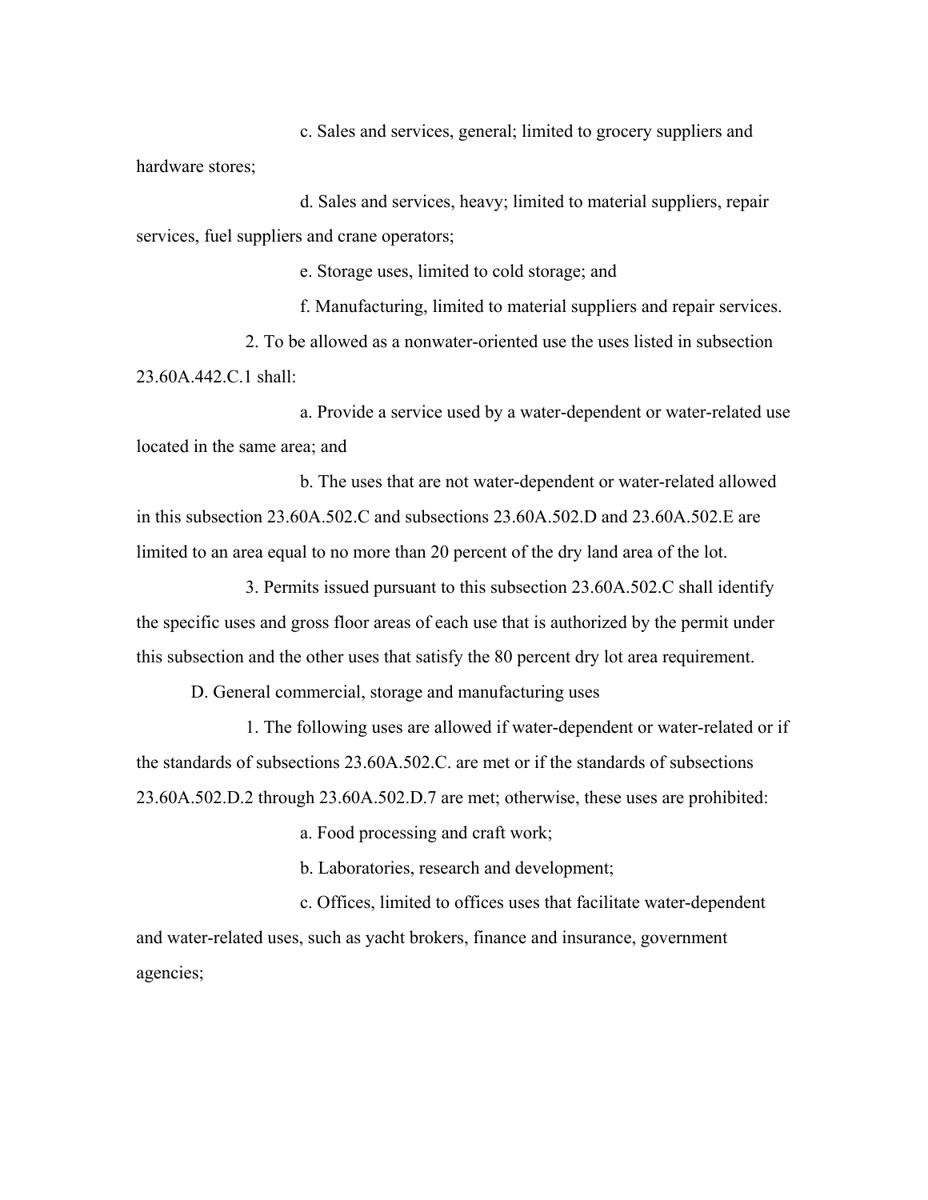c. Sales and services, general; limited to grocery suppliers and hardware stores;

d. Sales and services, heavy; limited to material suppliers, repair services, fuel suppliers and crane operators;

e. Storage uses, limited to cold storage; and

f. Manufacturing, limited to material suppliers and repair services.

2. To be allowed as a nonwater-oriented use the uses listed in subsection 23.60A.442.C.1 shall:

a. Provide a service used by a water-dependent or water-related use located in the same area; and

b. The uses that are not water-dependent or water-related allowed in this subsection 23.60A.502.C and subsections 23.60A.502.D and 23.60A.502.E are limited to an area equal to no more than 20 percent of the dry land area of the lot.

3. Permits issued pursuant to this subsection 23.60A.502.C shall identify the specific uses and gross floor areas of each use that is authorized by the permit under this subsection and the other uses that satisfy the 80 percent dry lot area requirement.

D. General commercial, storage and manufacturing uses

1. The following uses are allowed if water-dependent or water-related or if the standards of subsections 23.60A.502.C. are met or if the standards of subsections 23.60A.502.D.2 through 23.60A.502.D.7 are met; otherwise, these uses are prohibited:

a. Food processing and craft work;

b. Laboratories, research and development;

c. Offices, limited to offices uses that facilitate water-dependent and water-related uses, such as yacht brokers, finance and insurance, government agencies;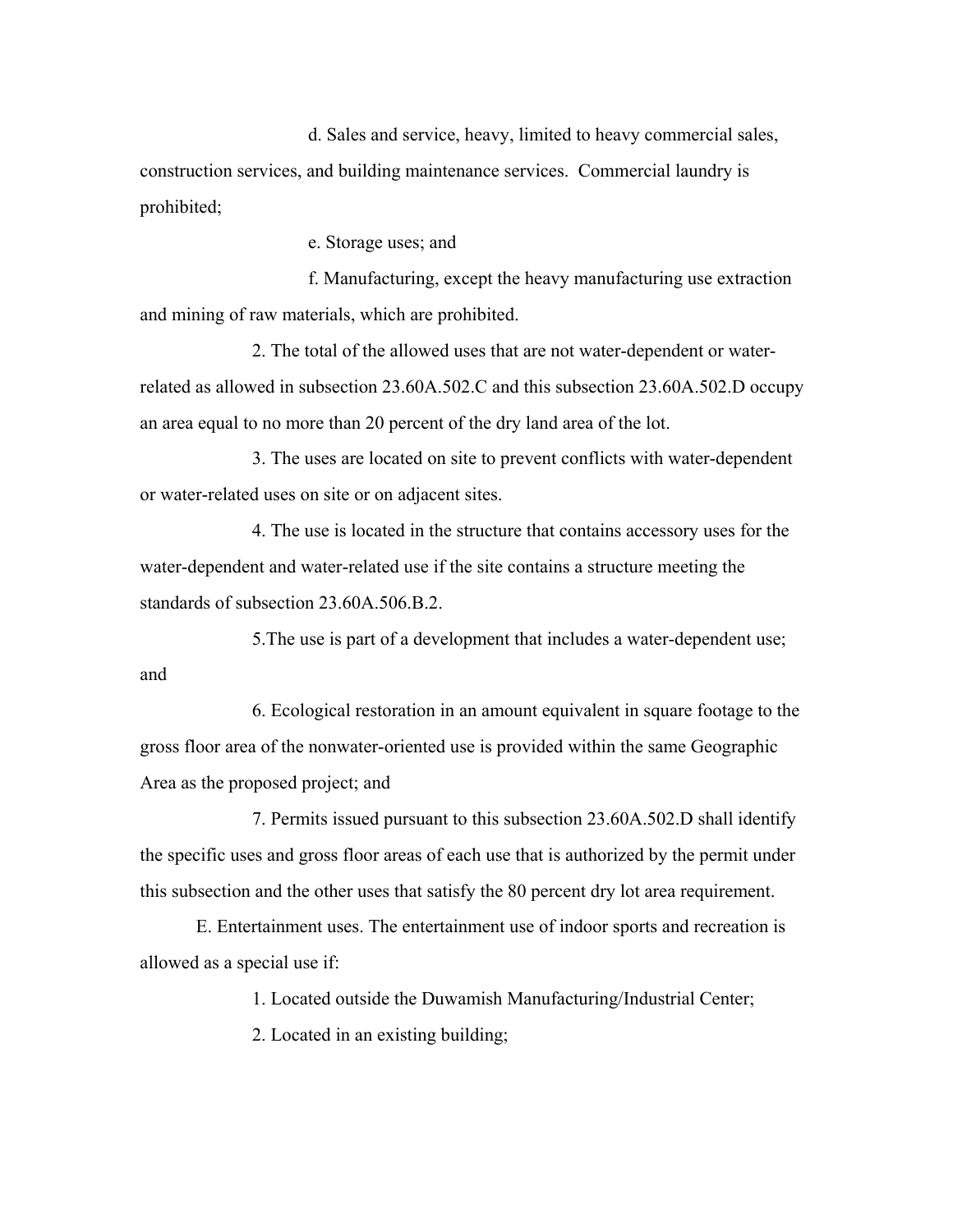d. Sales and service, heavy, limited to heavy commercial sales, construction services, and building maintenance services. Commercial laundry is prohibited;

e. Storage uses; and

f. Manufacturing, except the heavy manufacturing use extraction and mining of raw materials, which are prohibited.

2. The total of the allowed uses that are not water-dependent or water-related as allowed in subsection 23.60A.502.C and this subsection 23.60A.502.D occupy an area equal to no more than 20 percent of the dry land area of the lot.

3. The uses are located on site to prevent conflicts with water-dependent or water-related uses on site or on adjacent sites.

4. The use is located in the structure that contains accessory uses for the water-dependent and water-related use if the site contains a structure meeting the standards of subsection 23.60A.506.B.2.

5.The use is part of a development that includes a water-dependent use; and

6. Ecological restoration in an amount equivalent in square footage to the gross floor area of the nonwater-oriented use is provided within the same Geographic Area as the proposed project; and

7. Permits issued pursuant to this subsection 23.60A.502.D shall identify the specific uses and gross floor areas of each use that is authorized by the permit under this subsection and the other uses that satisfy the 80 percent dry lot area requirement.

E. Entertainment uses. The entertainment use of indoor sports and recreation is allowed as a special use if:

1. Located outside the Duwamish Manufacturing/Industrial Center;

2. Located in an existing building;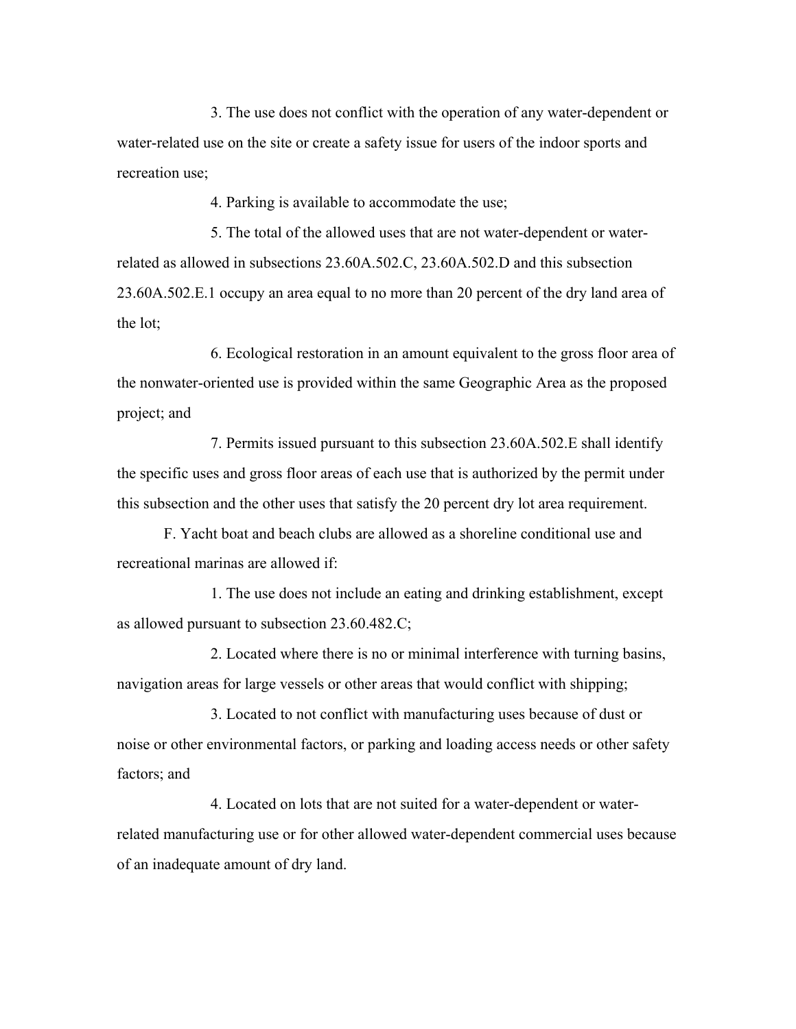3. The use does not conflict with the operation of any water-dependent or water-related use on the site or create a safety issue for users of the indoor sports and recreation use;

4. Parking is available to accommodate the use;

5. The total of the allowed uses that are not water-dependent or water-related as allowed in subsections 23.60A.502.C, 23.60A.502.D and this subsection 23.60A.502.E.1 occupy an area equal to no more than 20 percent of the dry land area of the lot;

6. Ecological restoration in an amount equivalent to the gross floor area of the nonwater-oriented use is provided within the same Geographic Area as the proposed project; and

7. Permits issued pursuant to this subsection 23.60A.502.E shall identify the specific uses and gross floor areas of each use that is authorized by the permit under this subsection and the other uses that satisfy the 20 percent dry lot area requirement.

F. Yacht boat and beach clubs are allowed as a shoreline conditional use and recreational marinas are allowed if:

1. The use does not include an eating and drinking establishment, except as allowed pursuant to subsection 23.60.482.C;

2. Located where there is no or minimal interference with turning basins, navigation areas for large vessels or other areas that would conflict with shipping;

3. Located to not conflict with manufacturing uses because of dust or noise or other environmental factors, or parking and loading access needs or other safety factors; and

4. Located on lots that are not suited for a water-dependent or water-related manufacturing use or for other allowed water-dependent commercial uses because of an inadequate amount of dry land.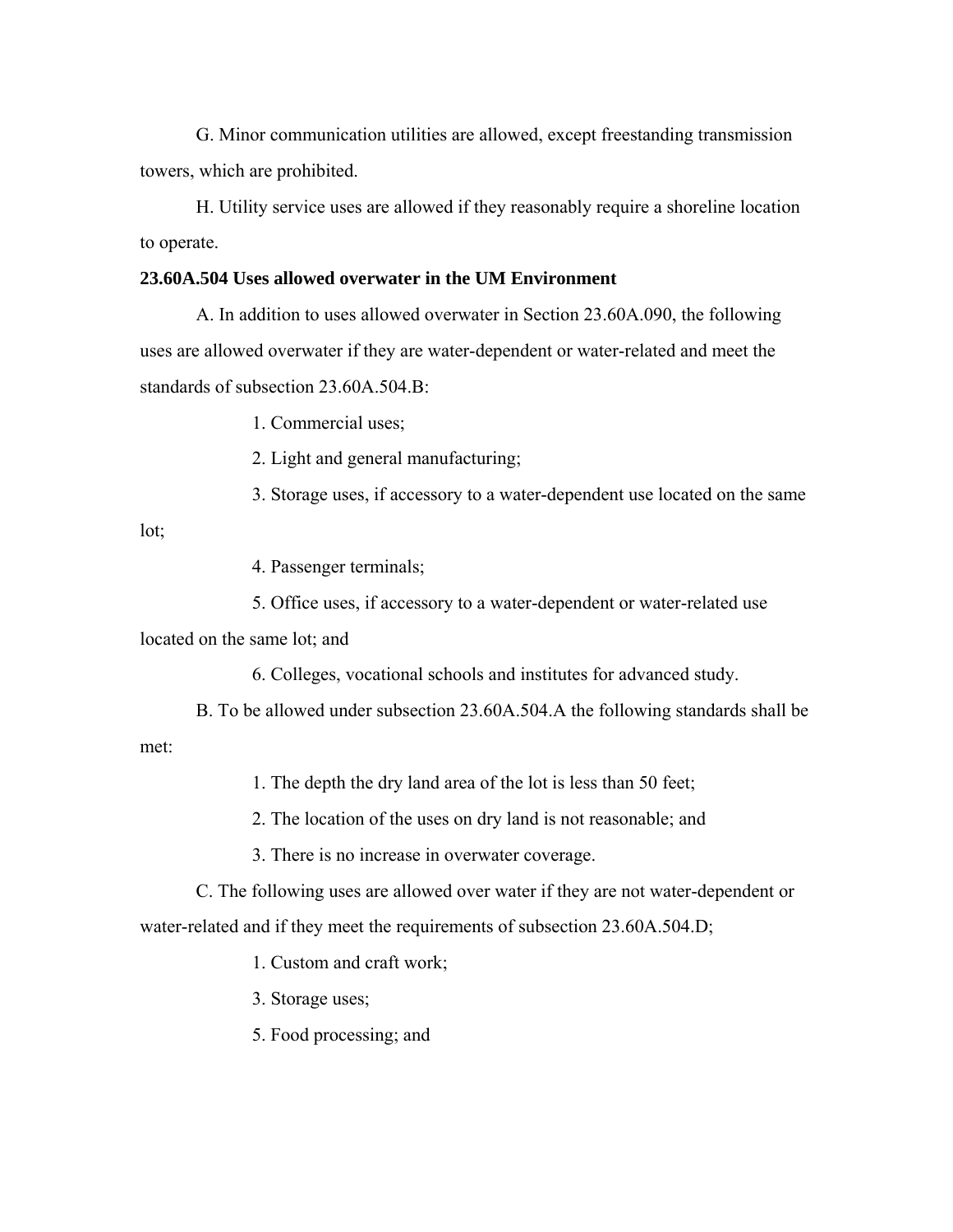G. Minor communication utilities are allowed, except freestanding transmission towers, which are prohibited.

H. Utility service uses are allowed if they reasonably require a shoreline location to operate.

**23.60A.504 Uses allowed overwater in the UM Environment**

A. In addition to uses allowed overwater in Section 23.60A.090, the following uses are allowed overwater if they are water-dependent or water-related and meet the standards of subsection 23.60A.504.B:

1. Commercial uses;
2. Light and general manufacturing;
3. Storage uses, if accessory to a water-dependent use located on the same lot;
4. Passenger terminals;
5. Office uses, if accessory to a water-dependent or water-related use located on the same lot; and
6. Colleges, vocational schools and institutes for advanced study.

B. To be allowed under subsection 23.60A.504.A the following standards shall be met:

1. The depth the dry land area of the lot is less than 50 feet;
2. The location of the uses on dry land is not reasonable; and
3. There is no increase in overwater coverage.

C. The following uses are allowed over water if they are not water-dependent or water-related and if they meet the requirements of subsection 23.60A.504.D;

1. Custom and craft work;

3. Storage uses;

5. Food processing; and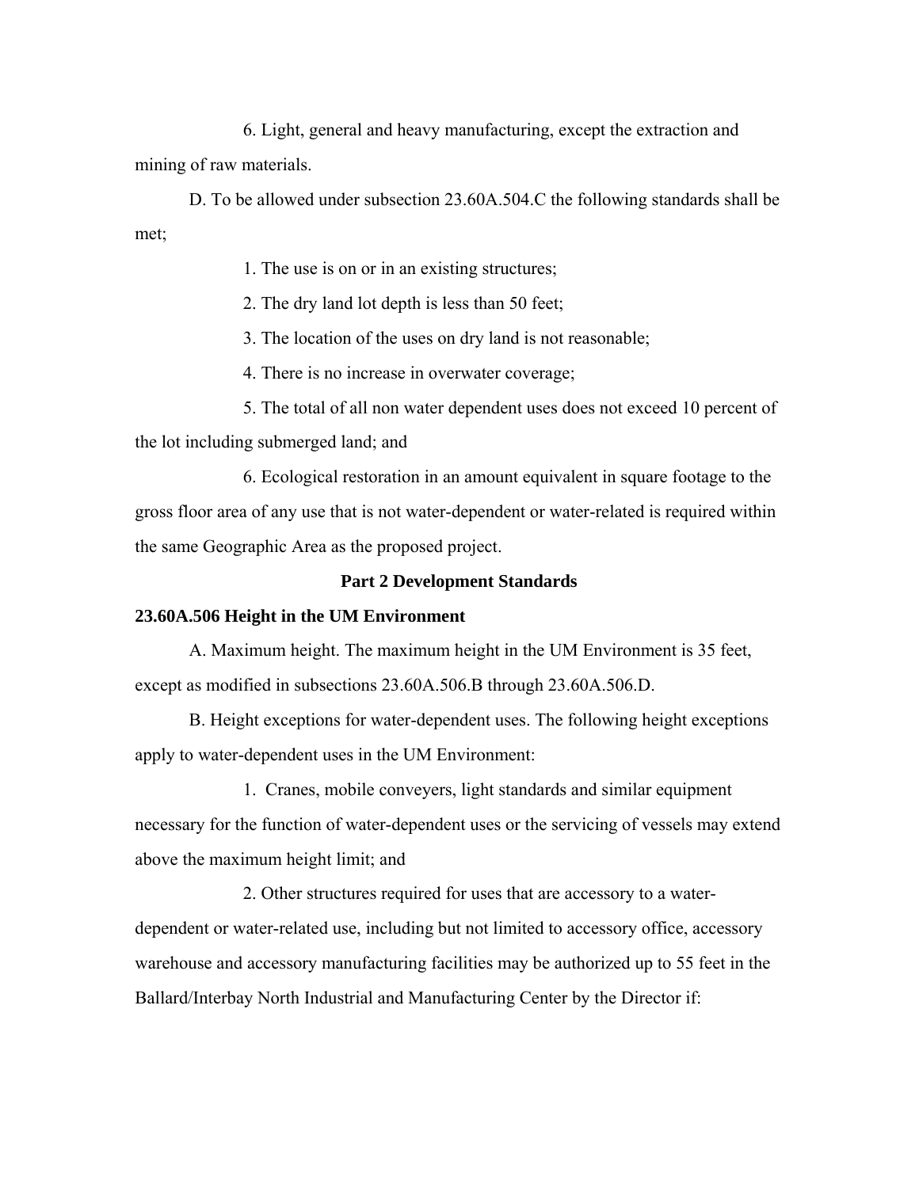6. Light, general and heavy manufacturing, except the extraction and mining of raw materials.

D. To be allowed under subsection 23.60A.504.C the following standards shall be met;

1. The use is on or in an existing structures;

2. The dry land lot depth is less than 50 feet;

3. The location of the uses on dry land is not reasonable;

4. There is no increase in overwater coverage;

5. The total of all non water dependent uses does not exceed 10 percent of the lot including submerged land; and

6. Ecological restoration in an amount equivalent in square footage to the gross floor area of any use that is not water-dependent or water-related is required within the same Geographic Area as the proposed project.

## Part 2 Development Standards

### 23.60A.506 Height in the UM Environment

A. Maximum height. The maximum height in the UM Environment is 35 feet, except as modified in subsections 23.60A.506.B through 23.60A.506.D.

B. Height exceptions for water-dependent uses. The following height exceptions apply to water-dependent uses in the UM Environment:

1. Cranes, mobile conveyers, light standards and similar equipment necessary for the function of water-dependent uses or the servicing of vessels may extend above the maximum height limit; and

2. Other structures required for uses that are accessory to a water-dependent or water-related use, including but not limited to accessory office, accessory warehouse and accessory manufacturing facilities may be authorized up to 55 feet in the Ballard/Interbay North Industrial and Manufacturing Center by the Director if: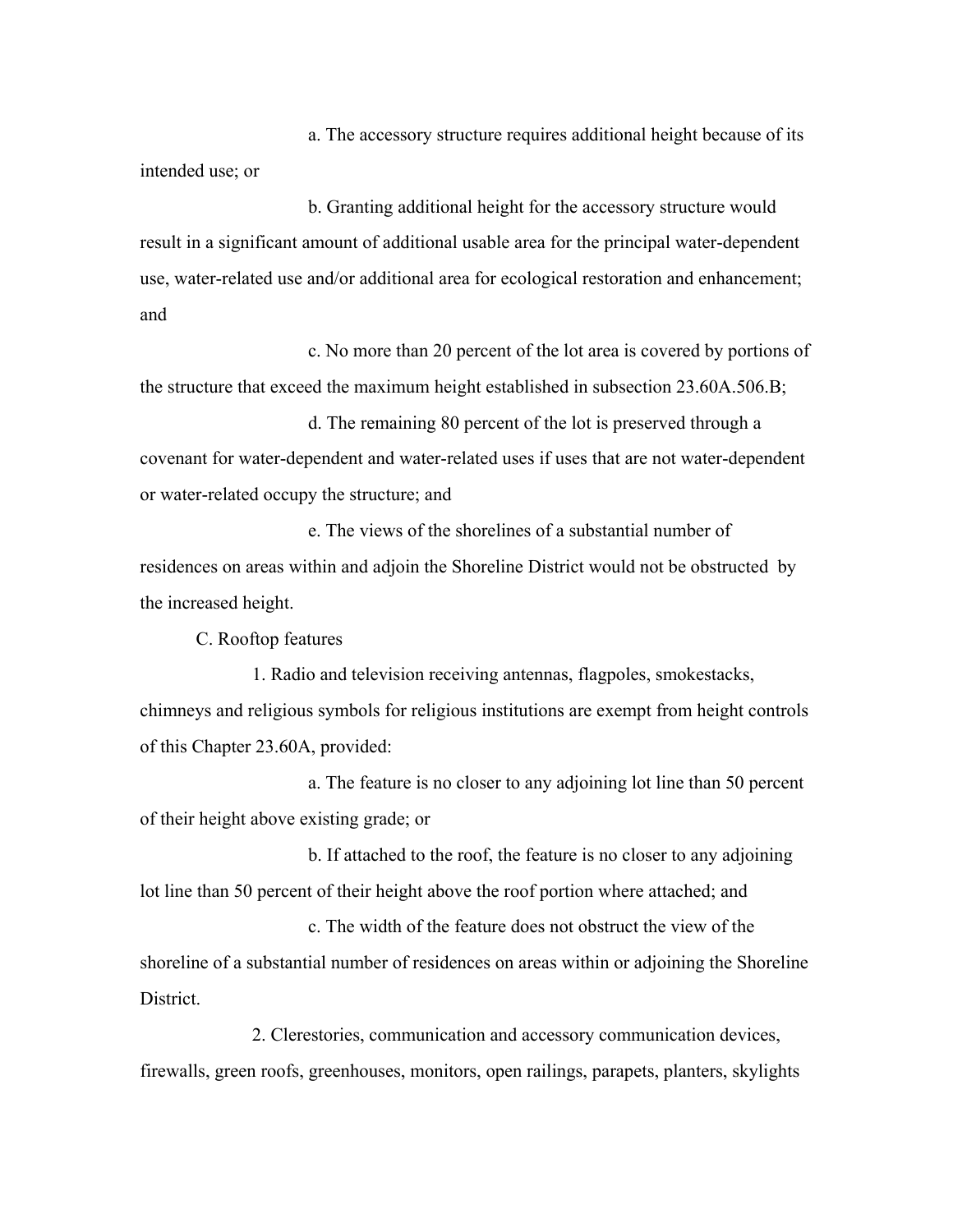a. The accessory structure requires additional height because of its intended use; or

b. Granting additional height for the accessory structure would result in a significant amount of additional usable area for the principal water-dependent use, water-related use and/or additional area for ecological restoration and enhancement; and

c. No more than 20 percent of the lot area is covered by portions of the structure that exceed the maximum height established in subsection 23.60A.506.B;

d. The remaining 80 percent of the lot is preserved through a covenant for water-dependent and water-related uses if uses that are not water-dependent or water-related occupy the structure; and

e. The views of the shorelines of a substantial number of residences on areas within and adjoin the Shoreline District would not be obstructed by the increased height.

C. Rooftop features

1. Radio and television receiving antennas, flagpoles, smokestacks, chimneys and religious symbols for religious institutions are exempt from height controls of this Chapter 23.60A, provided:

a. The feature is no closer to any adjoining lot line than 50 percent of their height above existing grade; or

b. If attached to the roof, the feature is no closer to any adjoining lot line than 50 percent of their height above the roof portion where attached; and

c. The width of the feature does not obstruct the view of the shoreline of a substantial number of residences on areas within or adjoining the Shoreline District.

2. Clerestories, communication and accessory communication devices, firewalls, green roofs, greenhouses, monitors, open railings, parapets, planters, skylights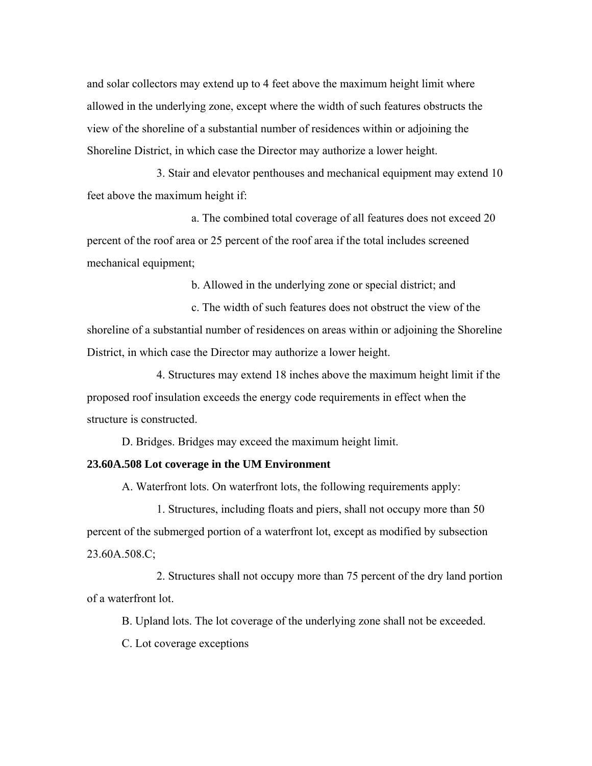and solar collectors may extend up to 4 feet above the maximum height limit where allowed in the underlying zone, except where the width of such features obstructs the view of the shoreline of a substantial number of residences within or adjoining the Shoreline District, in which case the Director may authorize a lower height.

3. Stair and elevator penthouses and mechanical equipment may extend 10 feet above the maximum height if:

a. The combined total coverage of all features does not exceed 20 percent of the roof area or 25 percent of the roof area if the total includes screened mechanical equipment;

b. Allowed in the underlying zone or special district; and

c. The width of such features does not obstruct the view of the shoreline of a substantial number of residences on areas within or adjoining the Shoreline District, in which case the Director may authorize a lower height.

4. Structures may extend 18 inches above the maximum height limit if the proposed roof insulation exceeds the energy code requirements in effect when the structure is constructed.

D. Bridges. Bridges may exceed the maximum height limit.

**23.60A.508 Lot coverage in the UM Environment**

A. Waterfront lots. On waterfront lots, the following requirements apply:

1. Structures, including floats and piers, shall not occupy more than 50 percent of the submerged portion of a waterfront lot, except as modified by subsection 23.60A.508.C;

2. Structures shall not occupy more than 75 percent of the dry land portion of a waterfront lot.

B. Upland lots. The lot coverage of the underlying zone shall not be exceeded.

C. Lot coverage exceptions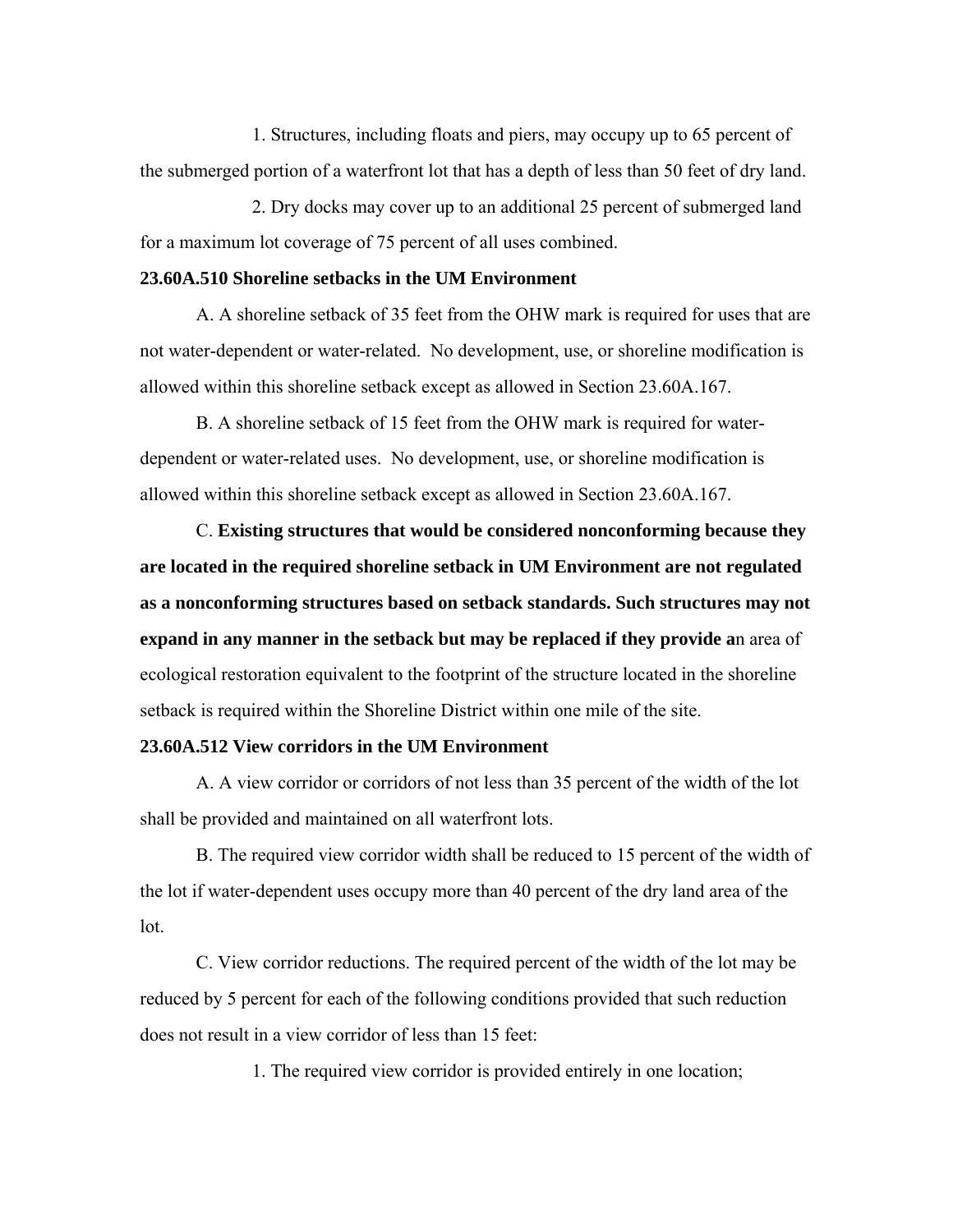1. Structures, including floats and piers, may occupy up to 65 percent of the submerged portion of a waterfront lot that has a depth of less than 50 feet of dry land.

2. Dry docks may cover up to an additional 25 percent of submerged land for a maximum lot coverage of 75 percent of all uses combined.

**23.60A.510 Shoreline setbacks in the UM Environment**

A. A shoreline setback of 35 feet from the OHW mark is required for uses that are not water-dependent or water-related. No development, use, or shoreline modification is allowed within this shoreline setback except as allowed in Section 23.60A.167.

B. A shoreline setback of 15 feet from the OHW mark is required for water-dependent or water-related uses. No development, use, or shoreline modification is allowed within this shoreline setback except as allowed in Section 23.60A.167.

C. **Existing structures that would be considered nonconforming because they are located in the required shoreline setback in UM Environment are not regulated as a nonconforming structures based on setback standards. Such structures may not expand in any manner in the setback but may be replaced if they provide a**n area of ecological restoration equivalent to the footprint of the structure located in the shoreline setback is required within the Shoreline District within one mile of the site.

**23.60A.512 View corridors in the UM Environment**

A. A view corridor or corridors of not less than 35 percent of the width of the lot shall be provided and maintained on all waterfront lots.

B. The required view corridor width shall be reduced to 15 percent of the width of the lot if water-dependent uses occupy more than 40 percent of the dry land area of the lot.

C. View corridor reductions. The required percent of the width of the lot may be reduced by 5 percent for each of the following conditions provided that such reduction does not result in a view corridor of less than 15 feet:

1. The required view corridor is provided entirely in one location;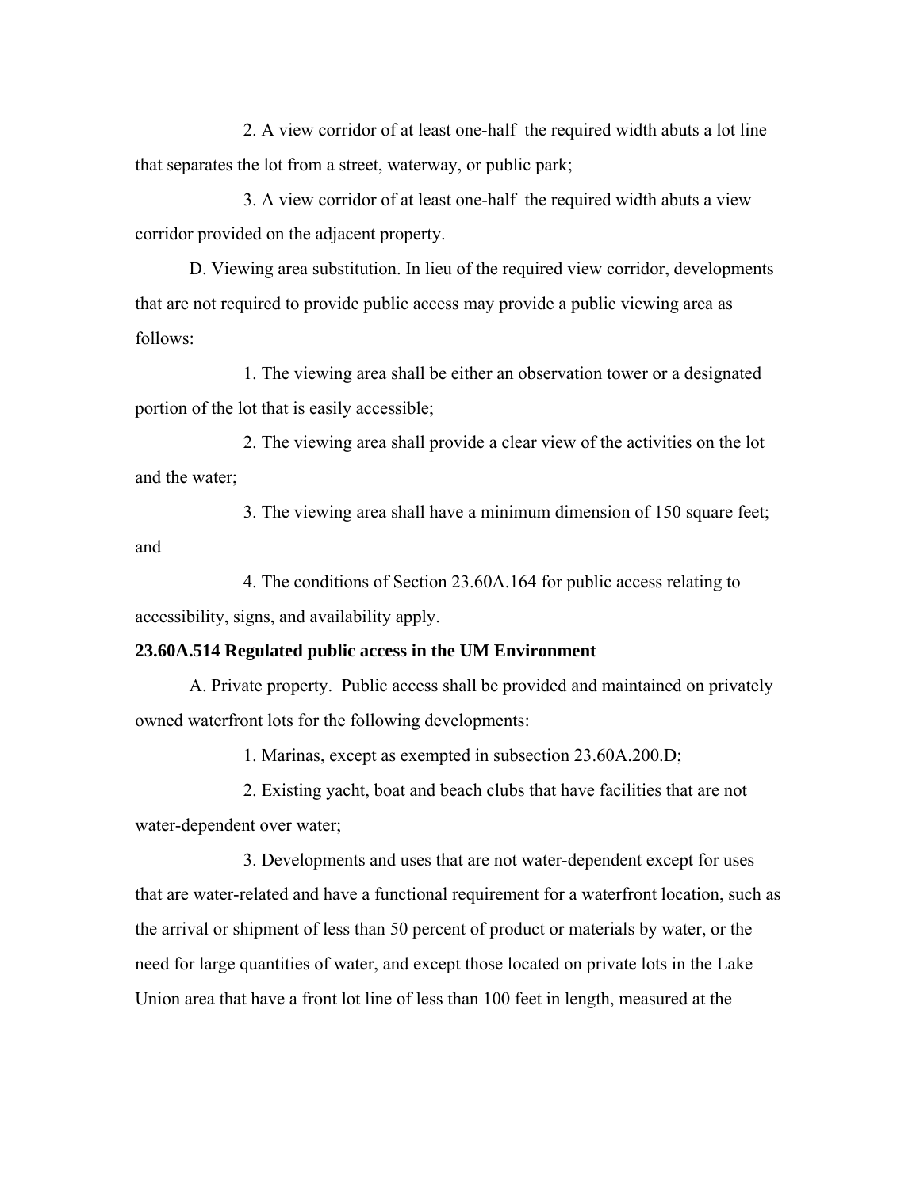2. A view corridor of at least one-half the required width abuts a lot line that separates the lot from a street, waterway, or public park;

3. A view corridor of at least one-half the required width abuts a view corridor provided on the adjacent property.

D. Viewing area substitution. In lieu of the required view corridor, developments that are not required to provide public access may provide a public viewing area as follows:

1. The viewing area shall be either an observation tower or a designated portion of the lot that is easily accessible;

2. The viewing area shall provide a clear view of the activities on the lot and the water;

3. The viewing area shall have a minimum dimension of 150 square feet; and

4. The conditions of Section 23.60A.164 for public access relating to accessibility, signs, and availability apply.

**23.60A.514 Regulated public access in the UM Environment**

A. Private property. Public access shall be provided and maintained on privately owned waterfront lots for the following developments:

1. Marinas, except as exempted in subsection 23.60A.200.D;

2. Existing yacht, boat and beach clubs that have facilities that are not water-dependent over water;

3. Developments and uses that are not water-dependent except for uses that are water-related and have a functional requirement for a waterfront location, such as the arrival or shipment of less than 50 percent of product or materials by water, or the need for large quantities of water, and except those located on private lots in the Lake Union area that have a front lot line of less than 100 feet in length, measured at the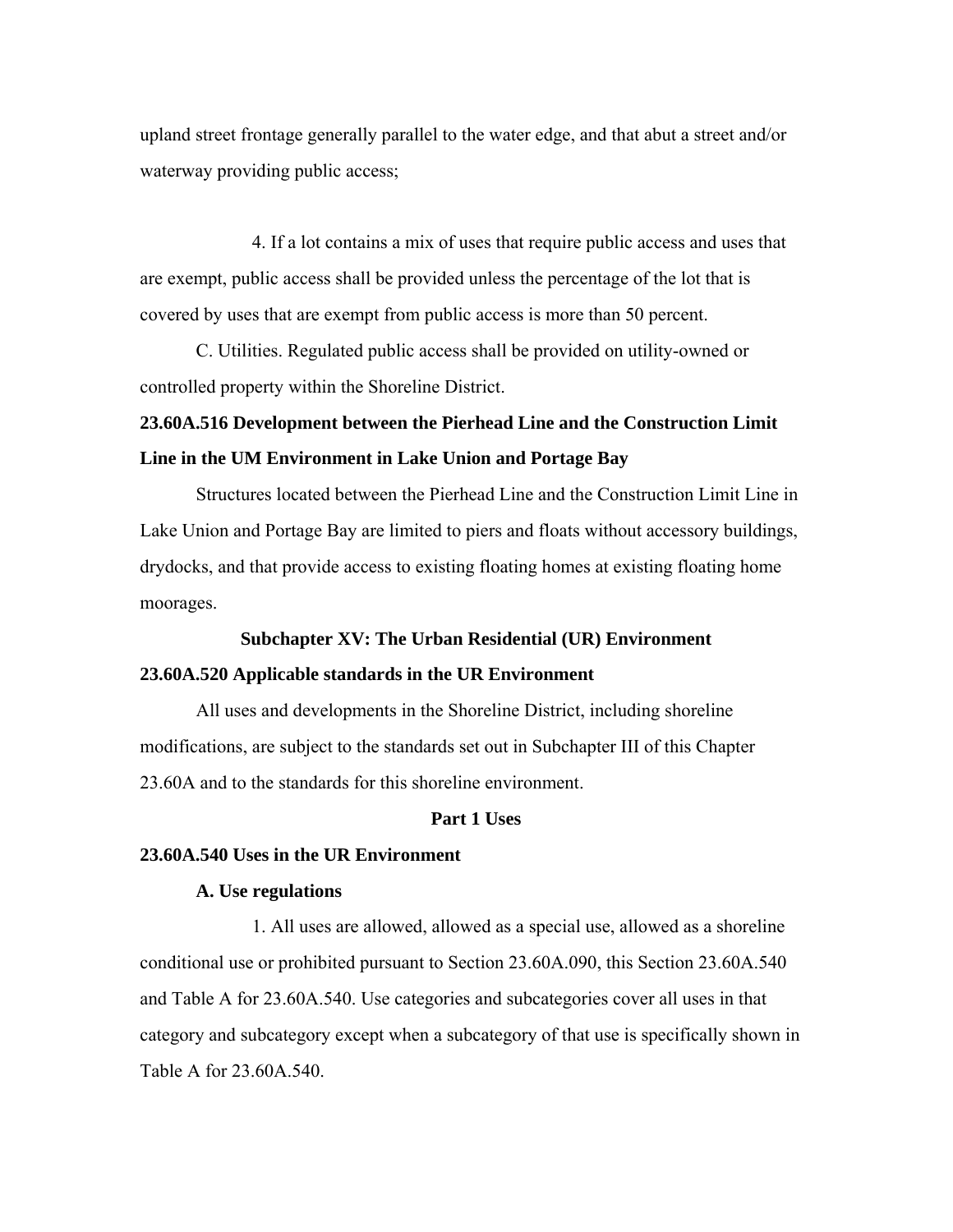upland street frontage generally parallel to the water edge, and that abut a street and/or waterway providing public access;

4. If a lot contains a mix of uses that require public access and uses that are exempt, public access shall be provided unless the percentage of the lot that is covered by uses that are exempt from public access is more than 50 percent.

C. Utilities. Regulated public access shall be provided on utility-owned or controlled property within the Shoreline District.

**23.60A.516 Development between the Pierhead Line and the Construction Limit Line in the UM Environment in Lake Union and Portage Bay**

Structures located between the Pierhead Line and the Construction Limit Line in Lake Union and Portage Bay are limited to piers and floats without accessory buildings, drydocks, and that provide access to existing floating homes at existing floating home moorages.

**Subchapter XV: The Urban Residential (UR) Environment**

**23.60A.520 Applicable standards in the UR Environment**

All uses and developments in the Shoreline District, including shoreline modifications, are subject to the standards set out in Subchapter III of this Chapter 23.60A and to the standards for this shoreline environment.

**Part 1 Uses**

**23.60A.540 Uses in the UR Environment**

**A. Use regulations**

1. All uses are allowed, allowed as a special use, allowed as a shoreline conditional use or prohibited pursuant to Section 23.60A.090, this Section 23.60A.540 and Table A for 23.60A.540. Use categories and subcategories cover all uses in that category and subcategory except when a subcategory of that use is specifically shown in Table A for 23.60A.540.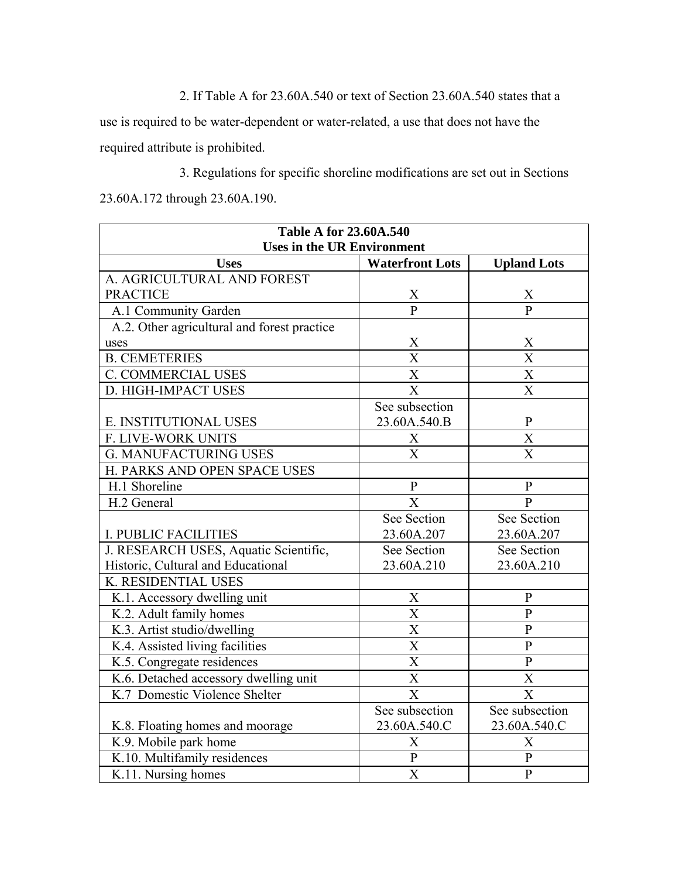2. If Table A for 23.60A.540 or text of Section 23.60A.540 states that a use is required to be water-dependent or water-related, a use that does not have the required attribute is prohibited.

3. Regulations for specific shoreline modifications are set out in Sections 23.60A.172 through 23.60A.190.

| **Table A for 23.60A.540**<br>**Uses in the UR Environment** | | |
|---|---|---|
| **Uses** | **Waterfront Lots** | **Upland Lots** |
| A. AGRICULTURAL AND FOREST PRACTICE | X | X |
| A.1 Community Garden | P | P |
| A.2. Other agricultural and forest practice uses | X | X |
| B. CEMETERIES | X | X |
| C. COMMERCIAL USES | X | X |
| D. HIGH-IMPACT USES | X | X |
| E. INSTITUTIONAL USES | See subsection 23.60A.540.B | P |
| F. LIVE-WORK UNITS | X | X |
| G. MANUFACTURING USES | X | X |
| H. PARKS AND OPEN SPACE USES | | |
| H.1 Shoreline | P | P |
| H.2 General | X | P |
| I. PUBLIC FACILITIES | See Section 23.60A.207 | See Section 23.60A.207 |
| J. RESEARCH USES, Aquatic Scientific, Historic, Cultural and Educational | See Section 23.60A.210 | See Section 23.60A.210 |
| K. RESIDENTIAL USES | | |
| K.1. Accessory dwelling unit | X | P |
| K.2. Adult family homes | X | P |
| K.3. Artist studio/dwelling | X | P |
| K.4. Assisted living facilities | X | P |
| K.5. Congregate residences | X | P |
| K.6. Detached accessory dwelling unit | X | X |
| K.7 Domestic Violence Shelter | X | X |
| K.8. Floating homes and moorage | See subsection 23.60A.540.C | See subsection 23.60A.540.C |
| K.9. Mobile park home | X | X |
| K.10. Multifamily residences | P | P |
| K.11. Nursing homes | X | P |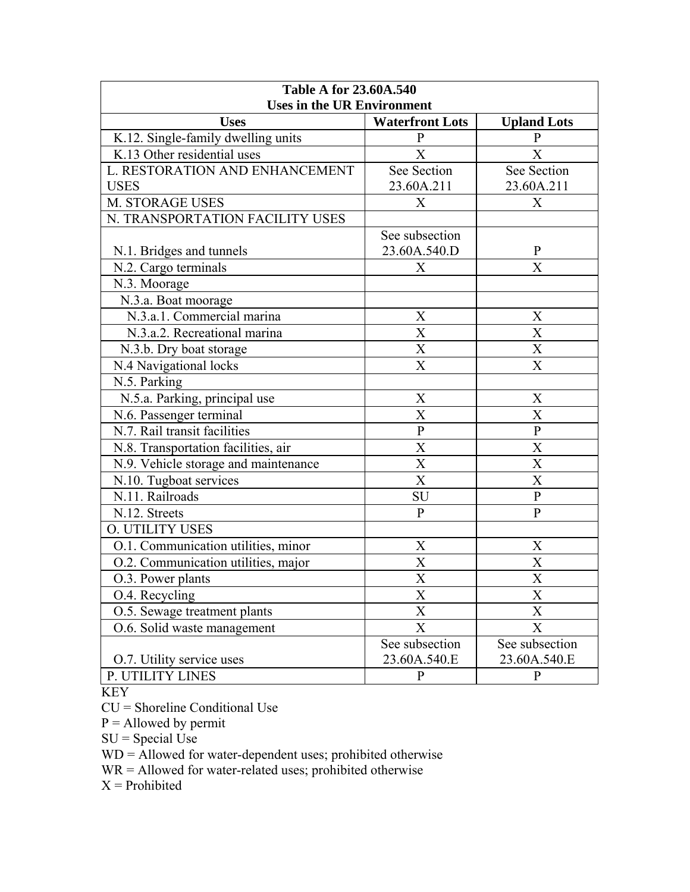| Table A for 23.60A.540<br>Uses in the UR Environment | | |
|---|---|---|
| Uses | Waterfront Lots | Upland Lots |
| K.12. Single-family dwelling units | P | P |
| K.13 Other residential uses | X | X |
| L. RESTORATION AND ENHANCEMENT USES | See Section 23.60A.211 | See Section 23.60A.211 |
| M. STORAGE USES | X | X |
| N. TRANSPORTATION FACILITY USES | | |
| N.1. Bridges and tunnels | See subsection 23.60A.540.D | P |
| N.2. Cargo terminals | X | X |
| N.3. Moorage | | |
| N.3.a. Boat moorage | | |
| N.3.a.1. Commercial marina | X | X |
| N.3.a.2. Recreational marina | X | X |
| N.3.b. Dry boat storage | X | X |
| N.4 Navigational locks | X | X |
| N.5. Parking | | |
| N.5.a. Parking, principal use | X | X |
| N.6. Passenger terminal | X | X |
| N.7. Rail transit facilities | P | P |
| N.8. Transportation facilities, air | X | X |
| N.9. Vehicle storage and maintenance | X | X |
| N.10. Tugboat services | X | X |
| N.11. Railroads | SU | P |
| N.12. Streets | P | P |
| O. UTILITY USES | | |
| O.1. Communication utilities, minor | X | X |
| O.2. Communication utilities, major | X | X |
| O.3. Power plants | X | X |
| O.4. Recycling | X | X |
| O.5. Sewage treatment plants | X | X |
| O.6. Solid waste management | X | X |
| O.7. Utility service uses | See subsection 23.60A.540.E | See subsection 23.60A.540.E |
| P. UTILITY LINES | P | P |

KEY

CU = Shoreline Conditional Use

P = Allowed by permit

SU = Special Use

WD = Allowed for water-dependent uses; prohibited otherwise

WR = Allowed for water-related uses; prohibited otherwise

X = Prohibited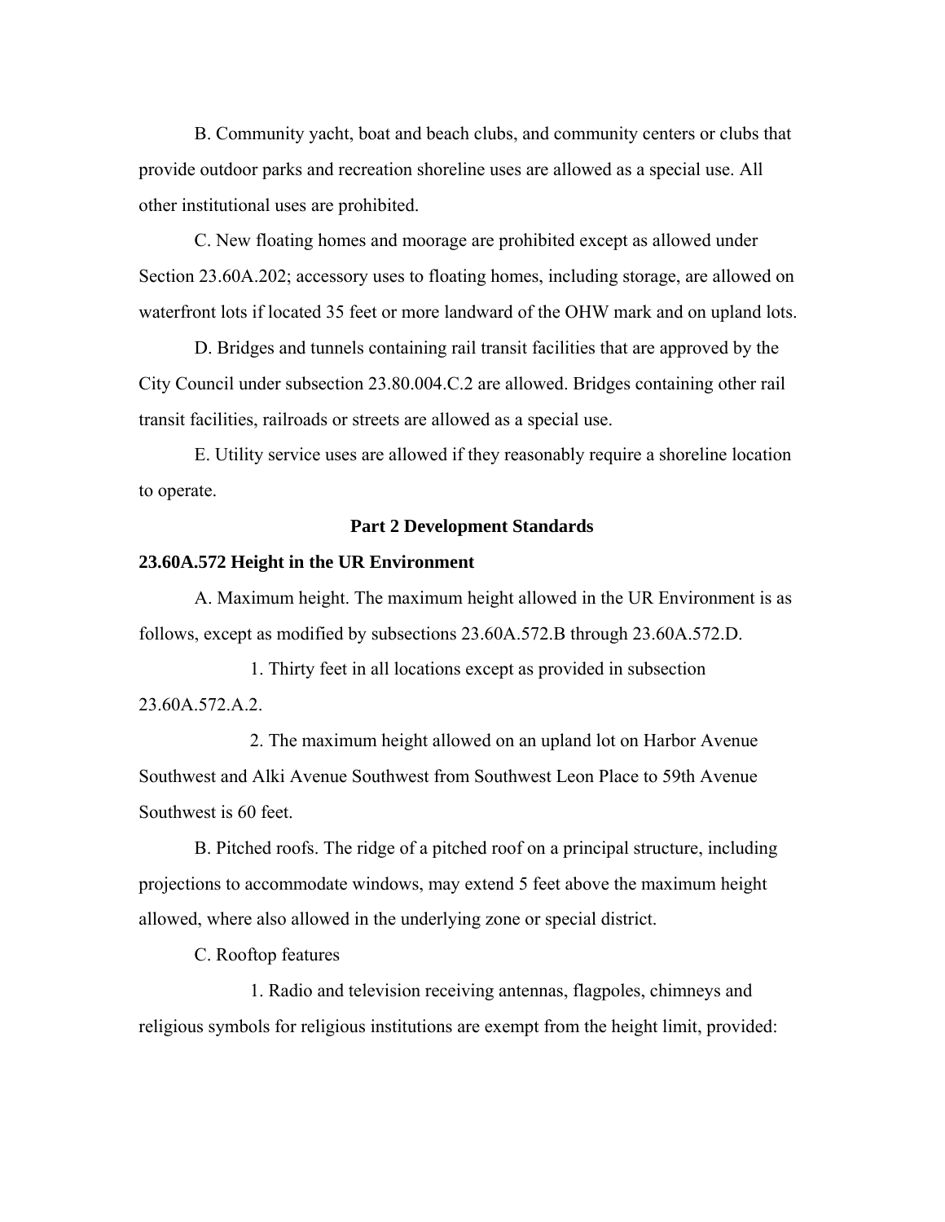B. Community yacht, boat and beach clubs, and community centers or clubs that provide outdoor parks and recreation shoreline uses are allowed as a special use. All other institutional uses are prohibited.

C. New floating homes and moorage are prohibited except as allowed under Section 23.60A.202; accessory uses to floating homes, including storage, are allowed on waterfront lots if located 35 feet or more landward of the OHW mark and on upland lots.

D. Bridges and tunnels containing rail transit facilities that are approved by the City Council under subsection 23.80.004.C.2 are allowed. Bridges containing other rail transit facilities, railroads or streets are allowed as a special use.

E. Utility service uses are allowed if they reasonably require a shoreline location to operate.

## Part 2 Development Standards

### 23.60A.572 Height in the UR Environment

A. Maximum height. The maximum height allowed in the UR Environment is as follows, except as modified by subsections 23.60A.572.B through 23.60A.572.D.

1. Thirty feet in all locations except as provided in subsection 23.60A.572.A.2.

2. The maximum height allowed on an upland lot on Harbor Avenue Southwest and Alki Avenue Southwest from Southwest Leon Place to 59th Avenue Southwest is 60 feet.

B. Pitched roofs. The ridge of a pitched roof on a principal structure, including projections to accommodate windows, may extend 5 feet above the maximum height allowed, where also allowed in the underlying zone or special district.

C. Rooftop features

1. Radio and television receiving antennas, flagpoles, chimneys and religious symbols for religious institutions are exempt from the height limit, provided: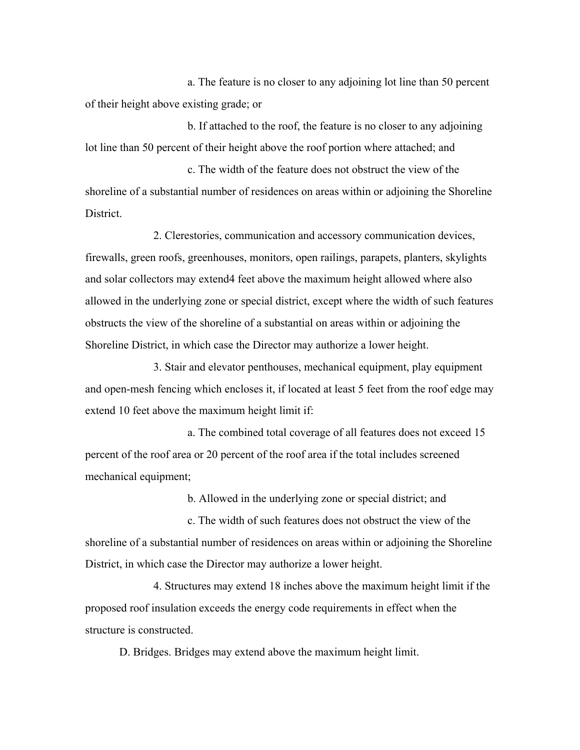a. The feature is no closer to any adjoining lot line than 50 percent of their height above existing grade; or

b. If attached to the roof, the feature is no closer to any adjoining lot line than 50 percent of their height above the roof portion where attached; and

c. The width of the feature does not obstruct the view of the shoreline of a substantial number of residences on areas within or adjoining the Shoreline District.

2. Clerestories, communication and accessory communication devices, firewalls, green roofs, greenhouses, monitors, open railings, parapets, planters, skylights and solar collectors may extend4 feet above the maximum height allowed where also allowed in the underlying zone or special district, except where the width of such features obstructs the view of the shoreline of a substantial on areas within or adjoining the Shoreline District, in which case the Director may authorize a lower height.

3. Stair and elevator penthouses, mechanical equipment, play equipment and open-mesh fencing which encloses it, if located at least 5 feet from the roof edge may extend 10 feet above the maximum height limit if:

a. The combined total coverage of all features does not exceed 15 percent of the roof area or 20 percent of the roof area if the total includes screened mechanical equipment;

b. Allowed in the underlying zone or special district; and

c. The width of such features does not obstruct the view of the shoreline of a substantial number of residences on areas within or adjoining the Shoreline District, in which case the Director may authorize a lower height.

4. Structures may extend 18 inches above the maximum height limit if the proposed roof insulation exceeds the energy code requirements in effect when the structure is constructed.

D. Bridges. Bridges may extend above the maximum height limit.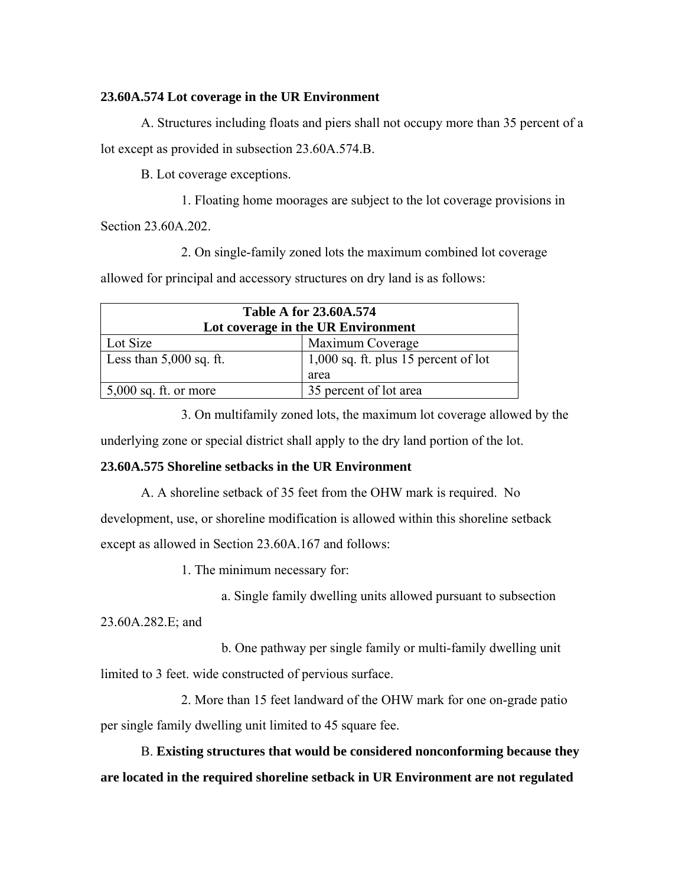**23.60A.574 Lot coverage in the UR Environment**

A. Structures including floats and piers shall not occupy more than 35 percent of a lot except as provided in subsection 23.60A.574.B.

B. Lot coverage exceptions.

1. Floating home moorages are subject to the lot coverage provisions in Section 23.60A.202.

2. On single-family zoned lots the maximum combined lot coverage allowed for principal and accessory structures on dry land is as follows:

| Table A for 23.60A.574<br>Lot coverage in the UR Environment | |
|---|---|
| Lot Size | Maximum Coverage |
| Less than 5,000 sq. ft. | 1,000 sq. ft. plus 15 percent of lot area |
| 5,000 sq. ft. or more | 35 percent of lot area |

3. On multifamily zoned lots, the maximum lot coverage allowed by the underlying zone or special district shall apply to the dry land portion of the lot.

**23.60A.575 Shoreline setbacks in the UR Environment**

A. A shoreline setback of 35 feet from the OHW mark is required. No development, use, or shoreline modification is allowed within this shoreline setback except as allowed in Section 23.60A.167 and follows:

1. The minimum necessary for:

a. Single family dwelling units allowed pursuant to subsection 23.60A.282.E; and

b. One pathway per single family or multi-family dwelling unit limited to 3 feet. wide constructed of pervious surface.

2. More than 15 feet landward of the OHW mark for one on-grade patio per single family dwelling unit limited to 45 square fee.

B. **Existing structures that would be considered nonconforming because they are located in the required shoreline setback in UR Environment are not regulated**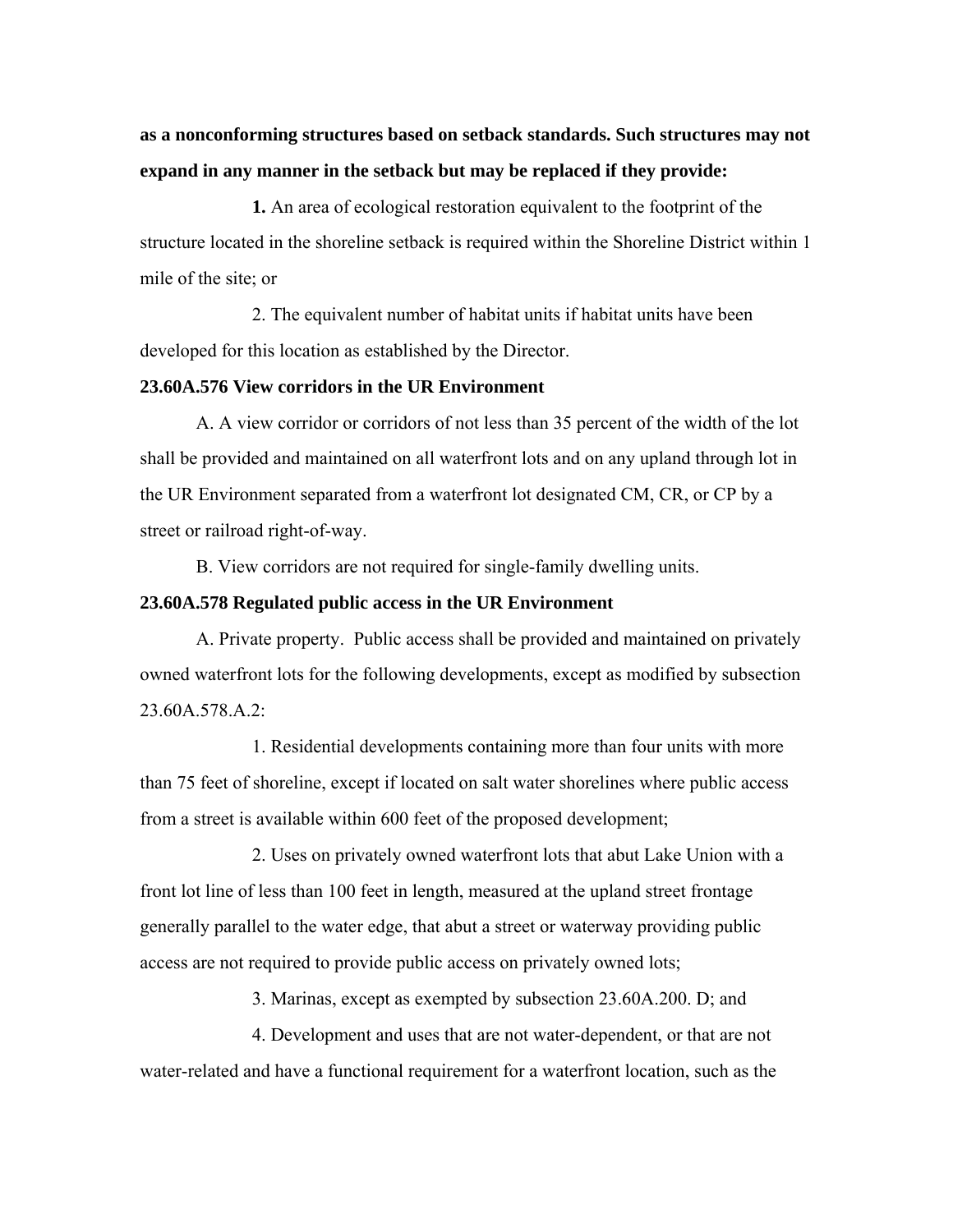**as a nonconforming structures based on setback standards. Such structures may not expand in any manner in the setback but may be replaced if they provide:**

**1.** An area of ecological restoration equivalent to the footprint of the structure located in the shoreline setback is required within the Shoreline District within 1 mile of the site; or

2. The equivalent number of habitat units if habitat units have been developed for this location as established by the Director.

**23.60A.576 View corridors in the UR Environment**

A. A view corridor or corridors of not less than 35 percent of the width of the lot shall be provided and maintained on all waterfront lots and on any upland through lot in the UR Environment separated from a waterfront lot designated CM, CR, or CP by a street or railroad right-of-way.

B. View corridors are not required for single-family dwelling units.

**23.60A.578 Regulated public access in the UR Environment**

A. Private property. Public access shall be provided and maintained on privately owned waterfront lots for the following developments, except as modified by subsection 23.60A.578.A.2:

1. Residential developments containing more than four units with more than 75 feet of shoreline, except if located on salt water shorelines where public access from a street is available within 600 feet of the proposed development;

2. Uses on privately owned waterfront lots that abut Lake Union with a front lot line of less than 100 feet in length, measured at the upland street frontage generally parallel to the water edge, that abut a street or waterway providing public access are not required to provide public access on privately owned lots;

3. Marinas, except as exempted by subsection 23.60A.200. D; and

4. Development and uses that are not water-dependent, or that are not water-related and have a functional requirement for a waterfront location, such as the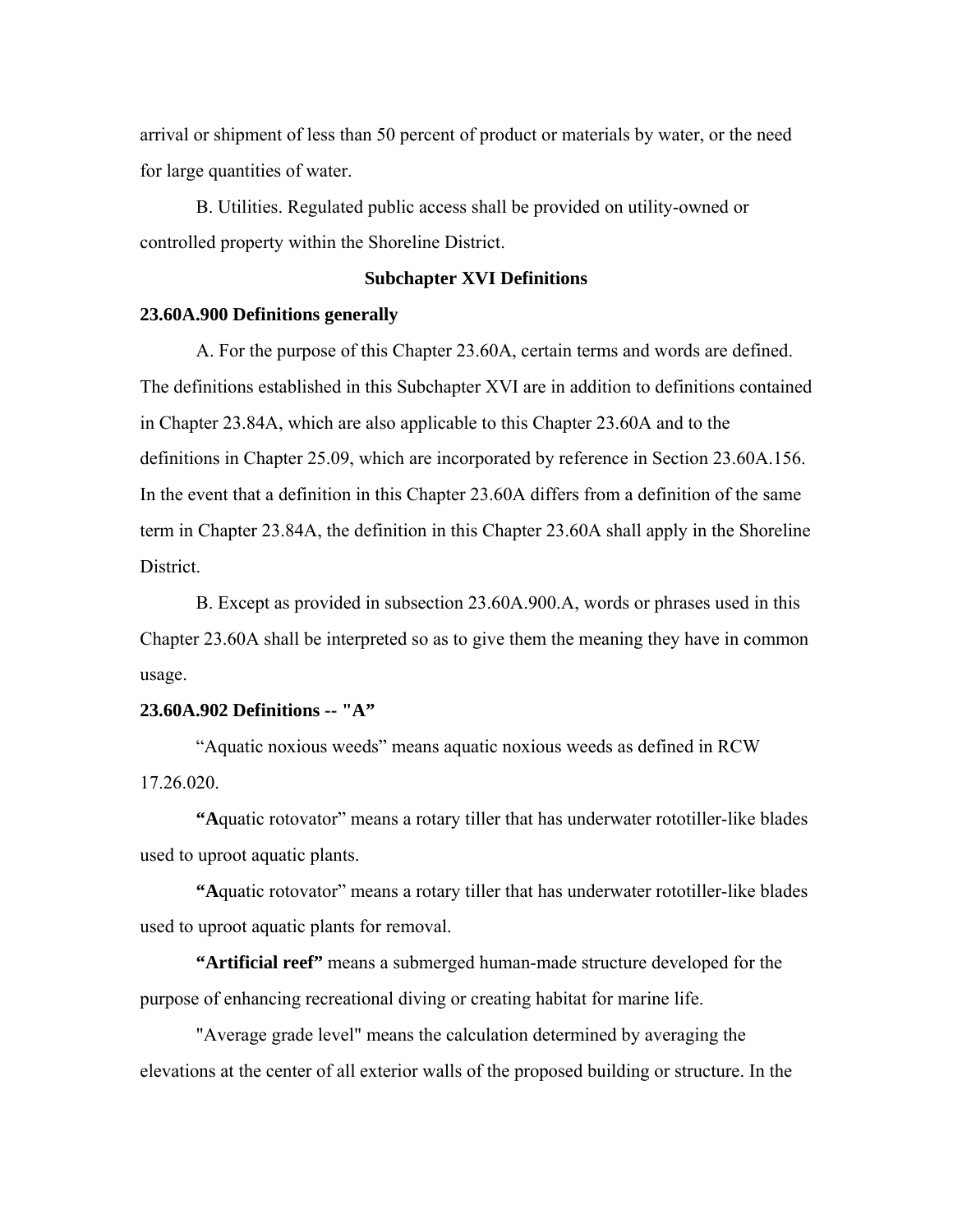arrival or shipment of less than 50 percent of product or materials by water, or the need for large quantities of water.

B. Utilities. Regulated public access shall be provided on utility-owned or controlled property within the Shoreline District.

## Subchapter XVI Definitions

### 23.60A.900 Definitions generally

A. For the purpose of this Chapter 23.60A, certain terms and words are defined. The definitions established in this Subchapter XVI are in addition to definitions contained in Chapter 23.84A, which are also applicable to this Chapter 23.60A and to the definitions in Chapter 25.09, which are incorporated by reference in Section 23.60A.156. In the event that a definition in this Chapter 23.60A differs from a definition of the same term in Chapter 23.84A, the definition in this Chapter 23.60A shall apply in the Shoreline District.

B. Except as provided in subsection 23.60A.900.A, words or phrases used in this Chapter 23.60A shall be interpreted so as to give them the meaning they have in common usage.

### 23.60A.902 Definitions -- "A"

"Aquatic noxious weeds" means aquatic noxious weeds as defined in RCW 17.26.020.

**"A**quatic rotovator" means a rotary tiller that has underwater rototiller-like blades used to uproot aquatic plants.

**"A**quatic rotovator" means a rotary tiller that has underwater rototiller-like blades used to uproot aquatic plants for removal.

**"Artificial reef"** means a submerged human-made structure developed for the purpose of enhancing recreational diving or creating habitat for marine life.

"Average grade level" means the calculation determined by averaging the elevations at the center of all exterior walls of the proposed building or structure. In the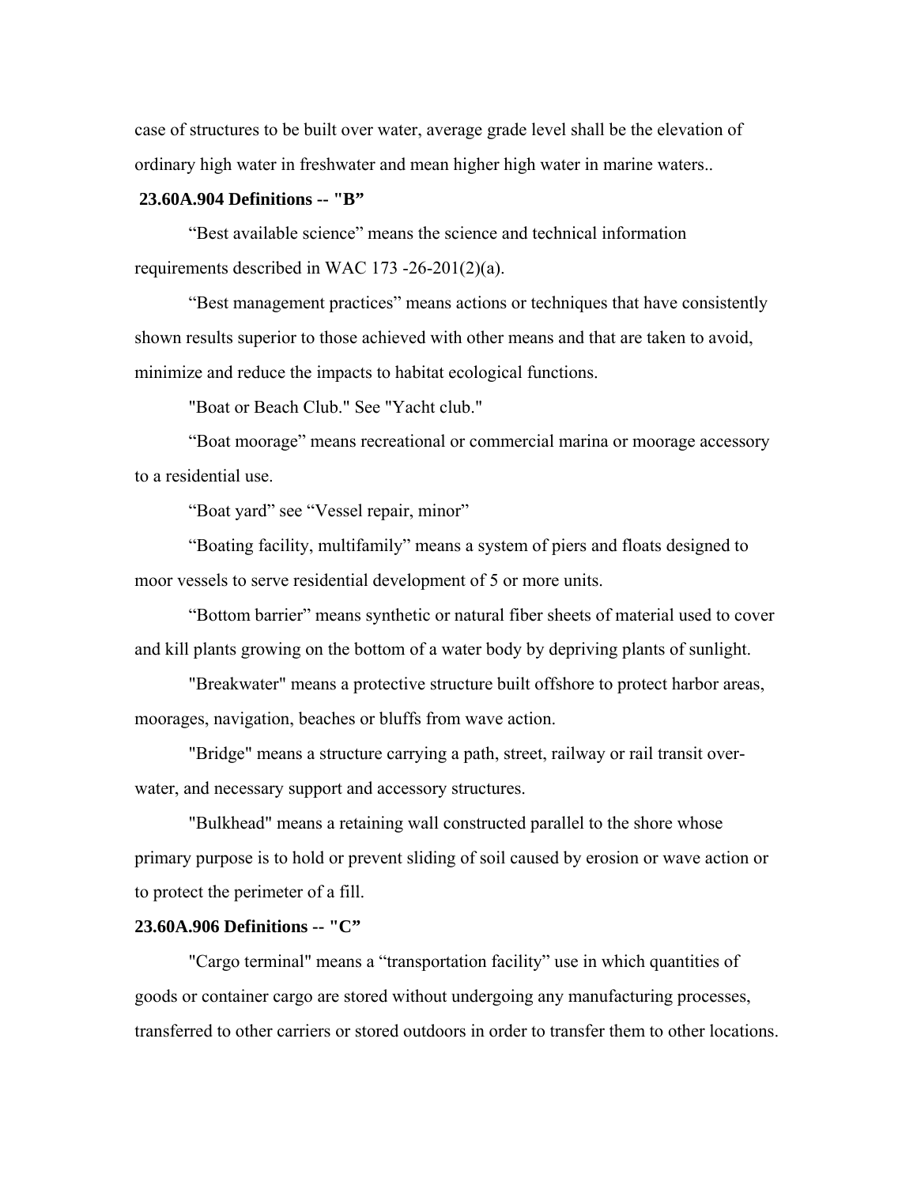case of structures to be built over water, average grade level shall be the elevation of ordinary high water in freshwater and mean higher high water in marine waters..

**23.60A.904 Definitions -- "B"**

"Best available science" means the science and technical information requirements described in WAC 173 -26-201(2)(a).

"Best management practices" means actions or techniques that have consistently shown results superior to those achieved with other means and that are taken to avoid, minimize and reduce the impacts to habitat ecological functions.

"Boat or Beach Club." See "Yacht club."

"Boat moorage" means recreational or commercial marina or moorage accessory to a residential use.

"Boat yard" see "Vessel repair, minor"

"Boating facility, multifamily" means a system of piers and floats designed to moor vessels to serve residential development of 5 or more units.

"Bottom barrier" means synthetic or natural fiber sheets of material used to cover and kill plants growing on the bottom of a water body by depriving plants of sunlight.

"Breakwater" means a protective structure built offshore to protect harbor areas, moorages, navigation, beaches or bluffs from wave action.

"Bridge" means a structure carrying a path, street, railway or rail transit over-water, and necessary support and accessory structures.

"Bulkhead" means a retaining wall constructed parallel to the shore whose primary purpose is to hold or prevent sliding of soil caused by erosion or wave action or to protect the perimeter of a fill.

**23.60A.906 Definitions -- "C"**

"Cargo terminal" means a "transportation facility" use in which quantities of goods or container cargo are stored without undergoing any manufacturing processes, transferred to other carriers or stored outdoors in order to transfer them to other locations.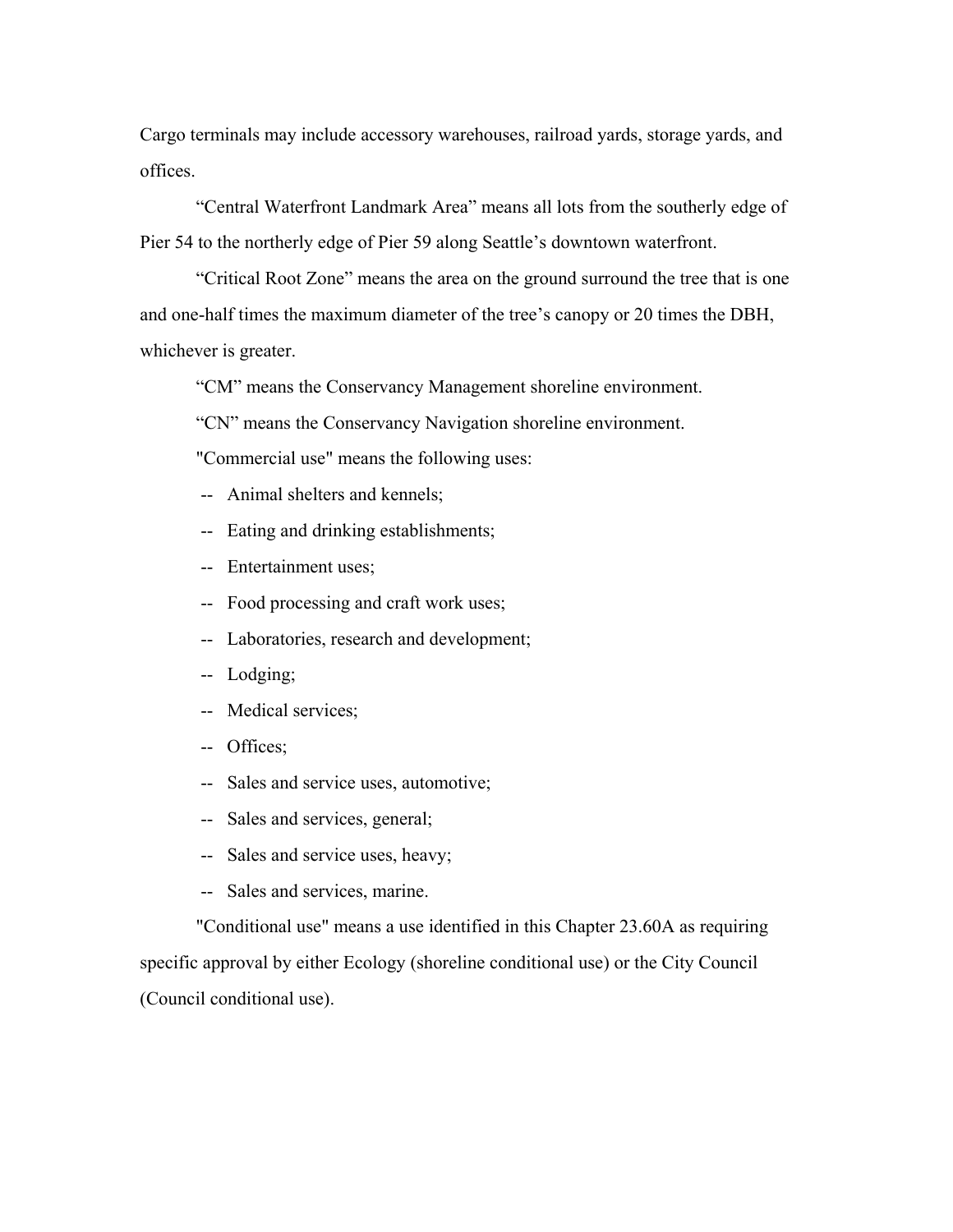Cargo terminals may include accessory warehouses, railroad yards, storage yards, and offices.

"Central Waterfront Landmark Area" means all lots from the southerly edge of Pier 54 to the northerly edge of Pier 59 along Seattle's downtown waterfront.

"Critical Root Zone" means the area on the ground surround the tree that is one and one-half times the maximum diameter of the tree's canopy or 20 times the DBH, whichever is greater.

"CM" means the Conservancy Management shoreline environment.

"CN" means the Conservancy Navigation shoreline environment.

"Commercial use" means the following uses:

- Animal shelters and kennels;
- Eating and drinking establishments;
- Entertainment uses;
- Food processing and craft work uses;
- Laboratories, research and development;
- Lodging;
- Medical services;
- Offices;
- Sales and service uses, automotive;
- Sales and services, general;
- Sales and service uses, heavy;
- Sales and services, marine.

"Conditional use" means a use identified in this Chapter 23.60A as requiring specific approval by either Ecology (shoreline conditional use) or the City Council (Council conditional use).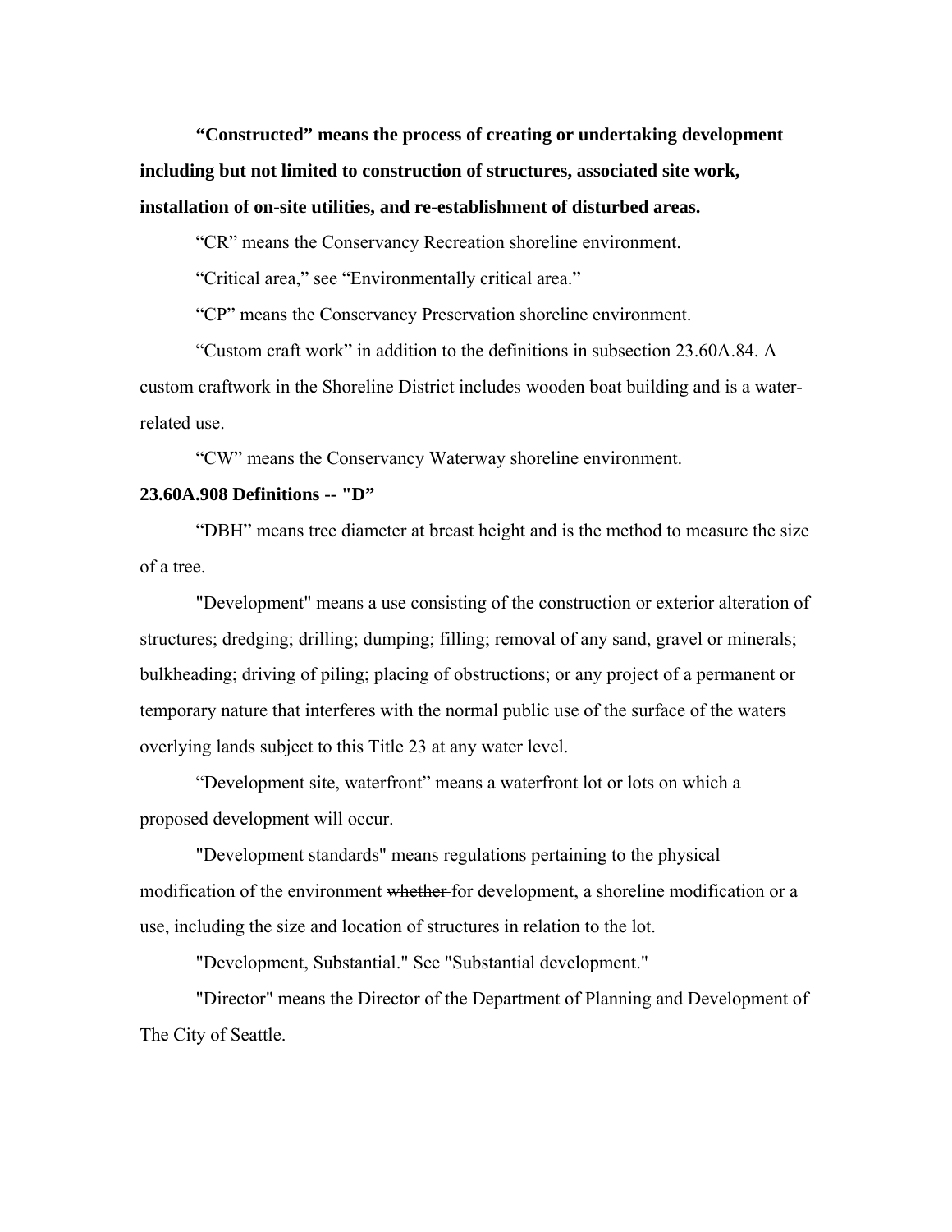**“Constructed” means the process of creating or undertaking development including but not limited to construction of structures, associated site work, installation of on-site utilities, and re-establishment of disturbed areas.**

“CR” means the Conservancy Recreation shoreline environment.

“Critical area,” see “Environmentally critical area.”

“CP” means the Conservancy Preservation shoreline environment.

“Custom craft work” in addition to the definitions in subsection 23.60A.84. A custom craftwork in the Shoreline District includes wooden boat building and is a water-related use.

“CW” means the Conservancy Waterway shoreline environment.

**23.60A.908 Definitions -- "D”**

“DBH” means tree diameter at breast height and is the method to measure the size of a tree.

"Development" means a use consisting of the construction or exterior alteration of structures; dredging; drilling; dumping; filling; removal of any sand, gravel or minerals; bulkheading; driving of piling; placing of obstructions; or any project of a permanent or temporary nature that interferes with the normal public use of the surface of the waters overlying lands subject to this Title 23 at any water level.

“Development site, waterfront” means a waterfront lot or lots on which a proposed development will occur.

"Development standards" means regulations pertaining to the physical modification of the environment ~~whether~~ for development, a shoreline modification or a use, including the size and location of structures in relation to the lot.

"Development, Substantial." See "Substantial development."

"Director" means the Director of the Department of Planning and Development of The City of Seattle.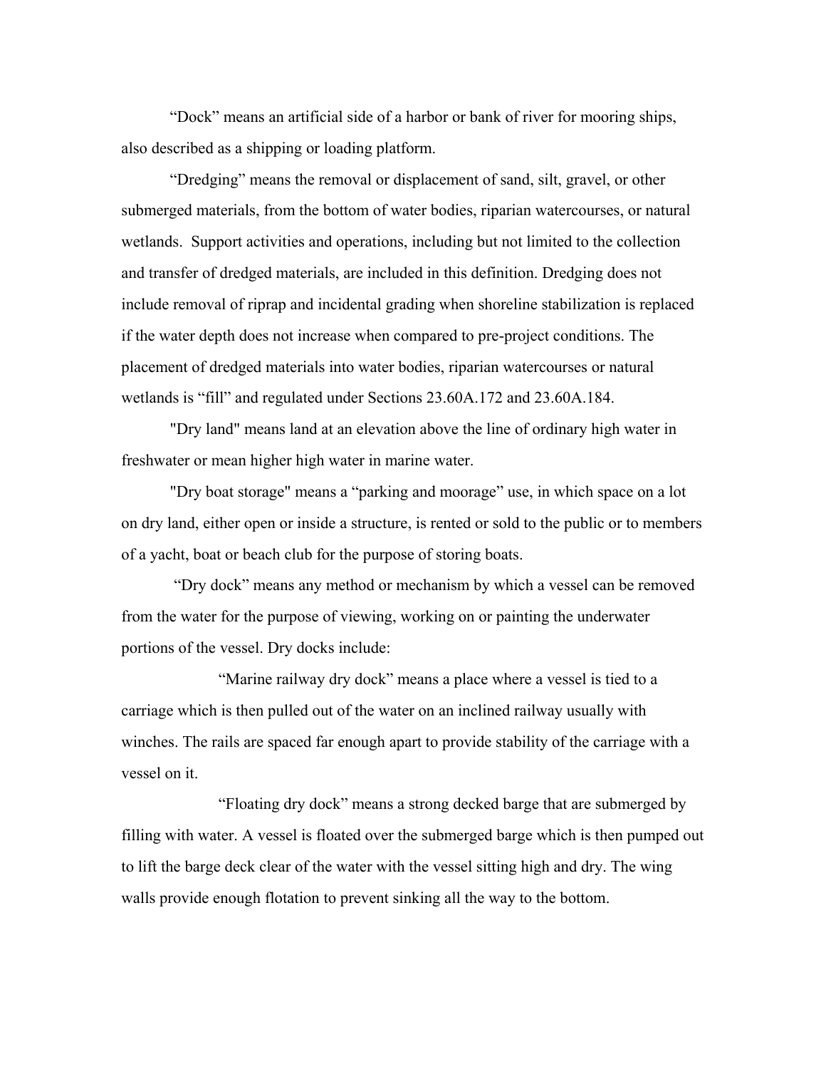"Dock" means an artificial side of a harbor or bank of river for mooring ships, also described as a shipping or loading platform.

"Dredging" means the removal or displacement of sand, silt, gravel, or other submerged materials, from the bottom of water bodies, riparian watercourses, or natural wetlands. Support activities and operations, including but not limited to the collection and transfer of dredged materials, are included in this definition. Dredging does not include removal of riprap and incidental grading when shoreline stabilization is replaced if the water depth does not increase when compared to pre-project conditions. The placement of dredged materials into water bodies, riparian watercourses or natural wetlands is "fill" and regulated under Sections 23.60A.172 and 23.60A.184.

"Dry land" means land at an elevation above the line of ordinary high water in freshwater or mean higher high water in marine water.

"Dry boat storage" means a "parking and moorage" use, in which space on a lot on dry land, either open or inside a structure, is rented or sold to the public or to members of a yacht, boat or beach club for the purpose of storing boats.

"Dry dock" means any method or mechanism by which a vessel can be removed from the water for the purpose of viewing, working on or painting the underwater portions of the vessel. Dry docks include:

"Marine railway dry dock" means a place where a vessel is tied to a carriage which is then pulled out of the water on an inclined railway usually with winches. The rails are spaced far enough apart to provide stability of the carriage with a vessel on it.

"Floating dry dock" means a strong decked barge that are submerged by filling with water. A vessel is floated over the submerged barge which is then pumped out to lift the barge deck clear of the water with the vessel sitting high and dry. The wing walls provide enough flotation to prevent sinking all the way to the bottom.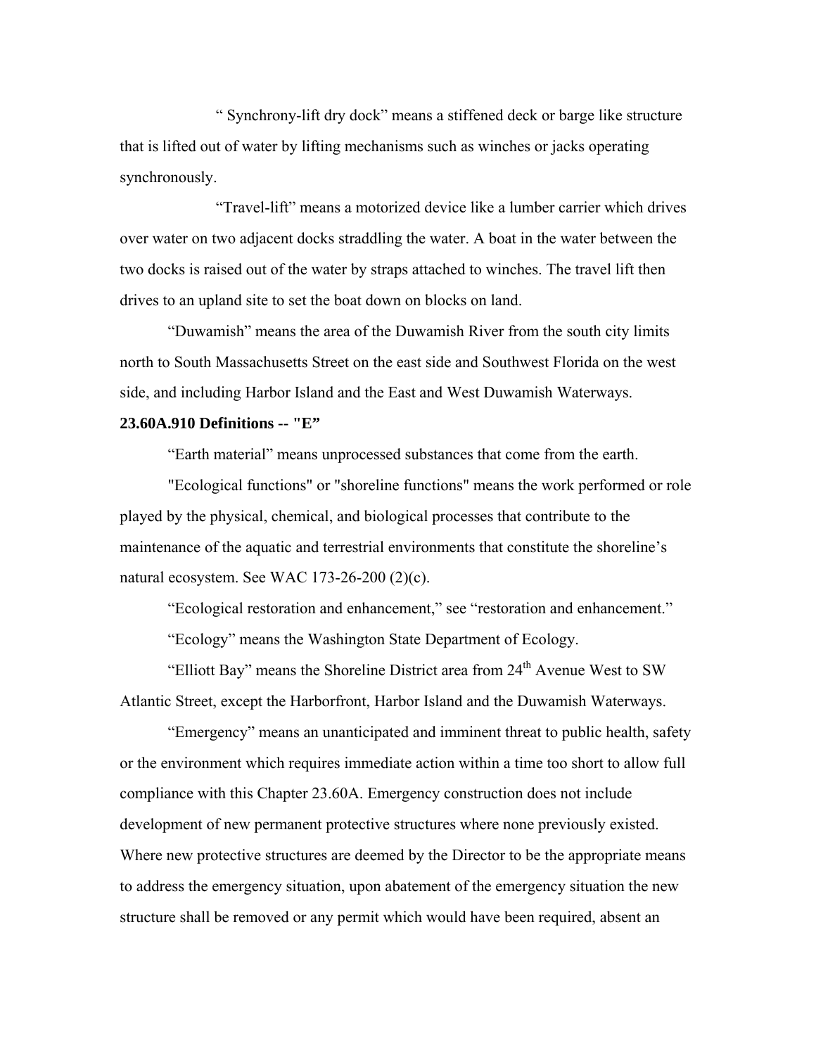" Synchrony-lift dry dock" means a stiffened deck or barge like structure that is lifted out of water by lifting mechanisms such as winches or jacks operating synchronously.

"Travel-lift" means a motorized device like a lumber carrier which drives over water on two adjacent docks straddling the water. A boat in the water between the two docks is raised out of the water by straps attached to winches. The travel lift then drives to an upland site to set the boat down on blocks on land.

"Duwamish" means the area of the Duwamish River from the south city limits north to South Massachusetts Street on the east side and Southwest Florida on the west side, and including Harbor Island and the East and West Duwamish Waterways.

**23.60A.910 Definitions -- "E"**

"Earth material" means unprocessed substances that come from the earth.

"Ecological functions" or "shoreline functions" means the work performed or role played by the physical, chemical, and biological processes that contribute to the maintenance of the aquatic and terrestrial environments that constitute the shoreline's natural ecosystem. See WAC 173-26-200 (2)(c).

"Ecological restoration and enhancement," see "restoration and enhancement."

"Ecology" means the Washington State Department of Ecology.

"Elliott Bay" means the Shoreline District area from 24th Avenue West to SW Atlantic Street, except the Harborfront, Harbor Island and the Duwamish Waterways.

"Emergency" means an unanticipated and imminent threat to public health, safety or the environment which requires immediate action within a time too short to allow full compliance with this Chapter 23.60A. Emergency construction does not include development of new permanent protective structures where none previously existed. Where new protective structures are deemed by the Director to be the appropriate means to address the emergency situation, upon abatement of the emergency situation the new structure shall be removed or any permit which would have been required, absent an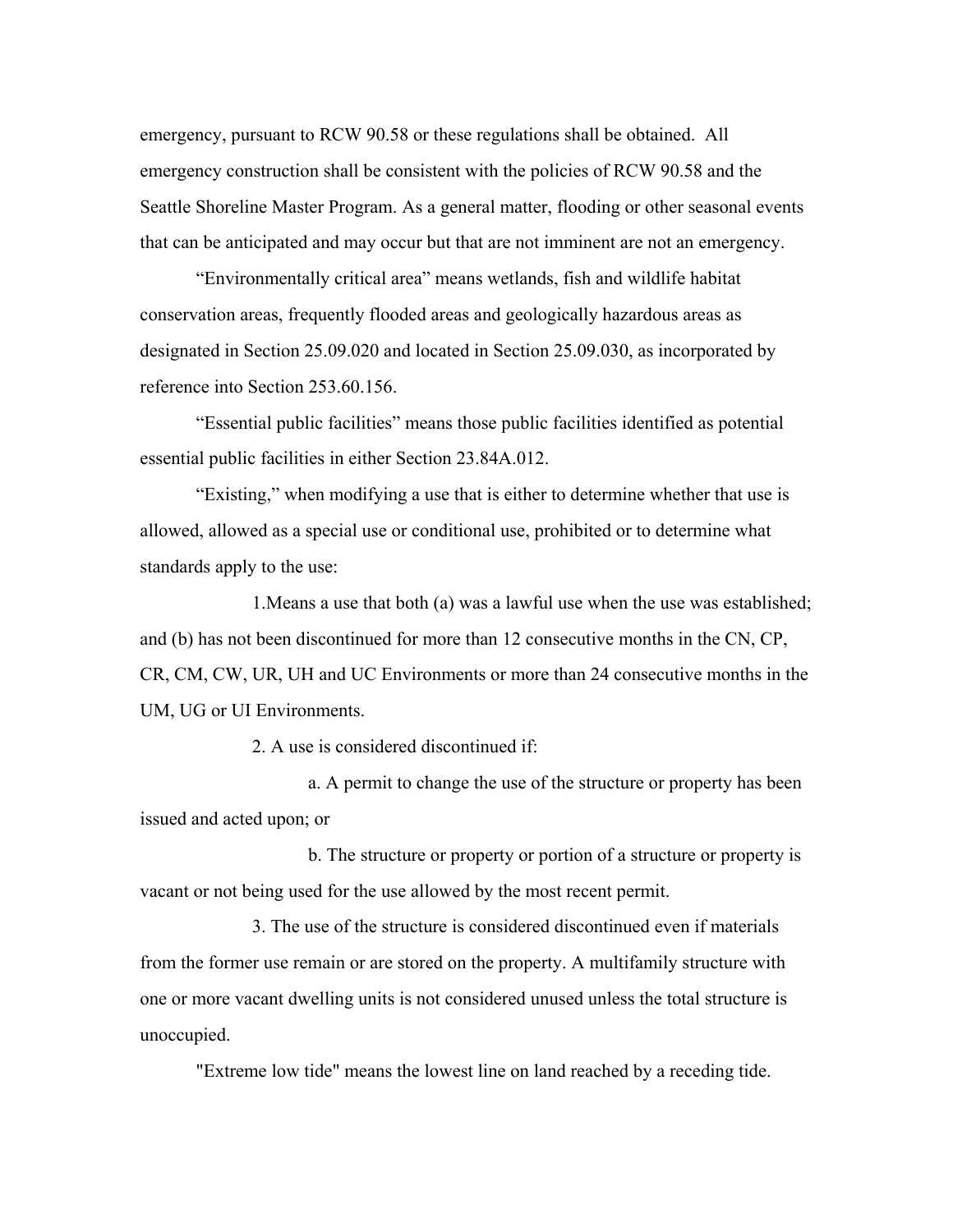emergency, pursuant to RCW 90.58 or these regulations shall be obtained. All emergency construction shall be consistent with the policies of RCW 90.58 and the Seattle Shoreline Master Program. As a general matter, flooding or other seasonal events that can be anticipated and may occur but that are not imminent are not an emergency.

"Environmentally critical area" means wetlands, fish and wildlife habitat conservation areas, frequently flooded areas and geologically hazardous areas as designated in Section 25.09.020 and located in Section 25.09.030, as incorporated by reference into Section 253.60.156.

"Essential public facilities" means those public facilities identified as potential essential public facilities in either Section 23.84A.012.

"Existing," when modifying a use that is either to determine whether that use is allowed, allowed as a special use or conditional use, prohibited or to determine what standards apply to the use:

1.Means a use that both (a) was a lawful use when the use was established; and (b) has not been discontinued for more than 12 consecutive months in the CN, CP, CR, CM, CW, UR, UH and UC Environments or more than 24 consecutive months in the UM, UG or UI Environments.

2. A use is considered discontinued if:

a. A permit to change the use of the structure or property has been issued and acted upon; or

b. The structure or property or portion of a structure or property is vacant or not being used for the use allowed by the most recent permit.

3. The use of the structure is considered discontinued even if materials from the former use remain or are stored on the property. A multifamily structure with one or more vacant dwelling units is not considered unused unless the total structure is unoccupied.

"Extreme low tide" means the lowest line on land reached by a receding tide.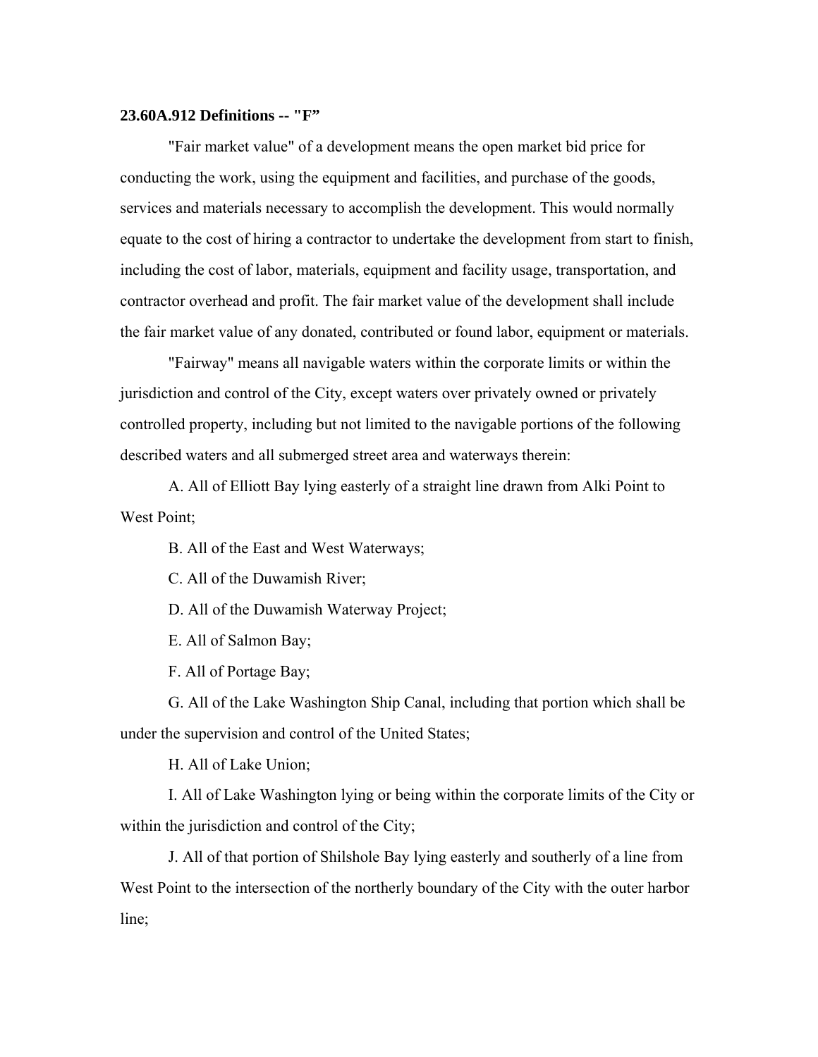**23.60A.912 Definitions -- "F"**

"Fair market value" of a development means the open market bid price for conducting the work, using the equipment and facilities, and purchase of the goods, services and materials necessary to accomplish the development. This would normally equate to the cost of hiring a contractor to undertake the development from start to finish, including the cost of labor, materials, equipment and facility usage, transportation, and contractor overhead and profit. The fair market value of the development shall include the fair market value of any donated, contributed or found labor, equipment or materials.

"Fairway" means all navigable waters within the corporate limits or within the jurisdiction and control of the City, except waters over privately owned or privately controlled property, including but not limited to the navigable portions of the following described waters and all submerged street area and waterways therein:

A. All of Elliott Bay lying easterly of a straight line drawn from Alki Point to West Point;

B. All of the East and West Waterways;

C. All of the Duwamish River;

D. All of the Duwamish Waterway Project;

E. All of Salmon Bay;

F. All of Portage Bay;

G. All of the Lake Washington Ship Canal, including that portion which shall be under the supervision and control of the United States;

H. All of Lake Union;

I. All of Lake Washington lying or being within the corporate limits of the City or within the jurisdiction and control of the City;

J. All of that portion of Shilshole Bay lying easterly and southerly of a line from West Point to the intersection of the northerly boundary of the City with the outer harbor line;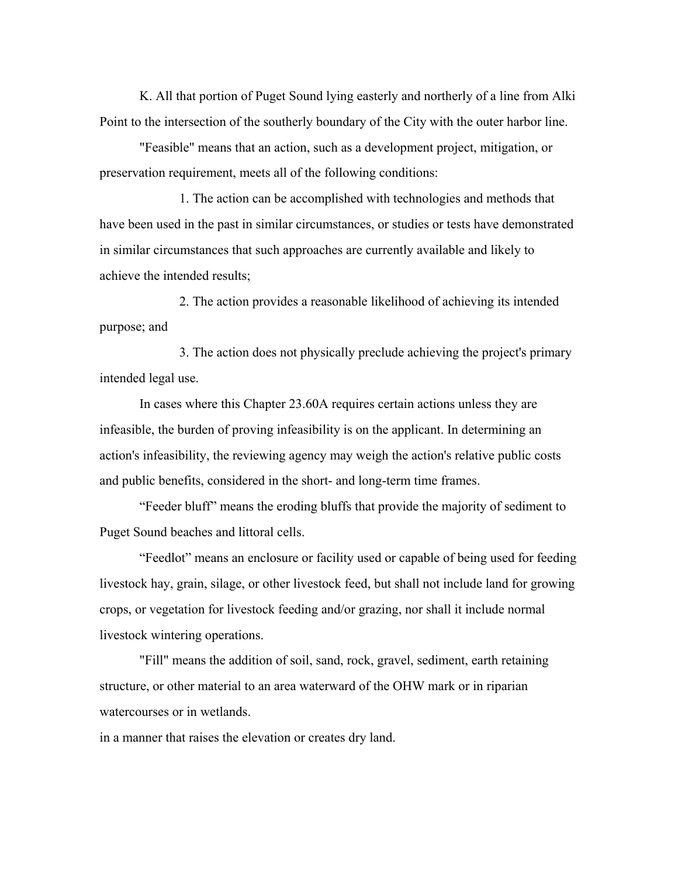K. All that portion of Puget Sound lying easterly and northerly of a line from Alki Point to the intersection of the southerly boundary of the City with the outer harbor line.

"Feasible" means that an action, such as a development project, mitigation, or preservation requirement, meets all of the following conditions:

1. The action can be accomplished with technologies and methods that have been used in the past in similar circumstances, or studies or tests have demonstrated in similar circumstances that such approaches are currently available and likely to achieve the intended results;

2. The action provides a reasonable likelihood of achieving its intended purpose; and

3. The action does not physically preclude achieving the project's primary intended legal use.

In cases where this Chapter 23.60A requires certain actions unless they are infeasible, the burden of proving infeasibility is on the applicant. In determining an action's infeasibility, the reviewing agency may weigh the action's relative public costs and public benefits, considered in the short- and long-term time frames.

"Feeder bluff" means the eroding bluffs that provide the majority of sediment to Puget Sound beaches and littoral cells.

"Feedlot" means an enclosure or facility used or capable of being used for feeding livestock hay, grain, silage, or other livestock feed, but shall not include land for growing crops, or vegetation for livestock feeding and/or grazing, nor shall it include normal livestock wintering operations.

"Fill" means the addition of soil, sand, rock, gravel, sediment, earth retaining structure, or other material to an area waterward of the OHW mark or in riparian watercourses or in wetlands.

in a manner that raises the elevation or creates dry land.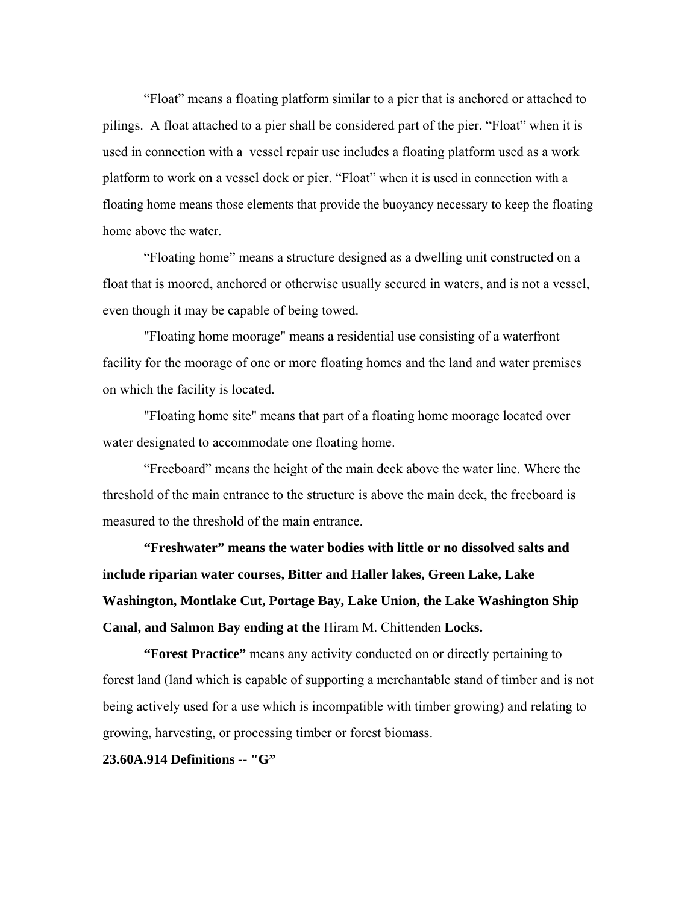"Float" means a floating platform similar to a pier that is anchored or attached to pilings. A float attached to a pier shall be considered part of the pier. "Float" when it is used in connection with a vessel repair use includes a floating platform used as a work platform to work on a vessel dock or pier. "Float" when it is used in connection with a floating home means those elements that provide the buoyancy necessary to keep the floating home above the water.

"Floating home" means a structure designed as a dwelling unit constructed on a float that is moored, anchored or otherwise usually secured in waters, and is not a vessel, even though it may be capable of being towed.

"Floating home moorage" means a residential use consisting of a waterfront facility for the moorage of one or more floating homes and the land and water premises on which the facility is located.

"Floating home site" means that part of a floating home moorage located over water designated to accommodate one floating home.

"Freeboard" means the height of the main deck above the water line. Where the threshold of the main entrance to the structure is above the main deck, the freeboard is measured to the threshold of the main entrance.

**"Freshwater" means the water bodies with little or no dissolved salts and include riparian water courses, Bitter and Haller lakes, Green Lake, Lake Washington, Montlake Cut, Portage Bay, Lake Union, the Lake Washington Ship Canal, and Salmon Bay ending at the** Hiram M. Chittenden **Locks.**

**"Forest Practice"** means any activity conducted on or directly pertaining to forest land (land which is capable of supporting a merchantable stand of timber and is not being actively used for a use which is incompatible with timber growing) and relating to growing, harvesting, or processing timber or forest biomass.

**23.60A.914 Definitions -- "G"**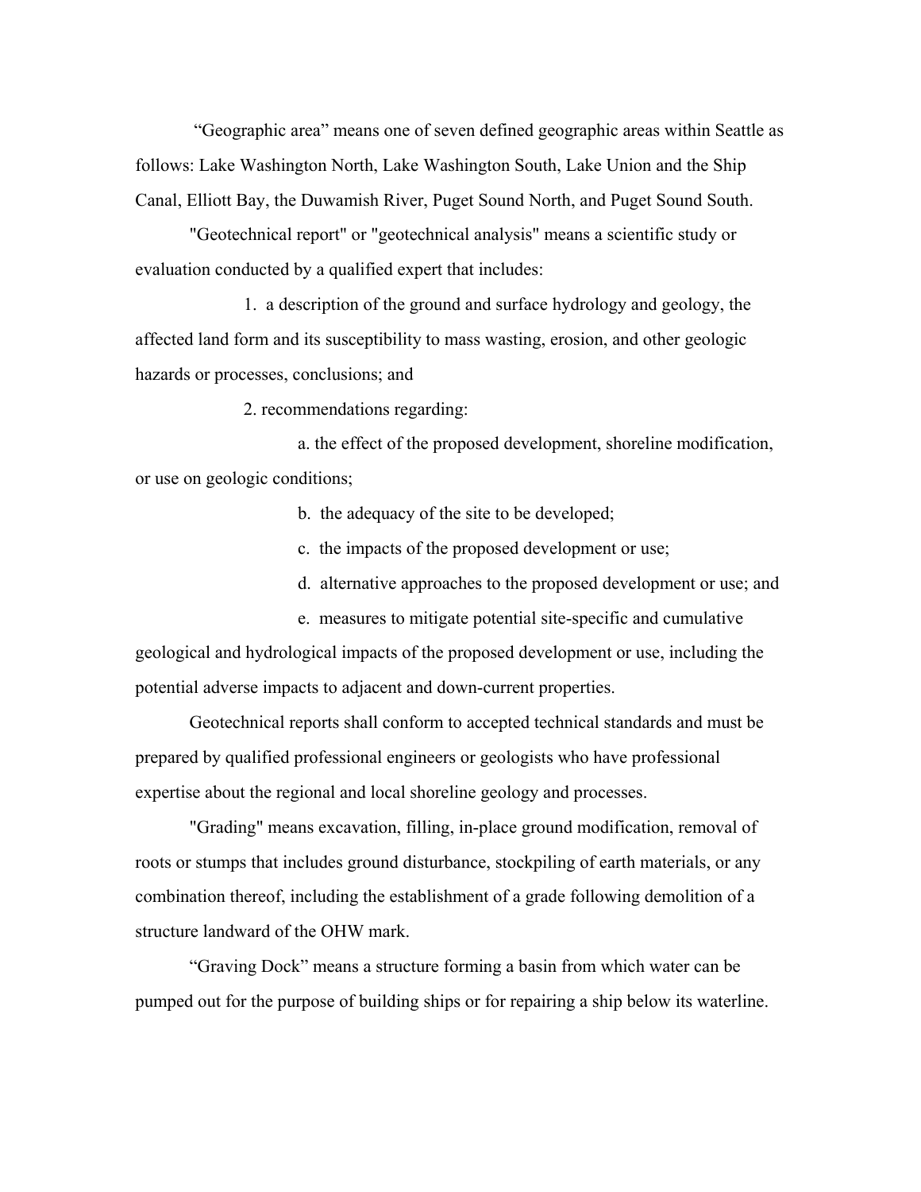"Geographic area" means one of seven defined geographic areas within Seattle as follows: Lake Washington North, Lake Washington South, Lake Union and the Ship Canal, Elliott Bay, the Duwamish River, Puget Sound North, and Puget Sound South.

"Geotechnical report" or "geotechnical analysis" means a scientific study or evaluation conducted by a qualified expert that includes:

1. a description of the ground and surface hydrology and geology, the affected land form and its susceptibility to mass wasting, erosion, and other geologic hazards or processes, conclusions; and

2. recommendations regarding:

    a. the effect of the proposed development, shoreline modification, or use on geologic conditions;

    b. the adequacy of the site to be developed;

    c. the impacts of the proposed development or use;

    d. alternative approaches to the proposed development or use; and

    e. measures to mitigate potential site-specific and cumulative geological and hydrological impacts of the proposed development or use, including the potential adverse impacts to adjacent and down-current properties.

Geotechnical reports shall conform to accepted technical standards and must be prepared by qualified professional engineers or geologists who have professional expertise about the regional and local shoreline geology and processes.

"Grading" means excavation, filling, in-place ground modification, removal of roots or stumps that includes ground disturbance, stockpiling of earth materials, or any combination thereof, including the establishment of a grade following demolition of a structure landward of the OHW mark.

"Graving Dock" means a structure forming a basin from which water can be pumped out for the purpose of building ships or for repairing a ship below its waterline.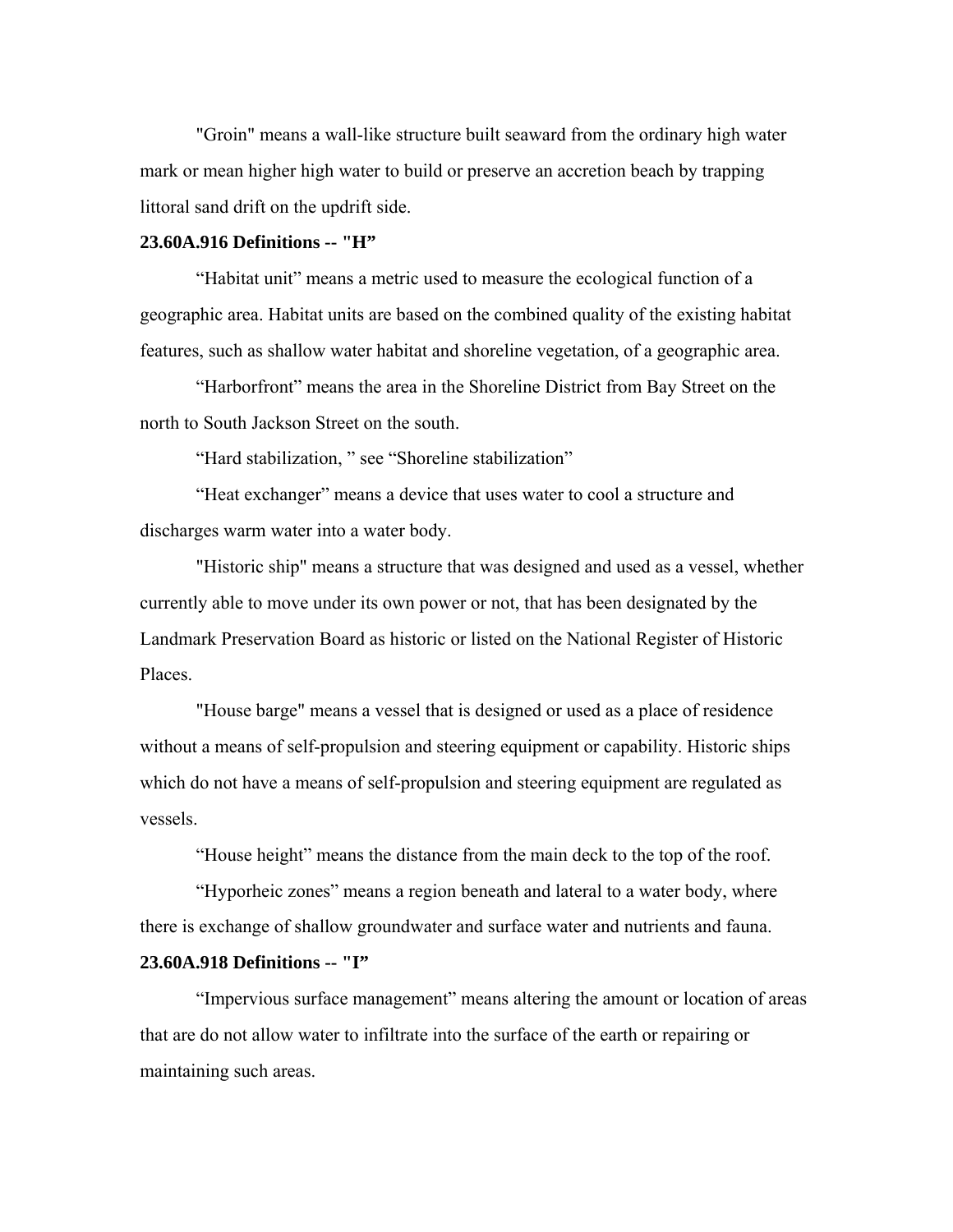"Groin" means a wall-like structure built seaward from the ordinary high water mark or mean higher high water to build or preserve an accretion beach by trapping littoral sand drift on the updrift side.

**23.60A.916 Definitions -- "H"**

"Habitat unit" means a metric used to measure the ecological function of a geographic area. Habitat units are based on the combined quality of the existing habitat features, such as shallow water habitat and shoreline vegetation, of a geographic area.

"Harborfront" means the area in the Shoreline District from Bay Street on the north to South Jackson Street on the south.

"Hard stabilization, " see "Shoreline stabilization"

"Heat exchanger" means a device that uses water to cool a structure and discharges warm water into a water body.

"Historic ship" means a structure that was designed and used as a vessel, whether currently able to move under its own power or not, that has been designated by the Landmark Preservation Board as historic or listed on the National Register of Historic Places.

"House barge" means a vessel that is designed or used as a place of residence without a means of self-propulsion and steering equipment or capability. Historic ships which do not have a means of self-propulsion and steering equipment are regulated as vessels.

"House height" means the distance from the main deck to the top of the roof.

"Hyporheic zones" means a region beneath and lateral to a water body, where there is exchange of shallow groundwater and surface water and nutrients and fauna.

**23.60A.918 Definitions -- "I"**

"Impervious surface management" means altering the amount or location of areas that are do not allow water to infiltrate into the surface of the earth or repairing or maintaining such areas.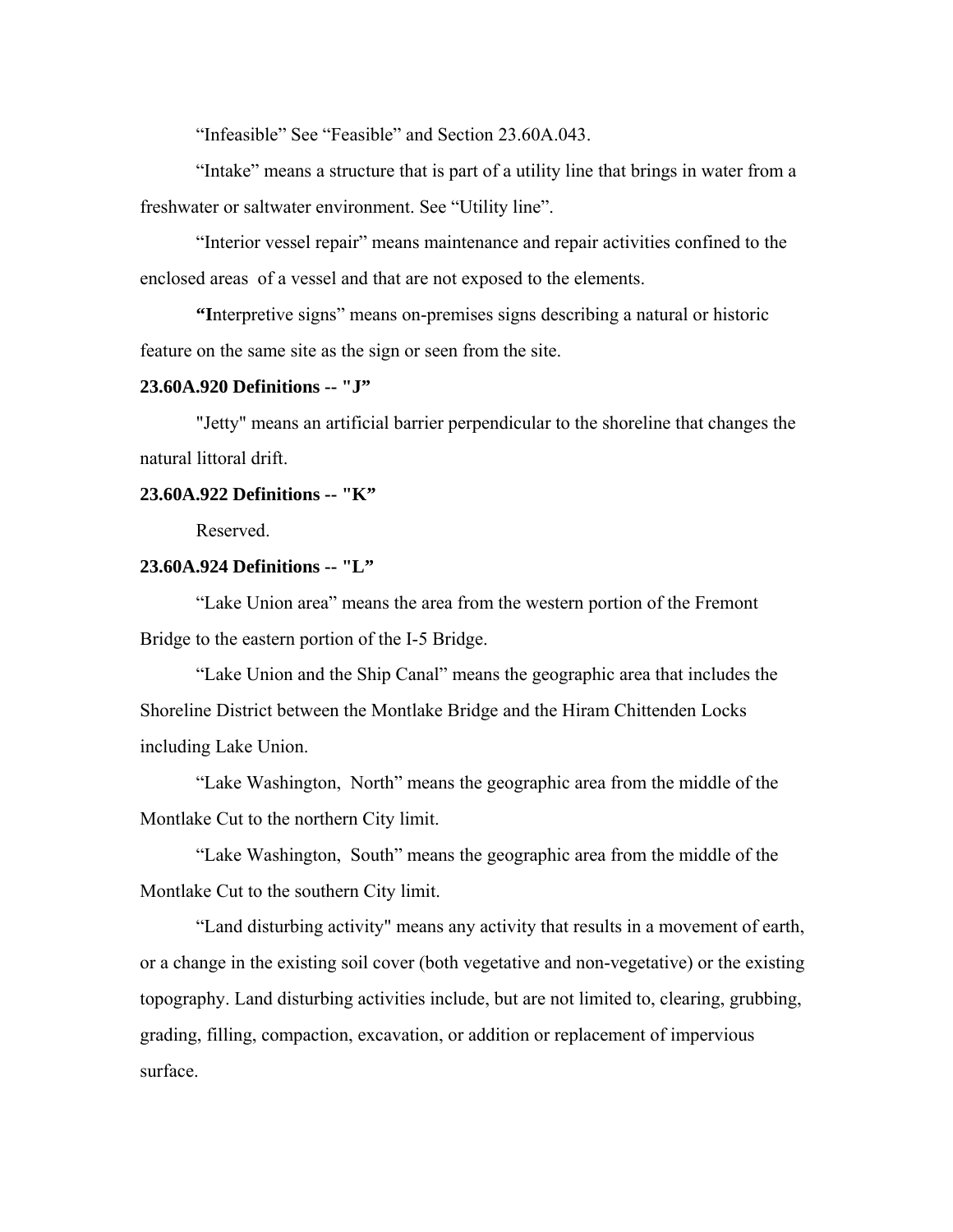"Infeasible" See "Feasible" and Section 23.60A.043.

"Intake" means a structure that is part of a utility line that brings in water from a freshwater or saltwater environment. See "Utility line".

"Interior vessel repair" means maintenance and repair activities confined to the enclosed areas of a vessel and that are not exposed to the elements.

**"I**nterpretive signs" means on-premises signs describing a natural or historic feature on the same site as the sign or seen from the site.

**23.60A.920 Definitions -- "J"**

"Jetty" means an artificial barrier perpendicular to the shoreline that changes the natural littoral drift.

**23.60A.922 Definitions -- "K"**

Reserved.

**23.60A.924 Definitions -- "L"**

"Lake Union area" means the area from the western portion of the Fremont Bridge to the eastern portion of the I-5 Bridge.

"Lake Union and the Ship Canal" means the geographic area that includes the Shoreline District between the Montlake Bridge and the Hiram Chittenden Locks including Lake Union.

"Lake Washington, North" means the geographic area from the middle of the Montlake Cut to the northern City limit.

"Lake Washington, South" means the geographic area from the middle of the Montlake Cut to the southern City limit.

"Land disturbing activity" means any activity that results in a movement of earth, or a change in the existing soil cover (both vegetative and non-vegetative) or the existing topography. Land disturbing activities include, but are not limited to, clearing, grubbing, grading, filling, compaction, excavation, or addition or replacement of impervious surface.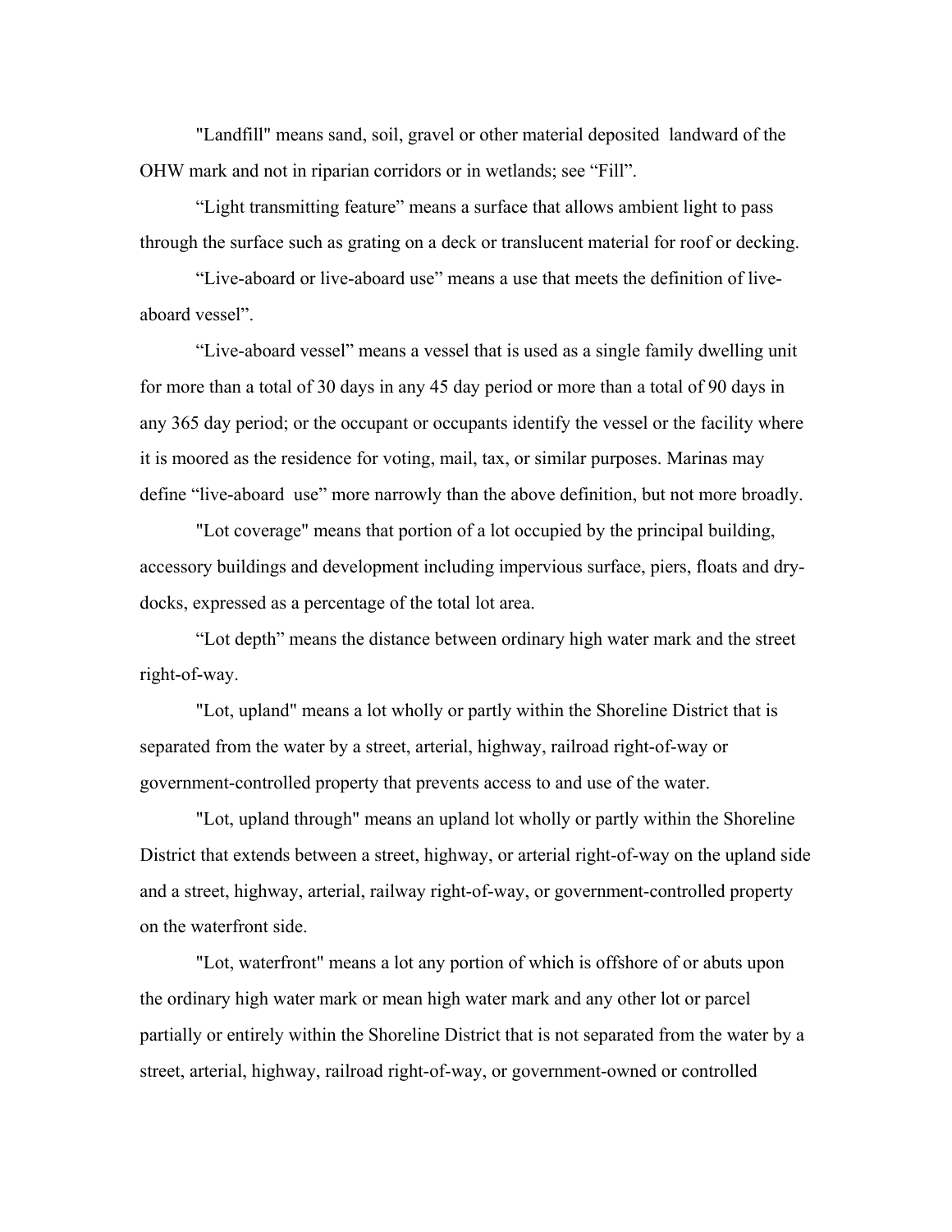"Landfill" means sand, soil, gravel or other material deposited landward of the OHW mark and not in riparian corridors or in wetlands; see "Fill".

"Light transmitting feature" means a surface that allows ambient light to pass through the surface such as grating on a deck or translucent material for roof or decking.

"Live-aboard or live-aboard use" means a use that meets the definition of live-aboard vessel".

"Live-aboard vessel" means a vessel that is used as a single family dwelling unit for more than a total of 30 days in any 45 day period or more than a total of 90 days in any 365 day period; or the occupant or occupants identify the vessel or the facility where it is moored as the residence for voting, mail, tax, or similar purposes. Marinas may define "live-aboard use" more narrowly than the above definition, but not more broadly.

"Lot coverage" means that portion of a lot occupied by the principal building, accessory buildings and development including impervious surface, piers, floats and dry-docks, expressed as a percentage of the total lot area.

"Lot depth" means the distance between ordinary high water mark and the street right-of-way.

"Lot, upland" means a lot wholly or partly within the Shoreline District that is separated from the water by a street, arterial, highway, railroad right-of-way or government-controlled property that prevents access to and use of the water.

"Lot, upland through" means an upland lot wholly or partly within the Shoreline District that extends between a street, highway, or arterial right-of-way on the upland side and a street, highway, arterial, railway right-of-way, or government-controlled property on the waterfront side.

"Lot, waterfront" means a lot any portion of which is offshore of or abuts upon the ordinary high water mark or mean high water mark and any other lot or parcel partially or entirely within the Shoreline District that is not separated from the water by a street, arterial, highway, railroad right-of-way, or government-owned or controlled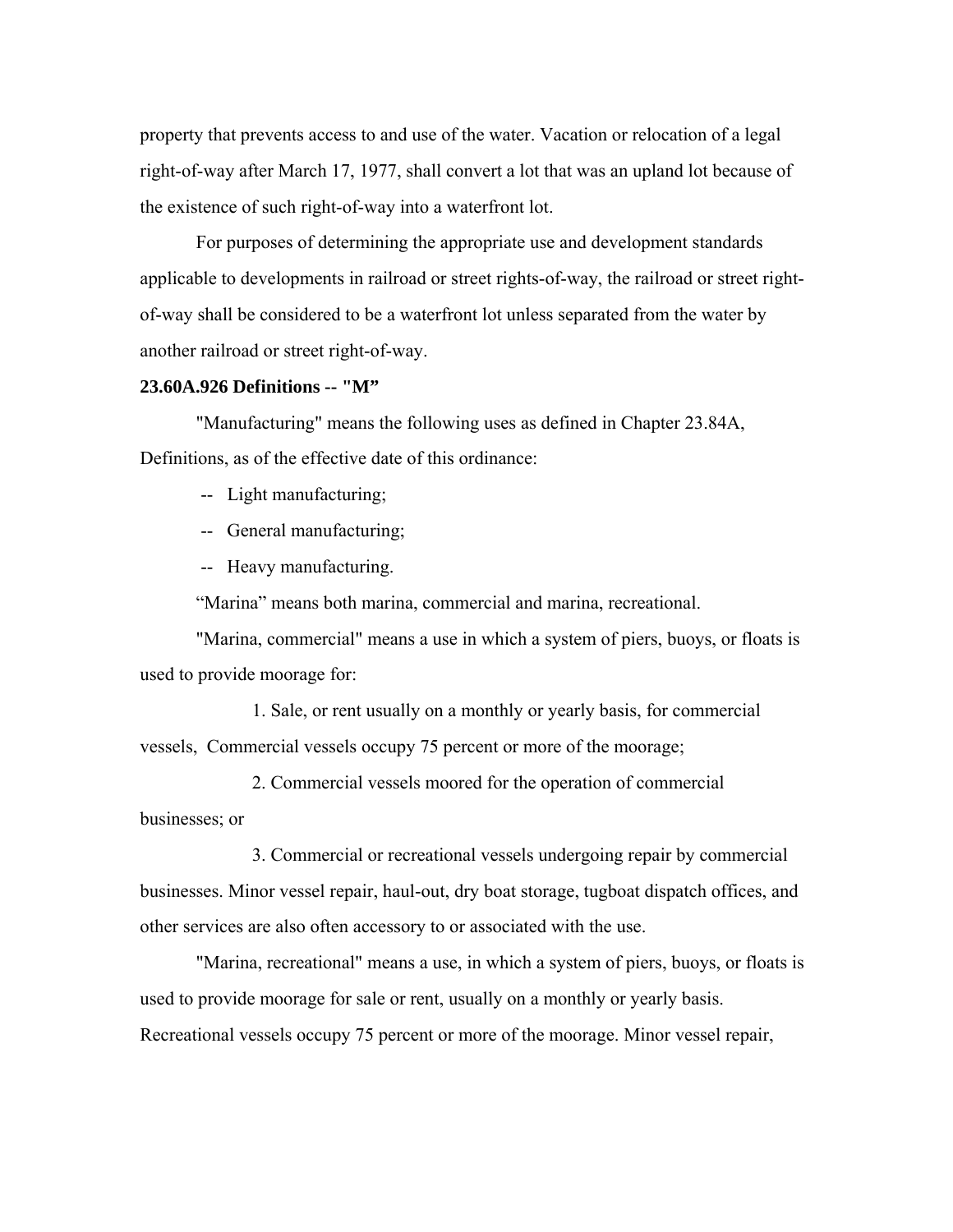property that prevents access to and use of the water. Vacation or relocation of a legal right-of-way after March 17, 1977, shall convert a lot that was an upland lot because of the existence of such right-of-way into a waterfront lot.

For purposes of determining the appropriate use and development standards applicable to developments in railroad or street rights-of-way, the railroad or street right-of-way shall be considered to be a waterfront lot unless separated from the water by another railroad or street right-of-way.

**23.60A.926 Definitions -- "M"**

"Manufacturing" means the following uses as defined in Chapter 23.84A, Definitions, as of the effective date of this ordinance:

-- Light manufacturing;

-- General manufacturing;

-- Heavy manufacturing.

"Marina" means both marina, commercial and marina, recreational.

"Marina, commercial" means a use in which a system of piers, buoys, or floats is used to provide moorage for:

1. Sale, or rent usually on a monthly or yearly basis, for commercial vessels, Commercial vessels occupy 75 percent or more of the moorage;

2. Commercial vessels moored for the operation of commercial businesses; or

3. Commercial or recreational vessels undergoing repair by commercial businesses. Minor vessel repair, haul-out, dry boat storage, tugboat dispatch offices, and other services are also often accessory to or associated with the use.

"Marina, recreational" means a use, in which a system of piers, buoys, or floats is used to provide moorage for sale or rent, usually on a monthly or yearly basis. Recreational vessels occupy 75 percent or more of the moorage. Minor vessel repair,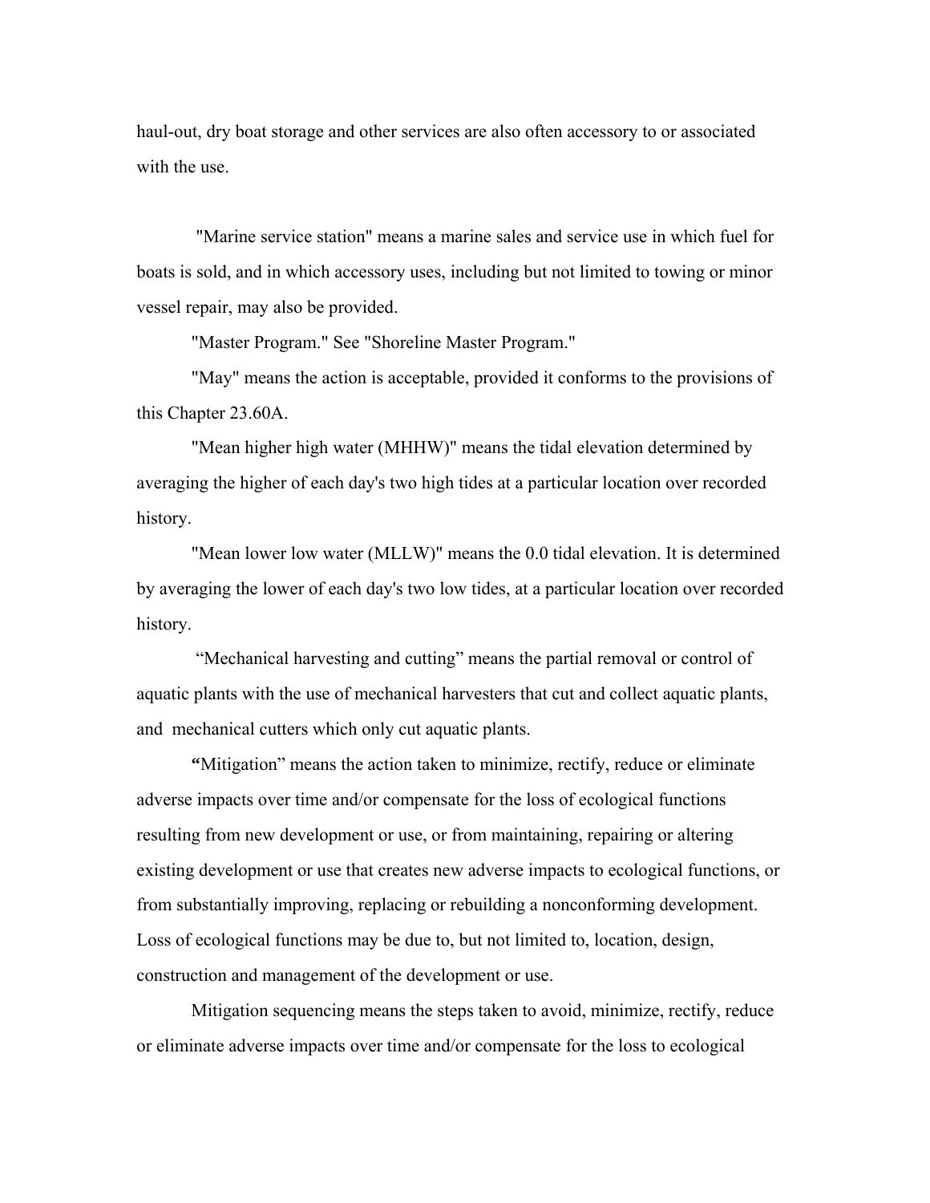haul-out, dry boat storage and other services are also often accessory to or associated with the use.

"Marine service station" means a marine sales and service use in which fuel for boats is sold, and in which accessory uses, including but not limited to towing or minor vessel repair, may also be provided.

"Master Program." See "Shoreline Master Program."

"May" means the action is acceptable, provided it conforms to the provisions of this Chapter 23.60A.

"Mean higher high water (MHHW)" means the tidal elevation determined by averaging the higher of each day's two high tides at a particular location over recorded history.

"Mean lower low water (MLLW)" means the 0.0 tidal elevation. It is determined by averaging the lower of each day's two low tides, at a particular location over recorded history.

"Mechanical harvesting and cutting" means the partial removal or control of aquatic plants with the use of mechanical harvesters that cut and collect aquatic plants, and mechanical cutters which only cut aquatic plants.

"Mitigation" means the action taken to minimize, rectify, reduce or eliminate adverse impacts over time and/or compensate for the loss of ecological functions resulting from new development or use, or from maintaining, repairing or altering existing development or use that creates new adverse impacts to ecological functions, or from substantially improving, replacing or rebuilding a nonconforming development. Loss of ecological functions may be due to, but not limited to, location, design, construction and management of the development or use.

Mitigation sequencing means the steps taken to avoid, minimize, rectify, reduce or eliminate adverse impacts over time and/or compensate for the loss to ecological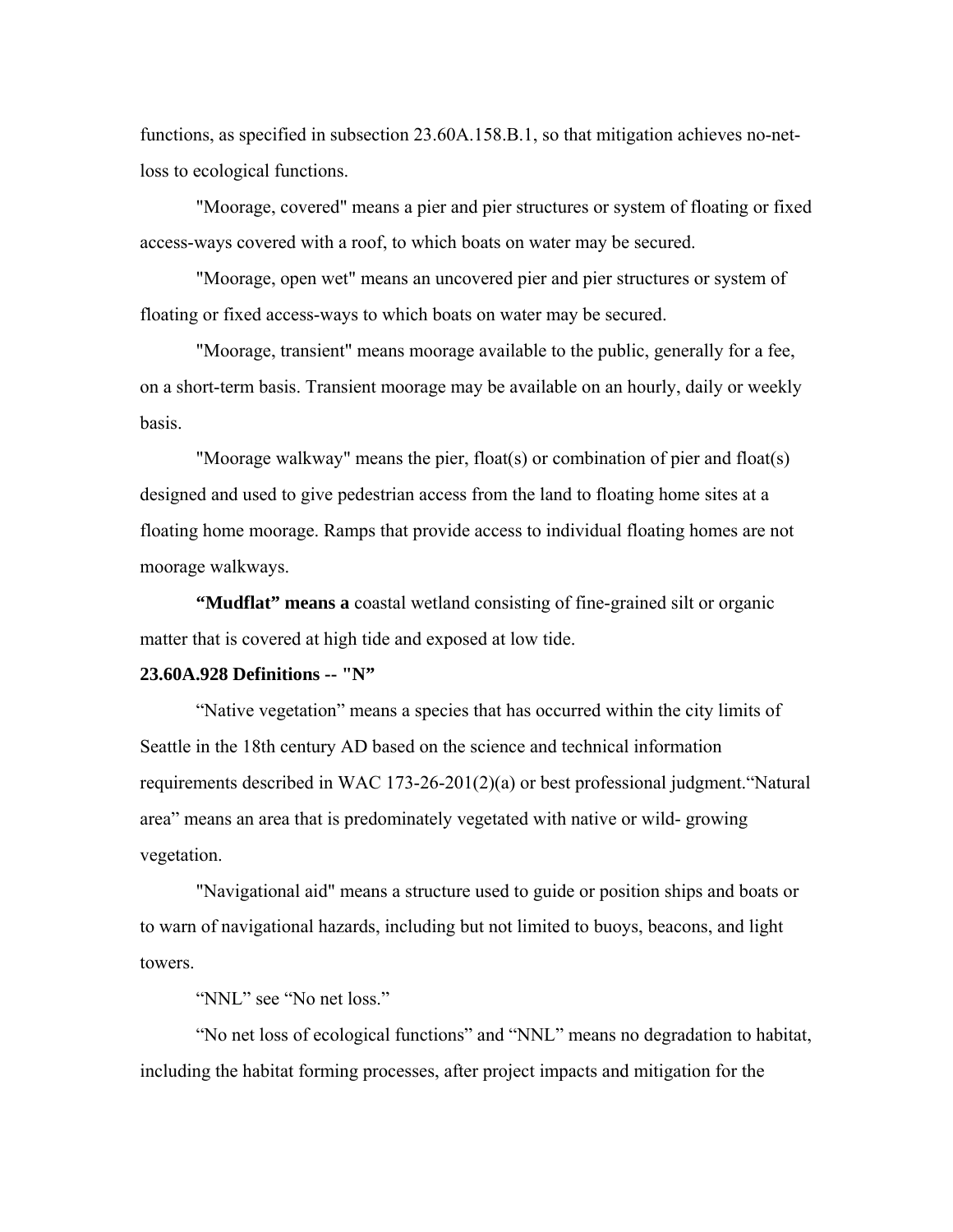functions, as specified in subsection 23.60A.158.B.1, so that mitigation achieves no-net-loss to ecological functions.

"Moorage, covered" means a pier and pier structures or system of floating or fixed access-ways covered with a roof, to which boats on water may be secured.

"Moorage, open wet" means an uncovered pier and pier structures or system of floating or fixed access-ways to which boats on water may be secured.

"Moorage, transient" means moorage available to the public, generally for a fee, on a short-term basis. Transient moorage may be available on an hourly, daily or weekly basis.

"Moorage walkway" means the pier, float(s) or combination of pier and float(s) designed and used to give pedestrian access from the land to floating home sites at a floating home moorage. Ramps that provide access to individual floating homes are not moorage walkways.

**"Mudflat" means a** coastal wetland consisting of fine-grained silt or organic matter that is covered at high tide and exposed at low tide.

**23.60A.928 Definitions -- "N"**

"Native vegetation" means a species that has occurred within the city limits of Seattle in the 18th century AD based on the science and technical information requirements described in WAC 173-26-201(2)(a) or best professional judgment."Natural area" means an area that is predominately vegetated with native or wild- growing vegetation.

"Navigational aid" means a structure used to guide or position ships and boats or to warn of navigational hazards, including but not limited to buoys, beacons, and light towers.

"NNL" see "No net loss."

"No net loss of ecological functions" and "NNL" means no degradation to habitat, including the habitat forming processes, after project impacts and mitigation for the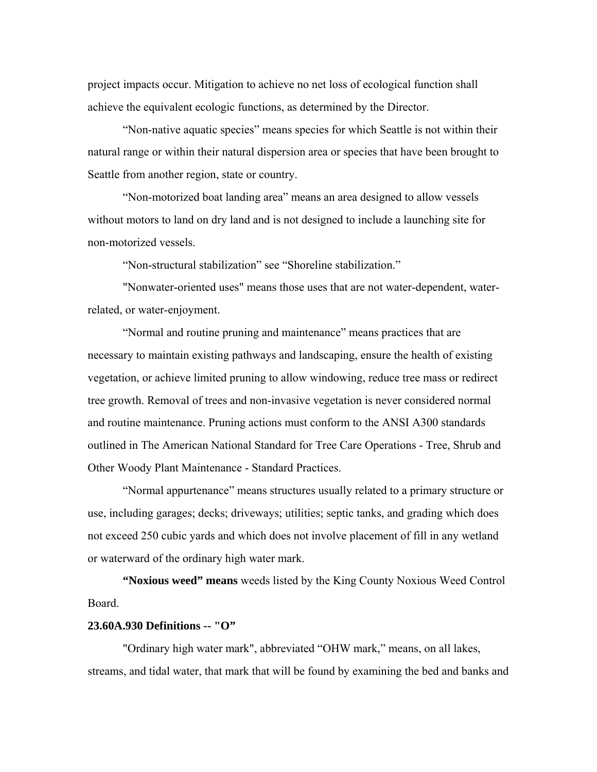project impacts occur. Mitigation to achieve no net loss of ecological function shall achieve the equivalent ecologic functions, as determined by the Director.

"Non-native aquatic species" means species for which Seattle is not within their natural range or within their natural dispersion area or species that have been brought to Seattle from another region, state or country.

"Non-motorized boat landing area" means an area designed to allow vessels without motors to land on dry land and is not designed to include a launching site for non-motorized vessels.

"Non-structural stabilization" see "Shoreline stabilization."

"Nonwater-oriented uses" means those uses that are not water-dependent, water-related, or water-enjoyment.

"Normal and routine pruning and maintenance" means practices that are necessary to maintain existing pathways and landscaping, ensure the health of existing vegetation, or achieve limited pruning to allow windowing, reduce tree mass or redirect tree growth. Removal of trees and non-invasive vegetation is never considered normal and routine maintenance. Pruning actions must conform to the ANSI A300 standards outlined in The American National Standard for Tree Care Operations - Tree, Shrub and Other Woody Plant Maintenance - Standard Practices.

"Normal appurtenance" means structures usually related to a primary structure or use, including garages; decks; driveways; utilities; septic tanks, and grading which does not exceed 250 cubic yards and which does not involve placement of fill in any wetland or waterward of the ordinary high water mark.

***"Noxious weed" means*** weeds listed by the King County Noxious Weed Control Board.

**23.60A.930 Definitions -- "O"**

"Ordinary high water mark", abbreviated "OHW mark," means, on all lakes, streams, and tidal water, that mark that will be found by examining the bed and banks and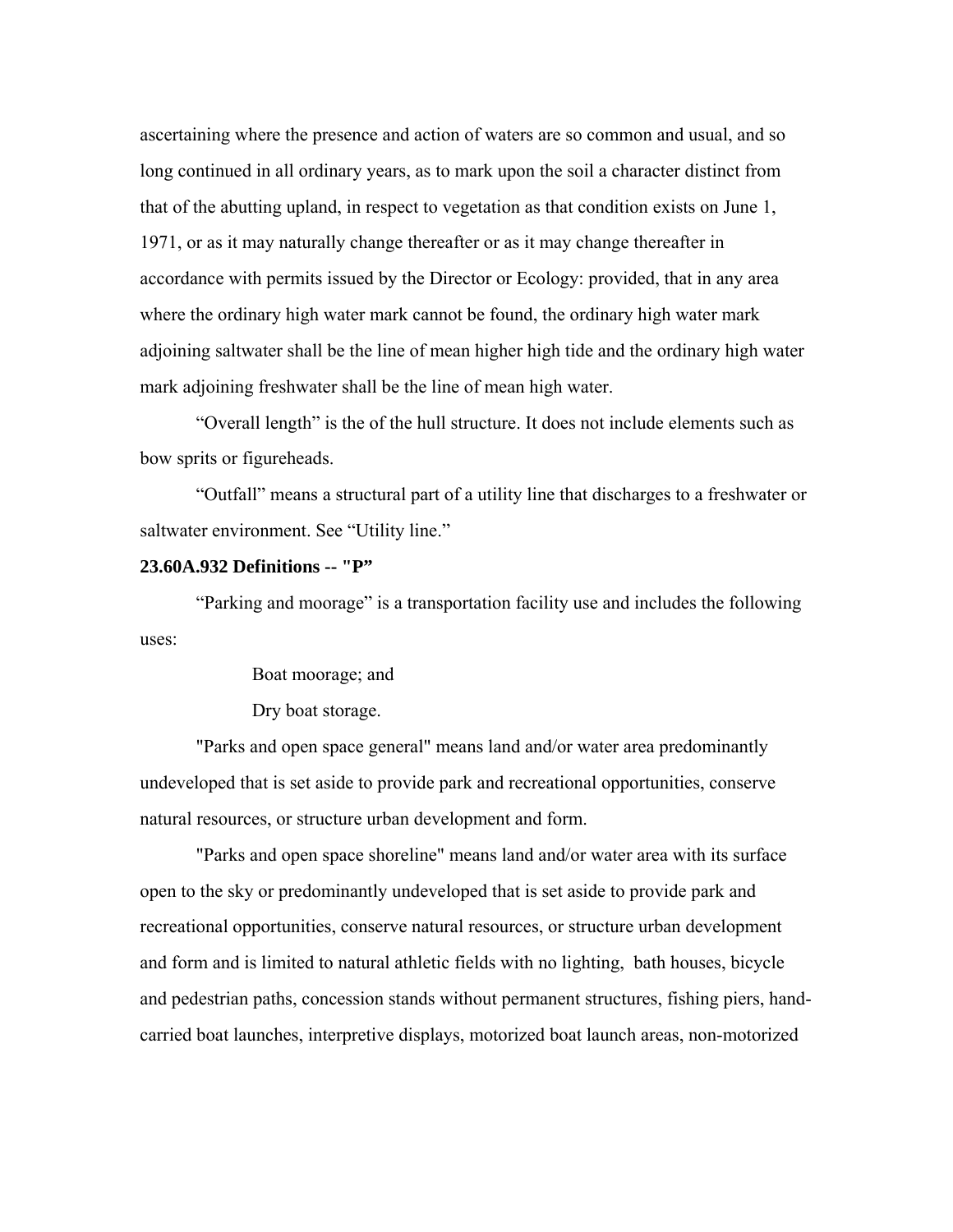ascertaining where the presence and action of waters are so common and usual, and so long continued in all ordinary years, as to mark upon the soil a character distinct from that of the abutting upland, in respect to vegetation as that condition exists on June 1, 1971, or as it may naturally change thereafter or as it may change thereafter in accordance with permits issued by the Director or Ecology: provided, that in any area where the ordinary high water mark cannot be found, the ordinary high water mark adjoining saltwater shall be the line of mean higher high tide and the ordinary high water mark adjoining freshwater shall be the line of mean high water.

"Overall length" is the of the hull structure. It does not include elements such as bow sprits or figureheads.

"Outfall" means a structural part of a utility line that discharges to a freshwater or saltwater environment. See "Utility line."

**23.60A.932 Definitions -- "P"**

"Parking and moorage" is a transportation facility use and includes the following uses:

Boat moorage; and

Dry boat storage.

"Parks and open space general" means land and/or water area predominantly undeveloped that is set aside to provide park and recreational opportunities, conserve natural resources, or structure urban development and form.

"Parks and open space shoreline" means land and/or water area with its surface open to the sky or predominantly undeveloped that is set aside to provide park and recreational opportunities, conserve natural resources, or structure urban development and form and is limited to natural athletic fields with no lighting, bath houses, bicycle and pedestrian paths, concession stands without permanent structures, fishing piers, hand-carried boat launches, interpretive displays, motorized boat launch areas, non-motorized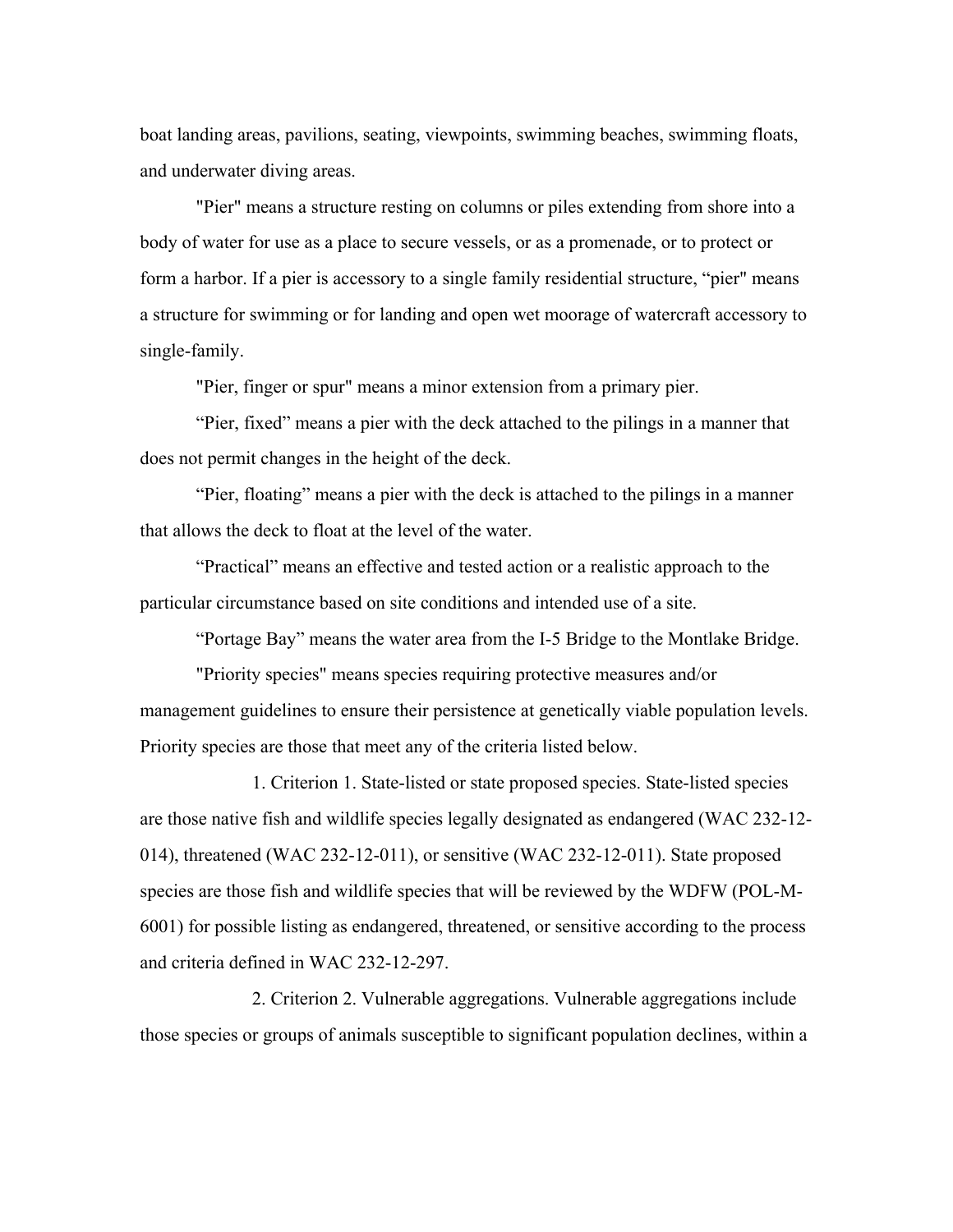boat landing areas, pavilions, seating, viewpoints, swimming beaches, swimming floats, and underwater diving areas.

"Pier" means a structure resting on columns or piles extending from shore into a body of water for use as a place to secure vessels, or as a promenade, or to protect or form a harbor. If a pier is accessory to a single family residential structure, "pier" means a structure for swimming or for landing and open wet moorage of watercraft accessory to single-family.

"Pier, finger or spur" means a minor extension from a primary pier.

"Pier, fixed" means a pier with the deck attached to the pilings in a manner that does not permit changes in the height of the deck.

"Pier, floating" means a pier with the deck is attached to the pilings in a manner that allows the deck to float at the level of the water.

"Practical" means an effective and tested action or a realistic approach to the particular circumstance based on site conditions and intended use of a site.

"Portage Bay" means the water area from the I-5 Bridge to the Montlake Bridge.

"Priority species" means species requiring protective measures and/or management guidelines to ensure their persistence at genetically viable population levels. Priority species are those that meet any of the criteria listed below.

1. Criterion 1. State-listed or state proposed species. State-listed species are those native fish and wildlife species legally designated as endangered (WAC 232-12-014), threatened (WAC 232-12-011), or sensitive (WAC 232-12-011). State proposed species are those fish and wildlife species that will be reviewed by the WDFW (POL-M-6001) for possible listing as endangered, threatened, or sensitive according to the process and criteria defined in WAC 232-12-297.

2. Criterion 2. Vulnerable aggregations. Vulnerable aggregations include those species or groups of animals susceptible to significant population declines, within a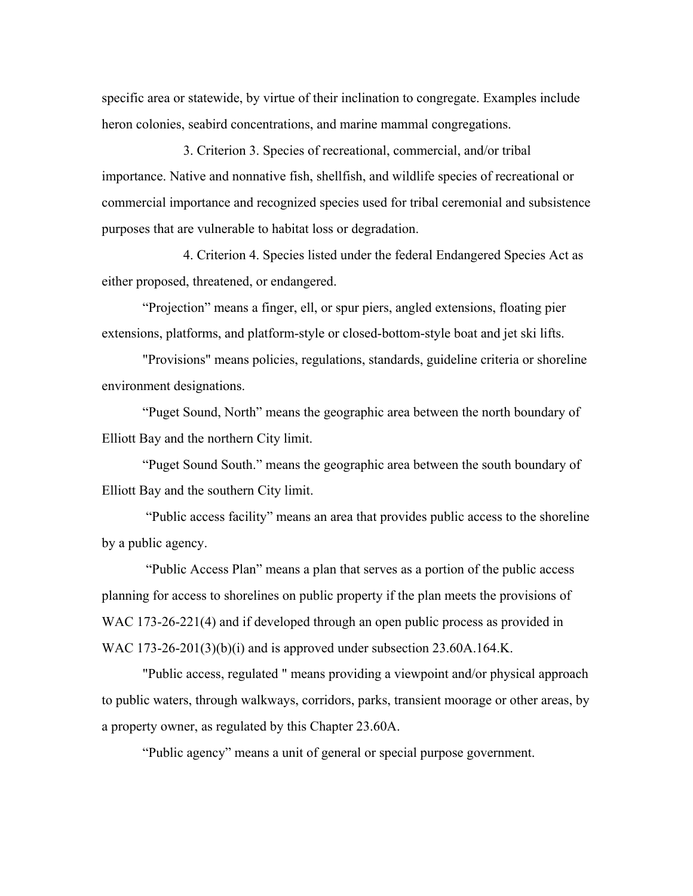specific area or statewide, by virtue of their inclination to congregate. Examples include heron colonies, seabird concentrations, and marine mammal congregations.

3. Criterion 3. Species of recreational, commercial, and/or tribal importance. Native and nonnative fish, shellfish, and wildlife species of recreational or commercial importance and recognized species used for tribal ceremonial and subsistence purposes that are vulnerable to habitat loss or degradation.

4. Criterion 4. Species listed under the federal Endangered Species Act as either proposed, threatened, or endangered.

"Projection" means a finger, ell, or spur piers, angled extensions, floating pier extensions, platforms, and platform-style or closed-bottom-style boat and jet ski lifts.

"Provisions" means policies, regulations, standards, guideline criteria or shoreline environment designations.

"Puget Sound, North" means the geographic area between the north boundary of Elliott Bay and the northern City limit.

"Puget Sound South." means the geographic area between the south boundary of Elliott Bay and the southern City limit.

"Public access facility" means an area that provides public access to the shoreline by a public agency.

"Public Access Plan" means a plan that serves as a portion of the public access planning for access to shorelines on public property if the plan meets the provisions of WAC 173-26-221(4) and if developed through an open public process as provided in WAC 173-26-201(3)(b)(i) and is approved under subsection 23.60A.164.K.

"Public access, regulated " means providing a viewpoint and/or physical approach to public waters, through walkways, corridors, parks, transient moorage or other areas, by a property owner, as regulated by this Chapter 23.60A.

"Public agency" means a unit of general or special purpose government.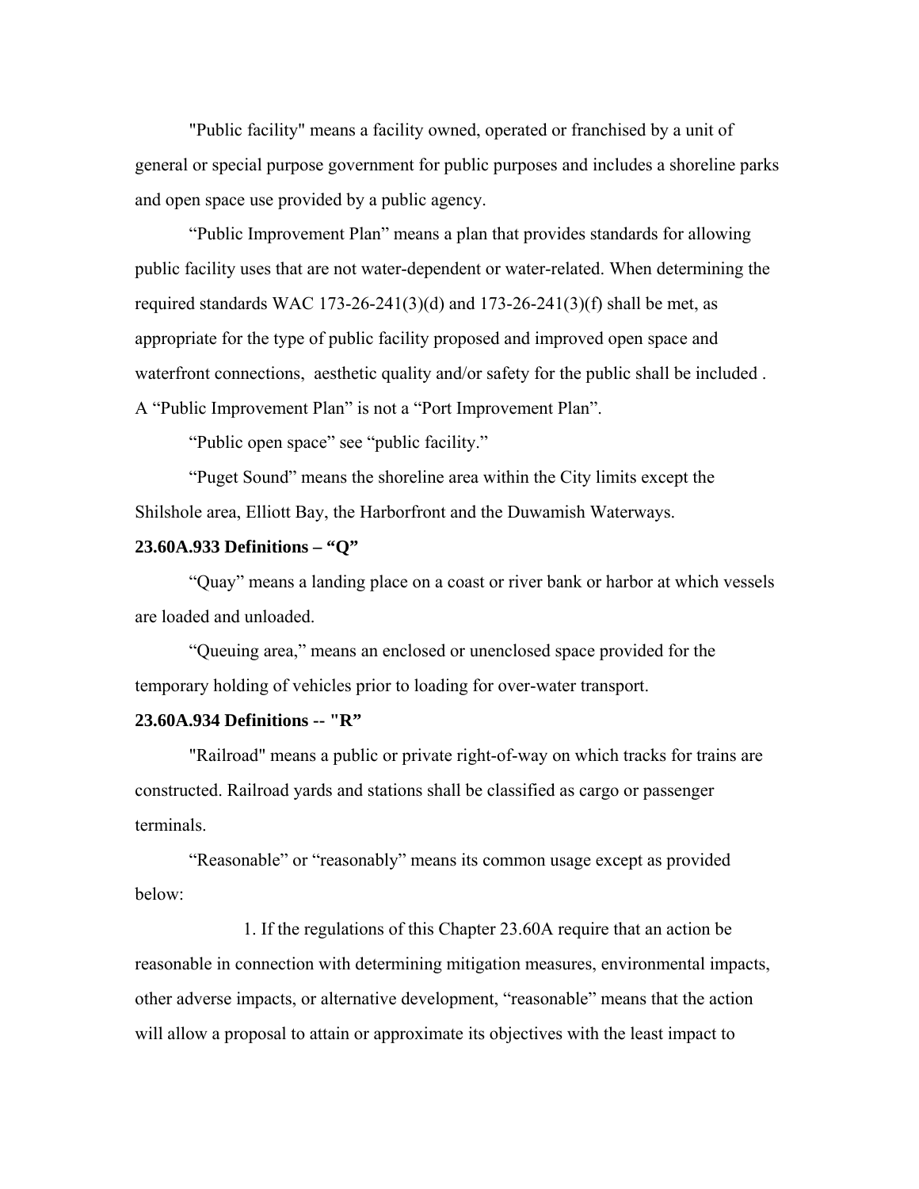"Public facility" means a facility owned, operated or franchised by a unit of general or special purpose government for public purposes and includes a shoreline parks and open space use provided by a public agency.

“Public Improvement Plan” means a plan that provides standards for allowing public facility uses that are not water-dependent or water-related. When determining the required standards WAC 173-26-241(3)(d) and 173-26-241(3)(f) shall be met, as appropriate for the type of public facility proposed and improved open space and waterfront connections,  aesthetic quality and/or safety for the public shall be included . A “Public Improvement Plan” is not a “Port Improvement Plan”.

“Public open space” see “public facility.”

“Puget Sound” means the shoreline area within the City limits except the Shilshole area, Elliott Bay, the Harborfront and the Duwamish Waterways.

**23.60A.933 Definitions – “Q”**

“Quay” means a landing place on a coast or river bank or harbor at which vessels are loaded and unloaded.

“Queuing area,” means an enclosed or unenclosed space provided for the temporary holding of vehicles prior to loading for over-water transport.

**23.60A.934 Definitions -- "R”**

"Railroad" means a public or private right-of-way on which tracks for trains are constructed. Railroad yards and stations shall be classified as cargo or passenger terminals.

“Reasonable” or “reasonably” means its common usage except as provided below:

1. If the regulations of this Chapter 23.60A require that an action be reasonable in connection with determining mitigation measures, environmental impacts, other adverse impacts, or alternative development, “reasonable” means that the action will allow a proposal to attain or approximate its objectives with the least impact to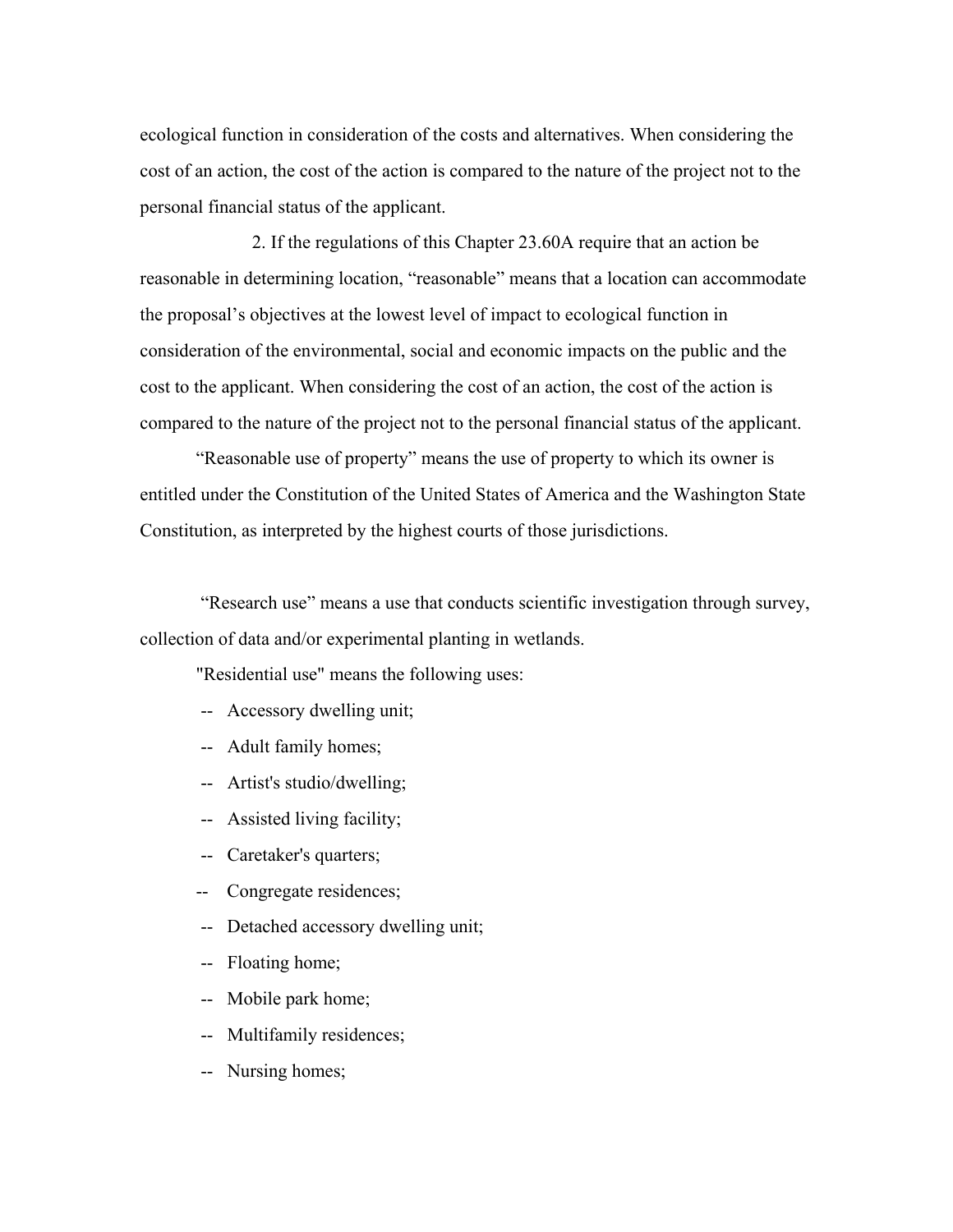ecological function in consideration of the costs and alternatives. When considering the cost of an action, the cost of the action is compared to the nature of the project not to the personal financial status of the applicant.

2. If the regulations of this Chapter 23.60A require that an action be reasonable in determining location, “reasonable” means that a location can accommodate the proposal’s objectives at the lowest level of impact to ecological function in consideration of the environmental, social and economic impacts on the public and the cost to the applicant. When considering the cost of an action, the cost of the action is compared to the nature of the project not to the personal financial status of the applicant.

“Reasonable use of property” means the use of property to which its owner is entitled under the Constitution of the United States of America and the Washington State Constitution, as interpreted by the highest courts of those jurisdictions.

“Research use” means a use that conducts scientific investigation through survey, collection of data and/or experimental planting in wetlands.

"Residential use" means the following uses:

-- Accessory dwelling unit;

-- Adult family homes;

-- Artist's studio/dwelling;

-- Assisted living facility;

-- Caretaker's quarters;

-- Congregate residences;

-- Detached accessory dwelling unit;

-- Floating home;

-- Mobile park home;

-- Multifamily residences;

-- Nursing homes;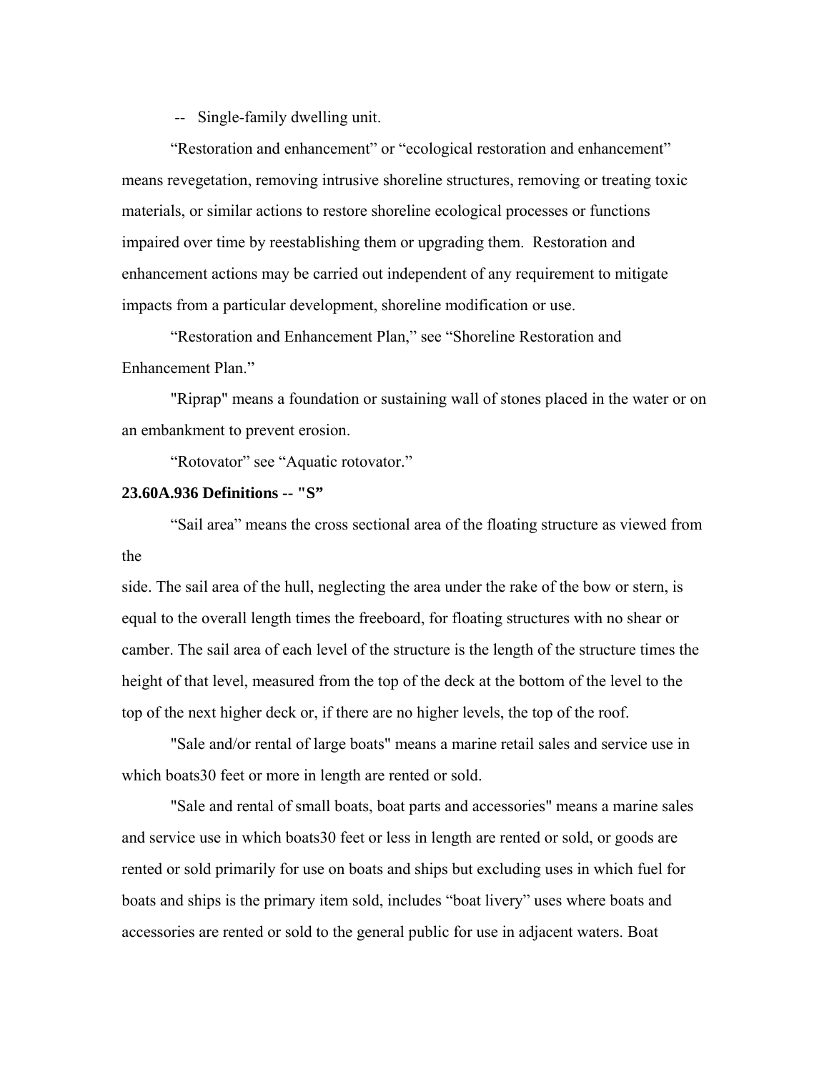-- Single-family dwelling unit.

“Restoration and enhancement” or “ecological restoration and enhancement” means revegetation, removing intrusive shoreline structures, removing or treating toxic materials, or similar actions to restore shoreline ecological processes or functions impaired over time by reestablishing them or upgrading them. Restoration and enhancement actions may be carried out independent of any requirement to mitigate impacts from a particular development, shoreline modification or use.

“Restoration and Enhancement Plan,” see “Shoreline Restoration and Enhancement Plan.”

"Riprap" means a foundation or sustaining wall of stones placed in the water or on an embankment to prevent erosion.

“Rotovator” see “Aquatic rotovator.”

**23.60A.936 Definitions -- "S”**

“Sail area” means the cross sectional area of the floating structure as viewed from the side. The sail area of the hull, neglecting the area under the rake of the bow or stern, is equal to the overall length times the freeboard, for floating structures with no shear or camber. The sail area of each level of the structure is the length of the structure times the height of that level, measured from the top of the deck at the bottom of the level to the top of the next higher deck or, if there are no higher levels, the top of the roof.

"Sale and/or rental of large boats" means a marine retail sales and service use in which boats30 feet or more in length are rented or sold.

"Sale and rental of small boats, boat parts and accessories" means a marine sales and service use in which boats30 feet or less in length are rented or sold, or goods are rented or sold primarily for use on boats and ships but excluding uses in which fuel for boats and ships is the primary item sold, includes “boat livery” uses where boats and accessories are rented or sold to the general public for use in adjacent waters. Boat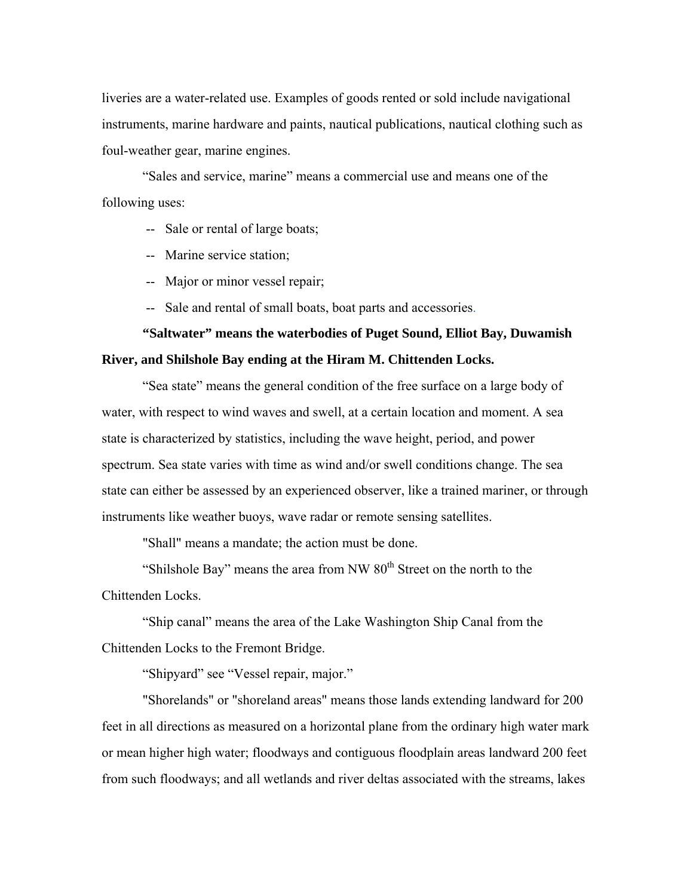liveries are a water-related use. Examples of goods rented or sold include navigational instruments, marine hardware and paints, nautical publications, nautical clothing such as foul-weather gear, marine engines.

"Sales and service, marine" means a commercial use and means one of the following uses:

- -- Sale or rental of large boats;
- -- Marine service station;
- -- Major or minor vessel repair;
- -- Sale and rental of small boats, boat parts and accessories.

**"Saltwater" means the waterbodies of Puget Sound, Elliot Bay, Duwamish River, and Shilshole Bay ending at the Hiram M. Chittenden Locks.**

"Sea state" means the general condition of the free surface on a large body of water, with respect to wind waves and swell, at a certain location and moment. A sea state is characterized by statistics, including the wave height, period, and power spectrum. Sea state varies with time as wind and/or swell conditions change. The sea state can either be assessed by an experienced observer, like a trained mariner, or through instruments like weather buoys, wave radar or remote sensing satellites.

"Shall" means a mandate; the action must be done.

"Shilshole Bay" means the area from NW 80th Street on the north to the Chittenden Locks.

"Ship canal" means the area of the Lake Washington Ship Canal from the Chittenden Locks to the Fremont Bridge.

"Shipyard" see "Vessel repair, major."

"Shorelands" or "shoreland areas" means those lands extending landward for 200 feet in all directions as measured on a horizontal plane from the ordinary high water mark or mean higher high water; floodways and contiguous floodplain areas landward 200 feet from such floodways; and all wetlands and river deltas associated with the streams, lakes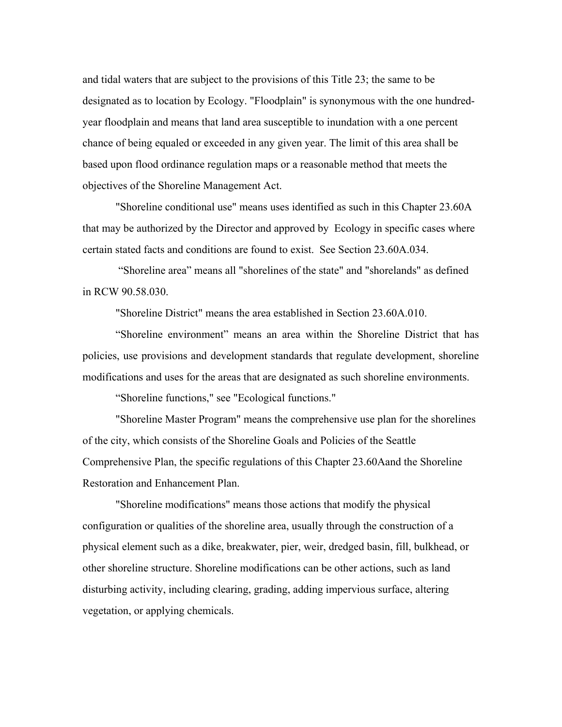and tidal waters that are subject to the provisions of this Title 23; the same to be designated as to location by Ecology. "Floodplain" is synonymous with the one hundred-year floodplain and means that land area susceptible to inundation with a one percent chance of being equaled or exceeded in any given year. The limit of this area shall be based upon flood ordinance regulation maps or a reasonable method that meets the objectives of the Shoreline Management Act.

"Shoreline conditional use" means uses identified as such in this Chapter 23.60A that may be authorized by the Director and approved by Ecology in specific cases where certain stated facts and conditions are found to exist. See Section 23.60A.034.

"Shoreline area" means all "shorelines of the state" and "shorelands" as defined in RCW 90.58.030.

"Shoreline District" means the area established in Section 23.60A.010.

"Shoreline environment" means an area within the Shoreline District that has policies, use provisions and development standards that regulate development, shoreline modifications and uses for the areas that are designated as such shoreline environments.

"Shoreline functions," see "Ecological functions."

"Shoreline Master Program" means the comprehensive use plan for the shorelines of the city, which consists of the Shoreline Goals and Policies of the Seattle Comprehensive Plan, the specific regulations of this Chapter 23.60Aand the Shoreline Restoration and Enhancement Plan.

"Shoreline modifications" means those actions that modify the physical configuration or qualities of the shoreline area, usually through the construction of a physical element such as a dike, breakwater, pier, weir, dredged basin, fill, bulkhead, or other shoreline structure. Shoreline modifications can be other actions, such as land disturbing activity, including clearing, grading, adding impervious surface, altering vegetation, or applying chemicals.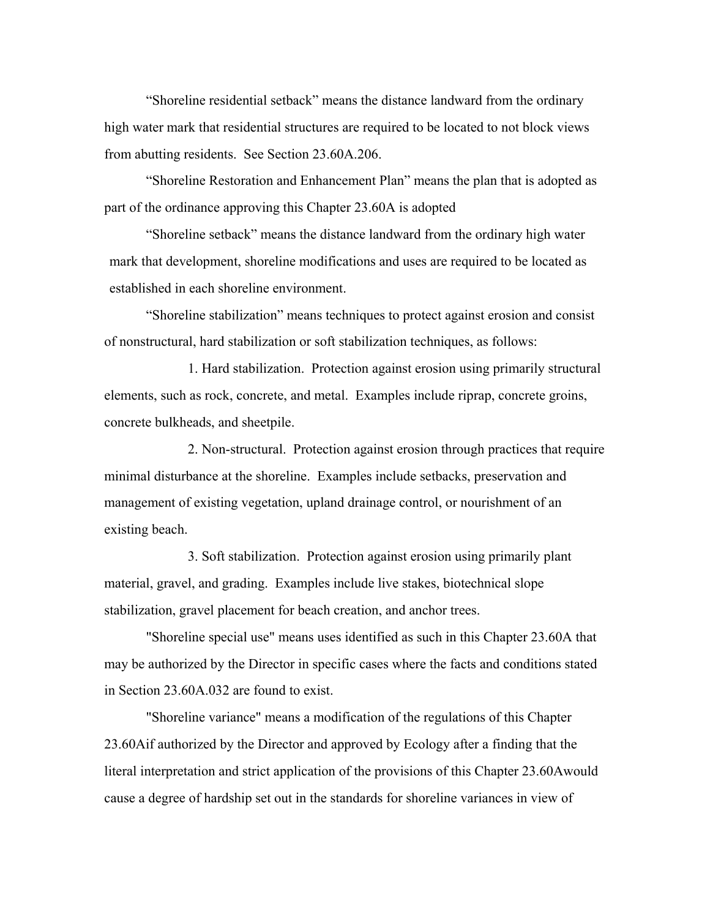"Shoreline residential setback" means the distance landward from the ordinary high water mark that residential structures are required to be located to not block views from abutting residents. See Section 23.60A.206.

"Shoreline Restoration and Enhancement Plan" means the plan that is adopted as part of the ordinance approving this Chapter 23.60A is adopted

"Shoreline setback" means the distance landward from the ordinary high water mark that development, shoreline modifications and uses are required to be located as established in each shoreline environment.

"Shoreline stabilization" means techniques to protect against erosion and consist of nonstructural, hard stabilization or soft stabilization techniques, as follows:

1. Hard stabilization. Protection against erosion using primarily structural elements, such as rock, concrete, and metal. Examples include riprap, concrete groins, concrete bulkheads, and sheetpile.

2. Non-structural. Protection against erosion through practices that require minimal disturbance at the shoreline. Examples include setbacks, preservation and management of existing vegetation, upland drainage control, or nourishment of an existing beach.

3. Soft stabilization. Protection against erosion using primarily plant material, gravel, and grading. Examples include live stakes, biotechnical slope stabilization, gravel placement for beach creation, and anchor trees.

"Shoreline special use" means uses identified as such in this Chapter 23.60A that may be authorized by the Director in specific cases where the facts and conditions stated in Section 23.60A.032 are found to exist.

"Shoreline variance" means a modification of the regulations of this Chapter 23.60Aif authorized by the Director and approved by Ecology after a finding that the literal interpretation and strict application of the provisions of this Chapter 23.60Awould cause a degree of hardship set out in the standards for shoreline variances in view of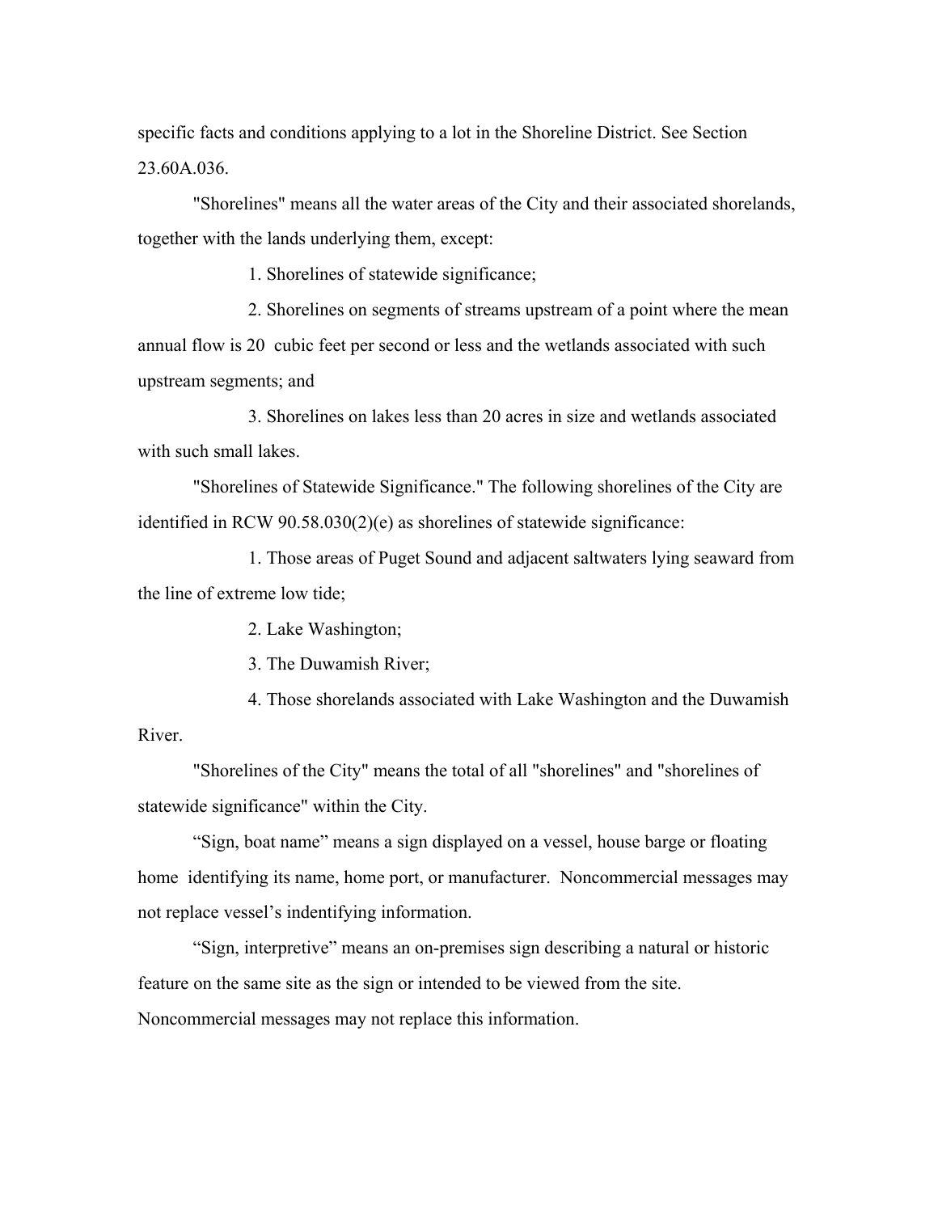specific facts and conditions applying to a lot in the Shoreline District. See Section 23.60A.036.

"Shorelines" means all the water areas of the City and their associated shorelands, together with the lands underlying them, except:

1. Shorelines of statewide significance;

2. Shorelines on segments of streams upstream of a point where the mean annual flow is 20 cubic feet per second or less and the wetlands associated with such upstream segments; and

3. Shorelines on lakes less than 20 acres in size and wetlands associated with such small lakes.

"Shorelines of Statewide Significance." The following shorelines of the City are identified in RCW 90.58.030(2)(e) as shorelines of statewide significance:

1. Those areas of Puget Sound and adjacent saltwaters lying seaward from the line of extreme low tide;

2. Lake Washington;

3. The Duwamish River;

4. Those shorelands associated with Lake Washington and the Duwamish River.

"Shorelines of the City" means the total of all "shorelines" and "shorelines of statewide significance" within the City.

“Sign, boat name” means a sign displayed on a vessel, house barge or floating home identifying its name, home port, or manufacturer. Noncommercial messages may not replace vessel’s indentifying information.

“Sign, interpretive” means an on-premises sign describing a natural or historic feature on the same site as the sign or intended to be viewed from the site. Noncommercial messages may not replace this information.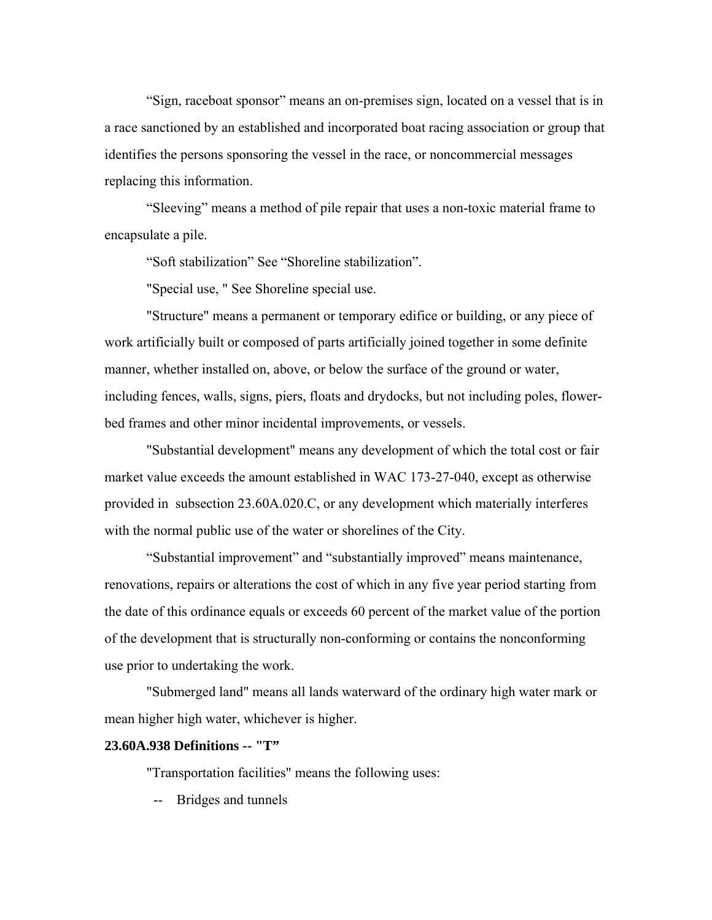"Sign, raceboat sponsor" means an on-premises sign, located on a vessel that is in a race sanctioned by an established and incorporated boat racing association or group that identifies the persons sponsoring the vessel in the race, or noncommercial messages replacing this information.

"Sleeving" means a method of pile repair that uses a non-toxic material frame to encapsulate a pile.

"Soft stabilization" See "Shoreline stabilization".

"Special use, " See Shoreline special use.

"Structure" means a permanent or temporary edifice or building, or any piece of work artificially built or composed of parts artificially joined together in some definite manner, whether installed on, above, or below the surface of the ground or water, including fences, walls, signs, piers, floats and drydocks, but not including poles, flower-bed frames and other minor incidental improvements, or vessels.

"Substantial development" means any development of which the total cost or fair market value exceeds the amount established in WAC 173-27-040, except as otherwise provided in subsection 23.60A.020.C, or any development which materially interferes with the normal public use of the water or shorelines of the City.

"Substantial improvement" and "substantially improved" means maintenance, renovations, repairs or alterations the cost of which in any five year period starting from the date of this ordinance equals or exceeds 60 percent of the market value of the portion of the development that is structurally non-conforming or contains the nonconforming use prior to undertaking the work.

"Submerged land" means all lands waterward of the ordinary high water mark or mean higher high water, whichever is higher.

**23.60A.938 Definitions -- "T"**

"Transportation facilities" means the following uses:

-- Bridges and tunnels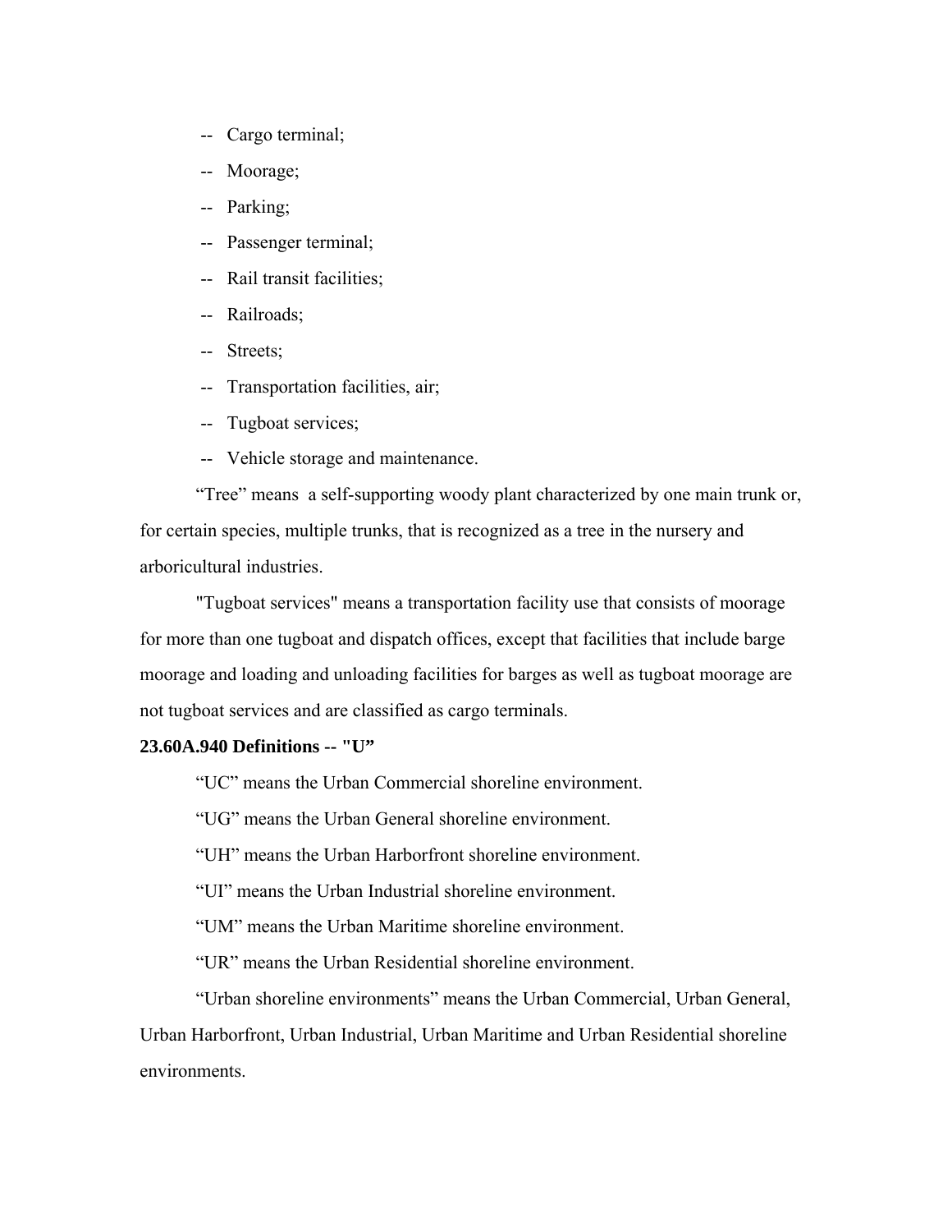-- Cargo terminal;

-- Moorage;

-- Parking;

-- Passenger terminal;

-- Rail transit facilities;

-- Railroads;

-- Streets;

-- Transportation facilities, air;

-- Tugboat services;

-- Vehicle storage and maintenance.

"Tree" means a self-supporting woody plant characterized by one main trunk or, for certain species, multiple trunks, that is recognized as a tree in the nursery and arboricultural industries.

"Tugboat services" means a transportation facility use that consists of moorage for more than one tugboat and dispatch offices, except that facilities that include barge moorage and loading and unloading facilities for barges as well as tugboat moorage are not tugboat services and are classified as cargo terminals.

**23.60A.940 Definitions -- "U"**

"UC" means the Urban Commercial shoreline environment.

"UG" means the Urban General shoreline environment.

"UH" means the Urban Harborfront shoreline environment.

"UI" means the Urban Industrial shoreline environment.

"UM" means the Urban Maritime shoreline environment.

"UR" means the Urban Residential shoreline environment.

"Urban shoreline environments" means the Urban Commercial, Urban General, Urban Harborfront, Urban Industrial, Urban Maritime and Urban Residential shoreline environments.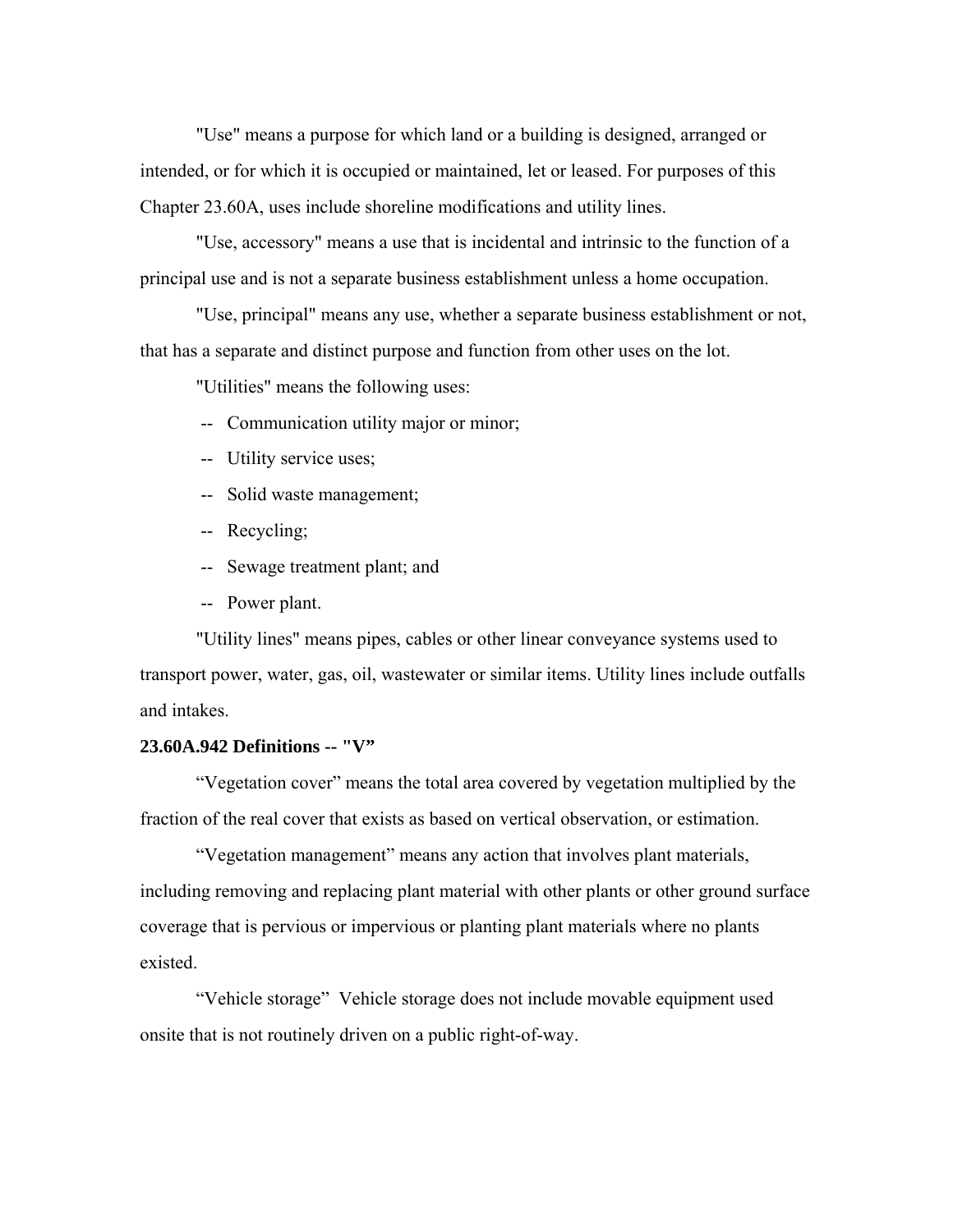"Use" means a purpose for which land or a building is designed, arranged or intended, or for which it is occupied or maintained, let or leased. For purposes of this Chapter 23.60A, uses include shoreline modifications and utility lines.

"Use, accessory" means a use that is incidental and intrinsic to the function of a principal use and is not a separate business establishment unless a home occupation.

"Use, principal" means any use, whether a separate business establishment or not, that has a separate and distinct purpose and function from other uses on the lot.

"Utilities" means the following uses:

- Communication utility major or minor;
- Utility service uses;
- Solid waste management;
- Recycling;
- Sewage treatment plant; and
- Power plant.

"Utility lines" means pipes, cables or other linear conveyance systems used to transport power, water, gas, oil, wastewater or similar items. Utility lines include outfalls and intakes.

**23.60A.942 Definitions -- "V"**

"Vegetation cover" means the total area covered by vegetation multiplied by the fraction of the real cover that exists as based on vertical observation, or estimation.

"Vegetation management" means any action that involves plant materials, including removing and replacing plant material with other plants or other ground surface coverage that is pervious or impervious or planting plant materials where no plants existed.

"Vehicle storage" Vehicle storage does not include movable equipment used onsite that is not routinely driven on a public right-of-way.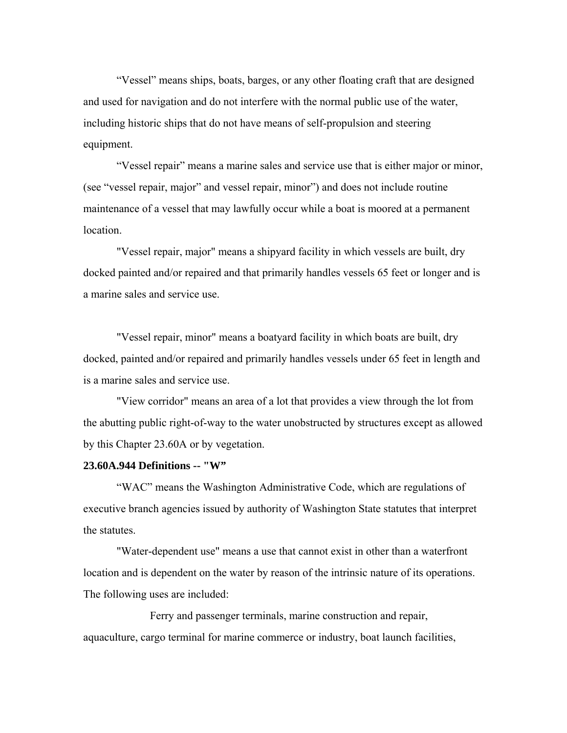"Vessel" means ships, boats, barges, or any other floating craft that are designed and used for navigation and do not interfere with the normal public use of the water, including historic ships that do not have means of self-propulsion and steering equipment.

"Vessel repair" means a marine sales and service use that is either major or minor, (see "vessel repair, major" and vessel repair, minor") and does not include routine maintenance of a vessel that may lawfully occur while a boat is moored at a permanent location.

"Vessel repair, major" means a shipyard facility in which vessels are built, dry docked painted and/or repaired and that primarily handles vessels 65 feet or longer and is a marine sales and service use.

"Vessel repair, minor" means a boatyard facility in which boats are built, dry docked, painted and/or repaired and primarily handles vessels under 65 feet in length and is a marine sales and service use.

"View corridor" means an area of a lot that provides a view through the lot from the abutting public right-of-way to the water unobstructed by structures except as allowed by this Chapter 23.60A or by vegetation.

**23.60A.944 Definitions -- "W"**

"WAC" means the Washington Administrative Code, which are regulations of executive branch agencies issued by authority of Washington State statutes that interpret the statutes.

"Water-dependent use" means a use that cannot exist in other than a waterfront location and is dependent on the water by reason of the intrinsic nature of its operations. The following uses are included:

Ferry and passenger terminals, marine construction and repair, aquaculture, cargo terminal for marine commerce or industry, boat launch facilities,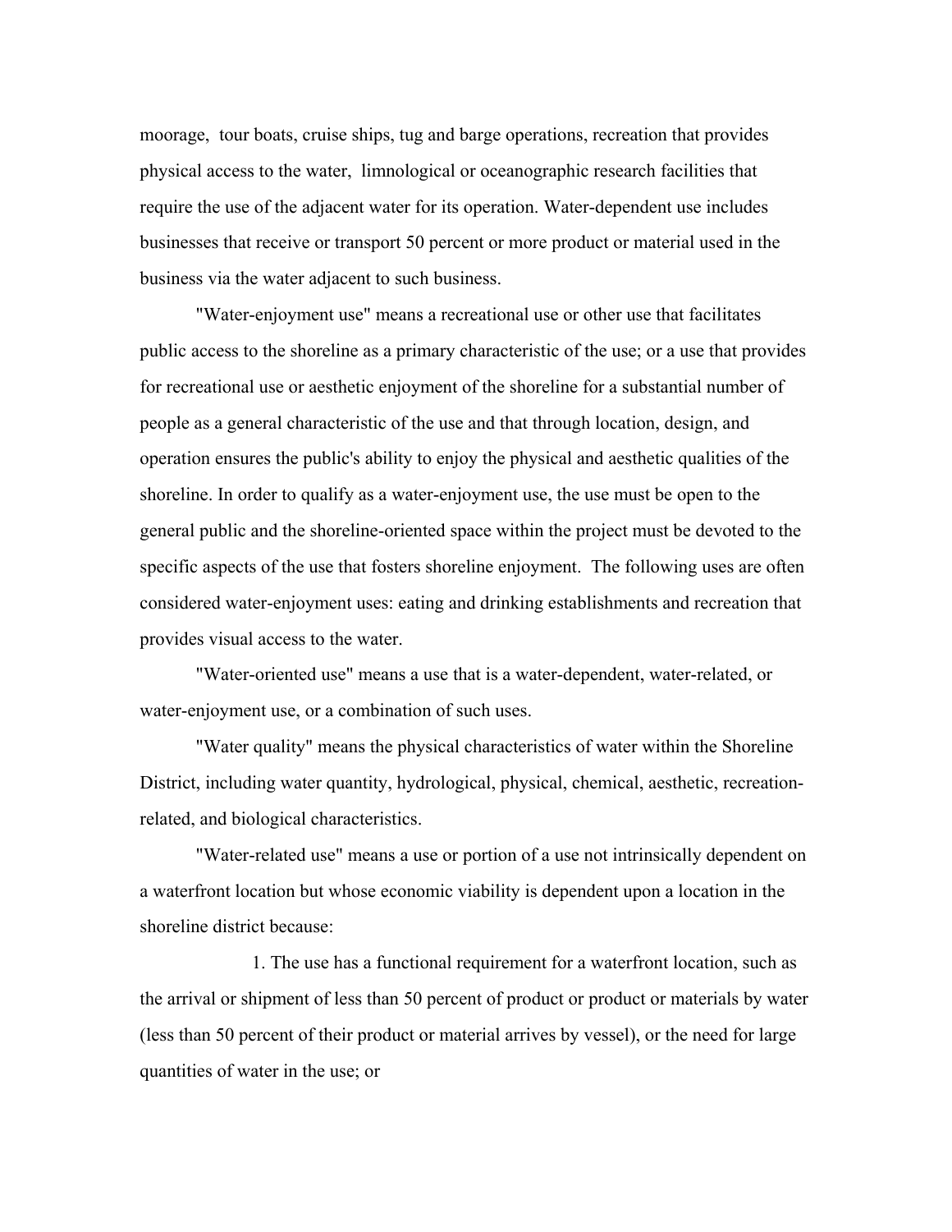moorage, tour boats, cruise ships, tug and barge operations, recreation that provides physical access to the water, limnological or oceanographic research facilities that require the use of the adjacent water for its operation. Water-dependent use includes businesses that receive or transport 50 percent or more product or material used in the business via the water adjacent to such business.

"Water-enjoyment use" means a recreational use or other use that facilitates public access to the shoreline as a primary characteristic of the use; or a use that provides for recreational use or aesthetic enjoyment of the shoreline for a substantial number of people as a general characteristic of the use and that through location, design, and operation ensures the public's ability to enjoy the physical and aesthetic qualities of the shoreline. In order to qualify as a water-enjoyment use, the use must be open to the general public and the shoreline-oriented space within the project must be devoted to the specific aspects of the use that fosters shoreline enjoyment. The following uses are often considered water-enjoyment uses: eating and drinking establishments and recreation that provides visual access to the water.

"Water-oriented use" means a use that is a water-dependent, water-related, or water-enjoyment use, or a combination of such uses.

"Water quality" means the physical characteristics of water within the Shoreline District, including water quantity, hydrological, physical, chemical, aesthetic, recreation-related, and biological characteristics.

"Water-related use" means a use or portion of a use not intrinsically dependent on a waterfront location but whose economic viability is dependent upon a location in the shoreline district because:

1. The use has a functional requirement for a waterfront location, such as the arrival or shipment of less than 50 percent of product or product or materials by water (less than 50 percent of their product or material arrives by vessel), or the need for large quantities of water in the use; or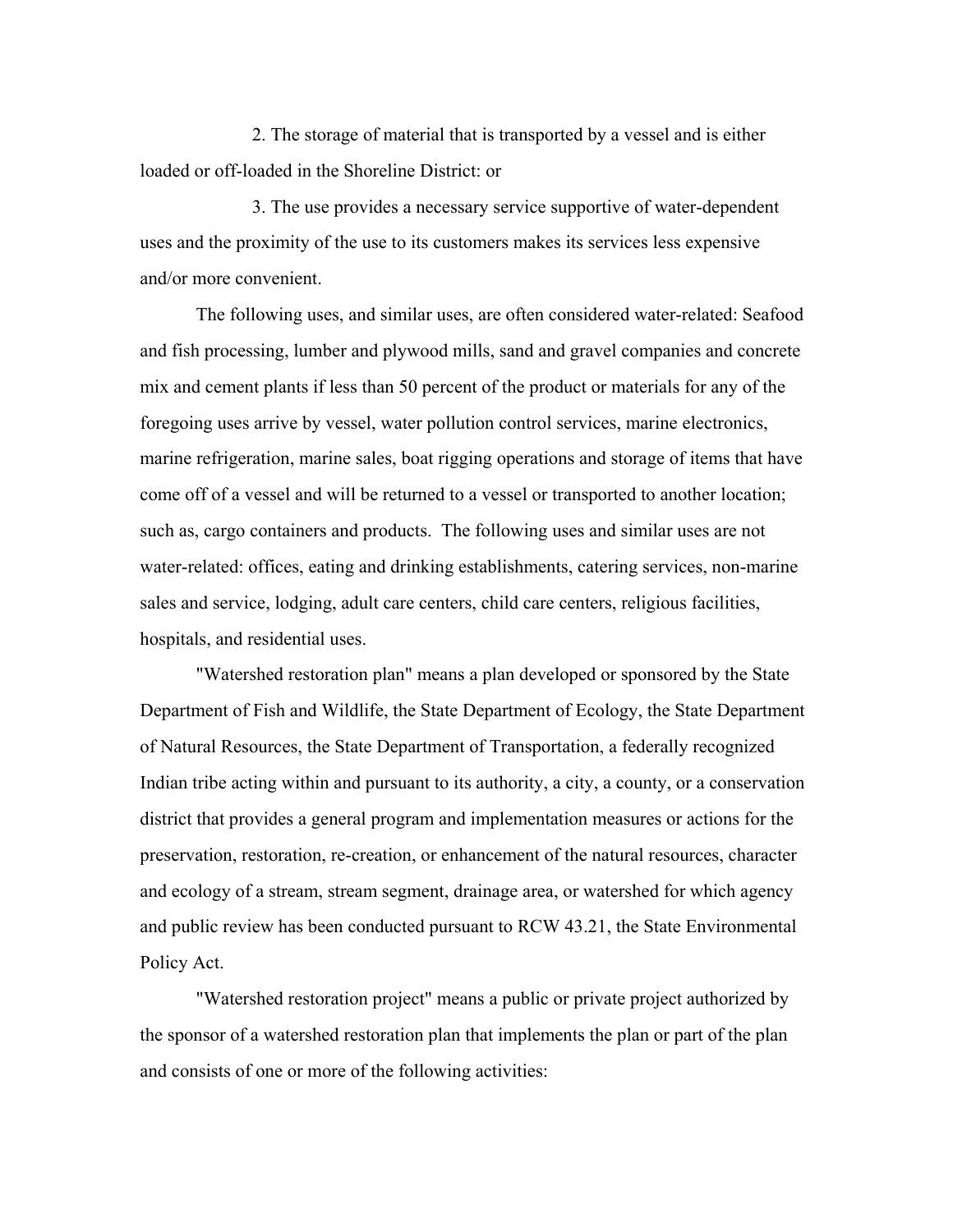2. The storage of material that is transported by a vessel and is either loaded or off-loaded in the Shoreline District: or

3. The use provides a necessary service supportive of water-dependent uses and the proximity of the use to its customers makes its services less expensive and/or more convenient.

The following uses, and similar uses, are often considered water-related: Seafood and fish processing, lumber and plywood mills, sand and gravel companies and concrete mix and cement plants if less than 50 percent of the product or materials for any of the foregoing uses arrive by vessel, water pollution control services, marine electronics, marine refrigeration, marine sales, boat rigging operations and storage of items that have come off of a vessel and will be returned to a vessel or transported to another location; such as, cargo containers and products. The following uses and similar uses are not water-related: offices, eating and drinking establishments, catering services, non-marine sales and service, lodging, adult care centers, child care centers, religious facilities, hospitals, and residential uses.

"Watershed restoration plan" means a plan developed or sponsored by the State Department of Fish and Wildlife, the State Department of Ecology, the State Department of Natural Resources, the State Department of Transportation, a federally recognized Indian tribe acting within and pursuant to its authority, a city, a county, or a conservation district that provides a general program and implementation measures or actions for the preservation, restoration, re-creation, or enhancement of the natural resources, character and ecology of a stream, stream segment, drainage area, or watershed for which agency and public review has been conducted pursuant to RCW 43.21, the State Environmental Policy Act.

"Watershed restoration project" means a public or private project authorized by the sponsor of a watershed restoration plan that implements the plan or part of the plan and consists of one or more of the following activities: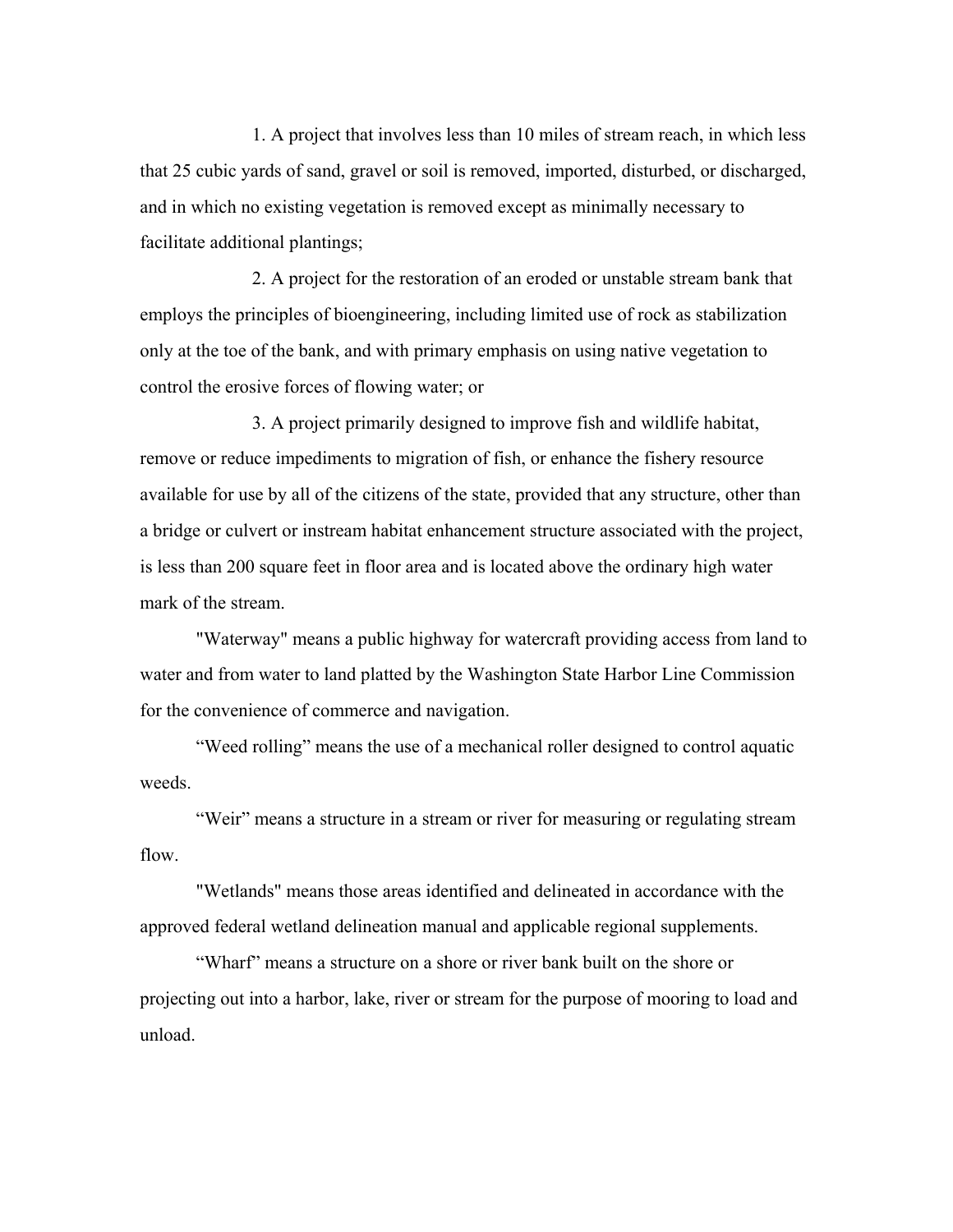1. A project that involves less than 10 miles of stream reach, in which less that 25 cubic yards of sand, gravel or soil is removed, imported, disturbed, or discharged, and in which no existing vegetation is removed except as minimally necessary to facilitate additional plantings;

2. A project for the restoration of an eroded or unstable stream bank that employs the principles of bioengineering, including limited use of rock as stabilization only at the toe of the bank, and with primary emphasis on using native vegetation to control the erosive forces of flowing water; or

3. A project primarily designed to improve fish and wildlife habitat, remove or reduce impediments to migration of fish, or enhance the fishery resource available for use by all of the citizens of the state, provided that any structure, other than a bridge or culvert or instream habitat enhancement structure associated with the project, is less than 200 square feet in floor area and is located above the ordinary high water mark of the stream.

"Waterway" means a public highway for watercraft providing access from land to water and from water to land platted by the Washington State Harbor Line Commission for the convenience of commerce and navigation.

"Weed rolling" means the use of a mechanical roller designed to control aquatic weeds.

"Weir" means a structure in a stream or river for measuring or regulating stream flow.

"Wetlands" means those areas identified and delineated in accordance with the approved federal wetland delineation manual and applicable regional supplements.

"Wharf" means a structure on a shore or river bank built on the shore or projecting out into a harbor, lake, river or stream for the purpose of mooring to load and unload.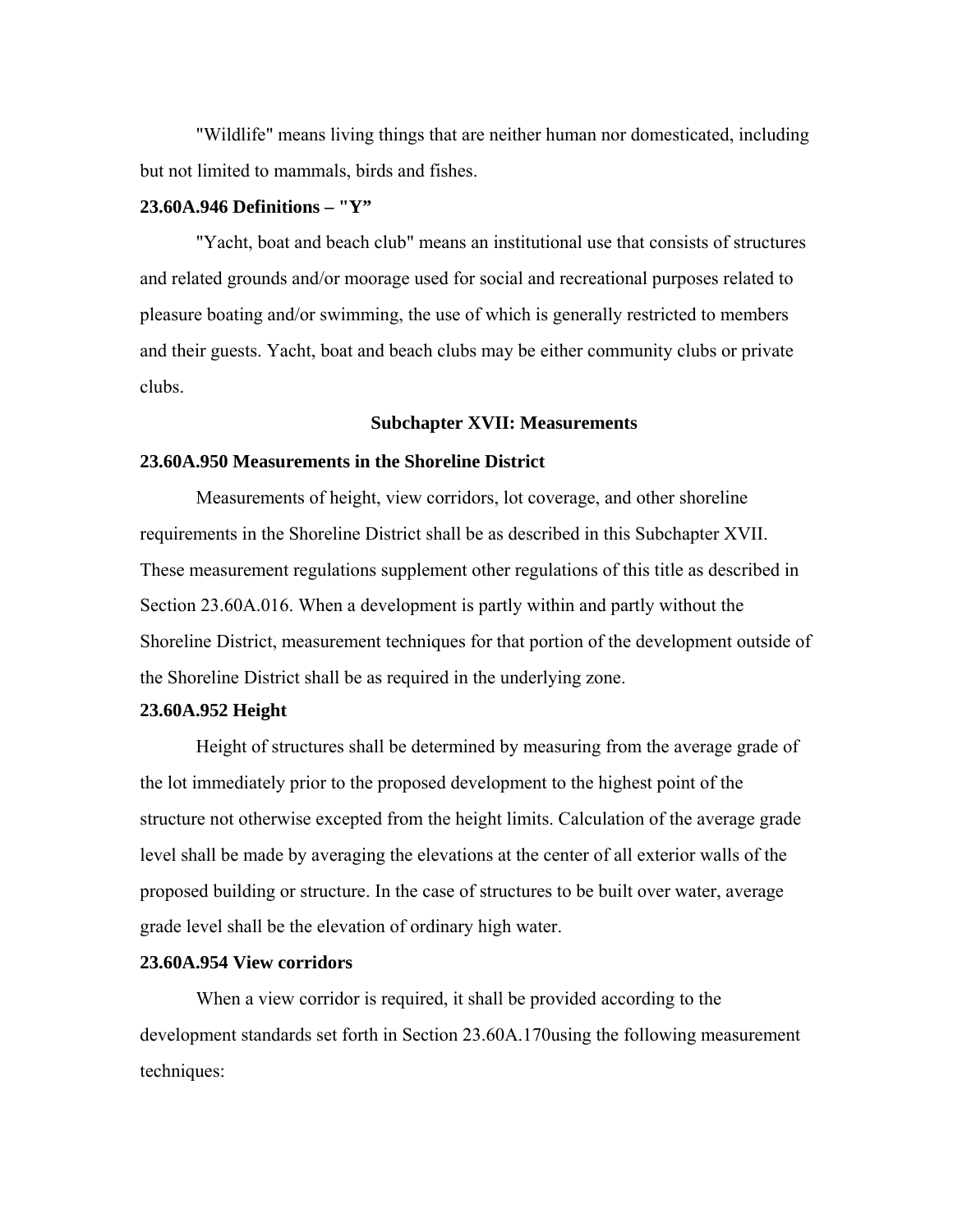"Wildlife" means living things that are neither human nor domesticated, including but not limited to mammals, birds and fishes.

**23.60A.946 Definitions – "Y"**

"Yacht, boat and beach club" means an institutional use that consists of structures and related grounds and/or moorage used for social and recreational purposes related to pleasure boating and/or swimming, the use of which is generally restricted to members and their guests. Yacht, boat and beach clubs may be either community clubs or private clubs.

## Subchapter XVII: Measurements

**23.60A.950 Measurements in the Shoreline District**

Measurements of height, view corridors, lot coverage, and other shoreline requirements in the Shoreline District shall be as described in this Subchapter XVII. These measurement regulations supplement other regulations of this title as described in Section 23.60A.016. When a development is partly within and partly without the Shoreline District, measurement techniques for that portion of the development outside of the Shoreline District shall be as required in the underlying zone.

**23.60A.952 Height**

Height of structures shall be determined by measuring from the average grade of the lot immediately prior to the proposed development to the highest point of the structure not otherwise excepted from the height limits. Calculation of the average grade level shall be made by averaging the elevations at the center of all exterior walls of the proposed building or structure. In the case of structures to be built over water, average grade level shall be the elevation of ordinary high water.

**23.60A.954 View corridors**

When a view corridor is required, it shall be provided according to the development standards set forth in Section 23.60A.170using the following measurement techniques: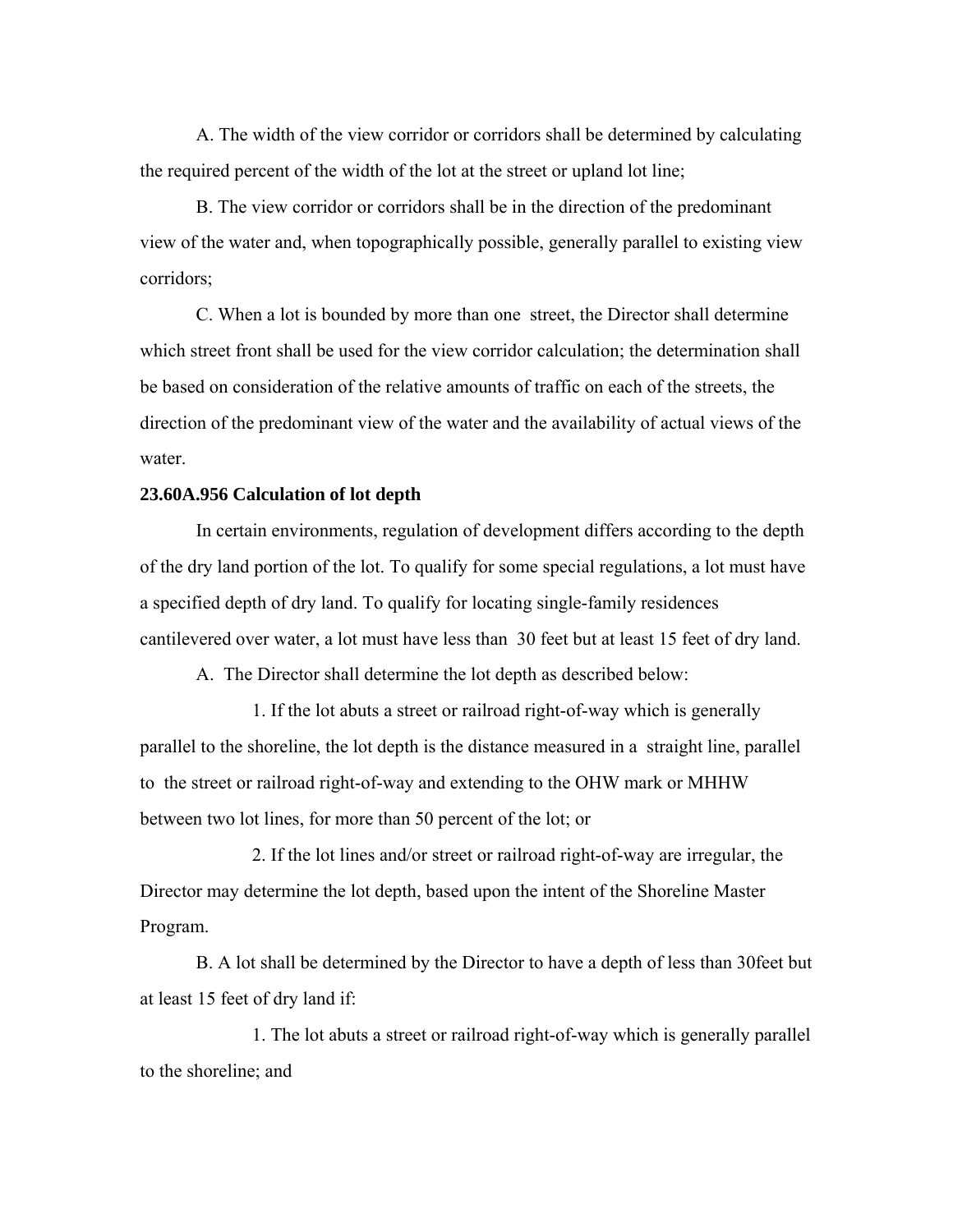A. The width of the view corridor or corridors shall be determined by calculating the required percent of the width of the lot at the street or upland lot line;

B. The view corridor or corridors shall be in the direction of the predominant view of the water and, when topographically possible, generally parallel to existing view corridors;

C. When a lot is bounded by more than one street, the Director shall determine which street front shall be used for the view corridor calculation; the determination shall be based on consideration of the relative amounts of traffic on each of the streets, the direction of the predominant view of the water and the availability of actual views of the water.

**23.60A.956 Calculation of lot depth**

In certain environments, regulation of development differs according to the depth of the dry land portion of the lot. To qualify for some special regulations, a lot must have a specified depth of dry land. To qualify for locating single-family residences cantilevered over water, a lot must have less than 30 feet but at least 15 feet of dry land.

A. The Director shall determine the lot depth as described below:

1. If the lot abuts a street or railroad right-of-way which is generally parallel to the shoreline, the lot depth is the distance measured in a straight line, parallel to the street or railroad right-of-way and extending to the OHW mark or MHHW between two lot lines, for more than 50 percent of the lot; or

2. If the lot lines and/or street or railroad right-of-way are irregular, the Director may determine the lot depth, based upon the intent of the Shoreline Master Program.

B. A lot shall be determined by the Director to have a depth of less than 30feet but at least 15 feet of dry land if:

1. The lot abuts a street or railroad right-of-way which is generally parallel to the shoreline; and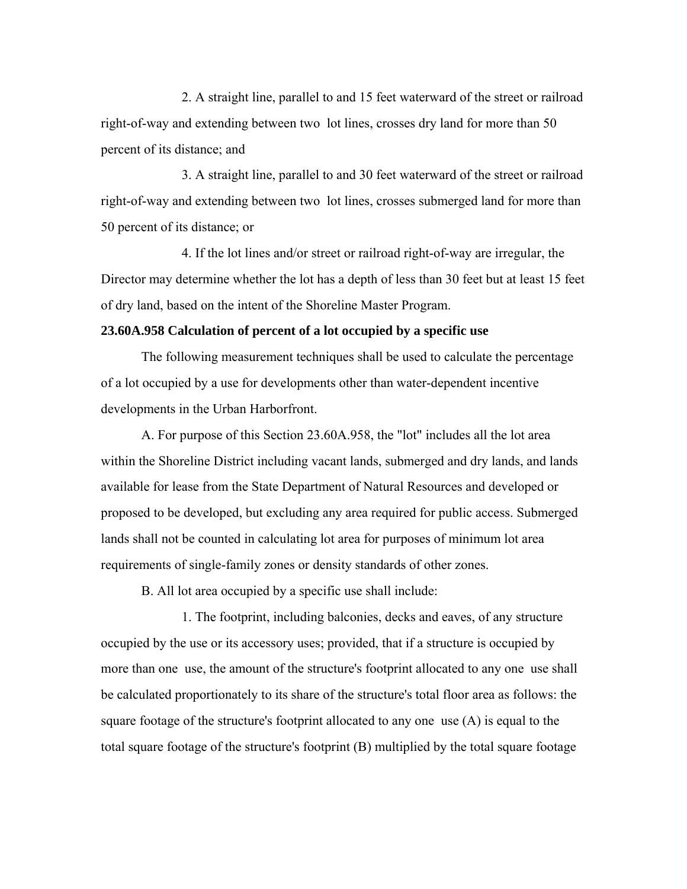2. A straight line, parallel to and 15 feet waterward of the street or railroad right-of-way and extending between two lot lines, crosses dry land for more than 50 percent of its distance; and

3. A straight line, parallel to and 30 feet waterward of the street or railroad right-of-way and extending between two lot lines, crosses submerged land for more than 50 percent of its distance; or

4. If the lot lines and/or street or railroad right-of-way are irregular, the Director may determine whether the lot has a depth of less than 30 feet but at least 15 feet of dry land, based on the intent of the Shoreline Master Program.

**23.60A.958 Calculation of percent of a lot occupied by a specific use**

The following measurement techniques shall be used to calculate the percentage of a lot occupied by a use for developments other than water-dependent incentive developments in the Urban Harborfront.

A. For purpose of this Section 23.60A.958, the "lot" includes all the lot area within the Shoreline District including vacant lands, submerged and dry lands, and lands available for lease from the State Department of Natural Resources and developed or proposed to be developed, but excluding any area required for public access. Submerged lands shall not be counted in calculating lot area for purposes of minimum lot area requirements of single-family zones or density standards of other zones.

B. All lot area occupied by a specific use shall include:

1. The footprint, including balconies, decks and eaves, of any structure occupied by the use or its accessory uses; provided, that if a structure is occupied by more than one use, the amount of the structure's footprint allocated to any one use shall be calculated proportionately to its share of the structure's total floor area as follows: the square footage of the structure's footprint allocated to any one use (A) is equal to the total square footage of the structure's footprint (B) multiplied by the total square footage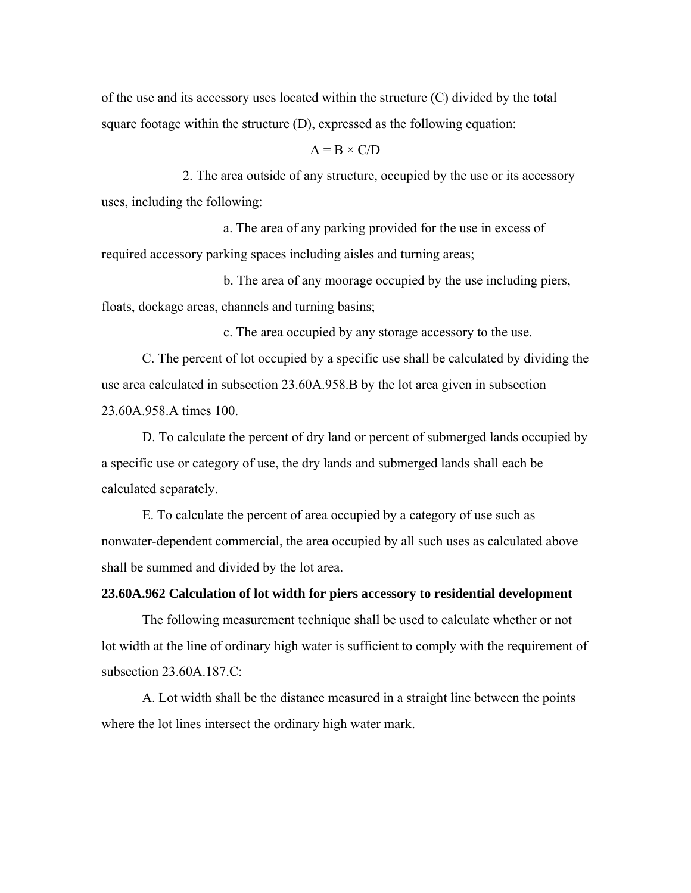of the use and its accessory uses located within the structure (C) divided by the total square footage within the structure (D), expressed as the following equation:

$$A = B \times C/D$$

2. The area outside of any structure, occupied by the use or its accessory uses, including the following:

a. The area of any parking provided for the use in excess of required accessory parking spaces including aisles and turning areas;

b. The area of any moorage occupied by the use including piers, floats, dockage areas, channels and turning basins;

c. The area occupied by any storage accessory to the use.

C. The percent of lot occupied by a specific use shall be calculated by dividing the use area calculated in subsection 23.60A.958.B by the lot area given in subsection 23.60A.958.A times 100.

D. To calculate the percent of dry land or percent of submerged lands occupied by a specific use or category of use, the dry lands and submerged lands shall each be calculated separately.

E. To calculate the percent of area occupied by a category of use such as nonwater-dependent commercial, the area occupied by all such uses as calculated above shall be summed and divided by the lot area.

**23.60A.962 Calculation of lot width for piers accessory to residential development**

The following measurement technique shall be used to calculate whether or not lot width at the line of ordinary high water is sufficient to comply with the requirement of subsection 23.60A.187.C:

A. Lot width shall be the distance measured in a straight line between the points where the lot lines intersect the ordinary high water mark.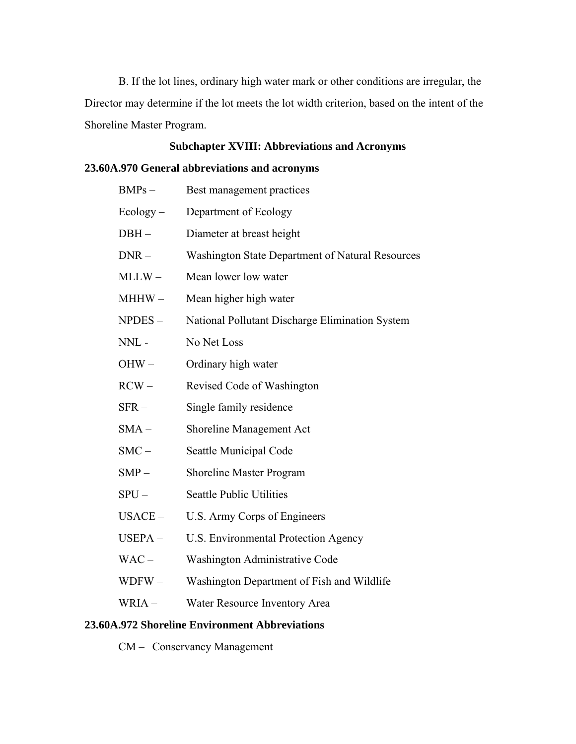B. If the lot lines, ordinary high water mark or other conditions are irregular, the Director may determine if the lot meets the lot width criterion, based on the intent of the Shoreline Master Program.

## Subchapter XVIII: Abbreviations and Acronyms

### 23.60A.970 General abbreviations and acronyms

BMPs – Best management practices

Ecology – Department of Ecology

DBH – Diameter at breast height

DNR – Washington State Department of Natural Resources

MLLW – Mean lower low water

MHHW – Mean higher high water

NPDES – National Pollutant Discharge Elimination System

NNL - No Net Loss

OHW – Ordinary high water

RCW – Revised Code of Washington

SFR – Single family residence

SMA – Shoreline Management Act

SMC – Seattle Municipal Code

SMP – Shoreline Master Program

SPU – Seattle Public Utilities

USACE – U.S. Army Corps of Engineers

USEPA – U.S. Environmental Protection Agency

WAC – Washington Administrative Code

WDFW – Washington Department of Fish and Wildlife

WRIA – Water Resource Inventory Area

### 23.60A.972 Shoreline Environment Abbreviations

CM – Conservancy Management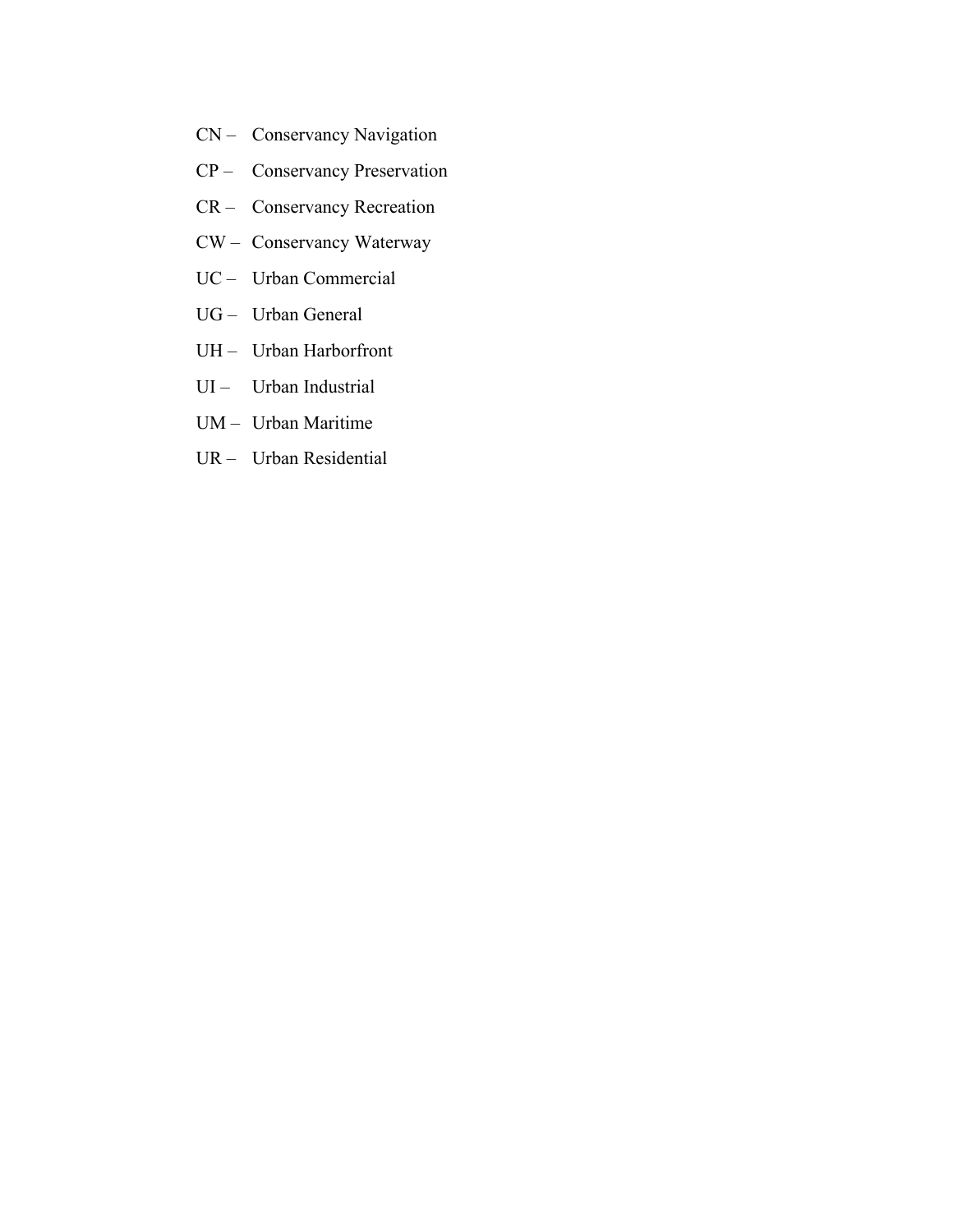CN – Conservancy Navigation

CP – Conservancy Preservation

CR – Conservancy Recreation

CW – Conservancy Waterway

UC – Urban Commercial

UG – Urban General

UH – Urban Harborfront

UI – Urban Industrial

UM – Urban Maritime

UR – Urban Residential